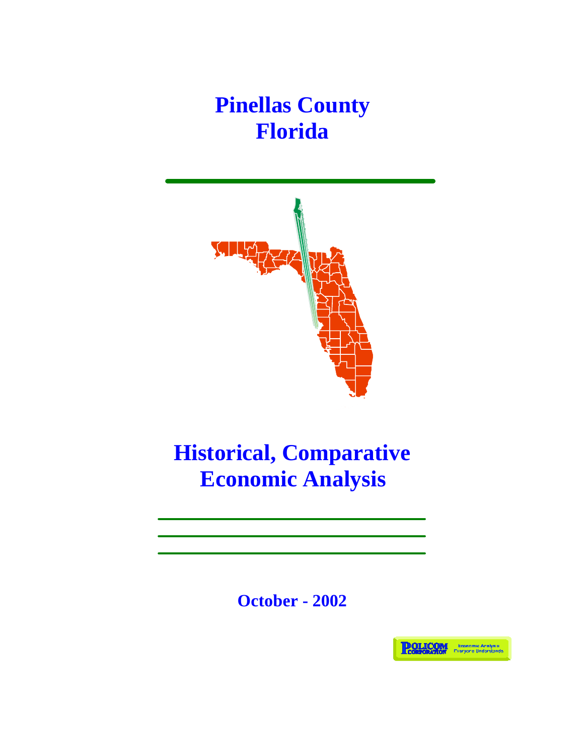# Pinellas County
# Florida

# Historical, Comparative Economic Analysis

**October - 2002**

POLICOM CORPORATION — Economic Analysis Everyone Understands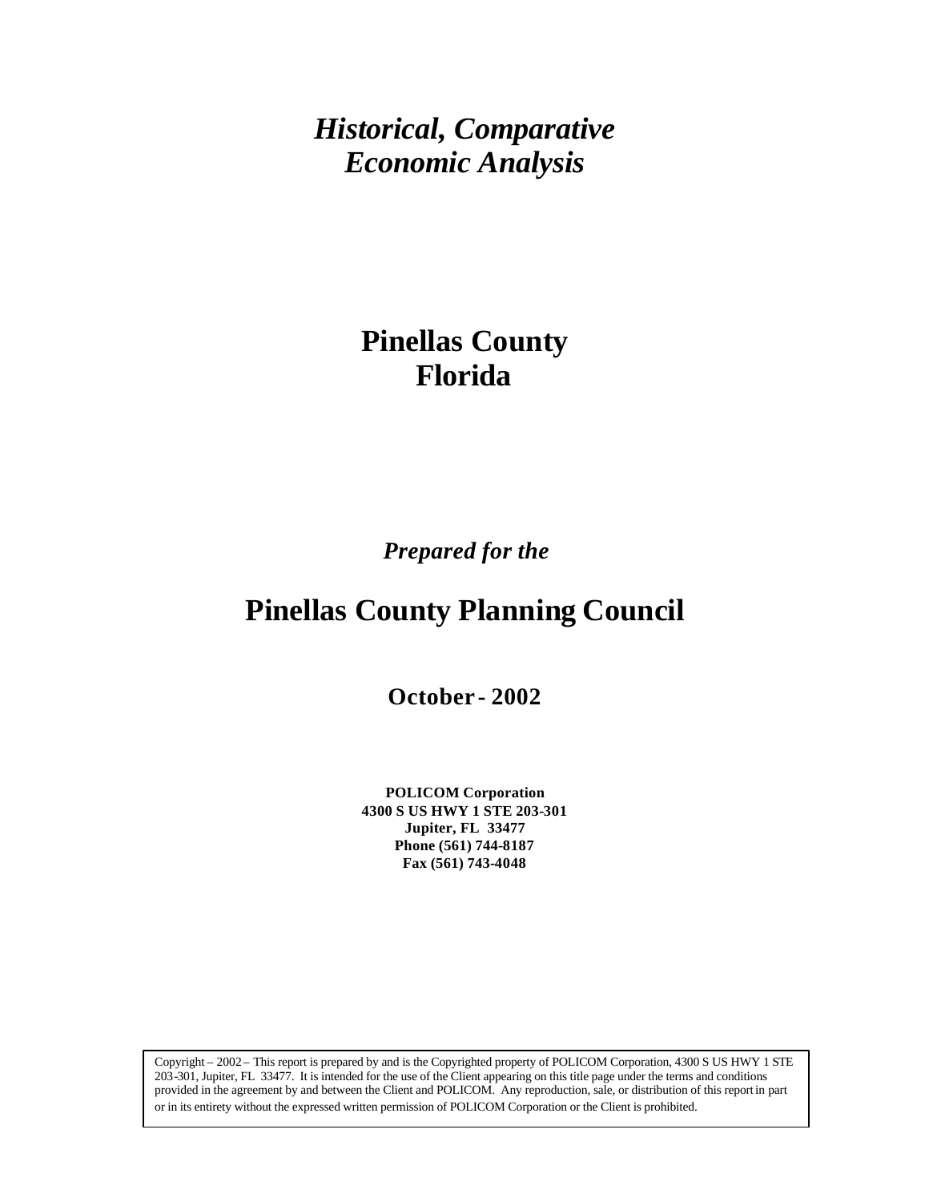# *Historical, Comparative Economic Analysis*

# Pinellas County
# Florida

***Prepared for the***

## Pinellas County Planning Council

**October - 2002**

**POLICOM Corporation**
**4300 S US HWY 1 STE 203-301**
**Jupiter, FL 33477**
**Phone (561) 744-8187**
**Fax (561) 743-4048**

Copyright – 2002 – This report is prepared by and is the Copyrighted property of POLICOM Corporation, 4300 S US HWY 1 STE 203-301, Jupiter, FL 33477. It is intended for the use of the Client appearing on this title page under the terms and conditions provided in the agreement by and between the Client and POLICOM. Any reproduction, sale, or distribution of this report in part or in its entirety without the expressed written permission of POLICOM Corporation or the Client is prohibited.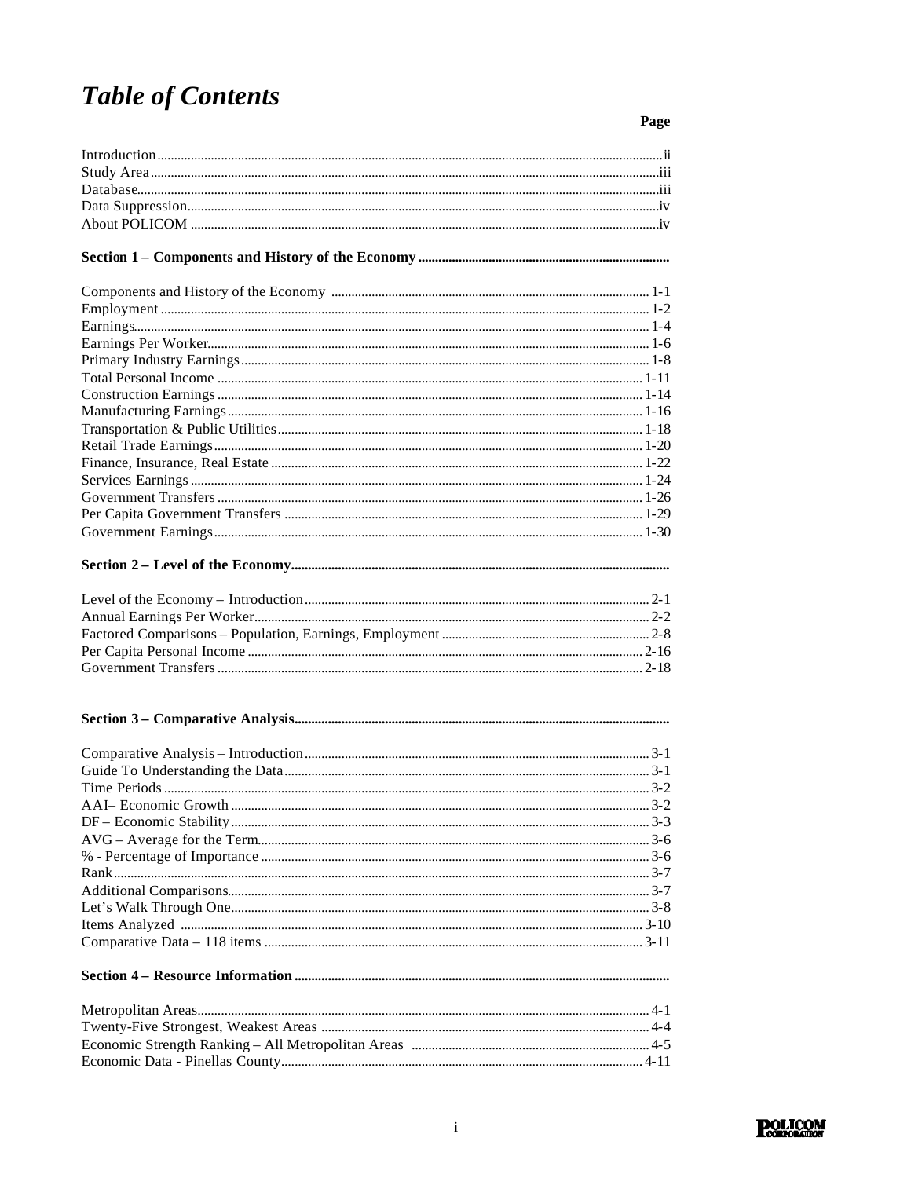# *Table of Contents*

| | Page |
|---|---|
| Introduction | ii |
| Study Area | iii |
| Database | iii |
| Data Suppression | iv |
| About POLICOM | iv |
| **Section 1 – Components and History of the Economy** | |
| Components and History of the Economy | 1-1 |
| Employment | 1-2 |
| Earnings | 1-4 |
| Earnings Per Worker | 1-6 |
| Primary Industry Earnings | 1-8 |
| Total Personal Income | 1-11 |
| Construction Earnings | 1-14 |
| Manufacturing Earnings | 1-16 |
| Transportation & Public Utilities | 1-18 |
| Retail Trade Earnings | 1-20 |
| Finance, Insurance, Real Estate | 1-22 |
| Services Earnings | 1-24 |
| Government Transfers | 1-26 |
| Per Capita Government Transfers | 1-29 |
| Government Earnings | 1-30 |
| **Section 2 – Level of the Economy** | |
| Level of the Economy – Introduction | 2-1 |
| Annual Earnings Per Worker | 2-2 |
| Factored Comparisons – Population, Earnings, Employment | 2-8 |
| Per Capita Personal Income | 2-16 |
| Government Transfers | 2-18 |
| **Section 3 – Comparative Analysis** | |
| Comparative Analysis – Introduction | 3-1 |
| Guide To Understanding the Data | 3-1 |
| Time Periods | 3-2 |
| AAI– Economic Growth | 3-2 |
| DF – Economic Stability | 3-3 |
| AVG – Average for the Term | 3-6 |
| % - Percentage of Importance | 3-6 |
| Rank | 3-7 |
| Additional Comparisons | 3-7 |
| Let's Walk Through One | 3-8 |
| Items Analyzed | 3-10 |
| Comparative Data – 118 items | 3-11 |
| **Section 4 – Resource Information** | |
| Metropolitan Areas | 4-1 |
| Twenty-Five Strongest, Weakest Areas | 4-4 |
| Economic Strength Ranking – All Metropolitan Areas | 4-5 |
| Economic Data - Pinellas County | 4-11 |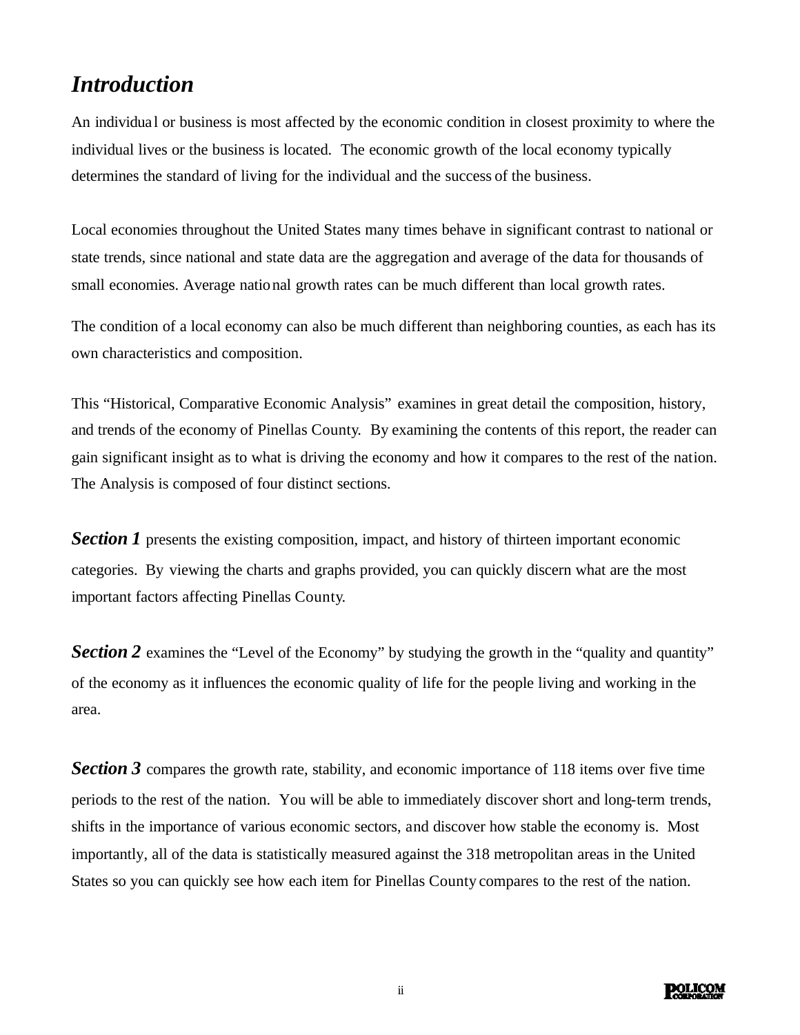# *Introduction*

An individual or business is most affected by the economic condition in closest proximity to where the individual lives or the business is located. The economic growth of the local economy typically determines the standard of living for the individual and the success of the business.

Local economies throughout the United States many times behave in significant contrast to national or state trends, since national and state data are the aggregation and average of the data for thousands of small economies. Average national growth rates can be much different than local growth rates.

The condition of a local economy can also be much different than neighboring counties, as each has its own characteristics and composition.

This "Historical, Comparative Economic Analysis" examines in great detail the composition, history, and trends of the economy of Pinellas County. By examining the contents of this report, the reader can gain significant insight as to what is driving the economy and how it compares to the rest of the nation. The Analysis is composed of four distinct sections.

***Section 1*** presents the existing composition, impact, and history of thirteen important economic categories. By viewing the charts and graphs provided, you can quickly discern what are the most important factors affecting Pinellas County.

***Section 2*** examines the "Level of the Economy" by studying the growth in the "quality and quantity" of the economy as it influences the economic quality of life for the people living and working in the area.

***Section 3*** compares the growth rate, stability, and economic importance of 118 items over five time periods to the rest of the nation. You will be able to immediately discover short and long-term trends, shifts in the importance of various economic sectors, and discover how stable the economy is. Most importantly, all of the data is statistically measured against the 318 metropolitan areas in the United States so you can quickly see how each item for Pinellas County compares to the rest of the nation.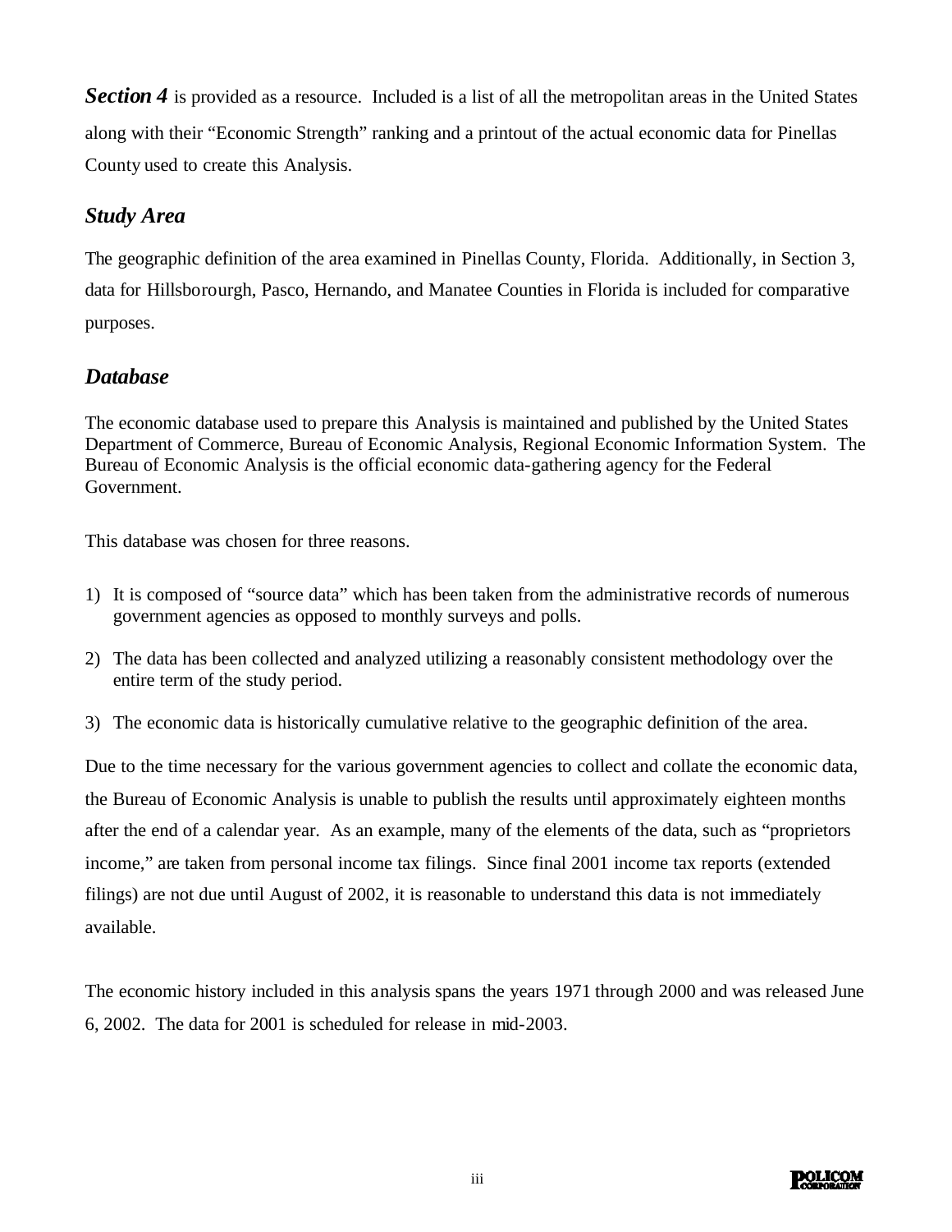***Section 4*** is provided as a resource. Included is a list of all the metropolitan areas in the United States along with their "Economic Strength" ranking and a printout of the actual economic data for Pinellas County used to create this Analysis.

## *Study Area*

The geographic definition of the area examined in Pinellas County, Florida. Additionally, in Section 3, data for Hillsborourgh, Pasco, Hernando, and Manatee Counties in Florida is included for comparative purposes.

## *Database*

The economic database used to prepare this Analysis is maintained and published by the United States Department of Commerce, Bureau of Economic Analysis, Regional Economic Information System. The Bureau of Economic Analysis is the official economic data-gathering agency for the Federal Government.

This database was chosen for three reasons.

1) It is composed of "source data" which has been taken from the administrative records of numerous government agencies as opposed to monthly surveys and polls.
2) The data has been collected and analyzed utilizing a reasonably consistent methodology over the entire term of the study period.
3) The economic data is historically cumulative relative to the geographic definition of the area.

Due to the time necessary for the various government agencies to collect and collate the economic data, the Bureau of Economic Analysis is unable to publish the results until approximately eighteen months after the end of a calendar year. As an example, many of the elements of the data, such as "proprietors income," are taken from personal income tax filings. Since final 2001 income tax reports (extended filings) are not due until August of 2002, it is reasonable to understand this data is not immediately available.

The economic history included in this analysis spans the years 1971 through 2000 and was released June 6, 2002. The data for 2001 is scheduled for release in mid-2003.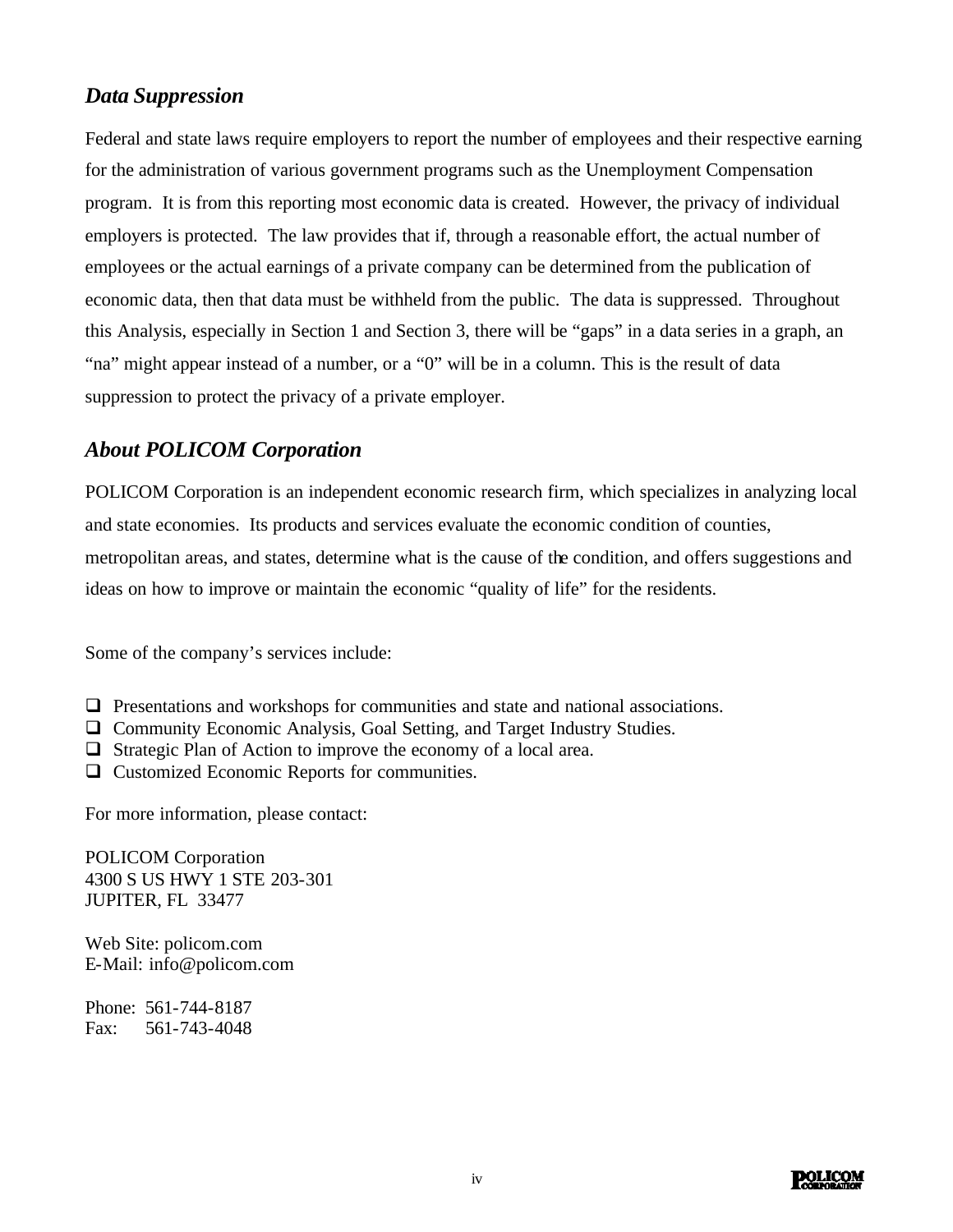### *Data Suppression*

Federal and state laws require employers to report the number of employees and their respective earning for the administration of various government programs such as the Unemployment Compensation program. It is from this reporting most economic data is created. However, the privacy of individual employers is protected. The law provides that if, through a reasonable effort, the actual number of employees or the actual earnings of a private company can be determined from the publication of economic data, then that data must be withheld from the public. The data is suppressed. Throughout this Analysis, especially in Section 1 and Section 3, there will be "gaps" in a data series in a graph, an "na" might appear instead of a number, or a "0" will be in a column. This is the result of data suppression to protect the privacy of a private employer.

### *About POLICOM Corporation*

POLICOM Corporation is an independent economic research firm, which specializes in analyzing local and state economies. Its products and services evaluate the economic condition of counties, metropolitan areas, and states, determine what is the cause of the condition, and offers suggestions and ideas on how to improve or maintain the economic "quality of life" for the residents.

Some of the company's services include:

- Presentations and workshops for communities and state and national associations.
- Community Economic Analysis, Goal Setting, and Target Industry Studies.
- Strategic Plan of Action to improve the economy of a local area.
- Customized Economic Reports for communities.

For more information, please contact:

POLICOM Corporation
4300 S US HWY 1 STE 203-301
JUPITER, FL 33477

Web Site: policom.com
E-Mail: info@policom.com

Phone: 561-744-8187
Fax: 561-743-4048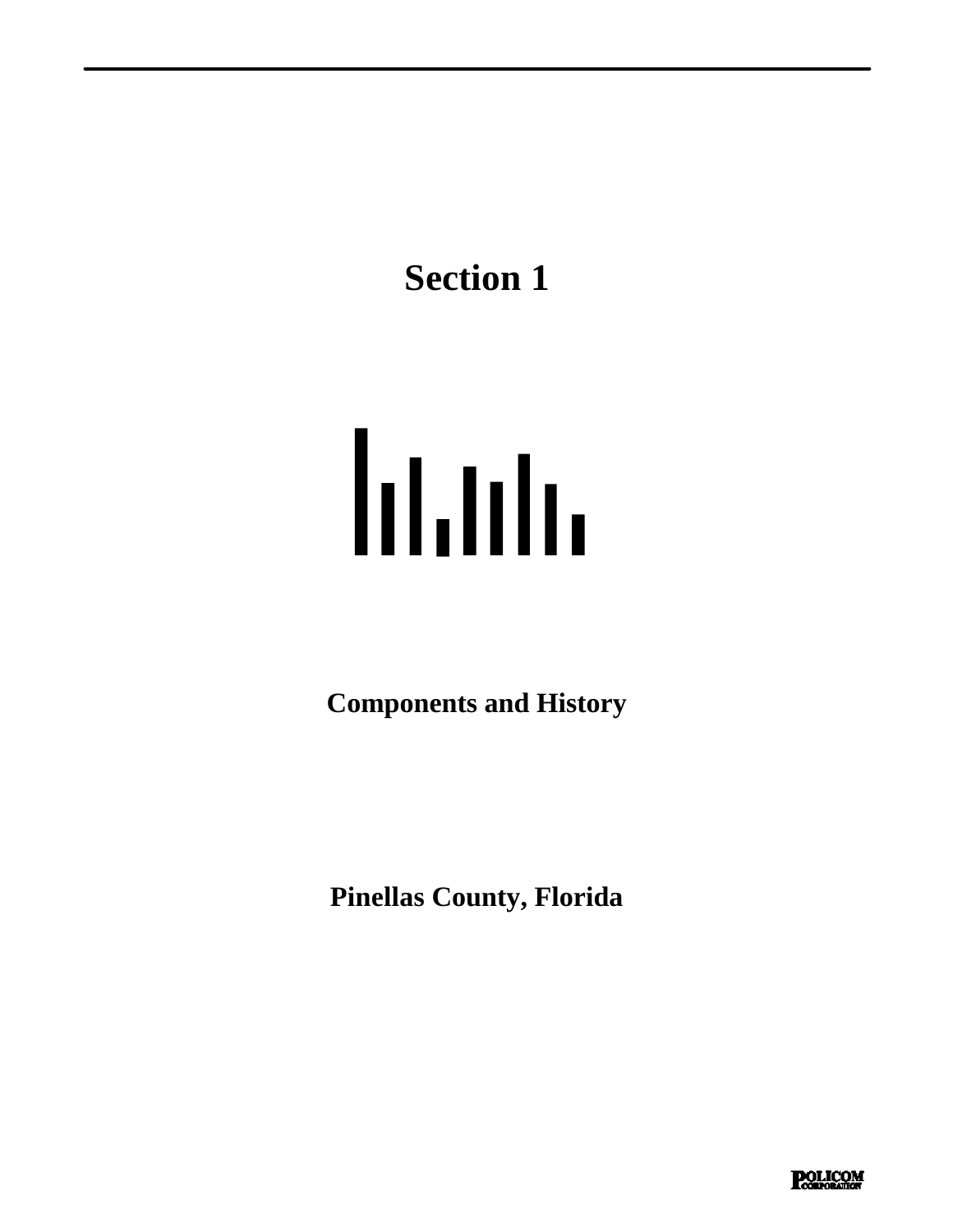# Section 1

**Components and History**

**Pinellas County, Florida**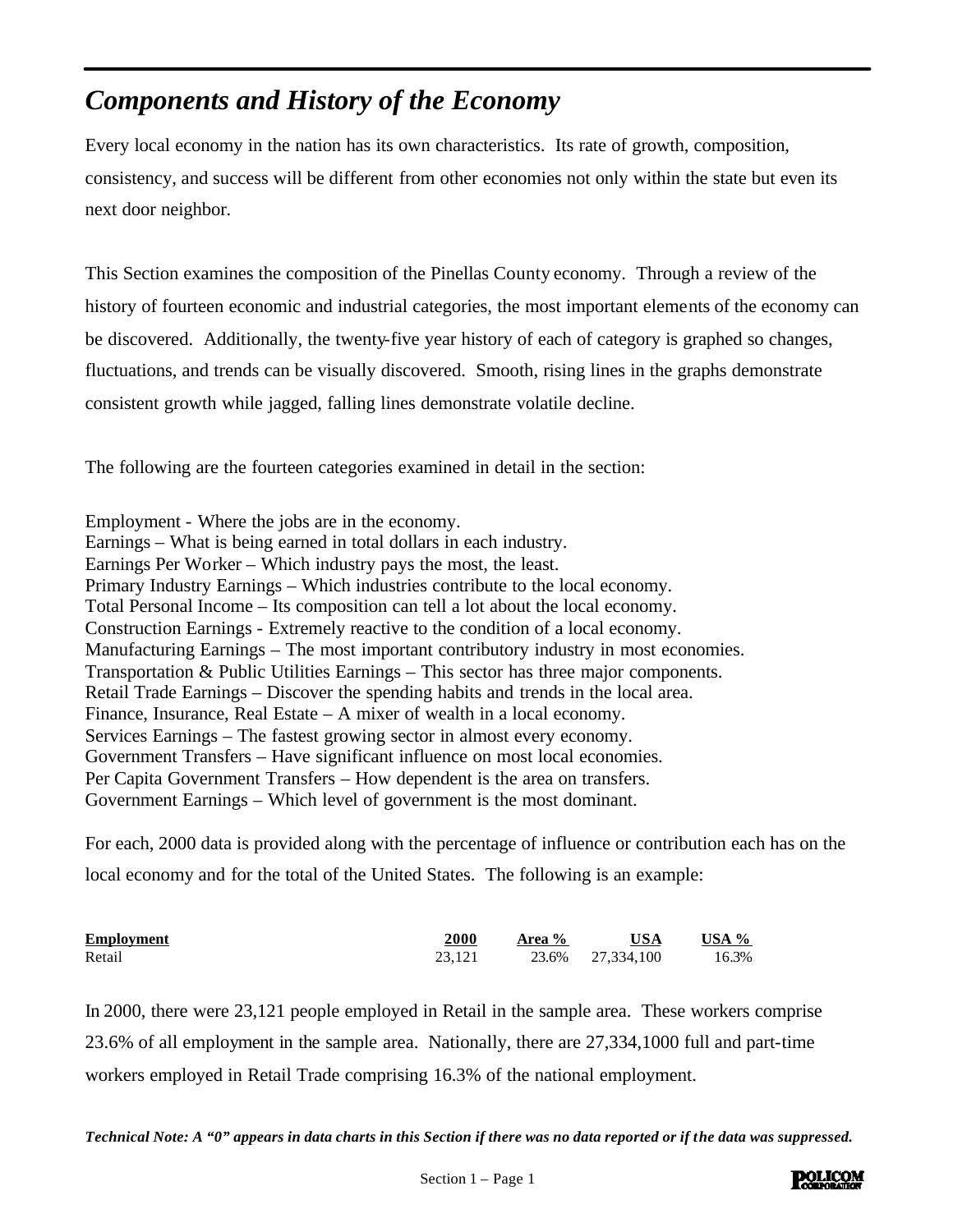# *Components and History of the Economy*

Every local economy in the nation has its own characteristics. Its rate of growth, composition, consistency, and success will be different from other economies not only within the state but even its next door neighbor.

This Section examines the composition of the Pinellas County economy. Through a review of the history of fourteen economic and industrial categories, the most important elements of the economy can be discovered. Additionally, the twenty-five year history of each of category is graphed so changes, fluctuations, and trends can be visually discovered. Smooth, rising lines in the graphs demonstrate consistent growth while jagged, falling lines demonstrate volatile decline.

The following are the fourteen categories examined in detail in the section:

Employment - Where the jobs are in the economy.
Earnings – What is being earned in total dollars in each industry.
Earnings Per Worker – Which industry pays the most, the least.
Primary Industry Earnings – Which industries contribute to the local economy.
Total Personal Income – Its composition can tell a lot about the local economy.
Construction Earnings - Extremely reactive to the condition of a local economy.
Manufacturing Earnings – The most important contributory industry in most economies.
Transportation & Public Utilities Earnings – This sector has three major components.
Retail Trade Earnings – Discover the spending habits and trends in the local area.
Finance, Insurance, Real Estate – A mixer of wealth in a local economy.
Services Earnings – The fastest growing sector in almost every economy.
Government Transfers – Have significant influence on most local economies.
Per Capita Government Transfers – How dependent is the area on transfers.
Government Earnings – Which level of government is the most dominant.

For each, 2000 data is provided along with the percentage of influence or contribution each has on the local economy and for the total of the United States. The following is an example:

| **Employment** | **2000** | **Area %** | **USA** | **USA %** |
|---|---|---|---|---|
| Retail | 23,121 | 23.6% | 27,334,100 | 16.3% |

In 2000, there were 23,121 people employed in Retail in the sample area. These workers comprise 23.6% of all employment in the sample area. Nationally, there are 27,334,1000 full and part-time workers employed in Retail Trade comprising 16.3% of the national employment.

***Technical Note: A "0" appears in data charts in this Section if there was no data reported or if the data was suppressed.***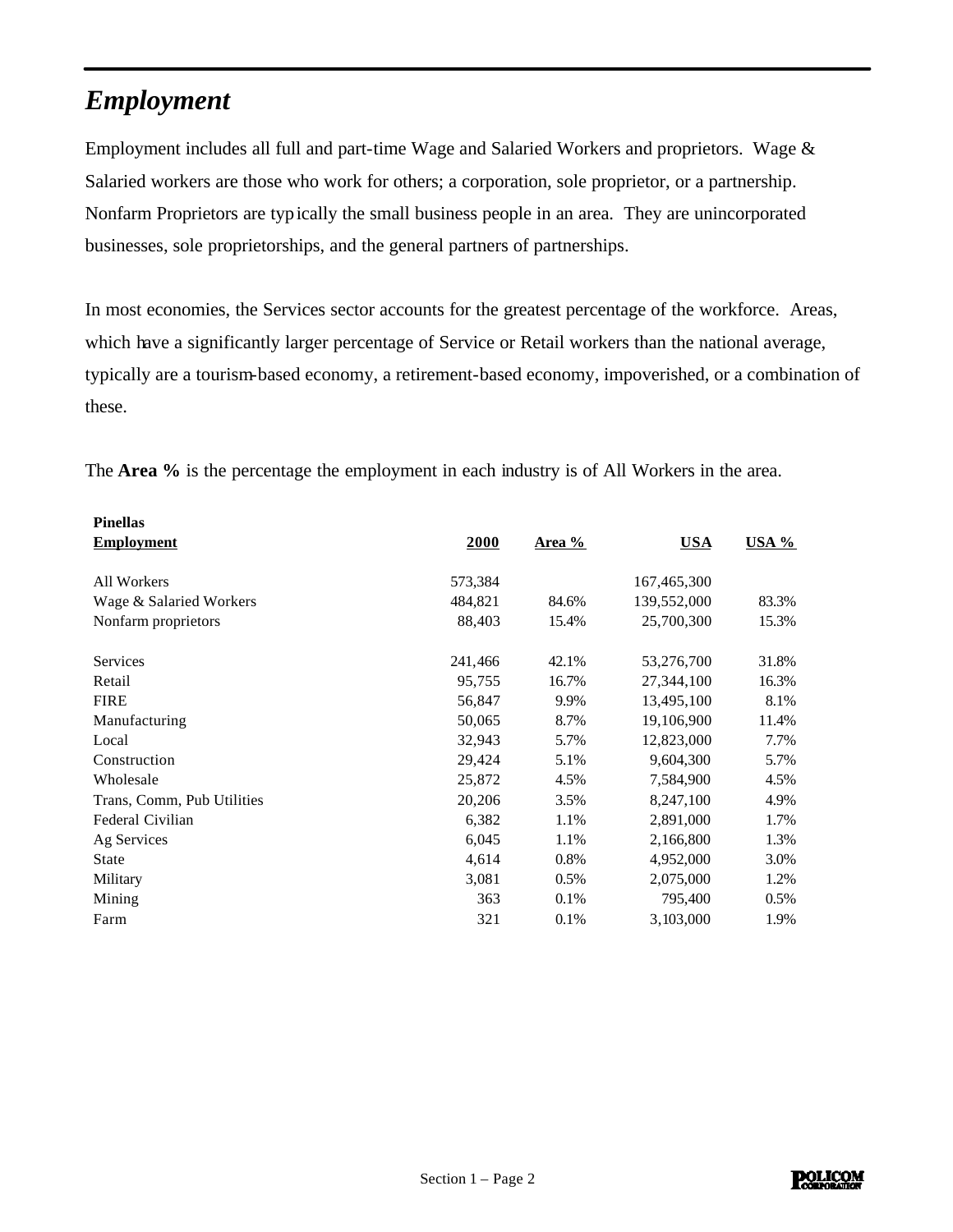# *Employment*

Employment includes all full and part-time Wage and Salaried Workers and proprietors. Wage & Salaried workers are those who work for others; a corporation, sole proprietor, or a partnership. Nonfarm Proprietors are typically the small business people in an area. They are unincorporated businesses, sole proprietorships, and the general partners of partnerships.

In most economies, the Services sector accounts for the greatest percentage of the workforce. Areas, which have a significantly larger percentage of Service or Retail workers than the national average, typically are a tourism-based economy, a retirement-based economy, impoverished, or a combination of these.

The **Area %** is the percentage the employment in each industry is of All Workers in the area.

| **Pinellas Employment** | **2000** | **Area %** | **USA** | **USA %** |
|---|---|---|---|---|
| All Workers | 573,384 | | 167,465,300 | |
| Wage & Salaried Workers | 484,821 | 84.6% | 139,552,000 | 83.3% |
| Nonfarm proprietors | 88,403 | 15.4% | 25,700,300 | 15.3% |
| | | | | |
| Services | 241,466 | 42.1% | 53,276,700 | 31.8% |
| Retail | 95,755 | 16.7% | 27,344,100 | 16.3% |
| FIRE | 56,847 | 9.9% | 13,495,100 | 8.1% |
| Manufacturing | 50,065 | 8.7% | 19,106,900 | 11.4% |
| Local | 32,943 | 5.7% | 12,823,000 | 7.7% |
| Construction | 29,424 | 5.1% | 9,604,300 | 5.7% |
| Wholesale | 25,872 | 4.5% | 7,584,900 | 4.5% |
| Trans, Comm, Pub Utilities | 20,206 | 3.5% | 8,247,100 | 4.9% |
| Federal Civilian | 6,382 | 1.1% | 2,891,000 | 1.7% |
| Ag Services | 6,045 | 1.1% | 2,166,800 | 1.3% |
| State | 4,614 | 0.8% | 4,952,000 | 3.0% |
| Military | 3,081 | 0.5% | 2,075,000 | 1.2% |
| Mining | 363 | 0.1% | 795,400 | 0.5% |
| Farm | 321 | 0.1% | 3,103,000 | 1.9% |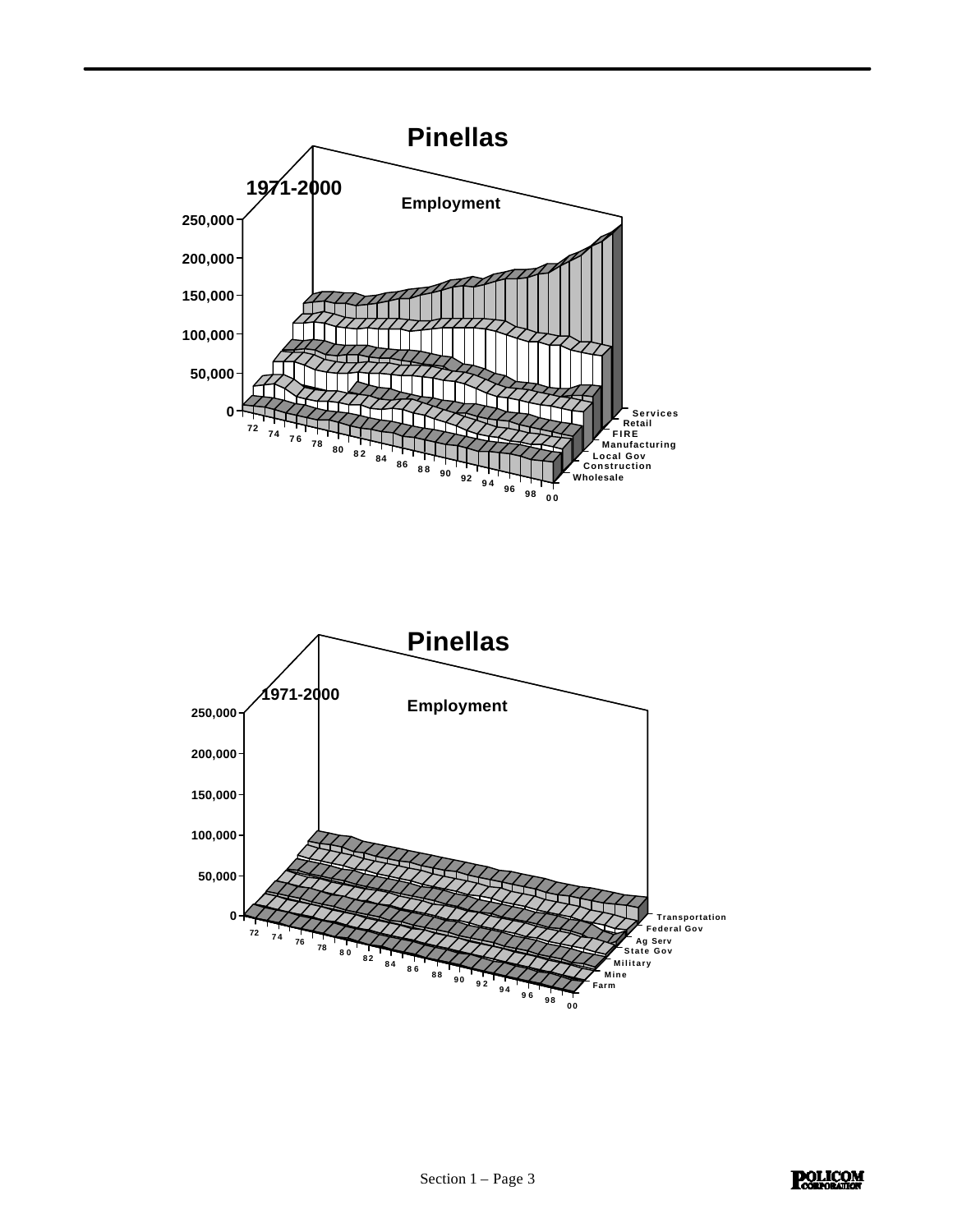## Pinellas

1971-2000

Employment

250,000
200,000
150,000
100,000
50,000
0

72 74 76 78 80 82 84 86 88 90 92 94 96 98 00

Services
Retail
FIRE
Manufacturing
Local Gov
Construction
Wholesale

## Pinellas

1971-2000

Employment

250,000
200,000
150,000
100,000
50,000
0

72 74 76 78 80 82 84 86 88 90 92 94 96 98 00

Transportation
Federal Gov
Ag Serv
State Gov
Military
Mine
Farm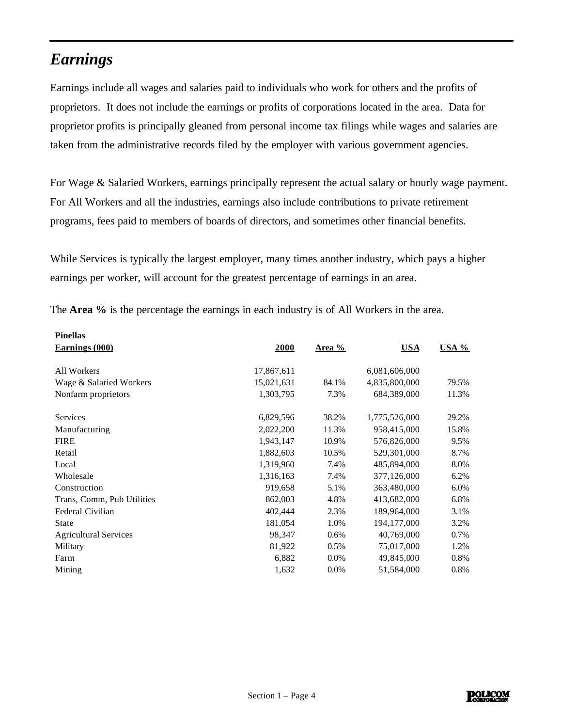## *Earnings*

Earnings include all wages and salaries paid to individuals who work for others and the profits of proprietors. It does not include the earnings or profits of corporations located in the area. Data for proprietor profits is principally gleaned from personal income tax filings while wages and salaries are taken from the administrative records filed by the employer with various government agencies.

For Wage & Salaried Workers, earnings principally represent the actual salary or hourly wage payment. For All Workers and all the industries, earnings also include contributions to private retirement programs, fees paid to members of boards of directors, and sometimes other financial benefits.

While Services is typically the largest employer, many times another industry, which pays a higher earnings per worker, will account for the greatest percentage of earnings in an area.

The **Area %** is the percentage the earnings in each industry is of All Workers in the area.

| **Pinellas**<br>**Earnings (000)** | **2000** | **Area %** | **USA** | **USA %** |
|---|---:|---:|---:|---:|
| All Workers | 17,867,611 | | 6,081,606,000 | |
| Wage & Salaried Workers | 15,021,631 | 84.1% | 4,835,800,000 | 79.5% |
| Nonfarm proprietors | 1,303,795 | 7.3% | 684,389,000 | 11.3% |
| | | | | |
| Services | 6,829,596 | 38.2% | 1,775,526,000 | 29.2% |
| Manufacturing | 2,022,200 | 11.3% | 958,415,000 | 15.8% |
| FIRE | 1,943,147 | 10.9% | 576,826,000 | 9.5% |
| Retail | 1,882,603 | 10.5% | 529,301,000 | 8.7% |
| Local | 1,319,960 | 7.4% | 485,894,000 | 8.0% |
| Wholesale | 1,316,163 | 7.4% | 377,126,000 | 6.2% |
| Construction | 919,658 | 5.1% | 363,480,000 | 6.0% |
| Trans, Comm, Pub Utilities | 862,003 | 4.8% | 413,682,000 | 6.8% |
| Federal Civilian | 402,444 | 2.3% | 189,964,000 | 3.1% |
| State | 181,054 | 1.0% | 194,177,000 | 3.2% |
| Agricultural Services | 98,347 | 0.6% | 40,769,000 | 0.7% |
| Military | 81,922 | 0.5% | 75,017,000 | 1.2% |
| Farm | 6,882 | 0.0% | 49,845,000 | 0.8% |
| Mining | 1,632 | 0.0% | 51,584,000 | 0.8% |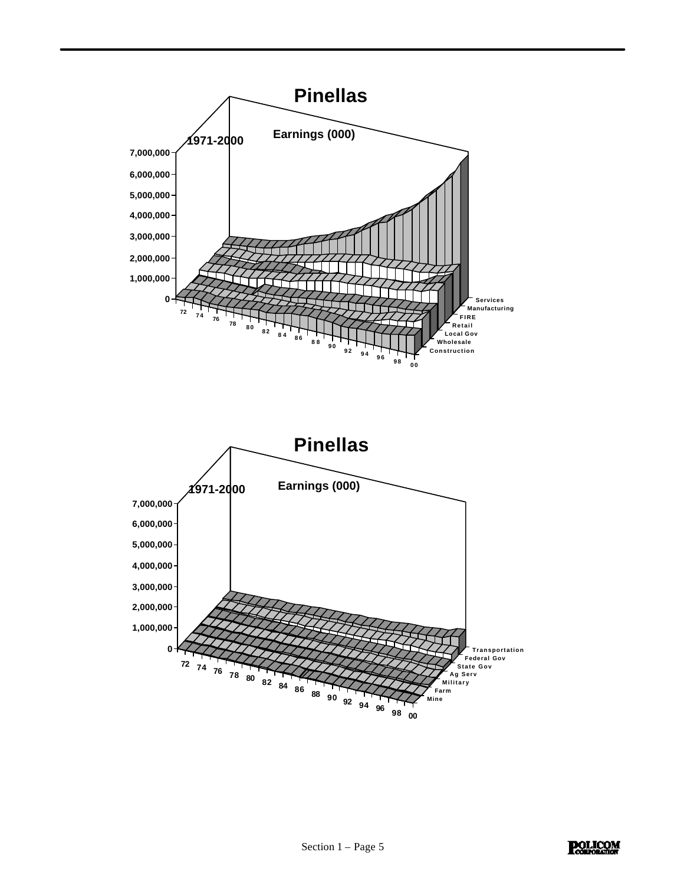## Pinellas

**Earnings (000)**

**1971-2000**

7,000,000
6,000,000
5,000,000
4,000,000
3,000,000
2,000,000
1,000,000
0

72 74 76 78 80 82 84 86 88 90 92 94 96 98 00

Services
Manufacturing
FIRE
Retail
Local Gov
Wholesale
Construction

## Pinellas

**Earnings (000)**

**1971-2000**

7,000,000
6,000,000
5,000,000
4,000,000
3,000,000
2,000,000
1,000,000
0

72 74 76 78 80 82 84 86 88 90 92 94 96 98 00

Transportation
Federal Gov
State Gov
Ag Serv
Military
Farm
Mine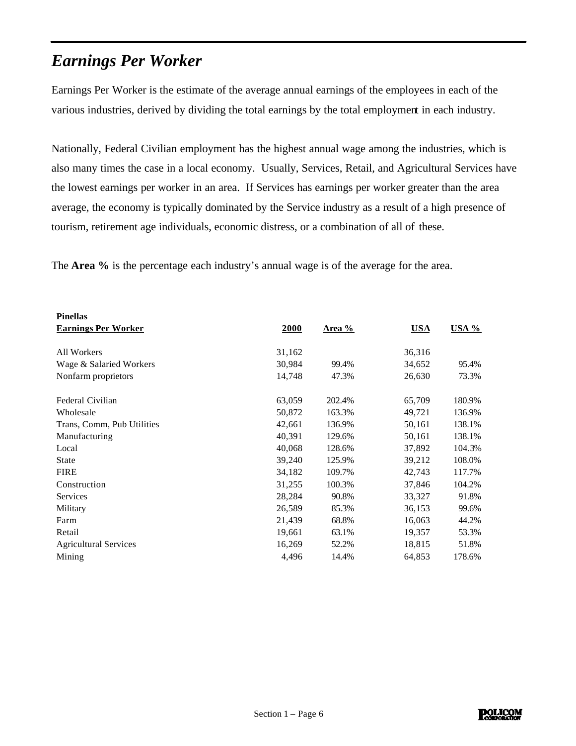## *Earnings Per Worker*

Earnings Per Worker is the estimate of the average annual earnings of the employees in each of the various industries, derived by dividing the total earnings by the total employment in each industry.

Nationally, Federal Civilian employment has the highest annual wage among the industries, which is also many times the case in a local economy. Usually, Services, Retail, and Agricultural Services have the lowest earnings per worker in an area. If Services has earnings per worker greater than the area average, the economy is typically dominated by the Service industry as a result of a high presence of tourism, retirement age individuals, economic distress, or a combination of all of these.

The **Area %** is the percentage each industry's annual wage is of the average for the area.

| **Pinellas**<br>**Earnings Per Worker** | **2000** | **Area %** | **USA** | **USA %** |
|---|---|---|---|---|
| All Workers | 31,162 | | 36,316 | |
| Wage & Salaried Workers | 30,984 | 99.4% | 34,652 | 95.4% |
| Nonfarm proprietors | 14,748 | 47.3% | 26,630 | 73.3% |
| | | | | |
| Federal Civilian | 63,059 | 202.4% | 65,709 | 180.9% |
| Wholesale | 50,872 | 163.3% | 49,721 | 136.9% |
| Trans, Comm, Pub Utilities | 42,661 | 136.9% | 50,161 | 138.1% |
| Manufacturing | 40,391 | 129.6% | 50,161 | 138.1% |
| Local | 40,068 | 128.6% | 37,892 | 104.3% |
| State | 39,240 | 125.9% | 39,212 | 108.0% |
| FIRE | 34,182 | 109.7% | 42,743 | 117.7% |
| Construction | 31,255 | 100.3% | 37,846 | 104.2% |
| Services | 28,284 | 90.8% | 33,327 | 91.8% |
| Military | 26,589 | 85.3% | 36,153 | 99.6% |
| Farm | 21,439 | 68.8% | 16,063 | 44.2% |
| Retail | 19,661 | 63.1% | 19,357 | 53.3% |
| Agricultural Services | 16,269 | 52.2% | 18,815 | 51.8% |
| Mining | 4,496 | 14.4% | 64,853 | 178.6% |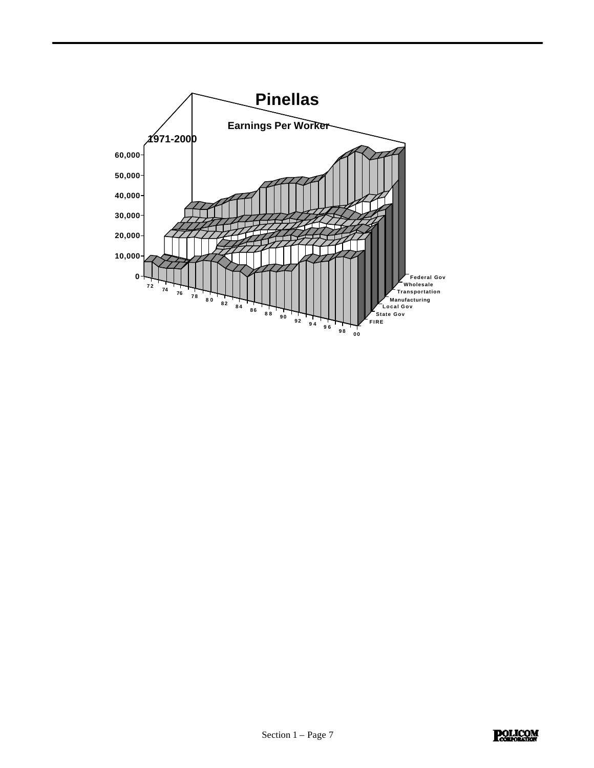# Pinellas

**Earnings Per Worker**

**1971-2000**

60,000
50,000
40,000
30,000
20,000
10,000
0

72 74 76 78 80 82 84 86 88 90 92 94 96 98 00

Federal Gov
Wholesale
Transportation
Manufacturing
Local Gov
State Gov
FIRE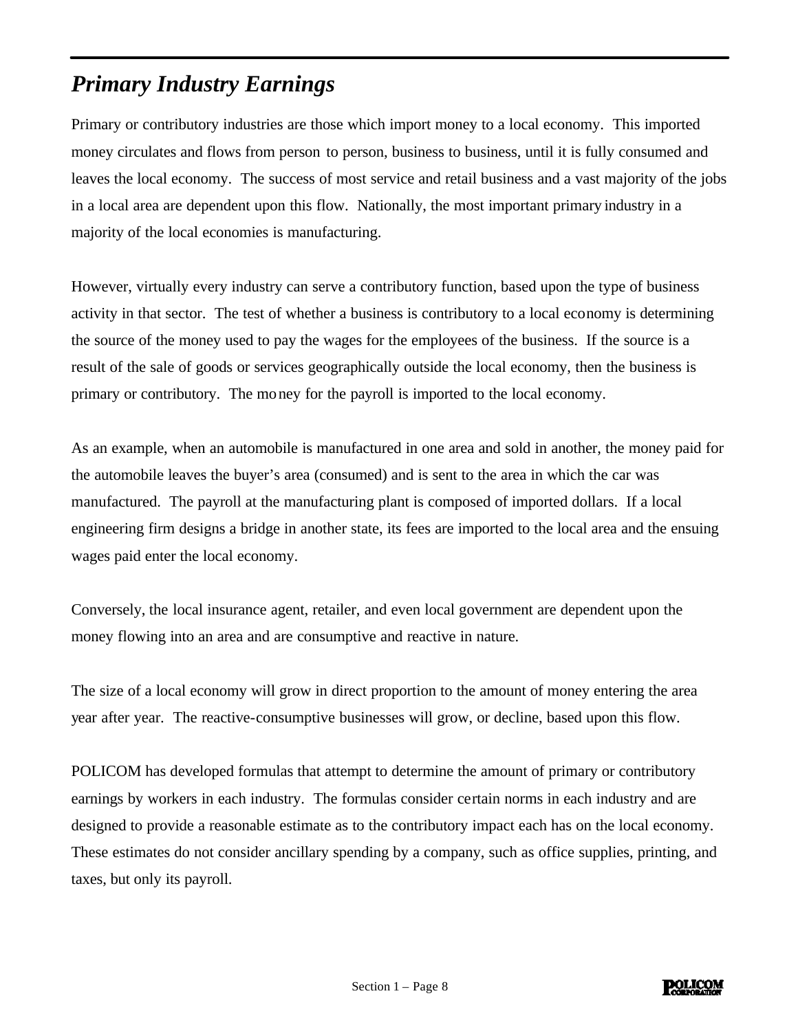## *Primary Industry Earnings*

Primary or contributory industries are those which import money to a local economy. This imported money circulates and flows from person to person, business to business, until it is fully consumed and leaves the local economy. The success of most service and retail business and a vast majority of the jobs in a local area are dependent upon this flow. Nationally, the most important primary industry in a majority of the local economies is manufacturing.

However, virtually every industry can serve a contributory function, based upon the type of business activity in that sector. The test of whether a business is contributory to a local economy is determining the source of the money used to pay the wages for the employees of the business. If the source is a result of the sale of goods or services geographically outside the local economy, then the business is primary or contributory. The money for the payroll is imported to the local economy.

As an example, when an automobile is manufactured in one area and sold in another, the money paid for the automobile leaves the buyer's area (consumed) and is sent to the area in which the car was manufactured. The payroll at the manufacturing plant is composed of imported dollars. If a local engineering firm designs a bridge in another state, its fees are imported to the local area and the ensuing wages paid enter the local economy.

Conversely, the local insurance agent, retailer, and even local government are dependent upon the money flowing into an area and are consumptive and reactive in nature.

The size of a local economy will grow in direct proportion to the amount of money entering the area year after year. The reactive-consumptive businesses will grow, or decline, based upon this flow.

POLICOM has developed formulas that attempt to determine the amount of primary or contributory earnings by workers in each industry. The formulas consider certain norms in each industry and are designed to provide a reasonable estimate as to the contributory impact each has on the local economy. These estimates do not consider ancillary spending by a company, such as office supplies, printing, and taxes, but only its payroll.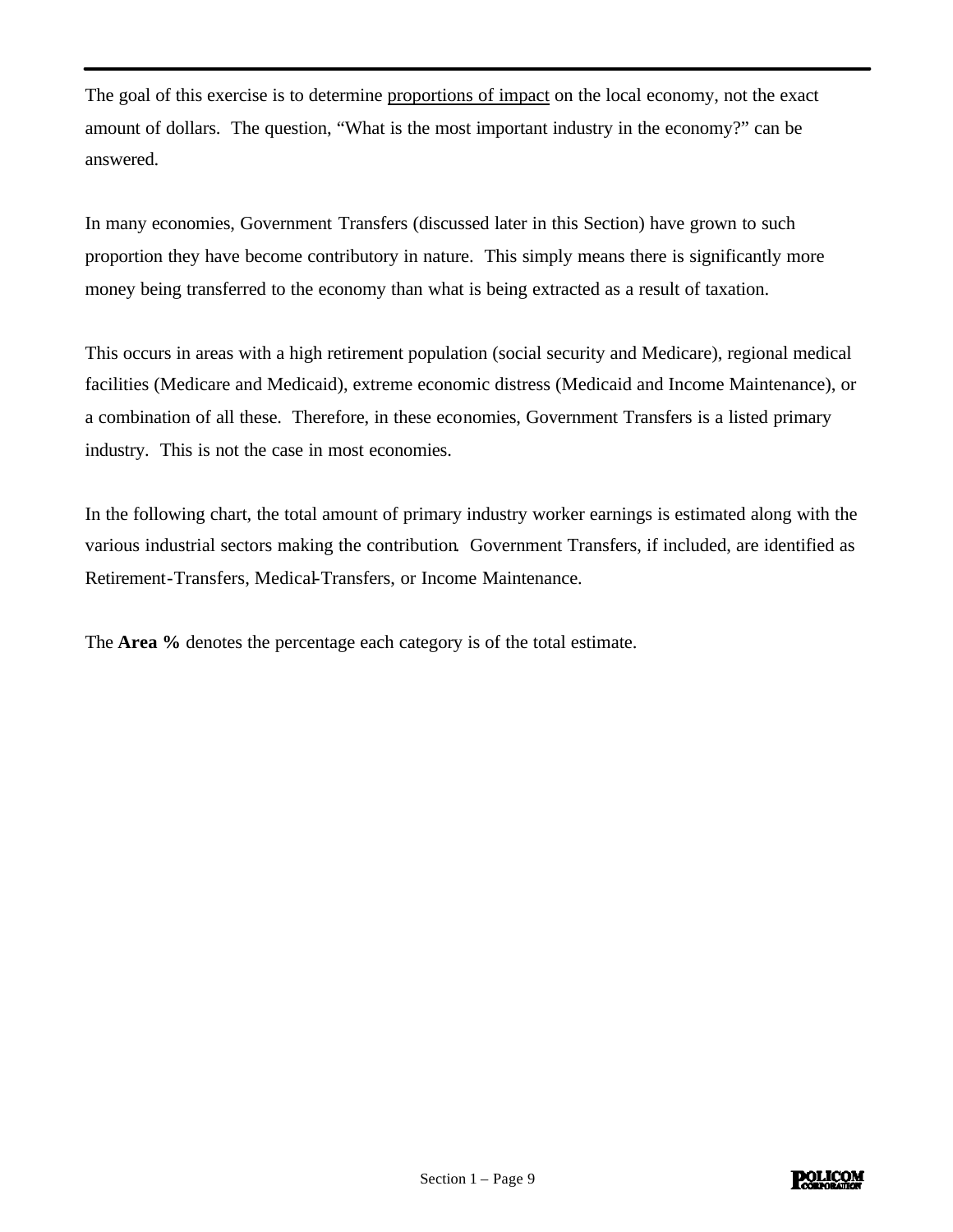The goal of this exercise is to determine proportions of impact on the local economy, not the exact amount of dollars. The question, "What is the most important industry in the economy?" can be answered.

In many economies, Government Transfers (discussed later in this Section) have grown to such proportion they have become contributory in nature. This simply means there is significantly more money being transferred to the economy than what is being extracted as a result of taxation.

This occurs in areas with a high retirement population (social security and Medicare), regional medical facilities (Medicare and Medicaid), extreme economic distress (Medicaid and Income Maintenance), or a combination of all these. Therefore, in these economies, Government Transfers is a listed primary industry. This is not the case in most economies.

In the following chart, the total amount of primary industry worker earnings is estimated along with the various industrial sectors making the contribution. Government Transfers, if included, are identified as Retirement-Transfers, Medical-Transfers, or Income Maintenance.

The **Area %** denotes the percentage each category is of the total estimate.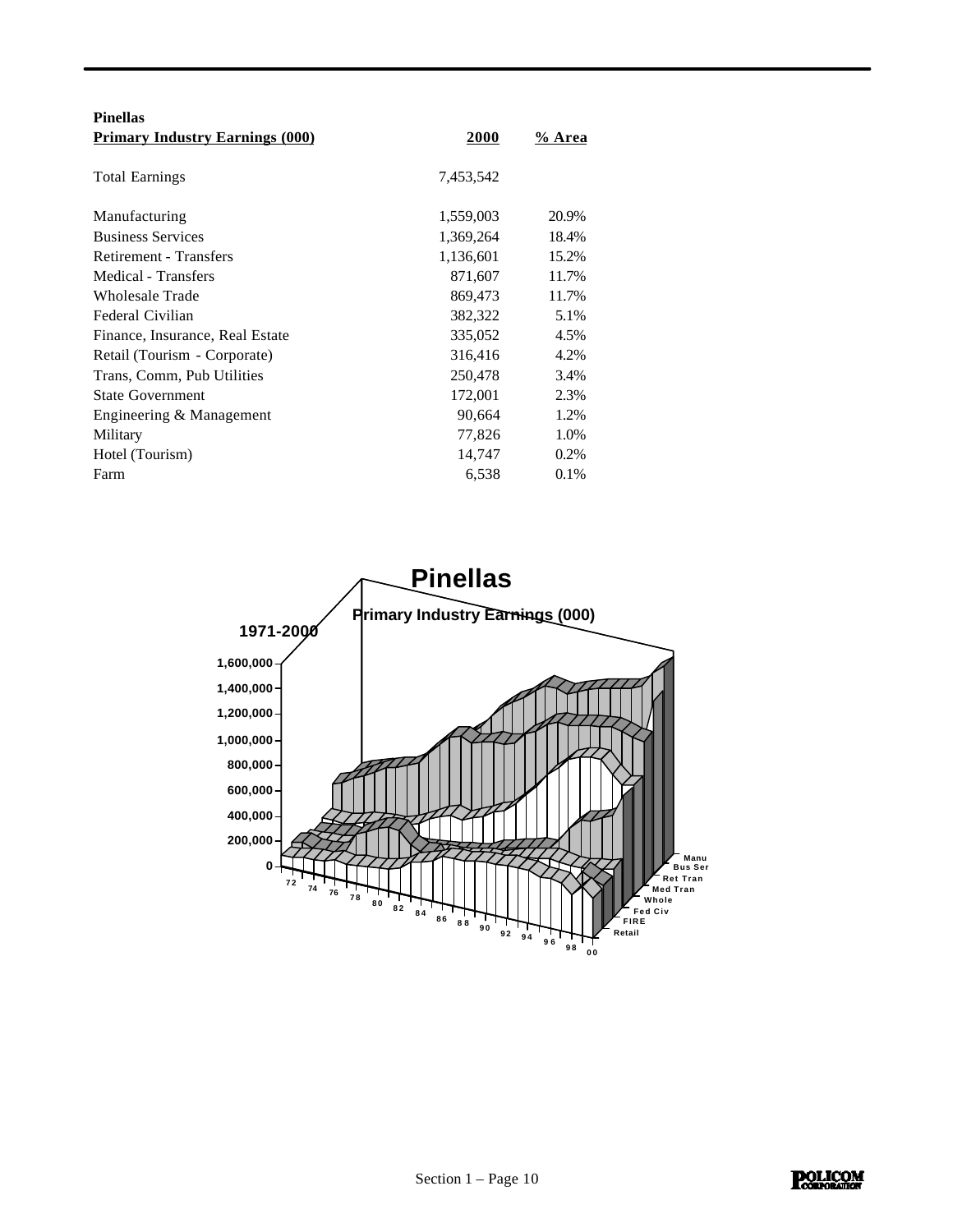**Pinellas**

| Primary Industry Earnings (000) | 2000 | % Area |
|---|---|---|
| Total Earnings | 7,453,542 | |
| Manufacturing | 1,559,003 | 20.9% |
| Business Services | 1,369,264 | 18.4% |
| Retirement - Transfers | 1,136,601 | 15.2% |
| Medical - Transfers | 871,607 | 11.7% |
| Wholesale Trade | 869,473 | 11.7% |
| Federal Civilian | 382,322 | 5.1% |
| Finance, Insurance, Real Estate | 335,052 | 4.5% |
| Retail (Tourism - Corporate) | 316,416 | 4.2% |
| Trans, Comm, Pub Utilities | 250,478 | 3.4% |
| State Government | 172,001 | 2.3% |
| Engineering & Management | 90,664 | 1.2% |
| Military | 77,826 | 1.0% |
| Hotel (Tourism) | 14,747 | 0.2% |
| Farm | 6,538 | 0.1% |

**Pinellas**

**Primary Industry Earnings (000)**

**1971-2000**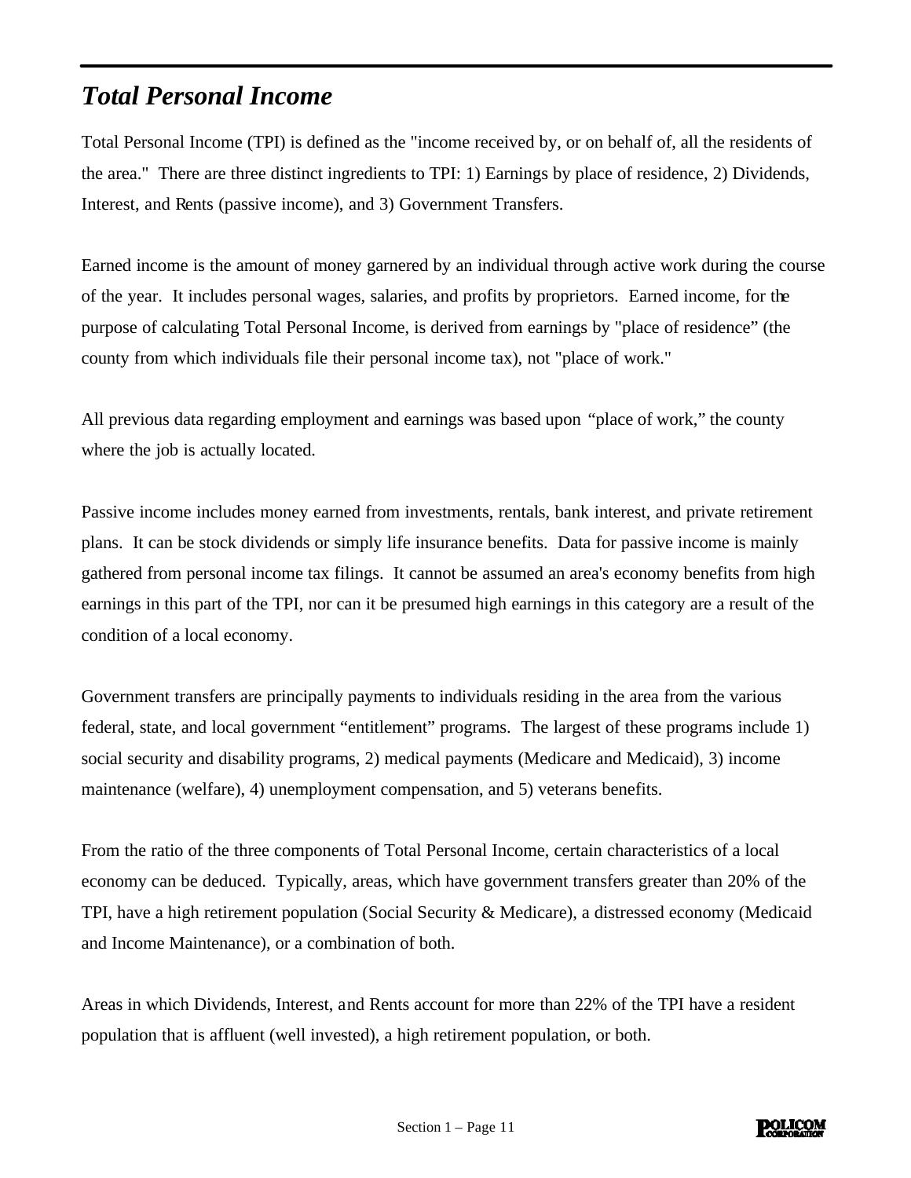## *Total Personal Income*

Total Personal Income (TPI) is defined as the "income received by, or on behalf of, all the residents of the area." There are three distinct ingredients to TPI: 1) Earnings by place of residence, 2) Dividends, Interest, and Rents (passive income), and 3) Government Transfers.

Earned income is the amount of money garnered by an individual through active work during the course of the year. It includes personal wages, salaries, and profits by proprietors. Earned income, for the purpose of calculating Total Personal Income, is derived from earnings by "place of residence" (the county from which individuals file their personal income tax), not "place of work."

All previous data regarding employment and earnings was based upon "place of work," the county where the job is actually located.

Passive income includes money earned from investments, rentals, bank interest, and private retirement plans. It can be stock dividends or simply life insurance benefits. Data for passive income is mainly gathered from personal income tax filings. It cannot be assumed an area's economy benefits from high earnings in this part of the TPI, nor can it be presumed high earnings in this category are a result of the condition of a local economy.

Government transfers are principally payments to individuals residing in the area from the various federal, state, and local government "entitlement" programs. The largest of these programs include 1) social security and disability programs, 2) medical payments (Medicare and Medicaid), 3) income maintenance (welfare), 4) unemployment compensation, and 5) veterans benefits.

From the ratio of the three components of Total Personal Income, certain characteristics of a local economy can be deduced. Typically, areas, which have government transfers greater than 20% of the TPI, have a high retirement population (Social Security & Medicare), a distressed economy (Medicaid and Income Maintenance), or a combination of both.

Areas in which Dividends, Interest, and Rents account for more than 22% of the TPI have a resident population that is affluent (well invested), a high retirement population, or both.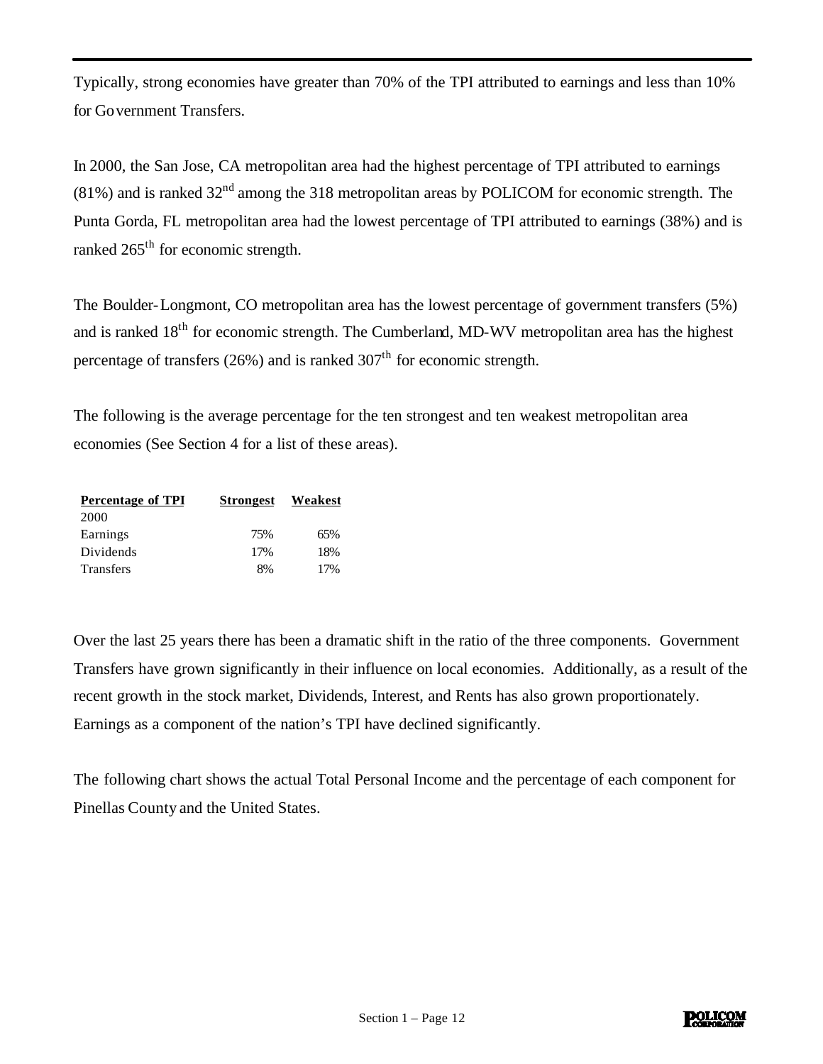Typically, strong economies have greater than 70% of the TPI attributed to earnings and less than 10% for Government Transfers.

In 2000, the San Jose, CA metropolitan area had the highest percentage of TPI attributed to earnings (81%) and is ranked 32nd among the 318 metropolitan areas by POLICOM for economic strength. The Punta Gorda, FL metropolitan area had the lowest percentage of TPI attributed to earnings (38%) and is ranked 265th for economic strength.

The Boulder-Longmont, CO metropolitan area has the lowest percentage of government transfers (5%) and is ranked 18th for economic strength. The Cumberland, MD-WV metropolitan area has the highest percentage of transfers (26%) and is ranked 307th for economic strength.

The following is the average percentage for the ten strongest and ten weakest metropolitan area economies (See Section 4 for a list of these areas).

| Percentage of TPI | Strongest | Weakest |
|---|---|---|
| 2000 | | |
| Earnings | 75% | 65% |
| Dividends | 17% | 18% |
| Transfers | 8% | 17% |

Over the last 25 years there has been a dramatic shift in the ratio of the three components. Government Transfers have grown significantly in their influence on local economies. Additionally, as a result of the recent growth in the stock market, Dividends, Interest, and Rents has also grown proportionately. Earnings as a component of the nation's TPI have declined significantly.

The following chart shows the actual Total Personal Income and the percentage of each component for Pinellas County and the United States.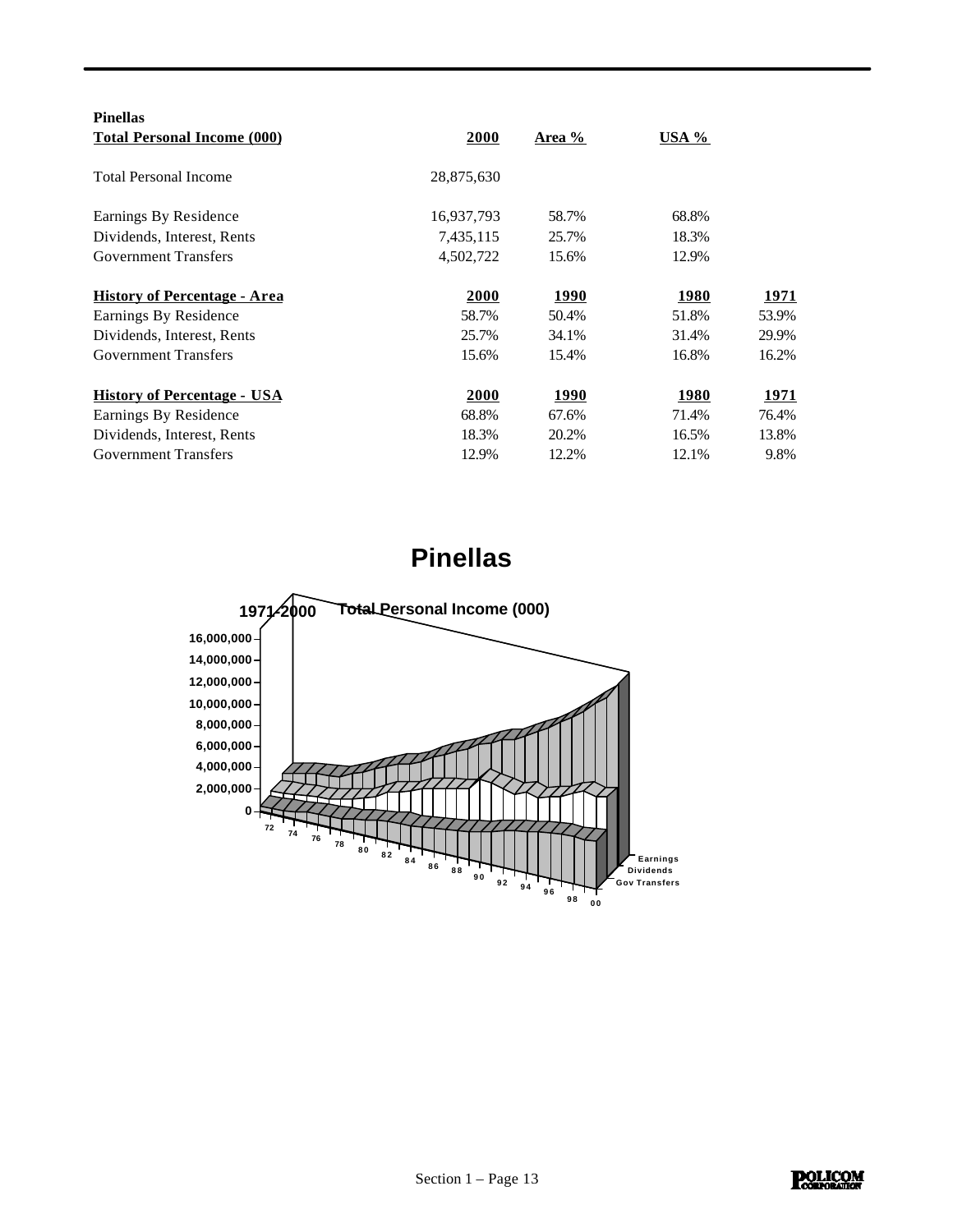**Pinellas**

| **Total Personal Income (000)** | **2000** | **Area %** | **USA %** | |
|---|---|---|---|---|
| Total Personal Income | 28,875,630 | | | |
| Earnings By Residence | 16,937,793 | 58.7% | 68.8% | |
| Dividends, Interest, Rents | 7,435,115 | 25.7% | 18.3% | |
| Government Transfers | 4,502,722 | 15.6% | 12.9% | |
| **History of Percentage - Area** | **2000** | **1990** | **1980** | **1971** |
| Earnings By Residence | 58.7% | 50.4% | 51.8% | 53.9% |
| Dividends, Interest, Rents | 25.7% | 34.1% | 31.4% | 29.9% |
| Government Transfers | 15.6% | 15.4% | 16.8% | 16.2% |
| **History of Percentage - USA** | **2000** | **1990** | **1980** | **1971** |
| Earnings By Residence | 68.8% | 67.6% | 71.4% | 76.4% |
| Dividends, Interest, Rents | 18.3% | 20.2% | 16.5% | 13.8% |
| Government Transfers | 12.9% | 12.2% | 12.1% | 9.8% |

## Pinellas

1971-2000 Total Personal Income (000)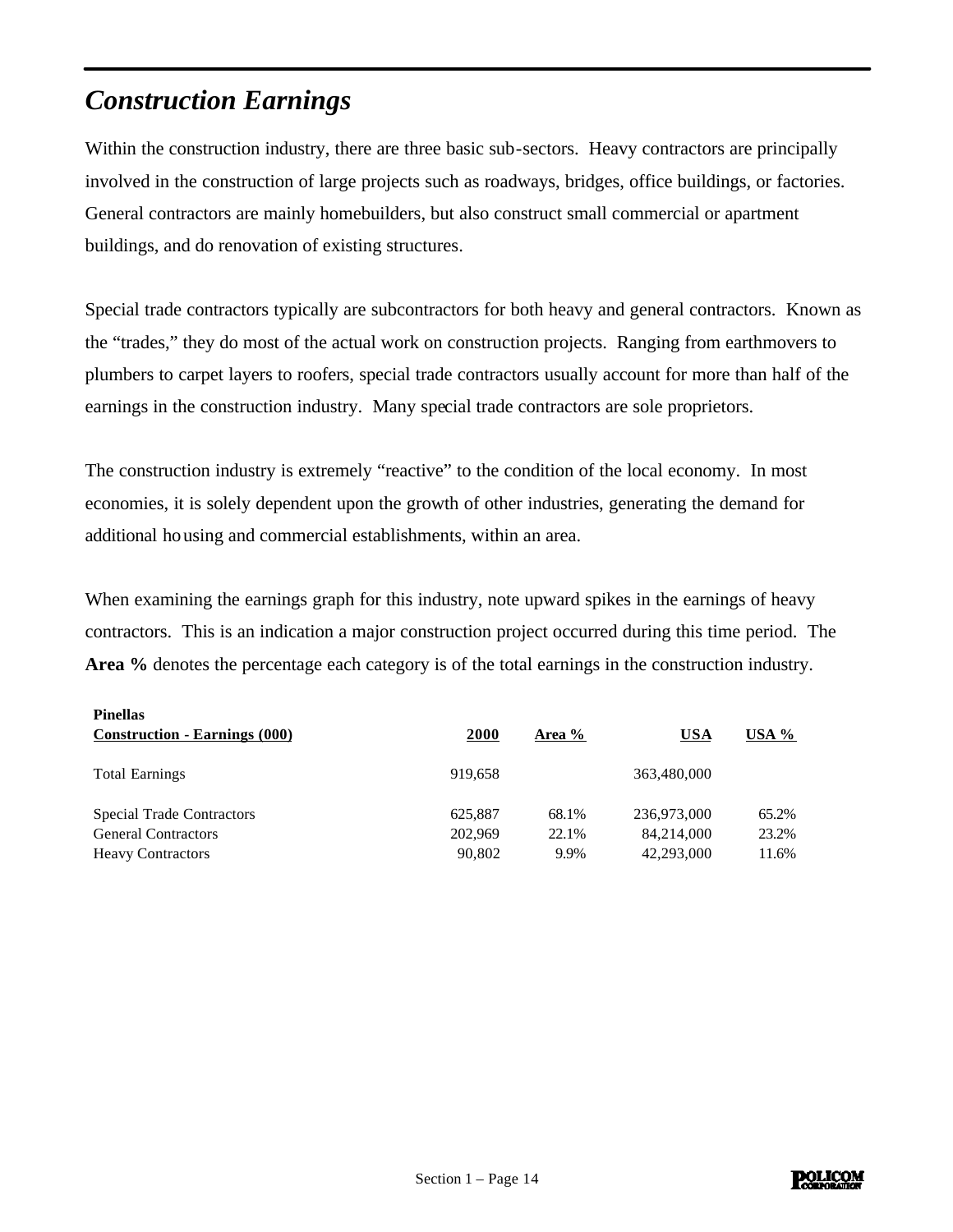## *Construction Earnings*

Within the construction industry, there are three basic sub-sectors. Heavy contractors are principally involved in the construction of large projects such as roadways, bridges, office buildings, or factories. General contractors are mainly homebuilders, but also construct small commercial or apartment buildings, and do renovation of existing structures.

Special trade contractors typically are subcontractors for both heavy and general contractors. Known as the "trades," they do most of the actual work on construction projects. Ranging from earthmovers to plumbers to carpet layers to roofers, special trade contractors usually account for more than half of the earnings in the construction industry. Many special trade contractors are sole proprietors.

The construction industry is extremely "reactive" to the condition of the local economy. In most economies, it is solely dependent upon the growth of other industries, generating the demand for additional housing and commercial establishments, within an area.

When examining the earnings graph for this industry, note upward spikes in the earnings of heavy contractors. This is an indication a major construction project occurred during this time period. The **Area %** denotes the percentage each category is of the total earnings in the construction industry.

| **Pinellas**<br>**Construction - Earnings (000)** | **2000** | **Area %** | **USA** | **USA %** |
|---|---|---|---|---|
| Total Earnings | 919,658 | | 363,480,000 | |
| Special Trade Contractors | 625,887 | 68.1% | 236,973,000 | 65.2% |
| General Contractors | 202,969 | 22.1% | 84,214,000 | 23.2% |
| Heavy Contractors | 90,802 | 9.9% | 42,293,000 | 11.6% |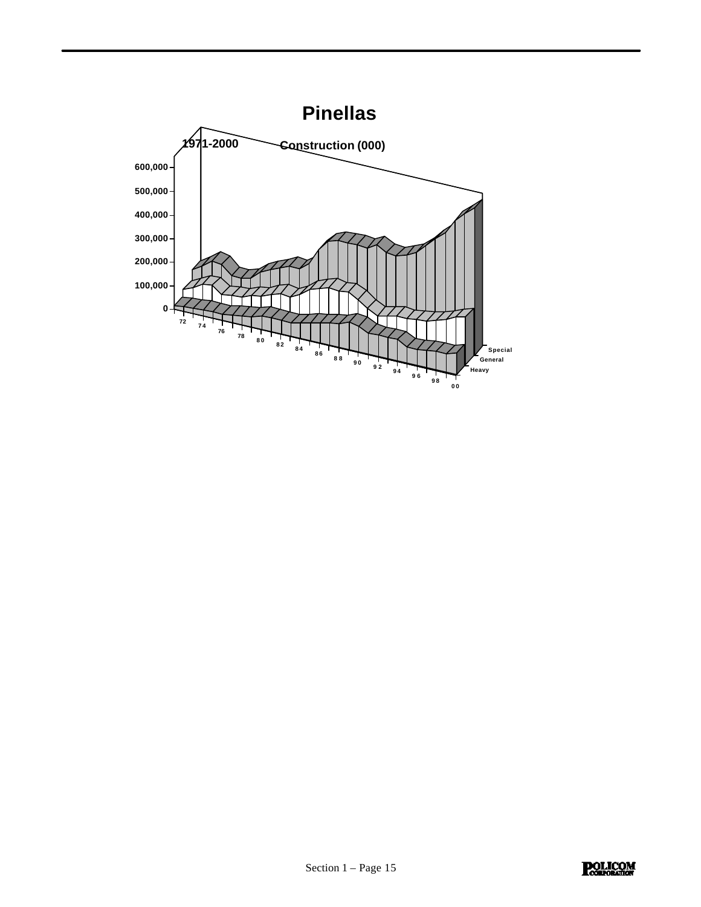# Pinellas

1971-2000 Construction (000)

600,000
500,000
400,000
300,000
200,000
100,000
0

72 74 76 78 80 82 84 86 88 90 92 94 96 98 00

Special
General
Heavy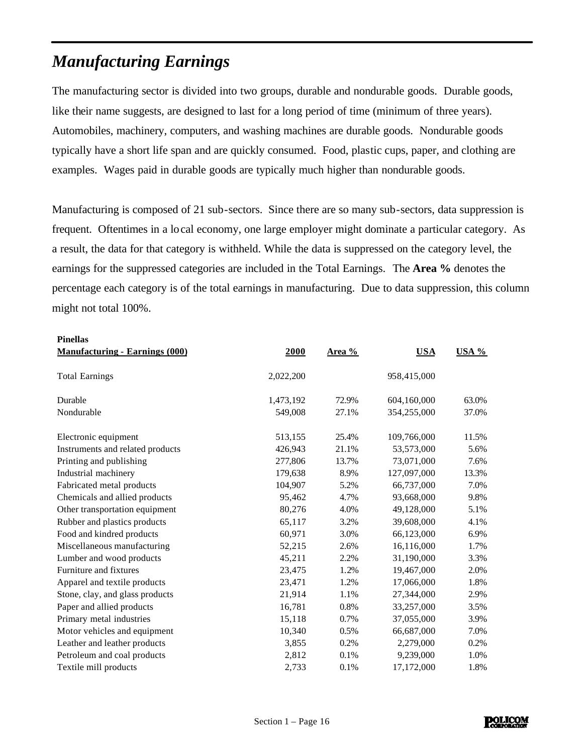# *Manufacturing Earnings*

The manufacturing sector is divided into two groups, durable and nondurable goods. Durable goods, like their name suggests, are designed to last for a long period of time (minimum of three years). Automobiles, machinery, computers, and washing machines are durable goods. Nondurable goods typically have a short life span and are quickly consumed. Food, plastic cups, paper, and clothing are examples. Wages paid in durable goods are typically much higher than nondurable goods.

Manufacturing is composed of 21 sub-sectors. Since there are so many sub-sectors, data suppression is frequent. Oftentimes in a local economy, one large employer might dominate a particular category. As a result, the data for that category is withheld. While the data is suppressed on the category level, the earnings for the suppressed categories are included in the Total Earnings. The **Area %** denotes the percentage each category is of the total earnings in manufacturing. Due to data suppression, this column might not total 100%.

| **Pinellas**<br>**Manufacturing - Earnings (000)** | **2000** | **Area %** | **USA** | **USA %** |
|---|---|---|---|---|
| Total Earnings | 2,022,200 | | 958,415,000 | |
| Durable | 1,473,192 | 72.9% | 604,160,000 | 63.0% |
| Nondurable | 549,008 | 27.1% | 354,255,000 | 37.0% |
| Electronic equipment | 513,155 | 25.4% | 109,766,000 | 11.5% |
| Instruments and related products | 426,943 | 21.1% | 53,573,000 | 5.6% |
| Printing and publishing | 277,806 | 13.7% | 73,071,000 | 7.6% |
| Industrial machinery | 179,638 | 8.9% | 127,097,000 | 13.3% |
| Fabricated metal products | 104,907 | 5.2% | 66,737,000 | 7.0% |
| Chemicals and allied products | 95,462 | 4.7% | 93,668,000 | 9.8% |
| Other transportation equipment | 80,276 | 4.0% | 49,128,000 | 5.1% |
| Rubber and plastics products | 65,117 | 3.2% | 39,608,000 | 4.1% |
| Food and kindred products | 60,971 | 3.0% | 66,123,000 | 6.9% |
| Miscellaneous manufacturing | 52,215 | 2.6% | 16,116,000 | 1.7% |
| Lumber and wood products | 45,211 | 2.2% | 31,190,000 | 3.3% |
| Furniture and fixtures | 23,475 | 1.2% | 19,467,000 | 2.0% |
| Apparel and textile products | 23,471 | 1.2% | 17,066,000 | 1.8% |
| Stone, clay, and glass products | 21,914 | 1.1% | 27,344,000 | 2.9% |
| Paper and allied products | 16,781 | 0.8% | 33,257,000 | 3.5% |
| Primary metal industries | 15,118 | 0.7% | 37,055,000 | 3.9% |
| Motor vehicles and equipment | 10,340 | 0.5% | 66,687,000 | 7.0% |
| Leather and leather products | 3,855 | 0.2% | 2,279,000 | 0.2% |
| Petroleum and coal products | 2,812 | 0.1% | 9,239,000 | 1.0% |
| Textile mill products | 2,733 | 0.1% | 17,172,000 | 1.8% |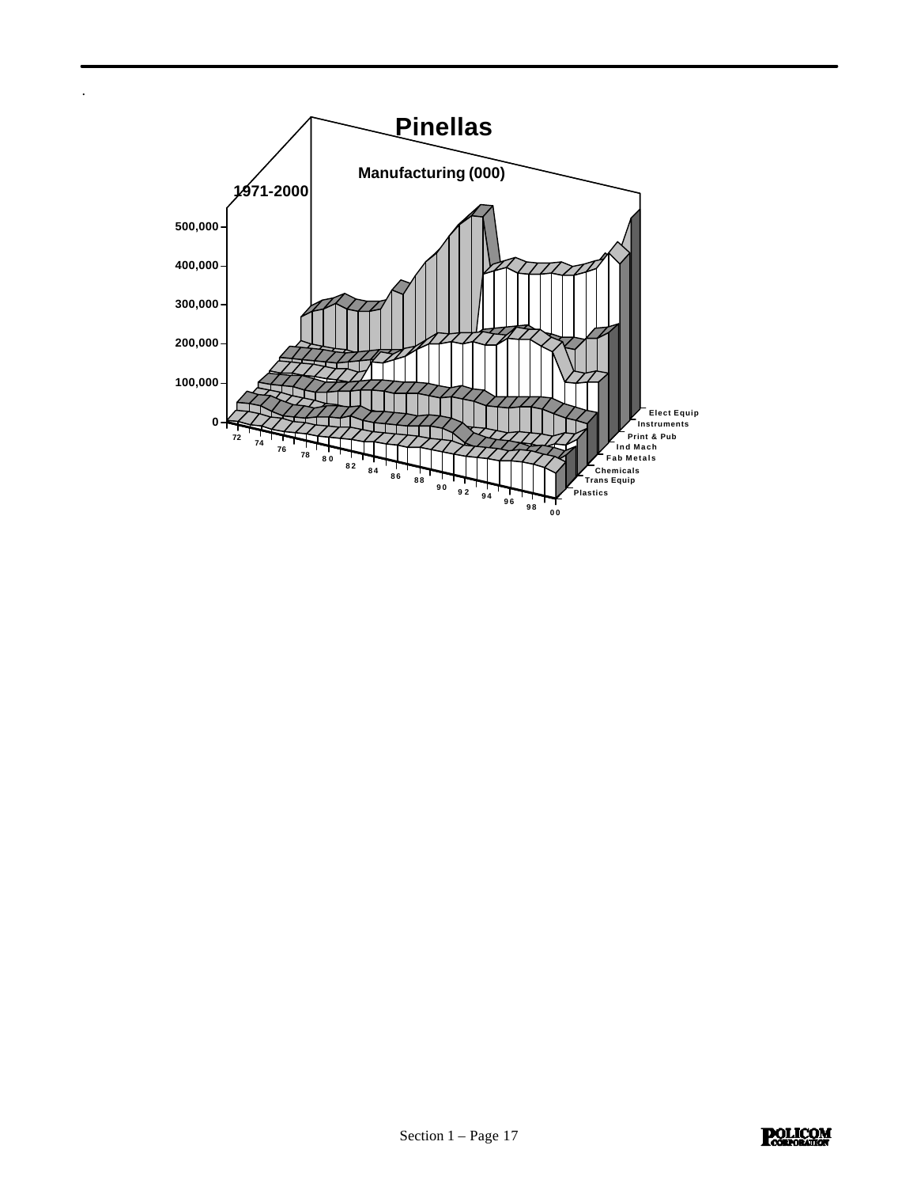# Pinellas

**Manufacturing (000)**

**1971-2000**

500,000
400,000
300,000
200,000
100,000
0

72 74 76 78 80 82 84 86 88 90 92 94 96 98 00

Elect Equip
Instruments
Print & Pub
Ind Mach
Fab Metals
Chemicals
Trans Equip
Plastics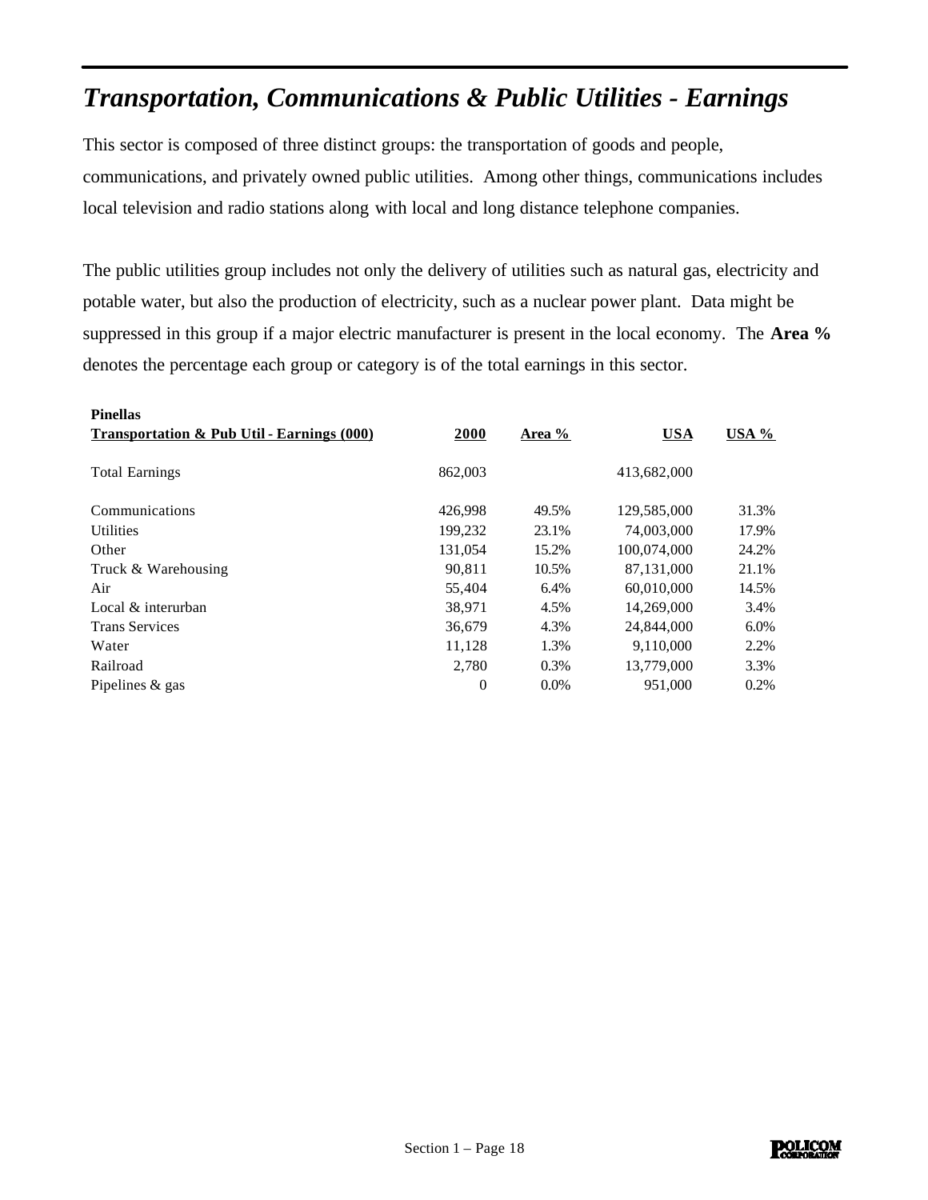## *Transportation, Communications & Public Utilities - Earnings*

This sector is composed of three distinct groups: the transportation of goods and people, communications, and privately owned public utilities. Among other things, communications includes local television and radio stations along with local and long distance telephone companies.

The public utilities group includes not only the delivery of utilities such as natural gas, electricity and potable water, but also the production of electricity, such as a nuclear power plant. Data might be suppressed in this group if a major electric manufacturer is present in the local economy. The **Area %** denotes the percentage each group or category is of the total earnings in this sector.

| **Pinellas** **Transportation & Pub Util - Earnings (000)** | **2000** | **Area %** | **USA** | **USA %** |
|---|---|---|---|---|
| Total Earnings | 862,003 | | 413,682,000 | |
| Communications | 426,998 | 49.5% | 129,585,000 | 31.3% |
| Utilities | 199,232 | 23.1% | 74,003,000 | 17.9% |
| Other | 131,054 | 15.2% | 100,074,000 | 24.2% |
| Truck & Warehousing | 90,811 | 10.5% | 87,131,000 | 21.1% |
| Air | 55,404 | 6.4% | 60,010,000 | 14.5% |
| Local & interurban | 38,971 | 4.5% | 14,269,000 | 3.4% |
| Trans Services | 36,679 | 4.3% | 24,844,000 | 6.0% |
| Water | 11,128 | 1.3% | 9,110,000 | 2.2% |
| Railroad | 2,780 | 0.3% | 13,779,000 | 3.3% |
| Pipelines & gas | 0 | 0.0% | 951,000 | 0.2% |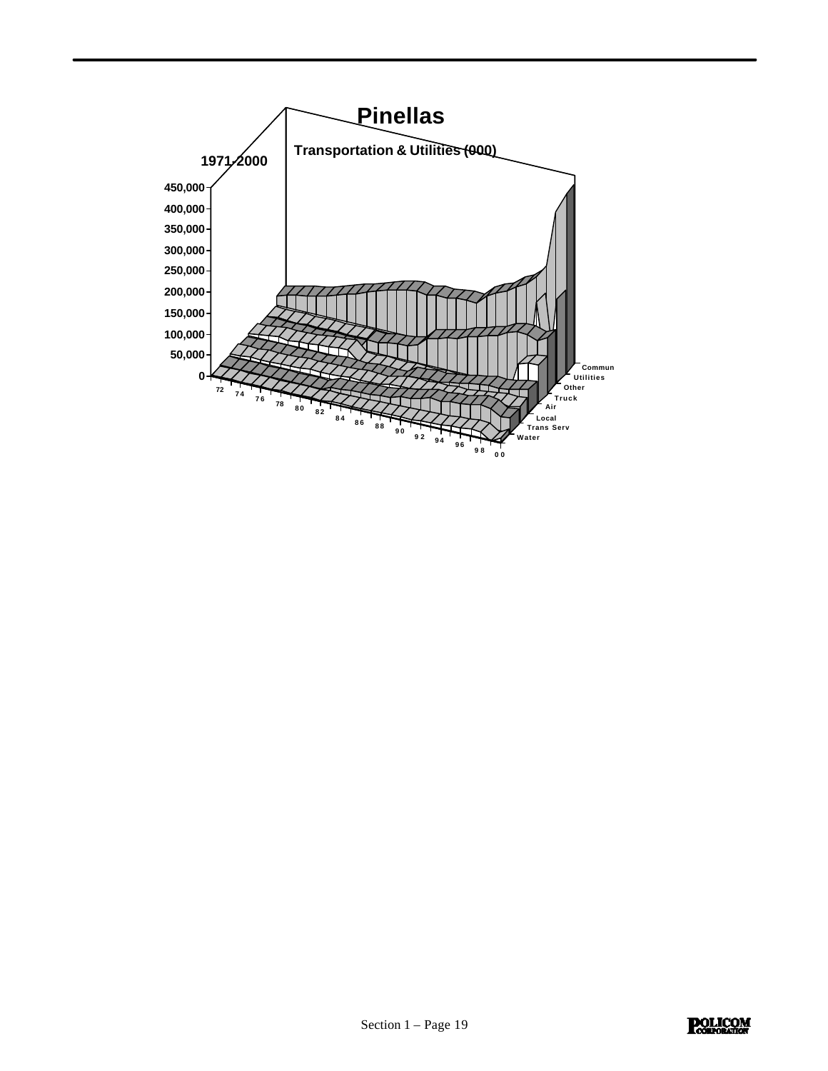# Pinellas

**1971-2000**

**Transportation & Utilities (000)**

450,000
400,000
350,000
300,000
250,000
200,000
150,000
100,000
50,000
0

72 74 76 78 80 82 84 86 88 90 92 94 96 98 00

Commun
Utilities
Other
Truck
Air
Local
Trans Serv
Water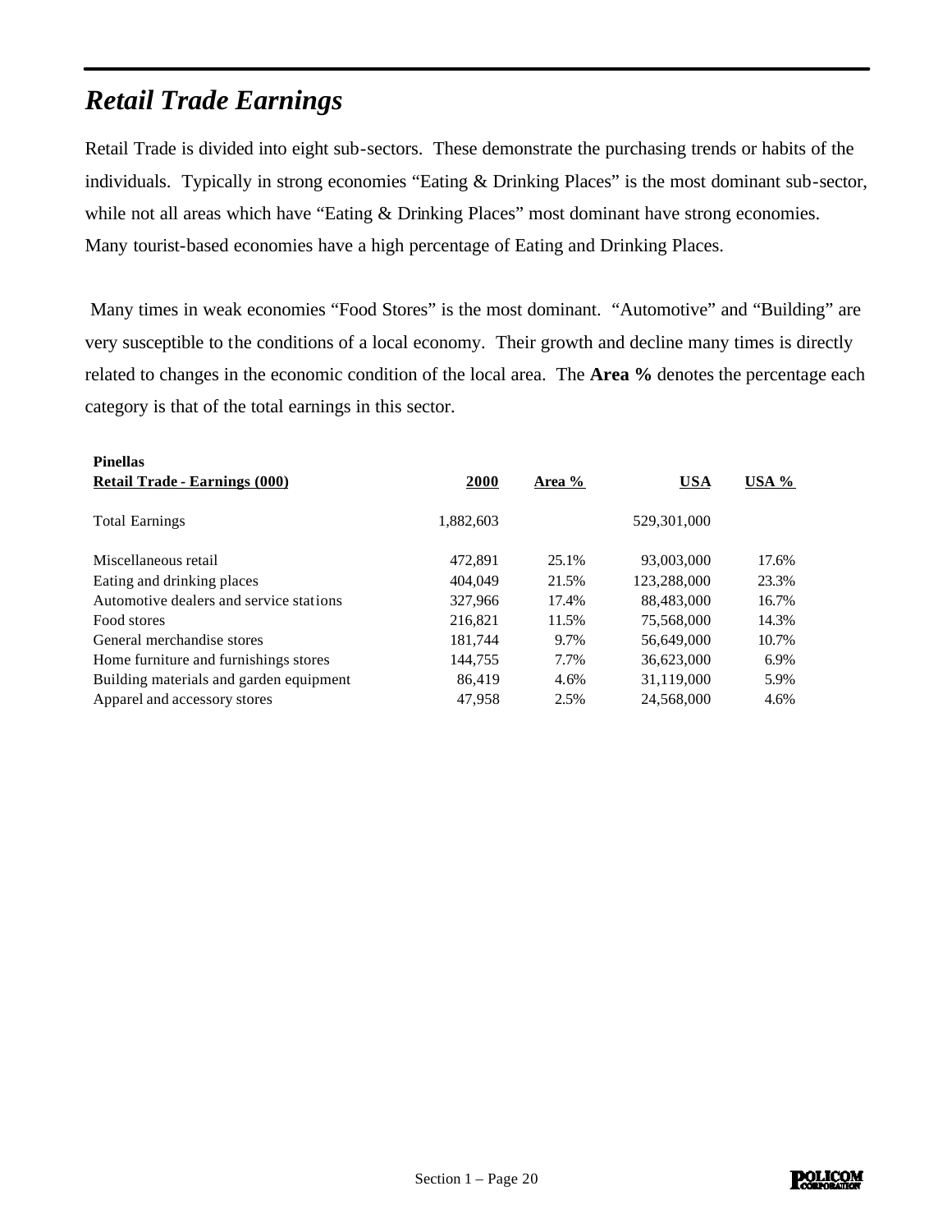## *Retail Trade Earnings*

Retail Trade is divided into eight sub-sectors. These demonstrate the purchasing trends or habits of the individuals. Typically in strong economies "Eating & Drinking Places" is the most dominant sub-sector, while not all areas which have "Eating & Drinking Places" most dominant have strong economies. Many tourist-based economies have a high percentage of Eating and Drinking Places.

Many times in weak economies "Food Stores" is the most dominant. "Automotive" and "Building" are very susceptible to the conditions of a local economy. Their growth and decline many times is directly related to changes in the economic condition of the local area. The **Area %** denotes the percentage each category is that of the total earnings in this sector.

| **Pinellas**<br>**Retail Trade - Earnings (000)** | **2000** | **Area %** | **USA** | **USA %** |
|---|---|---|---|---|
| Total Earnings | 1,882,603 | | 529,301,000 | |
| Miscellaneous retail | 472,891 | 25.1% | 93,003,000 | 17.6% |
| Eating and drinking places | 404,049 | 21.5% | 123,288,000 | 23.3% |
| Automotive dealers and service stations | 327,966 | 17.4% | 88,483,000 | 16.7% |
| Food stores | 216,821 | 11.5% | 75,568,000 | 14.3% |
| General merchandise stores | 181,744 | 9.7% | 56,649,000 | 10.7% |
| Home furniture and furnishings stores | 144,755 | 7.7% | 36,623,000 | 6.9% |
| Building materials and garden equipment | 86,419 | 4.6% | 31,119,000 | 5.9% |
| Apparel and accessory stores | 47,958 | 2.5% | 24,568,000 | 4.6% |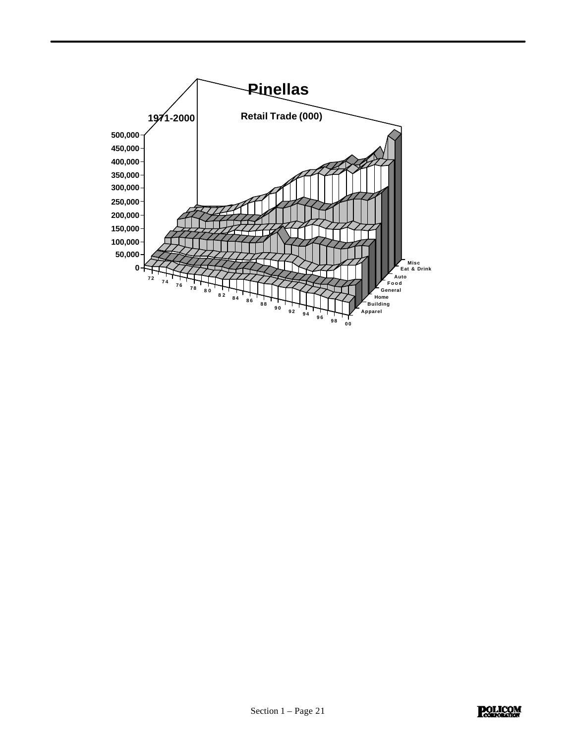# Pinellas

1971-2000

Retail Trade (000)

500,000
450,000
400,000
350,000
300,000
250,000
200,000
150,000
100,000
50,000
0

72 74 76 78 80 82 84 86 88 90 92 94 96 98 00

Misc
Eat & Drink
Auto
Food
General
Home
Building
Apparel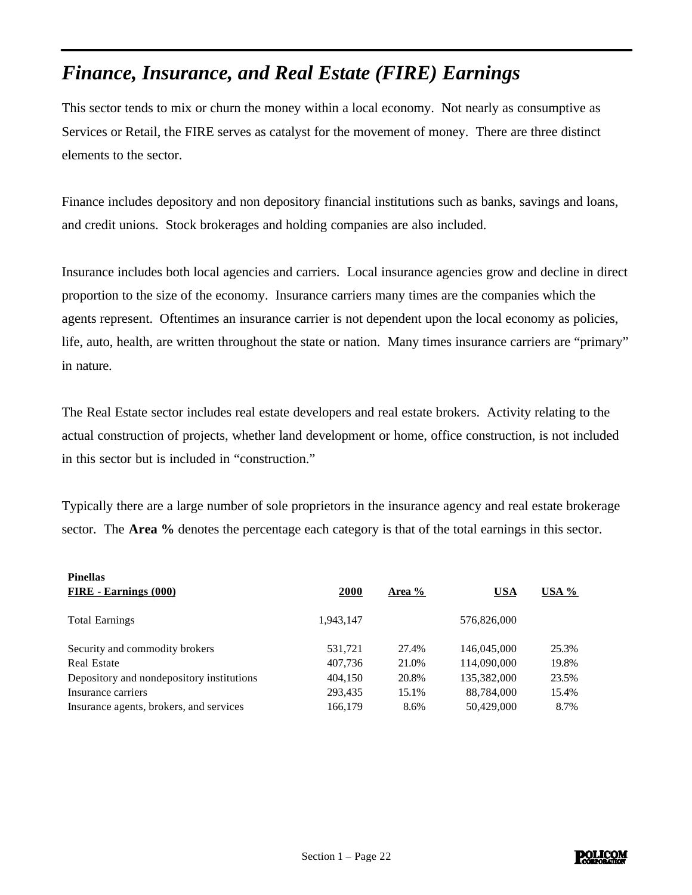# *Finance, Insurance, and Real Estate (FIRE) Earnings*

This sector tends to mix or churn the money within a local economy. Not nearly as consumptive as Services or Retail, the FIRE serves as catalyst for the movement of money. There are three distinct elements to the sector.

Finance includes depository and non depository financial institutions such as banks, savings and loans, and credit unions. Stock brokerages and holding companies are also included.

Insurance includes both local agencies and carriers. Local insurance agencies grow and decline in direct proportion to the size of the economy. Insurance carriers many times are the companies which the agents represent. Oftentimes an insurance carrier is not dependent upon the local economy as policies, life, auto, health, are written throughout the state or nation. Many times insurance carriers are "primary" in nature.

The Real Estate sector includes real estate developers and real estate brokers. Activity relating to the actual construction of projects, whether land development or home, office construction, is not included in this sector but is included in "construction."

Typically there are a large number of sole proprietors in the insurance agency and real estate brokerage sector. The **Area %** denotes the percentage each category is that of the total earnings in this sector.

| **Pinellas**<br>**FIRE - Earnings (000)** | **2000** | **Area %** | **USA** | **USA %** |
|---|---|---|---|---|
| Total Earnings | 1,943,147 | | 576,826,000 | |
| Security and commodity brokers | 531,721 | 27.4% | 146,045,000 | 25.3% |
| Real Estate | 407,736 | 21.0% | 114,090,000 | 19.8% |
| Depository and nondepository institutions | 404,150 | 20.8% | 135,382,000 | 23.5% |
| Insurance carriers | 293,435 | 15.1% | 88,784,000 | 15.4% |
| Insurance agents, brokers, and services | 166,179 | 8.6% | 50,429,000 | 8.7% |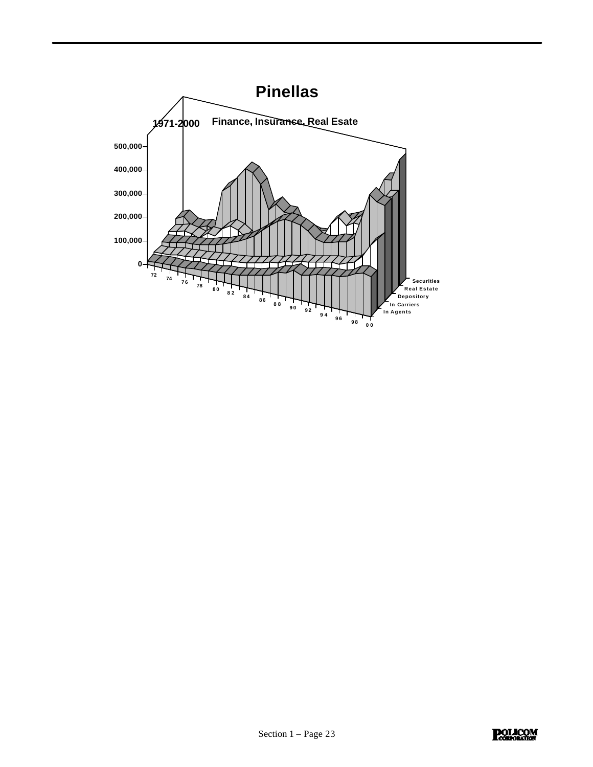# Pinellas

1971-2000 Finance, Insurance, Real Esate

500,000
400,000
300,000
200,000
100,000
0

72 74 76 78 80 82 84 86 88 90 92 94 96 98 00

Securities
Real Estate
Depository
In Carriers
In Agents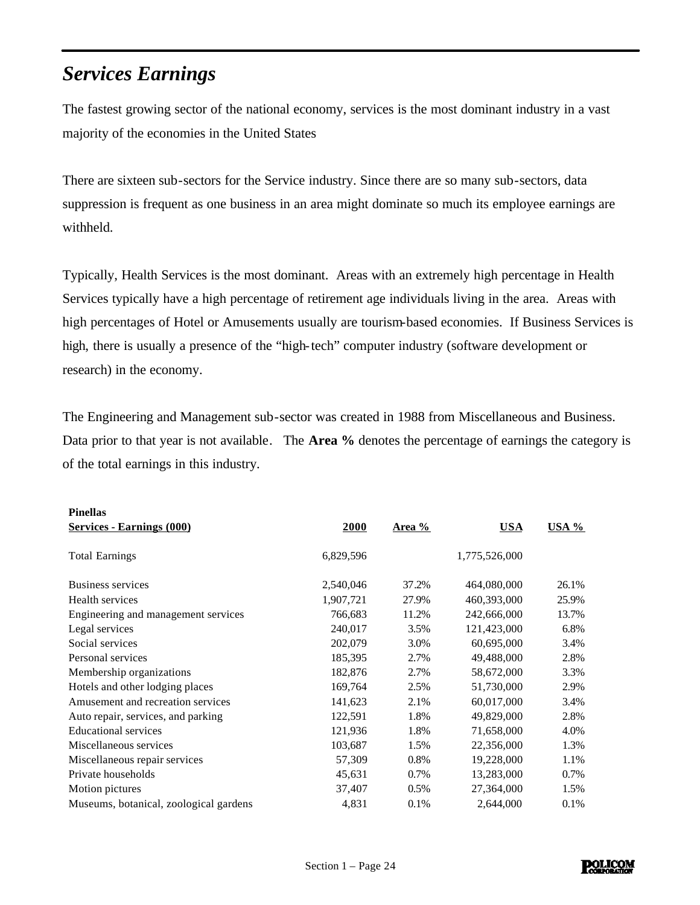## *Services Earnings*

The fastest growing sector of the national economy, services is the most dominant industry in a vast majority of the economies in the United States

There are sixteen sub-sectors for the Service industry. Since there are so many sub-sectors, data suppression is frequent as one business in an area might dominate so much its employee earnings are withheld.

Typically, Health Services is the most dominant. Areas with an extremely high percentage in Health Services typically have a high percentage of retirement age individuals living in the area. Areas with high percentages of Hotel or Amusements usually are tourism-based economies. If Business Services is high, there is usually a presence of the "high-tech" computer industry (software development or research) in the economy.

The Engineering and Management sub-sector was created in 1988 from Miscellaneous and Business. Data prior to that year is not available. The **Area %** denotes the percentage of earnings the category is of the total earnings in this industry.

| **Pinellas**<br>**Services - Earnings (000)** | **2000** | **Area %** | **USA** | **USA %** |
|---|---|---|---|---|
| Total Earnings | 6,829,596 | | 1,775,526,000 | |
| Business services | 2,540,046 | 37.2% | 464,080,000 | 26.1% |
| Health services | 1,907,721 | 27.9% | 460,393,000 | 25.9% |
| Engineering and management services | 766,683 | 11.2% | 242,666,000 | 13.7% |
| Legal services | 240,017 | 3.5% | 121,423,000 | 6.8% |
| Social services | 202,079 | 3.0% | 60,695,000 | 3.4% |
| Personal services | 185,395 | 2.7% | 49,488,000 | 2.8% |
| Membership organizations | 182,876 | 2.7% | 58,672,000 | 3.3% |
| Hotels and other lodging places | 169,764 | 2.5% | 51,730,000 | 2.9% |
| Amusement and recreation services | 141,623 | 2.1% | 60,017,000 | 3.4% |
| Auto repair, services, and parking | 122,591 | 1.8% | 49,829,000 | 2.8% |
| Educational services | 121,936 | 1.8% | 71,658,000 | 4.0% |
| Miscellaneous services | 103,687 | 1.5% | 22,356,000 | 1.3% |
| Miscellaneous repair services | 57,309 | 0.8% | 19,228,000 | 1.1% |
| Private households | 45,631 | 0.7% | 13,283,000 | 0.7% |
| Motion pictures | 37,407 | 0.5% | 27,364,000 | 1.5% |
| Museums, botanical, zoological gardens | 4,831 | 0.1% | 2,644,000 | 0.1% |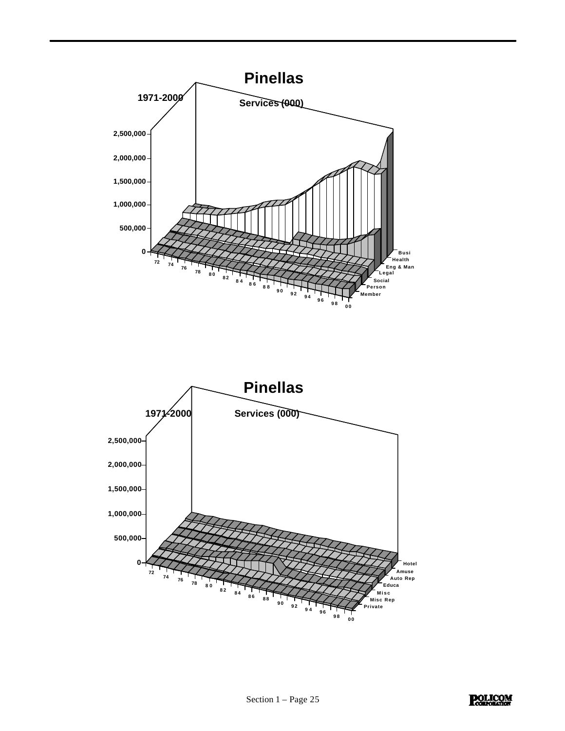# Pinellas

1971-2000

Services (000)

2,500,000
2,000,000
1,500,000
1,000,000
500,000
0

72 74 76 78 80 82 84 86 88 90 92 94 96 98 00

Busi
Health
Eng & Man
Legal
Social
Person
Member

# Pinellas

1971-2000

Services (000)

2,500,000
2,000,000
1,500,000
1,000,000
500,000
0

72 74 76 78 80 82 84 86 88 90 92 94 96 98 00

Hotel
Amuse
Auto Rep
Educa
Misc
Misc Rep
Private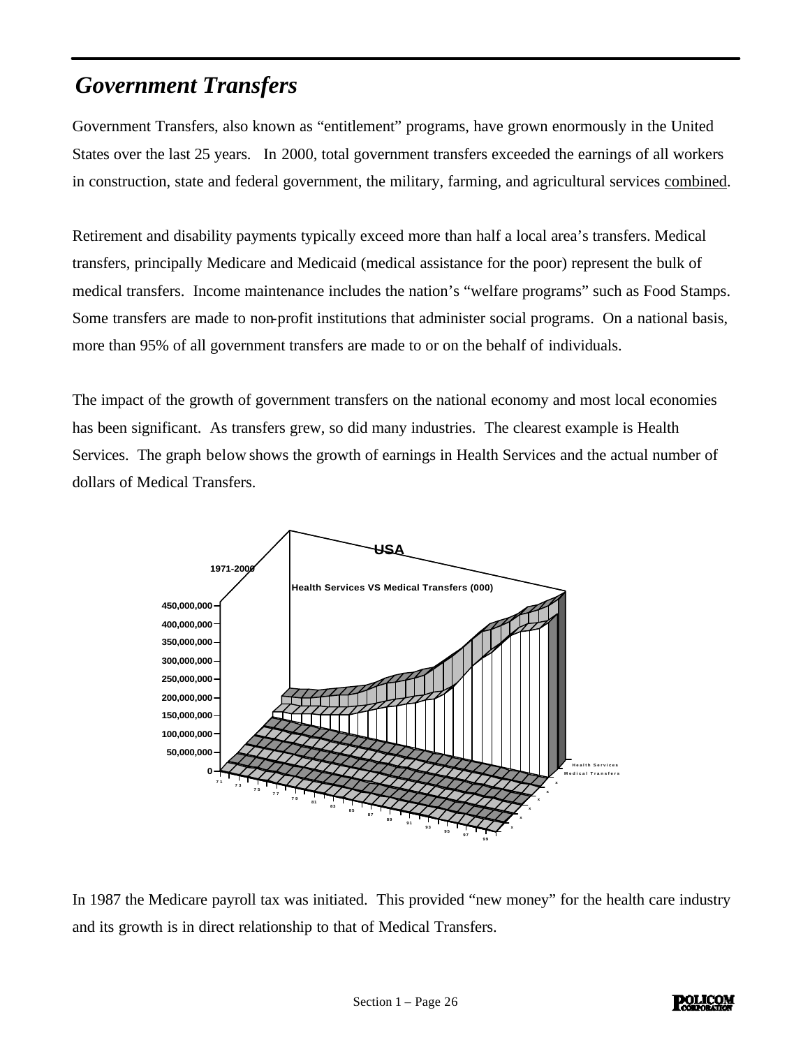## *Government Transfers*

Government Transfers, also known as "entitlement" programs, have grown enormously in the United States over the last 25 years. In 2000, total government transfers exceeded the earnings of all workers in construction, state and federal government, the military, farming, and agricultural services combined.

Retirement and disability payments typically exceed more than half a local area's transfers. Medical transfers, principally Medicare and Medicaid (medical assistance for the poor) represent the bulk of medical transfers. Income maintenance includes the nation's "welfare programs" such as Food Stamps. Some transfers are made to non-profit institutions that administer social programs. On a national basis, more than 95% of all government transfers are made to or on the behalf of individuals.

The impact of the growth of government transfers on the national economy and most local economies has been significant. As transfers grew, so did many industries. The clearest example is Health Services. The graph below shows the growth of earnings in Health Services and the actual number of dollars of Medical Transfers.

USA

1971-2000

Health Services VS Medical Transfers (000)

In 1987 the Medicare payroll tax was initiated. This provided "new money" for the health care industry and its growth is in direct relationship to that of Medical Transfers.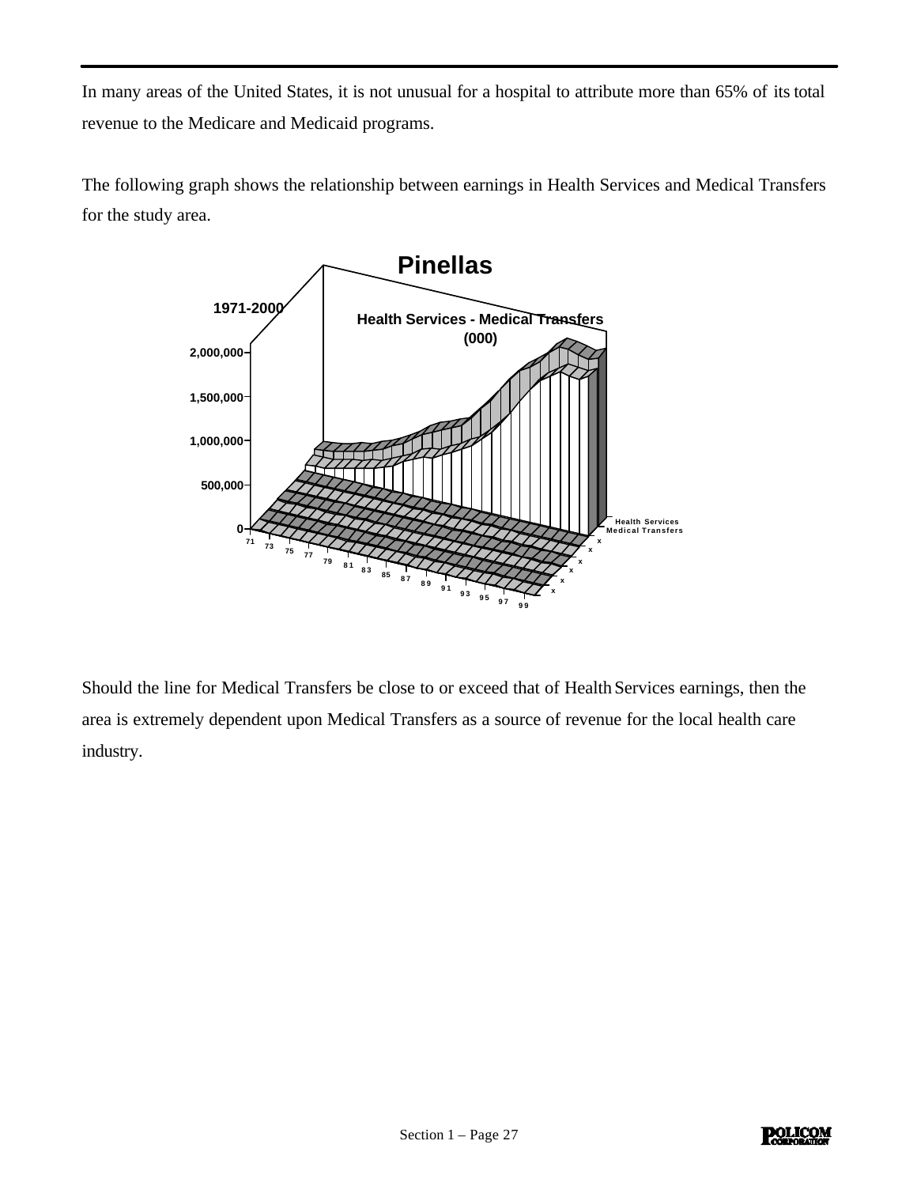In many areas of the United States, it is not unusual for a hospital to attribute more than 65% of its total revenue to the Medicare and Medicaid programs.

The following graph shows the relationship between earnings in Health Services and Medical Transfers for the study area.

**Pinellas**

1971-2000

Health Services - Medical Transfers (000)

Should the line for Medical Transfers be close to or exceed that of Health Services earnings, then the area is extremely dependent upon Medical Transfers as a source of revenue for the local health care industry.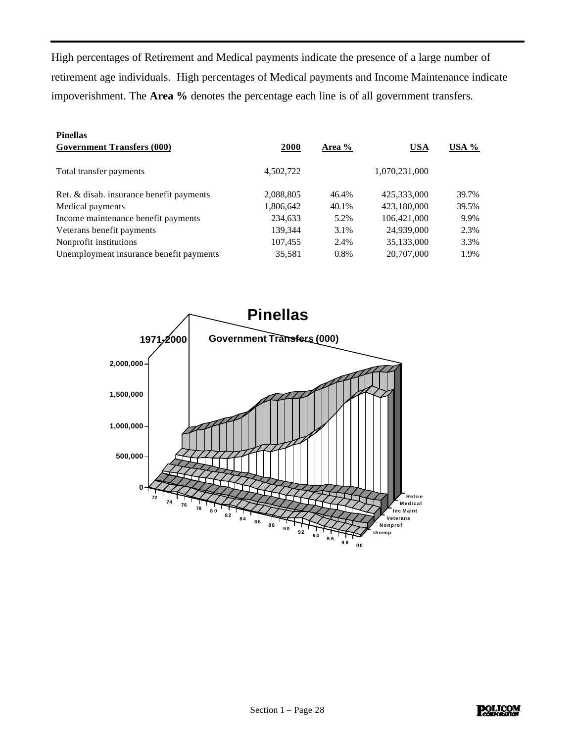High percentages of Retirement and Medical payments indicate the presence of a large number of retirement age individuals. High percentages of Medical payments and Income Maintenance indicate impoverishment. The **Area %** denotes the percentage each line is of all government transfers.

| **Pinellas** <br> **Government Transfers (000)** | **2000** | **Area %** | **USA** | **USA %** |
|---|---|---|---|---|
| Total transfer payments | 4,502,722 | | 1,070,231,000 | |
| Ret. & disab. insurance benefit payments | 2,088,805 | 46.4% | 425,333,000 | 39.7% |
| Medical payments | 1,806,642 | 40.1% | 423,180,000 | 39.5% |
| Income maintenance benefit payments | 234,633 | 5.2% | 106,421,000 | 9.9% |
| Veterans benefit payments | 139,344 | 3.1% | 24,939,000 | 2.3% |
| Nonprofit institutions | 107,455 | 2.4% | 35,133,000 | 3.3% |
| Unemployment insurance benefit payments | 35,581 | 0.8% | 20,707,000 | 1.9% |

**Pinellas**

1971-2000 Government Transfers (000)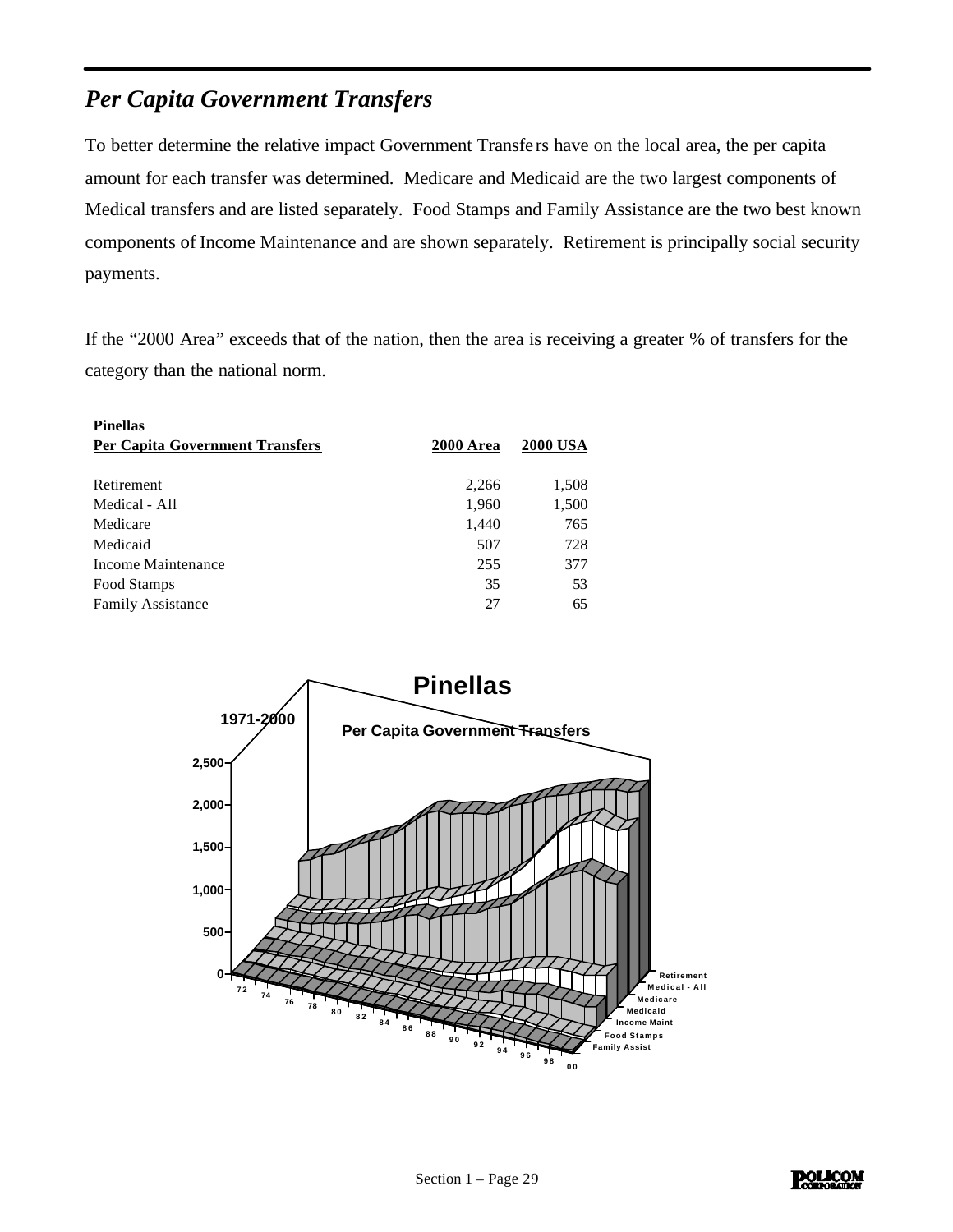## *Per Capita Government Transfers*

To better determine the relative impact Government Transfers have on the local area, the per capita amount for each transfer was determined. Medicare and Medicaid are the two largest components of Medical transfers and are listed separately. Food Stamps and Family Assistance are the two best known components of Income Maintenance and are shown separately. Retirement is principally social security payments.

If the "2000 Area" exceeds that of the nation, then the area is receiving a greater % of transfers for the category than the national norm.

| **Pinellas**<br>**Per Capita Government Transfers** | **2000 Area** | **2000 USA** |
|---|---|---|
| Retirement | 2,266 | 1,508 |
| Medical - All | 1,960 | 1,500 |
| Medicare | 1,440 | 765 |
| Medicaid | 507 | 728 |
| Income Maintenance | 255 | 377 |
| Food Stamps | 35 | 53 |
| Family Assistance | 27 | 65 |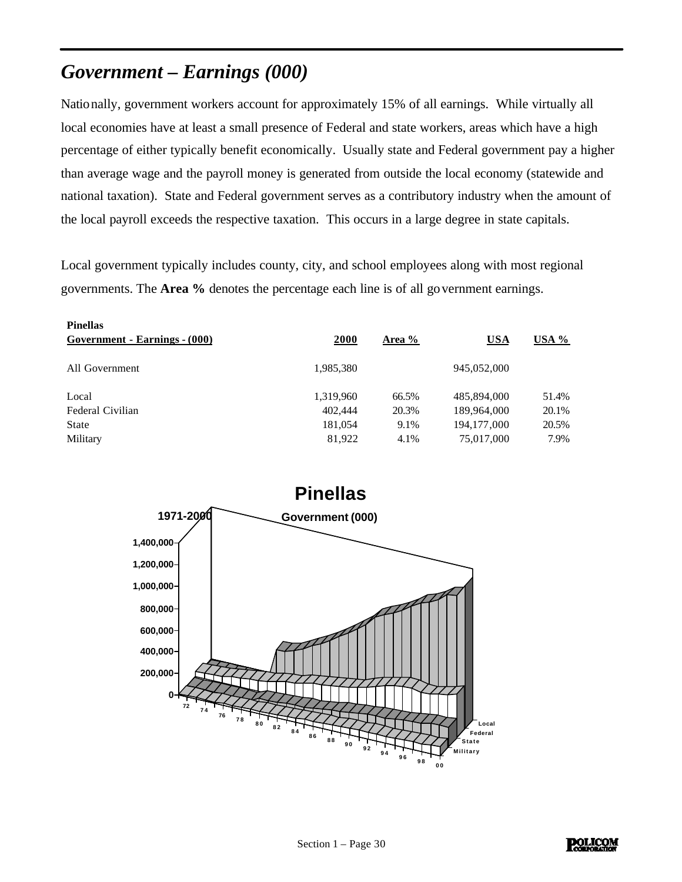## *Government – Earnings (000)*

Nationally, government workers account for approximately 15% of all earnings. While virtually all local economies have at least a small presence of Federal and state workers, areas which have a high percentage of either typically benefit economically. Usually state and Federal government pay a higher than average wage and the payroll money is generated from outside the local economy (statewide and national taxation). State and Federal government serves as a contributory industry when the amount of the local payroll exceeds the respective taxation. This occurs in a large degree in state capitals.

Local government typically includes county, city, and school employees along with most regional governments. The **Area %** denotes the percentage each line is of all government earnings.

| **Pinellas** Government - Earnings - (000) | 2000 | Area % | USA | USA % |
|---|---|---|---|---|
| All Government | 1,985,380 | | 945,052,000 | |
| Local | 1,319,960 | 66.5% | 485,894,000 | 51.4% |
| Federal Civilian | 402,444 | 20.3% | 189,964,000 | 20.1% |
| State | 181,054 | 9.1% | 194,177,000 | 20.5% |
| Military | 81,922 | 4.1% | 75,017,000 | 7.9% |

**Pinellas**

**1971-2000** **Government (000)**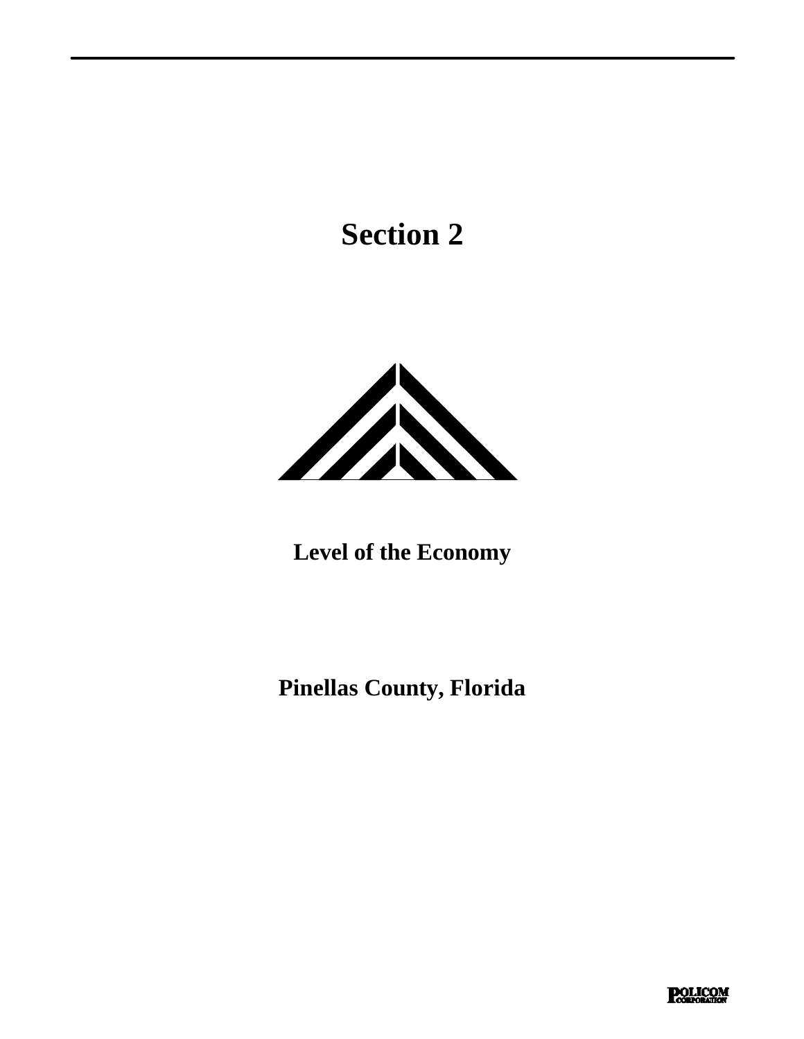# Section 2

**Level of the Economy**

**Pinellas County, Florida**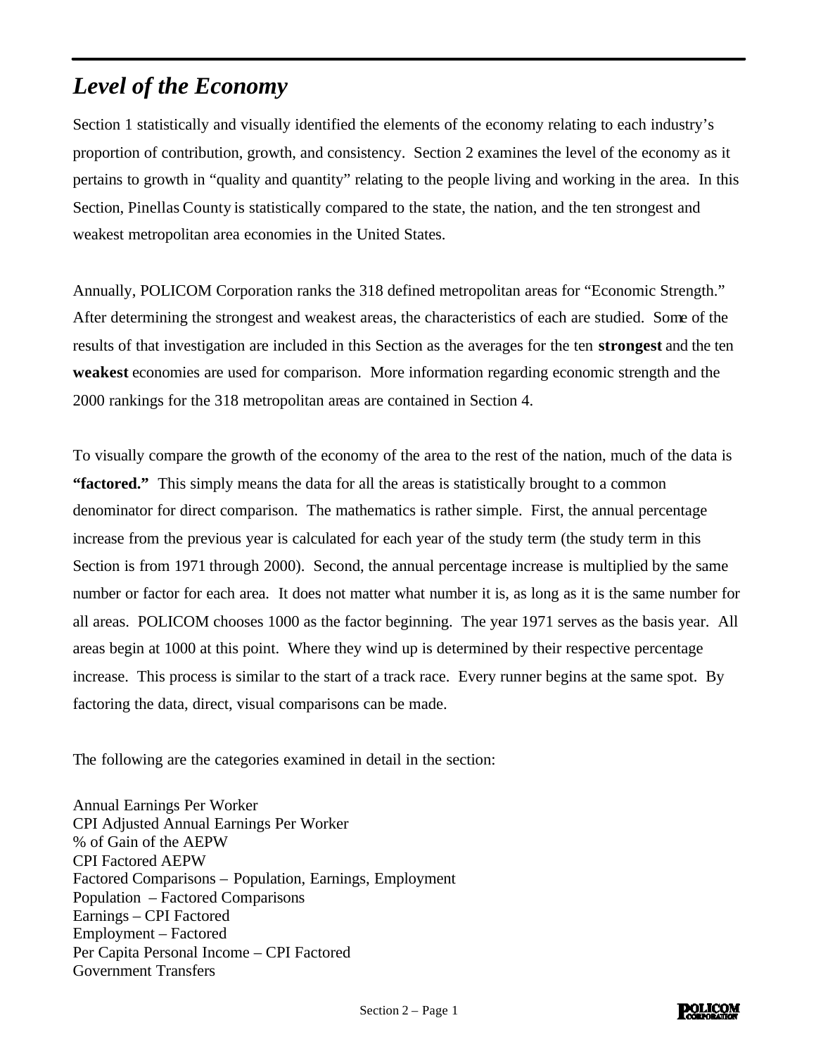# *Level of the Economy*

Section 1 statistically and visually identified the elements of the economy relating to each industry's proportion of contribution, growth, and consistency. Section 2 examines the level of the economy as it pertains to growth in "quality and quantity" relating to the people living and working in the area. In this Section, Pinellas County is statistically compared to the state, the nation, and the ten strongest and weakest metropolitan area economies in the United States.

Annually, POLICOM Corporation ranks the 318 defined metropolitan areas for "Economic Strength." After determining the strongest and weakest areas, the characteristics of each are studied. Some of the results of that investigation are included in this Section as the averages for the ten **strongest** and the ten **weakest** economies are used for comparison. More information regarding economic strength and the 2000 rankings for the 318 metropolitan areas are contained in Section 4.

To visually compare the growth of the economy of the area to the rest of the nation, much of the data is **"factored."** This simply means the data for all the areas is statistically brought to a common denominator for direct comparison. The mathematics is rather simple. First, the annual percentage increase from the previous year is calculated for each year of the study term (the study term in this Section is from 1971 through 2000). Second, the annual percentage increase is multiplied by the same number or factor for each area. It does not matter what number it is, as long as it is the same number for all areas. POLICOM chooses 1000 as the factor beginning. The year 1971 serves as the basis year. All areas begin at 1000 at this point. Where they wind up is determined by their respective percentage increase. This process is similar to the start of a track race. Every runner begins at the same spot. By factoring the data, direct, visual comparisons can be made.

The following are the categories examined in detail in the section:

Annual Earnings Per Worker
CPI Adjusted Annual Earnings Per Worker
% of Gain of the AEPW
CPI Factored AEPW
Factored Comparisons – Population, Earnings, Employment
Population – Factored Comparisons
Earnings – CPI Factored
Employment – Factored
Per Capita Personal Income – CPI Factored
Government Transfers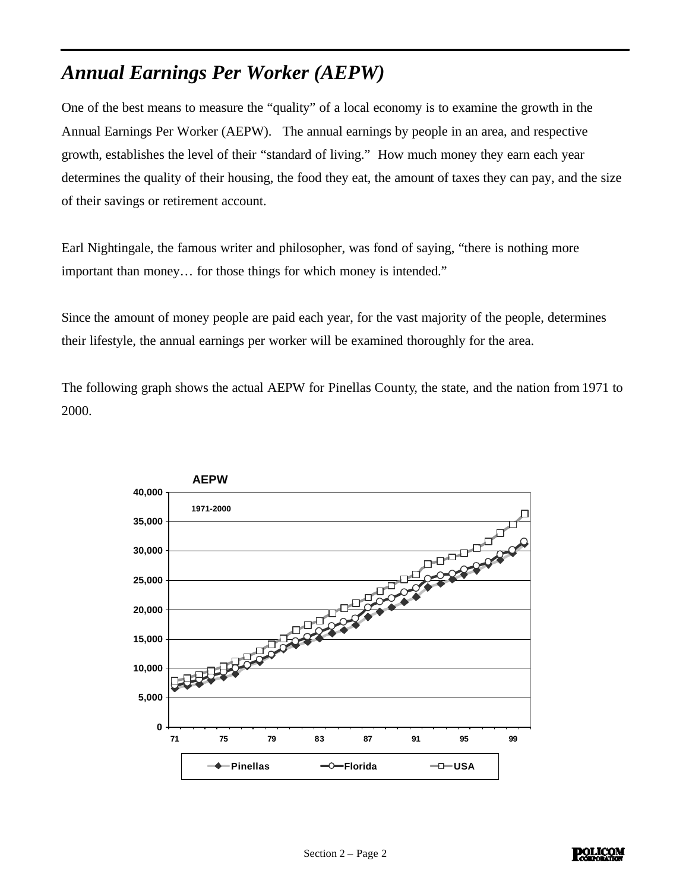## *Annual Earnings Per Worker (AEPW)*

One of the best means to measure the "quality" of a local economy is to examine the growth in the Annual Earnings Per Worker (AEPW). The annual earnings by people in an area, and respective growth, establishes the level of their "standard of living." How much money they earn each year determines the quality of their housing, the food they eat, the amount of taxes they can pay, and the size of their savings or retirement account.

Earl Nightingale, the famous writer and philosopher, was fond of saying, "there is nothing more important than money… for those things for which money is intended."

Since the amount of money people are paid each year, for the vast majority of the people, determines their lifestyle, the annual earnings per worker will be examined thoroughly for the area.

The following graph shows the actual AEPW for Pinellas County, the state, and the nation from 1971 to 2000.

**AEPW**

1971-2000

Y-axis: 0, 5,000, 10,000, 15,000, 20,000, 25,000, 30,000, 35,000, 40,000

X-axis: 71, 75, 79, 83, 87, 91, 95, 99

Legend: Pinellas, Florida, USA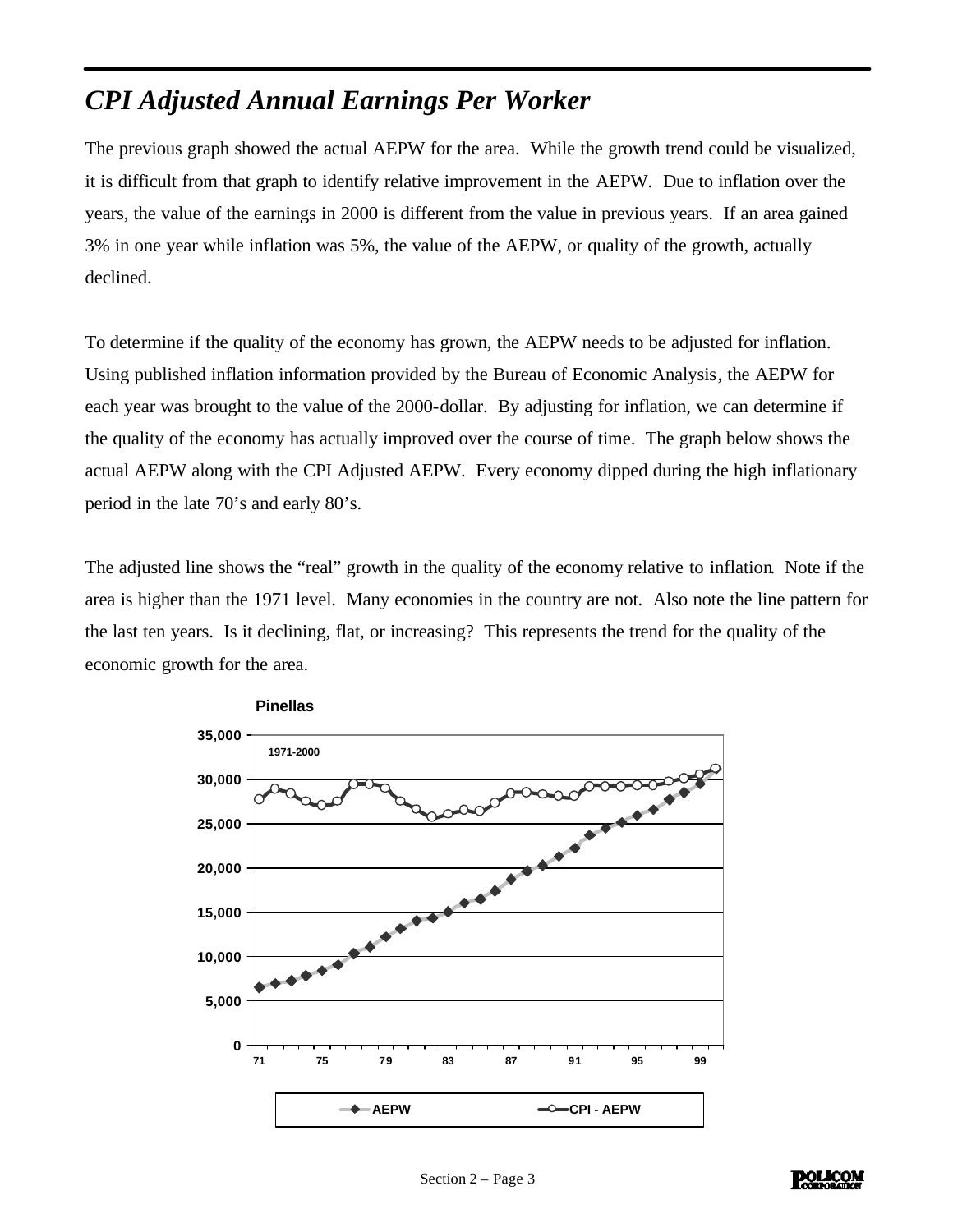# *CPI Adjusted Annual Earnings Per Worker*

The previous graph showed the actual AEPW for the area. While the growth trend could be visualized, it is difficult from that graph to identify relative improvement in the AEPW. Due to inflation over the years, the value of the earnings in 2000 is different from the value in previous years. If an area gained 3% in one year while inflation was 5%, the value of the AEPW, or quality of the growth, actually declined.

To determine if the quality of the economy has grown, the AEPW needs to be adjusted for inflation. Using published inflation information provided by the Bureau of Economic Analysis, the AEPW for each year was brought to the value of the 2000-dollar. By adjusting for inflation, we can determine if the quality of the economy has actually improved over the course of time. The graph below shows the actual AEPW along with the CPI Adjusted AEPW. Every economy dipped during the high inflationary period in the late 70's and early 80's.

The adjusted line shows the "real" growth in the quality of the economy relative to inflation. Note if the area is higher than the 1971 level. Many economies in the country are not. Also note the line pattern for the last ten years. Is it declining, flat, or increasing? This represents the trend for the quality of the economic growth for the area.

**Pinellas**

1971-2000

Legend: AEPW; CPI - AEPW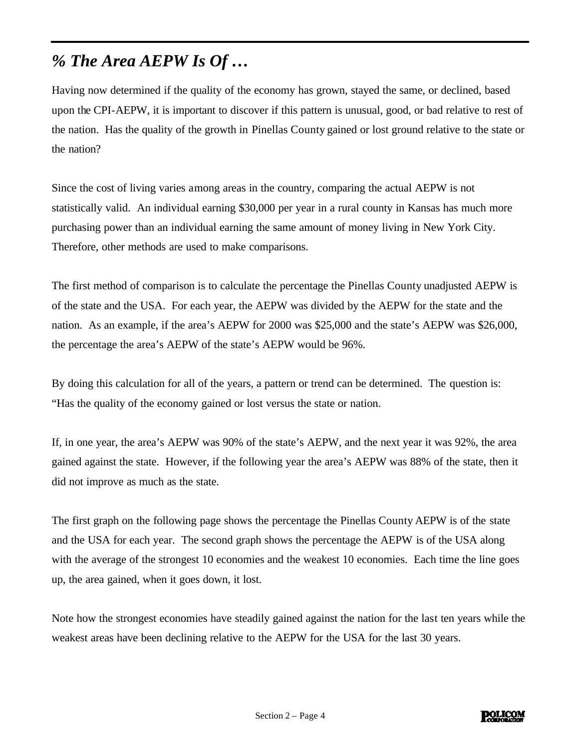## *% The Area AEPW Is Of …*

Having now determined if the quality of the economy has grown, stayed the same, or declined, based upon the CPI-AEPW, it is important to discover if this pattern is unusual, good, or bad relative to rest of the nation. Has the quality of the growth in Pinellas County gained or lost ground relative to the state or the nation?

Since the cost of living varies among areas in the country, comparing the actual AEPW is not statistically valid. An individual earning $30,000 per year in a rural county in Kansas has much more purchasing power than an individual earning the same amount of money living in New York City. Therefore, other methods are used to make comparisons.

The first method of comparison is to calculate the percentage the Pinellas County unadjusted AEPW is of the state and the USA. For each year, the AEPW was divided by the AEPW for the state and the nation. As an example, if the area's AEPW for 2000 was $25,000 and the state's AEPW was $26,000, the percentage the area's AEPW of the state's AEPW would be 96%.

By doing this calculation for all of the years, a pattern or trend can be determined. The question is: "Has the quality of the economy gained or lost versus the state or nation.

If, in one year, the area's AEPW was 90% of the state's AEPW, and the next year it was 92%, the area gained against the state. However, if the following year the area's AEPW was 88% of the state, then it did not improve as much as the state.

The first graph on the following page shows the percentage the Pinellas County AEPW is of the state and the USA for each year. The second graph shows the percentage the AEPW is of the USA along with the average of the strongest 10 economies and the weakest 10 economies. Each time the line goes up, the area gained, when it goes down, it lost.

Note how the strongest economies have steadily gained against the nation for the last ten years while the weakest areas have been declining relative to the AEPW for the USA for the last 30 years.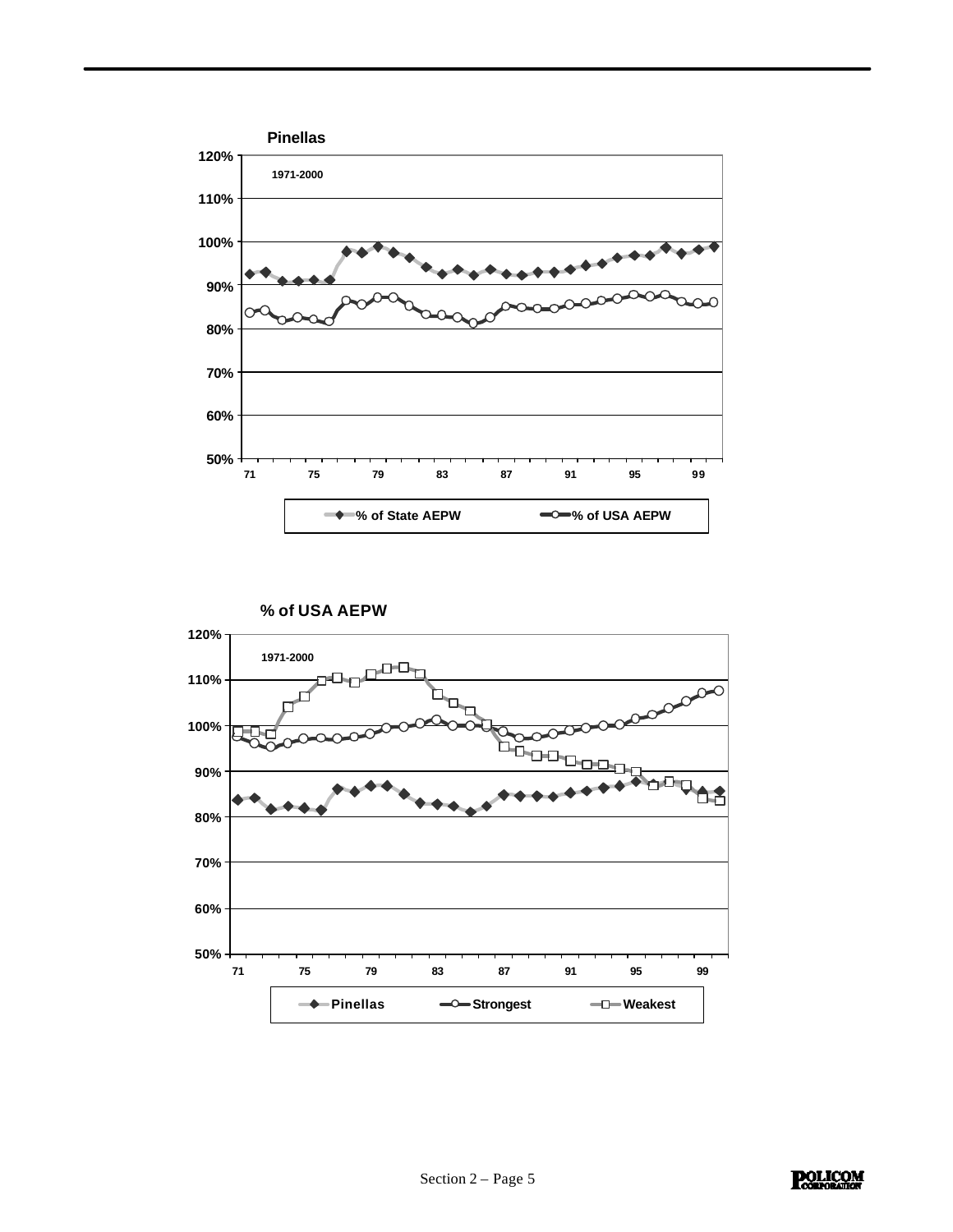**Pinellas**

1971-2000

120%
110%
100%
90%
80%
70%
60%
50%

71 75 79 83 87 91 95 99

% of State AEPW — % of USA AEPW

**% of USA AEPW**

1971-2000

120%
110%
100%
90%
80%
70%
60%
50%

71 75 79 83 87 91 95 99

Pinellas — Strongest — Weakest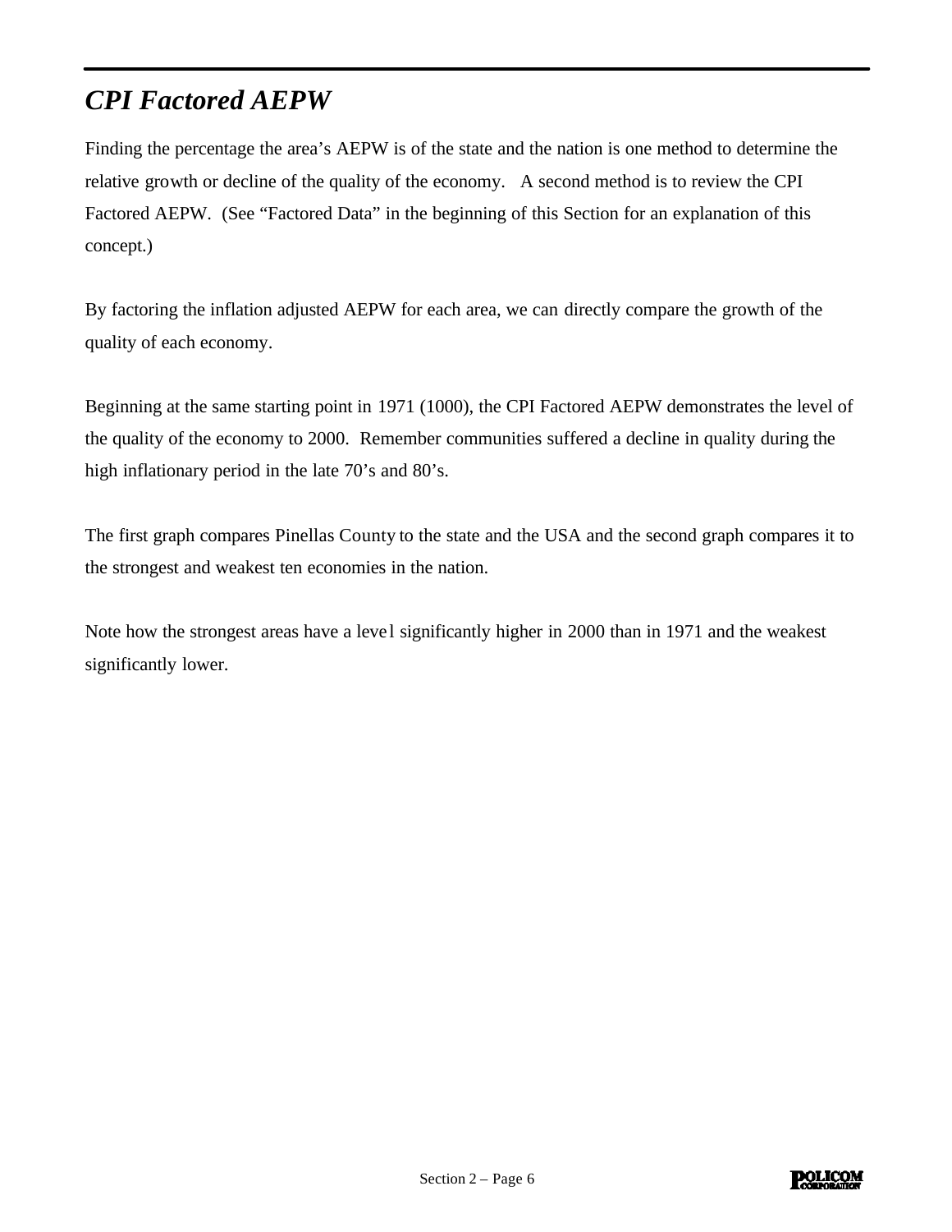## *CPI Factored AEPW*

Finding the percentage the area's AEPW is of the state and the nation is one method to determine the relative growth or decline of the quality of the economy. A second method is to review the CPI Factored AEPW. (See "Factored Data" in the beginning of this Section for an explanation of this concept.)

By factoring the inflation adjusted AEPW for each area, we can directly compare the growth of the quality of each economy.

Beginning at the same starting point in 1971 (1000), the CPI Factored AEPW demonstrates the level of the quality of the economy to 2000. Remember communities suffered a decline in quality during the high inflationary period in the late 70's and 80's.

The first graph compares Pinellas County to the state and the USA and the second graph compares it to the strongest and weakest ten economies in the nation.

Note how the strongest areas have a level significantly higher in 2000 than in 1971 and the weakest significantly lower.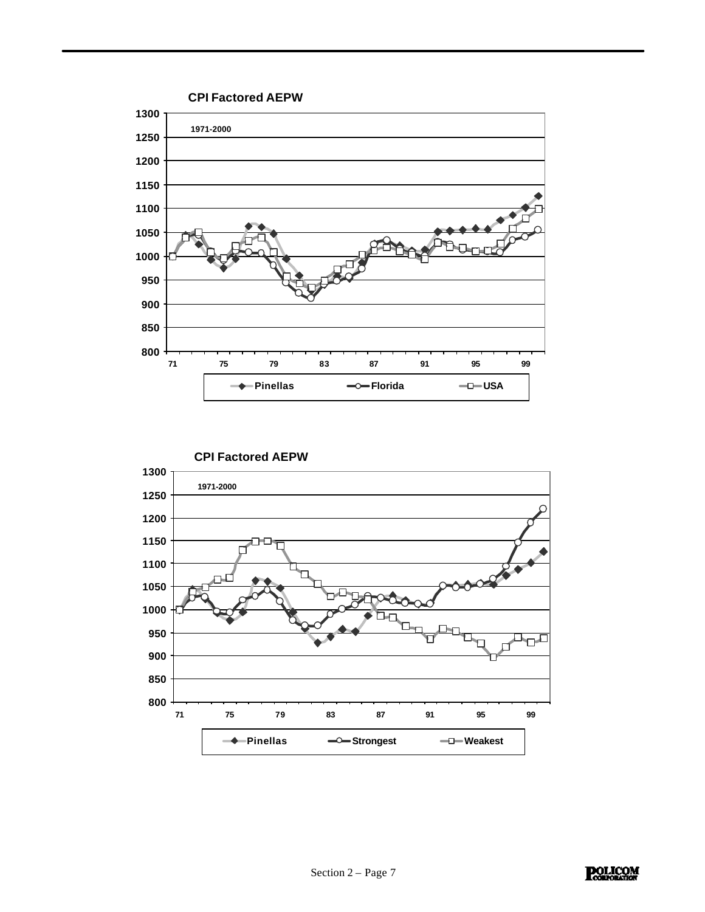**CPI Factored AEPW**

1971-2000

Legend: Pinellas, Florida, USA

**CPI Factored AEPW**

1971-2000

Legend: Pinellas, Strongest, Weakest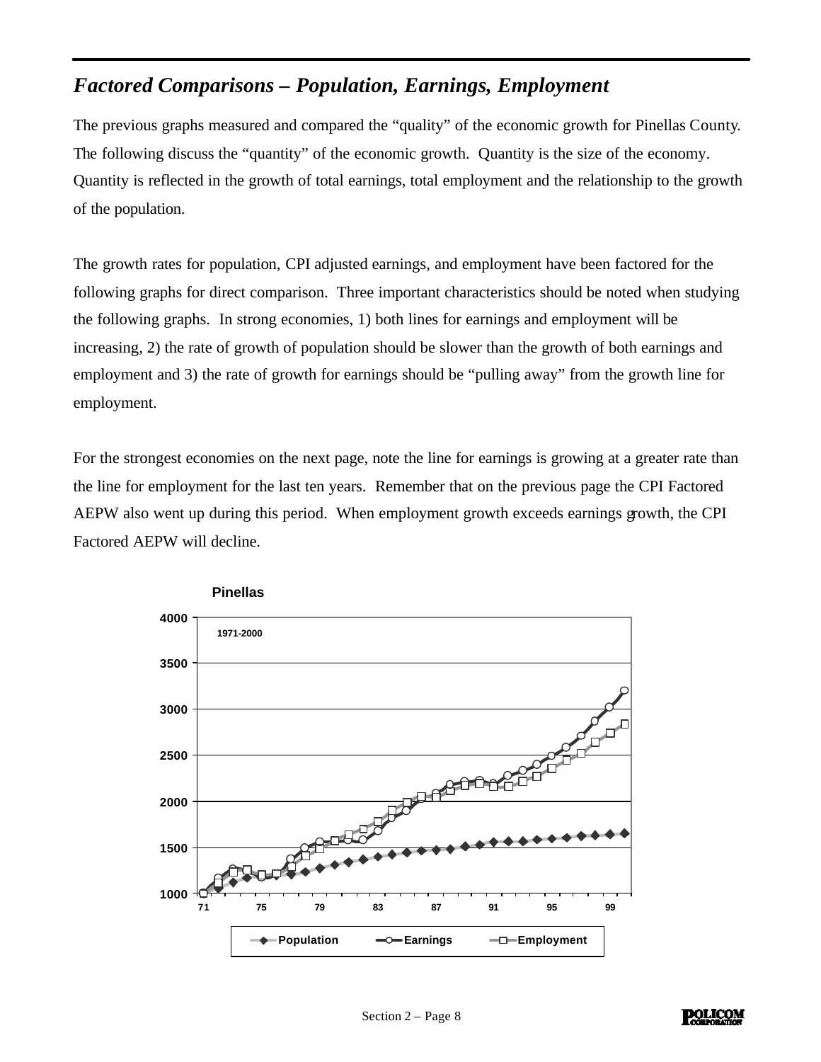## *Factored Comparisons – Population, Earnings, Employment*

The previous graphs measured and compared the "quality" of the economic growth for Pinellas County. The following discuss the "quantity" of the economic growth. Quantity is the size of the economy. Quantity is reflected in the growth of total earnings, total employment and the relationship to the growth of the population.

The growth rates for population, CPI adjusted earnings, and employment have been factored for the following graphs for direct comparison. Three important characteristics should be noted when studying the following graphs. In strong economies, 1) both lines for earnings and employment will be increasing, 2) the rate of growth of population should be slower than the growth of both earnings and employment and 3) the rate of growth for earnings should be "pulling away" from the growth line for employment.

For the strongest economies on the next page, note the line for earnings is growing at a greater rate than the line for employment for the last ten years. Remember that on the previous page the CPI Factored AEPW also went up during this period. When employment growth exceeds earnings growth, the CPI Factored AEPW will decline.

**Pinellas**

1971-2000

Population — Earnings — Employment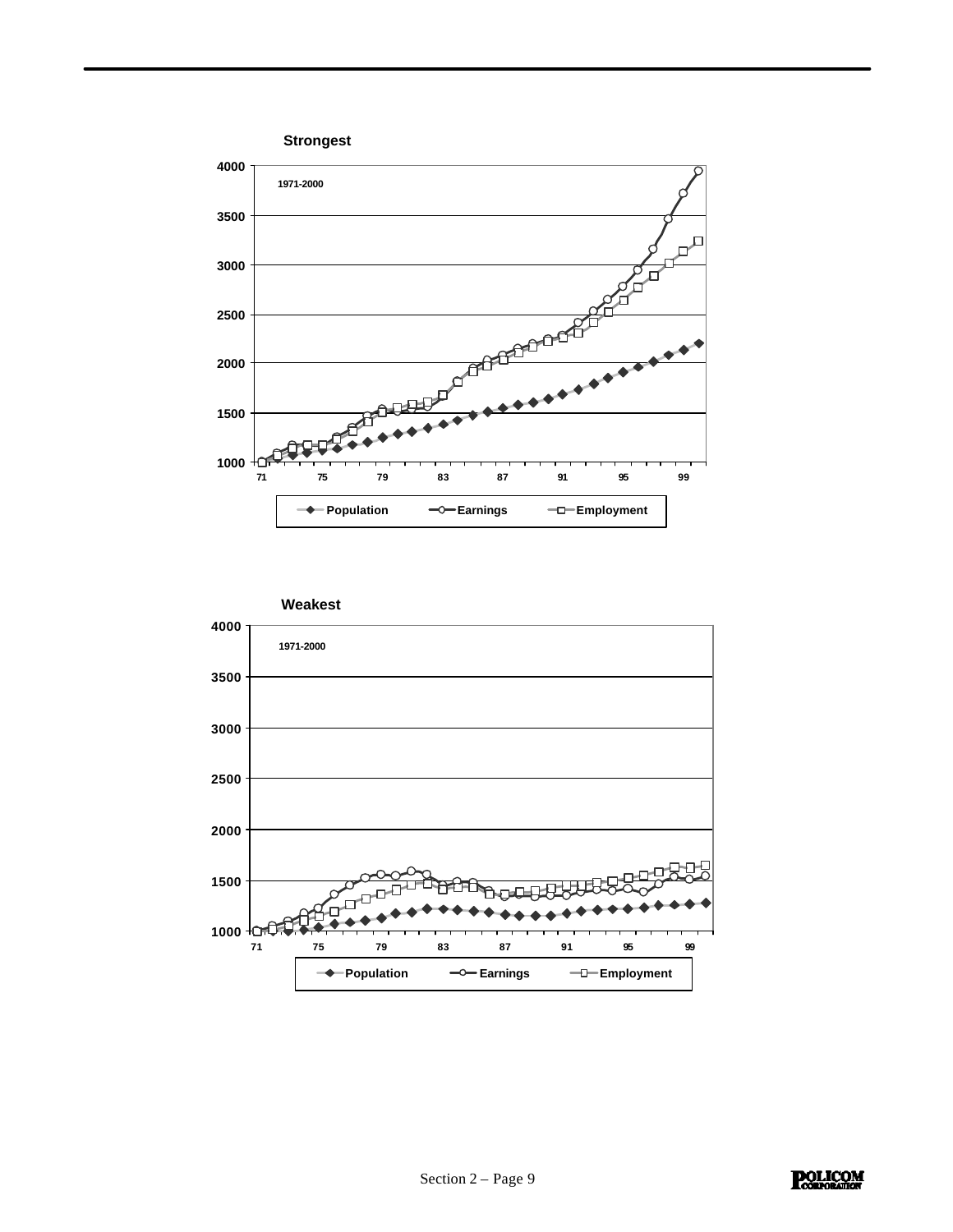**Strongest**

1971-2000

Population — Earnings — Employment

**Weakest**

1971-2000

Population — Earnings — Employment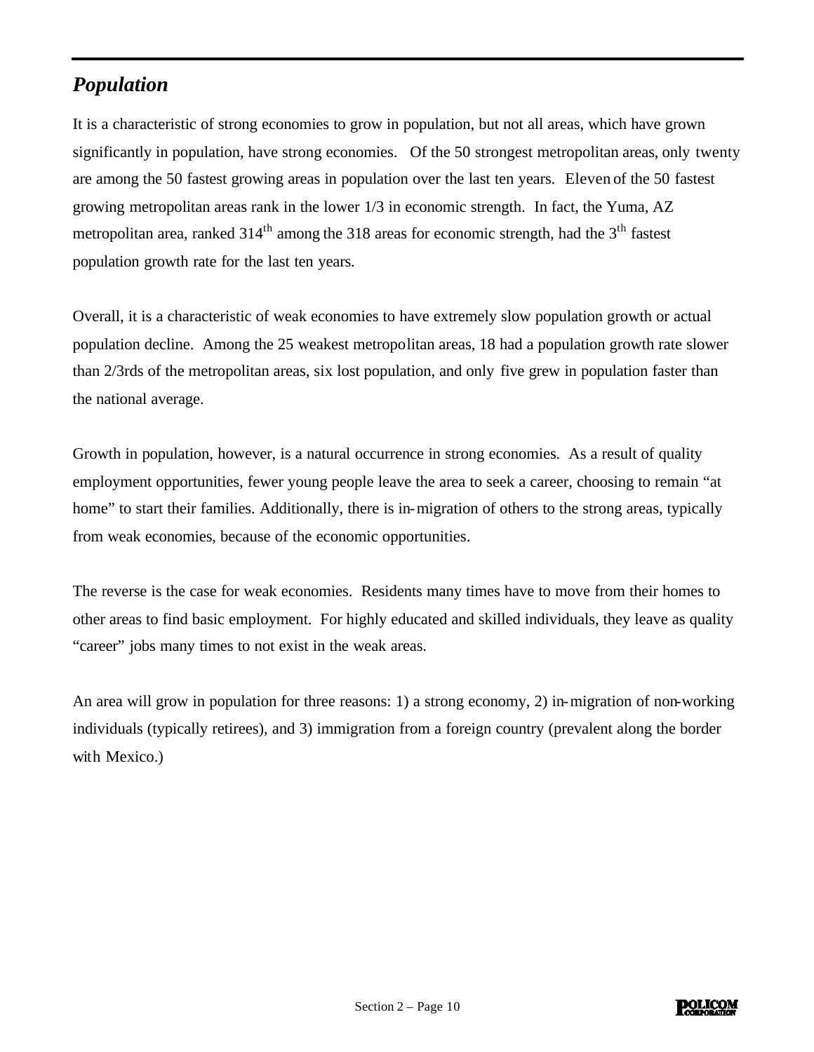## *Population*

It is a characteristic of strong economies to grow in population, but not all areas, which have grown significantly in population, have strong economies. Of the 50 strongest metropolitan areas, only twenty are among the 50 fastest growing areas in population over the last ten years. Eleven of the 50 fastest growing metropolitan areas rank in the lower 1/3 in economic strength. In fact, the Yuma, AZ metropolitan area, ranked 314th among the 318 areas for economic strength, had the 3rd fastest population growth rate for the last ten years.

Overall, it is a characteristic of weak economies to have extremely slow population growth or actual population decline. Among the 25 weakest metropolitan areas, 18 had a population growth rate slower than 2/3rds of the metropolitan areas, six lost population, and only five grew in population faster than the national average.

Growth in population, however, is a natural occurrence in strong economies. As a result of quality employment opportunities, fewer young people leave the area to seek a career, choosing to remain "at home" to start their families. Additionally, there is in-migration of others to the strong areas, typically from weak economies, because of the economic opportunities.

The reverse is the case for weak economies. Residents many times have to move from their homes to other areas to find basic employment. For highly educated and skilled individuals, they leave as quality "career" jobs many times to not exist in the weak areas.

An area will grow in population for three reasons: 1) a strong economy, 2) in-migration of non-working individuals (typically retirees), and 3) immigration from a foreign country (prevalent along the border with Mexico.)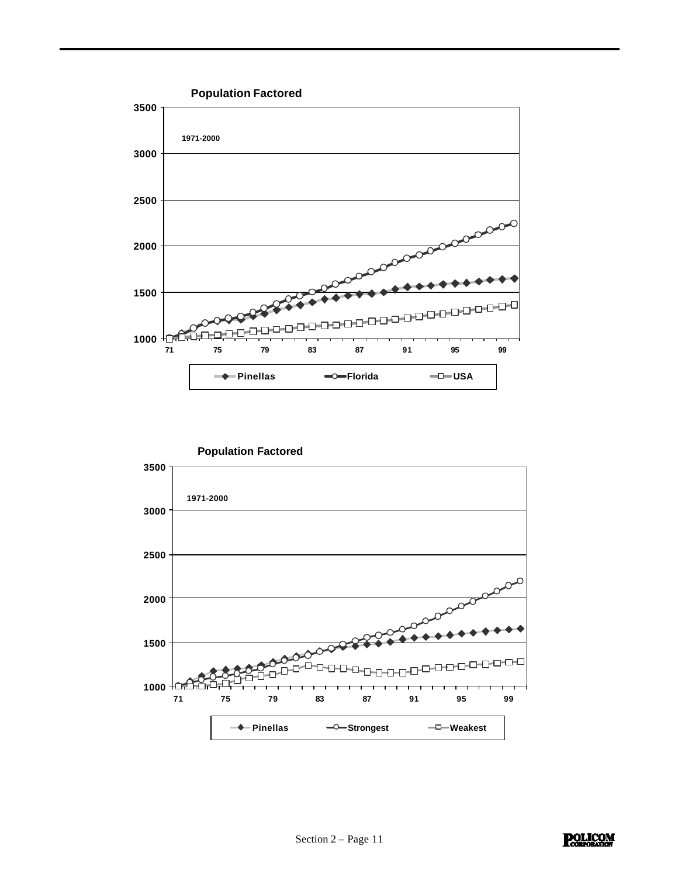**Population Factored**

1971-2000

- Pinellas
- Florida
- USA

**Population Factored**

1971-2000

- Pinellas
- Strongest
- Weakest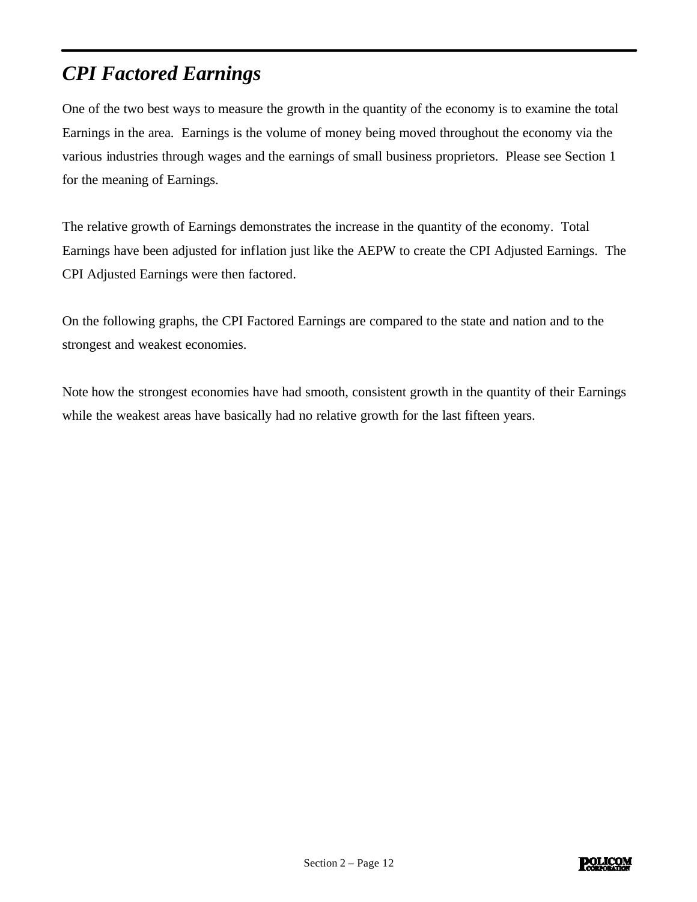# *CPI Factored Earnings*

One of the two best ways to measure the growth in the quantity of the economy is to examine the total Earnings in the area. Earnings is the volume of money being moved throughout the economy via the various industries through wages and the earnings of small business proprietors. Please see Section 1 for the meaning of Earnings.

The relative growth of Earnings demonstrates the increase in the quantity of the economy. Total Earnings have been adjusted for inflation just like the AEPW to create the CPI Adjusted Earnings. The CPI Adjusted Earnings were then factored.

On the following graphs, the CPI Factored Earnings are compared to the state and nation and to the strongest and weakest economies.

Note how the strongest economies have had smooth, consistent growth in the quantity of their Earnings while the weakest areas have basically had no relative growth for the last fifteen years.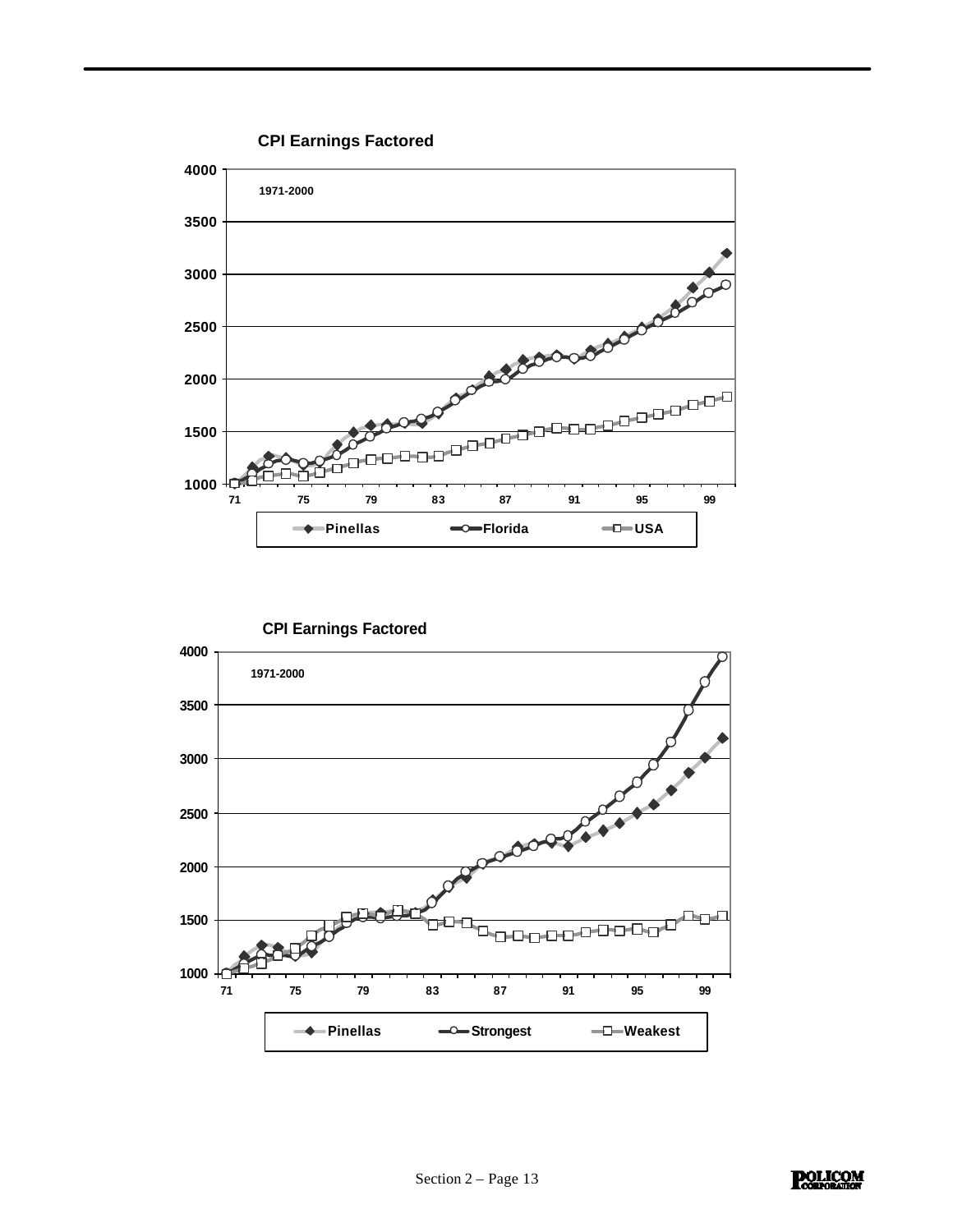**CPI Earnings Factored**

1971-2000

Legend: Pinellas, Florida, USA

**CPI Earnings Factored**

1971-2000

Legend: Pinellas, Strongest, Weakest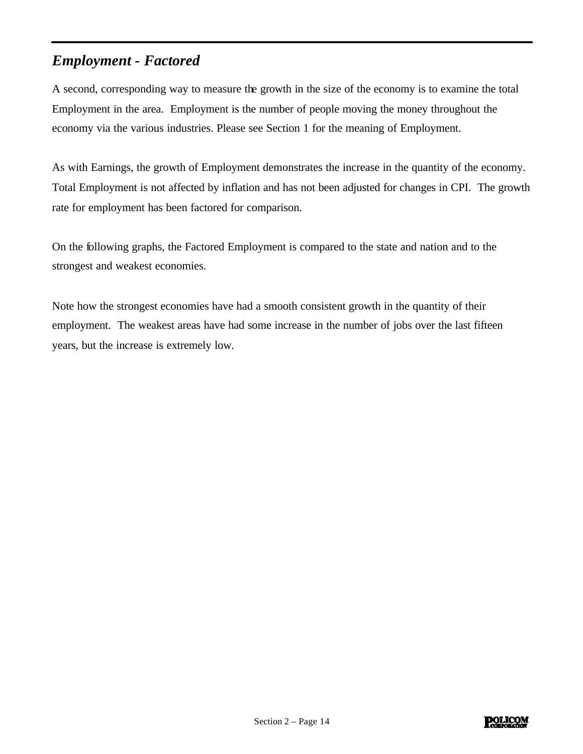## *Employment - Factored*

A second, corresponding way to measure the growth in the size of the economy is to examine the total Employment in the area. Employment is the number of people moving the money throughout the economy via the various industries. Please see Section 1 for the meaning of Employment.

As with Earnings, the growth of Employment demonstrates the increase in the quantity of the economy. Total Employment is not affected by inflation and has not been adjusted for changes in CPI. The growth rate for employment has been factored for comparison.

On the following graphs, the Factored Employment is compared to the state and nation and to the strongest and weakest economies.

Note how the strongest economies have had a smooth consistent growth in the quantity of their employment. The weakest areas have had some increase in the number of jobs over the last fifteen years, but the increase is extremely low.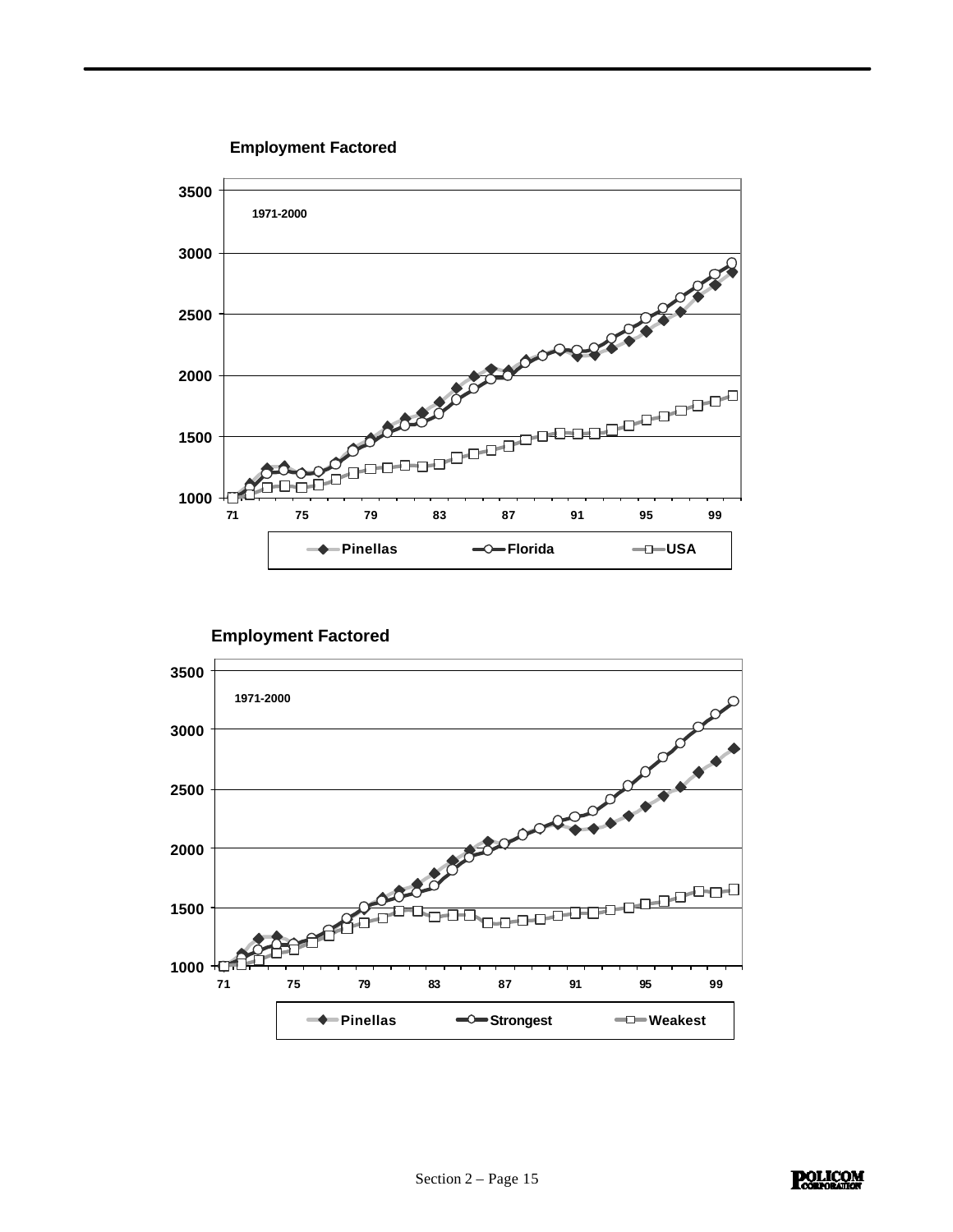**Employment Factored**

1971-2000

Legend: Pinellas, Florida, USA

**Employment Factored**

1971-2000

Legend: Pinellas, Strongest, Weakest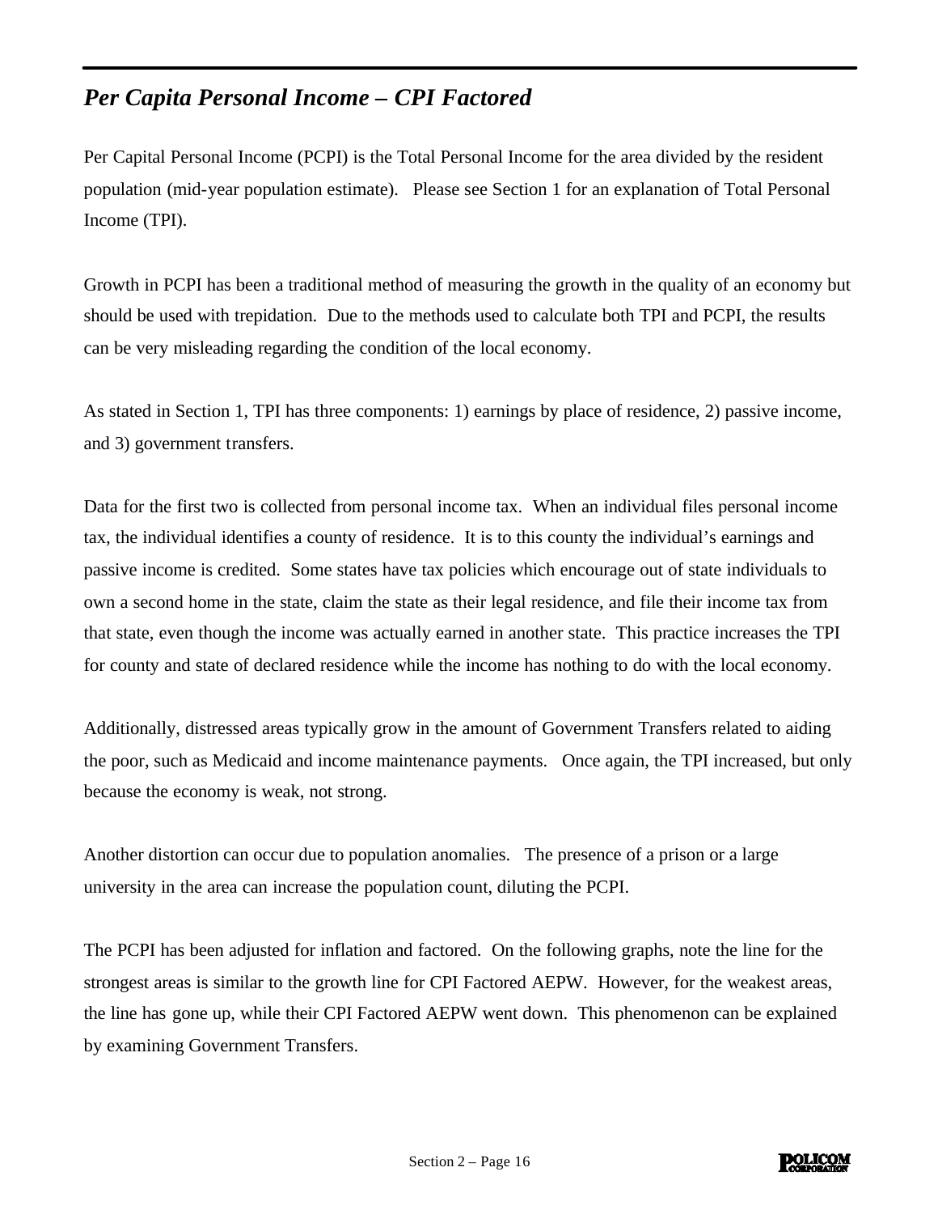## *Per Capita Personal Income – CPI Factored*

Per Capital Personal Income (PCPI) is the Total Personal Income for the area divided by the resident population (mid-year population estimate). Please see Section 1 for an explanation of Total Personal Income (TPI).

Growth in PCPI has been a traditional method of measuring the growth in the quality of an economy but should be used with trepidation. Due to the methods used to calculate both TPI and PCPI, the results can be very misleading regarding the condition of the local economy.

As stated in Section 1, TPI has three components: 1) earnings by place of residence, 2) passive income, and 3) government transfers.

Data for the first two is collected from personal income tax. When an individual files personal income tax, the individual identifies a county of residence. It is to this county the individual's earnings and passive income is credited. Some states have tax policies which encourage out of state individuals to own a second home in the state, claim the state as their legal residence, and file their income tax from that state, even though the income was actually earned in another state. This practice increases the TPI for county and state of declared residence while the income has nothing to do with the local economy.

Additionally, distressed areas typically grow in the amount of Government Transfers related to aiding the poor, such as Medicaid and income maintenance payments. Once again, the TPI increased, but only because the economy is weak, not strong.

Another distortion can occur due to population anomalies. The presence of a prison or a large university in the area can increase the population count, diluting the PCPI.

The PCPI has been adjusted for inflation and factored. On the following graphs, note the line for the strongest areas is similar to the growth line for CPI Factored AEPW. However, for the weakest areas, the line has gone up, while their CPI Factored AEPW went down. This phenomenon can be explained by examining Government Transfers.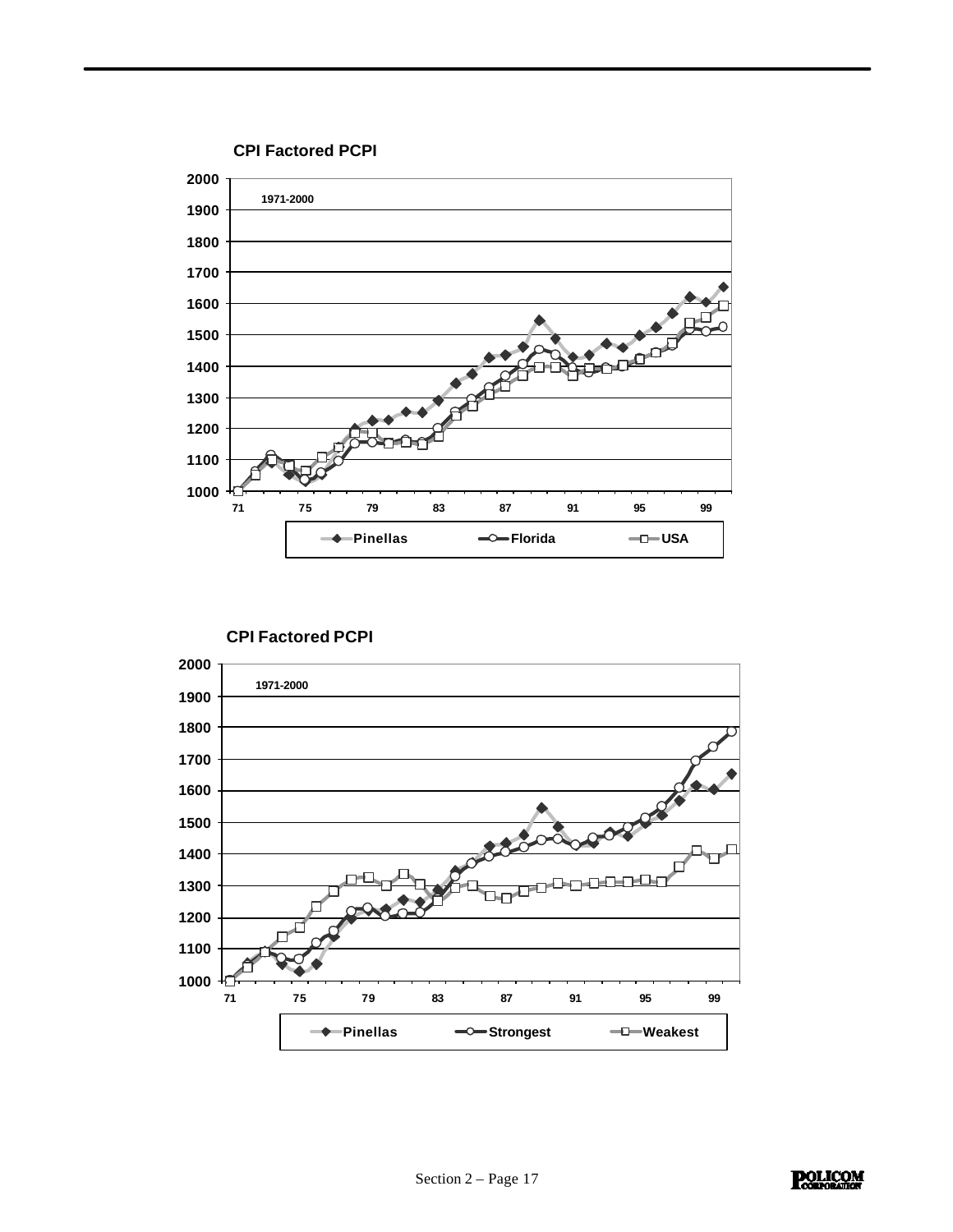**CPI Factored PCPI**

1971-2000

Pinellas | Florida | USA

**CPI Factored PCPI**

1971-2000

Pinellas | Strongest | Weakest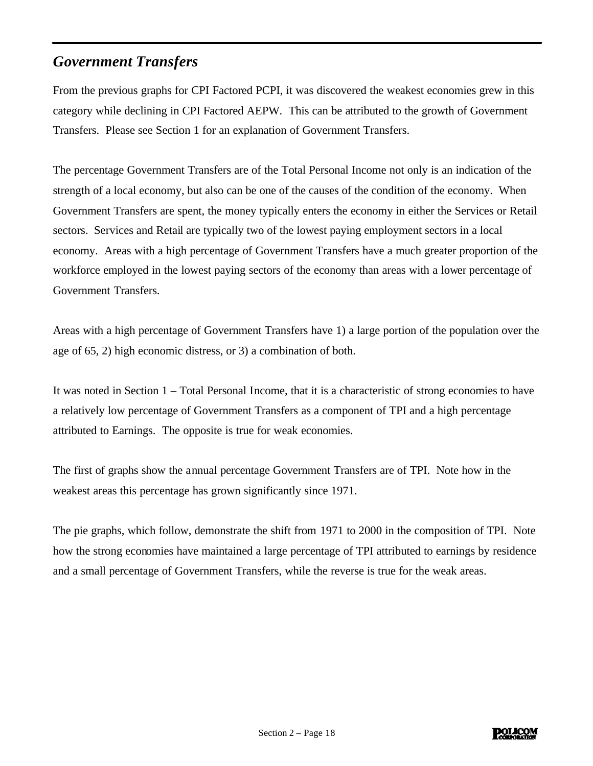## *Government Transfers*

From the previous graphs for CPI Factored PCPI, it was discovered the weakest economies grew in this category while declining in CPI Factored AEPW. This can be attributed to the growth of Government Transfers. Please see Section 1 for an explanation of Government Transfers.

The percentage Government Transfers are of the Total Personal Income not only is an indication of the strength of a local economy, but also can be one of the causes of the condition of the economy. When Government Transfers are spent, the money typically enters the economy in either the Services or Retail sectors. Services and Retail are typically two of the lowest paying employment sectors in a local economy. Areas with a high percentage of Government Transfers have a much greater proportion of the workforce employed in the lowest paying sectors of the economy than areas with a lower percentage of Government Transfers.

Areas with a high percentage of Government Transfers have 1) a large portion of the population over the age of 65, 2) high economic distress, or 3) a combination of both.

It was noted in Section 1 – Total Personal Income, that it is a characteristic of strong economies to have a relatively low percentage of Government Transfers as a component of TPI and a high percentage attributed to Earnings. The opposite is true for weak economies.

The first of graphs show the annual percentage Government Transfers are of TPI. Note how in the weakest areas this percentage has grown significantly since 1971.

The pie graphs, which follow, demonstrate the shift from 1971 to 2000 in the composition of TPI. Note how the strong economies have maintained a large percentage of TPI attributed to earnings by residence and a small percentage of Government Transfers, while the reverse is true for the weak areas.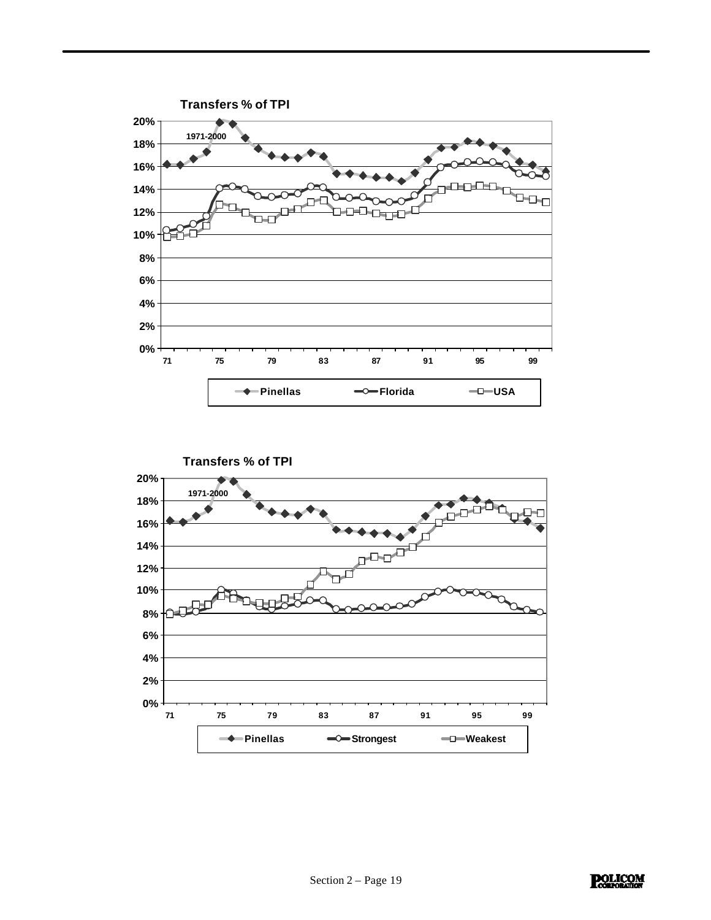**Transfers % of TPI**

1971-2000

Legend: Pinellas, Florida, USA

**Transfers % of TPI**

1971-2000

Legend: Pinellas, Strongest, Weakest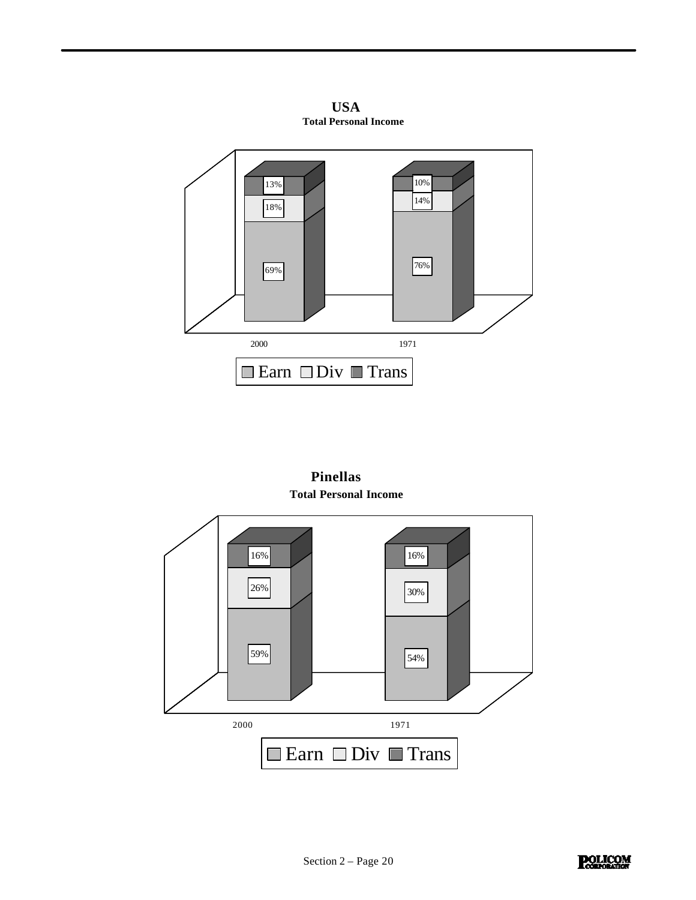**USA**
**Total Personal Income**

| | 2000 | 1971 |
|---|---|---|
| Earn | 69% | 76% |
| Div | 18% | 14% |
| Trans | 13% | 10% |

**Pinellas**
**Total Personal Income**

| | 2000 | 1971 |
|---|---|---|
| Earn | 59% | 54% |
| Div | 26% | 30% |
| Trans | 16% | 16% |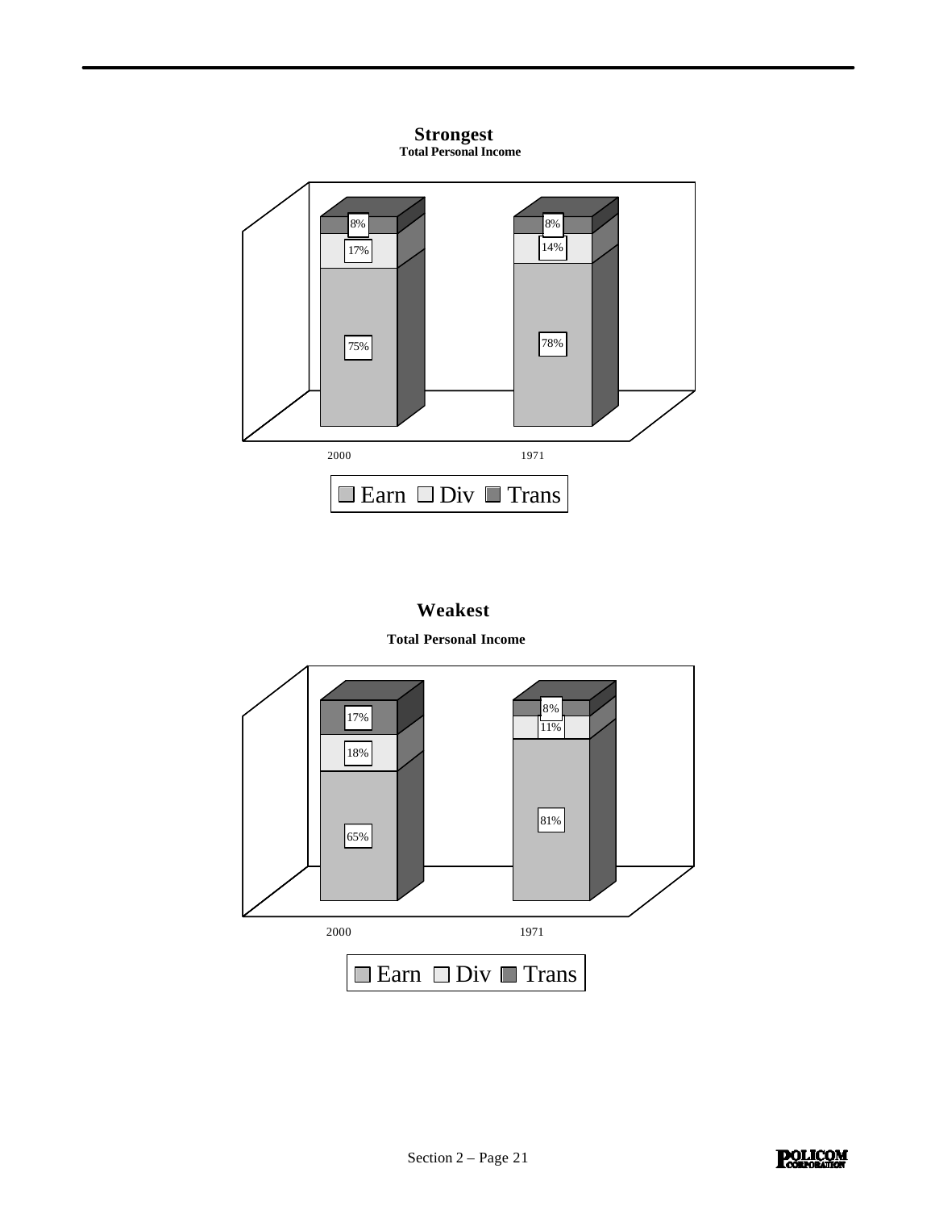## Strongest

**Total Personal Income**

| | 2000 | 1971 |
|---|---|---|
| Earn | 75% | 78% |
| Div | 17% | 14% |
| Trans | 8% | 8% |

## Weakest

**Total Personal Income**

| | 2000 | 1971 |
|---|---|---|
| Earn | 65% | 81% |
| Div | 18% | 11% |
| Trans | 17% | 8% |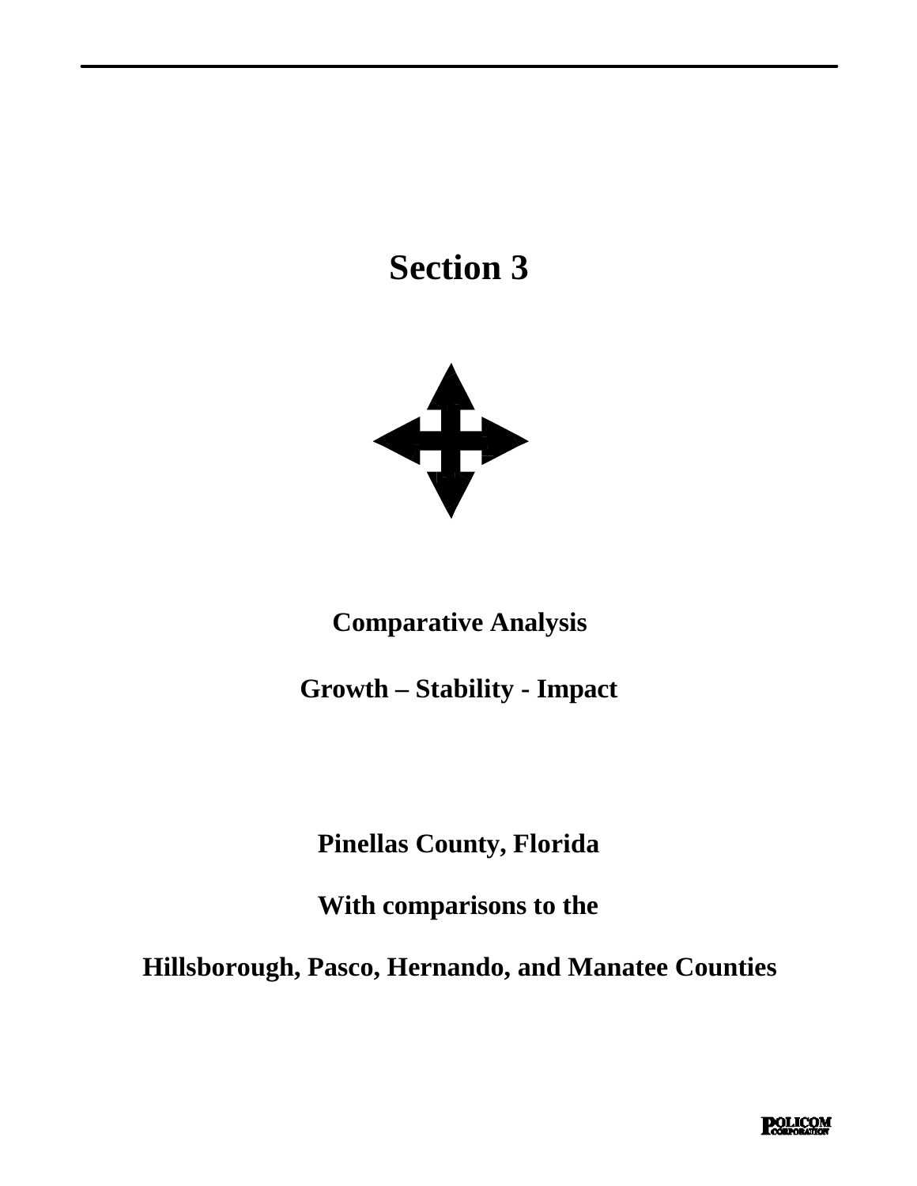# Section 3

**Comparative Analysis**

**Growth – Stability - Impact**

**Pinellas County, Florida**

**With comparisons to the**

**Hillsborough, Pasco, Hernando, and Manatee Counties**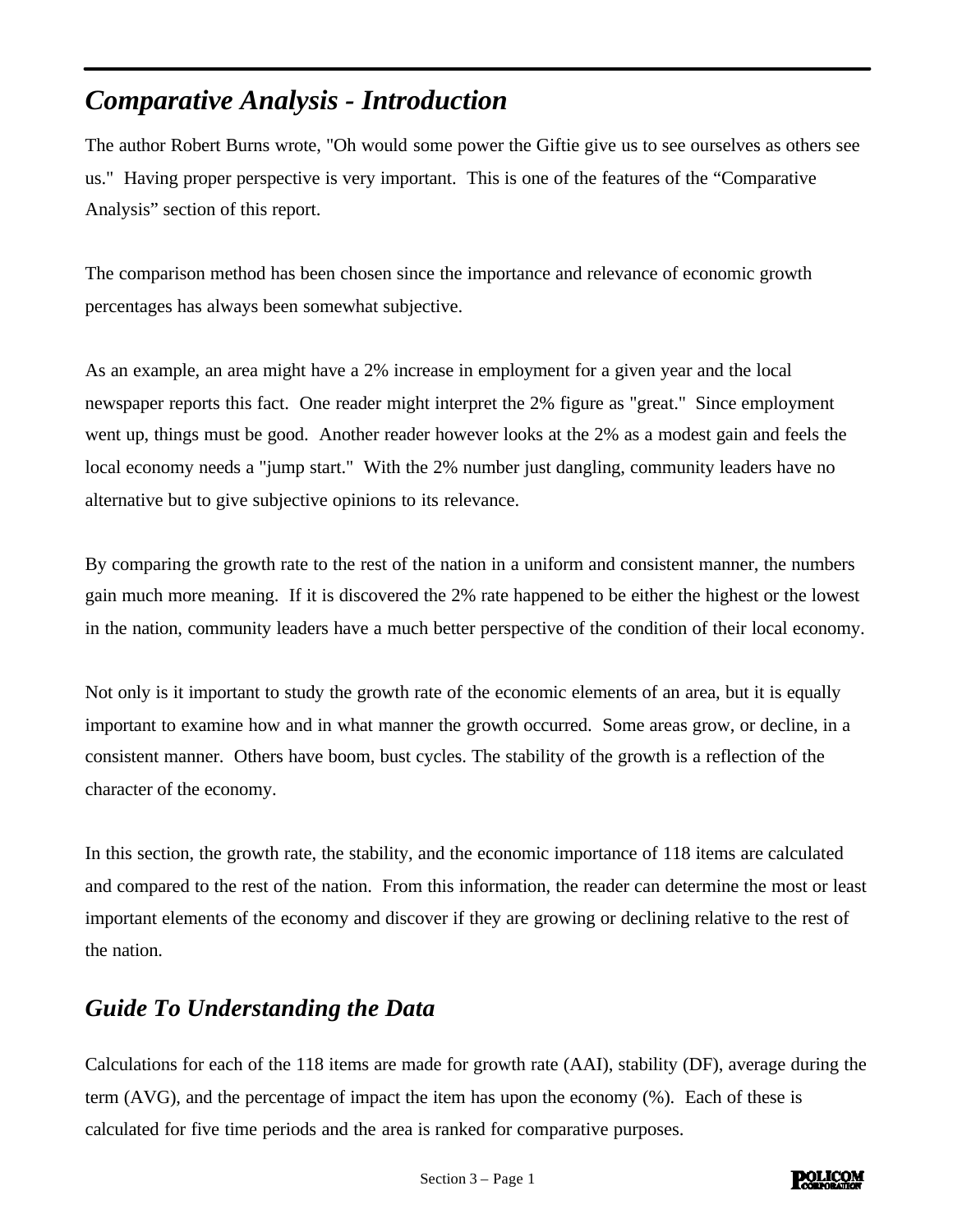## *Comparative Analysis - Introduction*

The author Robert Burns wrote, "Oh would some power the Giftie give us to see ourselves as others see us." Having proper perspective is very important. This is one of the features of the “Comparative Analysis” section of this report.

The comparison method has been chosen since the importance and relevance of economic growth percentages has always been somewhat subjective.

As an example, an area might have a 2% increase in employment for a given year and the local newspaper reports this fact. One reader might interpret the 2% figure as "great." Since employment went up, things must be good. Another reader however looks at the 2% as a modest gain and feels the local economy needs a "jump start." With the 2% number just dangling, community leaders have no alternative but to give subjective opinions to its relevance.

By comparing the growth rate to the rest of the nation in a uniform and consistent manner, the numbers gain much more meaning. If it is discovered the 2% rate happened to be either the highest or the lowest in the nation, community leaders have a much better perspective of the condition of their local economy.

Not only is it important to study the growth rate of the economic elements of an area, but it is equally important to examine how and in what manner the growth occurred. Some areas grow, or decline, in a consistent manner. Others have boom, bust cycles. The stability of the growth is a reflection of the character of the economy.

In this section, the growth rate, the stability, and the economic importance of 118 items are calculated and compared to the rest of the nation. From this information, the reader can determine the most or least important elements of the economy and discover if they are growing or declining relative to the rest of the nation.

## *Guide To Understanding the Data*

Calculations for each of the 118 items are made for growth rate (AAI), stability (DF), average during the term (AVG), and the percentage of impact the item has upon the economy (%). Each of these is calculated for five time periods and the area is ranked for comparative purposes.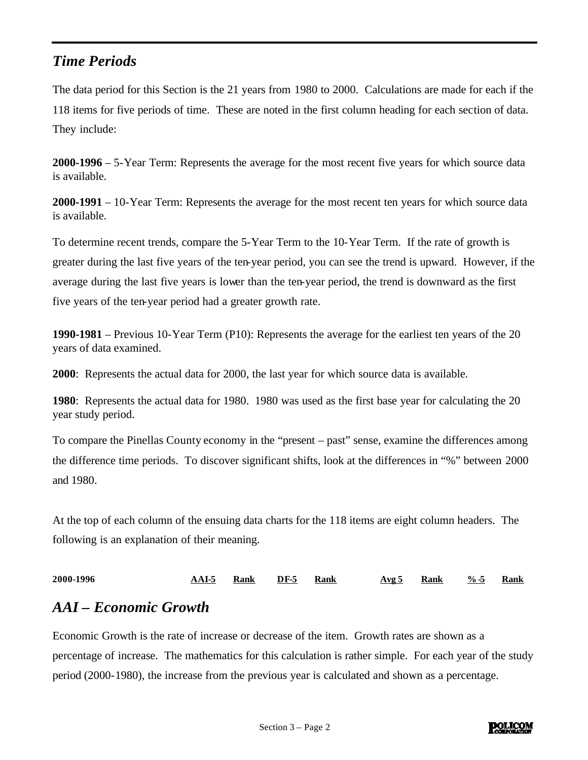## *Time Periods*

The data period for this Section is the 21 years from 1980 to 2000. Calculations are made for each if the 118 items for five periods of time. These are noted in the first column heading for each section of data. They include:

**2000-1996** – 5-Year Term: Represents the average for the most recent five years for which source data is available.

**2000-1991** – 10-Year Term: Represents the average for the most recent ten years for which source data is available.

To determine recent trends, compare the 5-Year Term to the 10-Year Term. If the rate of growth is greater during the last five years of the ten-year period, you can see the trend is upward. However, if the average during the last five years is lower than the ten-year period, the trend is downward as the first five years of the ten-year period had a greater growth rate.

**1990-1981** – Previous 10-Year Term (P10): Represents the average for the earliest ten years of the 20 years of data examined.

**2000**: Represents the actual data for 2000, the last year for which source data is available.

**1980**: Represents the actual data for 1980. 1980 was used as the first base year for calculating the 20 year study period.

To compare the Pinellas County economy in the "present – past" sense, examine the differences among the difference time periods. To discover significant shifts, look at the differences in "%" between 2000 and 1980.

At the top of each column of the ensuing data charts for the 118 items are eight column headers. The following is an explanation of their meaning.

| 2000-1996 | AAI-5 | Rank | DF-5 | Rank | Avg 5 | Rank | % -5 | Rank |
|---|---|---|---|---|---|---|---|---|

## *AAI – Economic Growth*

Economic Growth is the rate of increase or decrease of the item. Growth rates are shown as a percentage of increase. The mathematics for this calculation is rather simple. For each year of the study period (2000-1980), the increase from the previous year is calculated and shown as a percentage.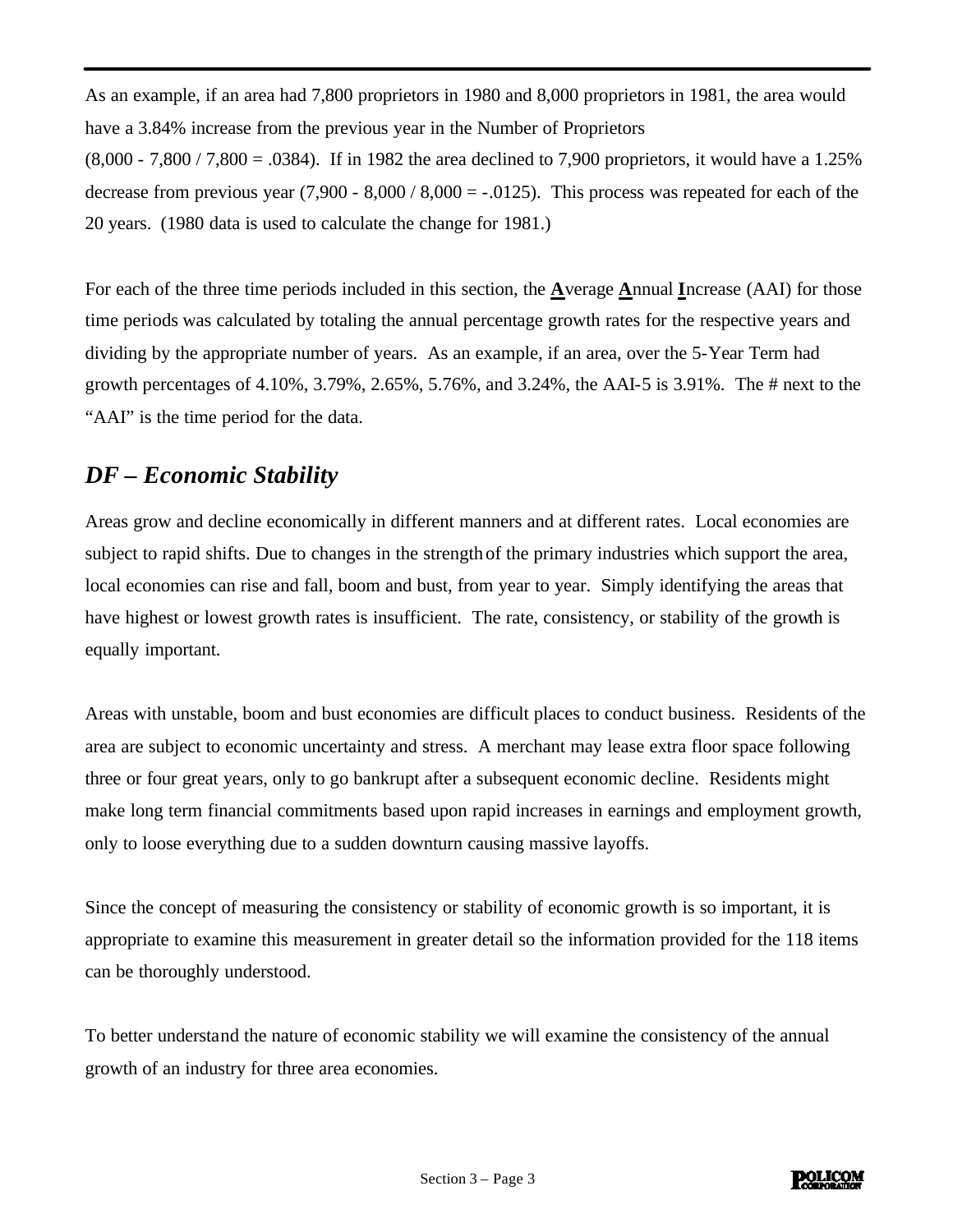As an example, if an area had 7,800 proprietors in 1980 and 8,000 proprietors in 1981, the area would have a 3.84% increase from the previous year in the Number of Proprietors (8,000 - 7,800 / 7,800 = .0384). If in 1982 the area declined to 7,900 proprietors, it would have a 1.25% decrease from previous year (7,900 - 8,000 / 8,000 = -.0125). This process was repeated for each of the 20 years. (1980 data is used to calculate the change for 1981.)

For each of the three time periods included in this section, the **A**verage **A**nnual **I**ncrease (AAI) for those time periods was calculated by totaling the annual percentage growth rates for the respective years and dividing by the appropriate number of years. As an example, if an area, over the 5-Year Term had growth percentages of 4.10%, 3.79%, 2.65%, 5.76%, and 3.24%, the AAI-5 is 3.91%. The # next to the "AAI" is the time period for the data.

## *DF – Economic Stability*

Areas grow and decline economically in different manners and at different rates. Local economies are subject to rapid shifts. Due to changes in the strength of the primary industries which support the area, local economies can rise and fall, boom and bust, from year to year. Simply identifying the areas that have highest or lowest growth rates is insufficient. The rate, consistency, or stability of the growth is equally important.

Areas with unstable, boom and bust economies are difficult places to conduct business. Residents of the area are subject to economic uncertainty and stress. A merchant may lease extra floor space following three or four great years, only to go bankrupt after a subsequent economic decline. Residents might make long term financial commitments based upon rapid increases in earnings and employment growth, only to loose everything due to a sudden downturn causing massive layoffs.

Since the concept of measuring the consistency or stability of economic growth is so important, it is appropriate to examine this measurement in greater detail so the information provided for the 118 items can be thoroughly understood.

To better understand the nature of economic stability we will examine the consistency of the annual growth of an industry for three area economies.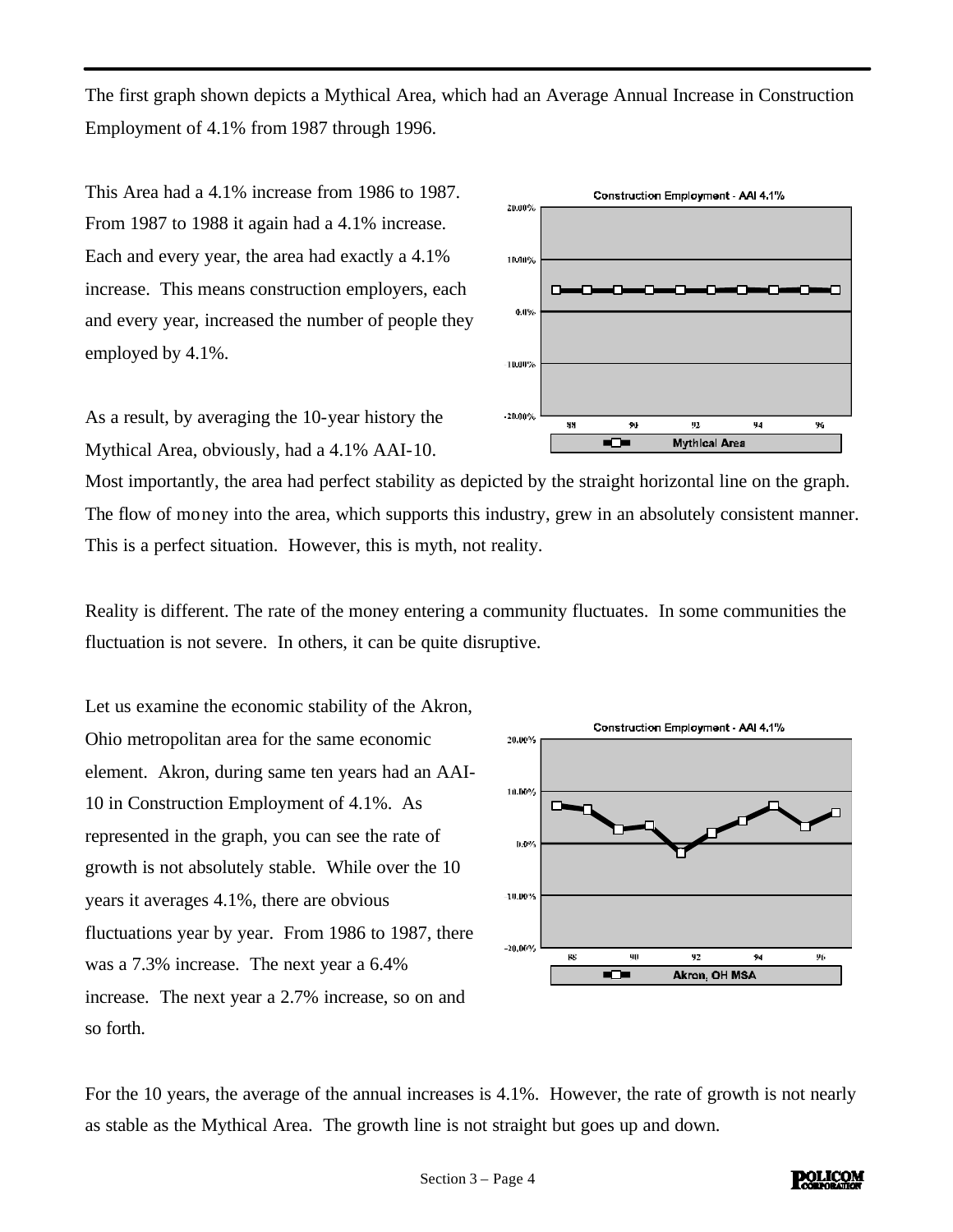The first graph shown depicts a Mythical Area, which had an Average Annual Increase in Construction Employment of 4.1% from 1987 through 1996.

This Area had a 4.1% increase from 1986 to 1987. From 1987 to 1988 it again had a 4.1% increase. Each and every year, the area had exactly a 4.1% increase. This means construction employers, each and every year, increased the number of people they employed by 4.1%.

As a result, by averaging the 10-year history the Mythical Area, obviously, had a 4.1% AAI-10.

Most importantly, the area had perfect stability as depicted by the straight horizontal line on the graph. The flow of money into the area, which supports this industry, grew in an absolutely consistent manner. This is a perfect situation. However, this is myth, not reality.

Reality is different. The rate of the money entering a community fluctuates. In some communities the fluctuation is not severe. In others, it can be quite disruptive.

Let us examine the economic stability of the Akron, Ohio metropolitan area for the same economic element. Akron, during same ten years had an AAI-10 in Construction Employment of 4.1%. As represented in the graph, you can see the rate of growth is not absolutely stable. While over the 10 years it averages 4.1%, there are obvious fluctuations year by year. From 1986 to 1987, there was a 7.3% increase. The next year a 6.4% increase. The next year a 2.7% increase, so on and so forth.

For the 10 years, the average of the annual increases is 4.1%. However, the rate of growth is not nearly as stable as the Mythical Area. The growth line is not straight but goes up and down.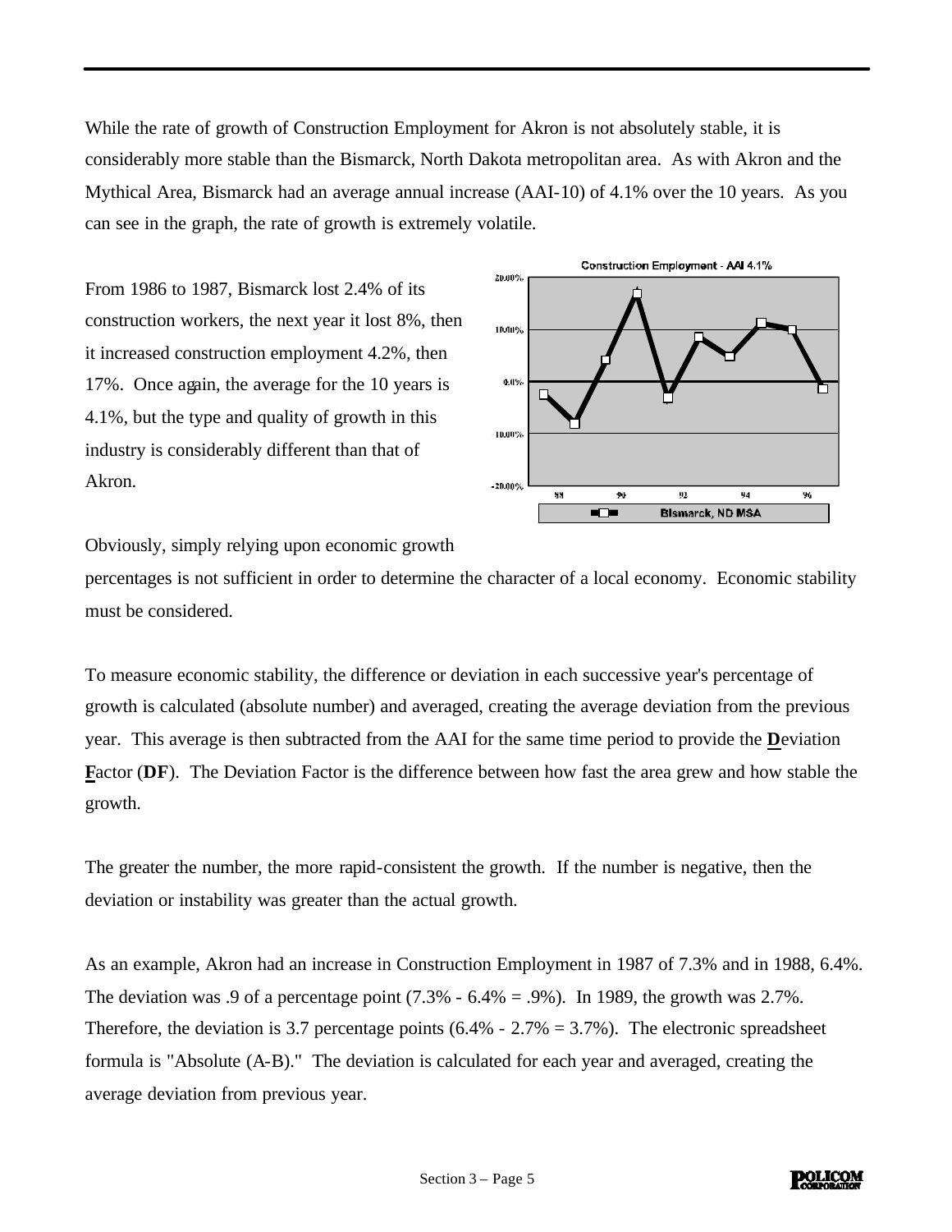While the rate of growth of Construction Employment for Akron is not absolutely stable, it is considerably more stable than the Bismarck, North Dakota metropolitan area. As with Akron and the Mythical Area, Bismarck had an average annual increase (AAI-10) of 4.1% over the 10 years. As you can see in the graph, the rate of growth is extremely volatile.

From 1986 to 1987, Bismarck lost 2.4% of its construction workers, the next year it lost 8%, then it increased construction employment 4.2%, then 17%. Once again, the average for the 10 years is 4.1%, but the type and quality of growth in this industry is considerably different than that of Akron.

Obviously, simply relying upon economic growth percentages is not sufficient in order to determine the character of a local economy. Economic stability must be considered.

To measure economic stability, the difference or deviation in each successive year's percentage of growth is calculated (absolute number) and averaged, creating the average deviation from the previous year. This average is then subtracted from the AAI for the same time period to provide the **D**eviation **F**actor (**DF**). The Deviation Factor is the difference between how fast the area grew and how stable the growth.

The greater the number, the more rapid-consistent the growth. If the number is negative, then the deviation or instability was greater than the actual growth.

As an example, Akron had an increase in Construction Employment in 1987 of 7.3% and in 1988, 6.4%. The deviation was .9 of a percentage point (7.3% - 6.4% = .9%). In 1989, the growth was 2.7%. Therefore, the deviation is 3.7 percentage points (6.4% - 2.7% = 3.7%). The electronic spreadsheet formula is "Absolute (A-B)." The deviation is calculated for each year and averaged, creating the average deviation from previous year.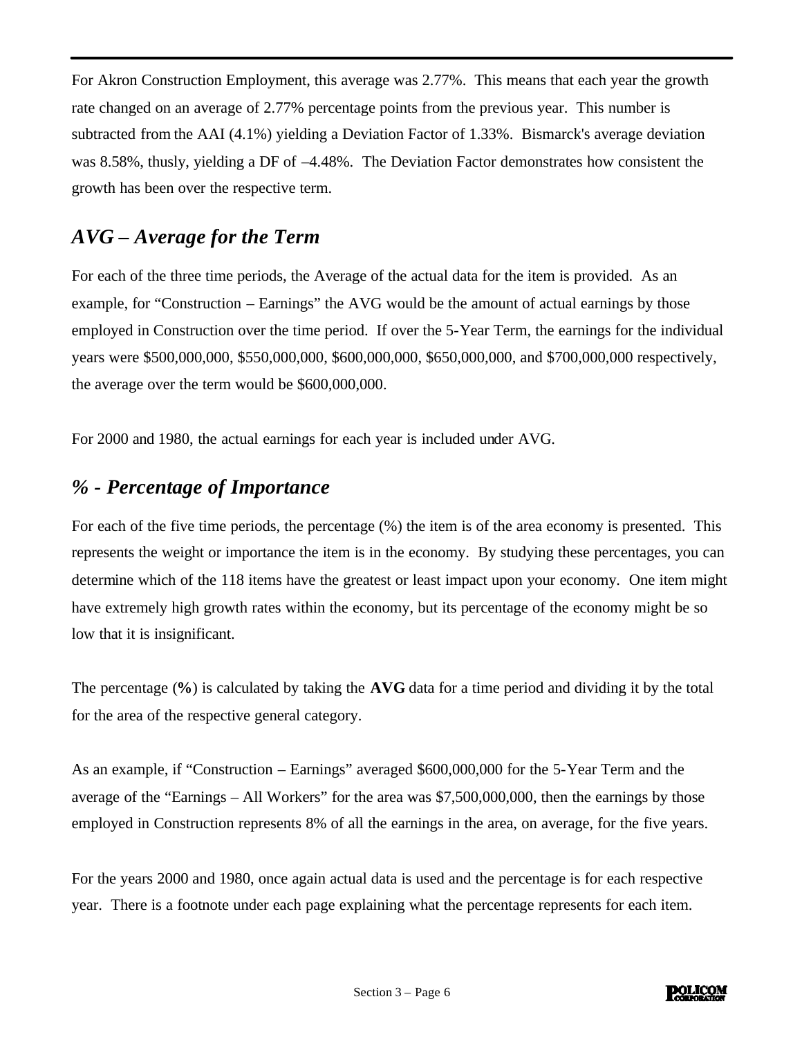For Akron Construction Employment, this average was 2.77%. This means that each year the growth rate changed on an average of 2.77% percentage points from the previous year. This number is subtracted from the AAI (4.1%) yielding a Deviation Factor of 1.33%. Bismarck's average deviation was 8.58%, thusly, yielding a DF of –4.48%. The Deviation Factor demonstrates how consistent the growth has been over the respective term.

## *AVG – Average for the Term*

For each of the three time periods, the Average of the actual data for the item is provided. As an example, for "Construction – Earnings" the AVG would be the amount of actual earnings by those employed in Construction over the time period. If over the 5-Year Term, the earnings for the individual years were $500,000,000, $550,000,000, $600,000,000, $650,000,000, and $700,000,000 respectively, the average over the term would be $600,000,000.

For 2000 and 1980, the actual earnings for each year is included under AVG.

## *% - Percentage of Importance*

For each of the five time periods, the percentage (%) the item is of the area economy is presented. This represents the weight or importance the item is in the economy. By studying these percentages, you can determine which of the 118 items have the greatest or least impact upon your economy. One item might have extremely high growth rates within the economy, but its percentage of the economy might be so low that it is insignificant.

The percentage (**%**) is calculated by taking the **AVG** data for a time period and dividing it by the total for the area of the respective general category.

As an example, if "Construction – Earnings" averaged $600,000,000 for the 5-Year Term and the average of the "Earnings – All Workers" for the area was $7,500,000,000, then the earnings by those employed in Construction represents 8% of all the earnings in the area, on average, for the five years.

For the years 2000 and 1980, once again actual data is used and the percentage is for each respective year. There is a footnote under each page explaining what the percentage represents for each item.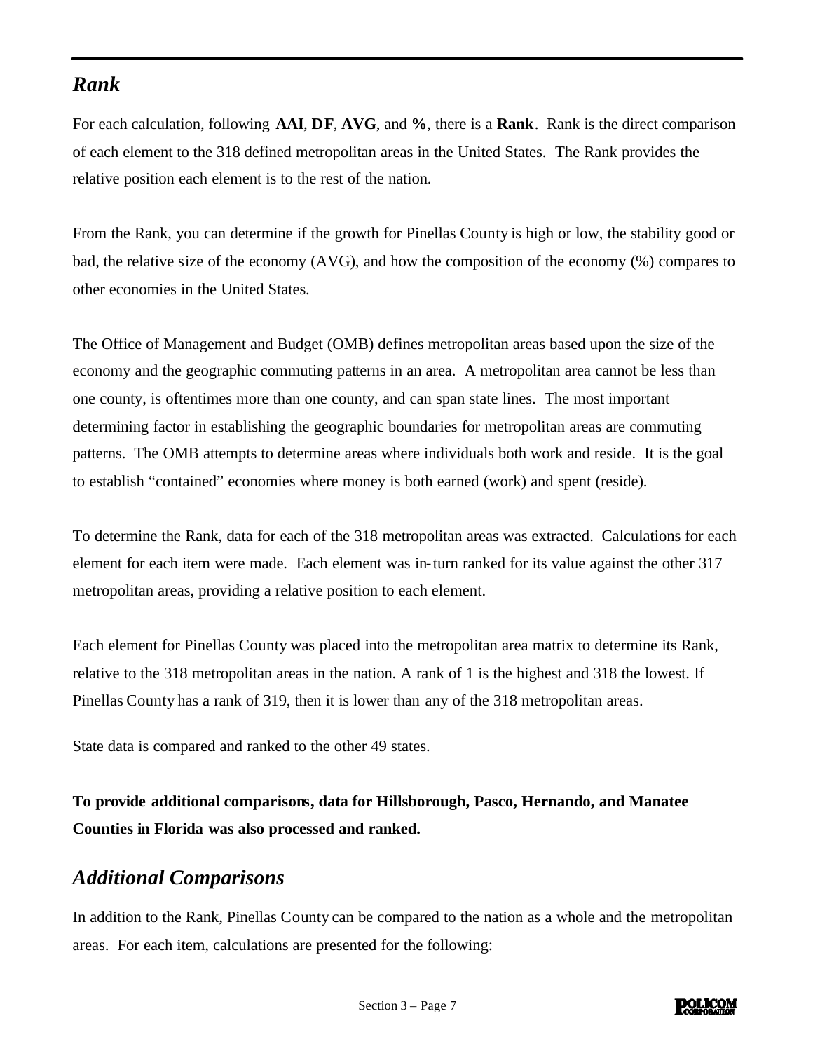## *Rank*

For each calculation, following **AAI**, **DF**, **AVG**, and **%**, there is a **Rank**. Rank is the direct comparison of each element to the 318 defined metropolitan areas in the United States. The Rank provides the relative position each element is to the rest of the nation.

From the Rank, you can determine if the growth for Pinellas County is high or low, the stability good or bad, the relative size of the economy (AVG), and how the composition of the economy (%) compares to other economies in the United States.

The Office of Management and Budget (OMB) defines metropolitan areas based upon the size of the economy and the geographic commuting patterns in an area. A metropolitan area cannot be less than one county, is oftentimes more than one county, and can span state lines. The most important determining factor in establishing the geographic boundaries for metropolitan areas are commuting patterns. The OMB attempts to determine areas where individuals both work and reside. It is the goal to establish "contained" economies where money is both earned (work) and spent (reside).

To determine the Rank, data for each of the 318 metropolitan areas was extracted. Calculations for each element for each item were made. Each element was in-turn ranked for its value against the other 317 metropolitan areas, providing a relative position to each element.

Each element for Pinellas County was placed into the metropolitan area matrix to determine its Rank, relative to the 318 metropolitan areas in the nation. A rank of 1 is the highest and 318 the lowest. If Pinellas County has a rank of 319, then it is lower than any of the 318 metropolitan areas.

State data is compared and ranked to the other 49 states.

**To provide additional comparisons, data for Hillsborough, Pasco, Hernando, and Manatee Counties in Florida was also processed and ranked.**

## *Additional Comparisons*

In addition to the Rank, Pinellas County can be compared to the nation as a whole and the metropolitan areas. For each item, calculations are presented for the following: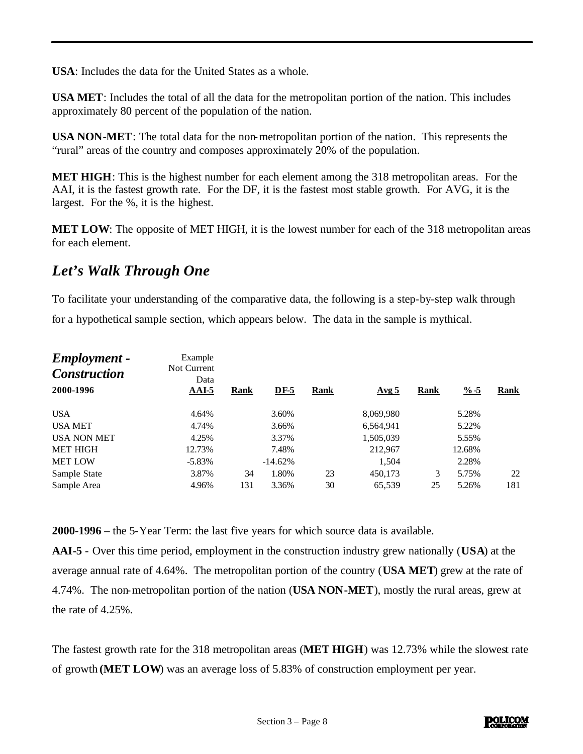**USA**: Includes the data for the United States as a whole.

**USA MET**: Includes the total of all the data for the metropolitan portion of the nation. This includes approximately 80 percent of the population of the nation.

**USA NON-MET**: The total data for the non-metropolitan portion of the nation. This represents the "rural" areas of the country and composes approximately 20% of the population.

**MET HIGH**: This is the highest number for each element among the 318 metropolitan areas. For the AAI, it is the fastest growth rate. For the DF, it is the fastest most stable growth. For AVG, it is the largest. For the %, it is the highest.

**MET LOW**: The opposite of MET HIGH, it is the lowest number for each of the 318 metropolitan areas for each element.

## *Let's Walk Through One*

To facilitate your understanding of the comparative data, the following is a step-by-step walk through for a hypothetical sample section, which appears below. The data in the sample is mythical.

| ***Employment - Construction*** | Example Not Current Data | | | | | | | |
|---|---|---|---|---|---|---|---|---|
| **2000-1996** | **AAI-5** | **Rank** | **DF-5** | **Rank** | **Avg 5** | **Rank** | **% -5** | **Rank** |
| USA | 4.64% | | 3.60% | | 8,069,980 | | 5.28% | |
| USA MET | 4.74% | | 3.66% | | 6,564,941 | | 5.22% | |
| USA NON MET | 4.25% | | 3.37% | | 1,505,039 | | 5.55% | |
| MET HIGH | 12.73% | | 7.48% | | 212,967 | | 12.68% | |
| MET LOW | -5.83% | | -14.62% | | 1,504 | | 2.28% | |
| Sample State | 3.87% | 34 | 1.80% | 23 | 450,173 | 3 | 5.75% | 22 |
| Sample Area | 4.96% | 131 | 3.36% | 30 | 65,539 | 25 | 5.26% | 181 |

**2000-1996** – the 5-Year Term: the last five years for which source data is available.

**AAI-5** - Over this time period, employment in the construction industry grew nationally (**USA**) at the average annual rate of 4.64%. The metropolitan portion of the country (**USA MET**) grew at the rate of 4.74%. The non-metropolitan portion of the nation (**USA NON-MET**), mostly the rural areas, grew at the rate of 4.25%.

The fastest growth rate for the 318 metropolitan areas (**MET HIGH**) was 12.73% while the slowest rate of growth **(MET LOW**) was an average loss of 5.83% of construction employment per year.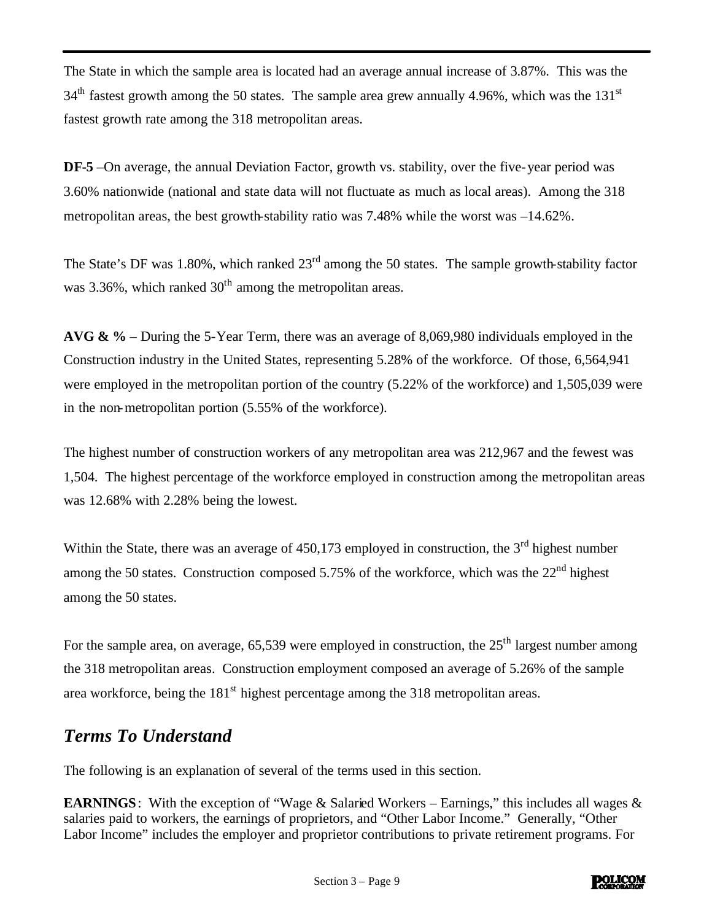The State in which the sample area is located had an average annual increase of 3.87%. This was the 34th fastest growth among the 50 states. The sample area grew annually 4.96%, which was the 131st fastest growth rate among the 318 metropolitan areas.

**DF-5** –On average, the annual Deviation Factor, growth vs. stability, over the five-year period was 3.60% nationwide (national and state data will not fluctuate as much as local areas). Among the 318 metropolitan areas, the best growth-stability ratio was 7.48% while the worst was –14.62%.

The State's DF was 1.80%, which ranked 23rd among the 50 states. The sample growth-stability factor was 3.36%, which ranked 30th among the metropolitan areas.

**AVG & %** – During the 5-Year Term, there was an average of 8,069,980 individuals employed in the Construction industry in the United States, representing 5.28% of the workforce. Of those, 6,564,941 were employed in the metropolitan portion of the country (5.22% of the workforce) and 1,505,039 were in the non-metropolitan portion (5.55% of the workforce).

The highest number of construction workers of any metropolitan area was 212,967 and the fewest was 1,504. The highest percentage of the workforce employed in construction among the metropolitan areas was 12.68% with 2.28% being the lowest.

Within the State, there was an average of 450,173 employed in construction, the 3rd highest number among the 50 states. Construction composed 5.75% of the workforce, which was the 22nd highest among the 50 states.

For the sample area, on average, 65,539 were employed in construction, the 25th largest number among the 318 metropolitan areas. Construction employment composed an average of 5.26% of the sample area workforce, being the 181st highest percentage among the 318 metropolitan areas.

## *Terms To Understand*

The following is an explanation of several of the terms used in this section.

**EARNINGS**: With the exception of "Wage & Salaried Workers – Earnings," this includes all wages & salaries paid to workers, the earnings of proprietors, and "Other Labor Income." Generally, "Other Labor Income" includes the employer and proprietor contributions to private retirement programs. For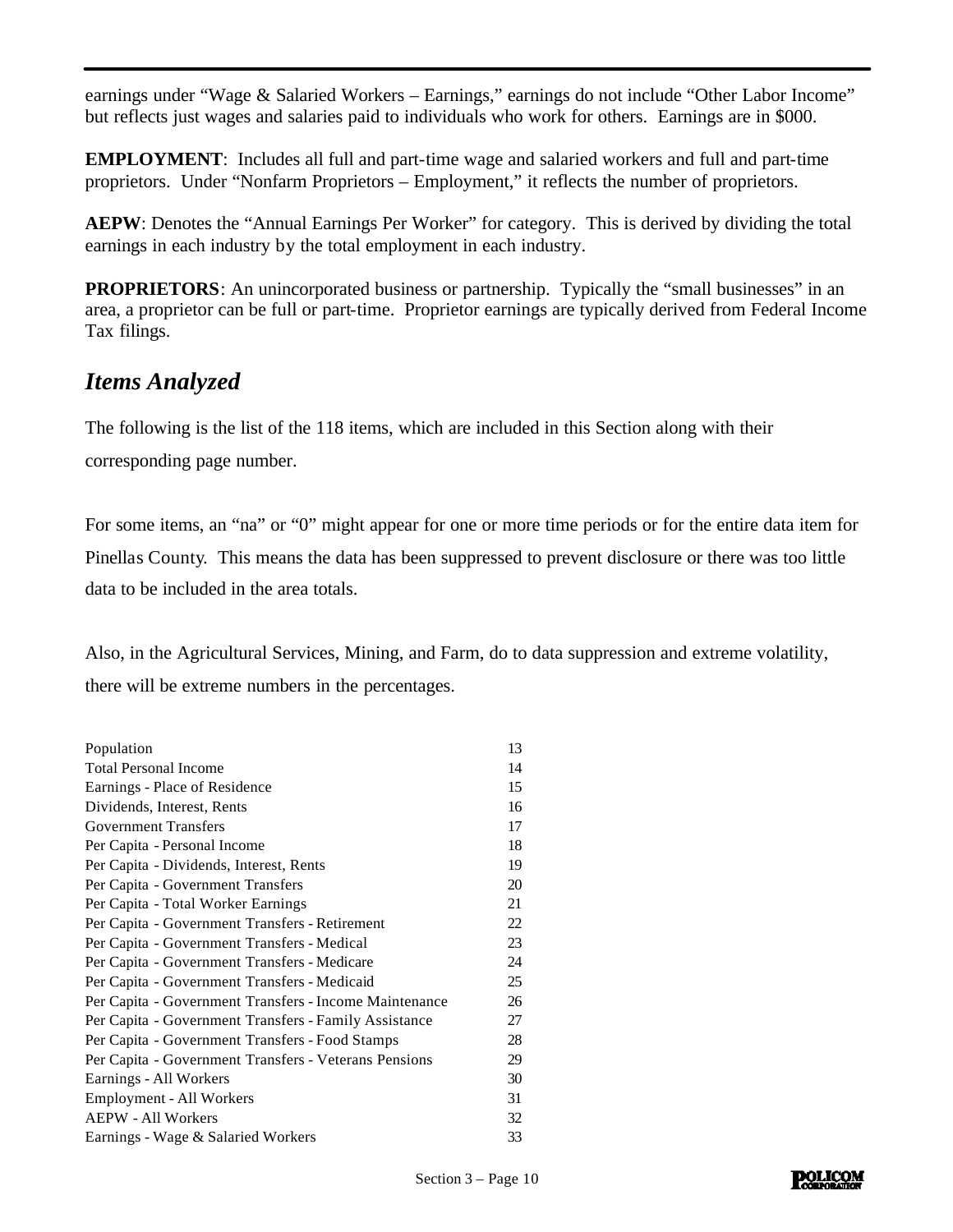earnings under "Wage & Salaried Workers – Earnings," earnings do not include "Other Labor Income" but reflects just wages and salaries paid to individuals who work for others. Earnings are in $000.

**EMPLOYMENT**: Includes all full and part-time wage and salaried workers and full and part-time proprietors. Under "Nonfarm Proprietors – Employment," it reflects the number of proprietors.

**AEPW**: Denotes the "Annual Earnings Per Worker" for category. This is derived by dividing the total earnings in each industry by the total employment in each industry.

**PROPRIETORS**: An unincorporated business or partnership. Typically the "small businesses" in an area, a proprietor can be full or part-time. Proprietor earnings are typically derived from Federal Income Tax filings.

## *Items Analyzed*

The following is the list of the 118 items, which are included in this Section along with their corresponding page number.

For some items, an "na" or "0" might appear for one or more time periods or for the entire data item for Pinellas County. This means the data has been suppressed to prevent disclosure or there was too little data to be included in the area totals.

Also, in the Agricultural Services, Mining, and Farm, do to data suppression and extreme volatility, there will be extreme numbers in the percentages.

| | |
|---|---|
| Population | 13 |
| Total Personal Income | 14 |
| Earnings - Place of Residence | 15 |
| Dividends, Interest, Rents | 16 |
| Government Transfers | 17 |
| Per Capita - Personal Income | 18 |
| Per Capita - Dividends, Interest, Rents | 19 |
| Per Capita - Government Transfers | 20 |
| Per Capita - Total Worker Earnings | 21 |
| Per Capita - Government Transfers - Retirement | 22 |
| Per Capita - Government Transfers - Medical | 23 |
| Per Capita - Government Transfers - Medicare | 24 |
| Per Capita - Government Transfers - Medicaid | 25 |
| Per Capita - Government Transfers - Income Maintenance | 26 |
| Per Capita - Government Transfers - Family Assistance | 27 |
| Per Capita - Government Transfers - Food Stamps | 28 |
| Per Capita - Government Transfers - Veterans Pensions | 29 |
| Earnings - All Workers | 30 |
| Employment - All Workers | 31 |
| AEPW - All Workers | 32 |
| Earnings - Wage & Salaried Workers | 33 |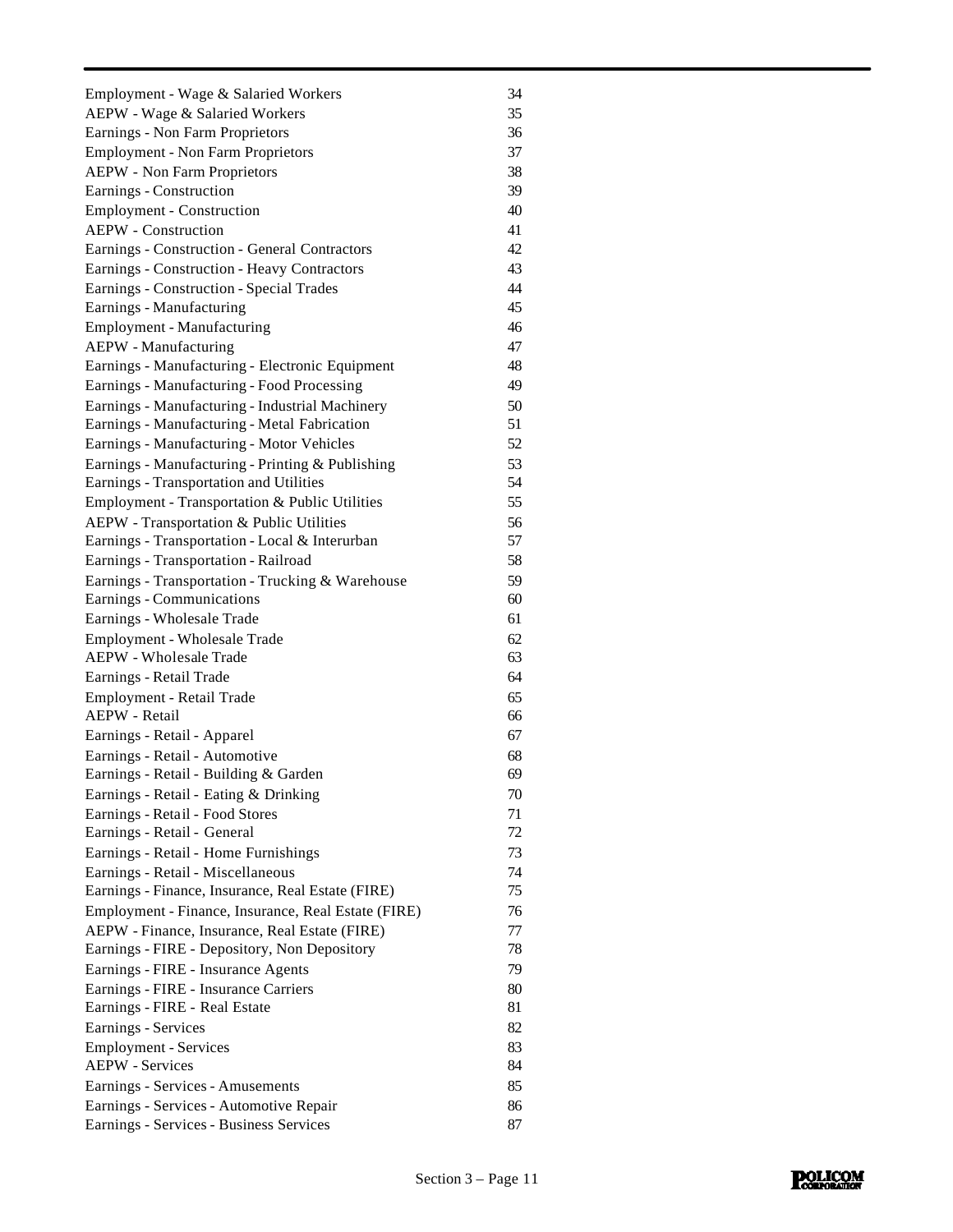| | |
|---|---|
| Employment - Wage & Salaried Workers | 34 |
| AEPW - Wage & Salaried Workers | 35 |
| Earnings - Non Farm Proprietors | 36 |
| Employment - Non Farm Proprietors | 37 |
| AEPW - Non Farm Proprietors | 38 |
| Earnings - Construction | 39 |
| Employment - Construction | 40 |
| AEPW - Construction | 41 |
| Earnings - Construction - General Contractors | 42 |
| Earnings - Construction - Heavy Contractors | 43 |
| Earnings - Construction - Special Trades | 44 |
| Earnings - Manufacturing | 45 |
| Employment - Manufacturing | 46 |
| AEPW - Manufacturing | 47 |
| Earnings - Manufacturing - Electronic Equipment | 48 |
| Earnings - Manufacturing - Food Processing | 49 |
| Earnings - Manufacturing - Industrial Machinery | 50 |
| Earnings - Manufacturing - Metal Fabrication | 51 |
| Earnings - Manufacturing - Motor Vehicles | 52 |
| Earnings - Manufacturing - Printing & Publishing | 53 |
| Earnings - Transportation and Utilities | 54 |
| Employment - Transportation & Public Utilities | 55 |
| AEPW - Transportation & Public Utilities | 56 |
| Earnings - Transportation - Local & Interurban | 57 |
| Earnings - Transportation - Railroad | 58 |
| Earnings - Transportation - Trucking & Warehouse | 59 |
| Earnings - Communications | 60 |
| Earnings - Wholesale Trade | 61 |
| Employment - Wholesale Trade | 62 |
| AEPW - Wholesale Trade | 63 |
| Earnings - Retail Trade | 64 |
| Employment - Retail Trade | 65 |
| AEPW - Retail | 66 |
| Earnings - Retail - Apparel | 67 |
| Earnings - Retail - Automotive | 68 |
| Earnings - Retail - Building & Garden | 69 |
| Earnings - Retail - Eating & Drinking | 70 |
| Earnings - Retail - Food Stores | 71 |
| Earnings - Retail - General | 72 |
| Earnings - Retail - Home Furnishings | 73 |
| Earnings - Retail - Miscellaneous | 74 |
| Earnings - Finance, Insurance, Real Estate (FIRE) | 75 |
| Employment - Finance, Insurance, Real Estate (FIRE) | 76 |
| AEPW - Finance, Insurance, Real Estate (FIRE) | 77 |
| Earnings - FIRE - Depository, Non Depository | 78 |
| Earnings - FIRE - Insurance Agents | 79 |
| Earnings - FIRE - Insurance Carriers | 80 |
| Earnings - FIRE - Real Estate | 81 |
| Earnings - Services | 82 |
| Employment - Services | 83 |
| AEPW - Services | 84 |
| Earnings - Services - Amusements | 85 |
| Earnings - Services - Automotive Repair | 86 |
| Earnings - Services - Business Services | 87 |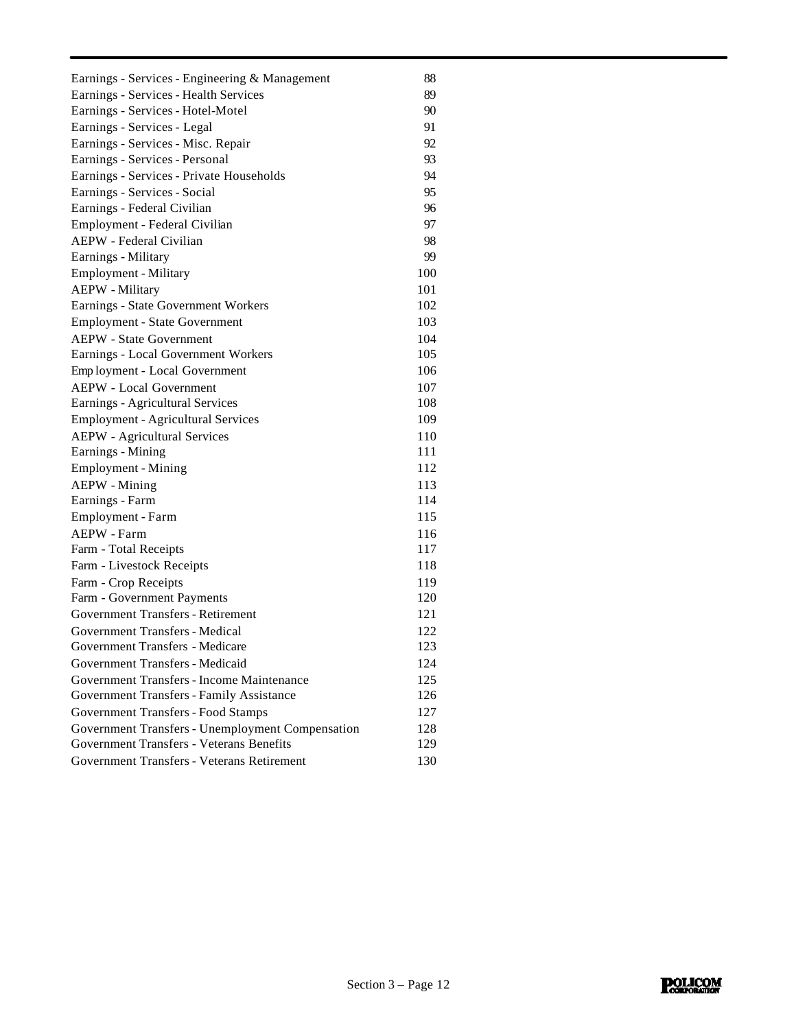| | |
|---|---|
| Earnings - Services - Engineering & Management | 88 |
| Earnings - Services - Health Services | 89 |
| Earnings - Services - Hotel-Motel | 90 |
| Earnings - Services - Legal | 91 |
| Earnings - Services - Misc. Repair | 92 |
| Earnings - Services - Personal | 93 |
| Earnings - Services - Private Households | 94 |
| Earnings - Services - Social | 95 |
| Earnings - Federal Civilian | 96 |
| Employment - Federal Civilian | 97 |
| AEPW - Federal Civilian | 98 |
| Earnings - Military | 99 |
| Employment - Military | 100 |
| AEPW - Military | 101 |
| Earnings - State Government Workers | 102 |
| Employment - State Government | 103 |
| AEPW - State Government | 104 |
| Earnings - Local Government Workers | 105 |
| Employment - Local Government | 106 |
| AEPW - Local Government | 107 |
| Earnings - Agricultural Services | 108 |
| Employment - Agricultural Services | 109 |
| AEPW - Agricultural Services | 110 |
| Earnings - Mining | 111 |
| Employment - Mining | 112 |
| AEPW - Mining | 113 |
| Earnings - Farm | 114 |
| Employment - Farm | 115 |
| AEPW - Farm | 116 |
| Farm - Total Receipts | 117 |
| Farm - Livestock Receipts | 118 |
| Farm - Crop Receipts | 119 |
| Farm - Government Payments | 120 |
| Government Transfers - Retirement | 121 |
| Government Transfers - Medical | 122 |
| Government Transfers - Medicare | 123 |
| Government Transfers - Medicaid | 124 |
| Government Transfers - Income Maintenance | 125 |
| Government Transfers - Family Assistance | 126 |
| Government Transfers - Food Stamps | 127 |
| Government Transfers - Unemployment Compensation | 128 |
| Government Transfers - Veterans Benefits | 129 |
| Government Transfers - Veterans Retirement | 130 |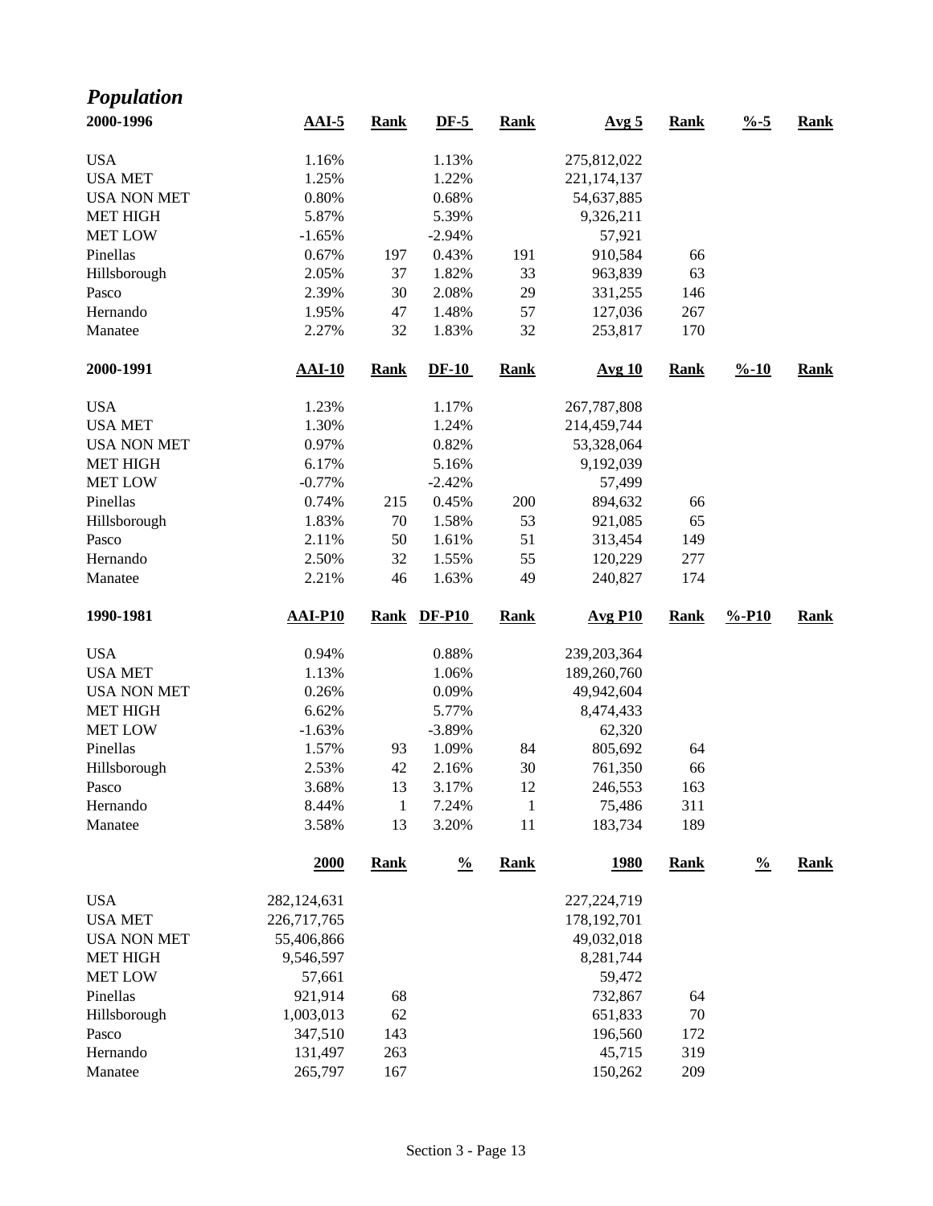# *Population*

| 2000-1996 | AAI-5 | Rank | DF-5 | Rank | Avg 5 | Rank | %-5 | Rank |
|---|---|---|---|---|---|---|---|---|
| USA | 1.16% | | 1.13% | | 275,812,022 | | | |
| USA MET | 1.25% | | 1.22% | | 221,174,137 | | | |
| USA NON MET | 0.80% | | 0.68% | | 54,637,885 | | | |
| MET HIGH | 5.87% | | 5.39% | | 9,326,211 | | | |
| MET LOW | -1.65% | | -2.94% | | 57,921 | | | |
| Pinellas | 0.67% | 197 | 0.43% | 191 | 910,584 | 66 | | |
| Hillsborough | 2.05% | 37 | 1.82% | 33 | 963,839 | 63 | | |
| Pasco | 2.39% | 30 | 2.08% | 29 | 331,255 | 146 | | |
| Hernando | 1.95% | 47 | 1.48% | 57 | 127,036 | 267 | | |
| Manatee | 2.27% | 32 | 1.83% | 32 | 253,817 | 170 | | |

| 2000-1991 | AAI-10 | Rank | DF-10 | Rank | Avg 10 | Rank | %-10 | Rank |
|---|---|---|---|---|---|---|---|---|
| USA | 1.23% | | 1.17% | | 267,787,808 | | | |
| USA MET | 1.30% | | 1.24% | | 214,459,744 | | | |
| USA NON MET | 0.97% | | 0.82% | | 53,328,064 | | | |
| MET HIGH | 6.17% | | 5.16% | | 9,192,039 | | | |
| MET LOW | -0.77% | | -2.42% | | 57,499 | | | |
| Pinellas | 0.74% | 215 | 0.45% | 200 | 894,632 | 66 | | |
| Hillsborough | 1.83% | 70 | 1.58% | 53 | 921,085 | 65 | | |
| Pasco | 2.11% | 50 | 1.61% | 51 | 313,454 | 149 | | |
| Hernando | 2.50% | 32 | 1.55% | 55 | 120,229 | 277 | | |
| Manatee | 2.21% | 46 | 1.63% | 49 | 240,827 | 174 | | |

| 1990-1981 | AAI-P10 | Rank | DF-P10 | Rank | Avg P10 | Rank | %-P10 | Rank |
|---|---|---|---|---|---|---|---|---|
| USA | 0.94% | | 0.88% | | 239,203,364 | | | |
| USA MET | 1.13% | | 1.06% | | 189,260,760 | | | |
| USA NON MET | 0.26% | | 0.09% | | 49,942,604 | | | |
| MET HIGH | 6.62% | | 5.77% | | 8,474,433 | | | |
| MET LOW | -1.63% | | -3.89% | | 62,320 | | | |
| Pinellas | 1.57% | 93 | 1.09% | 84 | 805,692 | 64 | | |
| Hillsborough | 2.53% | 42 | 2.16% | 30 | 761,350 | 66 | | |
| Pasco | 3.68% | 13 | 3.17% | 12 | 246,553 | 163 | | |
| Hernando | 8.44% | 1 | 7.24% | 1 | 75,486 | 311 | | |
| Manatee | 3.58% | 13 | 3.20% | 11 | 183,734 | 189 | | |

| | 2000 | Rank | % | Rank | 1980 | Rank | % | Rank |
|---|---|---|---|---|---|---|---|---|
| USA | 282,124,631 | | | | 227,224,719 | | | |
| USA MET | 226,717,765 | | | | 178,192,701 | | | |
| USA NON MET | 55,406,866 | | | | 49,032,018 | | | |
| MET HIGH | 9,546,597 | | | | 8,281,744 | | | |
| MET LOW | 57,661 | | | | 59,472 | | | |
| Pinellas | 921,914 | 68 | | | 732,867 | 64 | | |
| Hillsborough | 1,003,013 | 62 | | | 651,833 | 70 | | |
| Pasco | 347,510 | 143 | | | 196,560 | 172 | | |
| Hernando | 131,497 | 263 | | | 45,715 | 319 | | |
| Manatee | 265,797 | 167 | | | 150,262 | 209 | | |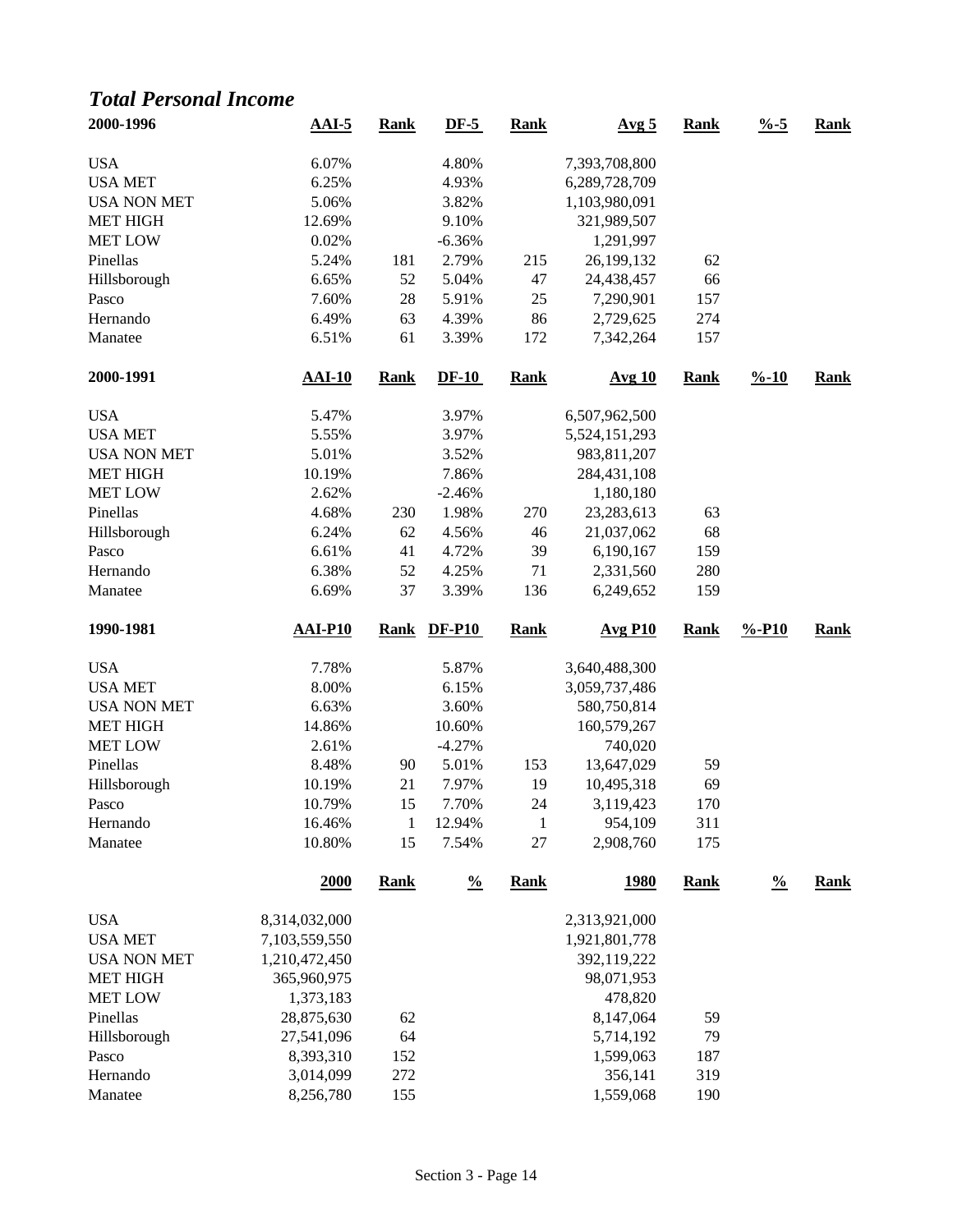## *Total Personal Income*

| 2000-1996 | AAI-5 | Rank | DF-5 | Rank | Avg 5 | Rank | %-5 | Rank |
|---|---|---|---|---|---|---|---|---|
| USA | 6.07% | | 4.80% | | 7,393,708,800 | | | |
| USA MET | 6.25% | | 4.93% | | 6,289,728,709 | | | |
| USA NON MET | 5.06% | | 3.82% | | 1,103,980,091 | | | |
| MET HIGH | 12.69% | | 9.10% | | 321,989,507 | | | |
| MET LOW | 0.02% | | -6.36% | | 1,291,997 | | | |
| Pinellas | 5.24% | 181 | 2.79% | 215 | 26,199,132 | 62 | | |
| Hillsborough | 6.65% | 52 | 5.04% | 47 | 24,438,457 | 66 | | |
| Pasco | 7.60% | 28 | 5.91% | 25 | 7,290,901 | 157 | | |
| Hernando | 6.49% | 63 | 4.39% | 86 | 2,729,625 | 274 | | |
| Manatee | 6.51% | 61 | 3.39% | 172 | 7,342,264 | 157 | | |

| 2000-1991 | AAI-10 | Rank | DF-10 | Rank | Avg 10 | Rank | %-10 | Rank |
|---|---|---|---|---|---|---|---|---|
| USA | 5.47% | | 3.97% | | 6,507,962,500 | | | |
| USA MET | 5.55% | | 3.97% | | 5,524,151,293 | | | |
| USA NON MET | 5.01% | | 3.52% | | 983,811,207 | | | |
| MET HIGH | 10.19% | | 7.86% | | 284,431,108 | | | |
| MET LOW | 2.62% | | -2.46% | | 1,180,180 | | | |
| Pinellas | 4.68% | 230 | 1.98% | 270 | 23,283,613 | 63 | | |
| Hillsborough | 6.24% | 62 | 4.56% | 46 | 21,037,062 | 68 | | |
| Pasco | 6.61% | 41 | 4.72% | 39 | 6,190,167 | 159 | | |
| Hernando | 6.38% | 52 | 4.25% | 71 | 2,331,560 | 280 | | |
| Manatee | 6.69% | 37 | 3.39% | 136 | 6,249,652 | 159 | | |

| 1990-1981 | AAI-P10 | Rank | DF-P10 | Rank | Avg P10 | Rank | %-P10 | Rank |
|---|---|---|---|---|---|---|---|---|
| USA | 7.78% | | 5.87% | | 3,640,488,300 | | | |
| USA MET | 8.00% | | 6.15% | | 3,059,737,486 | | | |
| USA NON MET | 6.63% | | 3.60% | | 580,750,814 | | | |
| MET HIGH | 14.86% | | 10.60% | | 160,579,267 | | | |
| MET LOW | 2.61% | | -4.27% | | 740,020 | | | |
| Pinellas | 8.48% | 90 | 5.01% | 153 | 13,647,029 | 59 | | |
| Hillsborough | 10.19% | 21 | 7.97% | 19 | 10,495,318 | 69 | | |
| Pasco | 10.79% | 15 | 7.70% | 24 | 3,119,423 | 170 | | |
| Hernando | 16.46% | 1 | 12.94% | 1 | 954,109 | 311 | | |
| Manatee | 10.80% | 15 | 7.54% | 27 | 2,908,760 | 175 | | |

| | 2000 | Rank | % | Rank | 1980 | Rank | % | Rank |
|---|---|---|---|---|---|---|---|---|
| USA | 8,314,032,000 | | | | 2,313,921,000 | | | |
| USA MET | 7,103,559,550 | | | | 1,921,801,778 | | | |
| USA NON MET | 1,210,472,450 | | | | 392,119,222 | | | |
| MET HIGH | 365,960,975 | | | | 98,071,953 | | | |
| MET LOW | 1,373,183 | | | | 478,820 | | | |
| Pinellas | 28,875,630 | 62 | | | 8,147,064 | 59 | | |
| Hillsborough | 27,541,096 | 64 | | | 5,714,192 | 79 | | |
| Pasco | 8,393,310 | 152 | | | 1,599,063 | 187 | | |
| Hernando | 3,014,099 | 272 | | | 356,141 | 319 | | |
| Manatee | 8,256,780 | 155 | | | 1,559,068 | 190 | | |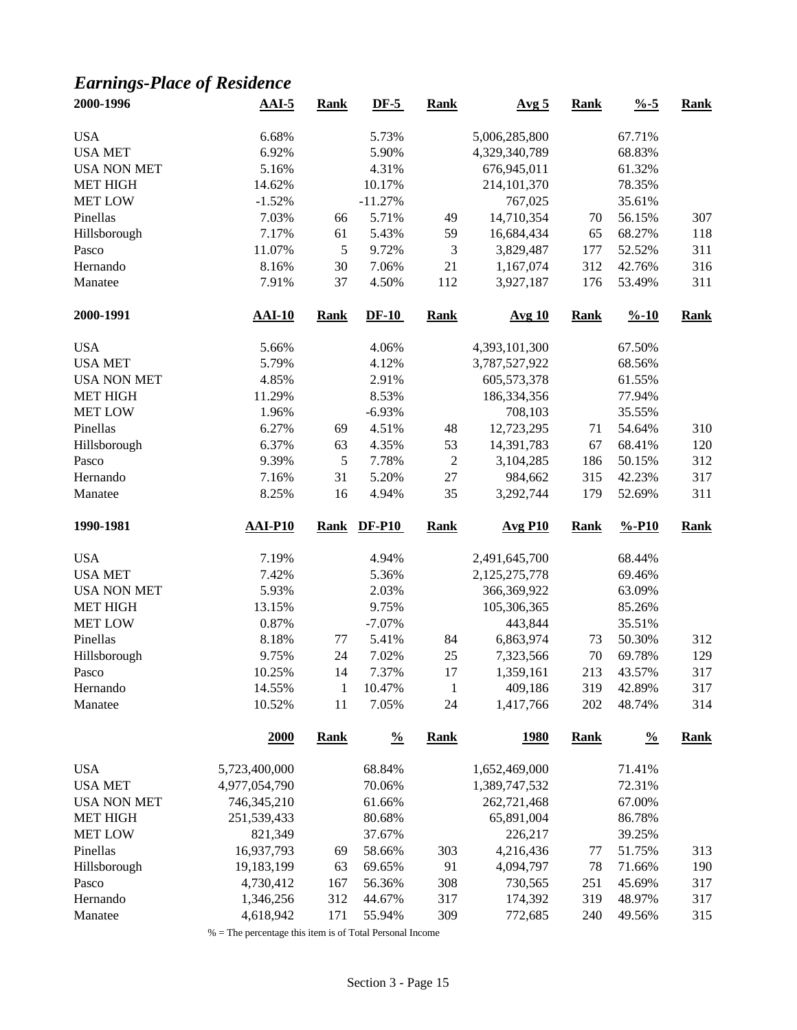## *Earnings-Place of Residence*

| 2000-1996 | AAI-5 | Rank | DF-5 | Rank | Avg 5 | Rank | %-5 | Rank |
|---|---|---|---|---|---|---|---|---|
| USA | 6.68% | | 5.73% | | 5,006,285,800 | | 67.71% | |
| USA MET | 6.92% | | 5.90% | | 4,329,340,789 | | 68.83% | |
| USA NON MET | 5.16% | | 4.31% | | 676,945,011 | | 61.32% | |
| MET HIGH | 14.62% | | 10.17% | | 214,101,370 | | 78.35% | |
| MET LOW | -1.52% | | -11.27% | | 767,025 | | 35.61% | |
| Pinellas | 7.03% | 66 | 5.71% | 49 | 14,710,354 | 70 | 56.15% | 307 |
| Hillsborough | 7.17% | 61 | 5.43% | 59 | 16,684,434 | 65 | 68.27% | 118 |
| Pasco | 11.07% | 5 | 9.72% | 3 | 3,829,487 | 177 | 52.52% | 311 |
| Hernando | 8.16% | 30 | 7.06% | 21 | 1,167,074 | 312 | 42.76% | 316 |
| Manatee | 7.91% | 37 | 4.50% | 112 | 3,927,187 | 176 | 53.49% | 311 |

| 2000-1991 | AAI-10 | Rank | DF-10 | Rank | Avg 10 | Rank | %-10 | Rank |
|---|---|---|---|---|---|---|---|---|
| USA | 5.66% | | 4.06% | | 4,393,101,300 | | 67.50% | |
| USA MET | 5.79% | | 4.12% | | 3,787,527,922 | | 68.56% | |
| USA NON MET | 4.85% | | 2.91% | | 605,573,378 | | 61.55% | |
| MET HIGH | 11.29% | | 8.53% | | 186,334,356 | | 77.94% | |
| MET LOW | 1.96% | | -6.93% | | 708,103 | | 35.55% | |
| Pinellas | 6.27% | 69 | 4.51% | 48 | 12,723,295 | 71 | 54.64% | 310 |
| Hillsborough | 6.37% | 63 | 4.35% | 53 | 14,391,783 | 67 | 68.41% | 120 |
| Pasco | 9.39% | 5 | 7.78% | 2 | 3,104,285 | 186 | 50.15% | 312 |
| Hernando | 7.16% | 31 | 5.20% | 27 | 984,662 | 315 | 42.23% | 317 |
| Manatee | 8.25% | 16 | 4.94% | 35 | 3,292,744 | 179 | 52.69% | 311 |

| 1990-1981 | AAI-P10 | Rank | DF-P10 | Rank | Avg P10 | Rank | %-P10 | Rank |
|---|---|---|---|---|---|---|---|---|
| USA | 7.19% | | 4.94% | | 2,491,645,700 | | 68.44% | |
| USA MET | 7.42% | | 5.36% | | 2,125,275,778 | | 69.46% | |
| USA NON MET | 5.93% | | 2.03% | | 366,369,922 | | 63.09% | |
| MET HIGH | 13.15% | | 9.75% | | 105,306,365 | | 85.26% | |
| MET LOW | 0.87% | | -7.07% | | 443,844 | | 35.51% | |
| Pinellas | 8.18% | 77 | 5.41% | 84 | 6,863,974 | 73 | 50.30% | 312 |
| Hillsborough | 9.75% | 24 | 7.02% | 25 | 7,323,566 | 70 | 69.78% | 129 |
| Pasco | 10.25% | 14 | 7.37% | 17 | 1,359,161 | 213 | 43.57% | 317 |
| Hernando | 14.55% | 1 | 10.47% | 1 | 409,186 | 319 | 42.89% | 317 |
| Manatee | 10.52% | 11 | 7.05% | 24 | 1,417,766 | 202 | 48.74% | 314 |

| | 2000 | Rank | % | Rank | 1980 | Rank | % | Rank |
|---|---|---|---|---|---|---|---|---|
| USA | 5,723,400,000 | | 68.84% | | 1,652,469,000 | | 71.41% | |
| USA MET | 4,977,054,790 | | 70.06% | | 1,389,747,532 | | 72.31% | |
| USA NON MET | 746,345,210 | | 61.66% | | 262,721,468 | | 67.00% | |
| MET HIGH | 251,539,433 | | 80.68% | | 65,891,004 | | 86.78% | |
| MET LOW | 821,349 | | 37.67% | | 226,217 | | 39.25% | |
| Pinellas | 16,937,793 | 69 | 58.66% | 303 | 4,216,436 | 77 | 51.75% | 313 |
| Hillsborough | 19,183,199 | 63 | 69.65% | 91 | 4,094,797 | 78 | 71.66% | 190 |
| Pasco | 4,730,412 | 167 | 56.36% | 308 | 730,565 | 251 | 45.69% | 317 |
| Hernando | 1,346,256 | 312 | 44.67% | 317 | 174,392 | 319 | 48.97% | 317 |
| Manatee | 4,618,942 | 171 | 55.94% | 309 | 772,685 | 240 | 49.56% | 315 |

% = The percentage this item is of Total Personal Income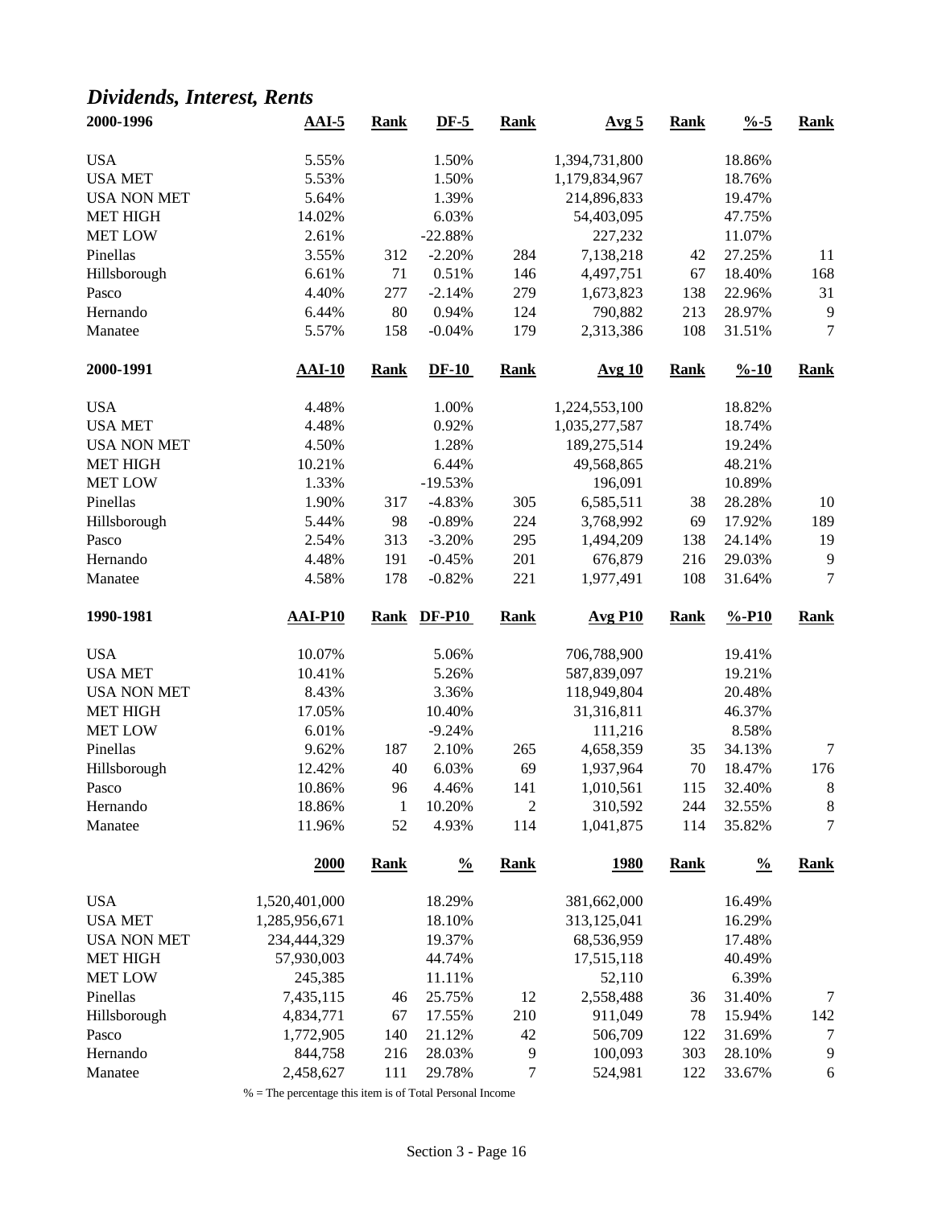## *Dividends, Interest, Rents*

| 2000-1996 | AAI-5 | Rank | DF-5 | Rank | Avg 5 | Rank | %-5 | Rank |
|---|---|---|---|---|---|---|---|---|
| USA | 5.55% | | 1.50% | | 1,394,731,800 | | 18.86% | |
| USA MET | 5.53% | | 1.50% | | 1,179,834,967 | | 18.76% | |
| USA NON MET | 5.64% | | 1.39% | | 214,896,833 | | 19.47% | |
| MET HIGH | 14.02% | | 6.03% | | 54,403,095 | | 47.75% | |
| MET LOW | 2.61% | | -22.88% | | 227,232 | | 11.07% | |
| Pinellas | 3.55% | 312 | -2.20% | 284 | 7,138,218 | 42 | 27.25% | 11 |
| Hillsborough | 6.61% | 71 | 0.51% | 146 | 4,497,751 | 67 | 18.40% | 168 |
| Pasco | 4.40% | 277 | -2.14% | 279 | 1,673,823 | 138 | 22.96% | 31 |
| Hernando | 6.44% | 80 | 0.94% | 124 | 790,882 | 213 | 28.97% | 9 |
| Manatee | 5.57% | 158 | -0.04% | 179 | 2,313,386 | 108 | 31.51% | 7 |

| 2000-1991 | AAI-10 | Rank | DF-10 | Rank | Avg 10 | Rank | %-10 | Rank |
|---|---|---|---|---|---|---|---|---|
| USA | 4.48% | | 1.00% | | 1,224,553,100 | | 18.82% | |
| USA MET | 4.48% | | 0.92% | | 1,035,277,587 | | 18.74% | |
| USA NON MET | 4.50% | | 1.28% | | 189,275,514 | | 19.24% | |
| MET HIGH | 10.21% | | 6.44% | | 49,568,865 | | 48.21% | |
| MET LOW | 1.33% | | -19.53% | | 196,091 | | 10.89% | |
| Pinellas | 1.90% | 317 | -4.83% | 305 | 6,585,511 | 38 | 28.28% | 10 |
| Hillsborough | 5.44% | 98 | -0.89% | 224 | 3,768,992 | 69 | 17.92% | 189 |
| Pasco | 2.54% | 313 | -3.20% | 295 | 1,494,209 | 138 | 24.14% | 19 |
| Hernando | 4.48% | 191 | -0.45% | 201 | 676,879 | 216 | 29.03% | 9 |
| Manatee | 4.58% | 178 | -0.82% | 221 | 1,977,491 | 108 | 31.64% | 7 |

| 1990-1981 | AAI-P10 | Rank | DF-P10 | Rank | Avg P10 | Rank | %-P10 | Rank |
|---|---|---|---|---|---|---|---|---|
| USA | 10.07% | | 5.06% | | 706,788,900 | | 19.41% | |
| USA MET | 10.41% | | 5.26% | | 587,839,097 | | 19.21% | |
| USA NON MET | 8.43% | | 3.36% | | 118,949,804 | | 20.48% | |
| MET HIGH | 17.05% | | 10.40% | | 31,316,811 | | 46.37% | |
| MET LOW | 6.01% | | -9.24% | | 111,216 | | 8.58% | |
| Pinellas | 9.62% | 187 | 2.10% | 265 | 4,658,359 | 35 | 34.13% | 7 |
| Hillsborough | 12.42% | 40 | 6.03% | 69 | 1,937,964 | 70 | 18.47% | 176 |
| Pasco | 10.86% | 96 | 4.46% | 141 | 1,010,561 | 115 | 32.40% | 8 |
| Hernando | 18.86% | 1 | 10.20% | 2 | 310,592 | 244 | 32.55% | 8 |
| Manatee | 11.96% | 52 | 4.93% | 114 | 1,041,875 | 114 | 35.82% | 7 |

| | 2000 | Rank | % | Rank | 1980 | Rank | % | Rank |
|---|---|---|---|---|---|---|---|---|
| USA | 1,520,401,000 | | 18.29% | | 381,662,000 | | 16.49% | |
| USA MET | 1,285,956,671 | | 18.10% | | 313,125,041 | | 16.29% | |
| USA NON MET | 234,444,329 | | 19.37% | | 68,536,959 | | 17.48% | |
| MET HIGH | 57,930,003 | | 44.74% | | 17,515,118 | | 40.49% | |
| MET LOW | 245,385 | | 11.11% | | 52,110 | | 6.39% | |
| Pinellas | 7,435,115 | 46 | 25.75% | 12 | 2,558,488 | 36 | 31.40% | 7 |
| Hillsborough | 4,834,771 | 67 | 17.55% | 210 | 911,049 | 78 | 15.94% | 142 |
| Pasco | 1,772,905 | 140 | 21.12% | 42 | 506,709 | 122 | 31.69% | 7 |
| Hernando | 844,758 | 216 | 28.03% | 9 | 100,093 | 303 | 28.10% | 9 |
| Manatee | 2,458,627 | 111 | 29.78% | 7 | 524,981 | 122 | 33.67% | 6 |

% = The percentage this item is of Total Personal Income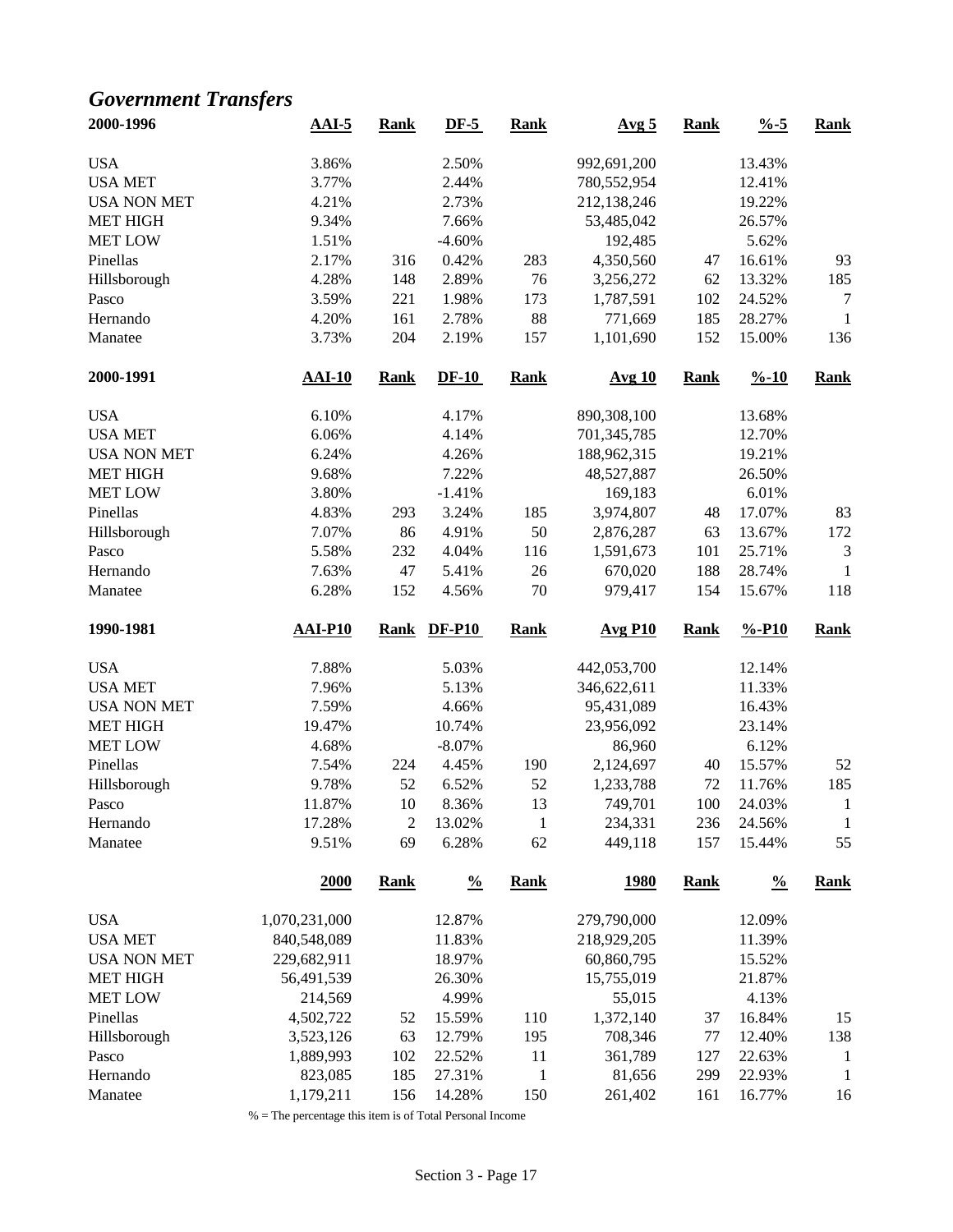## *Government Transfers*

| 2000-1996 | AAI-5 | Rank | DF-5 | Rank | Avg 5 | Rank | %-5 | Rank |
|---|---|---|---|---|---|---|---|---|
| USA | 3.86% | | 2.50% | | 992,691,200 | | 13.43% | |
| USA MET | 3.77% | | 2.44% | | 780,552,954 | | 12.41% | |
| USA NON MET | 4.21% | | 2.73% | | 212,138,246 | | 19.22% | |
| MET HIGH | 9.34% | | 7.66% | | 53,485,042 | | 26.57% | |
| MET LOW | 1.51% | | -4.60% | | 192,485 | | 5.62% | |
| Pinellas | 2.17% | 316 | 0.42% | 283 | 4,350,560 | 47 | 16.61% | 93 |
| Hillsborough | 4.28% | 148 | 2.89% | 76 | 3,256,272 | 62 | 13.32% | 185 |
| Pasco | 3.59% | 221 | 1.98% | 173 | 1,787,591 | 102 | 24.52% | 7 |
| Hernando | 4.20% | 161 | 2.78% | 88 | 771,669 | 185 | 28.27% | 1 |
| Manatee | 3.73% | 204 | 2.19% | 157 | 1,101,690 | 152 | 15.00% | 136 |

| 2000-1991 | AAI-10 | Rank | DF-10 | Rank | Avg 10 | Rank | %-10 | Rank |
|---|---|---|---|---|---|---|---|---|
| USA | 6.10% | | 4.17% | | 890,308,100 | | 13.68% | |
| USA MET | 6.06% | | 4.14% | | 701,345,785 | | 12.70% | |
| USA NON MET | 6.24% | | 4.26% | | 188,962,315 | | 19.21% | |
| MET HIGH | 9.68% | | 7.22% | | 48,527,887 | | 26.50% | |
| MET LOW | 3.80% | | -1.41% | | 169,183 | | 6.01% | |
| Pinellas | 4.83% | 293 | 3.24% | 185 | 3,974,807 | 48 | 17.07% | 83 |
| Hillsborough | 7.07% | 86 | 4.91% | 50 | 2,876,287 | 63 | 13.67% | 172 |
| Pasco | 5.58% | 232 | 4.04% | 116 | 1,591,673 | 101 | 25.71% | 3 |
| Hernando | 7.63% | 47 | 5.41% | 26 | 670,020 | 188 | 28.74% | 1 |
| Manatee | 6.28% | 152 | 4.56% | 70 | 979,417 | 154 | 15.67% | 118 |

| 1990-1981 | AAI-P10 | Rank | DF-P10 | Rank | Avg P10 | Rank | %-P10 | Rank |
|---|---|---|---|---|---|---|---|---|
| USA | 7.88% | | 5.03% | | 442,053,700 | | 12.14% | |
| USA MET | 7.96% | | 5.13% | | 346,622,611 | | 11.33% | |
| USA NON MET | 7.59% | | 4.66% | | 95,431,089 | | 16.43% | |
| MET HIGH | 19.47% | | 10.74% | | 23,956,092 | | 23.14% | |
| MET LOW | 4.68% | | -8.07% | | 86,960 | | 6.12% | |
| Pinellas | 7.54% | 224 | 4.45% | 190 | 2,124,697 | 40 | 15.57% | 52 |
| Hillsborough | 9.78% | 52 | 6.52% | 52 | 1,233,788 | 72 | 11.76% | 185 |
| Pasco | 11.87% | 10 | 8.36% | 13 | 749,701 | 100 | 24.03% | 1 |
| Hernando | 17.28% | 2 | 13.02% | 1 | 234,331 | 236 | 24.56% | 1 |
| Manatee | 9.51% | 69 | 6.28% | 62 | 449,118 | 157 | 15.44% | 55 |

| | 2000 | Rank | % | Rank | 1980 | Rank | % | Rank |
|---|---|---|---|---|---|---|---|---|
| USA | 1,070,231,000 | | 12.87% | | 279,790,000 | | 12.09% | |
| USA MET | 840,548,089 | | 11.83% | | 218,929,205 | | 11.39% | |
| USA NON MET | 229,682,911 | | 18.97% | | 60,860,795 | | 15.52% | |
| MET HIGH | 56,491,539 | | 26.30% | | 15,755,019 | | 21.87% | |
| MET LOW | 214,569 | | 4.99% | | 55,015 | | 4.13% | |
| Pinellas | 4,502,722 | 52 | 15.59% | 110 | 1,372,140 | 37 | 16.84% | 15 |
| Hillsborough | 3,523,126 | 63 | 12.79% | 195 | 708,346 | 77 | 12.40% | 138 |
| Pasco | 1,889,993 | 102 | 22.52% | 11 | 361,789 | 127 | 22.63% | 1 |
| Hernando | 823,085 | 185 | 27.31% | 1 | 81,656 | 299 | 22.93% | 1 |
| Manatee | 1,179,211 | 156 | 14.28% | 150 | 261,402 | 161 | 16.77% | 16 |

% = The percentage this item is of Total Personal Income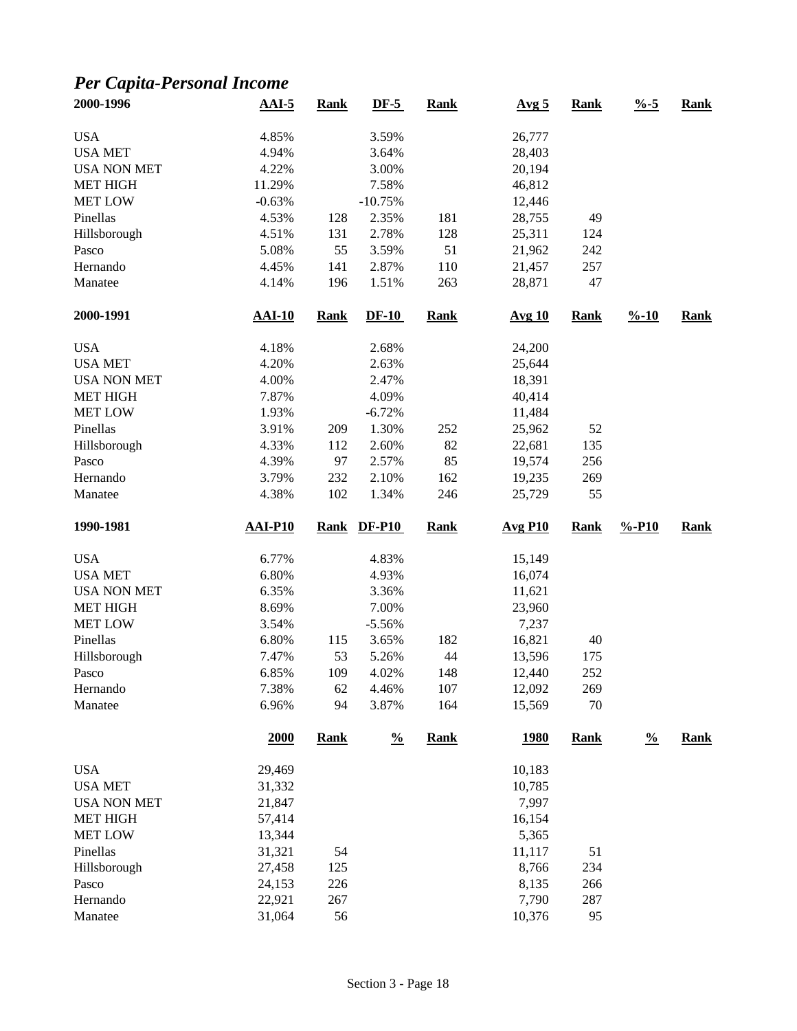## *Per Capita-Personal Income*

| 2000-1996 | AAI-5 | Rank | DF-5 | Rank | Avg 5 | Rank | %-5 | Rank |
|---|---|---|---|---|---|---|---|---|
| USA | 4.85% | | 3.59% | | 26,777 | | | |
| USA MET | 4.94% | | 3.64% | | 28,403 | | | |
| USA NON MET | 4.22% | | 3.00% | | 20,194 | | | |
| MET HIGH | 11.29% | | 7.58% | | 46,812 | | | |
| MET LOW | -0.63% | | -10.75% | | 12,446 | | | |
| Pinellas | 4.53% | 128 | 2.35% | 181 | 28,755 | 49 | | |
| Hillsborough | 4.51% | 131 | 2.78% | 128 | 25,311 | 124 | | |
| Pasco | 5.08% | 55 | 3.59% | 51 | 21,962 | 242 | | |
| Hernando | 4.45% | 141 | 2.87% | 110 | 21,457 | 257 | | |
| Manatee | 4.14% | 196 | 1.51% | 263 | 28,871 | 47 | | |

| 2000-1991 | AAI-10 | Rank | DF-10 | Rank | Avg 10 | Rank | %-10 | Rank |
|---|---|---|---|---|---|---|---|---|
| USA | 4.18% | | 2.68% | | 24,200 | | | |
| USA MET | 4.20% | | 2.63% | | 25,644 | | | |
| USA NON MET | 4.00% | | 2.47% | | 18,391 | | | |
| MET HIGH | 7.87% | | 4.09% | | 40,414 | | | |
| MET LOW | 1.93% | | -6.72% | | 11,484 | | | |
| Pinellas | 3.91% | 209 | 1.30% | 252 | 25,962 | 52 | | |
| Hillsborough | 4.33% | 112 | 2.60% | 82 | 22,681 | 135 | | |
| Pasco | 4.39% | 97 | 2.57% | 85 | 19,574 | 256 | | |
| Hernando | 3.79% | 232 | 2.10% | 162 | 19,235 | 269 | | |
| Manatee | 4.38% | 102 | 1.34% | 246 | 25,729 | 55 | | |

| 1990-1981 | AAI-P10 | Rank | DF-P10 | Rank | Avg P10 | Rank | %-P10 | Rank |
|---|---|---|---|---|---|---|---|---|
| USA | 6.77% | | 4.83% | | 15,149 | | | |
| USA MET | 6.80% | | 4.93% | | 16,074 | | | |
| USA NON MET | 6.35% | | 3.36% | | 11,621 | | | |
| MET HIGH | 8.69% | | 7.00% | | 23,960 | | | |
| MET LOW | 3.54% | | -5.56% | | 7,237 | | | |
| Pinellas | 6.80% | 115 | 3.65% | 182 | 16,821 | 40 | | |
| Hillsborough | 7.47% | 53 | 5.26% | 44 | 13,596 | 175 | | |
| Pasco | 6.85% | 109 | 4.02% | 148 | 12,440 | 252 | | |
| Hernando | 7.38% | 62 | 4.46% | 107 | 12,092 | 269 | | |
| Manatee | 6.96% | 94 | 3.87% | 164 | 15,569 | 70 | | |

| | 2000 | Rank | % | Rank | 1980 | Rank | % | Rank |
|---|---|---|---|---|---|---|---|---|
| USA | 29,469 | | | | 10,183 | | | |
| USA MET | 31,332 | | | | 10,785 | | | |
| USA NON MET | 21,847 | | | | 7,997 | | | |
| MET HIGH | 57,414 | | | | 16,154 | | | |
| MET LOW | 13,344 | | | | 5,365 | | | |
| Pinellas | 31,321 | 54 | | | 11,117 | 51 | | |
| Hillsborough | 27,458 | 125 | | | 8,766 | 234 | | |
| Pasco | 24,153 | 226 | | | 8,135 | 266 | | |
| Hernando | 22,921 | 267 | | | 7,790 | 287 | | |
| Manatee | 31,064 | 56 | | | 10,376 | 95 | | |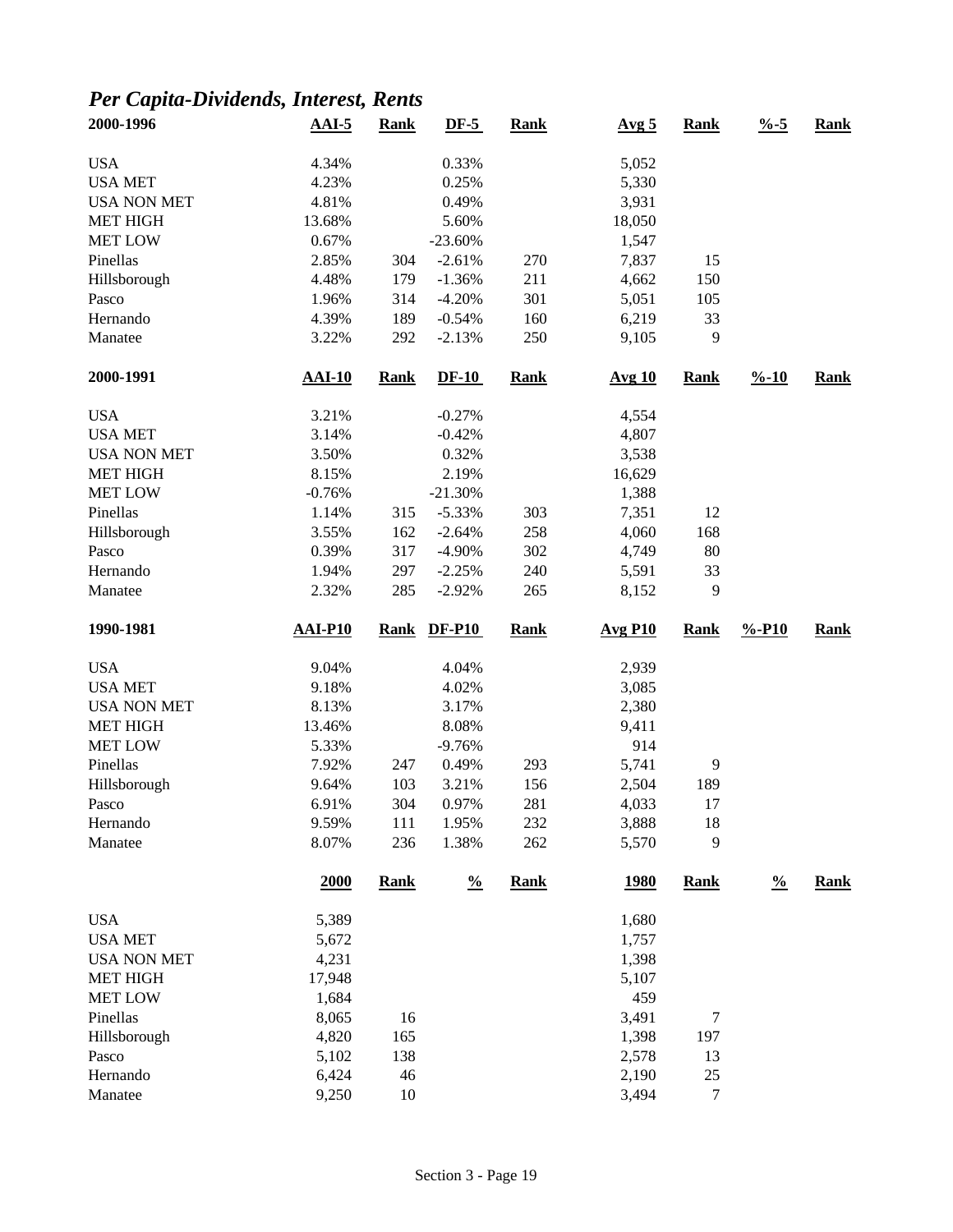## *Per Capita-Dividends, Interest, Rents*

| 2000-1996 | AAI-5 | Rank | DF-5 | Rank | Avg 5 | Rank | %-5 | Rank |
|---|---|---|---|---|---|---|---|---|
| USA | 4.34% | | 0.33% | | 5,052 | | | |
| USA MET | 4.23% | | 0.25% | | 5,330 | | | |
| USA NON MET | 4.81% | | 0.49% | | 3,931 | | | |
| MET HIGH | 13.68% | | 5.60% | | 18,050 | | | |
| MET LOW | 0.67% | | -23.60% | | 1,547 | | | |
| Pinellas | 2.85% | 304 | -2.61% | 270 | 7,837 | 15 | | |
| Hillsborough | 4.48% | 179 | -1.36% | 211 | 4,662 | 150 | | |
| Pasco | 1.96% | 314 | -4.20% | 301 | 5,051 | 105 | | |
| Hernando | 4.39% | 189 | -0.54% | 160 | 6,219 | 33 | | |
| Manatee | 3.22% | 292 | -2.13% | 250 | 9,105 | 9 | | |

| 2000-1991 | AAI-10 | Rank | DF-10 | Rank | Avg 10 | Rank | %-10 | Rank |
|---|---|---|---|---|---|---|---|---|
| USA | 3.21% | | -0.27% | | 4,554 | | | |
| USA MET | 3.14% | | -0.42% | | 4,807 | | | |
| USA NON MET | 3.50% | | 0.32% | | 3,538 | | | |
| MET HIGH | 8.15% | | 2.19% | | 16,629 | | | |
| MET LOW | -0.76% | | -21.30% | | 1,388 | | | |
| Pinellas | 1.14% | 315 | -5.33% | 303 | 7,351 | 12 | | |
| Hillsborough | 3.55% | 162 | -2.64% | 258 | 4,060 | 168 | | |
| Pasco | 0.39% | 317 | -4.90% | 302 | 4,749 | 80 | | |
| Hernando | 1.94% | 297 | -2.25% | 240 | 5,591 | 33 | | |
| Manatee | 2.32% | 285 | -2.92% | 265 | 8,152 | 9 | | |

| 1990-1981 | AAI-P10 | Rank | DF-P10 | Rank | Avg P10 | Rank | %-P10 | Rank |
|---|---|---|---|---|---|---|---|---|
| USA | 9.04% | | 4.04% | | 2,939 | | | |
| USA MET | 9.18% | | 4.02% | | 3,085 | | | |
| USA NON MET | 8.13% | | 3.17% | | 2,380 | | | |
| MET HIGH | 13.46% | | 8.08% | | 9,411 | | | |
| MET LOW | 5.33% | | -9.76% | | 914 | | | |
| Pinellas | 7.92% | 247 | 0.49% | 293 | 5,741 | 9 | | |
| Hillsborough | 9.64% | 103 | 3.21% | 156 | 2,504 | 189 | | |
| Pasco | 6.91% | 304 | 0.97% | 281 | 4,033 | 17 | | |
| Hernando | 9.59% | 111 | 1.95% | 232 | 3,888 | 18 | | |
| Manatee | 8.07% | 236 | 1.38% | 262 | 5,570 | 9 | | |

| | 2000 | Rank | % | Rank | 1980 | Rank | % | Rank |
|---|---|---|---|---|---|---|---|---|
| USA | 5,389 | | | | 1,680 | | | |
| USA MET | 5,672 | | | | 1,757 | | | |
| USA NON MET | 4,231 | | | | 1,398 | | | |
| MET HIGH | 17,948 | | | | 5,107 | | | |
| MET LOW | 1,684 | | | | 459 | | | |
| Pinellas | 8,065 | 16 | | | 3,491 | 7 | | |
| Hillsborough | 4,820 | 165 | | | 1,398 | 197 | | |
| Pasco | 5,102 | 138 | | | 2,578 | 13 | | |
| Hernando | 6,424 | 46 | | | 2,190 | 25 | | |
| Manatee | 9,250 | 10 | | | 3,494 | 7 | | |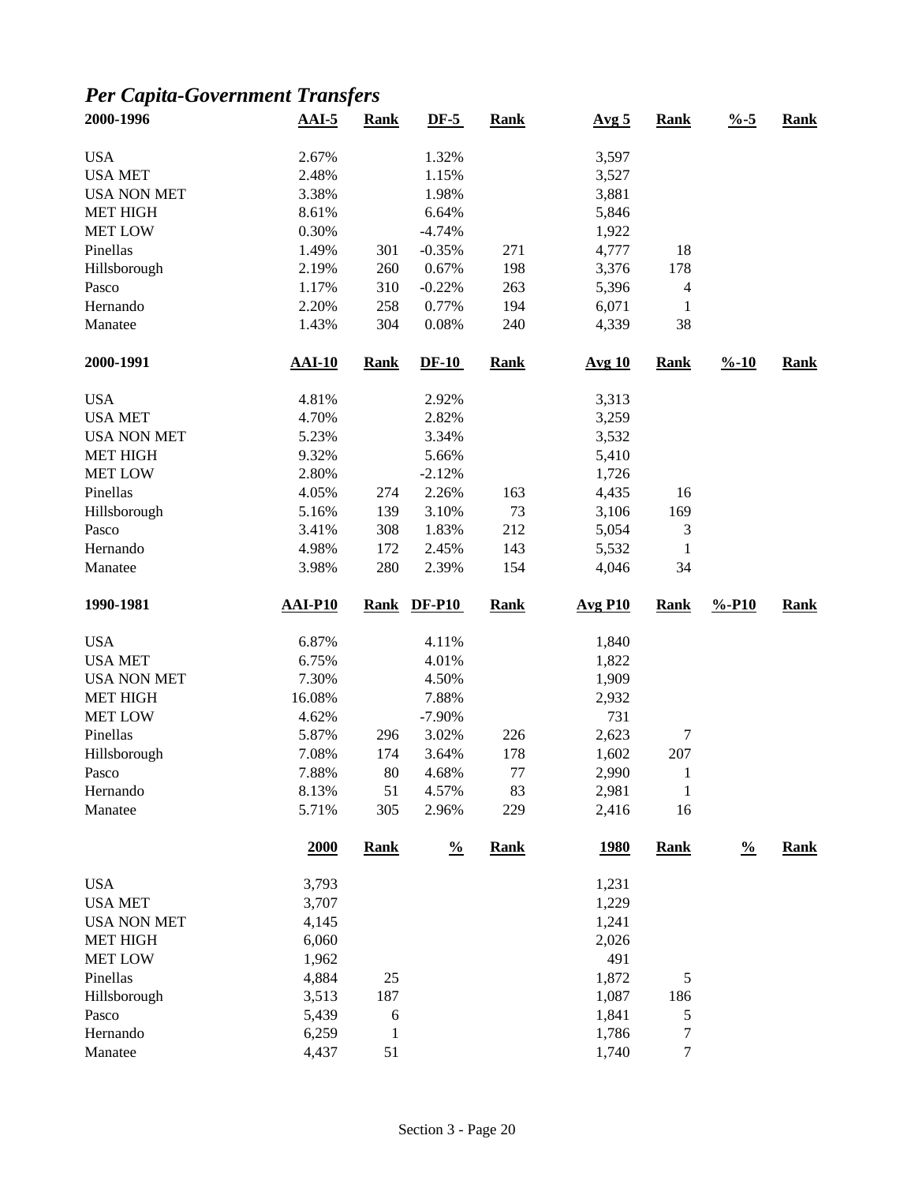## *Per Capita-Government Transfers*

| 2000-1996 | AAI-5 | Rank | DF-5 | Rank | Avg 5 | Rank | %-5 | Rank |
|---|---|---|---|---|---|---|---|---|
| USA | 2.67% | | 1.32% | | 3,597 | | | |
| USA MET | 2.48% | | 1.15% | | 3,527 | | | |
| USA NON MET | 3.38% | | 1.98% | | 3,881 | | | |
| MET HIGH | 8.61% | | 6.64% | | 5,846 | | | |
| MET LOW | 0.30% | | -4.74% | | 1,922 | | | |
| Pinellas | 1.49% | 301 | -0.35% | 271 | 4,777 | 18 | | |
| Hillsborough | 2.19% | 260 | 0.67% | 198 | 3,376 | 178 | | |
| Pasco | 1.17% | 310 | -0.22% | 263 | 5,396 | 4 | | |
| Hernando | 2.20% | 258 | 0.77% | 194 | 6,071 | 1 | | |
| Manatee | 1.43% | 304 | 0.08% | 240 | 4,339 | 38 | | |

| 2000-1991 | AAI-10 | Rank | DF-10 | Rank | Avg 10 | Rank | %-10 | Rank |
|---|---|---|---|---|---|---|---|---|
| USA | 4.81% | | 2.92% | | 3,313 | | | |
| USA MET | 4.70% | | 2.82% | | 3,259 | | | |
| USA NON MET | 5.23% | | 3.34% | | 3,532 | | | |
| MET HIGH | 9.32% | | 5.66% | | 5,410 | | | |
| MET LOW | 2.80% | | -2.12% | | 1,726 | | | |
| Pinellas | 4.05% | 274 | 2.26% | 163 | 4,435 | 16 | | |
| Hillsborough | 5.16% | 139 | 3.10% | 73 | 3,106 | 169 | | |
| Pasco | 3.41% | 308 | 1.83% | 212 | 5,054 | 3 | | |
| Hernando | 4.98% | 172 | 2.45% | 143 | 5,532 | 1 | | |
| Manatee | 3.98% | 280 | 2.39% | 154 | 4,046 | 34 | | |

| 1990-1981 | AAI-P10 | Rank | DF-P10 | Rank | Avg P10 | Rank | %-P10 | Rank |
|---|---|---|---|---|---|---|---|---|
| USA | 6.87% | | 4.11% | | 1,840 | | | |
| USA MET | 6.75% | | 4.01% | | 1,822 | | | |
| USA NON MET | 7.30% | | 4.50% | | 1,909 | | | |
| MET HIGH | 16.08% | | 7.88% | | 2,932 | | | |
| MET LOW | 4.62% | | -7.90% | | 731 | | | |
| Pinellas | 5.87% | 296 | 3.02% | 226 | 2,623 | 7 | | |
| Hillsborough | 7.08% | 174 | 3.64% | 178 | 1,602 | 207 | | |
| Pasco | 7.88% | 80 | 4.68% | 77 | 2,990 | 1 | | |
| Hernando | 8.13% | 51 | 4.57% | 83 | 2,981 | 1 | | |
| Manatee | 5.71% | 305 | 2.96% | 229 | 2,416 | 16 | | |

| | 2000 | Rank | % | Rank | 1980 | Rank | % | Rank |
|---|---|---|---|---|---|---|---|---|
| USA | 3,793 | | | | 1,231 | | | |
| USA MET | 3,707 | | | | 1,229 | | | |
| USA NON MET | 4,145 | | | | 1,241 | | | |
| MET HIGH | 6,060 | | | | 2,026 | | | |
| MET LOW | 1,962 | | | | 491 | | | |
| Pinellas | 4,884 | 25 | | | 1,872 | 5 | | |
| Hillsborough | 3,513 | 187 | | | 1,087 | 186 | | |
| Pasco | 5,439 | 6 | | | 1,841 | 5 | | |
| Hernando | 6,259 | 1 | | | 1,786 | 7 | | |
| Manatee | 4,437 | 51 | | | 1,740 | 7 | | |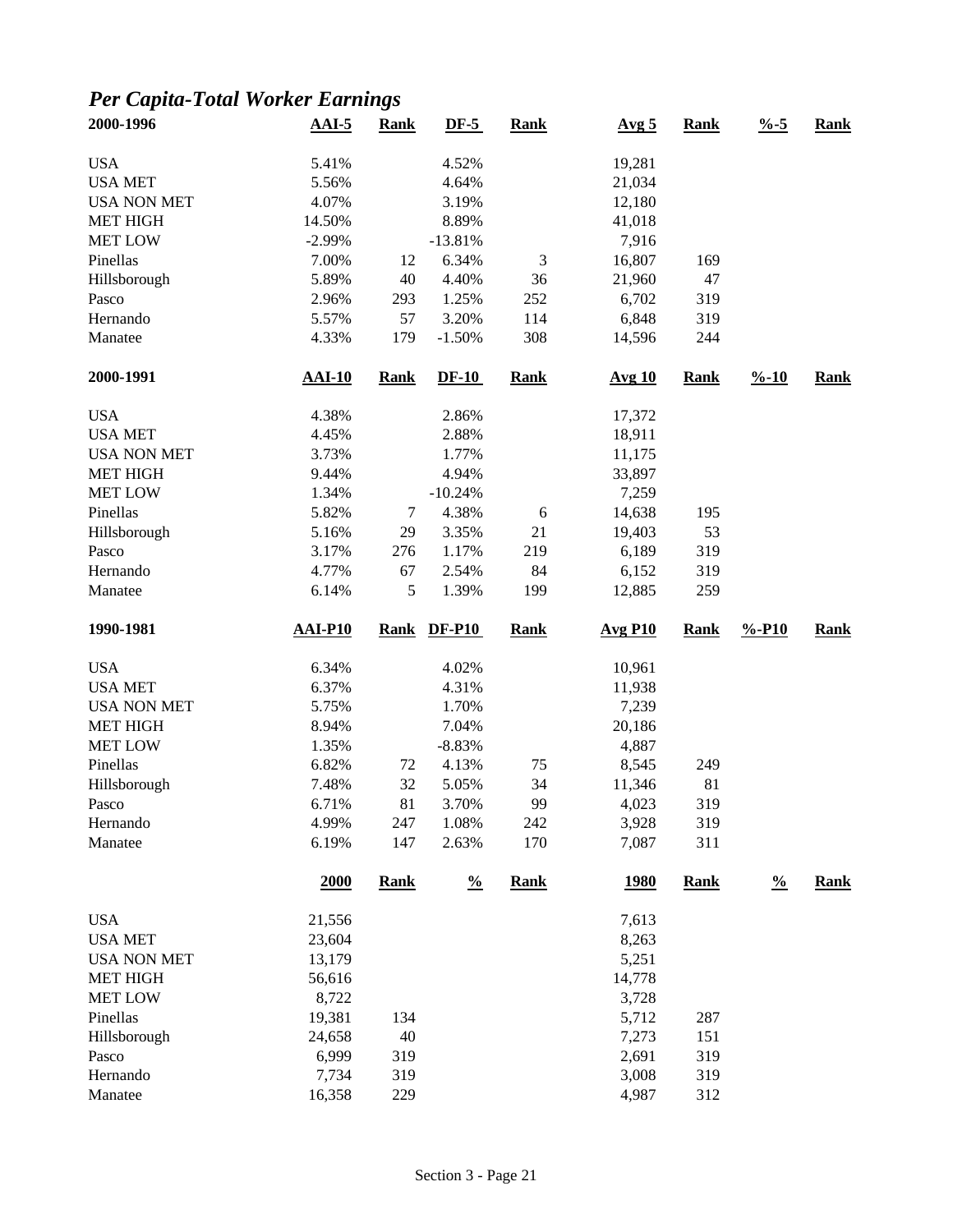## *Per Capita-Total Worker Earnings*

| 2000-1996 | AAI-5 | Rank | DF-5 | Rank | Avg 5 | Rank | %-5 | Rank |
|---|---|---|---|---|---|---|---|---|
| USA | 5.41% | | 4.52% | | 19,281 | | | |
| USA MET | 5.56% | | 4.64% | | 21,034 | | | |
| USA NON MET | 4.07% | | 3.19% | | 12,180 | | | |
| MET HIGH | 14.50% | | 8.89% | | 41,018 | | | |
| MET LOW | -2.99% | | -13.81% | | 7,916 | | | |
| Pinellas | 7.00% | 12 | 6.34% | 3 | 16,807 | 169 | | |
| Hillsborough | 5.89% | 40 | 4.40% | 36 | 21,960 | 47 | | |
| Pasco | 2.96% | 293 | 1.25% | 252 | 6,702 | 319 | | |
| Hernando | 5.57% | 57 | 3.20% | 114 | 6,848 | 319 | | |
| Manatee | 4.33% | 179 | -1.50% | 308 | 14,596 | 244 | | |

| 2000-1991 | AAI-10 | Rank | DF-10 | Rank | Avg 10 | Rank | %-10 | Rank |
|---|---|---|---|---|---|---|---|---|
| USA | 4.38% | | 2.86% | | 17,372 | | | |
| USA MET | 4.45% | | 2.88% | | 18,911 | | | |
| USA NON MET | 3.73% | | 1.77% | | 11,175 | | | |
| MET HIGH | 9.44% | | 4.94% | | 33,897 | | | |
| MET LOW | 1.34% | | -10.24% | | 7,259 | | | |
| Pinellas | 5.82% | 7 | 4.38% | 6 | 14,638 | 195 | | |
| Hillsborough | 5.16% | 29 | 3.35% | 21 | 19,403 | 53 | | |
| Pasco | 3.17% | 276 | 1.17% | 219 | 6,189 | 319 | | |
| Hernando | 4.77% | 67 | 2.54% | 84 | 6,152 | 319 | | |
| Manatee | 6.14% | 5 | 1.39% | 199 | 12,885 | 259 | | |

| 1990-1981 | AAI-P10 | Rank | DF-P10 | Rank | Avg P10 | Rank | %-P10 | Rank |
|---|---|---|---|---|---|---|---|---|
| USA | 6.34% | | 4.02% | | 10,961 | | | |
| USA MET | 6.37% | | 4.31% | | 11,938 | | | |
| USA NON MET | 5.75% | | 1.70% | | 7,239 | | | |
| MET HIGH | 8.94% | | 7.04% | | 20,186 | | | |
| MET LOW | 1.35% | | -8.83% | | 4,887 | | | |
| Pinellas | 6.82% | 72 | 4.13% | 75 | 8,545 | 249 | | |
| Hillsborough | 7.48% | 32 | 5.05% | 34 | 11,346 | 81 | | |
| Pasco | 6.71% | 81 | 3.70% | 99 | 4,023 | 319 | | |
| Hernando | 4.99% | 247 | 1.08% | 242 | 3,928 | 319 | | |
| Manatee | 6.19% | 147 | 2.63% | 170 | 7,087 | 311 | | |

| | 2000 | Rank | % | Rank | 1980 | Rank | % | Rank |
|---|---|---|---|---|---|---|---|---|
| USA | 21,556 | | | | 7,613 | | | |
| USA MET | 23,604 | | | | 8,263 | | | |
| USA NON MET | 13,179 | | | | 5,251 | | | |
| MET HIGH | 56,616 | | | | 14,778 | | | |
| MET LOW | 8,722 | | | | 3,728 | | | |
| Pinellas | 19,381 | 134 | | | 5,712 | 287 | | |
| Hillsborough | 24,658 | 40 | | | 7,273 | 151 | | |
| Pasco | 6,999 | 319 | | | 2,691 | 319 | | |
| Hernando | 7,734 | 319 | | | 3,008 | 319 | | |
| Manatee | 16,358 | 229 | | | 4,987 | 312 | | |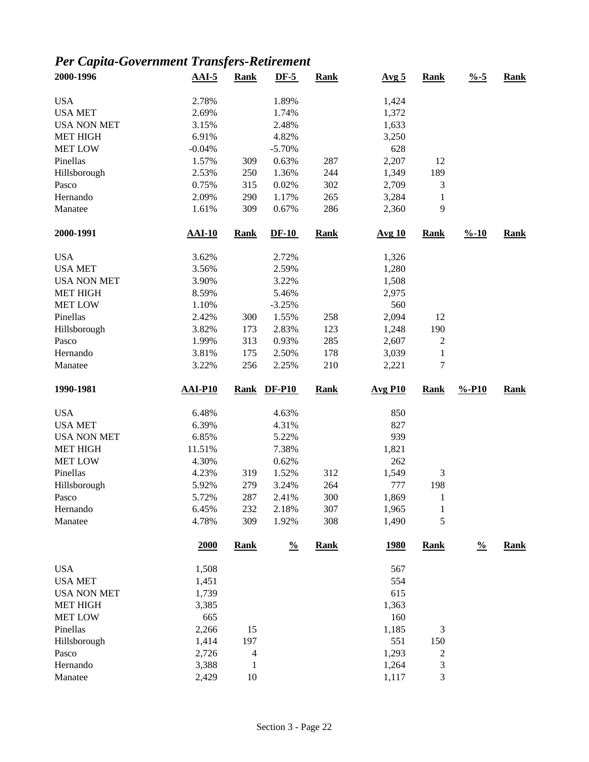## *Per Capita-Government Transfers-Retirement*

| 2000-1996 | AAI-5 | Rank | DF-5 | Rank | Avg 5 | Rank | %-5 | Rank |
|---|---|---|---|---|---|---|---|---|
| USA | 2.78% | | 1.89% | | 1,424 | | | |
| USA MET | 2.69% | | 1.74% | | 1,372 | | | |
| USA NON MET | 3.15% | | 2.48% | | 1,633 | | | |
| MET HIGH | 6.91% | | 4.82% | | 3,250 | | | |
| MET LOW | -0.04% | | -5.70% | | 628 | | | |
| Pinellas | 1.57% | 309 | 0.63% | 287 | 2,207 | 12 | | |
| Hillsborough | 2.53% | 250 | 1.36% | 244 | 1,349 | 189 | | |
| Pasco | 0.75% | 315 | 0.02% | 302 | 2,709 | 3 | | |
| Hernando | 2.09% | 290 | 1.17% | 265 | 3,284 | 1 | | |
| Manatee | 1.61% | 309 | 0.67% | 286 | 2,360 | 9 | | |

| 2000-1991 | AAI-10 | Rank | DF-10 | Rank | Avg 10 | Rank | %-10 | Rank |
|---|---|---|---|---|---|---|---|---|
| USA | 3.62% | | 2.72% | | 1,326 | | | |
| USA MET | 3.56% | | 2.59% | | 1,280 | | | |
| USA NON MET | 3.90% | | 3.22% | | 1,508 | | | |
| MET HIGH | 8.59% | | 5.46% | | 2,975 | | | |
| MET LOW | 1.10% | | -3.25% | | 560 | | | |
| Pinellas | 2.42% | 300 | 1.55% | 258 | 2,094 | 12 | | |
| Hillsborough | 3.82% | 173 | 2.83% | 123 | 1,248 | 190 | | |
| Pasco | 1.99% | 313 | 0.93% | 285 | 2,607 | 2 | | |
| Hernando | 3.81% | 175 | 2.50% | 178 | 3,039 | 1 | | |
| Manatee | 3.22% | 256 | 2.25% | 210 | 2,221 | 7 | | |

| 1990-1981 | AAI-P10 | Rank | DF-P10 | Rank | Avg P10 | Rank | %-P10 | Rank |
|---|---|---|---|---|---|---|---|---|
| USA | 6.48% | | 4.63% | | 850 | | | |
| USA MET | 6.39% | | 4.31% | | 827 | | | |
| USA NON MET | 6.85% | | 5.22% | | 939 | | | |
| MET HIGH | 11.51% | | 7.38% | | 1,821 | | | |
| MET LOW | 4.30% | | 0.62% | | 262 | | | |
| Pinellas | 4.23% | 319 | 1.52% | 312 | 1,549 | 3 | | |
| Hillsborough | 5.92% | 279 | 3.24% | 264 | 777 | 198 | | |
| Pasco | 5.72% | 287 | 2.41% | 300 | 1,869 | 1 | | |
| Hernando | 6.45% | 232 | 2.18% | 307 | 1,965 | 1 | | |
| Manatee | 4.78% | 309 | 1.92% | 308 | 1,490 | 5 | | |

| | 2000 | Rank | % | Rank | 1980 | Rank | % | Rank |
|---|---|---|---|---|---|---|---|---|
| USA | 1,508 | | | | 567 | | | |
| USA MET | 1,451 | | | | 554 | | | |
| USA NON MET | 1,739 | | | | 615 | | | |
| MET HIGH | 3,385 | | | | 1,363 | | | |
| MET LOW | 665 | | | | 160 | | | |
| Pinellas | 2,266 | 15 | | | 1,185 | 3 | | |
| Hillsborough | 1,414 | 197 | | | 551 | 150 | | |
| Pasco | 2,726 | 4 | | | 1,293 | 2 | | |
| Hernando | 3,388 | 1 | | | 1,264 | 3 | | |
| Manatee | 2,429 | 10 | | | 1,117 | 3 | | |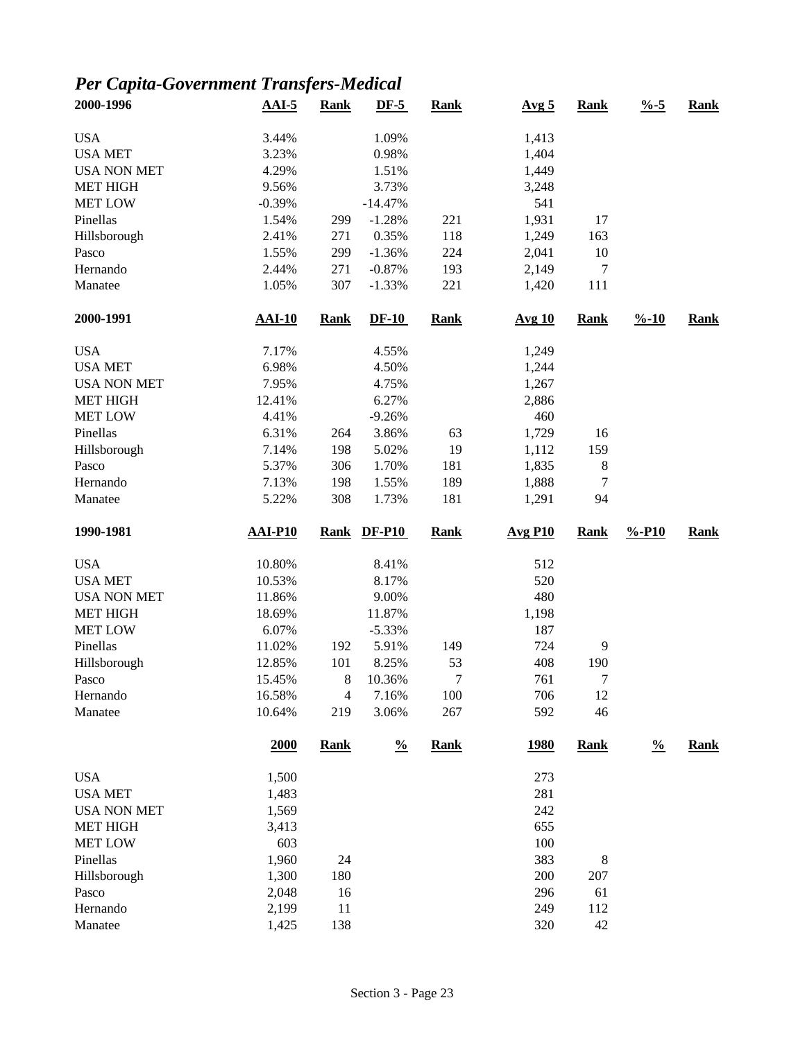## *Per Capita-Government Transfers-Medical*

| 2000-1996 | AAI-5 | Rank | DF-5 | Rank | Avg 5 | Rank | %-5 | Rank |
|---|---|---|---|---|---|---|---|---|
| USA | 3.44% | | 1.09% | | 1,413 | | | |
| USA MET | 3.23% | | 0.98% | | 1,404 | | | |
| USA NON MET | 4.29% | | 1.51% | | 1,449 | | | |
| MET HIGH | 9.56% | | 3.73% | | 3,248 | | | |
| MET LOW | -0.39% | | -14.47% | | 541 | | | |
| Pinellas | 1.54% | 299 | -1.28% | 221 | 1,931 | 17 | | |
| Hillsborough | 2.41% | 271 | 0.35% | 118 | 1,249 | 163 | | |
| Pasco | 1.55% | 299 | -1.36% | 224 | 2,041 | 10 | | |
| Hernando | 2.44% | 271 | -0.87% | 193 | 2,149 | 7 | | |
| Manatee | 1.05% | 307 | -1.33% | 221 | 1,420 | 111 | | |

| 2000-1991 | AAI-10 | Rank | DF-10 | Rank | Avg 10 | Rank | %-10 | Rank |
|---|---|---|---|---|---|---|---|---|
| USA | 7.17% | | 4.55% | | 1,249 | | | |
| USA MET | 6.98% | | 4.50% | | 1,244 | | | |
| USA NON MET | 7.95% | | 4.75% | | 1,267 | | | |
| MET HIGH | 12.41% | | 6.27% | | 2,886 | | | |
| MET LOW | 4.41% | | -9.26% | | 460 | | | |
| Pinellas | 6.31% | 264 | 3.86% | 63 | 1,729 | 16 | | |
| Hillsborough | 7.14% | 198 | 5.02% | 19 | 1,112 | 159 | | |
| Pasco | 5.37% | 306 | 1.70% | 181 | 1,835 | 8 | | |
| Hernando | 7.13% | 198 | 1.55% | 189 | 1,888 | 7 | | |
| Manatee | 5.22% | 308 | 1.73% | 181 | 1,291 | 94 | | |

| 1990-1981 | AAI-P10 | Rank | DF-P10 | Rank | Avg P10 | Rank | %-P10 | Rank |
|---|---|---|---|---|---|---|---|---|
| USA | 10.80% | | 8.41% | | 512 | | | |
| USA MET | 10.53% | | 8.17% | | 520 | | | |
| USA NON MET | 11.86% | | 9.00% | | 480 | | | |
| MET HIGH | 18.69% | | 11.87% | | 1,198 | | | |
| MET LOW | 6.07% | | -5.33% | | 187 | | | |
| Pinellas | 11.02% | 192 | 5.91% | 149 | 724 | 9 | | |
| Hillsborough | 12.85% | 101 | 8.25% | 53 | 408 | 190 | | |
| Pasco | 15.45% | 8 | 10.36% | 7 | 761 | 7 | | |
| Hernando | 16.58% | 4 | 7.16% | 100 | 706 | 12 | | |
| Manatee | 10.64% | 219 | 3.06% | 267 | 592 | 46 | | |

| | 2000 | Rank | % | Rank | 1980 | Rank | % | Rank |
|---|---|---|---|---|---|---|---|---|
| USA | 1,500 | | | | 273 | | | |
| USA MET | 1,483 | | | | 281 | | | |
| USA NON MET | 1,569 | | | | 242 | | | |
| MET HIGH | 3,413 | | | | 655 | | | |
| MET LOW | 603 | | | | 100 | | | |
| Pinellas | 1,960 | 24 | | | 383 | 8 | | |
| Hillsborough | 1,300 | 180 | | | 200 | 207 | | |
| Pasco | 2,048 | 16 | | | 296 | 61 | | |
| Hernando | 2,199 | 11 | | | 249 | 112 | | |
| Manatee | 1,425 | 138 | | | 320 | 42 | | |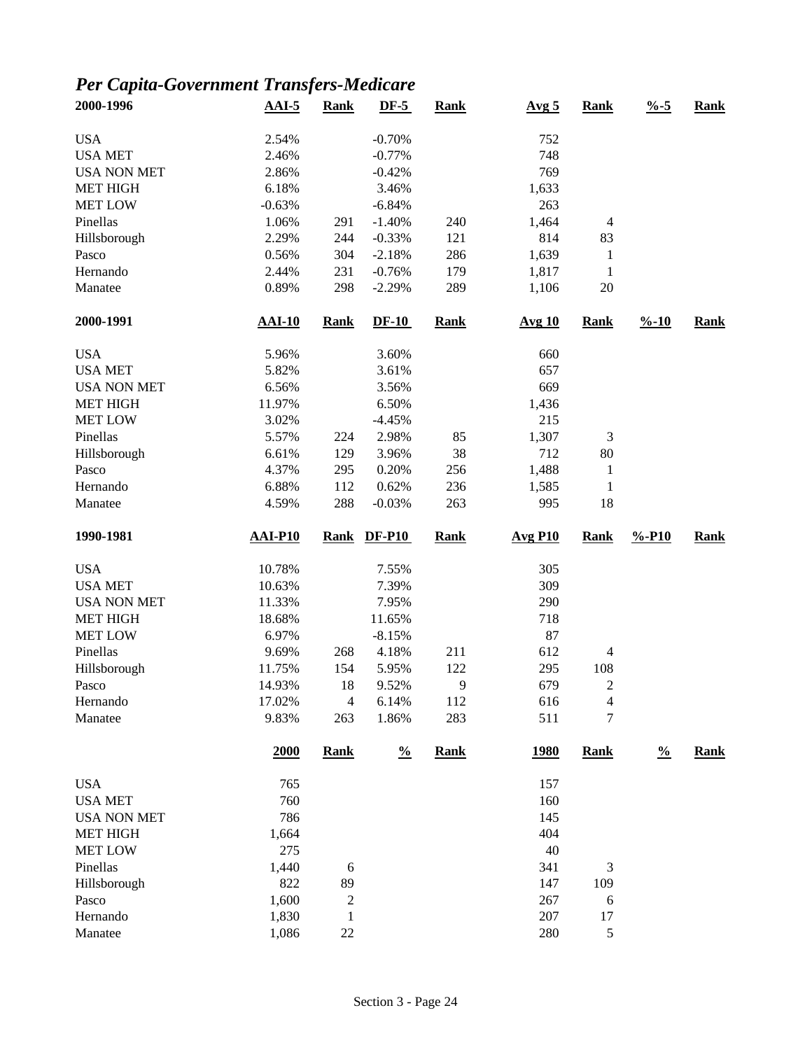# *Per Capita-Government Transfers-Medicare*

| 2000-1996 | AAI-5 | Rank | DF-5 | Rank | Avg 5 | Rank | %-5 | Rank |
|---|---|---|---|---|---|---|---|---|
| USA | 2.54% | | -0.70% | | 752 | | | |
| USA MET | 2.46% | | -0.77% | | 748 | | | |
| USA NON MET | 2.86% | | -0.42% | | 769 | | | |
| MET HIGH | 6.18% | | 3.46% | | 1,633 | | | |
| MET LOW | -0.63% | | -6.84% | | 263 | | | |
| Pinellas | 1.06% | 291 | -1.40% | 240 | 1,464 | 4 | | |
| Hillsborough | 2.29% | 244 | -0.33% | 121 | 814 | 83 | | |
| Pasco | 0.56% | 304 | -2.18% | 286 | 1,639 | 1 | | |
| Hernando | 2.44% | 231 | -0.76% | 179 | 1,817 | 1 | | |
| Manatee | 0.89% | 298 | -2.29% | 289 | 1,106 | 20 | | |

| 2000-1991 | AAI-10 | Rank | DF-10 | Rank | Avg 10 | Rank | %-10 | Rank |
|---|---|---|---|---|---|---|---|---|
| USA | 5.96% | | 3.60% | | 660 | | | |
| USA MET | 5.82% | | 3.61% | | 657 | | | |
| USA NON MET | 6.56% | | 3.56% | | 669 | | | |
| MET HIGH | 11.97% | | 6.50% | | 1,436 | | | |
| MET LOW | 3.02% | | -4.45% | | 215 | | | |
| Pinellas | 5.57% | 224 | 2.98% | 85 | 1,307 | 3 | | |
| Hillsborough | 6.61% | 129 | 3.96% | 38 | 712 | 80 | | |
| Pasco | 4.37% | 295 | 0.20% | 256 | 1,488 | 1 | | |
| Hernando | 6.88% | 112 | 0.62% | 236 | 1,585 | 1 | | |
| Manatee | 4.59% | 288 | -0.03% | 263 | 995 | 18 | | |

| 1990-1981 | AAI-P10 | Rank | DF-P10 | Rank | Avg P10 | Rank | %-P10 | Rank |
|---|---|---|---|---|---|---|---|---|
| USA | 10.78% | | 7.55% | | 305 | | | |
| USA MET | 10.63% | | 7.39% | | 309 | | | |
| USA NON MET | 11.33% | | 7.95% | | 290 | | | |
| MET HIGH | 18.68% | | 11.65% | | 718 | | | |
| MET LOW | 6.97% | | -8.15% | | 87 | | | |
| Pinellas | 9.69% | 268 | 4.18% | 211 | 612 | 4 | | |
| Hillsborough | 11.75% | 154 | 5.95% | 122 | 295 | 108 | | |
| Pasco | 14.93% | 18 | 9.52% | 9 | 679 | 2 | | |
| Hernando | 17.02% | 4 | 6.14% | 112 | 616 | 4 | | |
| Manatee | 9.83% | 263 | 1.86% | 283 | 511 | 7 | | |

| | 2000 | Rank | % | Rank | 1980 | Rank | % | Rank |
|---|---|---|---|---|---|---|---|---|
| USA | 765 | | | | 157 | | | |
| USA MET | 760 | | | | 160 | | | |
| USA NON MET | 786 | | | | 145 | | | |
| MET HIGH | 1,664 | | | | 404 | | | |
| MET LOW | 275 | | | | 40 | | | |
| Pinellas | 1,440 | 6 | | | 341 | 3 | | |
| Hillsborough | 822 | 89 | | | 147 | 109 | | |
| Pasco | 1,600 | 2 | | | 267 | 6 | | |
| Hernando | 1,830 | 1 | | | 207 | 17 | | |
| Manatee | 1,086 | 22 | | | 280 | 5 | | |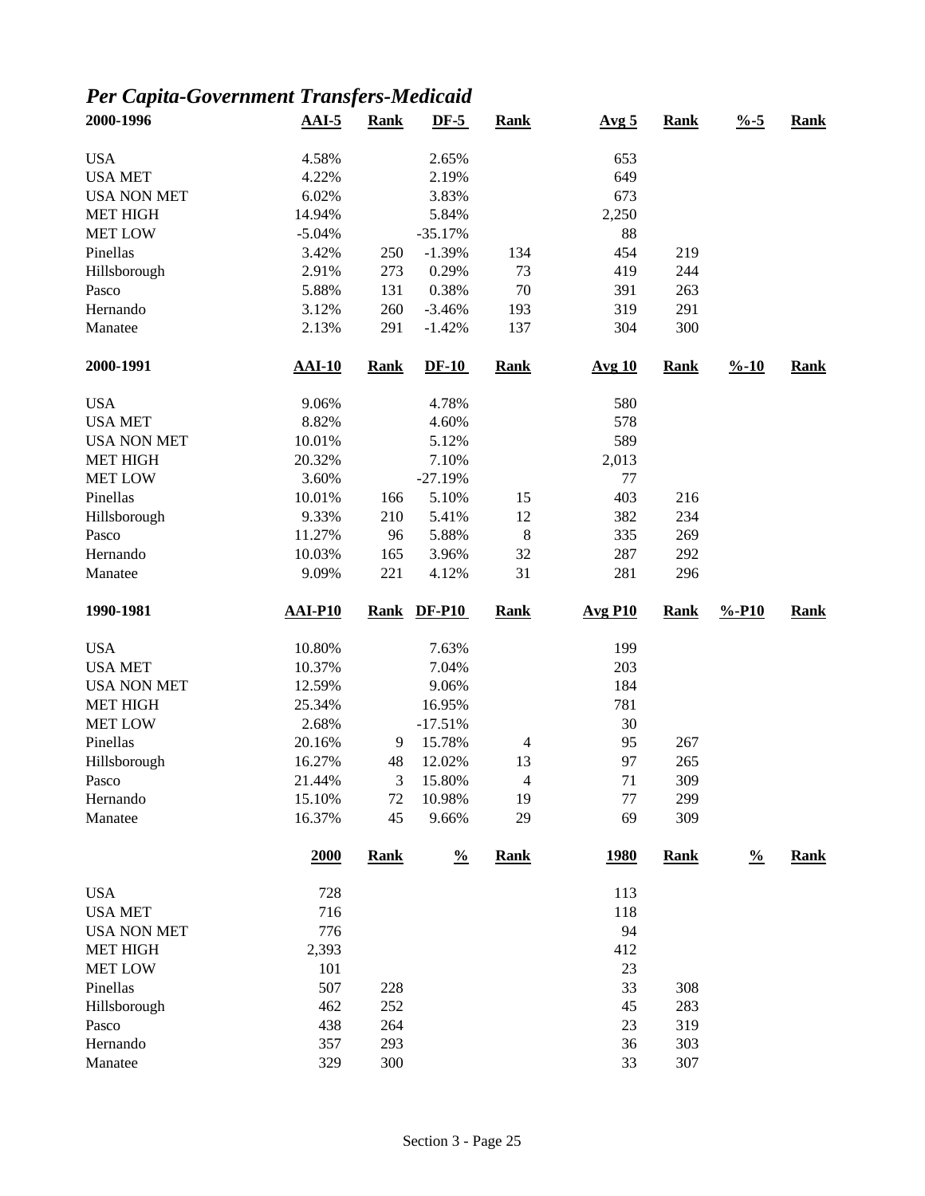## *Per Capita-Government Transfers-Medicaid*

| 2000-1996 | AAI-5 | Rank | DF-5 | Rank | Avg 5 | Rank | %-5 | Rank |
|---|---|---|---|---|---|---|---|---|
| USA | 4.58% | | 2.65% | | 653 | | | |
| USA MET | 4.22% | | 2.19% | | 649 | | | |
| USA NON MET | 6.02% | | 3.83% | | 673 | | | |
| MET HIGH | 14.94% | | 5.84% | | 2,250 | | | |
| MET LOW | -5.04% | | -35.17% | | 88 | | | |
| Pinellas | 3.42% | 250 | -1.39% | 134 | 454 | 219 | | |
| Hillsborough | 2.91% | 273 | 0.29% | 73 | 419 | 244 | | |
| Pasco | 5.88% | 131 | 0.38% | 70 | 391 | 263 | | |
| Hernando | 3.12% | 260 | -3.46% | 193 | 319 | 291 | | |
| Manatee | 2.13% | 291 | -1.42% | 137 | 304 | 300 | | |

| 2000-1991 | AAI-10 | Rank | DF-10 | Rank | Avg 10 | Rank | %-10 | Rank |
|---|---|---|---|---|---|---|---|---|
| USA | 9.06% | | 4.78% | | 580 | | | |
| USA MET | 8.82% | | 4.60% | | 578 | | | |
| USA NON MET | 10.01% | | 5.12% | | 589 | | | |
| MET HIGH | 20.32% | | 7.10% | | 2,013 | | | |
| MET LOW | 3.60% | | -27.19% | | 77 | | | |
| Pinellas | 10.01% | 166 | 5.10% | 15 | 403 | 216 | | |
| Hillsborough | 9.33% | 210 | 5.41% | 12 | 382 | 234 | | |
| Pasco | 11.27% | 96 | 5.88% | 8 | 335 | 269 | | |
| Hernando | 10.03% | 165 | 3.96% | 32 | 287 | 292 | | |
| Manatee | 9.09% | 221 | 4.12% | 31 | 281 | 296 | | |

| 1990-1981 | AAI-P10 | Rank | DF-P10 | Rank | Avg P10 | Rank | %-P10 | Rank |
|---|---|---|---|---|---|---|---|---|
| USA | 10.80% | | 7.63% | | 199 | | | |
| USA MET | 10.37% | | 7.04% | | 203 | | | |
| USA NON MET | 12.59% | | 9.06% | | 184 | | | |
| MET HIGH | 25.34% | | 16.95% | | 781 | | | |
| MET LOW | 2.68% | | -17.51% | | 30 | | | |
| Pinellas | 20.16% | 9 | 15.78% | 4 | 95 | 267 | | |
| Hillsborough | 16.27% | 48 | 12.02% | 13 | 97 | 265 | | |
| Pasco | 21.44% | 3 | 15.80% | 4 | 71 | 309 | | |
| Hernando | 15.10% | 72 | 10.98% | 19 | 77 | 299 | | |
| Manatee | 16.37% | 45 | 9.66% | 29 | 69 | 309 | | |

| | 2000 | Rank | % | Rank | 1980 | Rank | % | Rank |
|---|---|---|---|---|---|---|---|---|
| USA | 728 | | | | 113 | | | |
| USA MET | 716 | | | | 118 | | | |
| USA NON MET | 776 | | | | 94 | | | |
| MET HIGH | 2,393 | | | | 412 | | | |
| MET LOW | 101 | | | | 23 | | | |
| Pinellas | 507 | 228 | | | 33 | 308 | | |
| Hillsborough | 462 | 252 | | | 45 | 283 | | |
| Pasco | 438 | 264 | | | 23 | 319 | | |
| Hernando | 357 | 293 | | | 36 | 303 | | |
| Manatee | 329 | 300 | | | 33 | 307 | | |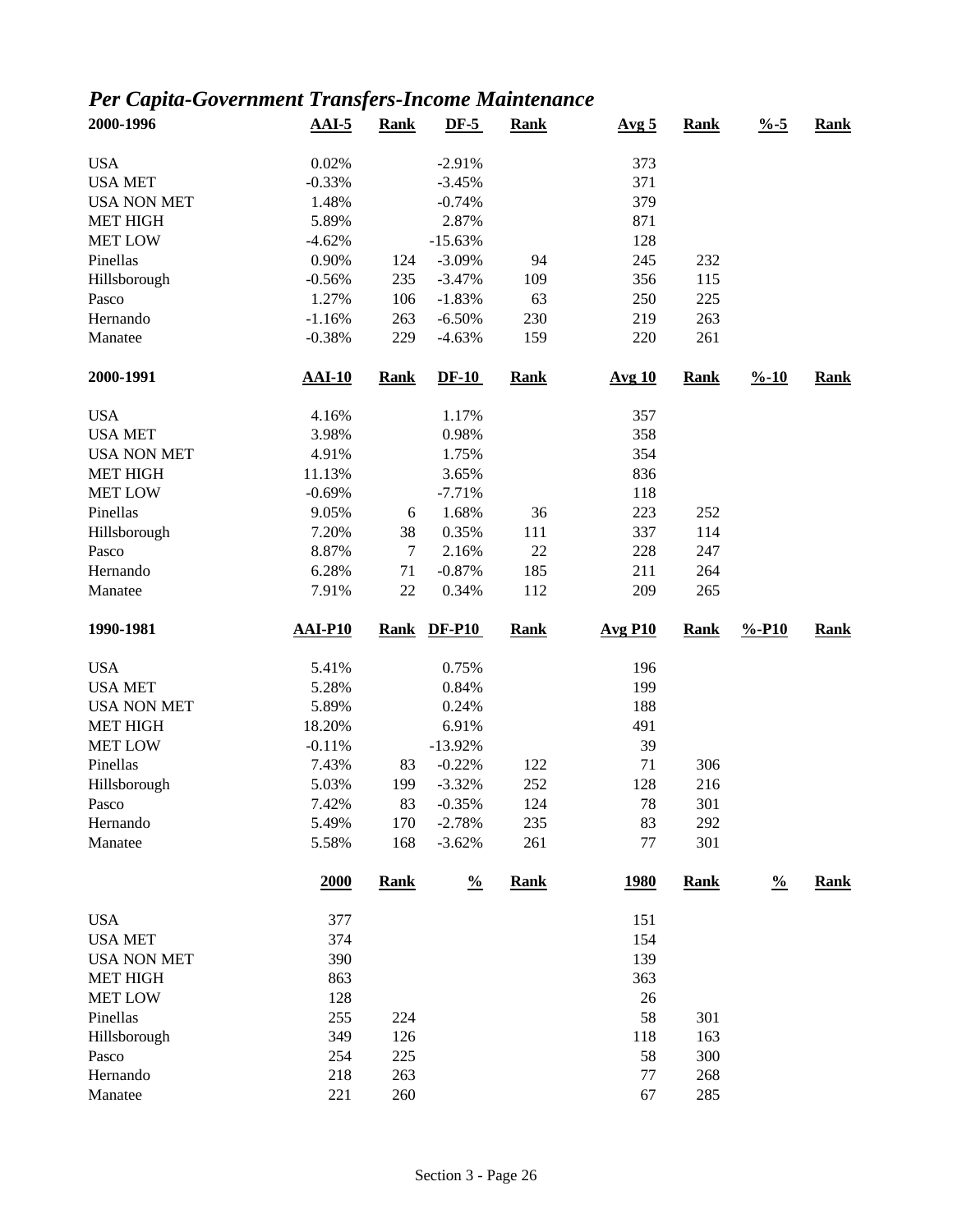## *Per Capita-Government Transfers-Income Maintenance*

| 2000-1996 | AAI-5 | Rank | DF-5 | Rank | Avg 5 | Rank | %-5 | Rank |
|---|---|---|---|---|---|---|---|---|
| USA | 0.02% | | -2.91% | | 373 | | | |
| USA MET | -0.33% | | -3.45% | | 371 | | | |
| USA NON MET | 1.48% | | -0.74% | | 379 | | | |
| MET HIGH | 5.89% | | 2.87% | | 871 | | | |
| MET LOW | -4.62% | | -15.63% | | 128 | | | |
| Pinellas | 0.90% | 124 | -3.09% | 94 | 245 | 232 | | |
| Hillsborough | -0.56% | 235 | -3.47% | 109 | 356 | 115 | | |
| Pasco | 1.27% | 106 | -1.83% | 63 | 250 | 225 | | |
| Hernando | -1.16% | 263 | -6.50% | 230 | 219 | 263 | | |
| Manatee | -0.38% | 229 | -4.63% | 159 | 220 | 261 | | |

| 2000-1991 | AAI-10 | Rank | DF-10 | Rank | Avg 10 | Rank | %-10 | Rank |
|---|---|---|---|---|---|---|---|---|
| USA | 4.16% | | 1.17% | | 357 | | | |
| USA MET | 3.98% | | 0.98% | | 358 | | | |
| USA NON MET | 4.91% | | 1.75% | | 354 | | | |
| MET HIGH | 11.13% | | 3.65% | | 836 | | | |
| MET LOW | -0.69% | | -7.71% | | 118 | | | |
| Pinellas | 9.05% | 6 | 1.68% | 36 | 223 | 252 | | |
| Hillsborough | 7.20% | 38 | 0.35% | 111 | 337 | 114 | | |
| Pasco | 8.87% | 7 | 2.16% | 22 | 228 | 247 | | |
| Hernando | 6.28% | 71 | -0.87% | 185 | 211 | 264 | | |
| Manatee | 7.91% | 22 | 0.34% | 112 | 209 | 265 | | |

| 1990-1981 | AAI-P10 | Rank | DF-P10 | Rank | Avg P10 | Rank | %-P10 | Rank |
|---|---|---|---|---|---|---|---|---|
| USA | 5.41% | | 0.75% | | 196 | | | |
| USA MET | 5.28% | | 0.84% | | 199 | | | |
| USA NON MET | 5.89% | | 0.24% | | 188 | | | |
| MET HIGH | 18.20% | | 6.91% | | 491 | | | |
| MET LOW | -0.11% | | -13.92% | | 39 | | | |
| Pinellas | 7.43% | 83 | -0.22% | 122 | 71 | 306 | | |
| Hillsborough | 5.03% | 199 | -3.32% | 252 | 128 | 216 | | |
| Pasco | 7.42% | 83 | -0.35% | 124 | 78 | 301 | | |
| Hernando | 5.49% | 170 | -2.78% | 235 | 83 | 292 | | |
| Manatee | 5.58% | 168 | -3.62% | 261 | 77 | 301 | | |

| | 2000 | Rank | % | Rank | 1980 | Rank | % | Rank |
|---|---|---|---|---|---|---|---|---|
| USA | 377 | | | | 151 | | | |
| USA MET | 374 | | | | 154 | | | |
| USA NON MET | 390 | | | | 139 | | | |
| MET HIGH | 863 | | | | 363 | | | |
| MET LOW | 128 | | | | 26 | | | |
| Pinellas | 255 | 224 | | | 58 | 301 | | |
| Hillsborough | 349 | 126 | | | 118 | 163 | | |
| Pasco | 254 | 225 | | | 58 | 300 | | |
| Hernando | 218 | 263 | | | 77 | 268 | | |
| Manatee | 221 | 260 | | | 67 | 285 | | |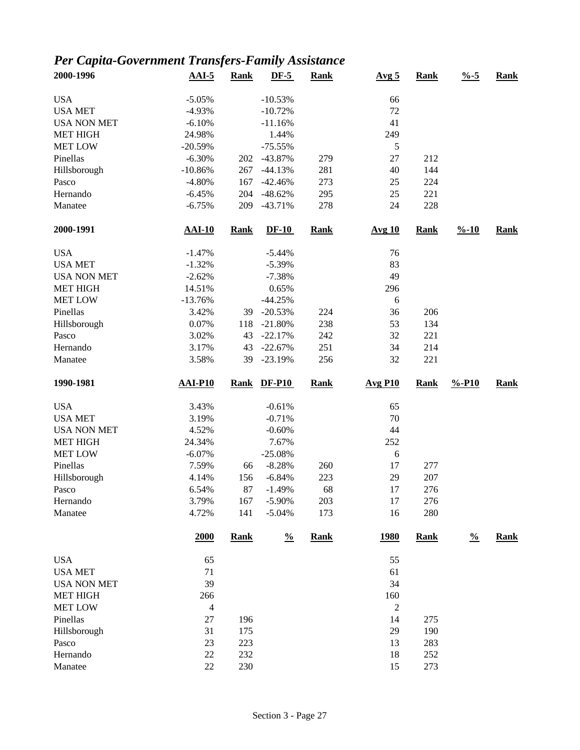## *Per Capita-Government Transfers-Family Assistance*

| 2000-1996 | AAI-5 | Rank | DF-5 | Rank | Avg 5 | Rank | %-5 | Rank |
|---|---|---|---|---|---|---|---|---|
| USA | -5.05% | | -10.53% | | 66 | | | |
| USA MET | -4.93% | | -10.72% | | 72 | | | |
| USA NON MET | -6.10% | | -11.16% | | 41 | | | |
| MET HIGH | 24.98% | | 1.44% | | 249 | | | |
| MET LOW | -20.59% | | -75.55% | | 5 | | | |
| Pinellas | -6.30% | 202 | -43.87% | 279 | 27 | 212 | | |
| Hillsborough | -10.86% | 267 | -44.13% | 281 | 40 | 144 | | |
| Pasco | -4.80% | 167 | -42.46% | 273 | 25 | 224 | | |
| Hernando | -6.45% | 204 | -48.62% | 295 | 25 | 221 | | |
| Manatee | -6.75% | 209 | -43.71% | 278 | 24 | 228 | | |

| 2000-1991 | AAI-10 | Rank | DF-10 | Rank | Avg 10 | Rank | %-10 | Rank |
|---|---|---|---|---|---|---|---|---|
| USA | -1.47% | | -5.44% | | 76 | | | |
| USA MET | -1.32% | | -5.39% | | 83 | | | |
| USA NON MET | -2.62% | | -7.38% | | 49 | | | |
| MET HIGH | 14.51% | | 0.65% | | 296 | | | |
| MET LOW | -13.76% | | -44.25% | | 6 | | | |
| Pinellas | 3.42% | 39 | -20.53% | 224 | 36 | 206 | | |
| Hillsborough | 0.07% | 118 | -21.80% | 238 | 53 | 134 | | |
| Pasco | 3.02% | 43 | -22.17% | 242 | 32 | 221 | | |
| Hernando | 3.17% | 43 | -22.67% | 251 | 34 | 214 | | |
| Manatee | 3.58% | 39 | -23.19% | 256 | 32 | 221 | | |

| 1990-1981 | AAI-P10 | Rank | DF-P10 | Rank | Avg P10 | Rank | %-P10 | Rank |
|---|---|---|---|---|---|---|---|---|
| USA | 3.43% | | -0.61% | | 65 | | | |
| USA MET | 3.19% | | -0.71% | | 70 | | | |
| USA NON MET | 4.52% | | -0.60% | | 44 | | | |
| MET HIGH | 24.34% | | 7.67% | | 252 | | | |
| MET LOW | -6.07% | | -25.08% | | 6 | | | |
| Pinellas | 7.59% | 66 | -8.28% | 260 | 17 | 277 | | |
| Hillsborough | 4.14% | 156 | -6.84% | 223 | 29 | 207 | | |
| Pasco | 6.54% | 87 | -1.49% | 68 | 17 | 276 | | |
| Hernando | 3.79% | 167 | -5.90% | 203 | 17 | 276 | | |
| Manatee | 4.72% | 141 | -5.04% | 173 | 16 | 280 | | |

| | 2000 | Rank | % | Rank | 1980 | Rank | % | Rank |
|---|---|---|---|---|---|---|---|---|
| USA | 65 | | | | 55 | | | |
| USA MET | 71 | | | | 61 | | | |
| USA NON MET | 39 | | | | 34 | | | |
| MET HIGH | 266 | | | | 160 | | | |
| MET LOW | 4 | | | | 2 | | | |
| Pinellas | 27 | 196 | | | 14 | 275 | | |
| Hillsborough | 31 | 175 | | | 29 | 190 | | |
| Pasco | 23 | 223 | | | 13 | 283 | | |
| Hernando | 22 | 232 | | | 18 | 252 | | |
| Manatee | 22 | 230 | | | 15 | 273 | | |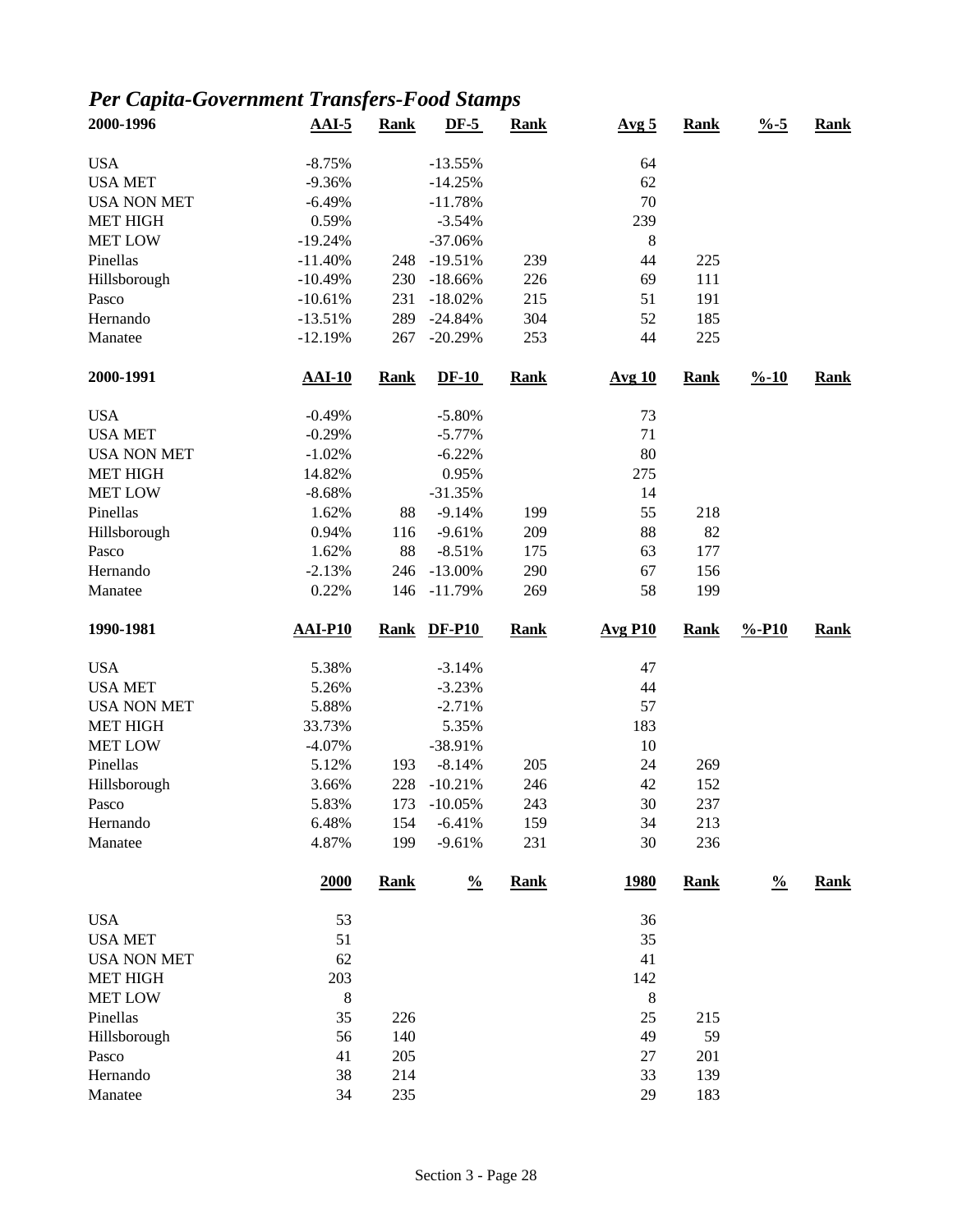## *Per Capita-Government Transfers-Food Stamps*

| 2000-1996 | AAI-5 | Rank | DF-5 | Rank | Avg 5 | Rank | %-5 | Rank |
|---|---|---|---|---|---|---|---|---|
| USA | -8.75% | | -13.55% | | 64 | | | |
| USA MET | -9.36% | | -14.25% | | 62 | | | |
| USA NON MET | -6.49% | | -11.78% | | 70 | | | |
| MET HIGH | 0.59% | | -3.54% | | 239 | | | |
| MET LOW | -19.24% | | -37.06% | | 8 | | | |
| Pinellas | -11.40% | 248 | -19.51% | 239 | 44 | 225 | | |
| Hillsborough | -10.49% | 230 | -18.66% | 226 | 69 | 111 | | |
| Pasco | -10.61% | 231 | -18.02% | 215 | 51 | 191 | | |
| Hernando | -13.51% | 289 | -24.84% | 304 | 52 | 185 | | |
| Manatee | -12.19% | 267 | -20.29% | 253 | 44 | 225 | | |

| 2000-1991 | AAI-10 | Rank | DF-10 | Rank | Avg 10 | Rank | %-10 | Rank |
|---|---|---|---|---|---|---|---|---|
| USA | -0.49% | | -5.80% | | 73 | | | |
| USA MET | -0.29% | | -5.77% | | 71 | | | |
| USA NON MET | -1.02% | | -6.22% | | 80 | | | |
| MET HIGH | 14.82% | | 0.95% | | 275 | | | |
| MET LOW | -8.68% | | -31.35% | | 14 | | | |
| Pinellas | 1.62% | 88 | -9.14% | 199 | 55 | 218 | | |
| Hillsborough | 0.94% | 116 | -9.61% | 209 | 88 | 82 | | |
| Pasco | 1.62% | 88 | -8.51% | 175 | 63 | 177 | | |
| Hernando | -2.13% | 246 | -13.00% | 290 | 67 | 156 | | |
| Manatee | 0.22% | 146 | -11.79% | 269 | 58 | 199 | | |

| 1990-1981 | AAI-P10 | Rank | DF-P10 | Rank | Avg P10 | Rank | %-P10 | Rank |
|---|---|---|---|---|---|---|---|---|
| USA | 5.38% | | -3.14% | | 47 | | | |
| USA MET | 5.26% | | -3.23% | | 44 | | | |
| USA NON MET | 5.88% | | -2.71% | | 57 | | | |
| MET HIGH | 33.73% | | 5.35% | | 183 | | | |
| MET LOW | -4.07% | | -38.91% | | 10 | | | |
| Pinellas | 5.12% | 193 | -8.14% | 205 | 24 | 269 | | |
| Hillsborough | 3.66% | 228 | -10.21% | 246 | 42 | 152 | | |
| Pasco | 5.83% | 173 | -10.05% | 243 | 30 | 237 | | |
| Hernando | 6.48% | 154 | -6.41% | 159 | 34 | 213 | | |
| Manatee | 4.87% | 199 | -9.61% | 231 | 30 | 236 | | |

| | 2000 | Rank | % | Rank | 1980 | Rank | % | Rank |
|---|---|---|---|---|---|---|---|---|
| USA | 53 | | | | 36 | | | |
| USA MET | 51 | | | | 35 | | | |
| USA NON MET | 62 | | | | 41 | | | |
| MET HIGH | 203 | | | | 142 | | | |
| MET LOW | 8 | | | | 8 | | | |
| Pinellas | 35 | 226 | | | 25 | 215 | | |
| Hillsborough | 56 | 140 | | | 49 | 59 | | |
| Pasco | 41 | 205 | | | 27 | 201 | | |
| Hernando | 38 | 214 | | | 33 | 139 | | |
| Manatee | 34 | 235 | | | 29 | 183 | | |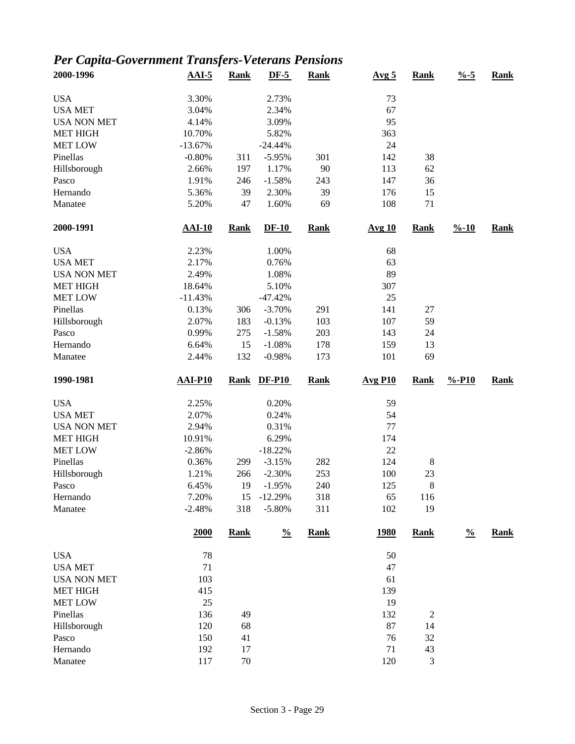## *Per Capita-Government Transfers-Veterans Pensions*

| 2000-1996 | AAI-5 | Rank | DF-5 | Rank | Avg 5 | Rank | %-5 | Rank |
|---|---|---|---|---|---|---|---|---|
| USA | 3.30% | | 2.73% | | 73 | | | |
| USA MET | 3.04% | | 2.34% | | 67 | | | |
| USA NON MET | 4.14% | | 3.09% | | 95 | | | |
| MET HIGH | 10.70% | | 5.82% | | 363 | | | |
| MET LOW | -13.67% | | -24.44% | | 24 | | | |
| Pinellas | -0.80% | 311 | -5.95% | 301 | 142 | 38 | | |
| Hillsborough | 2.66% | 197 | 1.17% | 90 | 113 | 62 | | |
| Pasco | 1.91% | 246 | -1.58% | 243 | 147 | 36 | | |
| Hernando | 5.36% | 39 | 2.30% | 39 | 176 | 15 | | |
| Manatee | 5.20% | 47 | 1.60% | 69 | 108 | 71 | | |

| 2000-1991 | AAI-10 | Rank | DF-10 | Rank | Avg 10 | Rank | %-10 | Rank |
|---|---|---|---|---|---|---|---|---|
| USA | 2.23% | | 1.00% | | 68 | | | |
| USA MET | 2.17% | | 0.76% | | 63 | | | |
| USA NON MET | 2.49% | | 1.08% | | 89 | | | |
| MET HIGH | 18.64% | | 5.10% | | 307 | | | |
| MET LOW | -11.43% | | -47.42% | | 25 | | | |
| Pinellas | 0.13% | 306 | -3.70% | 291 | 141 | 27 | | |
| Hillsborough | 2.07% | 183 | -0.13% | 103 | 107 | 59 | | |
| Pasco | 0.99% | 275 | -1.58% | 203 | 143 | 24 | | |
| Hernando | 6.64% | 15 | -1.08% | 178 | 159 | 13 | | |
| Manatee | 2.44% | 132 | -0.98% | 173 | 101 | 69 | | |

| 1990-1981 | AAI-P10 | Rank | DF-P10 | Rank | Avg P10 | Rank | %-P10 | Rank |
|---|---|---|---|---|---|---|---|---|
| USA | 2.25% | | 0.20% | | 59 | | | |
| USA MET | 2.07% | | 0.24% | | 54 | | | |
| USA NON MET | 2.94% | | 0.31% | | 77 | | | |
| MET HIGH | 10.91% | | 6.29% | | 174 | | | |
| MET LOW | -2.86% | | -18.22% | | 22 | | | |
| Pinellas | 0.36% | 299 | -3.15% | 282 | 124 | 8 | | |
| Hillsborough | 1.21% | 266 | -2.30% | 253 | 100 | 23 | | |
| Pasco | 6.45% | 19 | -1.95% | 240 | 125 | 8 | | |
| Hernando | 7.20% | 15 | -12.29% | 318 | 65 | 116 | | |
| Manatee | -2.48% | 318 | -5.80% | 311 | 102 | 19 | | |

| | 2000 | Rank | % | Rank | 1980 | Rank | % | Rank |
|---|---|---|---|---|---|---|---|---|
| USA | 78 | | | | 50 | | | |
| USA MET | 71 | | | | 47 | | | |
| USA NON MET | 103 | | | | 61 | | | |
| MET HIGH | 415 | | | | 139 | | | |
| MET LOW | 25 | | | | 19 | | | |
| Pinellas | 136 | 49 | | | 132 | 2 | | |
| Hillsborough | 120 | 68 | | | 87 | 14 | | |
| Pasco | 150 | 41 | | | 76 | 32 | | |
| Hernando | 192 | 17 | | | 71 | 43 | | |
| Manatee | 117 | 70 | | | 120 | 3 | | |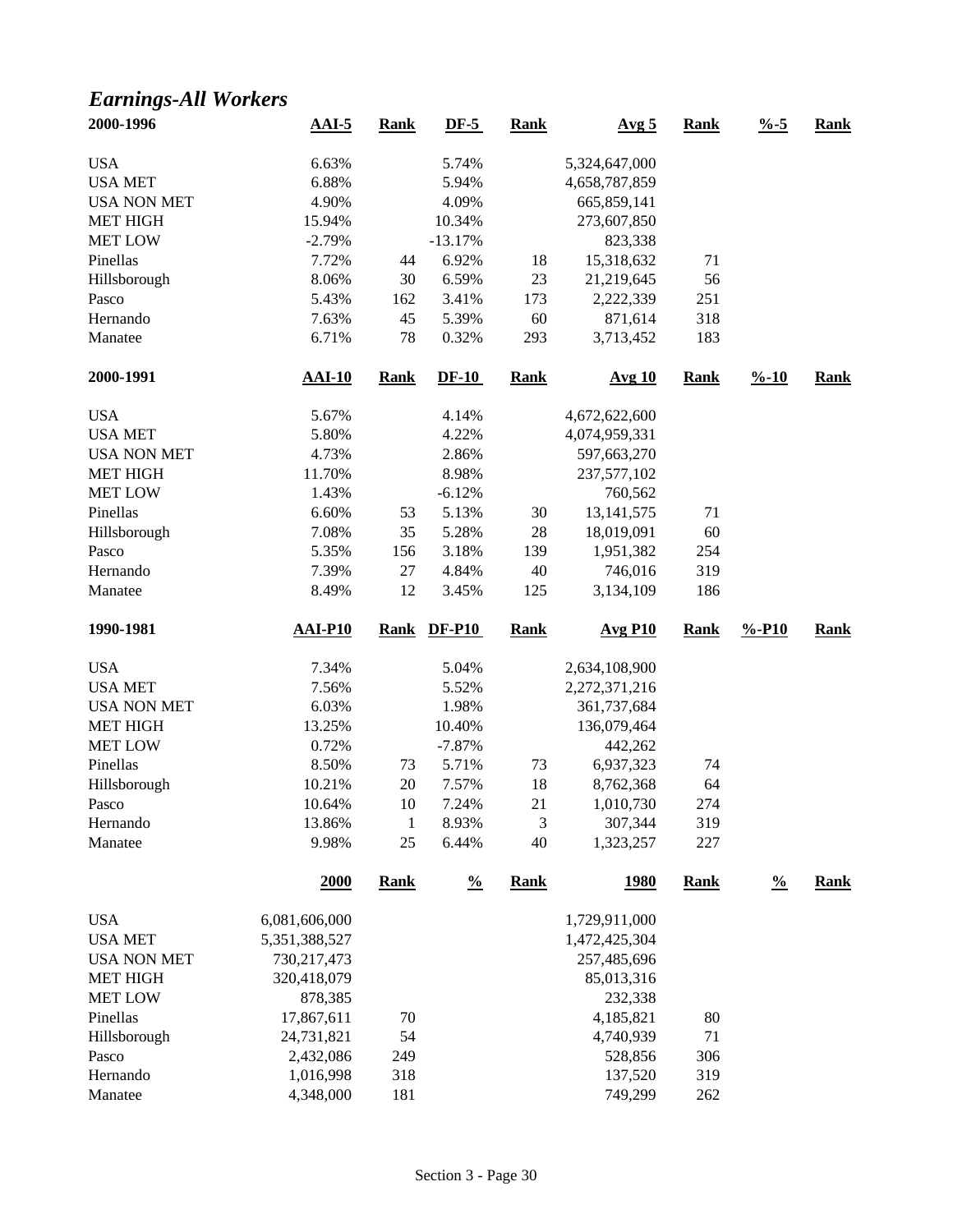## *Earnings-All Workers*

| 2000-1996 | AAI-5 | Rank | DF-5 | Rank | Avg 5 | Rank | %-5 | Rank |
|---|---|---|---|---|---|---|---|---|
| USA | 6.63% | | 5.74% | | 5,324,647,000 | | | |
| USA MET | 6.88% | | 5.94% | | 4,658,787,859 | | | |
| USA NON MET | 4.90% | | 4.09% | | 665,859,141 | | | |
| MET HIGH | 15.94% | | 10.34% | | 273,607,850 | | | |
| MET LOW | -2.79% | | -13.17% | | 823,338 | | | |
| Pinellas | 7.72% | 44 | 6.92% | 18 | 15,318,632 | 71 | | |
| Hillsborough | 8.06% | 30 | 6.59% | 23 | 21,219,645 | 56 | | |
| Pasco | 5.43% | 162 | 3.41% | 173 | 2,222,339 | 251 | | |
| Hernando | 7.63% | 45 | 5.39% | 60 | 871,614 | 318 | | |
| Manatee | 6.71% | 78 | 0.32% | 293 | 3,713,452 | 183 | | |

| 2000-1991 | AAI-10 | Rank | DF-10 | Rank | Avg 10 | Rank | %-10 | Rank |
|---|---|---|---|---|---|---|---|---|
| USA | 5.67% | | 4.14% | | 4,672,622,600 | | | |
| USA MET | 5.80% | | 4.22% | | 4,074,959,331 | | | |
| USA NON MET | 4.73% | | 2.86% | | 597,663,270 | | | |
| MET HIGH | 11.70% | | 8.98% | | 237,577,102 | | | |
| MET LOW | 1.43% | | -6.12% | | 760,562 | | | |
| Pinellas | 6.60% | 53 | 5.13% | 30 | 13,141,575 | 71 | | |
| Hillsborough | 7.08% | 35 | 5.28% | 28 | 18,019,091 | 60 | | |
| Pasco | 5.35% | 156 | 3.18% | 139 | 1,951,382 | 254 | | |
| Hernando | 7.39% | 27 | 4.84% | 40 | 746,016 | 319 | | |
| Manatee | 8.49% | 12 | 3.45% | 125 | 3,134,109 | 186 | | |

| 1990-1981 | AAI-P10 | Rank | DF-P10 | Rank | Avg P10 | Rank | %-P10 | Rank |
|---|---|---|---|---|---|---|---|---|
| USA | 7.34% | | 5.04% | | 2,634,108,900 | | | |
| USA MET | 7.56% | | 5.52% | | 2,272,371,216 | | | |
| USA NON MET | 6.03% | | 1.98% | | 361,737,684 | | | |
| MET HIGH | 13.25% | | 10.40% | | 136,079,464 | | | |
| MET LOW | 0.72% | | -7.87% | | 442,262 | | | |
| Pinellas | 8.50% | 73 | 5.71% | 73 | 6,937,323 | 74 | | |
| Hillsborough | 10.21% | 20 | 7.57% | 18 | 8,762,368 | 64 | | |
| Pasco | 10.64% | 10 | 7.24% | 21 | 1,010,730 | 274 | | |
| Hernando | 13.86% | 1 | 8.93% | 3 | 307,344 | 319 | | |
| Manatee | 9.98% | 25 | 6.44% | 40 | 1,323,257 | 227 | | |

| | 2000 | Rank | % | Rank | 1980 | Rank | % | Rank |
|---|---|---|---|---|---|---|---|---|
| USA | 6,081,606,000 | | | | 1,729,911,000 | | | |
| USA MET | 5,351,388,527 | | | | 1,472,425,304 | | | |
| USA NON MET | 730,217,473 | | | | 257,485,696 | | | |
| MET HIGH | 320,418,079 | | | | 85,013,316 | | | |
| MET LOW | 878,385 | | | | 232,338 | | | |
| Pinellas | 17,867,611 | 70 | | | 4,185,821 | 80 | | |
| Hillsborough | 24,731,821 | 54 | | | 4,740,939 | 71 | | |
| Pasco | 2,432,086 | 249 | | | 528,856 | 306 | | |
| Hernando | 1,016,998 | 318 | | | 137,520 | 319 | | |
| Manatee | 4,348,000 | 181 | | | 749,299 | 262 | | |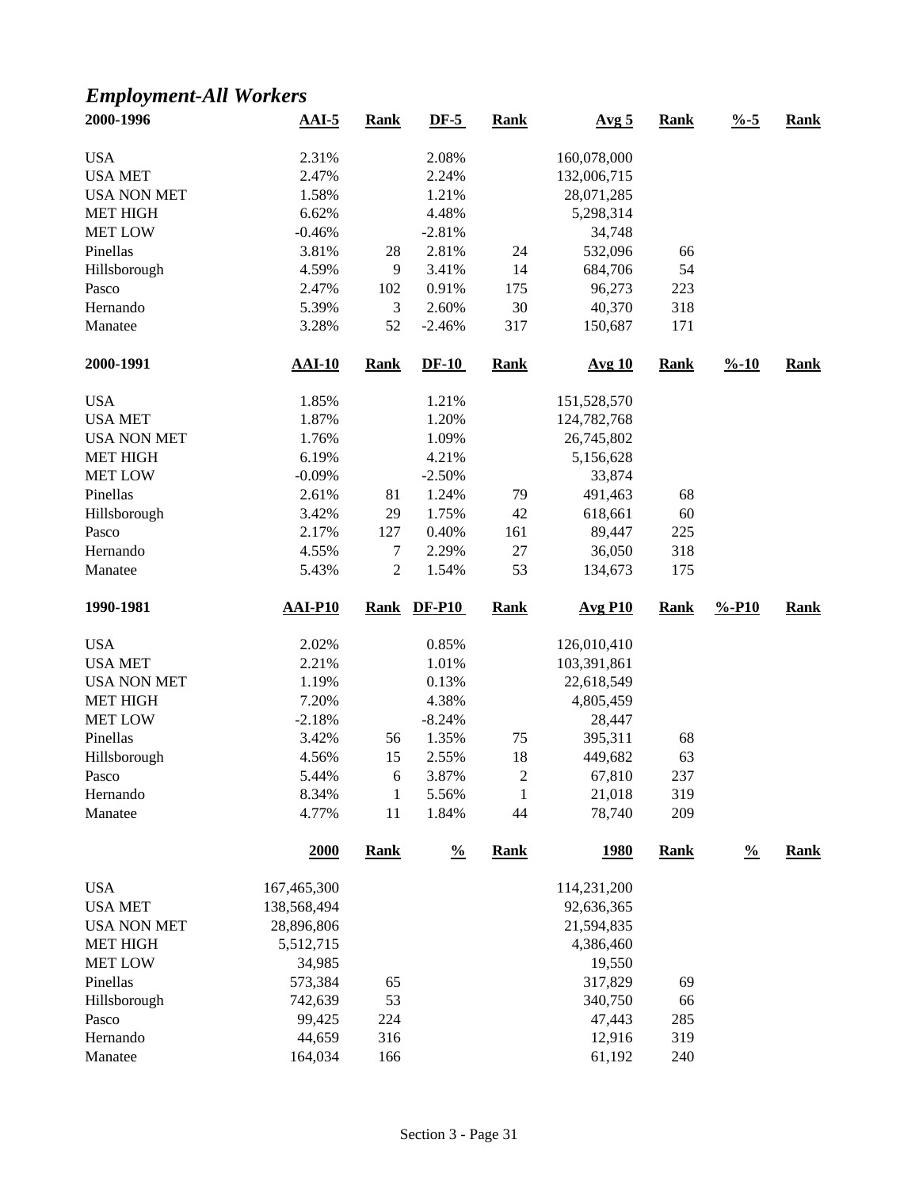## *Employment-All Workers*

| 2000-1996 | AAI-5 | Rank | DF-5 | Rank | Avg 5 | Rank | %-5 | Rank |
|---|---|---|---|---|---|---|---|---|
| USA | 2.31% | | 2.08% | | 160,078,000 | | | |
| USA MET | 2.47% | | 2.24% | | 132,006,715 | | | |
| USA NON MET | 1.58% | | 1.21% | | 28,071,285 | | | |
| MET HIGH | 6.62% | | 4.48% | | 5,298,314 | | | |
| MET LOW | -0.46% | | -2.81% | | 34,748 | | | |
| Pinellas | 3.81% | 28 | 2.81% | 24 | 532,096 | 66 | | |
| Hillsborough | 4.59% | 9 | 3.41% | 14 | 684,706 | 54 | | |
| Pasco | 2.47% | 102 | 0.91% | 175 | 96,273 | 223 | | |
| Hernando | 5.39% | 3 | 2.60% | 30 | 40,370 | 318 | | |
| Manatee | 3.28% | 52 | -2.46% | 317 | 150,687 | 171 | | |

| 2000-1991 | AAI-10 | Rank | DF-10 | Rank | Avg 10 | Rank | %-10 | Rank |
|---|---|---|---|---|---|---|---|---|
| USA | 1.85% | | 1.21% | | 151,528,570 | | | |
| USA MET | 1.87% | | 1.20% | | 124,782,768 | | | |
| USA NON MET | 1.76% | | 1.09% | | 26,745,802 | | | |
| MET HIGH | 6.19% | | 4.21% | | 5,156,628 | | | |
| MET LOW | -0.09% | | -2.50% | | 33,874 | | | |
| Pinellas | 2.61% | 81 | 1.24% | 79 | 491,463 | 68 | | |
| Hillsborough | 3.42% | 29 | 1.75% | 42 | 618,661 | 60 | | |
| Pasco | 2.17% | 127 | 0.40% | 161 | 89,447 | 225 | | |
| Hernando | 4.55% | 7 | 2.29% | 27 | 36,050 | 318 | | |
| Manatee | 5.43% | 2 | 1.54% | 53 | 134,673 | 175 | | |

| 1990-1981 | AAI-P10 | Rank | DF-P10 | Rank | Avg P10 | Rank | %-P10 | Rank |
|---|---|---|---|---|---|---|---|---|
| USA | 2.02% | | 0.85% | | 126,010,410 | | | |
| USA MET | 2.21% | | 1.01% | | 103,391,861 | | | |
| USA NON MET | 1.19% | | 0.13% | | 22,618,549 | | | |
| MET HIGH | 7.20% | | 4.38% | | 4,805,459 | | | |
| MET LOW | -2.18% | | -8.24% | | 28,447 | | | |
| Pinellas | 3.42% | 56 | 1.35% | 75 | 395,311 | 68 | | |
| Hillsborough | 4.56% | 15 | 2.55% | 18 | 449,682 | 63 | | |
| Pasco | 5.44% | 6 | 3.87% | 2 | 67,810 | 237 | | |
| Hernando | 8.34% | 1 | 5.56% | 1 | 21,018 | 319 | | |
| Manatee | 4.77% | 11 | 1.84% | 44 | 78,740 | 209 | | |

| | 2000 | Rank | % | Rank | 1980 | Rank | % | Rank |
|---|---|---|---|---|---|---|---|---|
| USA | 167,465,300 | | | | 114,231,200 | | | |
| USA MET | 138,568,494 | | | | 92,636,365 | | | |
| USA NON MET | 28,896,806 | | | | 21,594,835 | | | |
| MET HIGH | 5,512,715 | | | | 4,386,460 | | | |
| MET LOW | 34,985 | | | | 19,550 | | | |
| Pinellas | 573,384 | 65 | | | 317,829 | 69 | | |
| Hillsborough | 742,639 | 53 | | | 340,750 | 66 | | |
| Pasco | 99,425 | 224 | | | 47,443 | 285 | | |
| Hernando | 44,659 | 316 | | | 12,916 | 319 | | |
| Manatee | 164,034 | 166 | | | 61,192 | 240 | | |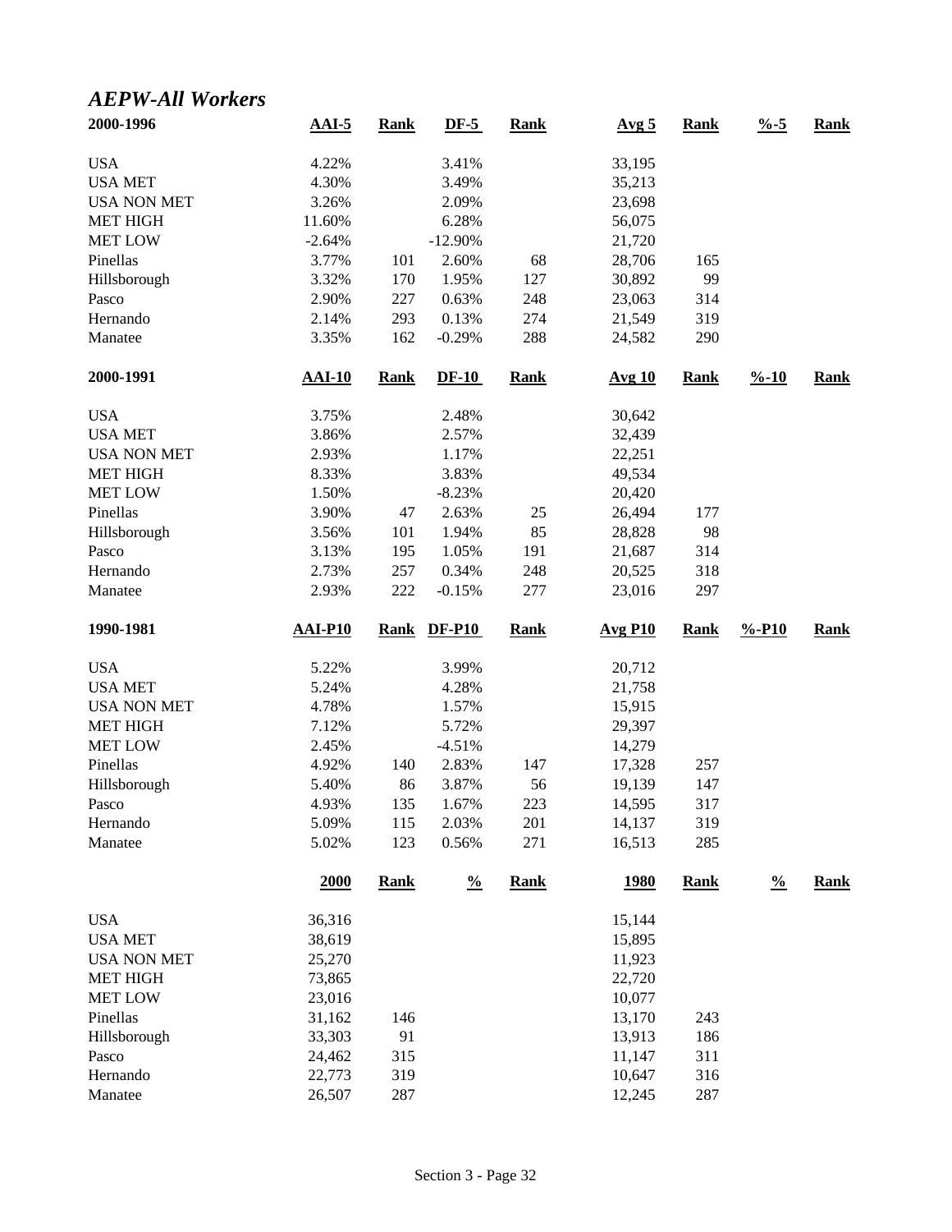## *AEPW-All Workers*

| 2000-1996 | AAI-5 | Rank | DF-5 | Rank | Avg 5 | Rank | %-5 | Rank |
|---|---|---|---|---|---|---|---|---|
| USA | 4.22% | | 3.41% | | 33,195 | | | |
| USA MET | 4.30% | | 3.49% | | 35,213 | | | |
| USA NON MET | 3.26% | | 2.09% | | 23,698 | | | |
| MET HIGH | 11.60% | | 6.28% | | 56,075 | | | |
| MET LOW | -2.64% | | -12.90% | | 21,720 | | | |
| Pinellas | 3.77% | 101 | 2.60% | 68 | 28,706 | 165 | | |
| Hillsborough | 3.32% | 170 | 1.95% | 127 | 30,892 | 99 | | |
| Pasco | 2.90% | 227 | 0.63% | 248 | 23,063 | 314 | | |
| Hernando | 2.14% | 293 | 0.13% | 274 | 21,549 | 319 | | |
| Manatee | 3.35% | 162 | -0.29% | 288 | 24,582 | 290 | | |

| 2000-1991 | AAI-10 | Rank | DF-10 | Rank | Avg 10 | Rank | %-10 | Rank |
|---|---|---|---|---|---|---|---|---|
| USA | 3.75% | | 2.48% | | 30,642 | | | |
| USA MET | 3.86% | | 2.57% | | 32,439 | | | |
| USA NON MET | 2.93% | | 1.17% | | 22,251 | | | |
| MET HIGH | 8.33% | | 3.83% | | 49,534 | | | |
| MET LOW | 1.50% | | -8.23% | | 20,420 | | | |
| Pinellas | 3.90% | 47 | 2.63% | 25 | 26,494 | 177 | | |
| Hillsborough | 3.56% | 101 | 1.94% | 85 | 28,828 | 98 | | |
| Pasco | 3.13% | 195 | 1.05% | 191 | 21,687 | 314 | | |
| Hernando | 2.73% | 257 | 0.34% | 248 | 20,525 | 318 | | |
| Manatee | 2.93% | 222 | -0.15% | 277 | 23,016 | 297 | | |

| 1990-1981 | AAI-P10 | Rank | DF-P10 | Rank | Avg P10 | Rank | %-P10 | Rank |
|---|---|---|---|---|---|---|---|---|
| USA | 5.22% | | 3.99% | | 20,712 | | | |
| USA MET | 5.24% | | 4.28% | | 21,758 | | | |
| USA NON MET | 4.78% | | 1.57% | | 15,915 | | | |
| MET HIGH | 7.12% | | 5.72% | | 29,397 | | | |
| MET LOW | 2.45% | | -4.51% | | 14,279 | | | |
| Pinellas | 4.92% | 140 | 2.83% | 147 | 17,328 | 257 | | |
| Hillsborough | 5.40% | 86 | 3.87% | 56 | 19,139 | 147 | | |
| Pasco | 4.93% | 135 | 1.67% | 223 | 14,595 | 317 | | |
| Hernando | 5.09% | 115 | 2.03% | 201 | 14,137 | 319 | | |
| Manatee | 5.02% | 123 | 0.56% | 271 | 16,513 | 285 | | |

| | 2000 | Rank | % | Rank | 1980 | Rank | % | Rank |
|---|---|---|---|---|---|---|---|---|
| USA | 36,316 | | | | 15,144 | | | |
| USA MET | 38,619 | | | | 15,895 | | | |
| USA NON MET | 25,270 | | | | 11,923 | | | |
| MET HIGH | 73,865 | | | | 22,720 | | | |
| MET LOW | 23,016 | | | | 10,077 | | | |
| Pinellas | 31,162 | 146 | | | 13,170 | 243 | | |
| Hillsborough | 33,303 | 91 | | | 13,913 | 186 | | |
| Pasco | 24,462 | 315 | | | 11,147 | 311 | | |
| Hernando | 22,773 | 319 | | | 10,647 | 316 | | |
| Manatee | 26,507 | 287 | | | 12,245 | 287 | | |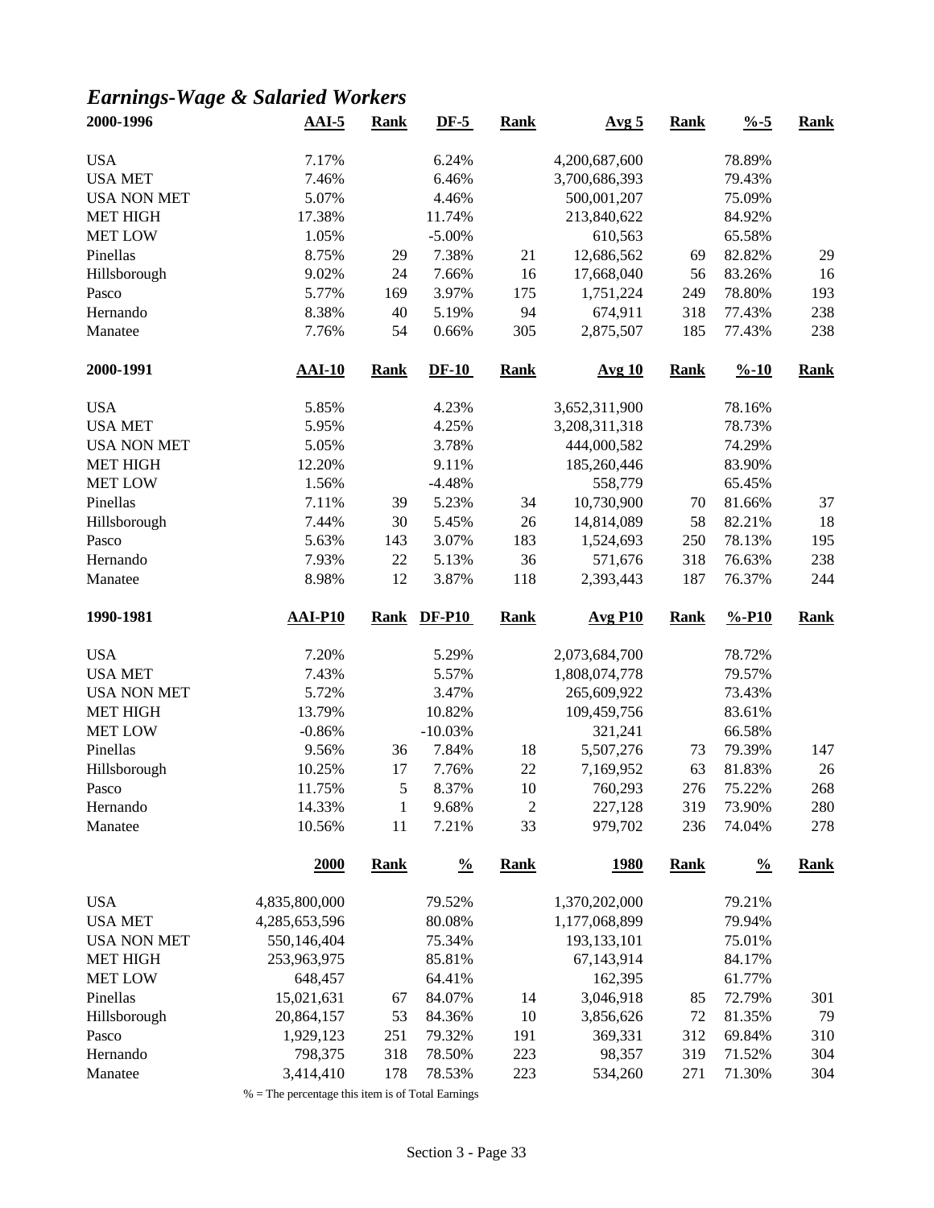# *Earnings-Wage & Salaried Workers*

| 2000-1996 | AAI-5 | Rank | DF-5 | Rank | Avg 5 | Rank | %-5 | Rank |
|---|---|---|---|---|---|---|---|---|
| USA | 7.17% | | 6.24% | | 4,200,687,600 | | 78.89% | |
| USA MET | 7.46% | | 6.46% | | 3,700,686,393 | | 79.43% | |
| USA NON MET | 5.07% | | 4.46% | | 500,001,207 | | 75.09% | |
| MET HIGH | 17.38% | | 11.74% | | 213,840,622 | | 84.92% | |
| MET LOW | 1.05% | | -5.00% | | 610,563 | | 65.58% | |
| Pinellas | 8.75% | 29 | 7.38% | 21 | 12,686,562 | 69 | 82.82% | 29 |
| Hillsborough | 9.02% | 24 | 7.66% | 16 | 17,668,040 | 56 | 83.26% | 16 |
| Pasco | 5.77% | 169 | 3.97% | 175 | 1,751,224 | 249 | 78.80% | 193 |
| Hernando | 8.38% | 40 | 5.19% | 94 | 674,911 | 318 | 77.43% | 238 |
| Manatee | 7.76% | 54 | 0.66% | 305 | 2,875,507 | 185 | 77.43% | 238 |

| 2000-1991 | AAI-10 | Rank | DF-10 | Rank | Avg 10 | Rank | %-10 | Rank |
|---|---|---|---|---|---|---|---|---|
| USA | 5.85% | | 4.23% | | 3,652,311,900 | | 78.16% | |
| USA MET | 5.95% | | 4.25% | | 3,208,311,318 | | 78.73% | |
| USA NON MET | 5.05% | | 3.78% | | 444,000,582 | | 74.29% | |
| MET HIGH | 12.20% | | 9.11% | | 185,260,446 | | 83.90% | |
| MET LOW | 1.56% | | -4.48% | | 558,779 | | 65.45% | |
| Pinellas | 7.11% | 39 | 5.23% | 34 | 10,730,900 | 70 | 81.66% | 37 |
| Hillsborough | 7.44% | 30 | 5.45% | 26 | 14,814,089 | 58 | 82.21% | 18 |
| Pasco | 5.63% | 143 | 3.07% | 183 | 1,524,693 | 250 | 78.13% | 195 |
| Hernando | 7.93% | 22 | 5.13% | 36 | 571,676 | 318 | 76.63% | 238 |
| Manatee | 8.98% | 12 | 3.87% | 118 | 2,393,443 | 187 | 76.37% | 244 |

| 1990-1981 | AAI-P10 | Rank | DF-P10 | Rank | Avg P10 | Rank | %-P10 | Rank |
|---|---|---|---|---|---|---|---|---|
| USA | 7.20% | | 5.29% | | 2,073,684,700 | | 78.72% | |
| USA MET | 7.43% | | 5.57% | | 1,808,074,778 | | 79.57% | |
| USA NON MET | 5.72% | | 3.47% | | 265,609,922 | | 73.43% | |
| MET HIGH | 13.79% | | 10.82% | | 109,459,756 | | 83.61% | |
| MET LOW | -0.86% | | -10.03% | | 321,241 | | 66.58% | |
| Pinellas | 9.56% | 36 | 7.84% | 18 | 5,507,276 | 73 | 79.39% | 147 |
| Hillsborough | 10.25% | 17 | 7.76% | 22 | 7,169,952 | 63 | 81.83% | 26 |
| Pasco | 11.75% | 5 | 8.37% | 10 | 760,293 | 276 | 75.22% | 268 |
| Hernando | 14.33% | 1 | 9.68% | 2 | 227,128 | 319 | 73.90% | 280 |
| Manatee | 10.56% | 11 | 7.21% | 33 | 979,702 | 236 | 74.04% | 278 |

| | 2000 | Rank | % | Rank | 1980 | Rank | % | Rank |
|---|---|---|---|---|---|---|---|---|
| USA | 4,835,800,000 | | 79.52% | | 1,370,202,000 | | 79.21% | |
| USA MET | 4,285,653,596 | | 80.08% | | 1,177,068,899 | | 79.94% | |
| USA NON MET | 550,146,404 | | 75.34% | | 193,133,101 | | 75.01% | |
| MET HIGH | 253,963,975 | | 85.81% | | 67,143,914 | | 84.17% | |
| MET LOW | 648,457 | | 64.41% | | 162,395 | | 61.77% | |
| Pinellas | 15,021,631 | 67 | 84.07% | 14 | 3,046,918 | 85 | 72.79% | 301 |
| Hillsborough | 20,864,157 | 53 | 84.36% | 10 | 3,856,626 | 72 | 81.35% | 79 |
| Pasco | 1,929,123 | 251 | 79.32% | 191 | 369,331 | 312 | 69.84% | 310 |
| Hernando | 798,375 | 318 | 78.50% | 223 | 98,357 | 319 | 71.52% | 304 |
| Manatee | 3,414,410 | 178 | 78.53% | 223 | 534,260 | 271 | 71.30% | 304 |

% = The percentage this item is of Total Earnings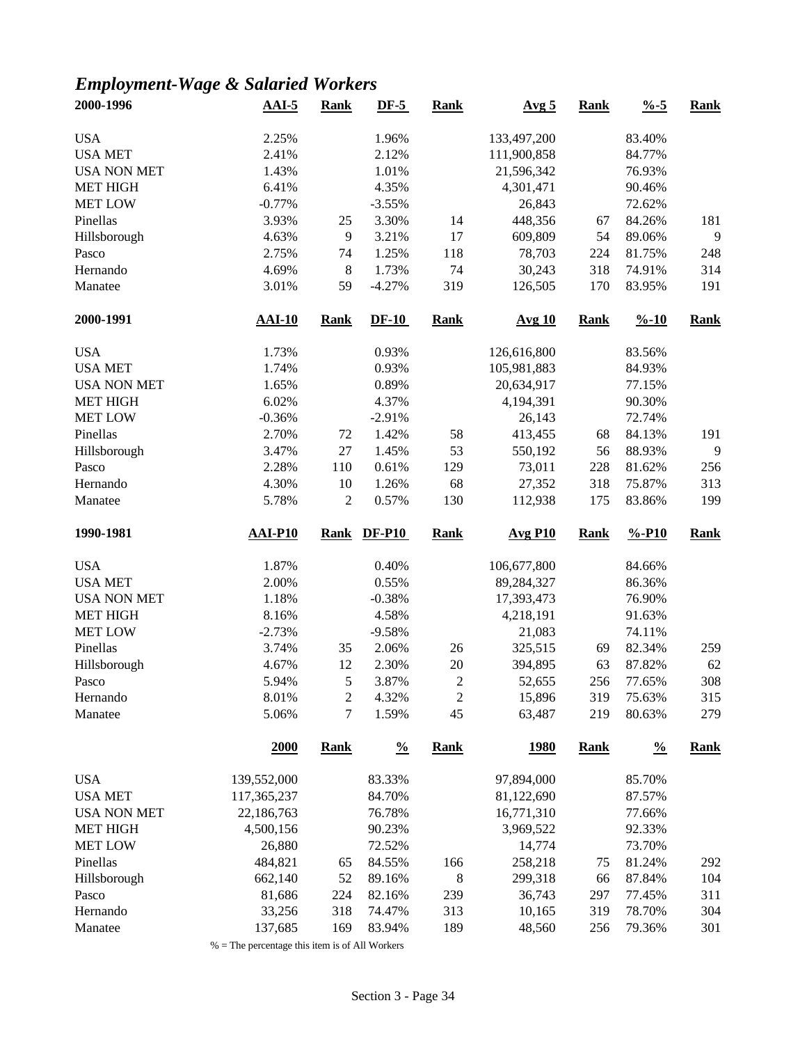## *Employment-Wage & Salaried Workers*

| 2000-1996 | AAI-5 | Rank | DF-5 | Rank | Avg 5 | Rank | %-5 | Rank |
|---|---|---|---|---|---|---|---|---|
| USA | 2.25% | | 1.96% | | 133,497,200 | | 83.40% | |
| USA MET | 2.41% | | 2.12% | | 111,900,858 | | 84.77% | |
| USA NON MET | 1.43% | | 1.01% | | 21,596,342 | | 76.93% | |
| MET HIGH | 6.41% | | 4.35% | | 4,301,471 | | 90.46% | |
| MET LOW | -0.77% | | -3.55% | | 26,843 | | 72.62% | |
| Pinellas | 3.93% | 25 | 3.30% | 14 | 448,356 | 67 | 84.26% | 181 |
| Hillsborough | 4.63% | 9 | 3.21% | 17 | 609,809 | 54 | 89.06% | 9 |
| Pasco | 2.75% | 74 | 1.25% | 118 | 78,703 | 224 | 81.75% | 248 |
| Hernando | 4.69% | 8 | 1.73% | 74 | 30,243 | 318 | 74.91% | 314 |
| Manatee | 3.01% | 59 | -4.27% | 319 | 126,505 | 170 | 83.95% | 191 |

| 2000-1991 | AAI-10 | Rank | DF-10 | Rank | Avg 10 | Rank | %-10 | Rank |
|---|---|---|---|---|---|---|---|---|
| USA | 1.73% | | 0.93% | | 126,616,800 | | 83.56% | |
| USA MET | 1.74% | | 0.93% | | 105,981,883 | | 84.93% | |
| USA NON MET | 1.65% | | 0.89% | | 20,634,917 | | 77.15% | |
| MET HIGH | 6.02% | | 4.37% | | 4,194,391 | | 90.30% | |
| MET LOW | -0.36% | | -2.91% | | 26,143 | | 72.74% | |
| Pinellas | 2.70% | 72 | 1.42% | 58 | 413,455 | 68 | 84.13% | 191 |
| Hillsborough | 3.47% | 27 | 1.45% | 53 | 550,192 | 56 | 88.93% | 9 |
| Pasco | 2.28% | 110 | 0.61% | 129 | 73,011 | 228 | 81.62% | 256 |
| Hernando | 4.30% | 10 | 1.26% | 68 | 27,352 | 318 | 75.87% | 313 |
| Manatee | 5.78% | 2 | 0.57% | 130 | 112,938 | 175 | 83.86% | 199 |

| 1990-1981 | AAI-P10 | Rank | DF-P10 | Rank | Avg P10 | Rank | %-P10 | Rank |
|---|---|---|---|---|---|---|---|---|
| USA | 1.87% | | 0.40% | | 106,677,800 | | 84.66% | |
| USA MET | 2.00% | | 0.55% | | 89,284,327 | | 86.36% | |
| USA NON MET | 1.18% | | -0.38% | | 17,393,473 | | 76.90% | |
| MET HIGH | 8.16% | | 4.58% | | 4,218,191 | | 91.63% | |
| MET LOW | -2.73% | | -9.58% | | 21,083 | | 74.11% | |
| Pinellas | 3.74% | 35 | 2.06% | 26 | 325,515 | 69 | 82.34% | 259 |
| Hillsborough | 4.67% | 12 | 2.30% | 20 | 394,895 | 63 | 87.82% | 62 |
| Pasco | 5.94% | 5 | 3.87% | 2 | 52,655 | 256 | 77.65% | 308 |
| Hernando | 8.01% | 2 | 4.32% | 2 | 15,896 | 319 | 75.63% | 315 |
| Manatee | 5.06% | 7 | 1.59% | 45 | 63,487 | 219 | 80.63% | 279 |

| | 2000 | Rank | % | Rank | 1980 | Rank | % | Rank |
|---|---|---|---|---|---|---|---|---|
| USA | 139,552,000 | | 83.33% | | 97,894,000 | | 85.70% | |
| USA MET | 117,365,237 | | 84.70% | | 81,122,690 | | 87.57% | |
| USA NON MET | 22,186,763 | | 76.78% | | 16,771,310 | | 77.66% | |
| MET HIGH | 4,500,156 | | 90.23% | | 3,969,522 | | 92.33% | |
| MET LOW | 26,880 | | 72.52% | | 14,774 | | 73.70% | |
| Pinellas | 484,821 | 65 | 84.55% | 166 | 258,218 | 75 | 81.24% | 292 |
| Hillsborough | 662,140 | 52 | 89.16% | 8 | 299,318 | 66 | 87.84% | 104 |
| Pasco | 81,686 | 224 | 82.16% | 239 | 36,743 | 297 | 77.45% | 311 |
| Hernando | 33,256 | 318 | 74.47% | 313 | 10,165 | 319 | 78.70% | 304 |
| Manatee | 137,685 | 169 | 83.94% | 189 | 48,560 | 256 | 79.36% | 301 |

% = The percentage this item is of All Workers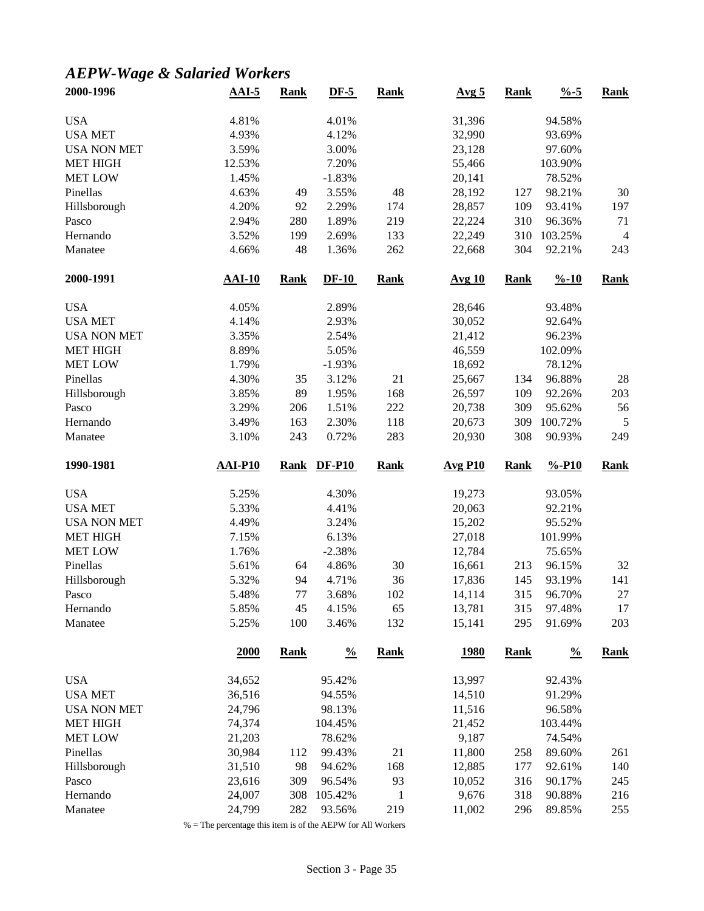## *AEPW-Wage & Salaried Workers*

| 2000-1996 | AAI-5 | Rank | DF-5 | Rank | Avg 5 | Rank | %-5 | Rank |
|---|---|---|---|---|---|---|---|---|
| USA | 4.81% | | 4.01% | | 31,396 | | 94.58% | |
| USA MET | 4.93% | | 4.12% | | 32,990 | | 93.69% | |
| USA NON MET | 3.59% | | 3.00% | | 23,128 | | 97.60% | |
| MET HIGH | 12.53% | | 7.20% | | 55,466 | | 103.90% | |
| MET LOW | 1.45% | | -1.83% | | 20,141 | | 78.52% | |
| Pinellas | 4.63% | 49 | 3.55% | 48 | 28,192 | 127 | 98.21% | 30 |
| Hillsborough | 4.20% | 92 | 2.29% | 174 | 28,857 | 109 | 93.41% | 197 |
| Pasco | 2.94% | 280 | 1.89% | 219 | 22,224 | 310 | 96.36% | 71 |
| Hernando | 3.52% | 199 | 2.69% | 133 | 22,249 | 310 | 103.25% | 4 |
| Manatee | 4.66% | 48 | 1.36% | 262 | 22,668 | 304 | 92.21% | 243 |

| 2000-1991 | AAI-10 | Rank | DF-10 | Rank | Avg 10 | Rank | %-10 | Rank |
|---|---|---|---|---|---|---|---|---|
| USA | 4.05% | | 2.89% | | 28,646 | | 93.48% | |
| USA MET | 4.14% | | 2.93% | | 30,052 | | 92.64% | |
| USA NON MET | 3.35% | | 2.54% | | 21,412 | | 96.23% | |
| MET HIGH | 8.89% | | 5.05% | | 46,559 | | 102.09% | |
| MET LOW | 1.79% | | -1.93% | | 18,692 | | 78.12% | |
| Pinellas | 4.30% | 35 | 3.12% | 21 | 25,667 | 134 | 96.88% | 28 |
| Hillsborough | 3.85% | 89 | 1.95% | 168 | 26,597 | 109 | 92.26% | 203 |
| Pasco | 3.29% | 206 | 1.51% | 222 | 20,738 | 309 | 95.62% | 56 |
| Hernando | 3.49% | 163 | 2.30% | 118 | 20,673 | 309 | 100.72% | 5 |
| Manatee | 3.10% | 243 | 0.72% | 283 | 20,930 | 308 | 90.93% | 249 |

| 1990-1981 | AAI-P10 | Rank | DF-P10 | Rank | Avg P10 | Rank | %-P10 | Rank |
|---|---|---|---|---|---|---|---|---|
| USA | 5.25% | | 4.30% | | 19,273 | | 93.05% | |
| USA MET | 5.33% | | 4.41% | | 20,063 | | 92.21% | |
| USA NON MET | 4.49% | | 3.24% | | 15,202 | | 95.52% | |
| MET HIGH | 7.15% | | 6.13% | | 27,018 | | 101.99% | |
| MET LOW | 1.76% | | -2.38% | | 12,784 | | 75.65% | |
| Pinellas | 5.61% | 64 | 4.86% | 30 | 16,661 | 213 | 96.15% | 32 |
| Hillsborough | 5.32% | 94 | 4.71% | 36 | 17,836 | 145 | 93.19% | 141 |
| Pasco | 5.48% | 77 | 3.68% | 102 | 14,114 | 315 | 96.70% | 27 |
| Hernando | 5.85% | 45 | 4.15% | 65 | 13,781 | 315 | 97.48% | 17 |
| Manatee | 5.25% | 100 | 3.46% | 132 | 15,141 | 295 | 91.69% | 203 |

| | 2000 | Rank | % | Rank | 1980 | Rank | % | Rank |
|---|---|---|---|---|---|---|---|---|
| USA | 34,652 | | 95.42% | | 13,997 | | 92.43% | |
| USA MET | 36,516 | | 94.55% | | 14,510 | | 91.29% | |
| USA NON MET | 24,796 | | 98.13% | | 11,516 | | 96.58% | |
| MET HIGH | 74,374 | | 104.45% | | 21,452 | | 103.44% | |
| MET LOW | 21,203 | | 78.62% | | 9,187 | | 74.54% | |
| Pinellas | 30,984 | 112 | 99.43% | 21 | 11,800 | 258 | 89.60% | 261 |
| Hillsborough | 31,510 | 98 | 94.62% | 168 | 12,885 | 177 | 92.61% | 140 |
| Pasco | 23,616 | 309 | 96.54% | 93 | 10,052 | 316 | 90.17% | 245 |
| Hernando | 24,007 | 308 | 105.42% | 1 | 9,676 | 318 | 90.88% | 216 |
| Manatee | 24,799 | 282 | 93.56% | 219 | 11,002 | 296 | 89.85% | 255 |

% = The percentage this item is of the AEPW for All Workers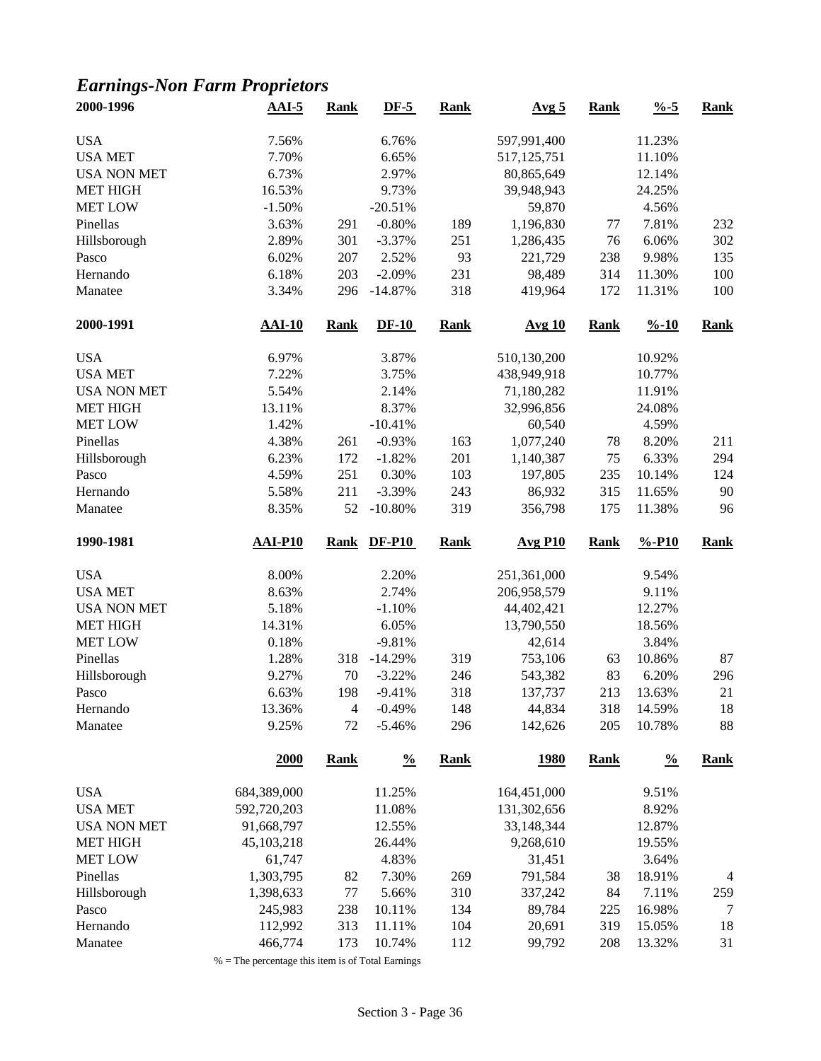## *Earnings-Non Farm Proprietors*

| 2000-1996 | AAI-5 | Rank | DF-5 | Rank | Avg 5 | Rank | %-5 | Rank |
|---|---|---|---|---|---|---|---|---|
| USA | 7.56% | | 6.76% | | 597,991,400 | | 11.23% | |
| USA MET | 7.70% | | 6.65% | | 517,125,751 | | 11.10% | |
| USA NON MET | 6.73% | | 2.97% | | 80,865,649 | | 12.14% | |
| MET HIGH | 16.53% | | 9.73% | | 39,948,943 | | 24.25% | |
| MET LOW | -1.50% | | -20.51% | | 59,870 | | 4.56% | |
| Pinellas | 3.63% | 291 | -0.80% | 189 | 1,196,830 | 77 | 7.81% | 232 |
| Hillsborough | 2.89% | 301 | -3.37% | 251 | 1,286,435 | 76 | 6.06% | 302 |
| Pasco | 6.02% | 207 | 2.52% | 93 | 221,729 | 238 | 9.98% | 135 |
| Hernando | 6.18% | 203 | -2.09% | 231 | 98,489 | 314 | 11.30% | 100 |
| Manatee | 3.34% | 296 | -14.87% | 318 | 419,964 | 172 | 11.31% | 100 |

| 2000-1991 | AAI-10 | Rank | DF-10 | Rank | Avg 10 | Rank | %-10 | Rank |
|---|---|---|---|---|---|---|---|---|
| USA | 6.97% | | 3.87% | | 510,130,200 | | 10.92% | |
| USA MET | 7.22% | | 3.75% | | 438,949,918 | | 10.77% | |
| USA NON MET | 5.54% | | 2.14% | | 71,180,282 | | 11.91% | |
| MET HIGH | 13.11% | | 8.37% | | 32,996,856 | | 24.08% | |
| MET LOW | 1.42% | | -10.41% | | 60,540 | | 4.59% | |
| Pinellas | 4.38% | 261 | -0.93% | 163 | 1,077,240 | 78 | 8.20% | 211 |
| Hillsborough | 6.23% | 172 | -1.82% | 201 | 1,140,387 | 75 | 6.33% | 294 |
| Pasco | 4.59% | 251 | 0.30% | 103 | 197,805 | 235 | 10.14% | 124 |
| Hernando | 5.58% | 211 | -3.39% | 243 | 86,932 | 315 | 11.65% | 90 |
| Manatee | 8.35% | 52 | -10.80% | 319 | 356,798 | 175 | 11.38% | 96 |

| 1990-1981 | AAI-P10 | Rank | DF-P10 | Rank | Avg P10 | Rank | %-P10 | Rank |
|---|---|---|---|---|---|---|---|---|
| USA | 8.00% | | 2.20% | | 251,361,000 | | 9.54% | |
| USA MET | 8.63% | | 2.74% | | 206,958,579 | | 9.11% | |
| USA NON MET | 5.18% | | -1.10% | | 44,402,421 | | 12.27% | |
| MET HIGH | 14.31% | | 6.05% | | 13,790,550 | | 18.56% | |
| MET LOW | 0.18% | | -9.81% | | 42,614 | | 3.84% | |
| Pinellas | 1.28% | 318 | -14.29% | 319 | 753,106 | 63 | 10.86% | 87 |
| Hillsborough | 9.27% | 70 | -3.22% | 246 | 543,382 | 83 | 6.20% | 296 |
| Pasco | 6.63% | 198 | -9.41% | 318 | 137,737 | 213 | 13.63% | 21 |
| Hernando | 13.36% | 4 | -0.49% | 148 | 44,834 | 318 | 14.59% | 18 |
| Manatee | 9.25% | 72 | -5.46% | 296 | 142,626 | 205 | 10.78% | 88 |

| | 2000 | Rank | % | Rank | 1980 | Rank | % | Rank |
|---|---|---|---|---|---|---|---|---|
| USA | 684,389,000 | | 11.25% | | 164,451,000 | | 9.51% | |
| USA MET | 592,720,203 | | 11.08% | | 131,302,656 | | 8.92% | |
| USA NON MET | 91,668,797 | | 12.55% | | 33,148,344 | | 12.87% | |
| MET HIGH | 45,103,218 | | 26.44% | | 9,268,610 | | 19.55% | |
| MET LOW | 61,747 | | 4.83% | | 31,451 | | 3.64% | |
| Pinellas | 1,303,795 | 82 | 7.30% | 269 | 791,584 | 38 | 18.91% | 4 |
| Hillsborough | 1,398,633 | 77 | 5.66% | 310 | 337,242 | 84 | 7.11% | 259 |
| Pasco | 245,983 | 238 | 10.11% | 134 | 89,784 | 225 | 16.98% | 7 |
| Hernando | 112,992 | 313 | 11.11% | 104 | 20,691 | 319 | 15.05% | 18 |
| Manatee | 466,774 | 173 | 10.74% | 112 | 99,792 | 208 | 13.32% | 31 |

% = The percentage this item is of Total Earnings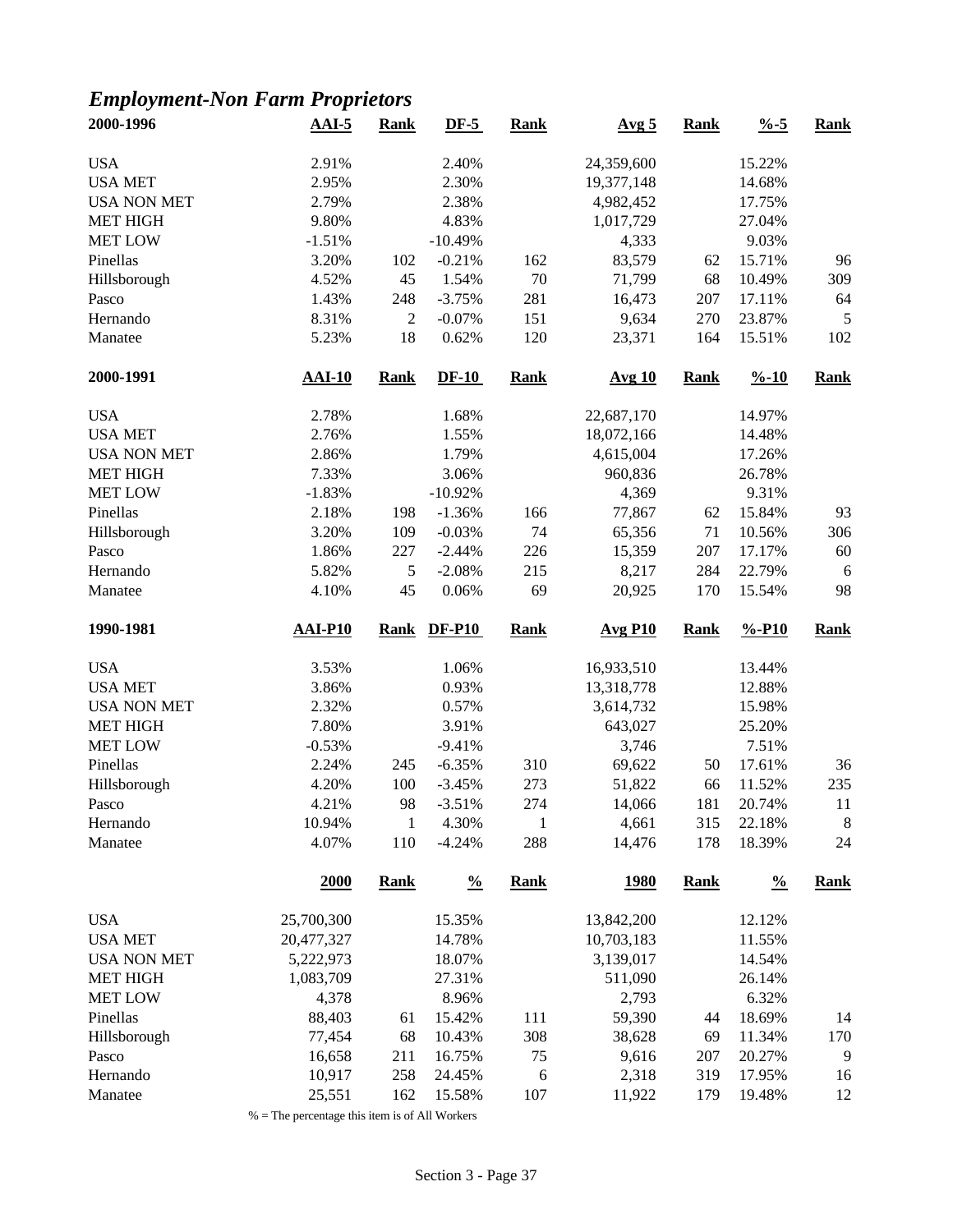## *Employment-Non Farm Proprietors*

| 2000-1996 | AAI-5 | Rank | DF-5 | Rank | Avg 5 | Rank | %-5 | Rank |
|---|---|---|---|---|---|---|---|---|
| USA | 2.91% | | 2.40% | | 24,359,600 | | 15.22% | |
| USA MET | 2.95% | | 2.30% | | 19,377,148 | | 14.68% | |
| USA NON MET | 2.79% | | 2.38% | | 4,982,452 | | 17.75% | |
| MET HIGH | 9.80% | | 4.83% | | 1,017,729 | | 27.04% | |
| MET LOW | -1.51% | | -10.49% | | 4,333 | | 9.03% | |
| Pinellas | 3.20% | 102 | -0.21% | 162 | 83,579 | 62 | 15.71% | 96 |
| Hillsborough | 4.52% | 45 | 1.54% | 70 | 71,799 | 68 | 10.49% | 309 |
| Pasco | 1.43% | 248 | -3.75% | 281 | 16,473 | 207 | 17.11% | 64 |
| Hernando | 8.31% | 2 | -0.07% | 151 | 9,634 | 270 | 23.87% | 5 |
| Manatee | 5.23% | 18 | 0.62% | 120 | 23,371 | 164 | 15.51% | 102 |
| **2000-1991** | **AAI-10** | **Rank** | **DF-10** | **Rank** | **Avg 10** | **Rank** | **%-10** | **Rank** |
| USA | 2.78% | | 1.68% | | 22,687,170 | | 14.97% | |
| USA MET | 2.76% | | 1.55% | | 18,072,166 | | 14.48% | |
| USA NON MET | 2.86% | | 1.79% | | 4,615,004 | | 17.26% | |
| MET HIGH | 7.33% | | 3.06% | | 960,836 | | 26.78% | |
| MET LOW | -1.83% | | -10.92% | | 4,369 | | 9.31% | |
| Pinellas | 2.18% | 198 | -1.36% | 166 | 77,867 | 62 | 15.84% | 93 |
| Hillsborough | 3.20% | 109 | -0.03% | 74 | 65,356 | 71 | 10.56% | 306 |
| Pasco | 1.86% | 227 | -2.44% | 226 | 15,359 | 207 | 17.17% | 60 |
| Hernando | 5.82% | 5 | -2.08% | 215 | 8,217 | 284 | 22.79% | 6 |
| Manatee | 4.10% | 45 | 0.06% | 69 | 20,925 | 170 | 15.54% | 98 |
| **1990-1981** | **AAI-P10** | **Rank** | **DF-P10** | **Rank** | **Avg P10** | **Rank** | **%-P10** | **Rank** |
| USA | 3.53% | | 1.06% | | 16,933,510 | | 13.44% | |
| USA MET | 3.86% | | 0.93% | | 13,318,778 | | 12.88% | |
| USA NON MET | 2.32% | | 0.57% | | 3,614,732 | | 15.98% | |
| MET HIGH | 7.80% | | 3.91% | | 643,027 | | 25.20% | |
| MET LOW | -0.53% | | -9.41% | | 3,746 | | 7.51% | |
| Pinellas | 2.24% | 245 | -6.35% | 310 | 69,622 | 50 | 17.61% | 36 |
| Hillsborough | 4.20% | 100 | -3.45% | 273 | 51,822 | 66 | 11.52% | 235 |
| Pasco | 4.21% | 98 | -3.51% | 274 | 14,066 | 181 | 20.74% | 11 |
| Hernando | 10.94% | 1 | 4.30% | 1 | 4,661 | 315 | 22.18% | 8 |
| Manatee | 4.07% | 110 | -4.24% | 288 | 14,476 | 178 | 18.39% | 24 |
| | **2000** | **Rank** | **%** | **Rank** | **1980** | **Rank** | **%** | **Rank** |
| USA | 25,700,300 | | 15.35% | | 13,842,200 | | 12.12% | |
| USA MET | 20,477,327 | | 14.78% | | 10,703,183 | | 11.55% | |
| USA NON MET | 5,222,973 | | 18.07% | | 3,139,017 | | 14.54% | |
| MET HIGH | 1,083,709 | | 27.31% | | 511,090 | | 26.14% | |
| MET LOW | 4,378 | | 8.96% | | 2,793 | | 6.32% | |
| Pinellas | 88,403 | 61 | 15.42% | 111 | 59,390 | 44 | 18.69% | 14 |
| Hillsborough | 77,454 | 68 | 10.43% | 308 | 38,628 | 69 | 11.34% | 170 |
| Pasco | 16,658 | 211 | 16.75% | 75 | 9,616 | 207 | 20.27% | 9 |
| Hernando | 10,917 | 258 | 24.45% | 6 | 2,318 | 319 | 17.95% | 16 |
| Manatee | 25,551 | 162 | 15.58% | 107 | 11,922 | 179 | 19.48% | 12 |

% = The percentage this item is of All Workers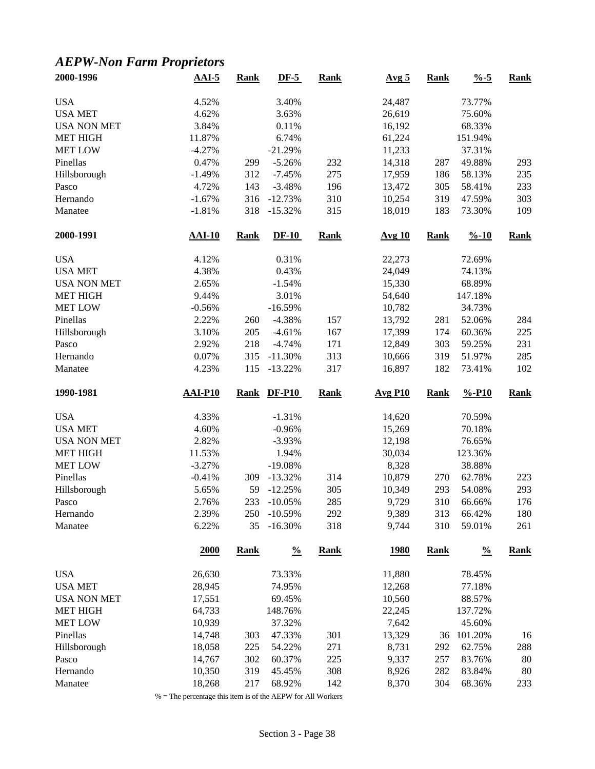## *AEPW-Non Farm Proprietors*

| 2000-1996 | AAI-5 | Rank | DF-5 | Rank | Avg 5 | Rank | %-5 | Rank |
|---|---|---|---|---|---|---|---|---|
| USA | 4.52% | | 3.40% | | 24,487 | | 73.77% | |
| USA MET | 4.62% | | 3.63% | | 26,619 | | 75.60% | |
| USA NON MET | 3.84% | | 0.11% | | 16,192 | | 68.33% | |
| MET HIGH | 11.87% | | 6.74% | | 61,224 | | 151.94% | |
| MET LOW | -4.27% | | -21.29% | | 11,233 | | 37.31% | |
| Pinellas | 0.47% | 299 | -5.26% | 232 | 14,318 | 287 | 49.88% | 293 |
| Hillsborough | -1.49% | 312 | -7.45% | 275 | 17,959 | 186 | 58.13% | 235 |
| Pasco | 4.72% | 143 | -3.48% | 196 | 13,472 | 305 | 58.41% | 233 |
| Hernando | -1.67% | 316 | -12.73% | 310 | 10,254 | 319 | 47.59% | 303 |
| Manatee | -1.81% | 318 | -15.32% | 315 | 18,019 | 183 | 73.30% | 109 |

| 2000-1991 | AAI-10 | Rank | DF-10 | Rank | Avg 10 | Rank | %-10 | Rank |
|---|---|---|---|---|---|---|---|---|
| USA | 4.12% | | 0.31% | | 22,273 | | 72.69% | |
| USA MET | 4.38% | | 0.43% | | 24,049 | | 74.13% | |
| USA NON MET | 2.65% | | -1.54% | | 15,330 | | 68.89% | |
| MET HIGH | 9.44% | | 3.01% | | 54,640 | | 147.18% | |
| MET LOW | -0.56% | | -16.59% | | 10,782 | | 34.73% | |
| Pinellas | 2.22% | 260 | -4.38% | 157 | 13,792 | 281 | 52.06% | 284 |
| Hillsborough | 3.10% | 205 | -4.61% | 167 | 17,399 | 174 | 60.36% | 225 |
| Pasco | 2.92% | 218 | -4.74% | 171 | 12,849 | 303 | 59.25% | 231 |
| Hernando | 0.07% | 315 | -11.30% | 313 | 10,666 | 319 | 51.97% | 285 |
| Manatee | 4.23% | 115 | -13.22% | 317 | 16,897 | 182 | 73.41% | 102 |

| 1990-1981 | AAI-P10 | Rank | DF-P10 | Rank | Avg P10 | Rank | %-P10 | Rank |
|---|---|---|---|---|---|---|---|---|
| USA | 4.33% | | -1.31% | | 14,620 | | 70.59% | |
| USA MET | 4.60% | | -0.96% | | 15,269 | | 70.18% | |
| USA NON MET | 2.82% | | -3.93% | | 12,198 | | 76.65% | |
| MET HIGH | 11.53% | | 1.94% | | 30,034 | | 123.36% | |
| MET LOW | -3.27% | | -19.08% | | 8,328 | | 38.88% | |
| Pinellas | -0.41% | 309 | -13.32% | 314 | 10,879 | 270 | 62.78% | 223 |
| Hillsborough | 5.65% | 59 | -12.25% | 305 | 10,349 | 293 | 54.08% | 293 |
| Pasco | 2.76% | 233 | -10.05% | 285 | 9,729 | 310 | 66.66% | 176 |
| Hernando | 2.39% | 250 | -10.59% | 292 | 9,389 | 313 | 66.42% | 180 |
| Manatee | 6.22% | 35 | -16.30% | 318 | 9,744 | 310 | 59.01% | 261 |

| | 2000 | Rank | % | Rank | 1980 | Rank | % | Rank |
|---|---|---|---|---|---|---|---|---|
| USA | 26,630 | | 73.33% | | 11,880 | | 78.45% | |
| USA MET | 28,945 | | 74.95% | | 12,268 | | 77.18% | |
| USA NON MET | 17,551 | | 69.45% | | 10,560 | | 88.57% | |
| MET HIGH | 64,733 | | 148.76% | | 22,245 | | 137.72% | |
| MET LOW | 10,939 | | 37.32% | | 7,642 | | 45.60% | |
| Pinellas | 14,748 | 303 | 47.33% | 301 | 13,329 | 36 | 101.20% | 16 |
| Hillsborough | 18,058 | 225 | 54.22% | 271 | 8,731 | 292 | 62.75% | 288 |
| Pasco | 14,767 | 302 | 60.37% | 225 | 9,337 | 257 | 83.76% | 80 |
| Hernando | 10,350 | 319 | 45.45% | 308 | 8,926 | 282 | 83.84% | 80 |
| Manatee | 18,268 | 217 | 68.92% | 142 | 8,370 | 304 | 68.36% | 233 |

% = The percentage this item is of the AEPW for All Workers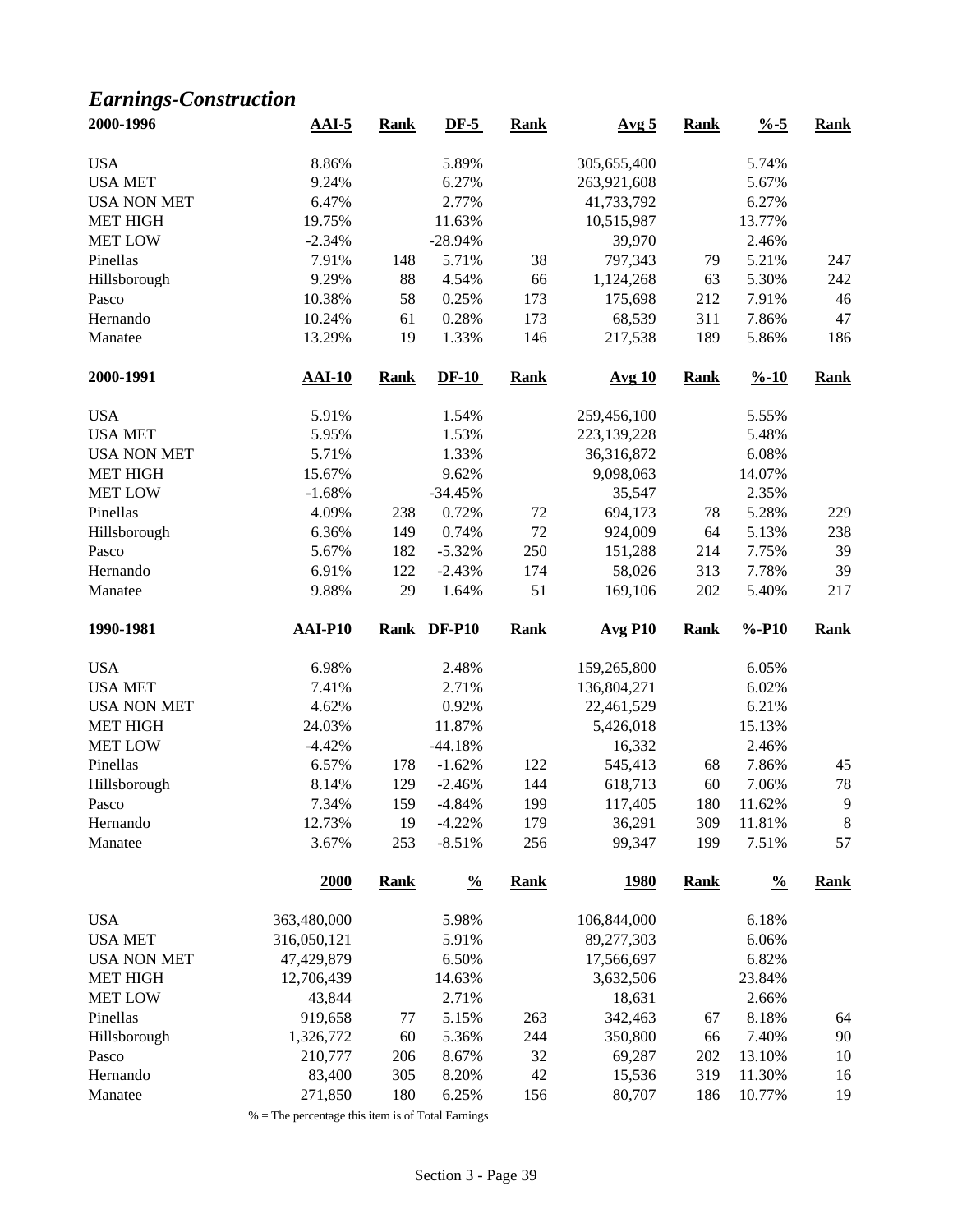## *Earnings-Construction*

| 2000-1996 | AAI-5 | Rank | DF-5 | Rank | Avg 5 | Rank | %-5 | Rank |
|---|---|---|---|---|---|---|---|---|
| USA | 8.86% | | 5.89% | | 305,655,400 | | 5.74% | |
| USA MET | 9.24% | | 6.27% | | 263,921,608 | | 5.67% | |
| USA NON MET | 6.47% | | 2.77% | | 41,733,792 | | 6.27% | |
| MET HIGH | 19.75% | | 11.63% | | 10,515,987 | | 13.77% | |
| MET LOW | -2.34% | | -28.94% | | 39,970 | | 2.46% | |
| Pinellas | 7.91% | 148 | 5.71% | 38 | 797,343 | 79 | 5.21% | 247 |
| Hillsborough | 9.29% | 88 | 4.54% | 66 | 1,124,268 | 63 | 5.30% | 242 |
| Pasco | 10.38% | 58 | 0.25% | 173 | 175,698 | 212 | 7.91% | 46 |
| Hernando | 10.24% | 61 | 0.28% | 173 | 68,539 | 311 | 7.86% | 47 |
| Manatee | 13.29% | 19 | 1.33% | 146 | 217,538 | 189 | 5.86% | 186 |

| 2000-1991 | AAI-10 | Rank | DF-10 | Rank | Avg 10 | Rank | %-10 | Rank |
|---|---|---|---|---|---|---|---|---|
| USA | 5.91% | | 1.54% | | 259,456,100 | | 5.55% | |
| USA MET | 5.95% | | 1.53% | | 223,139,228 | | 5.48% | |
| USA NON MET | 5.71% | | 1.33% | | 36,316,872 | | 6.08% | |
| MET HIGH | 15.67% | | 9.62% | | 9,098,063 | | 14.07% | |
| MET LOW | -1.68% | | -34.45% | | 35,547 | | 2.35% | |
| Pinellas | 4.09% | 238 | 0.72% | 72 | 694,173 | 78 | 5.28% | 229 |
| Hillsborough | 6.36% | 149 | 0.74% | 72 | 924,009 | 64 | 5.13% | 238 |
| Pasco | 5.67% | 182 | -5.32% | 250 | 151,288 | 214 | 7.75% | 39 |
| Hernando | 6.91% | 122 | -2.43% | 174 | 58,026 | 313 | 7.78% | 39 |
| Manatee | 9.88% | 29 | 1.64% | 51 | 169,106 | 202 | 5.40% | 217 |

| 1990-1981 | AAI-P10 | Rank | DF-P10 | Rank | Avg P10 | Rank | %-P10 | Rank |
|---|---|---|---|---|---|---|---|---|
| USA | 6.98% | | 2.48% | | 159,265,800 | | 6.05% | |
| USA MET | 7.41% | | 2.71% | | 136,804,271 | | 6.02% | |
| USA NON MET | 4.62% | | 0.92% | | 22,461,529 | | 6.21% | |
| MET HIGH | 24.03% | | 11.87% | | 5,426,018 | | 15.13% | |
| MET LOW | -4.42% | | -44.18% | | 16,332 | | 2.46% | |
| Pinellas | 6.57% | 178 | -1.62% | 122 | 545,413 | 68 | 7.86% | 45 |
| Hillsborough | 8.14% | 129 | -2.46% | 144 | 618,713 | 60 | 7.06% | 78 |
| Pasco | 7.34% | 159 | -4.84% | 199 | 117,405 | 180 | 11.62% | 9 |
| Hernando | 12.73% | 19 | -4.22% | 179 | 36,291 | 309 | 11.81% | 8 |
| Manatee | 3.67% | 253 | -8.51% | 256 | 99,347 | 199 | 7.51% | 57 |

| | 2000 | Rank | % | Rank | 1980 | Rank | % | Rank |
|---|---|---|---|---|---|---|---|---|
| USA | 363,480,000 | | 5.98% | | 106,844,000 | | 6.18% | |
| USA MET | 316,050,121 | | 5.91% | | 89,277,303 | | 6.06% | |
| USA NON MET | 47,429,879 | | 6.50% | | 17,566,697 | | 6.82% | |
| MET HIGH | 12,706,439 | | 14.63% | | 3,632,506 | | 23.84% | |
| MET LOW | 43,844 | | 2.71% | | 18,631 | | 2.66% | |
| Pinellas | 919,658 | 77 | 5.15% | 263 | 342,463 | 67 | 8.18% | 64 |
| Hillsborough | 1,326,772 | 60 | 5.36% | 244 | 350,800 | 66 | 7.40% | 90 |
| Pasco | 210,777 | 206 | 8.67% | 32 | 69,287 | 202 | 13.10% | 10 |
| Hernando | 83,400 | 305 | 8.20% | 42 | 15,536 | 319 | 11.30% | 16 |
| Manatee | 271,850 | 180 | 6.25% | 156 | 80,707 | 186 | 10.77% | 19 |

% = The percentage this item is of Total Earnings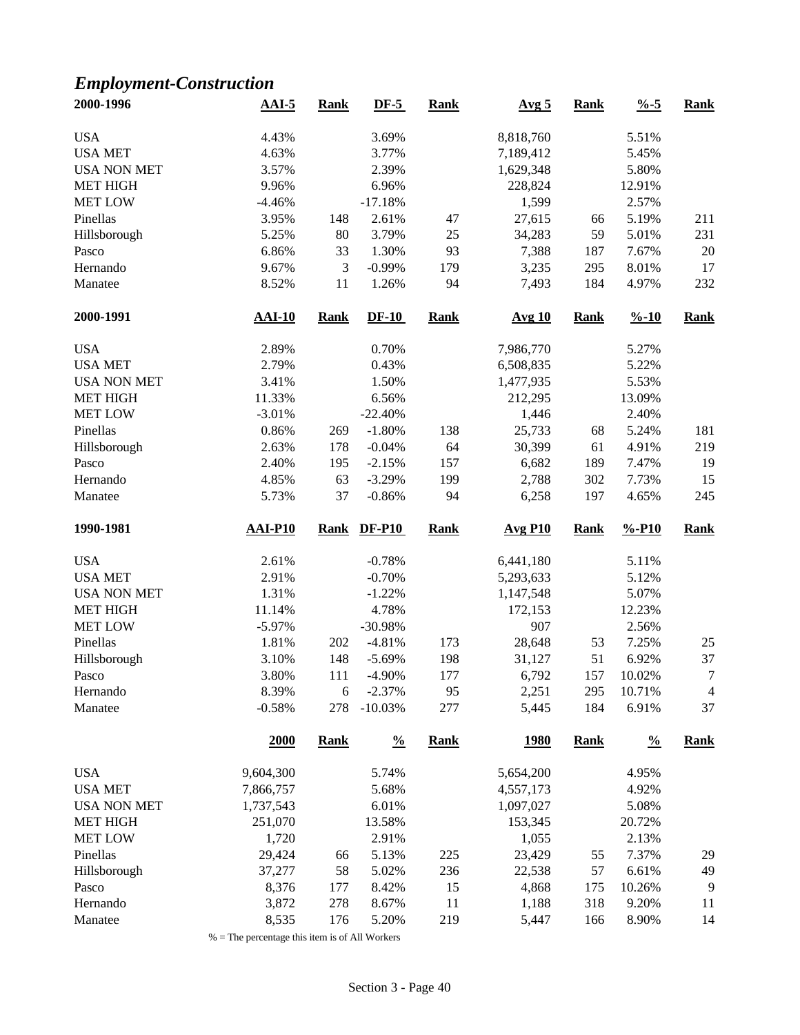## *Employment-Construction*

| 2000-1996 | AAI-5 | Rank | DF-5 | Rank | Avg 5 | Rank | %-5 | Rank |
|---|---|---|---|---|---|---|---|---|
| USA | 4.43% | | 3.69% | | 8,818,760 | | 5.51% | |
| USA MET | 4.63% | | 3.77% | | 7,189,412 | | 5.45% | |
| USA NON MET | 3.57% | | 2.39% | | 1,629,348 | | 5.80% | |
| MET HIGH | 9.96% | | 6.96% | | 228,824 | | 12.91% | |
| MET LOW | -4.46% | | -17.18% | | 1,599 | | 2.57% | |
| Pinellas | 3.95% | 148 | 2.61% | 47 | 27,615 | 66 | 5.19% | 211 |
| Hillsborough | 5.25% | 80 | 3.79% | 25 | 34,283 | 59 | 5.01% | 231 |
| Pasco | 6.86% | 33 | 1.30% | 93 | 7,388 | 187 | 7.67% | 20 |
| Hernando | 9.67% | 3 | -0.99% | 179 | 3,235 | 295 | 8.01% | 17 |
| Manatee | 8.52% | 11 | 1.26% | 94 | 7,493 | 184 | 4.97% | 232 |

| 2000-1991 | AAI-10 | Rank | DF-10 | Rank | Avg 10 | Rank | %-10 | Rank |
|---|---|---|---|---|---|---|---|---|
| USA | 2.89% | | 0.70% | | 7,986,770 | | 5.27% | |
| USA MET | 2.79% | | 0.43% | | 6,508,835 | | 5.22% | |
| USA NON MET | 3.41% | | 1.50% | | 1,477,935 | | 5.53% | |
| MET HIGH | 11.33% | | 6.56% | | 212,295 | | 13.09% | |
| MET LOW | -3.01% | | -22.40% | | 1,446 | | 2.40% | |
| Pinellas | 0.86% | 269 | -1.80% | 138 | 25,733 | 68 | 5.24% | 181 |
| Hillsborough | 2.63% | 178 | -0.04% | 64 | 30,399 | 61 | 4.91% | 219 |
| Pasco | 2.40% | 195 | -2.15% | 157 | 6,682 | 189 | 7.47% | 19 |
| Hernando | 4.85% | 63 | -3.29% | 199 | 2,788 | 302 | 7.73% | 15 |
| Manatee | 5.73% | 37 | -0.86% | 94 | 6,258 | 197 | 4.65% | 245 |

| 1990-1981 | AAI-P10 | Rank | DF-P10 | Rank | Avg P10 | Rank | %-P10 | Rank |
|---|---|---|---|---|---|---|---|---|
| USA | 2.61% | | -0.78% | | 6,441,180 | | 5.11% | |
| USA MET | 2.91% | | -0.70% | | 5,293,633 | | 5.12% | |
| USA NON MET | 1.31% | | -1.22% | | 1,147,548 | | 5.07% | |
| MET HIGH | 11.14% | | 4.78% | | 172,153 | | 12.23% | |
| MET LOW | -5.97% | | -30.98% | | 907 | | 2.56% | |
| Pinellas | 1.81% | 202 | -4.81% | 173 | 28,648 | 53 | 7.25% | 25 |
| Hillsborough | 3.10% | 148 | -5.69% | 198 | 31,127 | 51 | 6.92% | 37 |
| Pasco | 3.80% | 111 | -4.90% | 177 | 6,792 | 157 | 10.02% | 7 |
| Hernando | 8.39% | 6 | -2.37% | 95 | 2,251 | 295 | 10.71% | 4 |
| Manatee | -0.58% | 278 | -10.03% | 277 | 5,445 | 184 | 6.91% | 37 |

| | 2000 | Rank | % | Rank | 1980 | Rank | % | Rank |
|---|---|---|---|---|---|---|---|---|
| USA | 9,604,300 | | 5.74% | | 5,654,200 | | 4.95% | |
| USA MET | 7,866,757 | | 5.68% | | 4,557,173 | | 4.92% | |
| USA NON MET | 1,737,543 | | 6.01% | | 1,097,027 | | 5.08% | |
| MET HIGH | 251,070 | | 13.58% | | 153,345 | | 20.72% | |
| MET LOW | 1,720 | | 2.91% | | 1,055 | | 2.13% | |
| Pinellas | 29,424 | 66 | 5.13% | 225 | 23,429 | 55 | 7.37% | 29 |
| Hillsborough | 37,277 | 58 | 5.02% | 236 | 22,538 | 57 | 6.61% | 49 |
| Pasco | 8,376 | 177 | 8.42% | 15 | 4,868 | 175 | 10.26% | 9 |
| Hernando | 3,872 | 278 | 8.67% | 11 | 1,188 | 318 | 9.20% | 11 |
| Manatee | 8,535 | 176 | 5.20% | 219 | 5,447 | 166 | 8.90% | 14 |

% = The percentage this item is of All Workers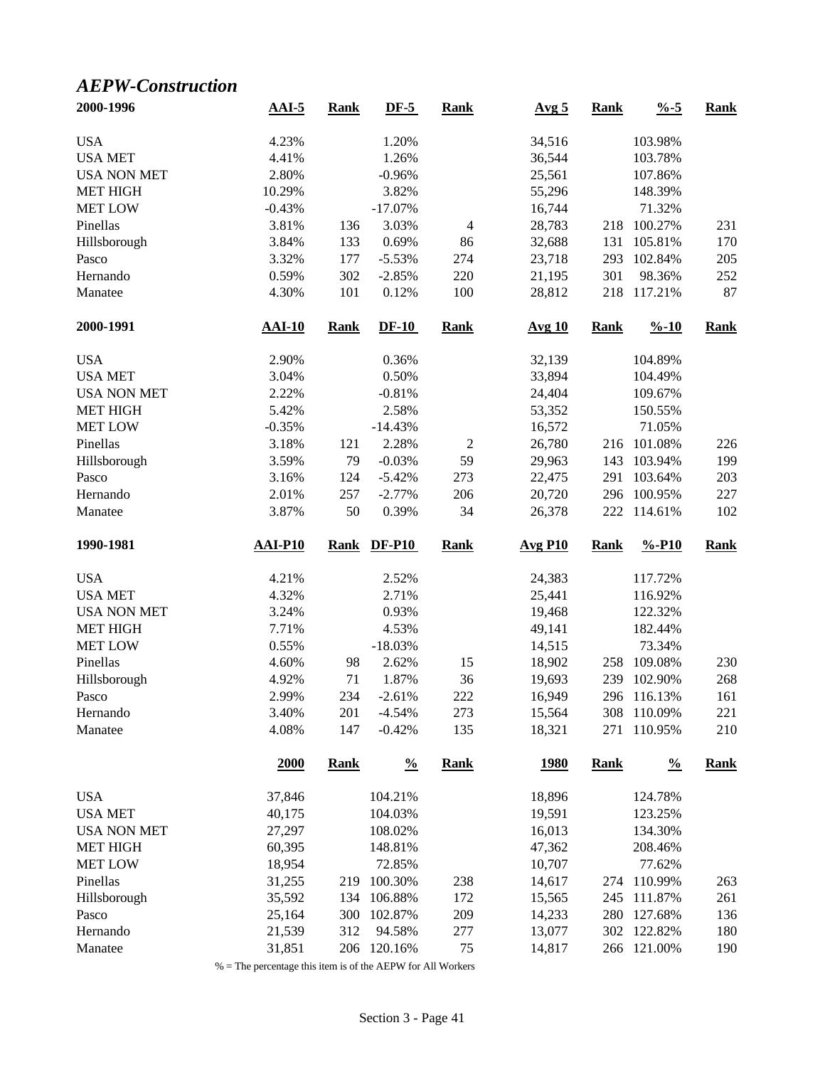## *AEPW-Construction*

| 2000-1996 | AAI-5 | Rank | DF-5 | Rank | Avg 5 | Rank | %-5 | Rank |
|---|---|---|---|---|---|---|---|---|
| USA | 4.23% | | 1.20% | | 34,516 | | 103.98% | |
| USA MET | 4.41% | | 1.26% | | 36,544 | | 103.78% | |
| USA NON MET | 2.80% | | -0.96% | | 25,561 | | 107.86% | |
| MET HIGH | 10.29% | | 3.82% | | 55,296 | | 148.39% | |
| MET LOW | -0.43% | | -17.07% | | 16,744 | | 71.32% | |
| Pinellas | 3.81% | 136 | 3.03% | 4 | 28,783 | 218 | 100.27% | 231 |
| Hillsborough | 3.84% | 133 | 0.69% | 86 | 32,688 | 131 | 105.81% | 170 |
| Pasco | 3.32% | 177 | -5.53% | 274 | 23,718 | 293 | 102.84% | 205 |
| Hernando | 0.59% | 302 | -2.85% | 220 | 21,195 | 301 | 98.36% | 252 |
| Manatee | 4.30% | 101 | 0.12% | 100 | 28,812 | 218 | 117.21% | 87 |

| 2000-1991 | AAI-10 | Rank | DF-10 | Rank | Avg 10 | Rank | %-10 | Rank |
|---|---|---|---|---|---|---|---|---|
| USA | 2.90% | | 0.36% | | 32,139 | | 104.89% | |
| USA MET | 3.04% | | 0.50% | | 33,894 | | 104.49% | |
| USA NON MET | 2.22% | | -0.81% | | 24,404 | | 109.67% | |
| MET HIGH | 5.42% | | 2.58% | | 53,352 | | 150.55% | |
| MET LOW | -0.35% | | -14.43% | | 16,572 | | 71.05% | |
| Pinellas | 3.18% | 121 | 2.28% | 2 | 26,780 | 216 | 101.08% | 226 |
| Hillsborough | 3.59% | 79 | -0.03% | 59 | 29,963 | 143 | 103.94% | 199 |
| Pasco | 3.16% | 124 | -5.42% | 273 | 22,475 | 291 | 103.64% | 203 |
| Hernando | 2.01% | 257 | -2.77% | 206 | 20,720 | 296 | 100.95% | 227 |
| Manatee | 3.87% | 50 | 0.39% | 34 | 26,378 | 222 | 114.61% | 102 |

| 1990-1981 | AAI-P10 | Rank | DF-P10 | Rank | Avg P10 | Rank | %-P10 | Rank |
|---|---|---|---|---|---|---|---|---|
| USA | 4.21% | | 2.52% | | 24,383 | | 117.72% | |
| USA MET | 4.32% | | 2.71% | | 25,441 | | 116.92% | |
| USA NON MET | 3.24% | | 0.93% | | 19,468 | | 122.32% | |
| MET HIGH | 7.71% | | 4.53% | | 49,141 | | 182.44% | |
| MET LOW | 0.55% | | -18.03% | | 14,515 | | 73.34% | |
| Pinellas | 4.60% | 98 | 2.62% | 15 | 18,902 | 258 | 109.08% | 230 |
| Hillsborough | 4.92% | 71 | 1.87% | 36 | 19,693 | 239 | 102.90% | 268 |
| Pasco | 2.99% | 234 | -2.61% | 222 | 16,949 | 296 | 116.13% | 161 |
| Hernando | 3.40% | 201 | -4.54% | 273 | 15,564 | 308 | 110.09% | 221 |
| Manatee | 4.08% | 147 | -0.42% | 135 | 18,321 | 271 | 110.95% | 210 |

| | 2000 | Rank | % | Rank | 1980 | Rank | % | Rank |
|---|---|---|---|---|---|---|---|---|
| USA | 37,846 | | 104.21% | | 18,896 | | 124.78% | |
| USA MET | 40,175 | | 104.03% | | 19,591 | | 123.25% | |
| USA NON MET | 27,297 | | 108.02% | | 16,013 | | 134.30% | |
| MET HIGH | 60,395 | | 148.81% | | 47,362 | | 208.46% | |
| MET LOW | 18,954 | | 72.85% | | 10,707 | | 77.62% | |
| Pinellas | 31,255 | 219 | 100.30% | 238 | 14,617 | 274 | 110.99% | 263 |
| Hillsborough | 35,592 | 134 | 106.88% | 172 | 15,565 | 245 | 111.87% | 261 |
| Pasco | 25,164 | 300 | 102.87% | 209 | 14,233 | 280 | 127.68% | 136 |
| Hernando | 21,539 | 312 | 94.58% | 277 | 13,077 | 302 | 122.82% | 180 |
| Manatee | 31,851 | 206 | 120.16% | 75 | 14,817 | 266 | 121.00% | 190 |

% = The percentage this item is of the AEPW for All Workers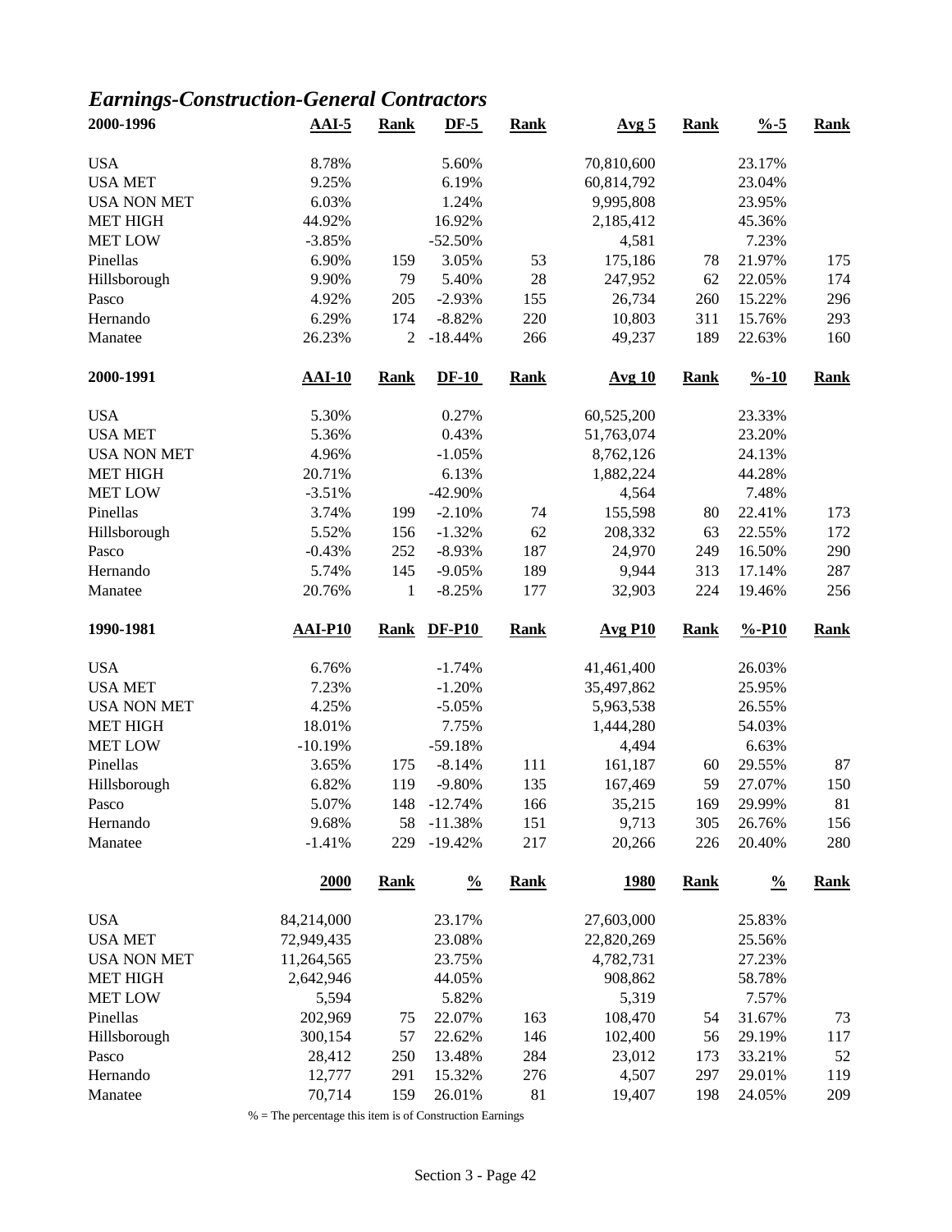## *Earnings-Construction-General Contractors*

| 2000-1996 | AAI-5 | Rank | DF-5 | Rank | Avg 5 | Rank | %-5 | Rank |
|---|---|---|---|---|---|---|---|---|
| USA | 8.78% | | 5.60% | | 70,810,600 | | 23.17% | |
| USA MET | 9.25% | | 6.19% | | 60,814,792 | | 23.04% | |
| USA NON MET | 6.03% | | 1.24% | | 9,995,808 | | 23.95% | |
| MET HIGH | 44.92% | | 16.92% | | 2,185,412 | | 45.36% | |
| MET LOW | -3.85% | | -52.50% | | 4,581 | | 7.23% | |
| Pinellas | 6.90% | 159 | 3.05% | 53 | 175,186 | 78 | 21.97% | 175 |
| Hillsborough | 9.90% | 79 | 5.40% | 28 | 247,952 | 62 | 22.05% | 174 |
| Pasco | 4.92% | 205 | -2.93% | 155 | 26,734 | 260 | 15.22% | 296 |
| Hernando | 6.29% | 174 | -8.82% | 220 | 10,803 | 311 | 15.76% | 293 |
| Manatee | 26.23% | 2 | -18.44% | 266 | 49,237 | 189 | 22.63% | 160 |
| **2000-1991** | **AAI-10** | **Rank** | **DF-10** | **Rank** | **Avg 10** | **Rank** | **%-10** | **Rank** |
| USA | 5.30% | | 0.27% | | 60,525,200 | | 23.33% | |
| USA MET | 5.36% | | 0.43% | | 51,763,074 | | 23.20% | |
| USA NON MET | 4.96% | | -1.05% | | 8,762,126 | | 24.13% | |
| MET HIGH | 20.71% | | 6.13% | | 1,882,224 | | 44.28% | |
| MET LOW | -3.51% | | -42.90% | | 4,564 | | 7.48% | |
| Pinellas | 3.74% | 199 | -2.10% | 74 | 155,598 | 80 | 22.41% | 173 |
| Hillsborough | 5.52% | 156 | -1.32% | 62 | 208,332 | 63 | 22.55% | 172 |
| Pasco | -0.43% | 252 | -8.93% | 187 | 24,970 | 249 | 16.50% | 290 |
| Hernando | 5.74% | 145 | -9.05% | 189 | 9,944 | 313 | 17.14% | 287 |
| Manatee | 20.76% | 1 | -8.25% | 177 | 32,903 | 224 | 19.46% | 256 |
| **1990-1981** | **AAI-P10** | **Rank** | **DF-P10** | **Rank** | **Avg P10** | **Rank** | **%-P10** | **Rank** |
| USA | 6.76% | | -1.74% | | 41,461,400 | | 26.03% | |
| USA MET | 7.23% | | -1.20% | | 35,497,862 | | 25.95% | |
| USA NON MET | 4.25% | | -5.05% | | 5,963,538 | | 26.55% | |
| MET HIGH | 18.01% | | 7.75% | | 1,444,280 | | 54.03% | |
| MET LOW | -10.19% | | -59.18% | | 4,494 | | 6.63% | |
| Pinellas | 3.65% | 175 | -8.14% | 111 | 161,187 | 60 | 29.55% | 87 |
| Hillsborough | 6.82% | 119 | -9.80% | 135 | 167,469 | 59 | 27.07% | 150 |
| Pasco | 5.07% | 148 | -12.74% | 166 | 35,215 | 169 | 29.99% | 81 |
| Hernando | 9.68% | 58 | -11.38% | 151 | 9,713 | 305 | 26.76% | 156 |
| Manatee | -1.41% | 229 | -19.42% | 217 | 20,266 | 226 | 20.40% | 280 |
| | **2000** | **Rank** | **%** | **Rank** | **1980** | **Rank** | **%** | **Rank** |
| USA | 84,214,000 | | 23.17% | | 27,603,000 | | 25.83% | |
| USA MET | 72,949,435 | | 23.08% | | 22,820,269 | | 25.56% | |
| USA NON MET | 11,264,565 | | 23.75% | | 4,782,731 | | 27.23% | |
| MET HIGH | 2,642,946 | | 44.05% | | 908,862 | | 58.78% | |
| MET LOW | 5,594 | | 5.82% | | 5,319 | | 7.57% | |
| Pinellas | 202,969 | 75 | 22.07% | 163 | 108,470 | 54 | 31.67% | 73 |
| Hillsborough | 300,154 | 57 | 22.62% | 146 | 102,400 | 56 | 29.19% | 117 |
| Pasco | 28,412 | 250 | 13.48% | 284 | 23,012 | 173 | 33.21% | 52 |
| Hernando | 12,777 | 291 | 15.32% | 276 | 4,507 | 297 | 29.01% | 119 |
| Manatee | 70,714 | 159 | 26.01% | 81 | 19,407 | 198 | 24.05% | 209 |

% = The percentage this item is of Construction Earnings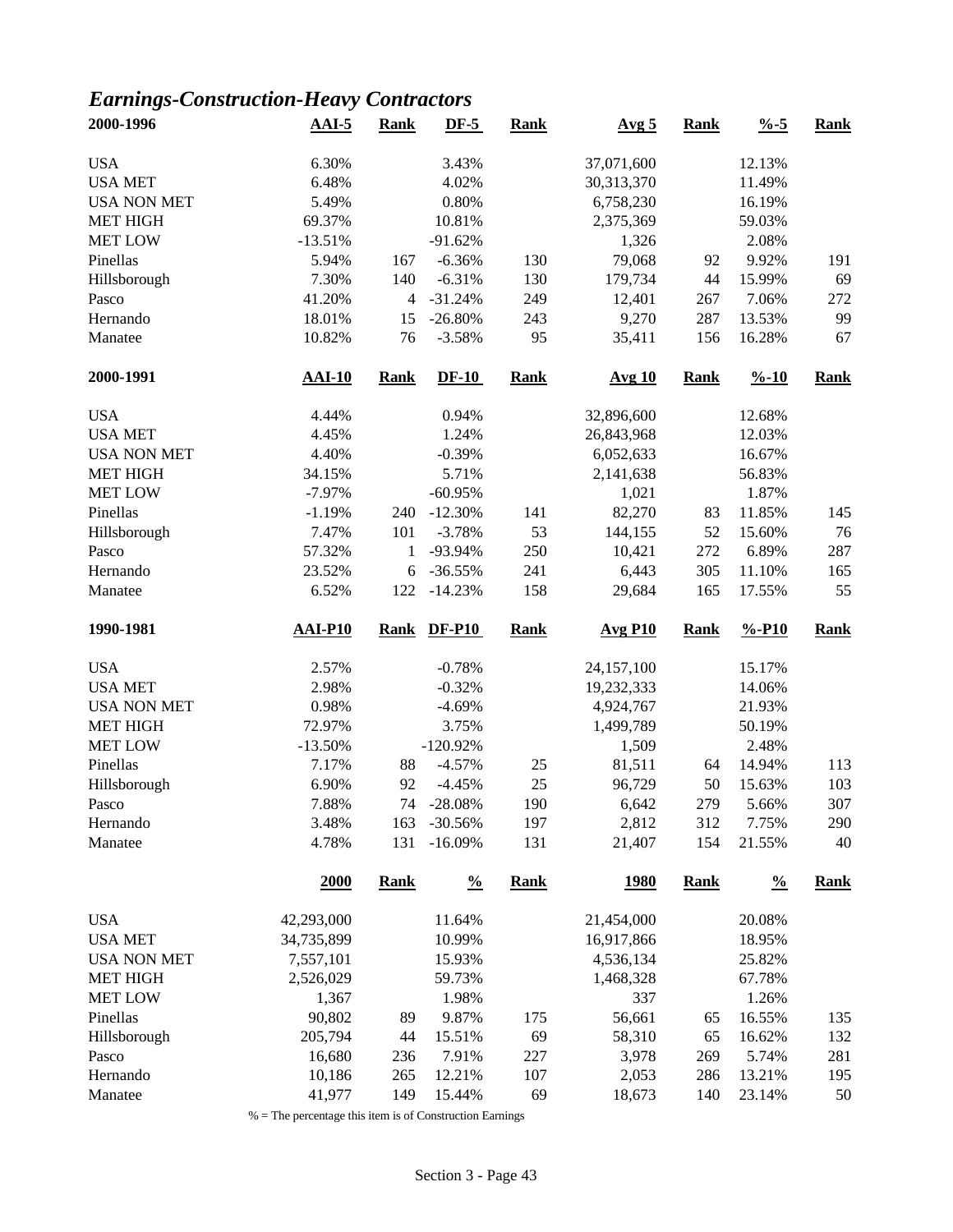## *Earnings-Construction-Heavy Contractors*

| 2000-1996 | AAI-5 | Rank | DF-5 | Rank | Avg 5 | Rank | %-5 | Rank |
|---|---|---|---|---|---|---|---|---|
| USA | 6.30% | | 3.43% | | 37,071,600 | | 12.13% | |
| USA MET | 6.48% | | 4.02% | | 30,313,370 | | 11.49% | |
| USA NON MET | 5.49% | | 0.80% | | 6,758,230 | | 16.19% | |
| MET HIGH | 69.37% | | 10.81% | | 2,375,369 | | 59.03% | |
| MET LOW | -13.51% | | -91.62% | | 1,326 | | 2.08% | |
| Pinellas | 5.94% | 167 | -6.36% | 130 | 79,068 | 92 | 9.92% | 191 |
| Hillsborough | 7.30% | 140 | -6.31% | 130 | 179,734 | 44 | 15.99% | 69 |
| Pasco | 41.20% | 4 | -31.24% | 249 | 12,401 | 267 | 7.06% | 272 |
| Hernando | 18.01% | 15 | -26.80% | 243 | 9,270 | 287 | 13.53% | 99 |
| Manatee | 10.82% | 76 | -3.58% | 95 | 35,411 | 156 | 16.28% | 67 |

| 2000-1991 | AAI-10 | Rank | DF-10 | Rank | Avg 10 | Rank | %-10 | Rank |
|---|---|---|---|---|---|---|---|---|
| USA | 4.44% | | 0.94% | | 32,896,600 | | 12.68% | |
| USA MET | 4.45% | | 1.24% | | 26,843,968 | | 12.03% | |
| USA NON MET | 4.40% | | -0.39% | | 6,052,633 | | 16.67% | |
| MET HIGH | 34.15% | | 5.71% | | 2,141,638 | | 56.83% | |
| MET LOW | -7.97% | | -60.95% | | 1,021 | | 1.87% | |
| Pinellas | -1.19% | 240 | -12.30% | 141 | 82,270 | 83 | 11.85% | 145 |
| Hillsborough | 7.47% | 101 | -3.78% | 53 | 144,155 | 52 | 15.60% | 76 |
| Pasco | 57.32% | 1 | -93.94% | 250 | 10,421 | 272 | 6.89% | 287 |
| Hernando | 23.52% | 6 | -36.55% | 241 | 6,443 | 305 | 11.10% | 165 |
| Manatee | 6.52% | 122 | -14.23% | 158 | 29,684 | 165 | 17.55% | 55 |

| 1990-1981 | AAI-P10 | Rank | DF-P10 | Rank | Avg P10 | Rank | %-P10 | Rank |
|---|---|---|---|---|---|---|---|---|
| USA | 2.57% | | -0.78% | | 24,157,100 | | 15.17% | |
| USA MET | 2.98% | | -0.32% | | 19,232,333 | | 14.06% | |
| USA NON MET | 0.98% | | -4.69% | | 4,924,767 | | 21.93% | |
| MET HIGH | 72.97% | | 3.75% | | 1,499,789 | | 50.19% | |
| MET LOW | -13.50% | | -120.92% | | 1,509 | | 2.48% | |
| Pinellas | 7.17% | 88 | -4.57% | 25 | 81,511 | 64 | 14.94% | 113 |
| Hillsborough | 6.90% | 92 | -4.45% | 25 | 96,729 | 50 | 15.63% | 103 |
| Pasco | 7.88% | 74 | -28.08% | 190 | 6,642 | 279 | 5.66% | 307 |
| Hernando | 3.48% | 163 | -30.56% | 197 | 2,812 | 312 | 7.75% | 290 |
| Manatee | 4.78% | 131 | -16.09% | 131 | 21,407 | 154 | 21.55% | 40 |

| | 2000 | Rank | % | Rank | 1980 | Rank | % | Rank |
|---|---|---|---|---|---|---|---|---|
| USA | 42,293,000 | | 11.64% | | 21,454,000 | | 20.08% | |
| USA MET | 34,735,899 | | 10.99% | | 16,917,866 | | 18.95% | |
| USA NON MET | 7,557,101 | | 15.93% | | 4,536,134 | | 25.82% | |
| MET HIGH | 2,526,029 | | 59.73% | | 1,468,328 | | 67.78% | |
| MET LOW | 1,367 | | 1.98% | | 337 | | 1.26% | |
| Pinellas | 90,802 | 89 | 9.87% | 175 | 56,661 | 65 | 16.55% | 135 |
| Hillsborough | 205,794 | 44 | 15.51% | 69 | 58,310 | 65 | 16.62% | 132 |
| Pasco | 16,680 | 236 | 7.91% | 227 | 3,978 | 269 | 5.74% | 281 |
| Hernando | 10,186 | 265 | 12.21% | 107 | 2,053 | 286 | 13.21% | 195 |
| Manatee | 41,977 | 149 | 15.44% | 69 | 18,673 | 140 | 23.14% | 50 |

% = The percentage this item is of Construction Earnings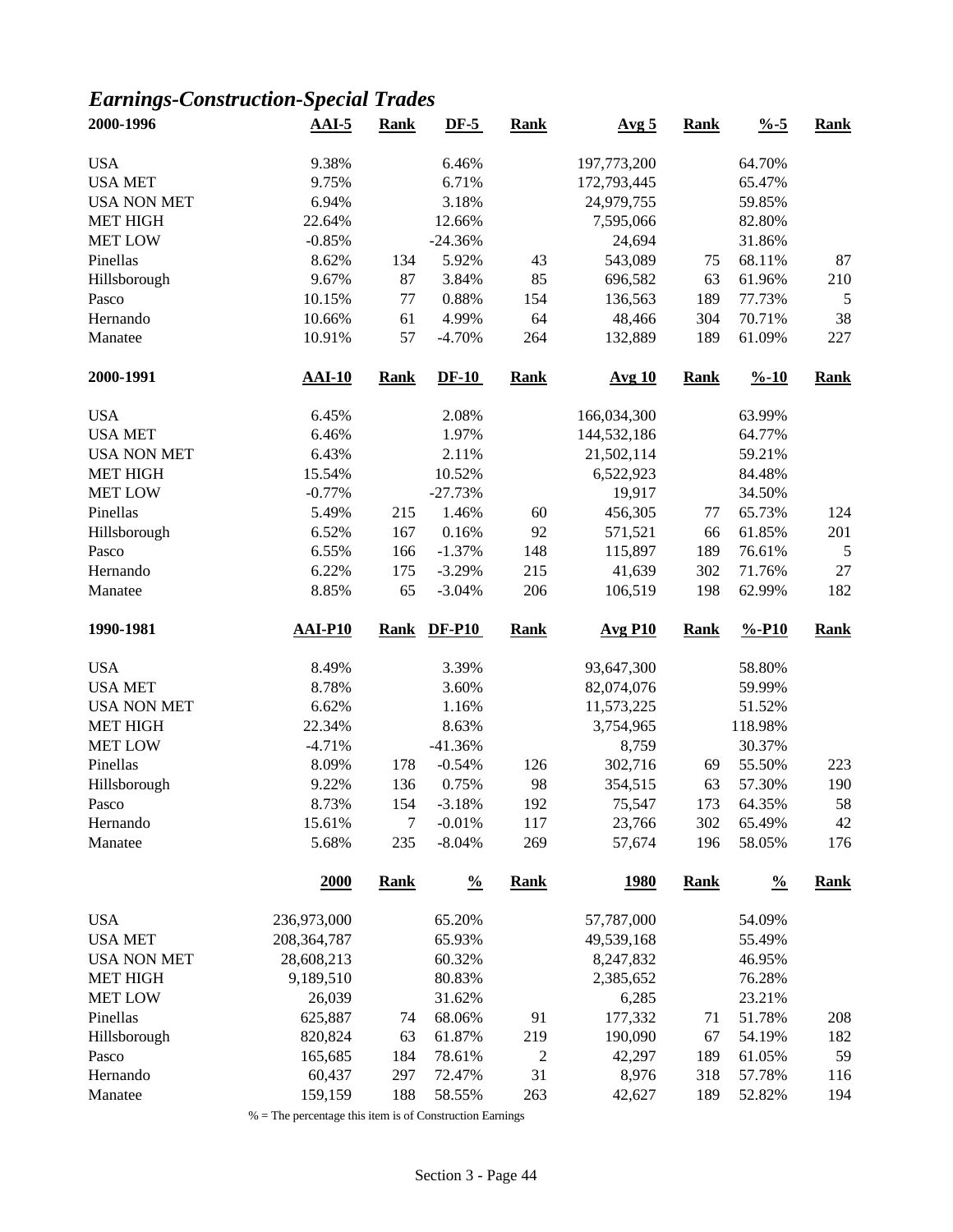## *Earnings-Construction-Special Trades*

| 2000-1996 | AAI-5 | Rank | DF-5 | Rank | Avg 5 | Rank | %-5 | Rank |
|---|---|---|---|---|---|---|---|---|
| USA | 9.38% | | 6.46% | | 197,773,200 | | 64.70% | |
| USA MET | 9.75% | | 6.71% | | 172,793,445 | | 65.47% | |
| USA NON MET | 6.94% | | 3.18% | | 24,979,755 | | 59.85% | |
| MET HIGH | 22.64% | | 12.66% | | 7,595,066 | | 82.80% | |
| MET LOW | -0.85% | | -24.36% | | 24,694 | | 31.86% | |
| Pinellas | 8.62% | 134 | 5.92% | 43 | 543,089 | 75 | 68.11% | 87 |
| Hillsborough | 9.67% | 87 | 3.84% | 85 | 696,582 | 63 | 61.96% | 210 |
| Pasco | 10.15% | 77 | 0.88% | 154 | 136,563 | 189 | 77.73% | 5 |
| Hernando | 10.66% | 61 | 4.99% | 64 | 48,466 | 304 | 70.71% | 38 |
| Manatee | 10.91% | 57 | -4.70% | 264 | 132,889 | 189 | 61.09% | 227 |

| 2000-1991 | AAI-10 | Rank | DF-10 | Rank | Avg 10 | Rank | %-10 | Rank |
|---|---|---|---|---|---|---|---|---|
| USA | 6.45% | | 2.08% | | 166,034,300 | | 63.99% | |
| USA MET | 6.46% | | 1.97% | | 144,532,186 | | 64.77% | |
| USA NON MET | 6.43% | | 2.11% | | 21,502,114 | | 59.21% | |
| MET HIGH | 15.54% | | 10.52% | | 6,522,923 | | 84.48% | |
| MET LOW | -0.77% | | -27.73% | | 19,917 | | 34.50% | |
| Pinellas | 5.49% | 215 | 1.46% | 60 | 456,305 | 77 | 65.73% | 124 |
| Hillsborough | 6.52% | 167 | 0.16% | 92 | 571,521 | 66 | 61.85% | 201 |
| Pasco | 6.55% | 166 | -1.37% | 148 | 115,897 | 189 | 76.61% | 5 |
| Hernando | 6.22% | 175 | -3.29% | 215 | 41,639 | 302 | 71.76% | 27 |
| Manatee | 8.85% | 65 | -3.04% | 206 | 106,519 | 198 | 62.99% | 182 |

| 1990-1981 | AAI-P10 | Rank | DF-P10 | Rank | Avg P10 | Rank | %-P10 | Rank |
|---|---|---|---|---|---|---|---|---|
| USA | 8.49% | | 3.39% | | 93,647,300 | | 58.80% | |
| USA MET | 8.78% | | 3.60% | | 82,074,076 | | 59.99% | |
| USA NON MET | 6.62% | | 1.16% | | 11,573,225 | | 51.52% | |
| MET HIGH | 22.34% | | 8.63% | | 3,754,965 | | 118.98% | |
| MET LOW | -4.71% | | -41.36% | | 8,759 | | 30.37% | |
| Pinellas | 8.09% | 178 | -0.54% | 126 | 302,716 | 69 | 55.50% | 223 |
| Hillsborough | 9.22% | 136 | 0.75% | 98 | 354,515 | 63 | 57.30% | 190 |
| Pasco | 8.73% | 154 | -3.18% | 192 | 75,547 | 173 | 64.35% | 58 |
| Hernando | 15.61% | 7 | -0.01% | 117 | 23,766 | 302 | 65.49% | 42 |
| Manatee | 5.68% | 235 | -8.04% | 269 | 57,674 | 196 | 58.05% | 176 |

| | 2000 | Rank | % | Rank | 1980 | Rank | % | Rank |
|---|---|---|---|---|---|---|---|---|
| USA | 236,973,000 | | 65.20% | | 57,787,000 | | 54.09% | |
| USA MET | 208,364,787 | | 65.93% | | 49,539,168 | | 55.49% | |
| USA NON MET | 28,608,213 | | 60.32% | | 8,247,832 | | 46.95% | |
| MET HIGH | 9,189,510 | | 80.83% | | 2,385,652 | | 76.28% | |
| MET LOW | 26,039 | | 31.62% | | 6,285 | | 23.21% | |
| Pinellas | 625,887 | 74 | 68.06% | 91 | 177,332 | 71 | 51.78% | 208 |
| Hillsborough | 820,824 | 63 | 61.87% | 219 | 190,090 | 67 | 54.19% | 182 |
| Pasco | 165,685 | 184 | 78.61% | 2 | 42,297 | 189 | 61.05% | 59 |
| Hernando | 60,437 | 297 | 72.47% | 31 | 8,976 | 318 | 57.78% | 116 |
| Manatee | 159,159 | 188 | 58.55% | 263 | 42,627 | 189 | 52.82% | 194 |

% = The percentage this item is of Construction Earnings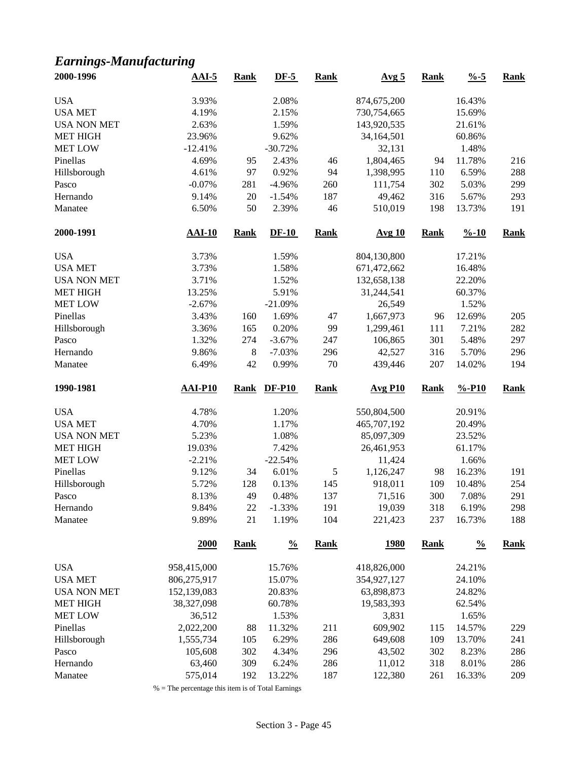## *Earnings-Manufacturing*

| 2000-1996 | AAI-5 | Rank | DF-5 | Rank | Avg 5 | Rank | %-5 | Rank |
|---|---|---|---|---|---|---|---|---|
| USA | 3.93% | | 2.08% | | 874,675,200 | | 16.43% | |
| USA MET | 4.19% | | 2.15% | | 730,754,665 | | 15.69% | |
| USA NON MET | 2.63% | | 1.59% | | 143,920,535 | | 21.61% | |
| MET HIGH | 23.96% | | 9.62% | | 34,164,501 | | 60.86% | |
| MET LOW | -12.41% | | -30.72% | | 32,131 | | 1.48% | |
| Pinellas | 4.69% | 95 | 2.43% | 46 | 1,804,465 | 94 | 11.78% | 216 |
| Hillsborough | 4.61% | 97 | 0.92% | 94 | 1,398,995 | 110 | 6.59% | 288 |
| Pasco | -0.07% | 281 | -4.96% | 260 | 111,754 | 302 | 5.03% | 299 |
| Hernando | 9.14% | 20 | -1.54% | 187 | 49,462 | 316 | 5.67% | 293 |
| Manatee | 6.50% | 50 | 2.39% | 46 | 510,019 | 198 | 13.73% | 191 |

| 2000-1991 | AAI-10 | Rank | DF-10 | Rank | Avg 10 | Rank | %-10 | Rank |
|---|---|---|---|---|---|---|---|---|
| USA | 3.73% | | 1.59% | | 804,130,800 | | 17.21% | |
| USA MET | 3.73% | | 1.58% | | 671,472,662 | | 16.48% | |
| USA NON MET | 3.71% | | 1.52% | | 132,658,138 | | 22.20% | |
| MET HIGH | 13.25% | | 5.91% | | 31,244,541 | | 60.37% | |
| MET LOW | -2.67% | | -21.09% | | 26,549 | | 1.52% | |
| Pinellas | 3.43% | 160 | 1.69% | 47 | 1,667,973 | 96 | 12.69% | 205 |
| Hillsborough | 3.36% | 165 | 0.20% | 99 | 1,299,461 | 111 | 7.21% | 282 |
| Pasco | 1.32% | 274 | -3.67% | 247 | 106,865 | 301 | 5.48% | 297 |
| Hernando | 9.86% | 8 | -7.03% | 296 | 42,527 | 316 | 5.70% | 296 |
| Manatee | 6.49% | 42 | 0.99% | 70 | 439,446 | 207 | 14.02% | 194 |

| 1990-1981 | AAI-P10 | Rank | DF-P10 | Rank | Avg P10 | Rank | %-P10 | Rank |
|---|---|---|---|---|---|---|---|---|
| USA | 4.78% | | 1.20% | | 550,804,500 | | 20.91% | |
| USA MET | 4.70% | | 1.17% | | 465,707,192 | | 20.49% | |
| USA NON MET | 5.23% | | 1.08% | | 85,097,309 | | 23.52% | |
| MET HIGH | 19.03% | | 7.42% | | 26,461,953 | | 61.17% | |
| MET LOW | -2.21% | | -22.54% | | 11,424 | | 1.66% | |
| Pinellas | 9.12% | 34 | 6.01% | 5 | 1,126,247 | 98 | 16.23% | 191 |
| Hillsborough | 5.72% | 128 | 0.13% | 145 | 918,011 | 109 | 10.48% | 254 |
| Pasco | 8.13% | 49 | 0.48% | 137 | 71,516 | 300 | 7.08% | 291 |
| Hernando | 9.84% | 22 | -1.33% | 191 | 19,039 | 318 | 6.19% | 298 |
| Manatee | 9.89% | 21 | 1.19% | 104 | 221,423 | 237 | 16.73% | 188 |

| | 2000 | Rank | % | Rank | 1980 | Rank | % | Rank |
|---|---|---|---|---|---|---|---|---|
| USA | 958,415,000 | | 15.76% | | 418,826,000 | | 24.21% | |
| USA MET | 806,275,917 | | 15.07% | | 354,927,127 | | 24.10% | |
| USA NON MET | 152,139,083 | | 20.83% | | 63,898,873 | | 24.82% | |
| MET HIGH | 38,327,098 | | 60.78% | | 19,583,393 | | 62.54% | |
| MET LOW | 36,512 | | 1.53% | | 3,831 | | 1.65% | |
| Pinellas | 2,022,200 | 88 | 11.32% | 211 | 609,902 | 115 | 14.57% | 229 |
| Hillsborough | 1,555,734 | 105 | 6.29% | 286 | 649,608 | 109 | 13.70% | 241 |
| Pasco | 105,608 | 302 | 4.34% | 296 | 43,502 | 302 | 8.23% | 286 |
| Hernando | 63,460 | 309 | 6.24% | 286 | 11,012 | 318 | 8.01% | 286 |
| Manatee | 575,014 | 192 | 13.22% | 187 | 122,380 | 261 | 16.33% | 209 |

% = The percentage this item is of Total Earnings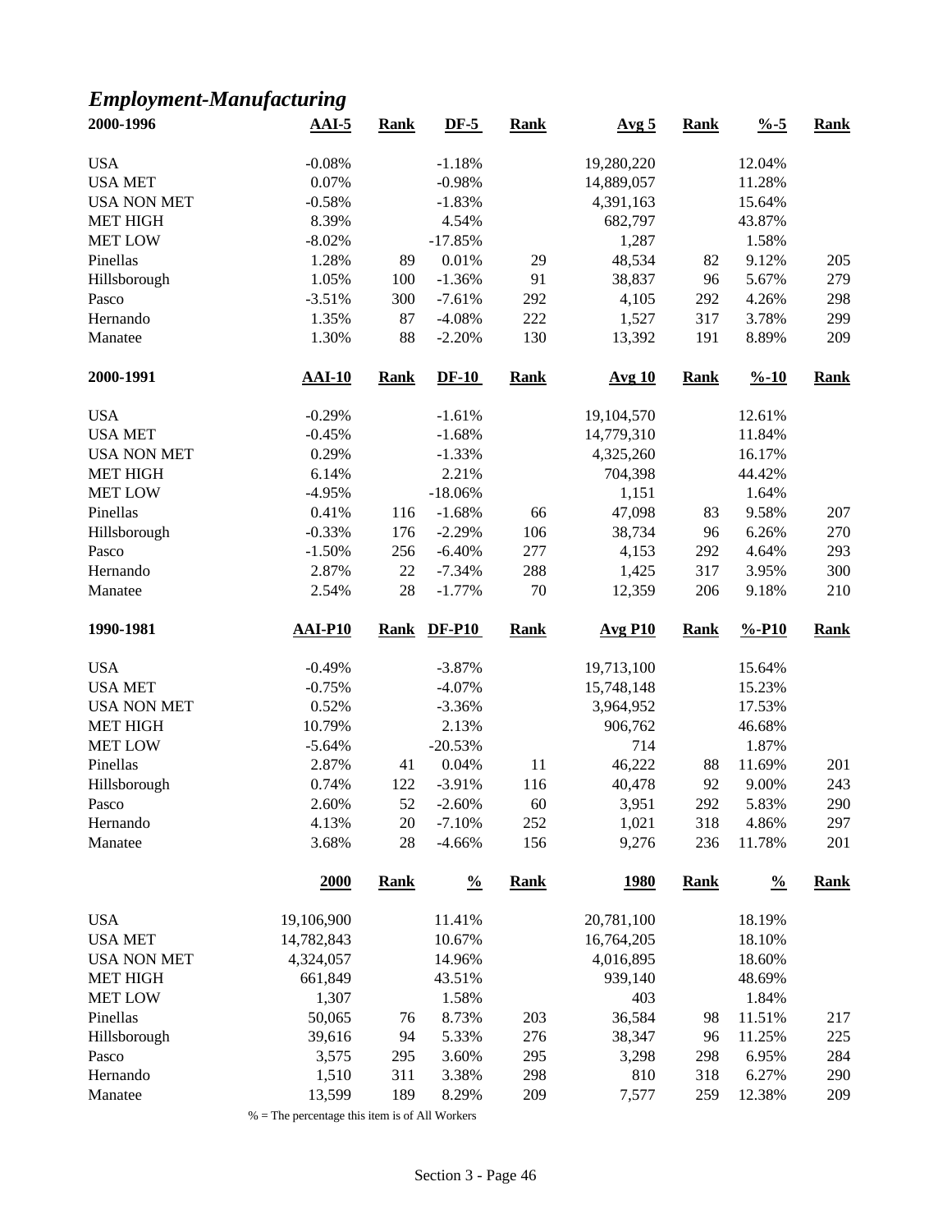## *Employment-Manufacturing*

| 2000-1996 | AAI-5 | Rank | DF-5 | Rank | Avg 5 | Rank | %-5 | Rank |
|---|---|---|---|---|---|---|---|---|
| USA | -0.08% | | -1.18% | | 19,280,220 | | 12.04% | |
| USA MET | 0.07% | | -0.98% | | 14,889,057 | | 11.28% | |
| USA NON MET | -0.58% | | -1.83% | | 4,391,163 | | 15.64% | |
| MET HIGH | 8.39% | | 4.54% | | 682,797 | | 43.87% | |
| MET LOW | -8.02% | | -17.85% | | 1,287 | | 1.58% | |
| Pinellas | 1.28% | 89 | 0.01% | 29 | 48,534 | 82 | 9.12% | 205 |
| Hillsborough | 1.05% | 100 | -1.36% | 91 | 38,837 | 96 | 5.67% | 279 |
| Pasco | -3.51% | 300 | -7.61% | 292 | 4,105 | 292 | 4.26% | 298 |
| Hernando | 1.35% | 87 | -4.08% | 222 | 1,527 | 317 | 3.78% | 299 |
| Manatee | 1.30% | 88 | -2.20% | 130 | 13,392 | 191 | 8.89% | 209 |

| 2000-1991 | AAI-10 | Rank | DF-10 | Rank | Avg 10 | Rank | %-10 | Rank |
|---|---|---|---|---|---|---|---|---|
| USA | -0.29% | | -1.61% | | 19,104,570 | | 12.61% | |
| USA MET | -0.45% | | -1.68% | | 14,779,310 | | 11.84% | |
| USA NON MET | 0.29% | | -1.33% | | 4,325,260 | | 16.17% | |
| MET HIGH | 6.14% | | 2.21% | | 704,398 | | 44.42% | |
| MET LOW | -4.95% | | -18.06% | | 1,151 | | 1.64% | |
| Pinellas | 0.41% | 116 | -1.68% | 66 | 47,098 | 83 | 9.58% | 207 |
| Hillsborough | -0.33% | 176 | -2.29% | 106 | 38,734 | 96 | 6.26% | 270 |
| Pasco | -1.50% | 256 | -6.40% | 277 | 4,153 | 292 | 4.64% | 293 |
| Hernando | 2.87% | 22 | -7.34% | 288 | 1,425 | 317 | 3.95% | 300 |
| Manatee | 2.54% | 28 | -1.77% | 70 | 12,359 | 206 | 9.18% | 210 |

| 1990-1981 | AAI-P10 | Rank | DF-P10 | Rank | Avg P10 | Rank | %-P10 | Rank |
|---|---|---|---|---|---|---|---|---|
| USA | -0.49% | | -3.87% | | 19,713,100 | | 15.64% | |
| USA MET | -0.75% | | -4.07% | | 15,748,148 | | 15.23% | |
| USA NON MET | 0.52% | | -3.36% | | 3,964,952 | | 17.53% | |
| MET HIGH | 10.79% | | 2.13% | | 906,762 | | 46.68% | |
| MET LOW | -5.64% | | -20.53% | | 714 | | 1.87% | |
| Pinellas | 2.87% | 41 | 0.04% | 11 | 46,222 | 88 | 11.69% | 201 |
| Hillsborough | 0.74% | 122 | -3.91% | 116 | 40,478 | 92 | 9.00% | 243 |
| Pasco | 2.60% | 52 | -2.60% | 60 | 3,951 | 292 | 5.83% | 290 |
| Hernando | 4.13% | 20 | -7.10% | 252 | 1,021 | 318 | 4.86% | 297 |
| Manatee | 3.68% | 28 | -4.66% | 156 | 9,276 | 236 | 11.78% | 201 |

| | 2000 | Rank | % | Rank | 1980 | Rank | % | Rank |
|---|---|---|---|---|---|---|---|---|
| USA | 19,106,900 | | 11.41% | | 20,781,100 | | 18.19% | |
| USA MET | 14,782,843 | | 10.67% | | 16,764,205 | | 18.10% | |
| USA NON MET | 4,324,057 | | 14.96% | | 4,016,895 | | 18.60% | |
| MET HIGH | 661,849 | | 43.51% | | 939,140 | | 48.69% | |
| MET LOW | 1,307 | | 1.58% | | 403 | | 1.84% | |
| Pinellas | 50,065 | 76 | 8.73% | 203 | 36,584 | 98 | 11.51% | 217 |
| Hillsborough | 39,616 | 94 | 5.33% | 276 | 38,347 | 96 | 11.25% | 225 |
| Pasco | 3,575 | 295 | 3.60% | 295 | 3,298 | 298 | 6.95% | 284 |
| Hernando | 1,510 | 311 | 3.38% | 298 | 810 | 318 | 6.27% | 290 |
| Manatee | 13,599 | 189 | 8.29% | 209 | 7,577 | 259 | 12.38% | 209 |

% = The percentage this item is of All Workers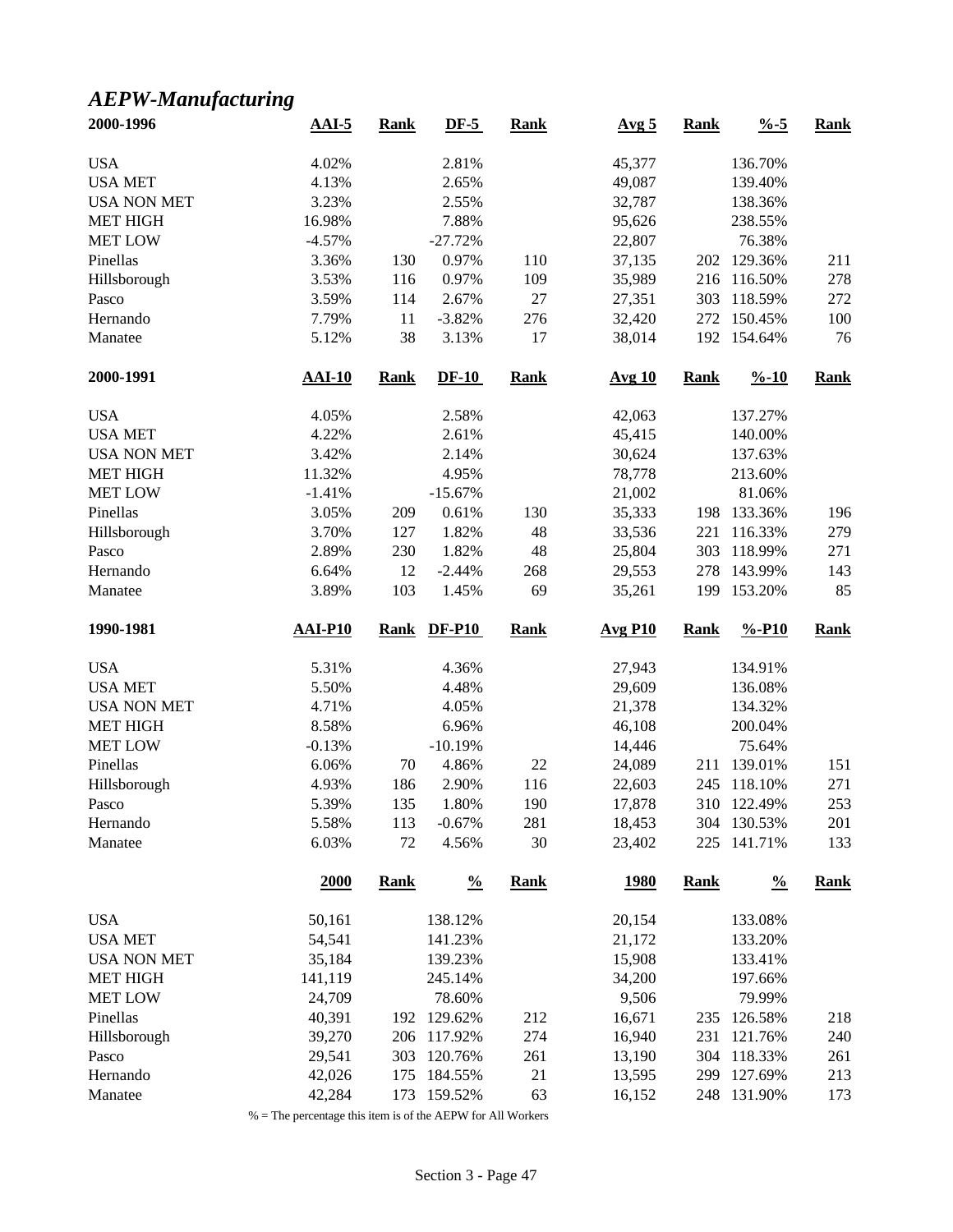## *AEPW-Manufacturing*

| 2000-1996 | AAI-5 | Rank | DF-5 | Rank | Avg 5 | Rank | %-5 | Rank |
|---|---|---|---|---|---|---|---|---|
| USA | 4.02% | | 2.81% | | 45,377 | | 136.70% | |
| USA MET | 4.13% | | 2.65% | | 49,087 | | 139.40% | |
| USA NON MET | 3.23% | | 2.55% | | 32,787 | | 138.36% | |
| MET HIGH | 16.98% | | 7.88% | | 95,626 | | 238.55% | |
| MET LOW | -4.57% | | -27.72% | | 22,807 | | 76.38% | |
| Pinellas | 3.36% | 130 | 0.97% | 110 | 37,135 | 202 | 129.36% | 211 |
| Hillsborough | 3.53% | 116 | 0.97% | 109 | 35,989 | 216 | 116.50% | 278 |
| Pasco | 3.59% | 114 | 2.67% | 27 | 27,351 | 303 | 118.59% | 272 |
| Hernando | 7.79% | 11 | -3.82% | 276 | 32,420 | 272 | 150.45% | 100 |
| Manatee | 5.12% | 38 | 3.13% | 17 | 38,014 | 192 | 154.64% | 76 |

| 2000-1991 | AAI-10 | Rank | DF-10 | Rank | Avg 10 | Rank | %-10 | Rank |
|---|---|---|---|---|---|---|---|---|
| USA | 4.05% | | 2.58% | | 42,063 | | 137.27% | |
| USA MET | 4.22% | | 2.61% | | 45,415 | | 140.00% | |
| USA NON MET | 3.42% | | 2.14% | | 30,624 | | 137.63% | |
| MET HIGH | 11.32% | | 4.95% | | 78,778 | | 213.60% | |
| MET LOW | -1.41% | | -15.67% | | 21,002 | | 81.06% | |
| Pinellas | 3.05% | 209 | 0.61% | 130 | 35,333 | 198 | 133.36% | 196 |
| Hillsborough | 3.70% | 127 | 1.82% | 48 | 33,536 | 221 | 116.33% | 279 |
| Pasco | 2.89% | 230 | 1.82% | 48 | 25,804 | 303 | 118.99% | 271 |
| Hernando | 6.64% | 12 | -2.44% | 268 | 29,553 | 278 | 143.99% | 143 |
| Manatee | 3.89% | 103 | 1.45% | 69 | 35,261 | 199 | 153.20% | 85 |

| 1990-1981 | AAI-P10 | Rank | DF-P10 | Rank | Avg P10 | Rank | %-P10 | Rank |
|---|---|---|---|---|---|---|---|---|
| USA | 5.31% | | 4.36% | | 27,943 | | 134.91% | |
| USA MET | 5.50% | | 4.48% | | 29,609 | | 136.08% | |
| USA NON MET | 4.71% | | 4.05% | | 21,378 | | 134.32% | |
| MET HIGH | 8.58% | | 6.96% | | 46,108 | | 200.04% | |
| MET LOW | -0.13% | | -10.19% | | 14,446 | | 75.64% | |
| Pinellas | 6.06% | 70 | 4.86% | 22 | 24,089 | 211 | 139.01% | 151 |
| Hillsborough | 4.93% | 186 | 2.90% | 116 | 22,603 | 245 | 118.10% | 271 |
| Pasco | 5.39% | 135 | 1.80% | 190 | 17,878 | 310 | 122.49% | 253 |
| Hernando | 5.58% | 113 | -0.67% | 281 | 18,453 | 304 | 130.53% | 201 |
| Manatee | 6.03% | 72 | 4.56% | 30 | 23,402 | 225 | 141.71% | 133 |

| | 2000 | Rank | % | Rank | 1980 | Rank | % | Rank |
|---|---|---|---|---|---|---|---|---|
| USA | 50,161 | | 138.12% | | 20,154 | | 133.08% | |
| USA MET | 54,541 | | 141.23% | | 21,172 | | 133.20% | |
| USA NON MET | 35,184 | | 139.23% | | 15,908 | | 133.41% | |
| MET HIGH | 141,119 | | 245.14% | | 34,200 | | 197.66% | |
| MET LOW | 24,709 | | 78.60% | | 9,506 | | 79.99% | |
| Pinellas | 40,391 | 192 | 129.62% | 212 | 16,671 | 235 | 126.58% | 218 |
| Hillsborough | 39,270 | 206 | 117.92% | 274 | 16,940 | 231 | 121.76% | 240 |
| Pasco | 29,541 | 303 | 120.76% | 261 | 13,190 | 304 | 118.33% | 261 |
| Hernando | 42,026 | 175 | 184.55% | 21 | 13,595 | 299 | 127.69% | 213 |
| Manatee | 42,284 | 173 | 159.52% | 63 | 16,152 | 248 | 131.90% | 173 |

% = The percentage this item is of the AEPW for All Workers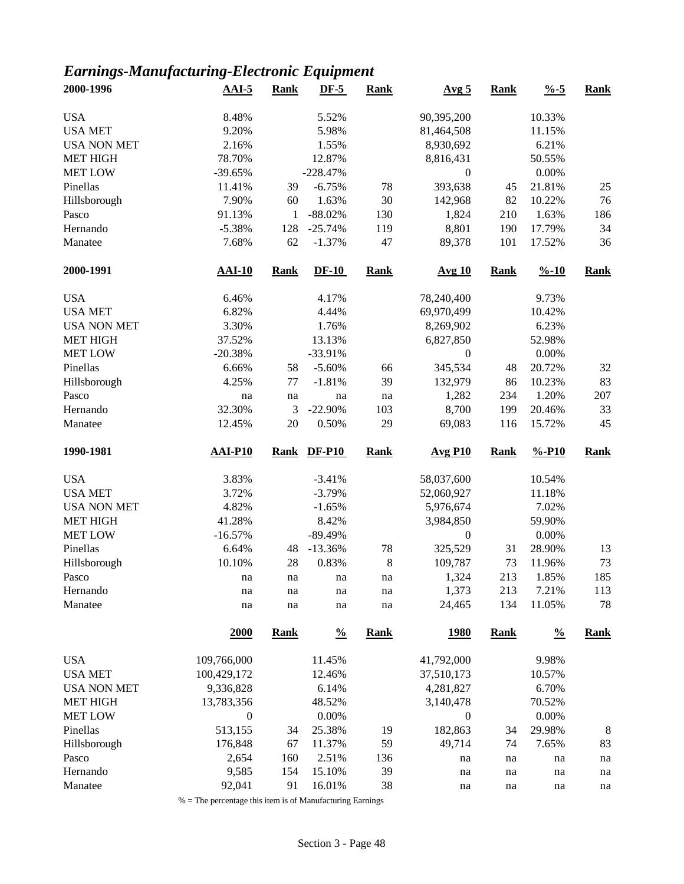# *Earnings-Manufacturing-Electronic Equipment*

| 2000-1996 | AAI-5 | Rank | DF-5 | Rank | Avg 5 | Rank | %-5 | Rank |
|---|---|---|---|---|---|---|---|---|
| USA | 8.48% | | 5.52% | | 90,395,200 | | 10.33% | |
| USA MET | 9.20% | | 5.98% | | 81,464,508 | | 11.15% | |
| USA NON MET | 2.16% | | 1.55% | | 8,930,692 | | 6.21% | |
| MET HIGH | 78.70% | | 12.87% | | 8,816,431 | | 50.55% | |
| MET LOW | -39.65% | | -228.47% | | 0 | | 0.00% | |
| Pinellas | 11.41% | 39 | -6.75% | 78 | 393,638 | 45 | 21.81% | 25 |
| Hillsborough | 7.90% | 60 | 1.63% | 30 | 142,968 | 82 | 10.22% | 76 |
| Pasco | 91.13% | 1 | -88.02% | 130 | 1,824 | 210 | 1.63% | 186 |
| Hernando | -5.38% | 128 | -25.74% | 119 | 8,801 | 190 | 17.79% | 34 |
| Manatee | 7.68% | 62 | -1.37% | 47 | 89,378 | 101 | 17.52% | 36 |

| 2000-1991 | AAI-10 | Rank | DF-10 | Rank | Avg 10 | Rank | %-10 | Rank |
|---|---|---|---|---|---|---|---|---|
| USA | 6.46% | | 4.17% | | 78,240,400 | | 9.73% | |
| USA MET | 6.82% | | 4.44% | | 69,970,499 | | 10.42% | |
| USA NON MET | 3.30% | | 1.76% | | 8,269,902 | | 6.23% | |
| MET HIGH | 37.52% | | 13.13% | | 6,827,850 | | 52.98% | |
| MET LOW | -20.38% | | -33.91% | | 0 | | 0.00% | |
| Pinellas | 6.66% | 58 | -5.60% | 66 | 345,534 | 48 | 20.72% | 32 |
| Hillsborough | 4.25% | 77 | -1.81% | 39 | 132,979 | 86 | 10.23% | 83 |
| Pasco | na | na | na | na | 1,282 | 234 | 1.20% | 207 |
| Hernando | 32.30% | 3 | -22.90% | 103 | 8,700 | 199 | 20.46% | 33 |
| Manatee | 12.45% | 20 | 0.50% | 29 | 69,083 | 116 | 15.72% | 45 |

| 1990-1981 | AAI-P10 | Rank | DF-P10 | Rank | Avg P10 | Rank | %-P10 | Rank |
|---|---|---|---|---|---|---|---|---|
| USA | 3.83% | | -3.41% | | 58,037,600 | | 10.54% | |
| USA MET | 3.72% | | -3.79% | | 52,060,927 | | 11.18% | |
| USA NON MET | 4.82% | | -1.65% | | 5,976,674 | | 7.02% | |
| MET HIGH | 41.28% | | 8.42% | | 3,984,850 | | 59.90% | |
| MET LOW | -16.57% | | -89.49% | | 0 | | 0.00% | |
| Pinellas | 6.64% | 48 | -13.36% | 78 | 325,529 | 31 | 28.90% | 13 |
| Hillsborough | 10.10% | 28 | 0.83% | 8 | 109,787 | 73 | 11.96% | 73 |
| Pasco | na | na | na | na | 1,324 | 213 | 1.85% | 185 |
| Hernando | na | na | na | na | 1,373 | 213 | 7.21% | 113 |
| Manatee | na | na | na | na | 24,465 | 134 | 11.05% | 78 |

| | 2000 | Rank | % | Rank | 1980 | Rank | % | Rank |
|---|---|---|---|---|---|---|---|---|
| USA | 109,766,000 | | 11.45% | | 41,792,000 | | 9.98% | |
| USA MET | 100,429,172 | | 12.46% | | 37,510,173 | | 10.57% | |
| USA NON MET | 9,336,828 | | 6.14% | | 4,281,827 | | 6.70% | |
| MET HIGH | 13,783,356 | | 48.52% | | 3,140,478 | | 70.52% | |
| MET LOW | 0 | | 0.00% | | 0 | | 0.00% | |
| Pinellas | 513,155 | 34 | 25.38% | 19 | 182,863 | 34 | 29.98% | 8 |
| Hillsborough | 176,848 | 67 | 11.37% | 59 | 49,714 | 74 | 7.65% | 83 |
| Pasco | 2,654 | 160 | 2.51% | 136 | na | na | na | na |
| Hernando | 9,585 | 154 | 15.10% | 39 | na | na | na | na |
| Manatee | 92,041 | 91 | 16.01% | 38 | na | na | na | na |

% = The percentage this item is of Manufacturing Earnings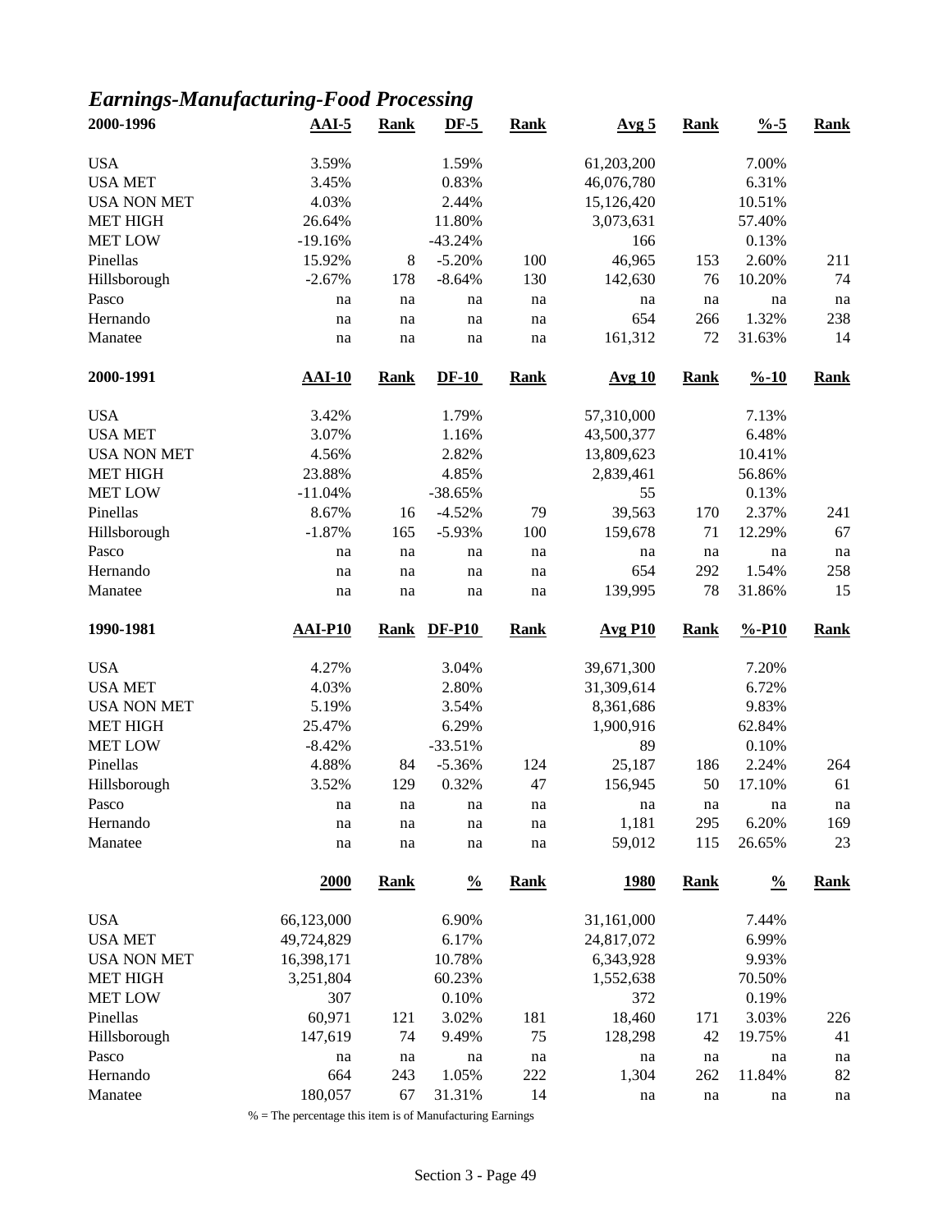## *Earnings-Manufacturing-Food Processing*

| 2000-1996 | AAI-5 | Rank | DF-5 | Rank | Avg 5 | Rank | %-5 | Rank |
|---|---|---|---|---|---|---|---|---|
| USA | 3.59% | | 1.59% | | 61,203,200 | | 7.00% | |
| USA MET | 3.45% | | 0.83% | | 46,076,780 | | 6.31% | |
| USA NON MET | 4.03% | | 2.44% | | 15,126,420 | | 10.51% | |
| MET HIGH | 26.64% | | 11.80% | | 3,073,631 | | 57.40% | |
| MET LOW | -19.16% | | -43.24% | | 166 | | 0.13% | |
| Pinellas | 15.92% | 8 | -5.20% | 100 | 46,965 | 153 | 2.60% | 211 |
| Hillsborough | -2.67% | 178 | -8.64% | 130 | 142,630 | 76 | 10.20% | 74 |
| Pasco | na | na | na | na | na | na | na | na |
| Hernando | na | na | na | na | 654 | 266 | 1.32% | 238 |
| Manatee | na | na | na | na | 161,312 | 72 | 31.63% | 14 |

| 2000-1991 | AAI-10 | Rank | DF-10 | Rank | Avg 10 | Rank | %-10 | Rank |
|---|---|---|---|---|---|---|---|---|
| USA | 3.42% | | 1.79% | | 57,310,000 | | 7.13% | |
| USA MET | 3.07% | | 1.16% | | 43,500,377 | | 6.48% | |
| USA NON MET | 4.56% | | 2.82% | | 13,809,623 | | 10.41% | |
| MET HIGH | 23.88% | | 4.85% | | 2,839,461 | | 56.86% | |
| MET LOW | -11.04% | | -38.65% | | 55 | | 0.13% | |
| Pinellas | 8.67% | 16 | -4.52% | 79 | 39,563 | 170 | 2.37% | 241 |
| Hillsborough | -1.87% | 165 | -5.93% | 100 | 159,678 | 71 | 12.29% | 67 |
| Pasco | na | na | na | na | na | na | na | na |
| Hernando | na | na | na | na | 654 | 292 | 1.54% | 258 |
| Manatee | na | na | na | na | 139,995 | 78 | 31.86% | 15 |

| 1990-1981 | AAI-P10 | Rank | DF-P10 | Rank | Avg P10 | Rank | %-P10 | Rank |
|---|---|---|---|---|---|---|---|---|
| USA | 4.27% | | 3.04% | | 39,671,300 | | 7.20% | |
| USA MET | 4.03% | | 2.80% | | 31,309,614 | | 6.72% | |
| USA NON MET | 5.19% | | 3.54% | | 8,361,686 | | 9.83% | |
| MET HIGH | 25.47% | | 6.29% | | 1,900,916 | | 62.84% | |
| MET LOW | -8.42% | | -33.51% | | 89 | | 0.10% | |
| Pinellas | 4.88% | 84 | -5.36% | 124 | 25,187 | 186 | 2.24% | 264 |
| Hillsborough | 3.52% | 129 | 0.32% | 47 | 156,945 | 50 | 17.10% | 61 |
| Pasco | na | na | na | na | na | na | na | na |
| Hernando | na | na | na | na | 1,181 | 295 | 6.20% | 169 |
| Manatee | na | na | na | na | 59,012 | 115 | 26.65% | 23 |

| | 2000 | Rank | % | Rank | 1980 | Rank | % | Rank |
|---|---|---|---|---|---|---|---|---|
| USA | 66,123,000 | | 6.90% | | 31,161,000 | | 7.44% | |
| USA MET | 49,724,829 | | 6.17% | | 24,817,072 | | 6.99% | |
| USA NON MET | 16,398,171 | | 10.78% | | 6,343,928 | | 9.93% | |
| MET HIGH | 3,251,804 | | 60.23% | | 1,552,638 | | 70.50% | |
| MET LOW | 307 | | 0.10% | | 372 | | 0.19% | |
| Pinellas | 60,971 | 121 | 3.02% | 181 | 18,460 | 171 | 3.03% | 226 |
| Hillsborough | 147,619 | 74 | 9.49% | 75 | 128,298 | 42 | 19.75% | 41 |
| Pasco | na | na | na | na | na | na | na | na |
| Hernando | 664 | 243 | 1.05% | 222 | 1,304 | 262 | 11.84% | 82 |
| Manatee | 180,057 | 67 | 31.31% | 14 | na | na | na | na |

% = The percentage this item is of Manufacturing Earnings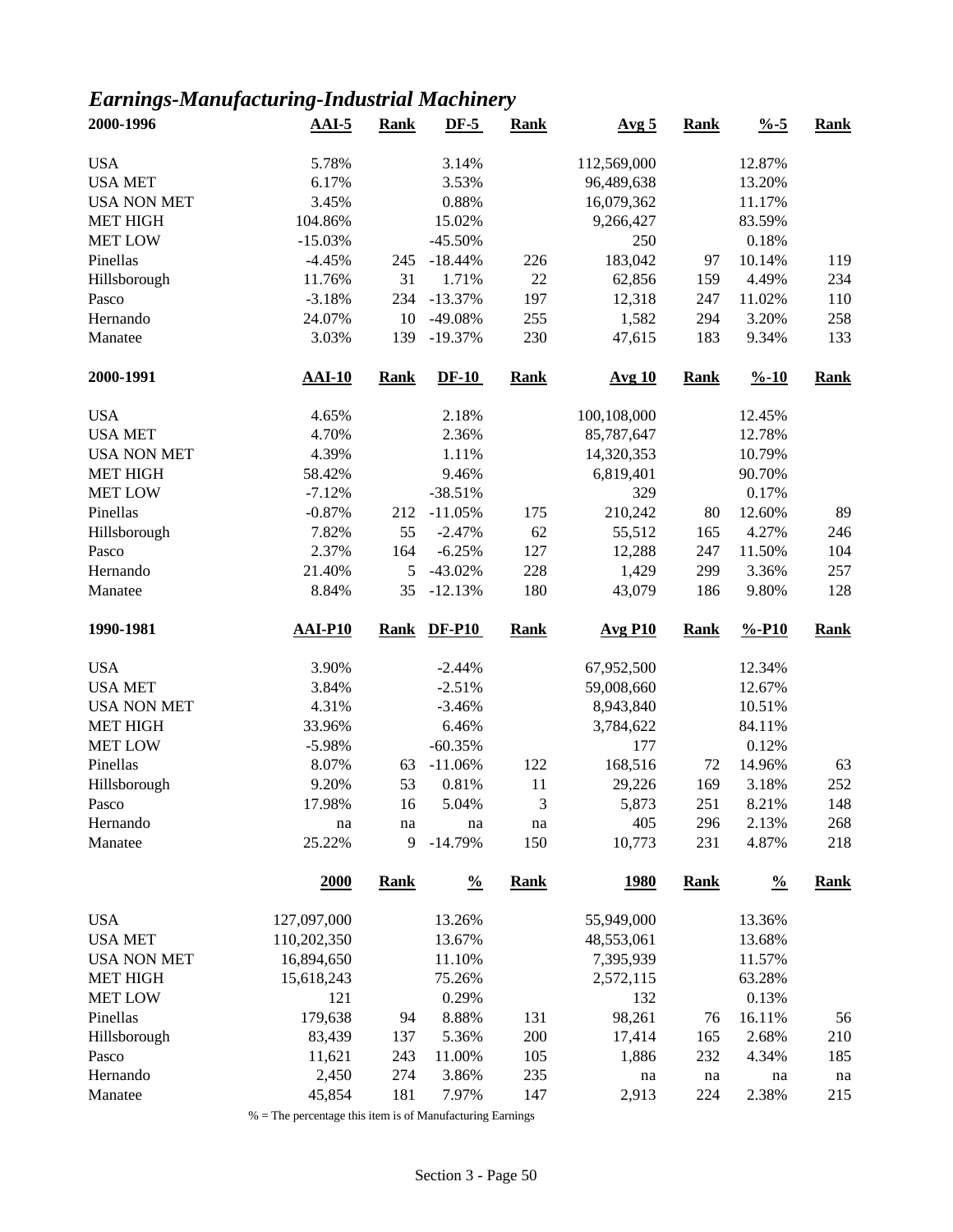# *Earnings-Manufacturing-Industrial Machinery*

| 2000-1996 | AAI-5 | Rank | DF-5 | Rank | Avg 5 | Rank | %-5 | Rank |
|---|---|---|---|---|---|---|---|---|
| USA | 5.78% | | 3.14% | | 112,569,000 | | 12.87% | |
| USA MET | 6.17% | | 3.53% | | 96,489,638 | | 13.20% | |
| USA NON MET | 3.45% | | 0.88% | | 16,079,362 | | 11.17% | |
| MET HIGH | 104.86% | | 15.02% | | 9,266,427 | | 83.59% | |
| MET LOW | -15.03% | | -45.50% | | 250 | | 0.18% | |
| Pinellas | -4.45% | 245 | -18.44% | 226 | 183,042 | 97 | 10.14% | 119 |
| Hillsborough | 11.76% | 31 | 1.71% | 22 | 62,856 | 159 | 4.49% | 234 |
| Pasco | -3.18% | 234 | -13.37% | 197 | 12,318 | 247 | 11.02% | 110 |
| Hernando | 24.07% | 10 | -49.08% | 255 | 1,582 | 294 | 3.20% | 258 |
| Manatee | 3.03% | 139 | -19.37% | 230 | 47,615 | 183 | 9.34% | 133 |

| 2000-1991 | AAI-10 | Rank | DF-10 | Rank | Avg 10 | Rank | %-10 | Rank |
|---|---|---|---|---|---|---|---|---|
| USA | 4.65% | | 2.18% | | 100,108,000 | | 12.45% | |
| USA MET | 4.70% | | 2.36% | | 85,787,647 | | 12.78% | |
| USA NON MET | 4.39% | | 1.11% | | 14,320,353 | | 10.79% | |
| MET HIGH | 58.42% | | 9.46% | | 6,819,401 | | 90.70% | |
| MET LOW | -7.12% | | -38.51% | | 329 | | 0.17% | |
| Pinellas | -0.87% | 212 | -11.05% | 175 | 210,242 | 80 | 12.60% | 89 |
| Hillsborough | 7.82% | 55 | -2.47% | 62 | 55,512 | 165 | 4.27% | 246 |
| Pasco | 2.37% | 164 | -6.25% | 127 | 12,288 | 247 | 11.50% | 104 |
| Hernando | 21.40% | 5 | -43.02% | 228 | 1,429 | 299 | 3.36% | 257 |
| Manatee | 8.84% | 35 | -12.13% | 180 | 43,079 | 186 | 9.80% | 128 |

| 1990-1981 | AAI-P10 | Rank | DF-P10 | Rank | Avg P10 | Rank | %-P10 | Rank |
|---|---|---|---|---|---|---|---|---|
| USA | 3.90% | | -2.44% | | 67,952,500 | | 12.34% | |
| USA MET | 3.84% | | -2.51% | | 59,008,660 | | 12.67% | |
| USA NON MET | 4.31% | | -3.46% | | 8,943,840 | | 10.51% | |
| MET HIGH | 33.96% | | 6.46% | | 3,784,622 | | 84.11% | |
| MET LOW | -5.98% | | -60.35% | | 177 | | 0.12% | |
| Pinellas | 8.07% | 63 | -11.06% | 122 | 168,516 | 72 | 14.96% | 63 |
| Hillsborough | 9.20% | 53 | 0.81% | 11 | 29,226 | 169 | 3.18% | 252 |
| Pasco | 17.98% | 16 | 5.04% | 3 | 5,873 | 251 | 8.21% | 148 |
| Hernando | na | na | na | na | 405 | 296 | 2.13% | 268 |
| Manatee | 25.22% | 9 | -14.79% | 150 | 10,773 | 231 | 4.87% | 218 |

| | 2000 | Rank | % | Rank | 1980 | Rank | % | Rank |
|---|---|---|---|---|---|---|---|---|
| USA | 127,097,000 | | 13.26% | | 55,949,000 | | 13.36% | |
| USA MET | 110,202,350 | | 13.67% | | 48,553,061 | | 13.68% | |
| USA NON MET | 16,894,650 | | 11.10% | | 7,395,939 | | 11.57% | |
| MET HIGH | 15,618,243 | | 75.26% | | 2,572,115 | | 63.28% | |
| MET LOW | 121 | | 0.29% | | 132 | | 0.13% | |
| Pinellas | 179,638 | 94 | 8.88% | 131 | 98,261 | 76 | 16.11% | 56 |
| Hillsborough | 83,439 | 137 | 5.36% | 200 | 17,414 | 165 | 2.68% | 210 |
| Pasco | 11,621 | 243 | 11.00% | 105 | 1,886 | 232 | 4.34% | 185 |
| Hernando | 2,450 | 274 | 3.86% | 235 | na | na | na | na |
| Manatee | 45,854 | 181 | 7.97% | 147 | 2,913 | 224 | 2.38% | 215 |

% = The percentage this item is of Manufacturing Earnings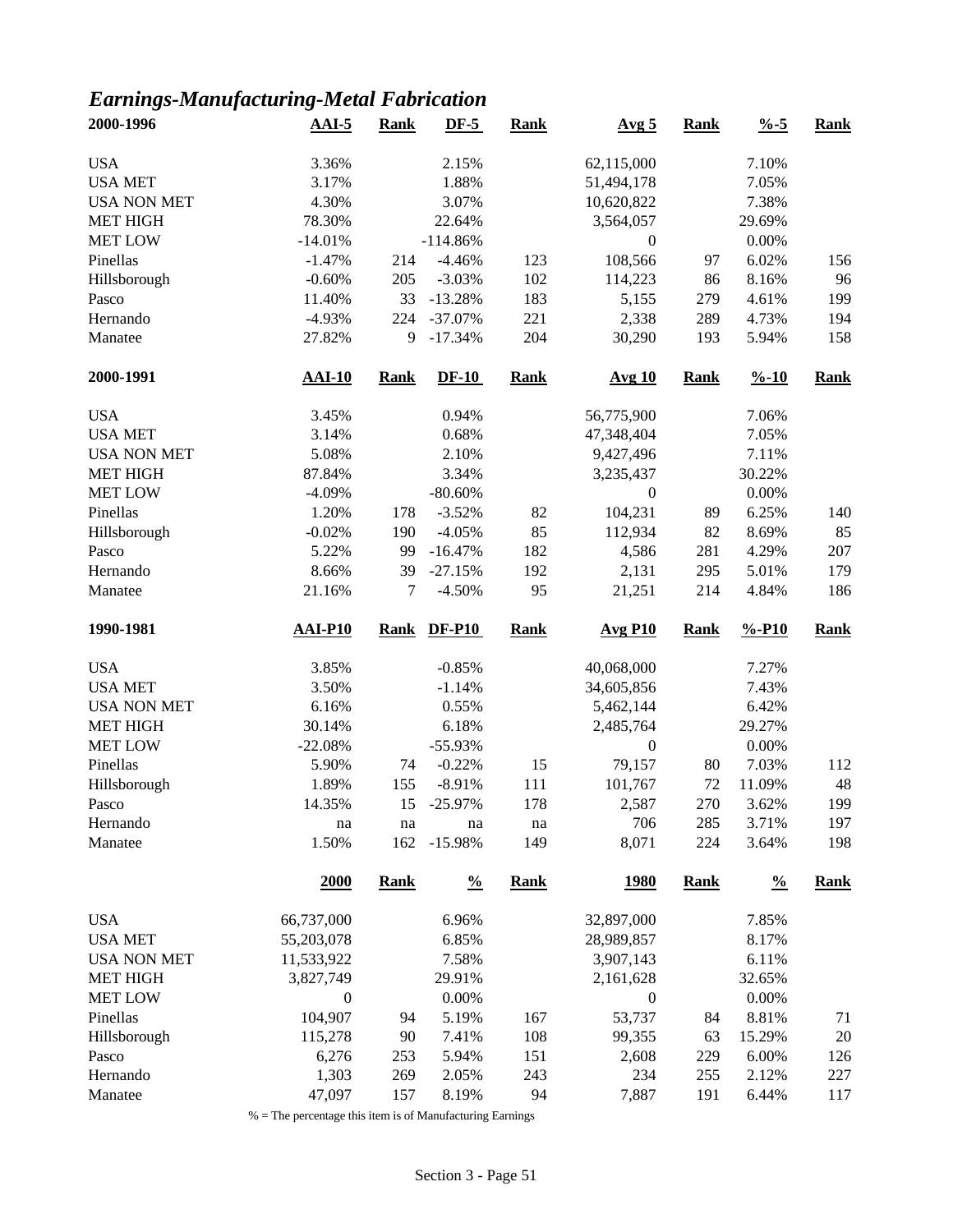# *Earnings-Manufacturing-Metal Fabrication*

| 2000-1996 | AAI-5 | Rank | DF-5 | Rank | Avg 5 | Rank | %-5 | Rank |
|---|---|---|---|---|---|---|---|---|
| USA | 3.36% | | 2.15% | | 62,115,000 | | 7.10% | |
| USA MET | 3.17% | | 1.88% | | 51,494,178 | | 7.05% | |
| USA NON MET | 4.30% | | 3.07% | | 10,620,822 | | 7.38% | |
| MET HIGH | 78.30% | | 22.64% | | 3,564,057 | | 29.69% | |
| MET LOW | -14.01% | | -114.86% | | 0 | | 0.00% | |
| Pinellas | -1.47% | 214 | -4.46% | 123 | 108,566 | 97 | 6.02% | 156 |
| Hillsborough | -0.60% | 205 | -3.03% | 102 | 114,223 | 86 | 8.16% | 96 |
| Pasco | 11.40% | 33 | -13.28% | 183 | 5,155 | 279 | 4.61% | 199 |
| Hernando | -4.93% | 224 | -37.07% | 221 | 2,338 | 289 | 4.73% | 194 |
| Manatee | 27.82% | 9 | -17.34% | 204 | 30,290 | 193 | 5.94% | 158 |

| 2000-1991 | AAI-10 | Rank | DF-10 | Rank | Avg 10 | Rank | %-10 | Rank |
|---|---|---|---|---|---|---|---|---|
| USA | 3.45% | | 0.94% | | 56,775,900 | | 7.06% | |
| USA MET | 3.14% | | 0.68% | | 47,348,404 | | 7.05% | |
| USA NON MET | 5.08% | | 2.10% | | 9,427,496 | | 7.11% | |
| MET HIGH | 87.84% | | 3.34% | | 3,235,437 | | 30.22% | |
| MET LOW | -4.09% | | -80.60% | | 0 | | 0.00% | |
| Pinellas | 1.20% | 178 | -3.52% | 82 | 104,231 | 89 | 6.25% | 140 |
| Hillsborough | -0.02% | 190 | -4.05% | 85 | 112,934 | 82 | 8.69% | 85 |
| Pasco | 5.22% | 99 | -16.47% | 182 | 4,586 | 281 | 4.29% | 207 |
| Hernando | 8.66% | 39 | -27.15% | 192 | 2,131 | 295 | 5.01% | 179 |
| Manatee | 21.16% | 7 | -4.50% | 95 | 21,251 | 214 | 4.84% | 186 |

| 1990-1981 | AAI-P10 | Rank | DF-P10 | Rank | Avg P10 | Rank | %-P10 | Rank |
|---|---|---|---|---|---|---|---|---|
| USA | 3.85% | | -0.85% | | 40,068,000 | | 7.27% | |
| USA MET | 3.50% | | -1.14% | | 34,605,856 | | 7.43% | |
| USA NON MET | 6.16% | | 0.55% | | 5,462,144 | | 6.42% | |
| MET HIGH | 30.14% | | 6.18% | | 2,485,764 | | 29.27% | |
| MET LOW | -22.08% | | -55.93% | | 0 | | 0.00% | |
| Pinellas | 5.90% | 74 | -0.22% | 15 | 79,157 | 80 | 7.03% | 112 |
| Hillsborough | 1.89% | 155 | -8.91% | 111 | 101,767 | 72 | 11.09% | 48 |
| Pasco | 14.35% | 15 | -25.97% | 178 | 2,587 | 270 | 3.62% | 199 |
| Hernando | na | na | na | na | 706 | 285 | 3.71% | 197 |
| Manatee | 1.50% | 162 | -15.98% | 149 | 8,071 | 224 | 3.64% | 198 |

| | 2000 | Rank | % | Rank | 1980 | Rank | % | Rank |
|---|---|---|---|---|---|---|---|---|
| USA | 66,737,000 | | 6.96% | | 32,897,000 | | 7.85% | |
| USA MET | 55,203,078 | | 6.85% | | 28,989,857 | | 8.17% | |
| USA NON MET | 11,533,922 | | 7.58% | | 3,907,143 | | 6.11% | |
| MET HIGH | 3,827,749 | | 29.91% | | 2,161,628 | | 32.65% | |
| MET LOW | 0 | | 0.00% | | 0 | | 0.00% | |
| Pinellas | 104,907 | 94 | 5.19% | 167 | 53,737 | 84 | 8.81% | 71 |
| Hillsborough | 115,278 | 90 | 7.41% | 108 | 99,355 | 63 | 15.29% | 20 |
| Pasco | 6,276 | 253 | 5.94% | 151 | 2,608 | 229 | 6.00% | 126 |
| Hernando | 1,303 | 269 | 2.05% | 243 | 234 | 255 | 2.12% | 227 |
| Manatee | 47,097 | 157 | 8.19% | 94 | 7,887 | 191 | 6.44% | 117 |

% = The percentage this item is of Manufacturing Earnings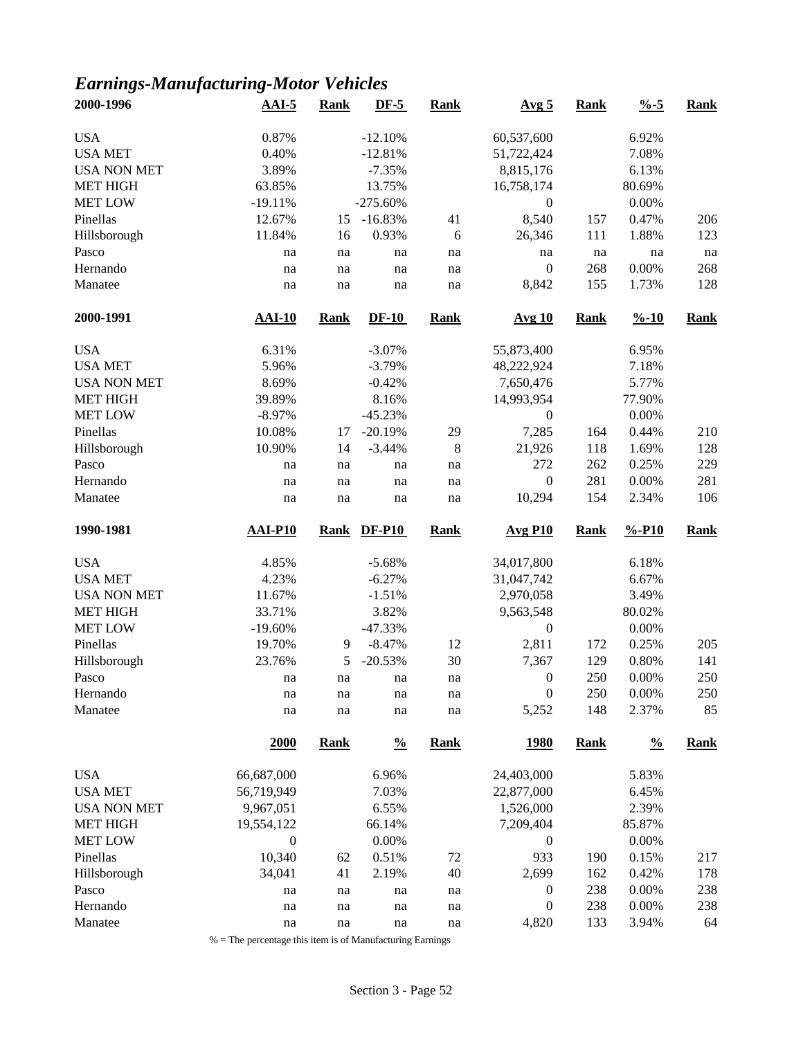## *Earnings-Manufacturing-Motor Vehicles*

| 2000-1996 | AAI-5 | Rank | DF-5 | Rank | Avg 5 | Rank | %-5 | Rank |
|---|---|---|---|---|---|---|---|---|
| USA | 0.87% | | -12.10% | | 60,537,600 | | 6.92% | |
| USA MET | 0.40% | | -12.81% | | 51,722,424 | | 7.08% | |
| USA NON MET | 3.89% | | -7.35% | | 8,815,176 | | 6.13% | |
| MET HIGH | 63.85% | | 13.75% | | 16,758,174 | | 80.69% | |
| MET LOW | -19.11% | | -275.60% | | 0 | | 0.00% | |
| Pinellas | 12.67% | 15 | -16.83% | 41 | 8,540 | 157 | 0.47% | 206 |
| Hillsborough | 11.84% | 16 | 0.93% | 6 | 26,346 | 111 | 1.88% | 123 |
| Pasco | na | na | na | na | na | na | na | na |
| Hernando | na | na | na | na | 0 | 268 | 0.00% | 268 |
| Manatee | na | na | na | na | 8,842 | 155 | 1.73% | 128 |

| 2000-1991 | AAI-10 | Rank | DF-10 | Rank | Avg 10 | Rank | %-10 | Rank |
|---|---|---|---|---|---|---|---|---|
| USA | 6.31% | | -3.07% | | 55,873,400 | | 6.95% | |
| USA MET | 5.96% | | -3.79% | | 48,222,924 | | 7.18% | |
| USA NON MET | 8.69% | | -0.42% | | 7,650,476 | | 5.77% | |
| MET HIGH | 39.89% | | 8.16% | | 14,993,954 | | 77.90% | |
| MET LOW | -8.97% | | -45.23% | | 0 | | 0.00% | |
| Pinellas | 10.08% | 17 | -20.19% | 29 | 7,285 | 164 | 0.44% | 210 |
| Hillsborough | 10.90% | 14 | -3.44% | 8 | 21,926 | 118 | 1.69% | 128 |
| Pasco | na | na | na | na | 272 | 262 | 0.25% | 229 |
| Hernando | na | na | na | na | 0 | 281 | 0.00% | 281 |
| Manatee | na | na | na | na | 10,294 | 154 | 2.34% | 106 |

| 1990-1981 | AAI-P10 | Rank | DF-P10 | Rank | Avg P10 | Rank | %-P10 | Rank |
|---|---|---|---|---|---|---|---|---|
| USA | 4.85% | | -5.68% | | 34,017,800 | | 6.18% | |
| USA MET | 4.23% | | -6.27% | | 31,047,742 | | 6.67% | |
| USA NON MET | 11.67% | | -1.51% | | 2,970,058 | | 3.49% | |
| MET HIGH | 33.71% | | 3.82% | | 9,563,548 | | 80.02% | |
| MET LOW | -19.60% | | -47.33% | | 0 | | 0.00% | |
| Pinellas | 19.70% | 9 | -8.47% | 12 | 2,811 | 172 | 0.25% | 205 |
| Hillsborough | 23.76% | 5 | -20.53% | 30 | 7,367 | 129 | 0.80% | 141 |
| Pasco | na | na | na | na | 0 | 250 | 0.00% | 250 |
| Hernando | na | na | na | na | 0 | 250 | 0.00% | 250 |
| Manatee | na | na | na | na | 5,252 | 148 | 2.37% | 85 |

| | 2000 | Rank | % | Rank | 1980 | Rank | % | Rank |
|---|---|---|---|---|---|---|---|---|
| USA | 66,687,000 | | 6.96% | | 24,403,000 | | 5.83% | |
| USA MET | 56,719,949 | | 7.03% | | 22,877,000 | | 6.45% | |
| USA NON MET | 9,967,051 | | 6.55% | | 1,526,000 | | 2.39% | |
| MET HIGH | 19,554,122 | | 66.14% | | 7,209,404 | | 85.87% | |
| MET LOW | 0 | | 0.00% | | 0 | | 0.00% | |
| Pinellas | 10,340 | 62 | 0.51% | 72 | 933 | 190 | 0.15% | 217 |
| Hillsborough | 34,041 | 41 | 2.19% | 40 | 2,699 | 162 | 0.42% | 178 |
| Pasco | na | na | na | na | 0 | 238 | 0.00% | 238 |
| Hernando | na | na | na | na | 0 | 238 | 0.00% | 238 |
| Manatee | na | na | na | na | 4,820 | 133 | 3.94% | 64 |

% = The percentage this item is of Manufacturing Earnings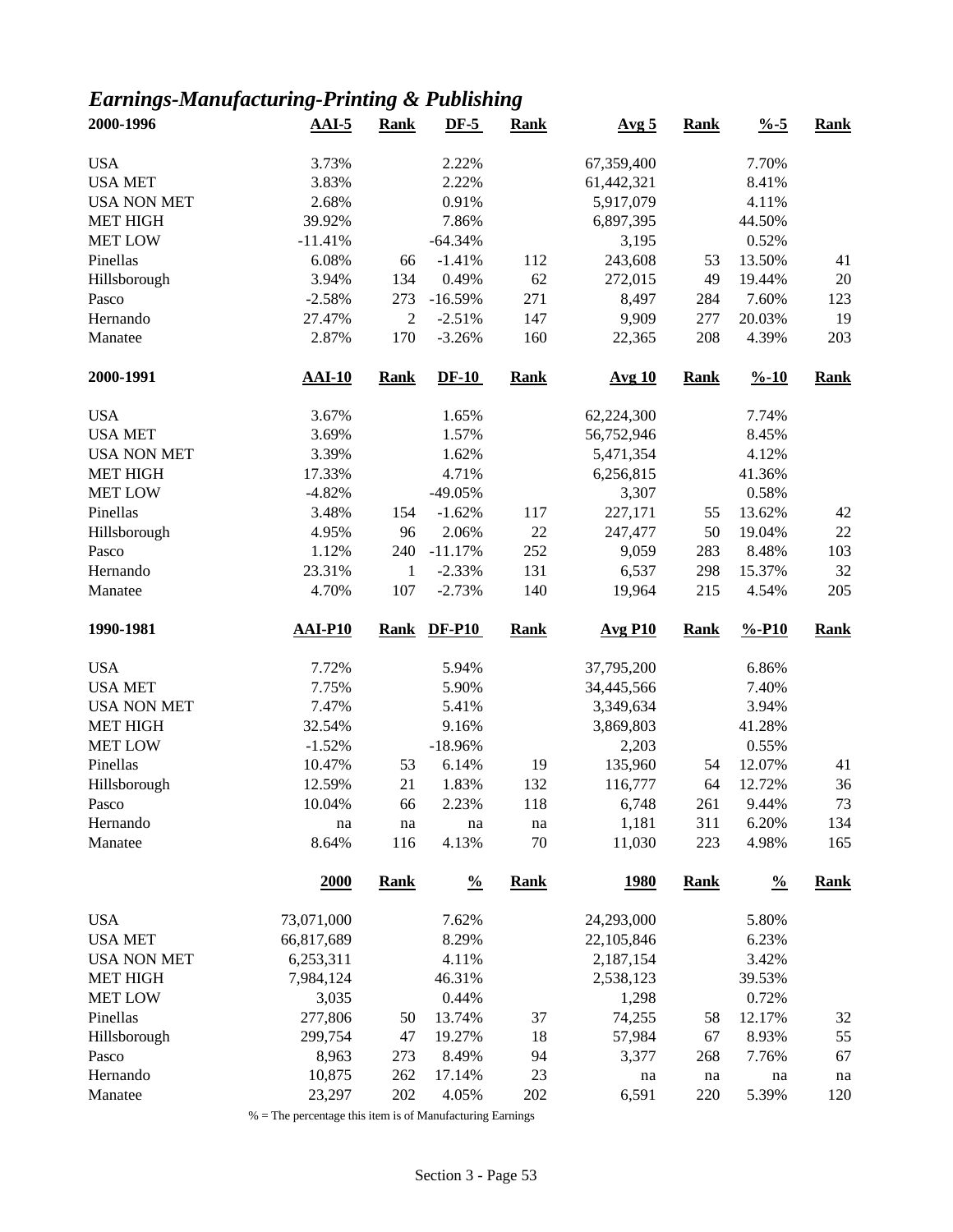# *Earnings-Manufacturing-Printing & Publishing*

| 2000-1996 | AAI-5 | Rank | DF-5 | Rank | Avg 5 | Rank | %-5 | Rank |
|---|---|---|---|---|---|---|---|---|
| USA | 3.73% | | 2.22% | | 67,359,400 | | 7.70% | |
| USA MET | 3.83% | | 2.22% | | 61,442,321 | | 8.41% | |
| USA NON MET | 2.68% | | 0.91% | | 5,917,079 | | 4.11% | |
| MET HIGH | 39.92% | | 7.86% | | 6,897,395 | | 44.50% | |
| MET LOW | -11.41% | | -64.34% | | 3,195 | | 0.52% | |
| Pinellas | 6.08% | 66 | -1.41% | 112 | 243,608 | 53 | 13.50% | 41 |
| Hillsborough | 3.94% | 134 | 0.49% | 62 | 272,015 | 49 | 19.44% | 20 |
| Pasco | -2.58% | 273 | -16.59% | 271 | 8,497 | 284 | 7.60% | 123 |
| Hernando | 27.47% | 2 | -2.51% | 147 | 9,909 | 277 | 20.03% | 19 |
| Manatee | 2.87% | 170 | -3.26% | 160 | 22,365 | 208 | 4.39% | 203 |

| 2000-1991 | AAI-10 | Rank | DF-10 | Rank | Avg 10 | Rank | %-10 | Rank |
|---|---|---|---|---|---|---|---|---|
| USA | 3.67% | | 1.65% | | 62,224,300 | | 7.74% | |
| USA MET | 3.69% | | 1.57% | | 56,752,946 | | 8.45% | |
| USA NON MET | 3.39% | | 1.62% | | 5,471,354 | | 4.12% | |
| MET HIGH | 17.33% | | 4.71% | | 6,256,815 | | 41.36% | |
| MET LOW | -4.82% | | -49.05% | | 3,307 | | 0.58% | |
| Pinellas | 3.48% | 154 | -1.62% | 117 | 227,171 | 55 | 13.62% | 42 |
| Hillsborough | 4.95% | 96 | 2.06% | 22 | 247,477 | 50 | 19.04% | 22 |
| Pasco | 1.12% | 240 | -11.17% | 252 | 9,059 | 283 | 8.48% | 103 |
| Hernando | 23.31% | 1 | -2.33% | 131 | 6,537 | 298 | 15.37% | 32 |
| Manatee | 4.70% | 107 | -2.73% | 140 | 19,964 | 215 | 4.54% | 205 |

| 1990-1981 | AAI-P10 | Rank | DF-P10 | Rank | Avg P10 | Rank | %-P10 | Rank |
|---|---|---|---|---|---|---|---|---|
| USA | 7.72% | | 5.94% | | 37,795,200 | | 6.86% | |
| USA MET | 7.75% | | 5.90% | | 34,445,566 | | 7.40% | |
| USA NON MET | 7.47% | | 5.41% | | 3,349,634 | | 3.94% | |
| MET HIGH | 32.54% | | 9.16% | | 3,869,803 | | 41.28% | |
| MET LOW | -1.52% | | -18.96% | | 2,203 | | 0.55% | |
| Pinellas | 10.47% | 53 | 6.14% | 19 | 135,960 | 54 | 12.07% | 41 |
| Hillsborough | 12.59% | 21 | 1.83% | 132 | 116,777 | 64 | 12.72% | 36 |
| Pasco | 10.04% | 66 | 2.23% | 118 | 6,748 | 261 | 9.44% | 73 |
| Hernando | na | na | na | na | 1,181 | 311 | 6.20% | 134 |
| Manatee | 8.64% | 116 | 4.13% | 70 | 11,030 | 223 | 4.98% | 165 |

| | 2000 | Rank | % | Rank | 1980 | Rank | % | Rank |
|---|---|---|---|---|---|---|---|---|
| USA | 73,071,000 | | 7.62% | | 24,293,000 | | 5.80% | |
| USA MET | 66,817,689 | | 8.29% | | 22,105,846 | | 6.23% | |
| USA NON MET | 6,253,311 | | 4.11% | | 2,187,154 | | 3.42% | |
| MET HIGH | 7,984,124 | | 46.31% | | 2,538,123 | | 39.53% | |
| MET LOW | 3,035 | | 0.44% | | 1,298 | | 0.72% | |
| Pinellas | 277,806 | 50 | 13.74% | 37 | 74,255 | 58 | 12.17% | 32 |
| Hillsborough | 299,754 | 47 | 19.27% | 18 | 57,984 | 67 | 8.93% | 55 |
| Pasco | 8,963 | 273 | 8.49% | 94 | 3,377 | 268 | 7.76% | 67 |
| Hernando | 10,875 | 262 | 17.14% | 23 | na | na | na | na |
| Manatee | 23,297 | 202 | 4.05% | 202 | 6,591 | 220 | 5.39% | 120 |

% = The percentage this item is of Manufacturing Earnings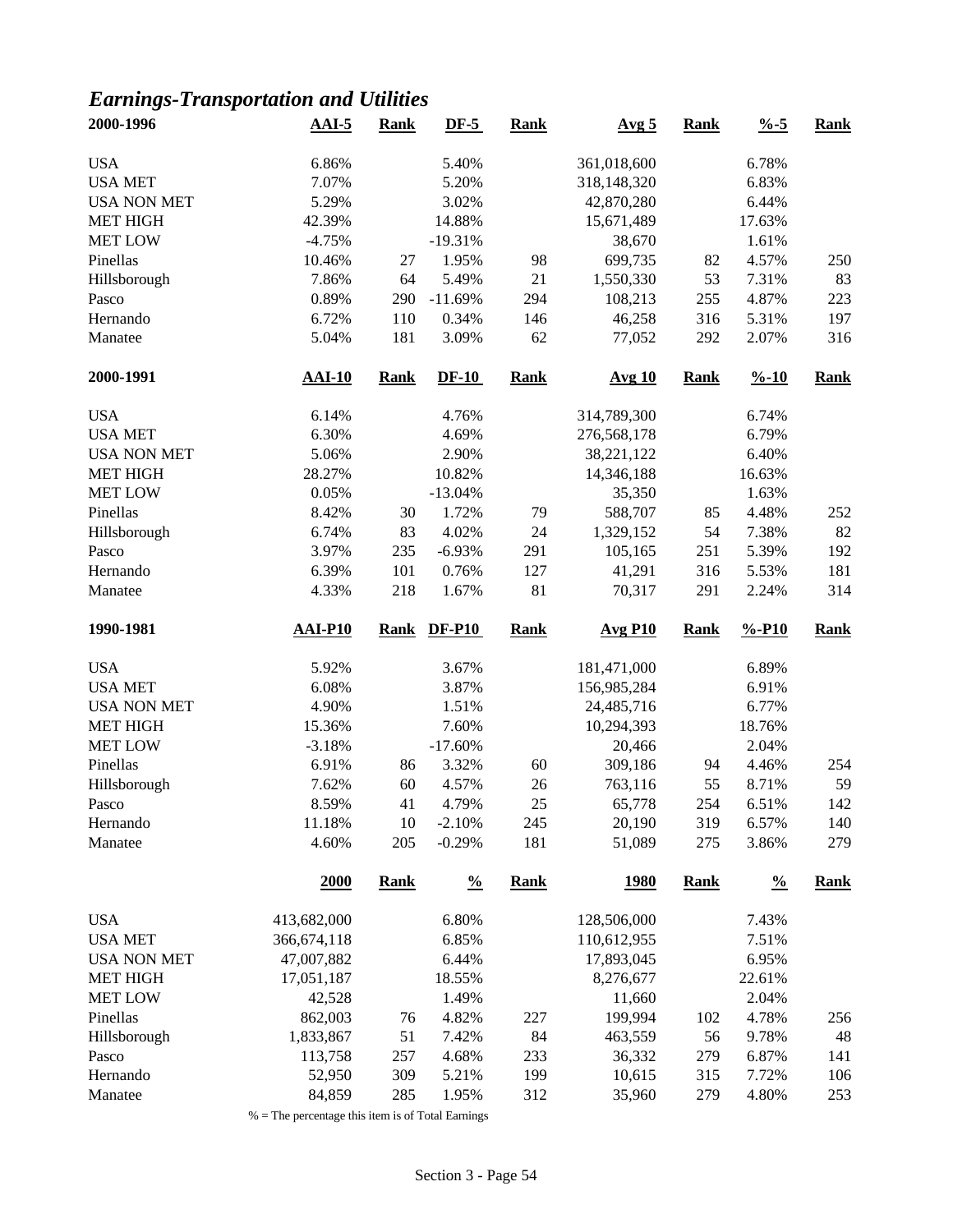# *Earnings-Transportation and Utilities*

| 2000-1996 | AAI-5 | Rank | DF-5 | Rank | Avg 5 | Rank | %-5 | Rank |
|---|---|---|---|---|---|---|---|---|
| USA | 6.86% | | 5.40% | | 361,018,600 | | 6.78% | |
| USA MET | 7.07% | | 5.20% | | 318,148,320 | | 6.83% | |
| USA NON MET | 5.29% | | 3.02% | | 42,870,280 | | 6.44% | |
| MET HIGH | 42.39% | | 14.88% | | 15,671,489 | | 17.63% | |
| MET LOW | -4.75% | | -19.31% | | 38,670 | | 1.61% | |
| Pinellas | 10.46% | 27 | 1.95% | 98 | 699,735 | 82 | 4.57% | 250 |
| Hillsborough | 7.86% | 64 | 5.49% | 21 | 1,550,330 | 53 | 7.31% | 83 |
| Pasco | 0.89% | 290 | -11.69% | 294 | 108,213 | 255 | 4.87% | 223 |
| Hernando | 6.72% | 110 | 0.34% | 146 | 46,258 | 316 | 5.31% | 197 |
| Manatee | 5.04% | 181 | 3.09% | 62 | 77,052 | 292 | 2.07% | 316 |

| 2000-1991 | AAI-10 | Rank | DF-10 | Rank | Avg 10 | Rank | %-10 | Rank |
|---|---|---|---|---|---|---|---|---|
| USA | 6.14% | | 4.76% | | 314,789,300 | | 6.74% | |
| USA MET | 6.30% | | 4.69% | | 276,568,178 | | 6.79% | |
| USA NON MET | 5.06% | | 2.90% | | 38,221,122 | | 6.40% | |
| MET HIGH | 28.27% | | 10.82% | | 14,346,188 | | 16.63% | |
| MET LOW | 0.05% | | -13.04% | | 35,350 | | 1.63% | |
| Pinellas | 8.42% | 30 | 1.72% | 79 | 588,707 | 85 | 4.48% | 252 |
| Hillsborough | 6.74% | 83 | 4.02% | 24 | 1,329,152 | 54 | 7.38% | 82 |
| Pasco | 3.97% | 235 | -6.93% | 291 | 105,165 | 251 | 5.39% | 192 |
| Hernando | 6.39% | 101 | 0.76% | 127 | 41,291 | 316 | 5.53% | 181 |
| Manatee | 4.33% | 218 | 1.67% | 81 | 70,317 | 291 | 2.24% | 314 |

| 1990-1981 | AAI-P10 | Rank | DF-P10 | Rank | Avg P10 | Rank | %-P10 | Rank |
|---|---|---|---|---|---|---|---|---|
| USA | 5.92% | | 3.67% | | 181,471,000 | | 6.89% | |
| USA MET | 6.08% | | 3.87% | | 156,985,284 | | 6.91% | |
| USA NON MET | 4.90% | | 1.51% | | 24,485,716 | | 6.77% | |
| MET HIGH | 15.36% | | 7.60% | | 10,294,393 | | 18.76% | |
| MET LOW | -3.18% | | -17.60% | | 20,466 | | 2.04% | |
| Pinellas | 6.91% | 86 | 3.32% | 60 | 309,186 | 94 | 4.46% | 254 |
| Hillsborough | 7.62% | 60 | 4.57% | 26 | 763,116 | 55 | 8.71% | 59 |
| Pasco | 8.59% | 41 | 4.79% | 25 | 65,778 | 254 | 6.51% | 142 |
| Hernando | 11.18% | 10 | -2.10% | 245 | 20,190 | 319 | 6.57% | 140 |
| Manatee | 4.60% | 205 | -0.29% | 181 | 51,089 | 275 | 3.86% | 279 |

| | 2000 | Rank | % | Rank | 1980 | Rank | % | Rank |
|---|---|---|---|---|---|---|---|---|
| USA | 413,682,000 | | 6.80% | | 128,506,000 | | 7.43% | |
| USA MET | 366,674,118 | | 6.85% | | 110,612,955 | | 7.51% | |
| USA NON MET | 47,007,882 | | 6.44% | | 17,893,045 | | 6.95% | |
| MET HIGH | 17,051,187 | | 18.55% | | 8,276,677 | | 22.61% | |
| MET LOW | 42,528 | | 1.49% | | 11,660 | | 2.04% | |
| Pinellas | 862,003 | 76 | 4.82% | 227 | 199,994 | 102 | 4.78% | 256 |
| Hillsborough | 1,833,867 | 51 | 7.42% | 84 | 463,559 | 56 | 9.78% | 48 |
| Pasco | 113,758 | 257 | 4.68% | 233 | 36,332 | 279 | 6.87% | 141 |
| Hernando | 52,950 | 309 | 5.21% | 199 | 10,615 | 315 | 7.72% | 106 |
| Manatee | 84,859 | 285 | 1.95% | 312 | 35,960 | 279 | 4.80% | 253 |

% = The percentage this item is of Total Earnings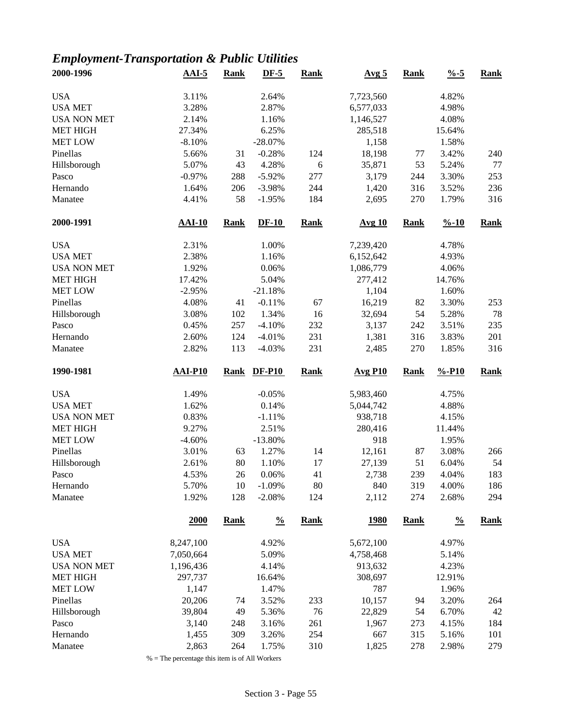## *Employment-Transportation & Public Utilities*

| 2000-1996 | AAI-5 | Rank | DF-5 | Rank | Avg 5 | Rank | %-5 | Rank |
|---|---|---|---|---|---|---|---|---|
| USA | 3.11% | | 2.64% | | 7,723,560 | | 4.82% | |
| USA MET | 3.28% | | 2.87% | | 6,577,033 | | 4.98% | |
| USA NON MET | 2.14% | | 1.16% | | 1,146,527 | | 4.08% | |
| MET HIGH | 27.34% | | 6.25% | | 285,518 | | 15.64% | |
| MET LOW | -8.10% | | -28.07% | | 1,158 | | 1.58% | |
| Pinellas | 5.66% | 31 | -0.28% | 124 | 18,198 | 77 | 3.42% | 240 |
| Hillsborough | 5.07% | 43 | 4.28% | 6 | 35,871 | 53 | 5.24% | 77 |
| Pasco | -0.97% | 288 | -5.92% | 277 | 3,179 | 244 | 3.30% | 253 |
| Hernando | 1.64% | 206 | -3.98% | 244 | 1,420 | 316 | 3.52% | 236 |
| Manatee | 4.41% | 58 | -1.95% | 184 | 2,695 | 270 | 1.79% | 316 |

| 2000-1991 | AAI-10 | Rank | DF-10 | Rank | Avg 10 | Rank | %-10 | Rank |
|---|---|---|---|---|---|---|---|---|
| USA | 2.31% | | 1.00% | | 7,239,420 | | 4.78% | |
| USA MET | 2.38% | | 1.16% | | 6,152,642 | | 4.93% | |
| USA NON MET | 1.92% | | 0.06% | | 1,086,779 | | 4.06% | |
| MET HIGH | 17.42% | | 5.04% | | 277,412 | | 14.76% | |
| MET LOW | -2.95% | | -21.18% | | 1,104 | | 1.60% | |
| Pinellas | 4.08% | 41 | -0.11% | 67 | 16,219 | 82 | 3.30% | 253 |
| Hillsborough | 3.08% | 102 | 1.34% | 16 | 32,694 | 54 | 5.28% | 78 |
| Pasco | 0.45% | 257 | -4.10% | 232 | 3,137 | 242 | 3.51% | 235 |
| Hernando | 2.60% | 124 | -4.01% | 231 | 1,381 | 316 | 3.83% | 201 |
| Manatee | 2.82% | 113 | -4.03% | 231 | 2,485 | 270 | 1.85% | 316 |

| 1990-1981 | AAI-P10 | Rank | DF-P10 | Rank | Avg P10 | Rank | %-P10 | Rank |
|---|---|---|---|---|---|---|---|---|
| USA | 1.49% | | -0.05% | | 5,983,460 | | 4.75% | |
| USA MET | 1.62% | | 0.14% | | 5,044,742 | | 4.88% | |
| USA NON MET | 0.83% | | -1.11% | | 938,718 | | 4.15% | |
| MET HIGH | 9.27% | | 2.51% | | 280,416 | | 11.44% | |
| MET LOW | -4.60% | | -13.80% | | 918 | | 1.95% | |
| Pinellas | 3.01% | 63 | 1.27% | 14 | 12,161 | 87 | 3.08% | 266 |
| Hillsborough | 2.61% | 80 | 1.10% | 17 | 27,139 | 51 | 6.04% | 54 |
| Pasco | 4.53% | 26 | 0.06% | 41 | 2,738 | 239 | 4.04% | 183 |
| Hernando | 5.70% | 10 | -1.09% | 80 | 840 | 319 | 4.00% | 186 |
| Manatee | 1.92% | 128 | -2.08% | 124 | 2,112 | 274 | 2.68% | 294 |

| | 2000 | Rank | % | Rank | 1980 | Rank | % | Rank |
|---|---|---|---|---|---|---|---|---|
| USA | 8,247,100 | | 4.92% | | 5,672,100 | | 4.97% | |
| USA MET | 7,050,664 | | 5.09% | | 4,758,468 | | 5.14% | |
| USA NON MET | 1,196,436 | | 4.14% | | 913,632 | | 4.23% | |
| MET HIGH | 297,737 | | 16.64% | | 308,697 | | 12.91% | |
| MET LOW | 1,147 | | 1.47% | | 787 | | 1.96% | |
| Pinellas | 20,206 | 74 | 3.52% | 233 | 10,157 | 94 | 3.20% | 264 |
| Hillsborough | 39,804 | 49 | 5.36% | 76 | 22,829 | 54 | 6.70% | 42 |
| Pasco | 3,140 | 248 | 3.16% | 261 | 1,967 | 273 | 4.15% | 184 |
| Hernando | 1,455 | 309 | 3.26% | 254 | 667 | 315 | 5.16% | 101 |
| Manatee | 2,863 | 264 | 1.75% | 310 | 1,825 | 278 | 2.98% | 279 |

% = The percentage this item is of All Workers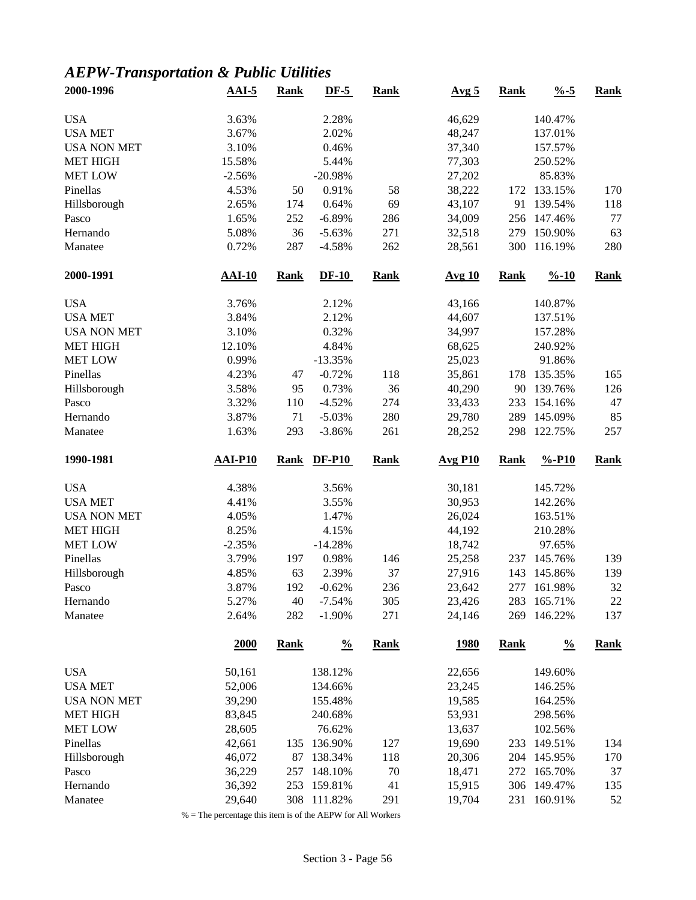## *AEPW-Transportation & Public Utilities*

| 2000-1996 | AAI-5 | Rank | DF-5 | Rank | Avg 5 | Rank | %-5 | Rank |
|---|---|---|---|---|---|---|---|---|
| USA | 3.63% | | 2.28% | | 46,629 | | 140.47% | |
| USA MET | 3.67% | | 2.02% | | 48,247 | | 137.01% | |
| USA NON MET | 3.10% | | 0.46% | | 37,340 | | 157.57% | |
| MET HIGH | 15.58% | | 5.44% | | 77,303 | | 250.52% | |
| MET LOW | -2.56% | | -20.98% | | 27,202 | | 85.83% | |
| Pinellas | 4.53% | 50 | 0.91% | 58 | 38,222 | 172 | 133.15% | 170 |
| Hillsborough | 2.65% | 174 | 0.64% | 69 | 43,107 | 91 | 139.54% | 118 |
| Pasco | 1.65% | 252 | -6.89% | 286 | 34,009 | 256 | 147.46% | 77 |
| Hernando | 5.08% | 36 | -5.63% | 271 | 32,518 | 279 | 150.90% | 63 |
| Manatee | 0.72% | 287 | -4.58% | 262 | 28,561 | 300 | 116.19% | 280 |

| 2000-1991 | AAI-10 | Rank | DF-10 | Rank | Avg 10 | Rank | %-10 | Rank |
|---|---|---|---|---|---|---|---|---|
| USA | 3.76% | | 2.12% | | 43,166 | | 140.87% | |
| USA MET | 3.84% | | 2.12% | | 44,607 | | 137.51% | |
| USA NON MET | 3.10% | | 0.32% | | 34,997 | | 157.28% | |
| MET HIGH | 12.10% | | 4.84% | | 68,625 | | 240.92% | |
| MET LOW | 0.99% | | -13.35% | | 25,023 | | 91.86% | |
| Pinellas | 4.23% | 47 | -0.72% | 118 | 35,861 | 178 | 135.35% | 165 |
| Hillsborough | 3.58% | 95 | 0.73% | 36 | 40,290 | 90 | 139.76% | 126 |
| Pasco | 3.32% | 110 | -4.52% | 274 | 33,433 | 233 | 154.16% | 47 |
| Hernando | 3.87% | 71 | -5.03% | 280 | 29,780 | 289 | 145.09% | 85 |
| Manatee | 1.63% | 293 | -3.86% | 261 | 28,252 | 298 | 122.75% | 257 |

| 1990-1981 | AAI-P10 | Rank | DF-P10 | Rank | Avg P10 | Rank | %-P10 | Rank |
|---|---|---|---|---|---|---|---|---|
| USA | 4.38% | | 3.56% | | 30,181 | | 145.72% | |
| USA MET | 4.41% | | 3.55% | | 30,953 | | 142.26% | |
| USA NON MET | 4.05% | | 1.47% | | 26,024 | | 163.51% | |
| MET HIGH | 8.25% | | 4.15% | | 44,192 | | 210.28% | |
| MET LOW | -2.35% | | -14.28% | | 18,742 | | 97.65% | |
| Pinellas | 3.79% | 197 | 0.98% | 146 | 25,258 | 237 | 145.76% | 139 |
| Hillsborough | 4.85% | 63 | 2.39% | 37 | 27,916 | 143 | 145.86% | 139 |
| Pasco | 3.87% | 192 | -0.62% | 236 | 23,642 | 277 | 161.98% | 32 |
| Hernando | 5.27% | 40 | -7.54% | 305 | 23,426 | 283 | 165.71% | 22 |
| Manatee | 2.64% | 282 | -1.90% | 271 | 24,146 | 269 | 146.22% | 137 |

| | 2000 | Rank | % | Rank | 1980 | Rank | % | Rank |
|---|---|---|---|---|---|---|---|---|
| USA | 50,161 | | 138.12% | | 22,656 | | 149.60% | |
| USA MET | 52,006 | | 134.66% | | 23,245 | | 146.25% | |
| USA NON MET | 39,290 | | 155.48% | | 19,585 | | 164.25% | |
| MET HIGH | 83,845 | | 240.68% | | 53,931 | | 298.56% | |
| MET LOW | 28,605 | | 76.62% | | 13,637 | | 102.56% | |
| Pinellas | 42,661 | 135 | 136.90% | 127 | 19,690 | 233 | 149.51% | 134 |
| Hillsborough | 46,072 | 87 | 138.34% | 118 | 20,306 | 204 | 145.95% | 170 |
| Pasco | 36,229 | 257 | 148.10% | 70 | 18,471 | 272 | 165.70% | 37 |
| Hernando | 36,392 | 253 | 159.81% | 41 | 15,915 | 306 | 149.47% | 135 |
| Manatee | 29,640 | 308 | 111.82% | 291 | 19,704 | 231 | 160.91% | 52 |

% = The percentage this item is of the AEPW for All Workers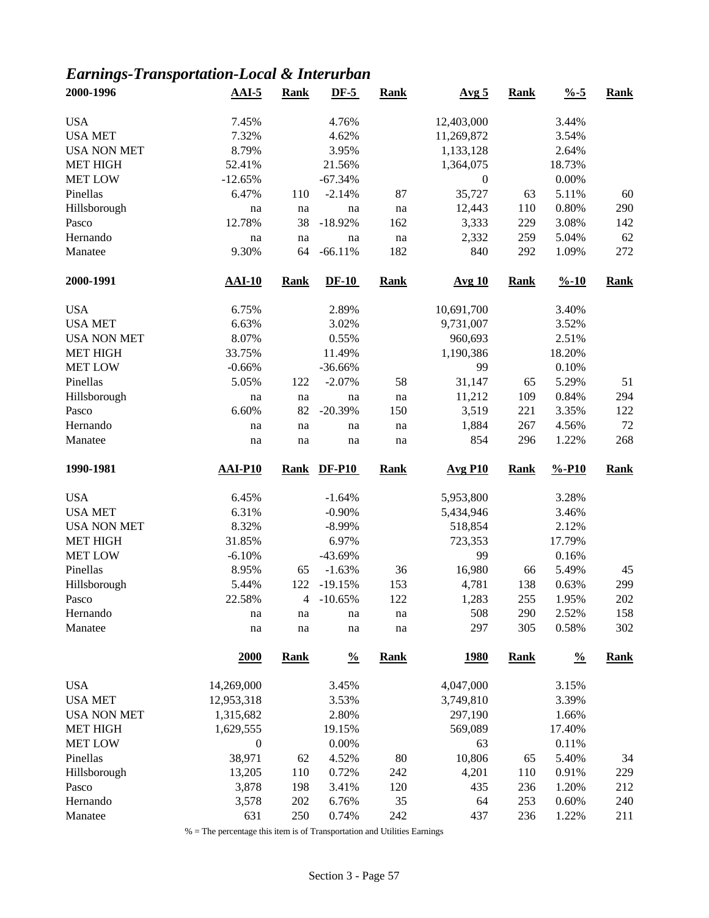## *Earnings-Transportation-Local & Interurban*

| 2000-1996 | AAI-5 | Rank | DF-5 | Rank | Avg 5 | Rank | %-5 | Rank |
|---|---|---|---|---|---|---|---|---|
| USA | 7.45% | | 4.76% | | 12,403,000 | | 3.44% | |
| USA MET | 7.32% | | 4.62% | | 11,269,872 | | 3.54% | |
| USA NON MET | 8.79% | | 3.95% | | 1,133,128 | | 2.64% | |
| MET HIGH | 52.41% | | 21.56% | | 1,364,075 | | 18.73% | |
| MET LOW | -12.65% | | -67.34% | | 0 | | 0.00% | |
| Pinellas | 6.47% | 110 | -2.14% | 87 | 35,727 | 63 | 5.11% | 60 |
| Hillsborough | na | na | na | na | 12,443 | 110 | 0.80% | 290 |
| Pasco | 12.78% | 38 | -18.92% | 162 | 3,333 | 229 | 3.08% | 142 |
| Hernando | na | na | na | na | 2,332 | 259 | 5.04% | 62 |
| Manatee | 9.30% | 64 | -66.11% | 182 | 840 | 292 | 1.09% | 272 |

| 2000-1991 | AAI-10 | Rank | DF-10 | Rank | Avg 10 | Rank | %-10 | Rank |
|---|---|---|---|---|---|---|---|---|
| USA | 6.75% | | 2.89% | | 10,691,700 | | 3.40% | |
| USA MET | 6.63% | | 3.02% | | 9,731,007 | | 3.52% | |
| USA NON MET | 8.07% | | 0.55% | | 960,693 | | 2.51% | |
| MET HIGH | 33.75% | | 11.49% | | 1,190,386 | | 18.20% | |
| MET LOW | -0.66% | | -36.66% | | 99 | | 0.10% | |
| Pinellas | 5.05% | 122 | -2.07% | 58 | 31,147 | 65 | 5.29% | 51 |
| Hillsborough | na | na | na | na | 11,212 | 109 | 0.84% | 294 |
| Pasco | 6.60% | 82 | -20.39% | 150 | 3,519 | 221 | 3.35% | 122 |
| Hernando | na | na | na | na | 1,884 | 267 | 4.56% | 72 |
| Manatee | na | na | na | na | 854 | 296 | 1.22% | 268 |

| 1990-1981 | AAI-P10 | Rank | DF-P10 | Rank | Avg P10 | Rank | %-P10 | Rank |
|---|---|---|---|---|---|---|---|---|
| USA | 6.45% | | -1.64% | | 5,953,800 | | 3.28% | |
| USA MET | 6.31% | | -0.90% | | 5,434,946 | | 3.46% | |
| USA NON MET | 8.32% | | -8.99% | | 518,854 | | 2.12% | |
| MET HIGH | 31.85% | | 6.97% | | 723,353 | | 17.79% | |
| MET LOW | -6.10% | | -43.69% | | 99 | | 0.16% | |
| Pinellas | 8.95% | 65 | -1.63% | 36 | 16,980 | 66 | 5.49% | 45 |
| Hillsborough | 5.44% | 122 | -19.15% | 153 | 4,781 | 138 | 0.63% | 299 |
| Pasco | 22.58% | 4 | -10.65% | 122 | 1,283 | 255 | 1.95% | 202 |
| Hernando | na | na | na | na | 508 | 290 | 2.52% | 158 |
| Manatee | na | na | na | na | 297 | 305 | 0.58% | 302 |

| | 2000 | Rank | % | Rank | 1980 | Rank | % | Rank |
|---|---|---|---|---|---|---|---|---|
| USA | 14,269,000 | | 3.45% | | 4,047,000 | | 3.15% | |
| USA MET | 12,953,318 | | 3.53% | | 3,749,810 | | 3.39% | |
| USA NON MET | 1,315,682 | | 2.80% | | 297,190 | | 1.66% | |
| MET HIGH | 1,629,555 | | 19.15% | | 569,089 | | 17.40% | |
| MET LOW | 0 | | 0.00% | | 63 | | 0.11% | |
| Pinellas | 38,971 | 62 | 4.52% | 80 | 10,806 | 65 | 5.40% | 34 |
| Hillsborough | 13,205 | 110 | 0.72% | 242 | 4,201 | 110 | 0.91% | 229 |
| Pasco | 3,878 | 198 | 3.41% | 120 | 435 | 236 | 1.20% | 212 |
| Hernando | 3,578 | 202 | 6.76% | 35 | 64 | 253 | 0.60% | 240 |
| Manatee | 631 | 250 | 0.74% | 242 | 437 | 236 | 1.22% | 211 |

% = The percentage this item is of Transportation and Utilities Earnings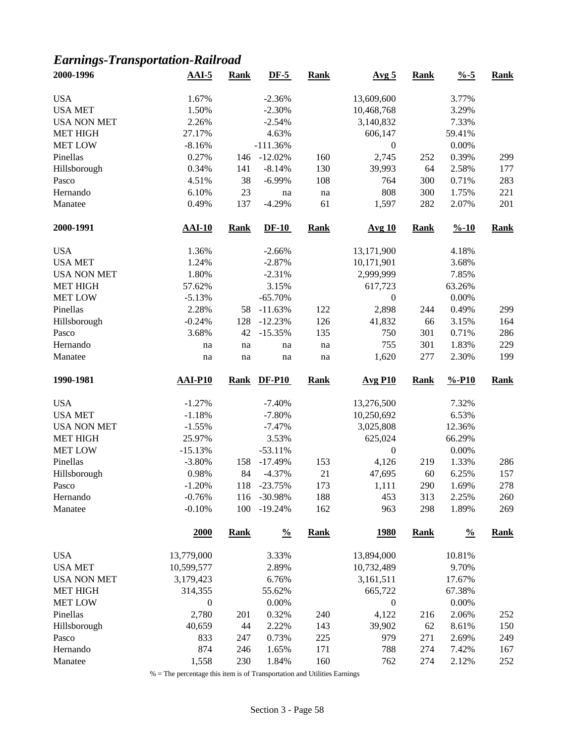## *Earnings-Transportation-Railroad*

| 2000-1996 | AAI-5 | Rank | DF-5 | Rank | Avg 5 | Rank | %-5 | Rank |
|---|---|---|---|---|---|---|---|---|
| USA | 1.67% | | -2.36% | | 13,609,600 | | 3.77% | |
| USA MET | 1.50% | | -2.30% | | 10,468,768 | | 3.29% | |
| USA NON MET | 2.26% | | -2.54% | | 3,140,832 | | 7.33% | |
| MET HIGH | 27.17% | | 4.63% | | 606,147 | | 59.41% | |
| MET LOW | -8.16% | | -111.36% | | 0 | | 0.00% | |
| Pinellas | 0.27% | 146 | -12.02% | 160 | 2,745 | 252 | 0.39% | 299 |
| Hillsborough | 0.34% | 141 | -8.14% | 130 | 39,993 | 64 | 2.58% | 177 |
| Pasco | 4.51% | 38 | -6.99% | 108 | 764 | 300 | 0.71% | 283 |
| Hernando | 6.10% | 23 | na | na | 808 | 300 | 1.75% | 221 |
| Manatee | 0.49% | 137 | -4.29% | 61 | 1,597 | 282 | 2.07% | 201 |

| 2000-1991 | AAI-10 | Rank | DF-10 | Rank | Avg 10 | Rank | %-10 | Rank |
|---|---|---|---|---|---|---|---|---|
| USA | 1.36% | | -2.66% | | 13,171,900 | | 4.18% | |
| USA MET | 1.24% | | -2.87% | | 10,171,901 | | 3.68% | |
| USA NON MET | 1.80% | | -2.31% | | 2,999,999 | | 7.85% | |
| MET HIGH | 57.62% | | 3.15% | | 617,723 | | 63.26% | |
| MET LOW | -5.13% | | -65.70% | | 0 | | 0.00% | |
| Pinellas | 2.28% | 58 | -11.63% | 122 | 2,898 | 244 | 0.49% | 299 |
| Hillsborough | -0.24% | 128 | -12.23% | 126 | 41,832 | 66 | 3.15% | 164 |
| Pasco | 3.68% | 42 | -15.35% | 135 | 750 | 301 | 0.71% | 286 |
| Hernando | na | na | na | na | 755 | 301 | 1.83% | 229 |
| Manatee | na | na | na | na | 1,620 | 277 | 2.30% | 199 |

| 1990-1981 | AAI-P10 | Rank | DF-P10 | Rank | Avg P10 | Rank | %-P10 | Rank |
|---|---|---|---|---|---|---|---|---|
| USA | -1.27% | | -7.40% | | 13,276,500 | | 7.32% | |
| USA MET | -1.18% | | -7.80% | | 10,250,692 | | 6.53% | |
| USA NON MET | -1.55% | | -7.47% | | 3,025,808 | | 12.36% | |
| MET HIGH | 25.97% | | 3.53% | | 625,024 | | 66.29% | |
| MET LOW | -15.13% | | -53.11% | | 0 | | 0.00% | |
| Pinellas | -3.80% | 158 | -17.49% | 153 | 4,126 | 219 | 1.33% | 286 |
| Hillsborough | 0.98% | 84 | -4.37% | 21 | 47,695 | 60 | 6.25% | 157 |
| Pasco | -1.20% | 118 | -23.75% | 173 | 1,111 | 290 | 1.69% | 278 |
| Hernando | -0.76% | 116 | -30.98% | 188 | 453 | 313 | 2.25% | 260 |
| Manatee | -0.10% | 100 | -19.24% | 162 | 963 | 298 | 1.89% | 269 |

| | 2000 | Rank | % | Rank | 1980 | Rank | % | Rank |
|---|---|---|---|---|---|---|---|---|
| USA | 13,779,000 | | 3.33% | | 13,894,000 | | 10.81% | |
| USA MET | 10,599,577 | | 2.89% | | 10,732,489 | | 9.70% | |
| USA NON MET | 3,179,423 | | 6.76% | | 3,161,511 | | 17.67% | |
| MET HIGH | 314,355 | | 55.62% | | 665,722 | | 67.38% | |
| MET LOW | 0 | | 0.00% | | 0 | | 0.00% | |
| Pinellas | 2,780 | 201 | 0.32% | 240 | 4,122 | 216 | 2.06% | 252 |
| Hillsborough | 40,659 | 44 | 2.22% | 143 | 39,902 | 62 | 8.61% | 150 |
| Pasco | 833 | 247 | 0.73% | 225 | 979 | 271 | 2.69% | 249 |
| Hernando | 874 | 246 | 1.65% | 171 | 788 | 274 | 7.42% | 167 |
| Manatee | 1,558 | 230 | 1.84% | 160 | 762 | 274 | 2.12% | 252 |

% = The percentage this item is of Transportation and Utilities Earnings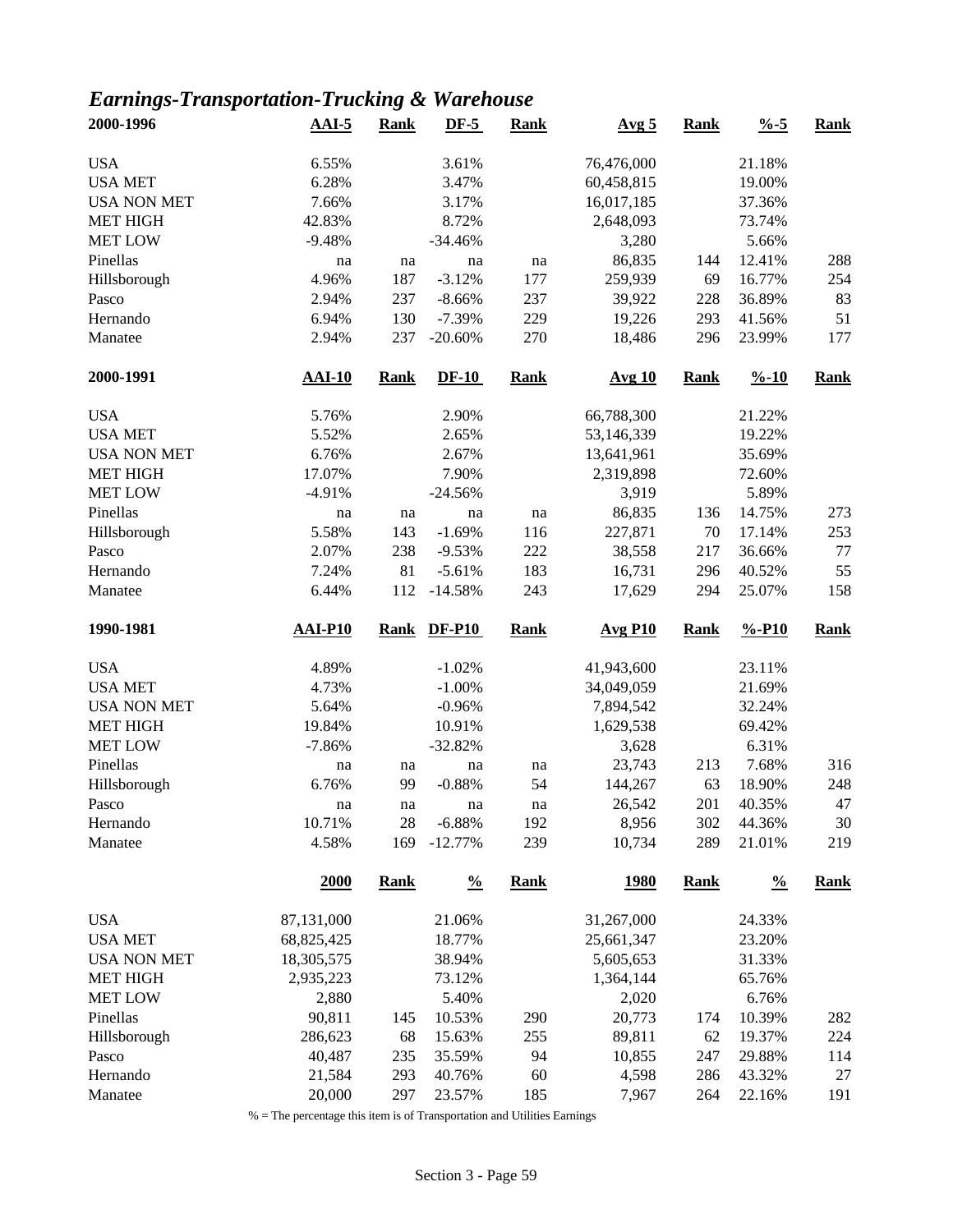## *Earnings-Transportation-Trucking & Warehouse*

| 2000-1996 | AAI-5 | Rank | DF-5 | Rank | Avg 5 | Rank | %-5 | Rank |
|---|---|---|---|---|---|---|---|---|
| USA | 6.55% | | 3.61% | | 76,476,000 | | 21.18% | |
| USA MET | 6.28% | | 3.47% | | 60,458,815 | | 19.00% | |
| USA NON MET | 7.66% | | 3.17% | | 16,017,185 | | 37.36% | |
| MET HIGH | 42.83% | | 8.72% | | 2,648,093 | | 73.74% | |
| MET LOW | -9.48% | | -34.46% | | 3,280 | | 5.66% | |
| Pinellas | na | na | na | na | 86,835 | 144 | 12.41% | 288 |
| Hillsborough | 4.96% | 187 | -3.12% | 177 | 259,939 | 69 | 16.77% | 254 |
| Pasco | 2.94% | 237 | -8.66% | 237 | 39,922 | 228 | 36.89% | 83 |
| Hernando | 6.94% | 130 | -7.39% | 229 | 19,226 | 293 | 41.56% | 51 |
| Manatee | 2.94% | 237 | -20.60% | 270 | 18,486 | 296 | 23.99% | 177 |

| 2000-1991 | AAI-10 | Rank | DF-10 | Rank | Avg 10 | Rank | %-10 | Rank |
|---|---|---|---|---|---|---|---|---|
| USA | 5.76% | | 2.90% | | 66,788,300 | | 21.22% | |
| USA MET | 5.52% | | 2.65% | | 53,146,339 | | 19.22% | |
| USA NON MET | 6.76% | | 2.67% | | 13,641,961 | | 35.69% | |
| MET HIGH | 17.07% | | 7.90% | | 2,319,898 | | 72.60% | |
| MET LOW | -4.91% | | -24.56% | | 3,919 | | 5.89% | |
| Pinellas | na | na | na | na | 86,835 | 136 | 14.75% | 273 |
| Hillsborough | 5.58% | 143 | -1.69% | 116 | 227,871 | 70 | 17.14% | 253 |
| Pasco | 2.07% | 238 | -9.53% | 222 | 38,558 | 217 | 36.66% | 77 |
| Hernando | 7.24% | 81 | -5.61% | 183 | 16,731 | 296 | 40.52% | 55 |
| Manatee | 6.44% | 112 | -14.58% | 243 | 17,629 | 294 | 25.07% | 158 |

| 1990-1981 | AAI-P10 | Rank | DF-P10 | Rank | Avg P10 | Rank | %-P10 | Rank |
|---|---|---|---|---|---|---|---|---|
| USA | 4.89% | | -1.02% | | 41,943,600 | | 23.11% | |
| USA MET | 4.73% | | -1.00% | | 34,049,059 | | 21.69% | |
| USA NON MET | 5.64% | | -0.96% | | 7,894,542 | | 32.24% | |
| MET HIGH | 19.84% | | 10.91% | | 1,629,538 | | 69.42% | |
| MET LOW | -7.86% | | -32.82% | | 3,628 | | 6.31% | |
| Pinellas | na | na | na | na | 23,743 | 213 | 7.68% | 316 |
| Hillsborough | 6.76% | 99 | -0.88% | 54 | 144,267 | 63 | 18.90% | 248 |
| Pasco | na | na | na | na | 26,542 | 201 | 40.35% | 47 |
| Hernando | 10.71% | 28 | -6.88% | 192 | 8,956 | 302 | 44.36% | 30 |
| Manatee | 4.58% | 169 | -12.77% | 239 | 10,734 | 289 | 21.01% | 219 |

| | 2000 | Rank | % | Rank | 1980 | Rank | % | Rank |
|---|---|---|---|---|---|---|---|---|
| USA | 87,131,000 | | 21.06% | | 31,267,000 | | 24.33% | |
| USA MET | 68,825,425 | | 18.77% | | 25,661,347 | | 23.20% | |
| USA NON MET | 18,305,575 | | 38.94% | | 5,605,653 | | 31.33% | |
| MET HIGH | 2,935,223 | | 73.12% | | 1,364,144 | | 65.76% | |
| MET LOW | 2,880 | | 5.40% | | 2,020 | | 6.76% | |
| Pinellas | 90,811 | 145 | 10.53% | 290 | 20,773 | 174 | 10.39% | 282 |
| Hillsborough | 286,623 | 68 | 15.63% | 255 | 89,811 | 62 | 19.37% | 224 |
| Pasco | 40,487 | 235 | 35.59% | 94 | 10,855 | 247 | 29.88% | 114 |
| Hernando | 21,584 | 293 | 40.76% | 60 | 4,598 | 286 | 43.32% | 27 |
| Manatee | 20,000 | 297 | 23.57% | 185 | 7,967 | 264 | 22.16% | 191 |

% = The percentage this item is of Transportation and Utilities Earnings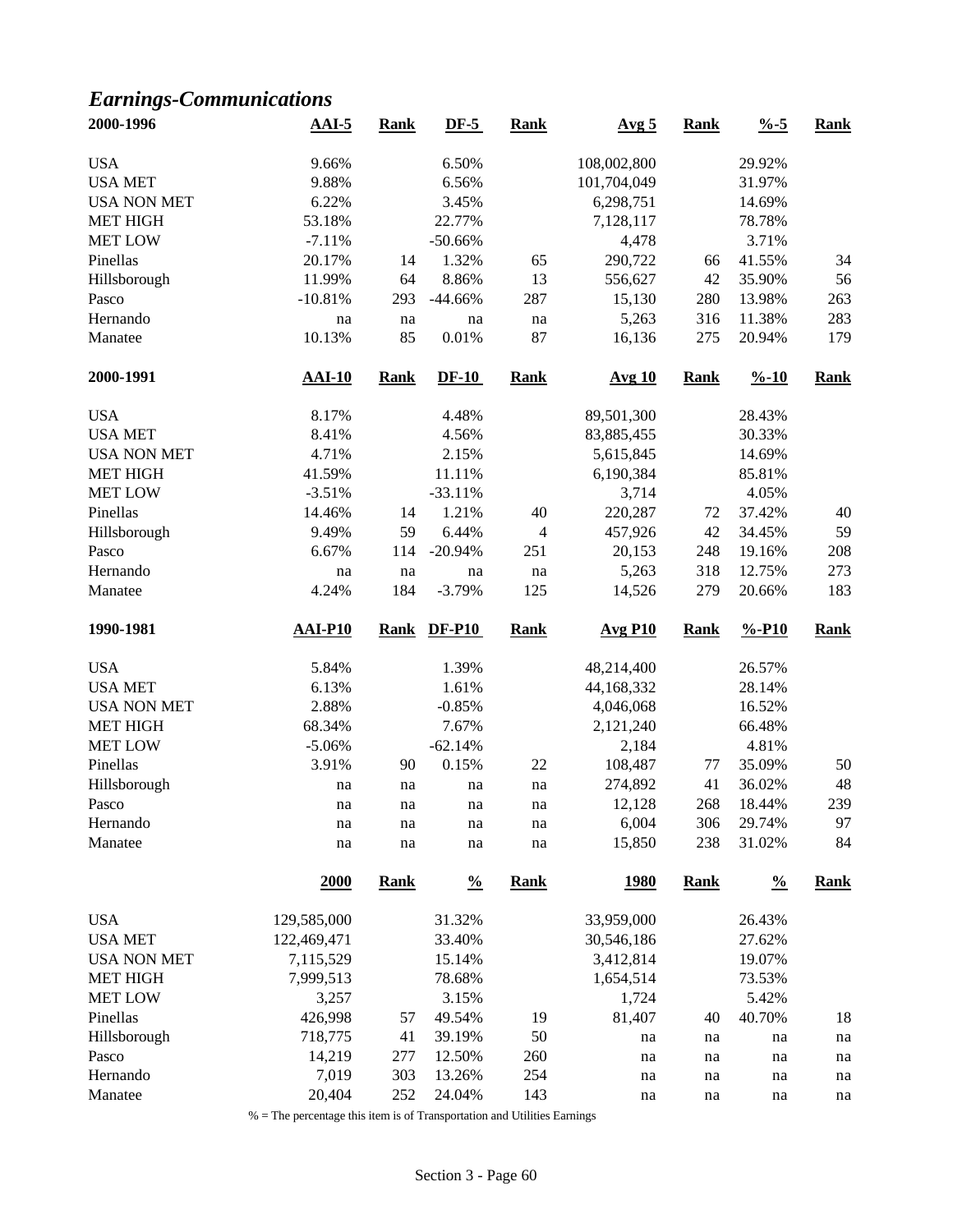## *Earnings-Communications*

| 2000-1996 | AAI-5 | Rank | DF-5 | Rank | Avg 5 | Rank | %-5 | Rank |
|---|---|---|---|---|---|---|---|---|
| USA | 9.66% | | 6.50% | | 108,002,800 | | 29.92% | |
| USA MET | 9.88% | | 6.56% | | 101,704,049 | | 31.97% | |
| USA NON MET | 6.22% | | 3.45% | | 6,298,751 | | 14.69% | |
| MET HIGH | 53.18% | | 22.77% | | 7,128,117 | | 78.78% | |
| MET LOW | -7.11% | | -50.66% | | 4,478 | | 3.71% | |
| Pinellas | 20.17% | 14 | 1.32% | 65 | 290,722 | 66 | 41.55% | 34 |
| Hillsborough | 11.99% | 64 | 8.86% | 13 | 556,627 | 42 | 35.90% | 56 |
| Pasco | -10.81% | 293 | -44.66% | 287 | 15,130 | 280 | 13.98% | 263 |
| Hernando | na | na | na | na | 5,263 | 316 | 11.38% | 283 |
| Manatee | 10.13% | 85 | 0.01% | 87 | 16,136 | 275 | 20.94% | 179 |

| 2000-1991 | AAI-10 | Rank | DF-10 | Rank | Avg 10 | Rank | %-10 | Rank |
|---|---|---|---|---|---|---|---|---|
| USA | 8.17% | | 4.48% | | 89,501,300 | | 28.43% | |
| USA MET | 8.41% | | 4.56% | | 83,885,455 | | 30.33% | |
| USA NON MET | 4.71% | | 2.15% | | 5,615,845 | | 14.69% | |
| MET HIGH | 41.59% | | 11.11% | | 6,190,384 | | 85.81% | |
| MET LOW | -3.51% | | -33.11% | | 3,714 | | 4.05% | |
| Pinellas | 14.46% | 14 | 1.21% | 40 | 220,287 | 72 | 37.42% | 40 |
| Hillsborough | 9.49% | 59 | 6.44% | 4 | 457,926 | 42 | 34.45% | 59 |
| Pasco | 6.67% | 114 | -20.94% | 251 | 20,153 | 248 | 19.16% | 208 |
| Hernando | na | na | na | na | 5,263 | 318 | 12.75% | 273 |
| Manatee | 4.24% | 184 | -3.79% | 125 | 14,526 | 279 | 20.66% | 183 |

| 1990-1981 | AAI-P10 | Rank | DF-P10 | Rank | Avg P10 | Rank | %-P10 | Rank |
|---|---|---|---|---|---|---|---|---|
| USA | 5.84% | | 1.39% | | 48,214,400 | | 26.57% | |
| USA MET | 6.13% | | 1.61% | | 44,168,332 | | 28.14% | |
| USA NON MET | 2.88% | | -0.85% | | 4,046,068 | | 16.52% | |
| MET HIGH | 68.34% | | 7.67% | | 2,121,240 | | 66.48% | |
| MET LOW | -5.06% | | -62.14% | | 2,184 | | 4.81% | |
| Pinellas | 3.91% | 90 | 0.15% | 22 | 108,487 | 77 | 35.09% | 50 |
| Hillsborough | na | na | na | na | 274,892 | 41 | 36.02% | 48 |
| Pasco | na | na | na | na | 12,128 | 268 | 18.44% | 239 |
| Hernando | na | na | na | na | 6,004 | 306 | 29.74% | 97 |
| Manatee | na | na | na | na | 15,850 | 238 | 31.02% | 84 |

| | 2000 | Rank | % | Rank | 1980 | Rank | % | Rank |
|---|---|---|---|---|---|---|---|---|
| USA | 129,585,000 | | 31.32% | | 33,959,000 | | 26.43% | |
| USA MET | 122,469,471 | | 33.40% | | 30,546,186 | | 27.62% | |
| USA NON MET | 7,115,529 | | 15.14% | | 3,412,814 | | 19.07% | |
| MET HIGH | 7,999,513 | | 78.68% | | 1,654,514 | | 73.53% | |
| MET LOW | 3,257 | | 3.15% | | 1,724 | | 5.42% | |
| Pinellas | 426,998 | 57 | 49.54% | 19 | 81,407 | 40 | 40.70% | 18 |
| Hillsborough | 718,775 | 41 | 39.19% | 50 | na | na | na | na |
| Pasco | 14,219 | 277 | 12.50% | 260 | na | na | na | na |
| Hernando | 7,019 | 303 | 13.26% | 254 | na | na | na | na |
| Manatee | 20,404 | 252 | 24.04% | 143 | na | na | na | na |

% = The percentage this item is of Transportation and Utilities Earnings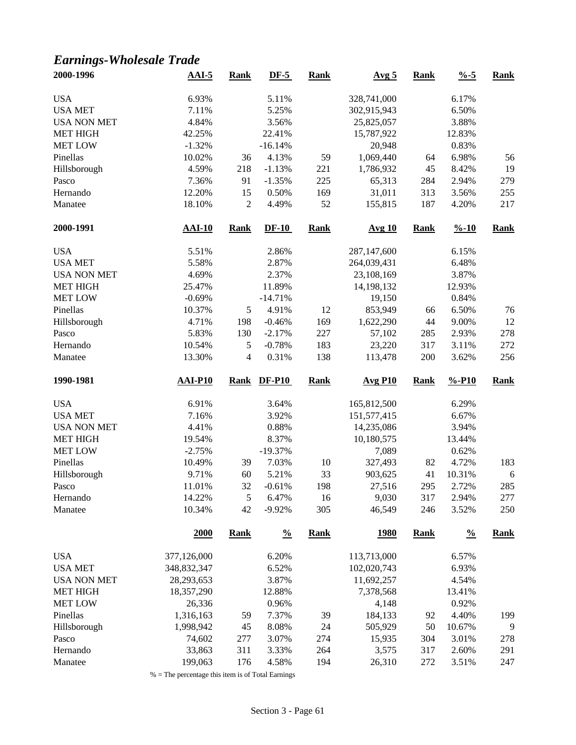## *Earnings-Wholesale Trade*

| 2000-1996 | AAI-5 | Rank | DF-5 | Rank | Avg 5 | Rank | %-5 | Rank |
|---|---|---|---|---|---|---|---|---|
| USA | 6.93% | | 5.11% | | 328,741,000 | | 6.17% | |
| USA MET | 7.11% | | 5.25% | | 302,915,943 | | 6.50% | |
| USA NON MET | 4.84% | | 3.56% | | 25,825,057 | | 3.88% | |
| MET HIGH | 42.25% | | 22.41% | | 15,787,922 | | 12.83% | |
| MET LOW | -1.32% | | -16.14% | | 20,948 | | 0.83% | |
| Pinellas | 10.02% | 36 | 4.13% | 59 | 1,069,440 | 64 | 6.98% | 56 |
| Hillsborough | 4.59% | 218 | -1.13% | 221 | 1,786,932 | 45 | 8.42% | 19 |
| Pasco | 7.36% | 91 | -1.35% | 225 | 65,313 | 284 | 2.94% | 279 |
| Hernando | 12.20% | 15 | 0.50% | 169 | 31,011 | 313 | 3.56% | 255 |
| Manatee | 18.10% | 2 | 4.49% | 52 | 155,815 | 187 | 4.20% | 217 |

| 2000-1991 | AAI-10 | Rank | DF-10 | Rank | Avg 10 | Rank | %-10 | Rank |
|---|---|---|---|---|---|---|---|---|
| USA | 5.51% | | 2.86% | | 287,147,600 | | 6.15% | |
| USA MET | 5.58% | | 2.87% | | 264,039,431 | | 6.48% | |
| USA NON MET | 4.69% | | 2.37% | | 23,108,169 | | 3.87% | |
| MET HIGH | 25.47% | | 11.89% | | 14,198,132 | | 12.93% | |
| MET LOW | -0.69% | | -14.71% | | 19,150 | | 0.84% | |
| Pinellas | 10.37% | 5 | 4.91% | 12 | 853,949 | 66 | 6.50% | 76 |
| Hillsborough | 4.71% | 198 | -0.46% | 169 | 1,622,290 | 44 | 9.00% | 12 |
| Pasco | 5.83% | 130 | -2.17% | 227 | 57,102 | 285 | 2.93% | 278 |
| Hernando | 10.54% | 5 | -0.78% | 183 | 23,220 | 317 | 3.11% | 272 |
| Manatee | 13.30% | 4 | 0.31% | 138 | 113,478 | 200 | 3.62% | 256 |

| 1990-1981 | AAI-P10 | Rank | DF-P10 | Rank | Avg P10 | Rank | %-P10 | Rank |
|---|---|---|---|---|---|---|---|---|
| USA | 6.91% | | 3.64% | | 165,812,500 | | 6.29% | |
| USA MET | 7.16% | | 3.92% | | 151,577,415 | | 6.67% | |
| USA NON MET | 4.41% | | 0.88% | | 14,235,086 | | 3.94% | |
| MET HIGH | 19.54% | | 8.37% | | 10,180,575 | | 13.44% | |
| MET LOW | -2.75% | | -19.37% | | 7,089 | | 0.62% | |
| Pinellas | 10.49% | 39 | 7.03% | 10 | 327,493 | 82 | 4.72% | 183 |
| Hillsborough | 9.71% | 60 | 5.21% | 33 | 903,625 | 41 | 10.31% | 6 |
| Pasco | 11.01% | 32 | -0.61% | 198 | 27,516 | 295 | 2.72% | 285 |
| Hernando | 14.22% | 5 | 6.47% | 16 | 9,030 | 317 | 2.94% | 277 |
| Manatee | 10.34% | 42 | -9.92% | 305 | 46,549 | 246 | 3.52% | 250 |

| | 2000 | Rank | % | Rank | 1980 | Rank | % | Rank |
|---|---|---|---|---|---|---|---|---|
| USA | 377,126,000 | | 6.20% | | 113,713,000 | | 6.57% | |
| USA MET | 348,832,347 | | 6.52% | | 102,020,743 | | 6.93% | |
| USA NON MET | 28,293,653 | | 3.87% | | 11,692,257 | | 4.54% | |
| MET HIGH | 18,357,290 | | 12.88% | | 7,378,568 | | 13.41% | |
| MET LOW | 26,336 | | 0.96% | | 4,148 | | 0.92% | |
| Pinellas | 1,316,163 | 59 | 7.37% | 39 | 184,133 | 92 | 4.40% | 199 |
| Hillsborough | 1,998,942 | 45 | 8.08% | 24 | 505,929 | 50 | 10.67% | 9 |
| Pasco | 74,602 | 277 | 3.07% | 274 | 15,935 | 304 | 3.01% | 278 |
| Hernando | 33,863 | 311 | 3.33% | 264 | 3,575 | 317 | 2.60% | 291 |
| Manatee | 199,063 | 176 | 4.58% | 194 | 26,310 | 272 | 3.51% | 247 |

% = The percentage this item is of Total Earnings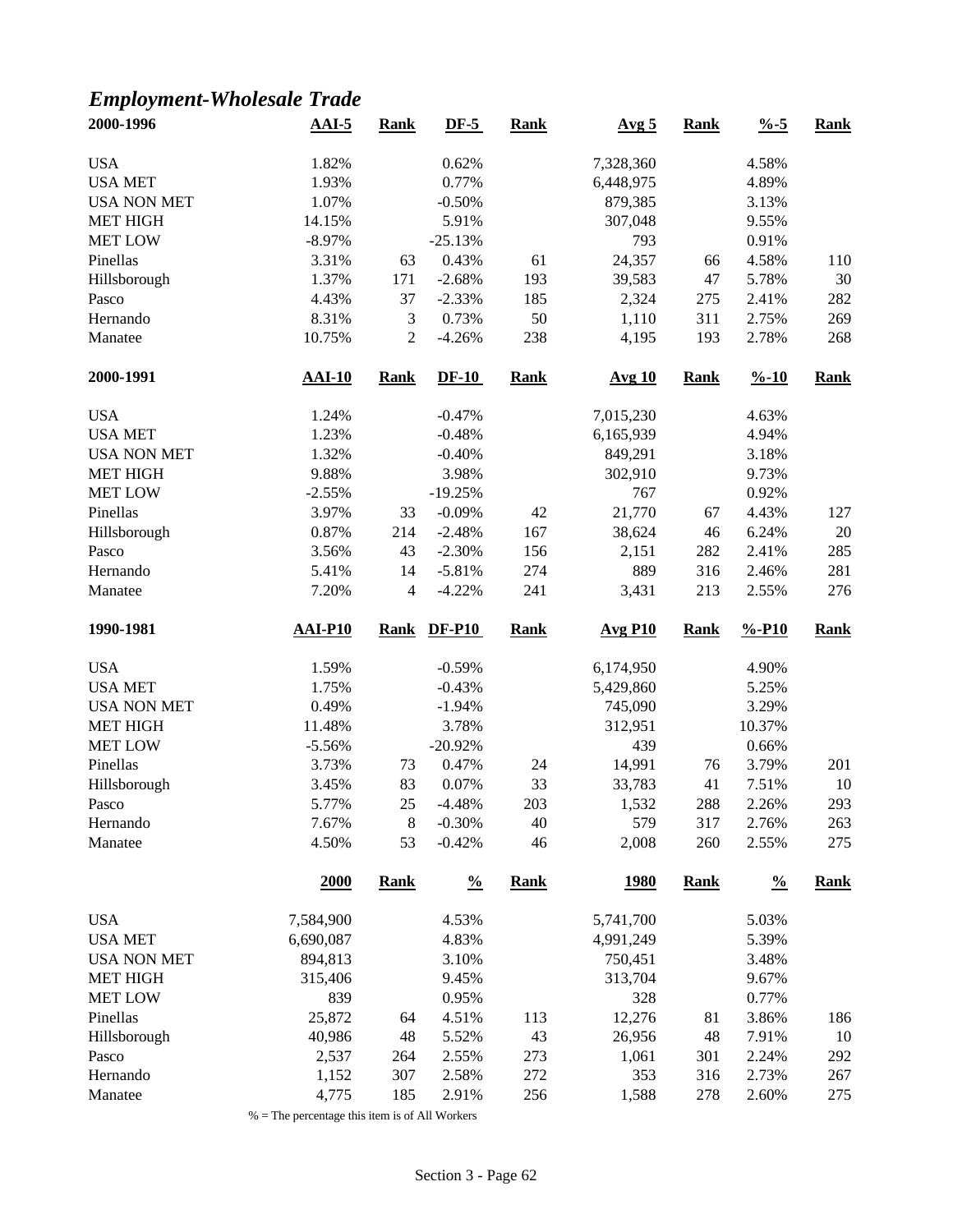## *Employment-Wholesale Trade*

| 2000-1996 | AAI-5 | Rank | DF-5 | Rank | Avg 5 | Rank | %-5 | Rank |
|---|---|---|---|---|---|---|---|---|
| USA | 1.82% | | 0.62% | | 7,328,360 | | 4.58% | |
| USA MET | 1.93% | | 0.77% | | 6,448,975 | | 4.89% | |
| USA NON MET | 1.07% | | -0.50% | | 879,385 | | 3.13% | |
| MET HIGH | 14.15% | | 5.91% | | 307,048 | | 9.55% | |
| MET LOW | -8.97% | | -25.13% | | 793 | | 0.91% | |
| Pinellas | 3.31% | 63 | 0.43% | 61 | 24,357 | 66 | 4.58% | 110 |
| Hillsborough | 1.37% | 171 | -2.68% | 193 | 39,583 | 47 | 5.78% | 30 |
| Pasco | 4.43% | 37 | -2.33% | 185 | 2,324 | 275 | 2.41% | 282 |
| Hernando | 8.31% | 3 | 0.73% | 50 | 1,110 | 311 | 2.75% | 269 |
| Manatee | 10.75% | 2 | -4.26% | 238 | 4,195 | 193 | 2.78% | 268 |

| 2000-1991 | AAI-10 | Rank | DF-10 | Rank | Avg 10 | Rank | %-10 | Rank |
|---|---|---|---|---|---|---|---|---|
| USA | 1.24% | | -0.47% | | 7,015,230 | | 4.63% | |
| USA MET | 1.23% | | -0.48% | | 6,165,939 | | 4.94% | |
| USA NON MET | 1.32% | | -0.40% | | 849,291 | | 3.18% | |
| MET HIGH | 9.88% | | 3.98% | | 302,910 | | 9.73% | |
| MET LOW | -2.55% | | -19.25% | | 767 | | 0.92% | |
| Pinellas | 3.97% | 33 | -0.09% | 42 | 21,770 | 67 | 4.43% | 127 |
| Hillsborough | 0.87% | 214 | -2.48% | 167 | 38,624 | 46 | 6.24% | 20 |
| Pasco | 3.56% | 43 | -2.30% | 156 | 2,151 | 282 | 2.41% | 285 |
| Hernando | 5.41% | 14 | -5.81% | 274 | 889 | 316 | 2.46% | 281 |
| Manatee | 7.20% | 4 | -4.22% | 241 | 3,431 | 213 | 2.55% | 276 |

| 1990-1981 | AAI-P10 | Rank | DF-P10 | Rank | Avg P10 | Rank | %-P10 | Rank |
|---|---|---|---|---|---|---|---|---|
| USA | 1.59% | | -0.59% | | 6,174,950 | | 4.90% | |
| USA MET | 1.75% | | -0.43% | | 5,429,860 | | 5.25% | |
| USA NON MET | 0.49% | | -1.94% | | 745,090 | | 3.29% | |
| MET HIGH | 11.48% | | 3.78% | | 312,951 | | 10.37% | |
| MET LOW | -5.56% | | -20.92% | | 439 | | 0.66% | |
| Pinellas | 3.73% | 73 | 0.47% | 24 | 14,991 | 76 | 3.79% | 201 |
| Hillsborough | 3.45% | 83 | 0.07% | 33 | 33,783 | 41 | 7.51% | 10 |
| Pasco | 5.77% | 25 | -4.48% | 203 | 1,532 | 288 | 2.26% | 293 |
| Hernando | 7.67% | 8 | -0.30% | 40 | 579 | 317 | 2.76% | 263 |
| Manatee | 4.50% | 53 | -0.42% | 46 | 2,008 | 260 | 2.55% | 275 |

| | 2000 | Rank | % | Rank | 1980 | Rank | % | Rank |
|---|---|---|---|---|---|---|---|---|
| USA | 7,584,900 | | 4.53% | | 5,741,700 | | 5.03% | |
| USA MET | 6,690,087 | | 4.83% | | 4,991,249 | | 5.39% | |
| USA NON MET | 894,813 | | 3.10% | | 750,451 | | 3.48% | |
| MET HIGH | 315,406 | | 9.45% | | 313,704 | | 9.67% | |
| MET LOW | 839 | | 0.95% | | 328 | | 0.77% | |
| Pinellas | 25,872 | 64 | 4.51% | 113 | 12,276 | 81 | 3.86% | 186 |
| Hillsborough | 40,986 | 48 | 5.52% | 43 | 26,956 | 48 | 7.91% | 10 |
| Pasco | 2,537 | 264 | 2.55% | 273 | 1,061 | 301 | 2.24% | 292 |
| Hernando | 1,152 | 307 | 2.58% | 272 | 353 | 316 | 2.73% | 267 |
| Manatee | 4,775 | 185 | 2.91% | 256 | 1,588 | 278 | 2.60% | 275 |

% = The percentage this item is of All Workers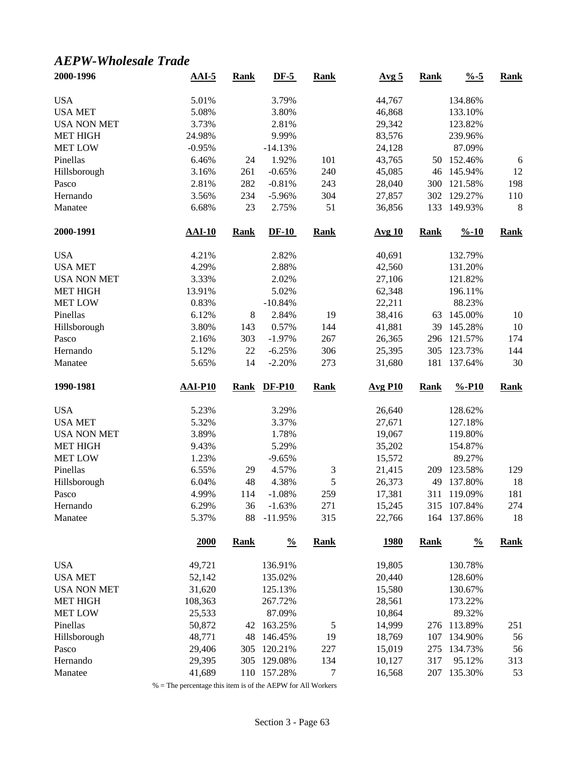## *AEPW-Wholesale Trade*

| 2000-1996 | AAI-5 | Rank | DF-5 | Rank | Avg 5 | Rank | %-5 | Rank |
|---|---|---|---|---|---|---|---|---|
| USA | 5.01% | | 3.79% | | 44,767 | | 134.86% | |
| USA MET | 5.08% | | 3.80% | | 46,868 | | 133.10% | |
| USA NON MET | 3.73% | | 2.81% | | 29,342 | | 123.82% | |
| MET HIGH | 24.98% | | 9.99% | | 83,576 | | 239.96% | |
| MET LOW | -0.95% | | -14.13% | | 24,128 | | 87.09% | |
| Pinellas | 6.46% | 24 | 1.92% | 101 | 43,765 | 50 | 152.46% | 6 |
| Hillsborough | 3.16% | 261 | -0.65% | 240 | 45,085 | 46 | 145.94% | 12 |
| Pasco | 2.81% | 282 | -0.81% | 243 | 28,040 | 300 | 121.58% | 198 |
| Hernando | 3.56% | 234 | -5.96% | 304 | 27,857 | 302 | 129.27% | 110 |
| Manatee | 6.68% | 23 | 2.75% | 51 | 36,856 | 133 | 149.93% | 8 |

| 2000-1991 | AAI-10 | Rank | DF-10 | Rank | Avg 10 | Rank | %-10 | Rank |
|---|---|---|---|---|---|---|---|---|
| USA | 4.21% | | 2.82% | | 40,691 | | 132.79% | |
| USA MET | 4.29% | | 2.88% | | 42,560 | | 131.20% | |
| USA NON MET | 3.33% | | 2.02% | | 27,106 | | 121.82% | |
| MET HIGH | 13.91% | | 5.02% | | 62,348 | | 196.11% | |
| MET LOW | 0.83% | | -10.84% | | 22,211 | | 88.23% | |
| Pinellas | 6.12% | 8 | 2.84% | 19 | 38,416 | 63 | 145.00% | 10 |
| Hillsborough | 3.80% | 143 | 0.57% | 144 | 41,881 | 39 | 145.28% | 10 |
| Pasco | 2.16% | 303 | -1.97% | 267 | 26,365 | 296 | 121.57% | 174 |
| Hernando | 5.12% | 22 | -6.25% | 306 | 25,395 | 305 | 123.73% | 144 |
| Manatee | 5.65% | 14 | -2.20% | 273 | 31,680 | 181 | 137.64% | 30 |

| 1990-1981 | AAI-P10 | Rank | DF-P10 | Rank | Avg P10 | Rank | %-P10 | Rank |
|---|---|---|---|---|---|---|---|---|
| USA | 5.23% | | 3.29% | | 26,640 | | 128.62% | |
| USA MET | 5.32% | | 3.37% | | 27,671 | | 127.18% | |
| USA NON MET | 3.89% | | 1.78% | | 19,067 | | 119.80% | |
| MET HIGH | 9.43% | | 5.29% | | 35,202 | | 154.87% | |
| MET LOW | 1.23% | | -9.65% | | 15,572 | | 89.27% | |
| Pinellas | 6.55% | 29 | 4.57% | 3 | 21,415 | 209 | 123.58% | 129 |
| Hillsborough | 6.04% | 48 | 4.38% | 5 | 26,373 | 49 | 137.80% | 18 |
| Pasco | 4.99% | 114 | -1.08% | 259 | 17,381 | 311 | 119.09% | 181 |
| Hernando | 6.29% | 36 | -1.63% | 271 | 15,245 | 315 | 107.84% | 274 |
| Manatee | 5.37% | 88 | -11.95% | 315 | 22,766 | 164 | 137.86% | 18 |

| | 2000 | Rank | % | Rank | 1980 | Rank | % | Rank |
|---|---|---|---|---|---|---|---|---|
| USA | 49,721 | | 136.91% | | 19,805 | | 130.78% | |
| USA MET | 52,142 | | 135.02% | | 20,440 | | 128.60% | |
| USA NON MET | 31,620 | | 125.13% | | 15,580 | | 130.67% | |
| MET HIGH | 108,363 | | 267.72% | | 28,561 | | 173.22% | |
| MET LOW | 25,533 | | 87.09% | | 10,864 | | 89.32% | |
| Pinellas | 50,872 | 42 | 163.25% | 5 | 14,999 | 276 | 113.89% | 251 |
| Hillsborough | 48,771 | 48 | 146.45% | 19 | 18,769 | 107 | 134.90% | 56 |
| Pasco | 29,406 | 305 | 120.21% | 227 | 15,019 | 275 | 134.73% | 56 |
| Hernando | 29,395 | 305 | 129.08% | 134 | 10,127 | 317 | 95.12% | 313 |
| Manatee | 41,689 | 110 | 157.28% | 7 | 16,568 | 207 | 135.30% | 53 |

% = The percentage this item is of the AEPW for All Workers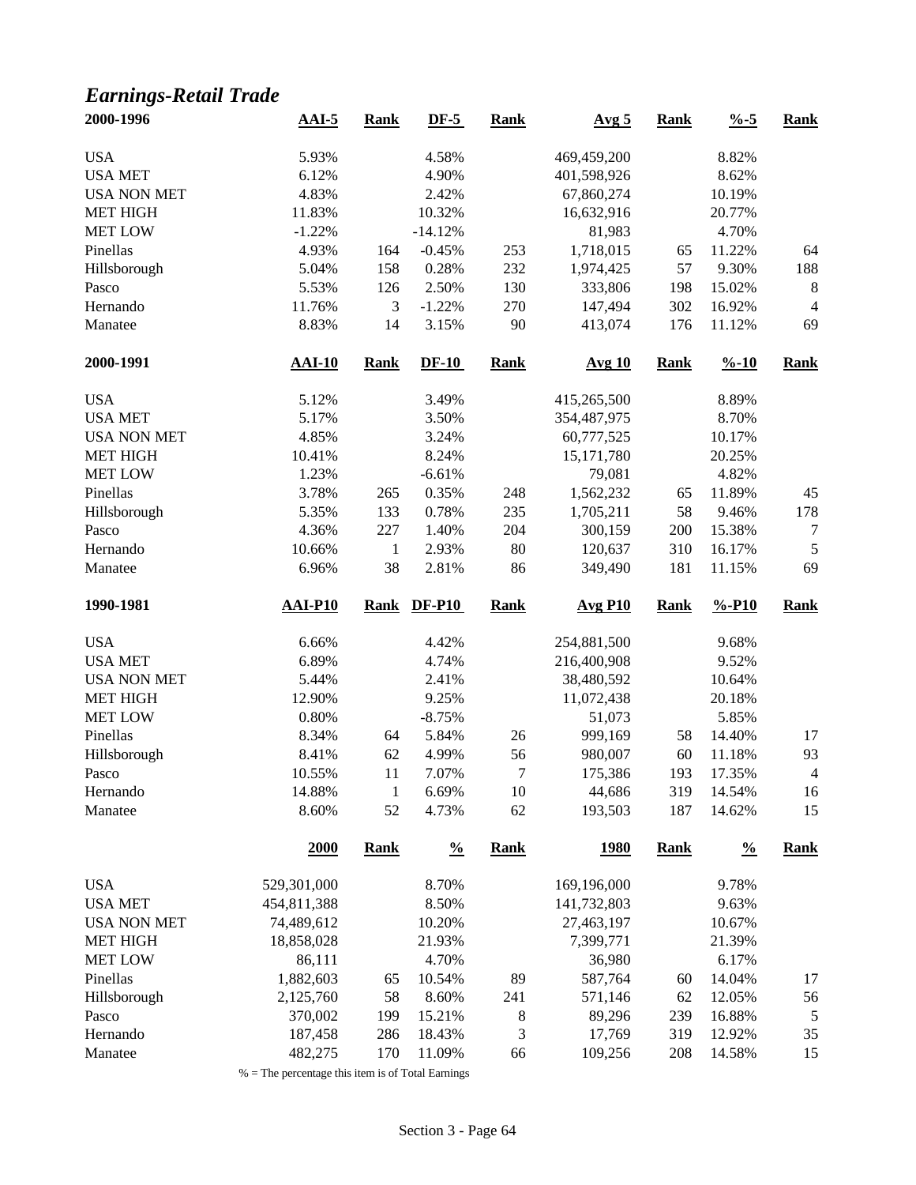## *Earnings-Retail Trade*

| 2000-1996 | AAI-5 | Rank | DF-5 | Rank | Avg 5 | Rank | %-5 | Rank |
|---|---|---|---|---|---|---|---|---|
| USA | 5.93% | | 4.58% | | 469,459,200 | | 8.82% | |
| USA MET | 6.12% | | 4.90% | | 401,598,926 | | 8.62% | |
| USA NON MET | 4.83% | | 2.42% | | 67,860,274 | | 10.19% | |
| MET HIGH | 11.83% | | 10.32% | | 16,632,916 | | 20.77% | |
| MET LOW | -1.22% | | -14.12% | | 81,983 | | 4.70% | |
| Pinellas | 4.93% | 164 | -0.45% | 253 | 1,718,015 | 65 | 11.22% | 64 |
| Hillsborough | 5.04% | 158 | 0.28% | 232 | 1,974,425 | 57 | 9.30% | 188 |
| Pasco | 5.53% | 126 | 2.50% | 130 | 333,806 | 198 | 15.02% | 8 |
| Hernando | 11.76% | 3 | -1.22% | 270 | 147,494 | 302 | 16.92% | 4 |
| Manatee | 8.83% | 14 | 3.15% | 90 | 413,074 | 176 | 11.12% | 69 |

| 2000-1991 | AAI-10 | Rank | DF-10 | Rank | Avg 10 | Rank | %-10 | Rank |
|---|---|---|---|---|---|---|---|---|
| USA | 5.12% | | 3.49% | | 415,265,500 | | 8.89% | |
| USA MET | 5.17% | | 3.50% | | 354,487,975 | | 8.70% | |
| USA NON MET | 4.85% | | 3.24% | | 60,777,525 | | 10.17% | |
| MET HIGH | 10.41% | | 8.24% | | 15,171,780 | | 20.25% | |
| MET LOW | 1.23% | | -6.61% | | 79,081 | | 4.82% | |
| Pinellas | 3.78% | 265 | 0.35% | 248 | 1,562,232 | 65 | 11.89% | 45 |
| Hillsborough | 5.35% | 133 | 0.78% | 235 | 1,705,211 | 58 | 9.46% | 178 |
| Pasco | 4.36% | 227 | 1.40% | 204 | 300,159 | 200 | 15.38% | 7 |
| Hernando | 10.66% | 1 | 2.93% | 80 | 120,637 | 310 | 16.17% | 5 |
| Manatee | 6.96% | 38 | 2.81% | 86 | 349,490 | 181 | 11.15% | 69 |

| 1990-1981 | AAI-P10 | Rank | DF-P10 | Rank | Avg P10 | Rank | %-P10 | Rank |
|---|---|---|---|---|---|---|---|---|
| USA | 6.66% | | 4.42% | | 254,881,500 | | 9.68% | |
| USA MET | 6.89% | | 4.74% | | 216,400,908 | | 9.52% | |
| USA NON MET | 5.44% | | 2.41% | | 38,480,592 | | 10.64% | |
| MET HIGH | 12.90% | | 9.25% | | 11,072,438 | | 20.18% | |
| MET LOW | 0.80% | | -8.75% | | 51,073 | | 5.85% | |
| Pinellas | 8.34% | 64 | 5.84% | 26 | 999,169 | 58 | 14.40% | 17 |
| Hillsborough | 8.41% | 62 | 4.99% | 56 | 980,007 | 60 | 11.18% | 93 |
| Pasco | 10.55% | 11 | 7.07% | 7 | 175,386 | 193 | 17.35% | 4 |
| Hernando | 14.88% | 1 | 6.69% | 10 | 44,686 | 319 | 14.54% | 16 |
| Manatee | 8.60% | 52 | 4.73% | 62 | 193,503 | 187 | 14.62% | 15 |

| | 2000 | Rank | % | Rank | 1980 | Rank | % | Rank |
|---|---|---|---|---|---|---|---|---|
| USA | 529,301,000 | | 8.70% | | 169,196,000 | | 9.78% | |
| USA MET | 454,811,388 | | 8.50% | | 141,732,803 | | 9.63% | |
| USA NON MET | 74,489,612 | | 10.20% | | 27,463,197 | | 10.67% | |
| MET HIGH | 18,858,028 | | 21.93% | | 7,399,771 | | 21.39% | |
| MET LOW | 86,111 | | 4.70% | | 36,980 | | 6.17% | |
| Pinellas | 1,882,603 | 65 | 10.54% | 89 | 587,764 | 60 | 14.04% | 17 |
| Hillsborough | 2,125,760 | 58 | 8.60% | 241 | 571,146 | 62 | 12.05% | 56 |
| Pasco | 370,002 | 199 | 15.21% | 8 | 89,296 | 239 | 16.88% | 5 |
| Hernando | 187,458 | 286 | 18.43% | 3 | 17,769 | 319 | 12.92% | 35 |
| Manatee | 482,275 | 170 | 11.09% | 66 | 109,256 | 208 | 14.58% | 15 |

% = The percentage this item is of Total Earnings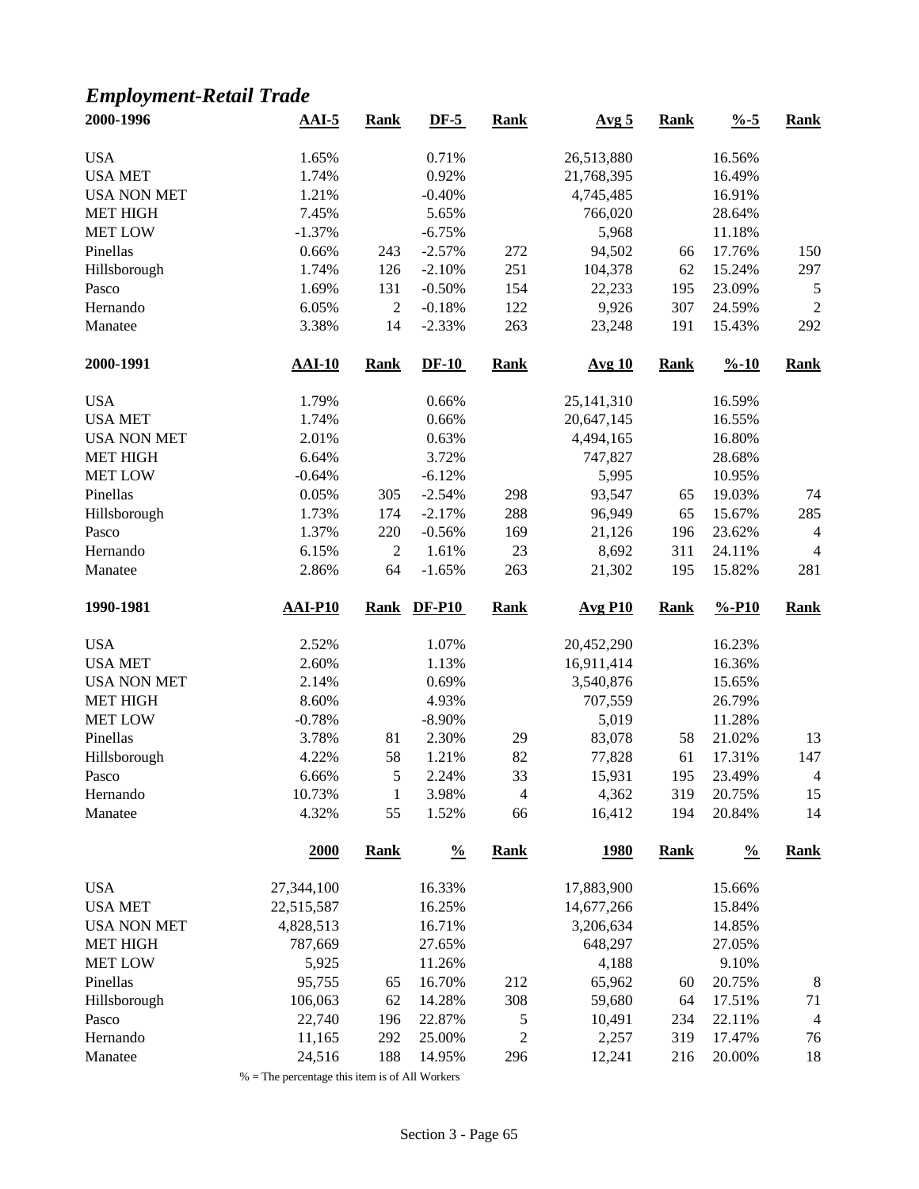## *Employment-Retail Trade*

| 2000-1996 | AAI-5 | Rank | DF-5 | Rank | Avg 5 | Rank | %-5 | Rank |
|---|---|---|---|---|---|---|---|---|
| USA | 1.65% | | 0.71% | | 26,513,880 | | 16.56% | |
| USA MET | 1.74% | | 0.92% | | 21,768,395 | | 16.49% | |
| USA NON MET | 1.21% | | -0.40% | | 4,745,485 | | 16.91% | |
| MET HIGH | 7.45% | | 5.65% | | 766,020 | | 28.64% | |
| MET LOW | -1.37% | | -6.75% | | 5,968 | | 11.18% | |
| Pinellas | 0.66% | 243 | -2.57% | 272 | 94,502 | 66 | 17.76% | 150 |
| Hillsborough | 1.74% | 126 | -2.10% | 251 | 104,378 | 62 | 15.24% | 297 |
| Pasco | 1.69% | 131 | -0.50% | 154 | 22,233 | 195 | 23.09% | 5 |
| Hernando | 6.05% | 2 | -0.18% | 122 | 9,926 | 307 | 24.59% | 2 |
| Manatee | 3.38% | 14 | -2.33% | 263 | 23,248 | 191 | 15.43% | 292 |

| 2000-1991 | AAI-10 | Rank | DF-10 | Rank | Avg 10 | Rank | %-10 | Rank |
|---|---|---|---|---|---|---|---|---|
| USA | 1.79% | | 0.66% | | 25,141,310 | | 16.59% | |
| USA MET | 1.74% | | 0.66% | | 20,647,145 | | 16.55% | |
| USA NON MET | 2.01% | | 0.63% | | 4,494,165 | | 16.80% | |
| MET HIGH | 6.64% | | 3.72% | | 747,827 | | 28.68% | |
| MET LOW | -0.64% | | -6.12% | | 5,995 | | 10.95% | |
| Pinellas | 0.05% | 305 | -2.54% | 298 | 93,547 | 65 | 19.03% | 74 |
| Hillsborough | 1.73% | 174 | -2.17% | 288 | 96,949 | 65 | 15.67% | 285 |
| Pasco | 1.37% | 220 | -0.56% | 169 | 21,126 | 196 | 23.62% | 4 |
| Hernando | 6.15% | 2 | 1.61% | 23 | 8,692 | 311 | 24.11% | 4 |
| Manatee | 2.86% | 64 | -1.65% | 263 | 21,302 | 195 | 15.82% | 281 |

| 1990-1981 | AAI-P10 | Rank | DF-P10 | Rank | Avg P10 | Rank | %-P10 | Rank |
|---|---|---|---|---|---|---|---|---|
| USA | 2.52% | | 1.07% | | 20,452,290 | | 16.23% | |
| USA MET | 2.60% | | 1.13% | | 16,911,414 | | 16.36% | |
| USA NON MET | 2.14% | | 0.69% | | 3,540,876 | | 15.65% | |
| MET HIGH | 8.60% | | 4.93% | | 707,559 | | 26.79% | |
| MET LOW | -0.78% | | -8.90% | | 5,019 | | 11.28% | |
| Pinellas | 3.78% | 81 | 2.30% | 29 | 83,078 | 58 | 21.02% | 13 |
| Hillsborough | 4.22% | 58 | 1.21% | 82 | 77,828 | 61 | 17.31% | 147 |
| Pasco | 6.66% | 5 | 2.24% | 33 | 15,931 | 195 | 23.49% | 4 |
| Hernando | 10.73% | 1 | 3.98% | 4 | 4,362 | 319 | 20.75% | 15 |
| Manatee | 4.32% | 55 | 1.52% | 66 | 16,412 | 194 | 20.84% | 14 |

| | 2000 | Rank | % | Rank | 1980 | Rank | % | Rank |
|---|---|---|---|---|---|---|---|---|
| USA | 27,344,100 | | 16.33% | | 17,883,900 | | 15.66% | |
| USA MET | 22,515,587 | | 16.25% | | 14,677,266 | | 15.84% | |
| USA NON MET | 4,828,513 | | 16.71% | | 3,206,634 | | 14.85% | |
| MET HIGH | 787,669 | | 27.65% | | 648,297 | | 27.05% | |
| MET LOW | 5,925 | | 11.26% | | 4,188 | | 9.10% | |
| Pinellas | 95,755 | 65 | 16.70% | 212 | 65,962 | 60 | 20.75% | 8 |
| Hillsborough | 106,063 | 62 | 14.28% | 308 | 59,680 | 64 | 17.51% | 71 |
| Pasco | 22,740 | 196 | 22.87% | 5 | 10,491 | 234 | 22.11% | 4 |
| Hernando | 11,165 | 292 | 25.00% | 2 | 2,257 | 319 | 17.47% | 76 |
| Manatee | 24,516 | 188 | 14.95% | 296 | 12,241 | 216 | 20.00% | 18 |

% = The percentage this item is of All Workers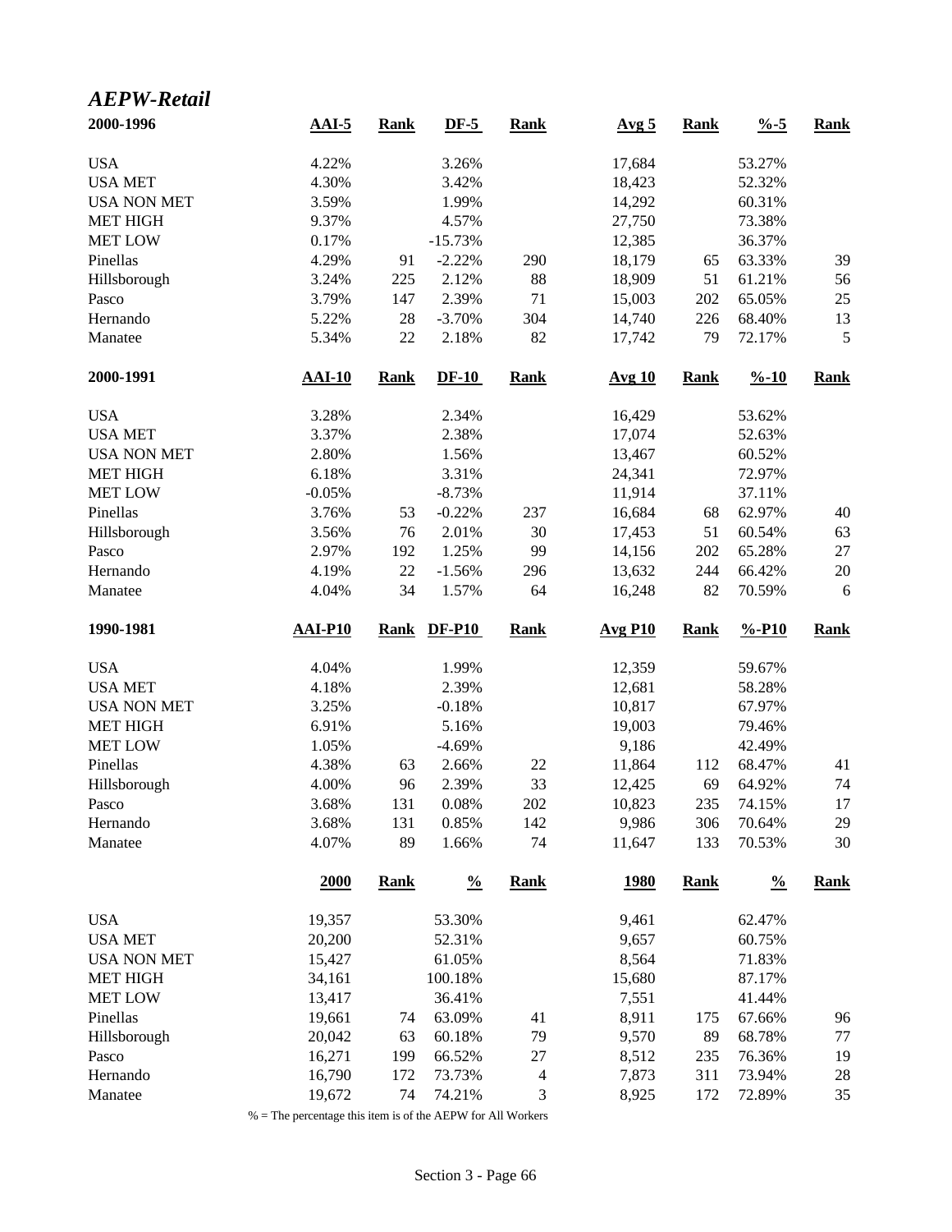## *AEPW-Retail*

| 2000-1996 | AAI-5 | Rank | DF-5 | Rank | Avg 5 | Rank | %-5 | Rank |
|---|---|---|---|---|---|---|---|---|
| USA | 4.22% | | 3.26% | | 17,684 | | 53.27% | |
| USA MET | 4.30% | | 3.42% | | 18,423 | | 52.32% | |
| USA NON MET | 3.59% | | 1.99% | | 14,292 | | 60.31% | |
| MET HIGH | 9.37% | | 4.57% | | 27,750 | | 73.38% | |
| MET LOW | 0.17% | | -15.73% | | 12,385 | | 36.37% | |
| Pinellas | 4.29% | 91 | -2.22% | 290 | 18,179 | 65 | 63.33% | 39 |
| Hillsborough | 3.24% | 225 | 2.12% | 88 | 18,909 | 51 | 61.21% | 56 |
| Pasco | 3.79% | 147 | 2.39% | 71 | 15,003 | 202 | 65.05% | 25 |
| Hernando | 5.22% | 28 | -3.70% | 304 | 14,740 | 226 | 68.40% | 13 |
| Manatee | 5.34% | 22 | 2.18% | 82 | 17,742 | 79 | 72.17% | 5 |

| 2000-1991 | AAI-10 | Rank | DF-10 | Rank | Avg 10 | Rank | %-10 | Rank |
|---|---|---|---|---|---|---|---|---|
| USA | 3.28% | | 2.34% | | 16,429 | | 53.62% | |
| USA MET | 3.37% | | 2.38% | | 17,074 | | 52.63% | |
| USA NON MET | 2.80% | | 1.56% | | 13,467 | | 60.52% | |
| MET HIGH | 6.18% | | 3.31% | | 24,341 | | 72.97% | |
| MET LOW | -0.05% | | -8.73% | | 11,914 | | 37.11% | |
| Pinellas | 3.76% | 53 | -0.22% | 237 | 16,684 | 68 | 62.97% | 40 |
| Hillsborough | 3.56% | 76 | 2.01% | 30 | 17,453 | 51 | 60.54% | 63 |
| Pasco | 2.97% | 192 | 1.25% | 99 | 14,156 | 202 | 65.28% | 27 |
| Hernando | 4.19% | 22 | -1.56% | 296 | 13,632 | 244 | 66.42% | 20 |
| Manatee | 4.04% | 34 | 1.57% | 64 | 16,248 | 82 | 70.59% | 6 |

| 1990-1981 | AAI-P10 | Rank | DF-P10 | Rank | Avg P10 | Rank | %-P10 | Rank |
|---|---|---|---|---|---|---|---|---|
| USA | 4.04% | | 1.99% | | 12,359 | | 59.67% | |
| USA MET | 4.18% | | 2.39% | | 12,681 | | 58.28% | |
| USA NON MET | 3.25% | | -0.18% | | 10,817 | | 67.97% | |
| MET HIGH | 6.91% | | 5.16% | | 19,003 | | 79.46% | |
| MET LOW | 1.05% | | -4.69% | | 9,186 | | 42.49% | |
| Pinellas | 4.38% | 63 | 2.66% | 22 | 11,864 | 112 | 68.47% | 41 |
| Hillsborough | 4.00% | 96 | 2.39% | 33 | 12,425 | 69 | 64.92% | 74 |
| Pasco | 3.68% | 131 | 0.08% | 202 | 10,823 | 235 | 74.15% | 17 |
| Hernando | 3.68% | 131 | 0.85% | 142 | 9,986 | 306 | 70.64% | 29 |
| Manatee | 4.07% | 89 | 1.66% | 74 | 11,647 | 133 | 70.53% | 30 |

| | 2000 | Rank | % | Rank | 1980 | Rank | % | Rank |
|---|---|---|---|---|---|---|---|---|
| USA | 19,357 | | 53.30% | | 9,461 | | 62.47% | |
| USA MET | 20,200 | | 52.31% | | 9,657 | | 60.75% | |
| USA NON MET | 15,427 | | 61.05% | | 8,564 | | 71.83% | |
| MET HIGH | 34,161 | | 100.18% | | 15,680 | | 87.17% | |
| MET LOW | 13,417 | | 36.41% | | 7,551 | | 41.44% | |
| Pinellas | 19,661 | 74 | 63.09% | 41 | 8,911 | 175 | 67.66% | 96 |
| Hillsborough | 20,042 | 63 | 60.18% | 79 | 9,570 | 89 | 68.78% | 77 |
| Pasco | 16,271 | 199 | 66.52% | 27 | 8,512 | 235 | 76.36% | 19 |
| Hernando | 16,790 | 172 | 73.73% | 4 | 7,873 | 311 | 73.94% | 28 |
| Manatee | 19,672 | 74 | 74.21% | 3 | 8,925 | 172 | 72.89% | 35 |

% = The percentage this item is of the AEPW for All Workers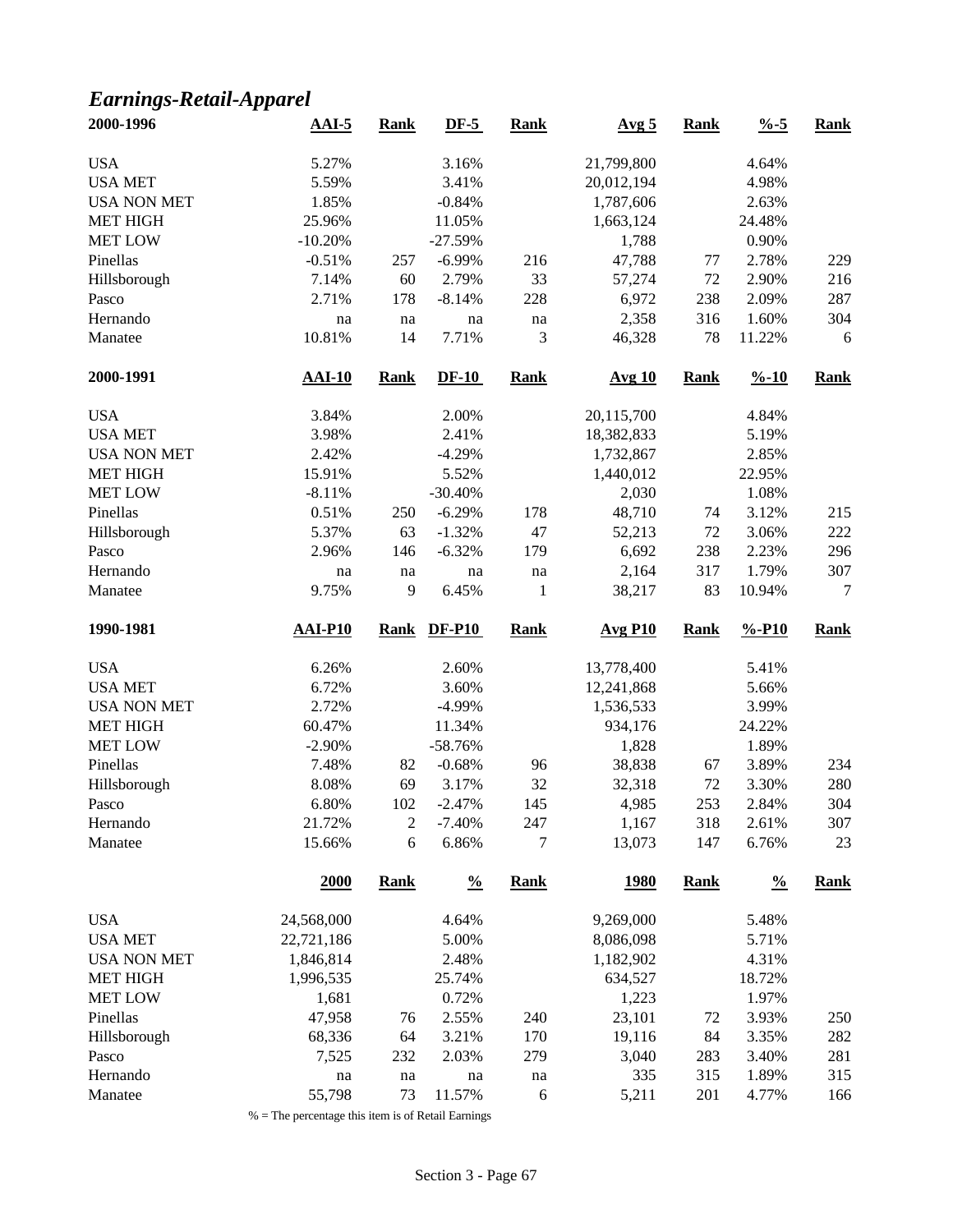## *Earnings-Retail-Apparel*

| 2000-1996 | AAI-5 | Rank | DF-5 | Rank | Avg 5 | Rank | %-5 | Rank |
|---|---|---|---|---|---|---|---|---|
| USA | 5.27% | | 3.16% | | 21,799,800 | | 4.64% | |
| USA MET | 5.59% | | 3.41% | | 20,012,194 | | 4.98% | |
| USA NON MET | 1.85% | | -0.84% | | 1,787,606 | | 2.63% | |
| MET HIGH | 25.96% | | 11.05% | | 1,663,124 | | 24.48% | |
| MET LOW | -10.20% | | -27.59% | | 1,788 | | 0.90% | |
| Pinellas | -0.51% | 257 | -6.99% | 216 | 47,788 | 77 | 2.78% | 229 |
| Hillsborough | 7.14% | 60 | 2.79% | 33 | 57,274 | 72 | 2.90% | 216 |
| Pasco | 2.71% | 178 | -8.14% | 228 | 6,972 | 238 | 2.09% | 287 |
| Hernando | na | na | na | na | 2,358 | 316 | 1.60% | 304 |
| Manatee | 10.81% | 14 | 7.71% | 3 | 46,328 | 78 | 11.22% | 6 |

| 2000-1991 | AAI-10 | Rank | DF-10 | Rank | Avg 10 | Rank | %-10 | Rank |
|---|---|---|---|---|---|---|---|---|
| USA | 3.84% | | 2.00% | | 20,115,700 | | 4.84% | |
| USA MET | 3.98% | | 2.41% | | 18,382,833 | | 5.19% | |
| USA NON MET | 2.42% | | -4.29% | | 1,732,867 | | 2.85% | |
| MET HIGH | 15.91% | | 5.52% | | 1,440,012 | | 22.95% | |
| MET LOW | -8.11% | | -30.40% | | 2,030 | | 1.08% | |
| Pinellas | 0.51% | 250 | -6.29% | 178 | 48,710 | 74 | 3.12% | 215 |
| Hillsborough | 5.37% | 63 | -1.32% | 47 | 52,213 | 72 | 3.06% | 222 |
| Pasco | 2.96% | 146 | -6.32% | 179 | 6,692 | 238 | 2.23% | 296 |
| Hernando | na | na | na | na | 2,164 | 317 | 1.79% | 307 |
| Manatee | 9.75% | 9 | 6.45% | 1 | 38,217 | 83 | 10.94% | 7 |

| 1990-1981 | AAI-P10 | Rank | DF-P10 | Rank | Avg P10 | Rank | %-P10 | Rank |
|---|---|---|---|---|---|---|---|---|
| USA | 6.26% | | 2.60% | | 13,778,400 | | 5.41% | |
| USA MET | 6.72% | | 3.60% | | 12,241,868 | | 5.66% | |
| USA NON MET | 2.72% | | -4.99% | | 1,536,533 | | 3.99% | |
| MET HIGH | 60.47% | | 11.34% | | 934,176 | | 24.22% | |
| MET LOW | -2.90% | | -58.76% | | 1,828 | | 1.89% | |
| Pinellas | 7.48% | 82 | -0.68% | 96 | 38,838 | 67 | 3.89% | 234 |
| Hillsborough | 8.08% | 69 | 3.17% | 32 | 32,318 | 72 | 3.30% | 280 |
| Pasco | 6.80% | 102 | -2.47% | 145 | 4,985 | 253 | 2.84% | 304 |
| Hernando | 21.72% | 2 | -7.40% | 247 | 1,167 | 318 | 2.61% | 307 |
| Manatee | 15.66% | 6 | 6.86% | 7 | 13,073 | 147 | 6.76% | 23 |

| | 2000 | Rank | % | Rank | 1980 | Rank | % | Rank |
|---|---|---|---|---|---|---|---|---|
| USA | 24,568,000 | | 4.64% | | 9,269,000 | | 5.48% | |
| USA MET | 22,721,186 | | 5.00% | | 8,086,098 | | 5.71% | |
| USA NON MET | 1,846,814 | | 2.48% | | 1,182,902 | | 4.31% | |
| MET HIGH | 1,996,535 | | 25.74% | | 634,527 | | 18.72% | |
| MET LOW | 1,681 | | 0.72% | | 1,223 | | 1.97% | |
| Pinellas | 47,958 | 76 | 2.55% | 240 | 23,101 | 72 | 3.93% | 250 |
| Hillsborough | 68,336 | 64 | 3.21% | 170 | 19,116 | 84 | 3.35% | 282 |
| Pasco | 7,525 | 232 | 2.03% | 279 | 3,040 | 283 | 3.40% | 281 |
| Hernando | na | na | na | na | 335 | 315 | 1.89% | 315 |
| Manatee | 55,798 | 73 | 11.57% | 6 | 5,211 | 201 | 4.77% | 166 |

% = The percentage this item is of Retail Earnings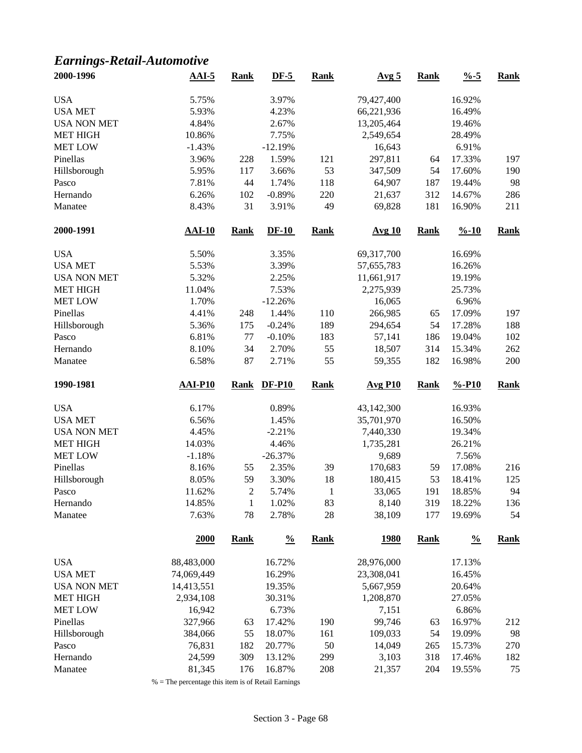## *Earnings-Retail-Automotive*

| 2000-1996 | AAI-5 | Rank | DF-5 | Rank | Avg 5 | Rank | %-5 | Rank |
|---|---|---|---|---|---|---|---|---|
| USA | 5.75% | | 3.97% | | 79,427,400 | | 16.92% | |
| USA MET | 5.93% | | 4.23% | | 66,221,936 | | 16.49% | |
| USA NON MET | 4.84% | | 2.67% | | 13,205,464 | | 19.46% | |
| MET HIGH | 10.86% | | 7.75% | | 2,549,654 | | 28.49% | |
| MET LOW | -1.43% | | -12.19% | | 16,643 | | 6.91% | |
| Pinellas | 3.96% | 228 | 1.59% | 121 | 297,811 | 64 | 17.33% | 197 |
| Hillsborough | 5.95% | 117 | 3.66% | 53 | 347,509 | 54 | 17.60% | 190 |
| Pasco | 7.81% | 44 | 1.74% | 118 | 64,907 | 187 | 19.44% | 98 |
| Hernando | 6.26% | 102 | -0.89% | 220 | 21,637 | 312 | 14.67% | 286 |
| Manatee | 8.43% | 31 | 3.91% | 49 | 69,828 | 181 | 16.90% | 211 |

| 2000-1991 | AAI-10 | Rank | DF-10 | Rank | Avg 10 | Rank | %-10 | Rank |
|---|---|---|---|---|---|---|---|---|
| USA | 5.50% | | 3.35% | | 69,317,700 | | 16.69% | |
| USA MET | 5.53% | | 3.39% | | 57,655,783 | | 16.26% | |
| USA NON MET | 5.32% | | 2.25% | | 11,661,917 | | 19.19% | |
| MET HIGH | 11.04% | | 7.53% | | 2,275,939 | | 25.73% | |
| MET LOW | 1.70% | | -12.26% | | 16,065 | | 6.96% | |
| Pinellas | 4.41% | 248 | 1.44% | 110 | 266,985 | 65 | 17.09% | 197 |
| Hillsborough | 5.36% | 175 | -0.24% | 189 | 294,654 | 54 | 17.28% | 188 |
| Pasco | 6.81% | 77 | -0.10% | 183 | 57,141 | 186 | 19.04% | 102 |
| Hernando | 8.10% | 34 | 2.70% | 55 | 18,507 | 314 | 15.34% | 262 |
| Manatee | 6.58% | 87 | 2.71% | 55 | 59,355 | 182 | 16.98% | 200 |

| 1990-1981 | AAI-P10 | Rank | DF-P10 | Rank | Avg P10 | Rank | %-P10 | Rank |
|---|---|---|---|---|---|---|---|---|
| USA | 6.17% | | 0.89% | | 43,142,300 | | 16.93% | |
| USA MET | 6.56% | | 1.45% | | 35,701,970 | | 16.50% | |
| USA NON MET | 4.45% | | -2.21% | | 7,440,330 | | 19.34% | |
| MET HIGH | 14.03% | | 4.46% | | 1,735,281 | | 26.21% | |
| MET LOW | -1.18% | | -26.37% | | 9,689 | | 7.56% | |
| Pinellas | 8.16% | 55 | 2.35% | 39 | 170,683 | 59 | 17.08% | 216 |
| Hillsborough | 8.05% | 59 | 3.30% | 18 | 180,415 | 53 | 18.41% | 125 |
| Pasco | 11.62% | 2 | 5.74% | 1 | 33,065 | 191 | 18.85% | 94 |
| Hernando | 14.85% | 1 | 1.02% | 83 | 8,140 | 319 | 18.22% | 136 |
| Manatee | 7.63% | 78 | 2.78% | 28 | 38,109 | 177 | 19.69% | 54 |

| | 2000 | Rank | % | Rank | 1980 | Rank | % | Rank |
|---|---|---|---|---|---|---|---|---|
| USA | 88,483,000 | | 16.72% | | 28,976,000 | | 17.13% | |
| USA MET | 74,069,449 | | 16.29% | | 23,308,041 | | 16.45% | |
| USA NON MET | 14,413,551 | | 19.35% | | 5,667,959 | | 20.64% | |
| MET HIGH | 2,934,108 | | 30.31% | | 1,208,870 | | 27.05% | |
| MET LOW | 16,942 | | 6.73% | | 7,151 | | 6.86% | |
| Pinellas | 327,966 | 63 | 17.42% | 190 | 99,746 | 63 | 16.97% | 212 |
| Hillsborough | 384,066 | 55 | 18.07% | 161 | 109,033 | 54 | 19.09% | 98 |
| Pasco | 76,831 | 182 | 20.77% | 50 | 14,049 | 265 | 15.73% | 270 |
| Hernando | 24,599 | 309 | 13.12% | 299 | 3,103 | 318 | 17.46% | 182 |
| Manatee | 81,345 | 176 | 16.87% | 208 | 21,357 | 204 | 19.55% | 75 |

% = The percentage this item is of Retail Earnings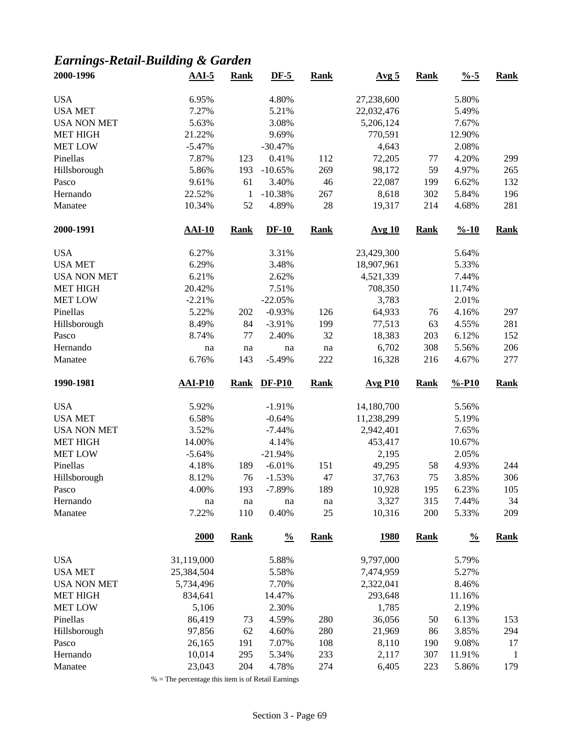# *Earnings-Retail-Building & Garden*

| 2000-1996 | AAI-5 | Rank | DF-5 | Rank | Avg 5 | Rank | %-5 | Rank |
|---|---|---|---|---|---|---|---|---|
| USA | 6.95% | | 4.80% | | 27,238,600 | | 5.80% | |
| USA MET | 7.27% | | 5.21% | | 22,032,476 | | 5.49% | |
| USA NON MET | 5.63% | | 3.08% | | 5,206,124 | | 7.67% | |
| MET HIGH | 21.22% | | 9.69% | | 770,591 | | 12.90% | |
| MET LOW | -5.47% | | -30.47% | | 4,643 | | 2.08% | |
| Pinellas | 7.87% | 123 | 0.41% | 112 | 72,205 | 77 | 4.20% | 299 |
| Hillsborough | 5.86% | 193 | -10.65% | 269 | 98,172 | 59 | 4.97% | 265 |
| Pasco | 9.61% | 61 | 3.40% | 46 | 22,087 | 199 | 6.62% | 132 |
| Hernando | 22.52% | 1 | -10.38% | 267 | 8,618 | 302 | 5.84% | 196 |
| Manatee | 10.34% | 52 | 4.89% | 28 | 19,317 | 214 | 4.68% | 281 |

| 2000-1991 | AAI-10 | Rank | DF-10 | Rank | Avg 10 | Rank | %-10 | Rank |
|---|---|---|---|---|---|---|---|---|
| USA | 6.27% | | 3.31% | | 23,429,300 | | 5.64% | |
| USA MET | 6.29% | | 3.48% | | 18,907,961 | | 5.33% | |
| USA NON MET | 6.21% | | 2.62% | | 4,521,339 | | 7.44% | |
| MET HIGH | 20.42% | | 7.51% | | 708,350 | | 11.74% | |
| MET LOW | -2.21% | | -22.05% | | 3,783 | | 2.01% | |
| Pinellas | 5.22% | 202 | -0.93% | 126 | 64,933 | 76 | 4.16% | 297 |
| Hillsborough | 8.49% | 84 | -3.91% | 199 | 77,513 | 63 | 4.55% | 281 |
| Pasco | 8.74% | 77 | 2.40% | 32 | 18,383 | 203 | 6.12% | 152 |
| Hernando | na | na | na | na | 6,702 | 308 | 5.56% | 206 |
| Manatee | 6.76% | 143 | -5.49% | 222 | 16,328 | 216 | 4.67% | 277 |

| 1990-1981 | AAI-P10 | Rank | DF-P10 | Rank | Avg P10 | Rank | %-P10 | Rank |
|---|---|---|---|---|---|---|---|---|
| USA | 5.92% | | -1.91% | | 14,180,700 | | 5.56% | |
| USA MET | 6.58% | | -0.64% | | 11,238,299 | | 5.19% | |
| USA NON MET | 3.52% | | -7.44% | | 2,942,401 | | 7.65% | |
| MET HIGH | 14.00% | | 4.14% | | 453,417 | | 10.67% | |
| MET LOW | -5.64% | | -21.94% | | 2,195 | | 2.05% | |
| Pinellas | 4.18% | 189 | -6.01% | 151 | 49,295 | 58 | 4.93% | 244 |
| Hillsborough | 8.12% | 76 | -1.53% | 47 | 37,763 | 75 | 3.85% | 306 |
| Pasco | 4.00% | 193 | -7.89% | 189 | 10,928 | 195 | 6.23% | 105 |
| Hernando | na | na | na | na | 3,327 | 315 | 7.44% | 34 |
| Manatee | 7.22% | 110 | 0.40% | 25 | 10,316 | 200 | 5.33% | 209 |

| | 2000 | Rank | % | Rank | 1980 | Rank | % | Rank |
|---|---|---|---|---|---|---|---|---|
| USA | 31,119,000 | | 5.88% | | 9,797,000 | | 5.79% | |
| USA MET | 25,384,504 | | 5.58% | | 7,474,959 | | 5.27% | |
| USA NON MET | 5,734,496 | | 7.70% | | 2,322,041 | | 8.46% | |
| MET HIGH | 834,641 | | 14.47% | | 293,648 | | 11.16% | |
| MET LOW | 5,106 | | 2.30% | | 1,785 | | 2.19% | |
| Pinellas | 86,419 | 73 | 4.59% | 280 | 36,056 | 50 | 6.13% | 153 |
| Hillsborough | 97,856 | 62 | 4.60% | 280 | 21,969 | 86 | 3.85% | 294 |
| Pasco | 26,165 | 191 | 7.07% | 108 | 8,110 | 190 | 9.08% | 17 |
| Hernando | 10,014 | 295 | 5.34% | 233 | 2,117 | 307 | 11.91% | 1 |
| Manatee | 23,043 | 204 | 4.78% | 274 | 6,405 | 223 | 5.86% | 179 |

% = The percentage this item is of Retail Earnings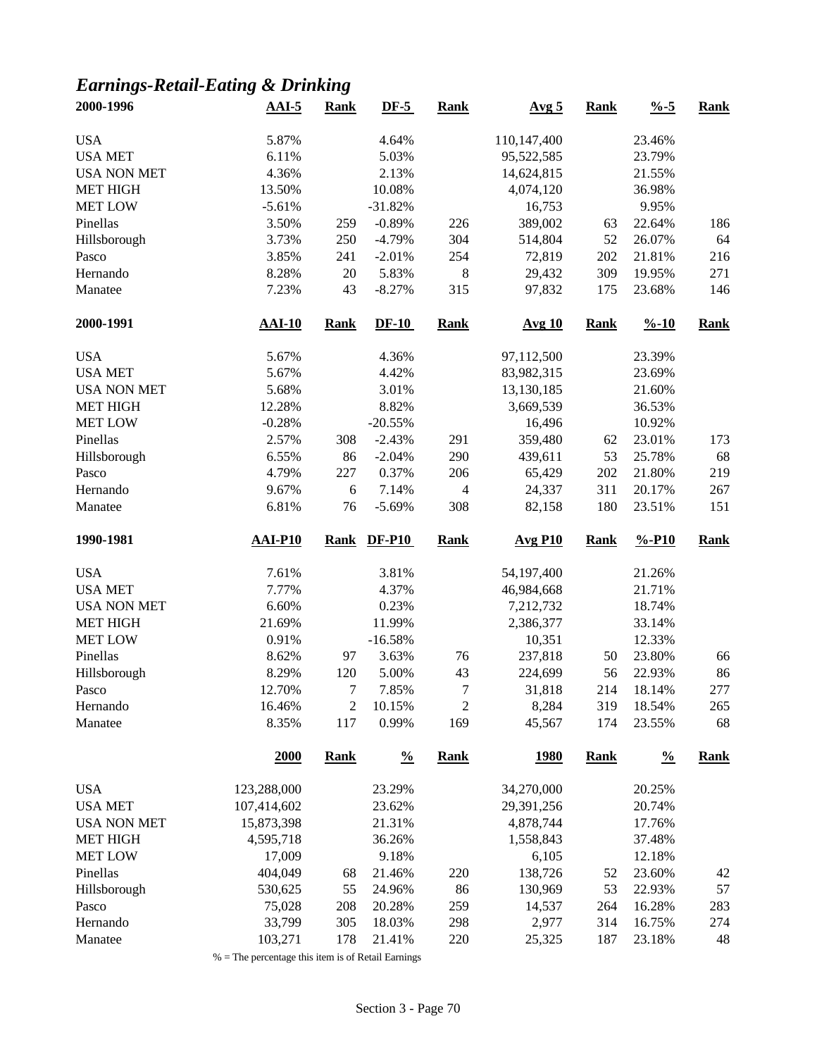## *Earnings-Retail-Eating & Drinking*

| 2000-1996 | AAI-5 | Rank | DF-5 | Rank | Avg 5 | Rank | %-5 | Rank |
|---|---|---|---|---|---|---|---|---|
| USA | 5.87% | | 4.64% | | 110,147,400 | | 23.46% | |
| USA MET | 6.11% | | 5.03% | | 95,522,585 | | 23.79% | |
| USA NON MET | 4.36% | | 2.13% | | 14,624,815 | | 21.55% | |
| MET HIGH | 13.50% | | 10.08% | | 4,074,120 | | 36.98% | |
| MET LOW | -5.61% | | -31.82% | | 16,753 | | 9.95% | |
| Pinellas | 3.50% | 259 | -0.89% | 226 | 389,002 | 63 | 22.64% | 186 |
| Hillsborough | 3.73% | 250 | -4.79% | 304 | 514,804 | 52 | 26.07% | 64 |
| Pasco | 3.85% | 241 | -2.01% | 254 | 72,819 | 202 | 21.81% | 216 |
| Hernando | 8.28% | 20 | 5.83% | 8 | 29,432 | 309 | 19.95% | 271 |
| Manatee | 7.23% | 43 | -8.27% | 315 | 97,832 | 175 | 23.68% | 146 |

| 2000-1991 | AAI-10 | Rank | DF-10 | Rank | Avg 10 | Rank | %-10 | Rank |
|---|---|---|---|---|---|---|---|---|
| USA | 5.67% | | 4.36% | | 97,112,500 | | 23.39% | |
| USA MET | 5.67% | | 4.42% | | 83,982,315 | | 23.69% | |
| USA NON MET | 5.68% | | 3.01% | | 13,130,185 | | 21.60% | |
| MET HIGH | 12.28% | | 8.82% | | 3,669,539 | | 36.53% | |
| MET LOW | -0.28% | | -20.55% | | 16,496 | | 10.92% | |
| Pinellas | 2.57% | 308 | -2.43% | 291 | 359,480 | 62 | 23.01% | 173 |
| Hillsborough | 6.55% | 86 | -2.04% | 290 | 439,611 | 53 | 25.78% | 68 |
| Pasco | 4.79% | 227 | 0.37% | 206 | 65,429 | 202 | 21.80% | 219 |
| Hernando | 9.67% | 6 | 7.14% | 4 | 24,337 | 311 | 20.17% | 267 |
| Manatee | 6.81% | 76 | -5.69% | 308 | 82,158 | 180 | 23.51% | 151 |

| 1990-1981 | AAI-P10 | Rank | DF-P10 | Rank | Avg P10 | Rank | %-P10 | Rank |
|---|---|---|---|---|---|---|---|---|
| USA | 7.61% | | 3.81% | | 54,197,400 | | 21.26% | |
| USA MET | 7.77% | | 4.37% | | 46,984,668 | | 21.71% | |
| USA NON MET | 6.60% | | 0.23% | | 7,212,732 | | 18.74% | |
| MET HIGH | 21.69% | | 11.99% | | 2,386,377 | | 33.14% | |
| MET LOW | 0.91% | | -16.58% | | 10,351 | | 12.33% | |
| Pinellas | 8.62% | 97 | 3.63% | 76 | 237,818 | 50 | 23.80% | 66 |
| Hillsborough | 8.29% | 120 | 5.00% | 43 | 224,699 | 56 | 22.93% | 86 |
| Pasco | 12.70% | 7 | 7.85% | 7 | 31,818 | 214 | 18.14% | 277 |
| Hernando | 16.46% | 2 | 10.15% | 2 | 8,284 | 319 | 18.54% | 265 |
| Manatee | 8.35% | 117 | 0.99% | 169 | 45,567 | 174 | 23.55% | 68 |

| | 2000 | Rank | % | Rank | 1980 | Rank | % | Rank |
|---|---|---|---|---|---|---|---|---|
| USA | 123,288,000 | | 23.29% | | 34,270,000 | | 20.25% | |
| USA MET | 107,414,602 | | 23.62% | | 29,391,256 | | 20.74% | |
| USA NON MET | 15,873,398 | | 21.31% | | 4,878,744 | | 17.76% | |
| MET HIGH | 4,595,718 | | 36.26% | | 1,558,843 | | 37.48% | |
| MET LOW | 17,009 | | 9.18% | | 6,105 | | 12.18% | |
| Pinellas | 404,049 | 68 | 21.46% | 220 | 138,726 | 52 | 23.60% | 42 |
| Hillsborough | 530,625 | 55 | 24.96% | 86 | 130,969 | 53 | 22.93% | 57 |
| Pasco | 75,028 | 208 | 20.28% | 259 | 14,537 | 264 | 16.28% | 283 |
| Hernando | 33,799 | 305 | 18.03% | 298 | 2,977 | 314 | 16.75% | 274 |
| Manatee | 103,271 | 178 | 21.41% | 220 | 25,325 | 187 | 23.18% | 48 |

% = The percentage this item is of Retail Earnings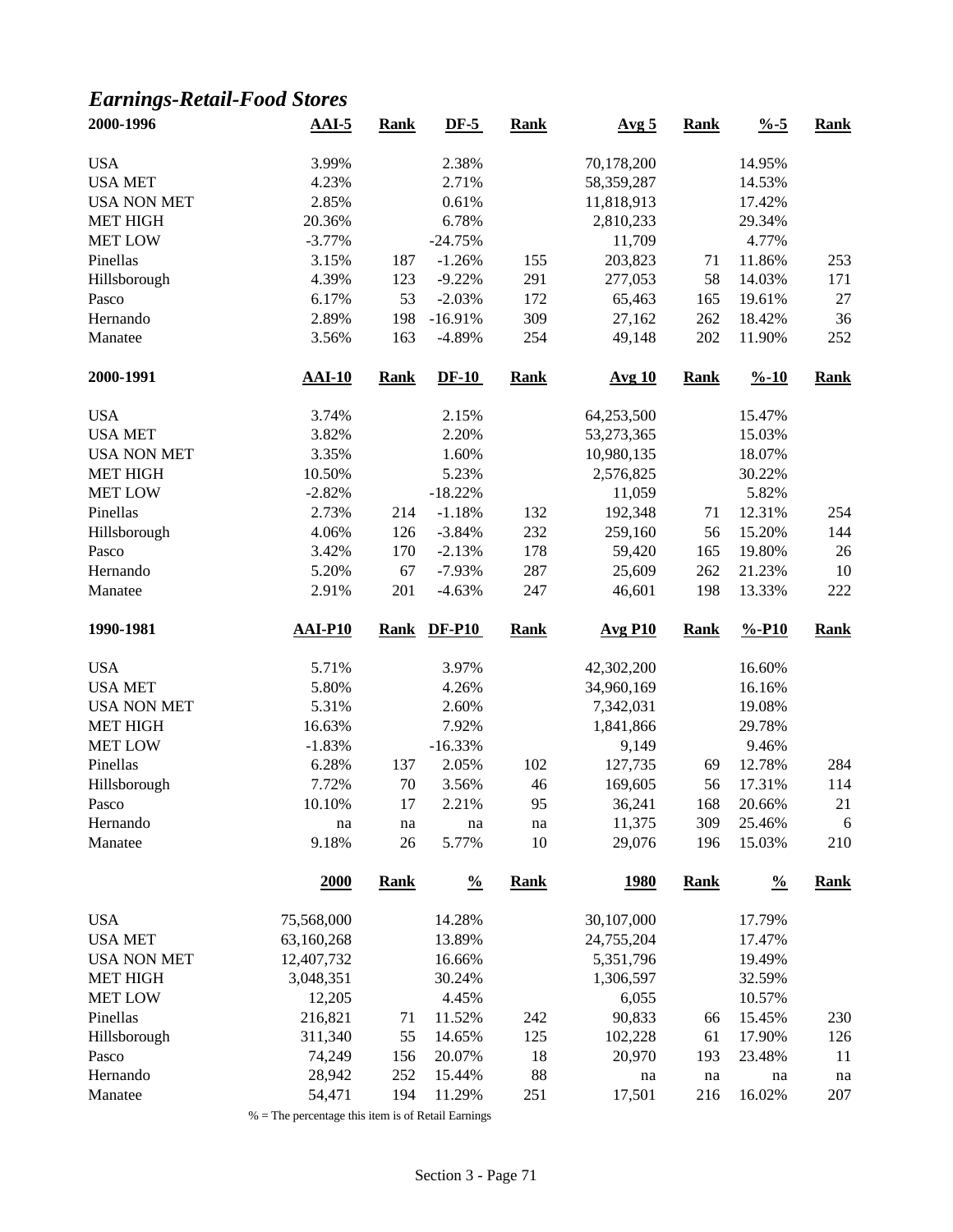## *Earnings-Retail-Food Stores*

| 2000-1996 | AAI-5 | Rank | DF-5 | Rank | Avg 5 | Rank | %-5 | Rank |
|---|---|---|---|---|---|---|---|---|
| USA | 3.99% | | 2.38% | | 70,178,200 | | 14.95% | |
| USA MET | 4.23% | | 2.71% | | 58,359,287 | | 14.53% | |
| USA NON MET | 2.85% | | 0.61% | | 11,818,913 | | 17.42% | |
| MET HIGH | 20.36% | | 6.78% | | 2,810,233 | | 29.34% | |
| MET LOW | -3.77% | | -24.75% | | 11,709 | | 4.77% | |
| Pinellas | 3.15% | 187 | -1.26% | 155 | 203,823 | 71 | 11.86% | 253 |
| Hillsborough | 4.39% | 123 | -9.22% | 291 | 277,053 | 58 | 14.03% | 171 |
| Pasco | 6.17% | 53 | -2.03% | 172 | 65,463 | 165 | 19.61% | 27 |
| Hernando | 2.89% | 198 | -16.91% | 309 | 27,162 | 262 | 18.42% | 36 |
| Manatee | 3.56% | 163 | -4.89% | 254 | 49,148 | 202 | 11.90% | 252 |

| 2000-1991 | AAI-10 | Rank | DF-10 | Rank | Avg 10 | Rank | %-10 | Rank |
|---|---|---|---|---|---|---|---|---|
| USA | 3.74% | | 2.15% | | 64,253,500 | | 15.47% | |
| USA MET | 3.82% | | 2.20% | | 53,273,365 | | 15.03% | |
| USA NON MET | 3.35% | | 1.60% | | 10,980,135 | | 18.07% | |
| MET HIGH | 10.50% | | 5.23% | | 2,576,825 | | 30.22% | |
| MET LOW | -2.82% | | -18.22% | | 11,059 | | 5.82% | |
| Pinellas | 2.73% | 214 | -1.18% | 132 | 192,348 | 71 | 12.31% | 254 |
| Hillsborough | 4.06% | 126 | -3.84% | 232 | 259,160 | 56 | 15.20% | 144 |
| Pasco | 3.42% | 170 | -2.13% | 178 | 59,420 | 165 | 19.80% | 26 |
| Hernando | 5.20% | 67 | -7.93% | 287 | 25,609 | 262 | 21.23% | 10 |
| Manatee | 2.91% | 201 | -4.63% | 247 | 46,601 | 198 | 13.33% | 222 |

| 1990-1981 | AAI-P10 | Rank | DF-P10 | Rank | Avg P10 | Rank | %-P10 | Rank |
|---|---|---|---|---|---|---|---|---|
| USA | 5.71% | | 3.97% | | 42,302,200 | | 16.60% | |
| USA MET | 5.80% | | 4.26% | | 34,960,169 | | 16.16% | |
| USA NON MET | 5.31% | | 2.60% | | 7,342,031 | | 19.08% | |
| MET HIGH | 16.63% | | 7.92% | | 1,841,866 | | 29.78% | |
| MET LOW | -1.83% | | -16.33% | | 9,149 | | 9.46% | |
| Pinellas | 6.28% | 137 | 2.05% | 102 | 127,735 | 69 | 12.78% | 284 |
| Hillsborough | 7.72% | 70 | 3.56% | 46 | 169,605 | 56 | 17.31% | 114 |
| Pasco | 10.10% | 17 | 2.21% | 95 | 36,241 | 168 | 20.66% | 21 |
| Hernando | na | na | na | na | 11,375 | 309 | 25.46% | 6 |
| Manatee | 9.18% | 26 | 5.77% | 10 | 29,076 | 196 | 15.03% | 210 |

| | 2000 | Rank | % | Rank | 1980 | Rank | % | Rank |
|---|---|---|---|---|---|---|---|---|
| USA | 75,568,000 | | 14.28% | | 30,107,000 | | 17.79% | |
| USA MET | 63,160,268 | | 13.89% | | 24,755,204 | | 17.47% | |
| USA NON MET | 12,407,732 | | 16.66% | | 5,351,796 | | 19.49% | |
| MET HIGH | 3,048,351 | | 30.24% | | 1,306,597 | | 32.59% | |
| MET LOW | 12,205 | | 4.45% | | 6,055 | | 10.57% | |
| Pinellas | 216,821 | 71 | 11.52% | 242 | 90,833 | 66 | 15.45% | 230 |
| Hillsborough | 311,340 | 55 | 14.65% | 125 | 102,228 | 61 | 17.90% | 126 |
| Pasco | 74,249 | 156 | 20.07% | 18 | 20,970 | 193 | 23.48% | 11 |
| Hernando | 28,942 | 252 | 15.44% | 88 | na | na | na | na |
| Manatee | 54,471 | 194 | 11.29% | 251 | 17,501 | 216 | 16.02% | 207 |

% = The percentage this item is of Retail Earnings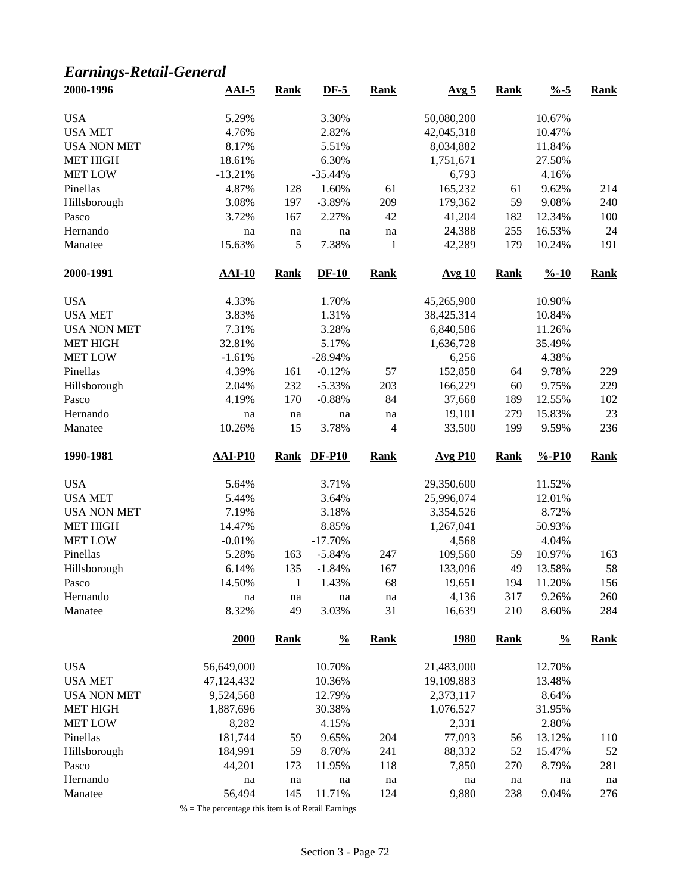## *Earnings-Retail-General*

| 2000-1996 | AAI-5 | Rank | DF-5 | Rank | Avg 5 | Rank | %-5 | Rank |
|---|---|---|---|---|---|---|---|---|
| USA | 5.29% | | 3.30% | | 50,080,200 | | 10.67% | |
| USA MET | 4.76% | | 2.82% | | 42,045,318 | | 10.47% | |
| USA NON MET | 8.17% | | 5.51% | | 8,034,882 | | 11.84% | |
| MET HIGH | 18.61% | | 6.30% | | 1,751,671 | | 27.50% | |
| MET LOW | -13.21% | | -35.44% | | 6,793 | | 4.16% | |
| Pinellas | 4.87% | 128 | 1.60% | 61 | 165,232 | 61 | 9.62% | 214 |
| Hillsborough | 3.08% | 197 | -3.89% | 209 | 179,362 | 59 | 9.08% | 240 |
| Pasco | 3.72% | 167 | 2.27% | 42 | 41,204 | 182 | 12.34% | 100 |
| Hernando | na | na | na | na | 24,388 | 255 | 16.53% | 24 |
| Manatee | 15.63% | 5 | 7.38% | 1 | 42,289 | 179 | 10.24% | 191 |

| 2000-1991 | AAI-10 | Rank | DF-10 | Rank | Avg 10 | Rank | %-10 | Rank |
|---|---|---|---|---|---|---|---|---|
| USA | 4.33% | | 1.70% | | 45,265,900 | | 10.90% | |
| USA MET | 3.83% | | 1.31% | | 38,425,314 | | 10.84% | |
| USA NON MET | 7.31% | | 3.28% | | 6,840,586 | | 11.26% | |
| MET HIGH | 32.81% | | 5.17% | | 1,636,728 | | 35.49% | |
| MET LOW | -1.61% | | -28.94% | | 6,256 | | 4.38% | |
| Pinellas | 4.39% | 161 | -0.12% | 57 | 152,858 | 64 | 9.78% | 229 |
| Hillsborough | 2.04% | 232 | -5.33% | 203 | 166,229 | 60 | 9.75% | 229 |
| Pasco | 4.19% | 170 | -0.88% | 84 | 37,668 | 189 | 12.55% | 102 |
| Hernando | na | na | na | na | 19,101 | 279 | 15.83% | 23 |
| Manatee | 10.26% | 15 | 3.78% | 4 | 33,500 | 199 | 9.59% | 236 |

| 1990-1981 | AAI-P10 | Rank | DF-P10 | Rank | Avg P10 | Rank | %-P10 | Rank |
|---|---|---|---|---|---|---|---|---|
| USA | 5.64% | | 3.71% | | 29,350,600 | | 11.52% | |
| USA MET | 5.44% | | 3.64% | | 25,996,074 | | 12.01% | |
| USA NON MET | 7.19% | | 3.18% | | 3,354,526 | | 8.72% | |
| MET HIGH | 14.47% | | 8.85% | | 1,267,041 | | 50.93% | |
| MET LOW | -0.01% | | -17.70% | | 4,568 | | 4.04% | |
| Pinellas | 5.28% | 163 | -5.84% | 247 | 109,560 | 59 | 10.97% | 163 |
| Hillsborough | 6.14% | 135 | -1.84% | 167 | 133,096 | 49 | 13.58% | 58 |
| Pasco | 14.50% | 1 | 1.43% | 68 | 19,651 | 194 | 11.20% | 156 |
| Hernando | na | na | na | na | 4,136 | 317 | 9.26% | 260 |
| Manatee | 8.32% | 49 | 3.03% | 31 | 16,639 | 210 | 8.60% | 284 |

| | 2000 | Rank | % | Rank | 1980 | Rank | % | Rank |
|---|---|---|---|---|---|---|---|---|
| USA | 56,649,000 | | 10.70% | | 21,483,000 | | 12.70% | |
| USA MET | 47,124,432 | | 10.36% | | 19,109,883 | | 13.48% | |
| USA NON MET | 9,524,568 | | 12.79% | | 2,373,117 | | 8.64% | |
| MET HIGH | 1,887,696 | | 30.38% | | 1,076,527 | | 31.95% | |
| MET LOW | 8,282 | | 4.15% | | 2,331 | | 2.80% | |
| Pinellas | 181,744 | 59 | 9.65% | 204 | 77,093 | 56 | 13.12% | 110 |
| Hillsborough | 184,991 | 59 | 8.70% | 241 | 88,332 | 52 | 15.47% | 52 |
| Pasco | 44,201 | 173 | 11.95% | 118 | 7,850 | 270 | 8.79% | 281 |
| Hernando | na | na | na | na | na | na | na | na |
| Manatee | 56,494 | 145 | 11.71% | 124 | 9,880 | 238 | 9.04% | 276 |

% = The percentage this item is of Retail Earnings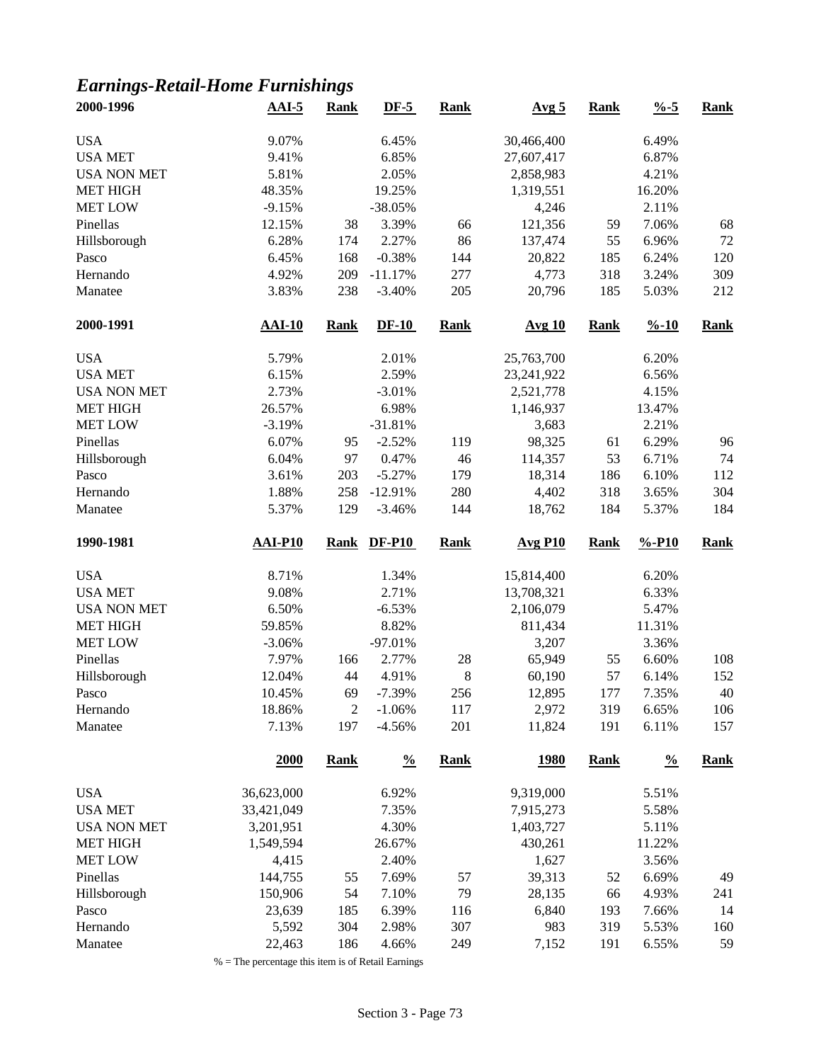## *Earnings-Retail-Home Furnishings*

| 2000-1996 | AAI-5 | Rank | DF-5 | Rank | Avg 5 | Rank | %-5 | Rank |
|---|---|---|---|---|---|---|---|---|
| USA | 9.07% | | 6.45% | | 30,466,400 | | 6.49% | |
| USA MET | 9.41% | | 6.85% | | 27,607,417 | | 6.87% | |
| USA NON MET | 5.81% | | 2.05% | | 2,858,983 | | 4.21% | |
| MET HIGH | 48.35% | | 19.25% | | 1,319,551 | | 16.20% | |
| MET LOW | -9.15% | | -38.05% | | 4,246 | | 2.11% | |
| Pinellas | 12.15% | 38 | 3.39% | 66 | 121,356 | 59 | 7.06% | 68 |
| Hillsborough | 6.28% | 174 | 2.27% | 86 | 137,474 | 55 | 6.96% | 72 |
| Pasco | 6.45% | 168 | -0.38% | 144 | 20,822 | 185 | 6.24% | 120 |
| Hernando | 4.92% | 209 | -11.17% | 277 | 4,773 | 318 | 3.24% | 309 |
| Manatee | 3.83% | 238 | -3.40% | 205 | 20,796 | 185 | 5.03% | 212 |

| 2000-1991 | AAI-10 | Rank | DF-10 | Rank | Avg 10 | Rank | %-10 | Rank |
|---|---|---|---|---|---|---|---|---|
| USA | 5.79% | | 2.01% | | 25,763,700 | | 6.20% | |
| USA MET | 6.15% | | 2.59% | | 23,241,922 | | 6.56% | |
| USA NON MET | 2.73% | | -3.01% | | 2,521,778 | | 4.15% | |
| MET HIGH | 26.57% | | 6.98% | | 1,146,937 | | 13.47% | |
| MET LOW | -3.19% | | -31.81% | | 3,683 | | 2.21% | |
| Pinellas | 6.07% | 95 | -2.52% | 119 | 98,325 | 61 | 6.29% | 96 |
| Hillsborough | 6.04% | 97 | 0.47% | 46 | 114,357 | 53 | 6.71% | 74 |
| Pasco | 3.61% | 203 | -5.27% | 179 | 18,314 | 186 | 6.10% | 112 |
| Hernando | 1.88% | 258 | -12.91% | 280 | 4,402 | 318 | 3.65% | 304 |
| Manatee | 5.37% | 129 | -3.46% | 144 | 18,762 | 184 | 5.37% | 184 |

| 1990-1981 | AAI-P10 | Rank | DF-P10 | Rank | Avg P10 | Rank | %-P10 | Rank |
|---|---|---|---|---|---|---|---|---|
| USA | 8.71% | | 1.34% | | 15,814,400 | | 6.20% | |
| USA MET | 9.08% | | 2.71% | | 13,708,321 | | 6.33% | |
| USA NON MET | 6.50% | | -6.53% | | 2,106,079 | | 5.47% | |
| MET HIGH | 59.85% | | 8.82% | | 811,434 | | 11.31% | |
| MET LOW | -3.06% | | -97.01% | | 3,207 | | 3.36% | |
| Pinellas | 7.97% | 166 | 2.77% | 28 | 65,949 | 55 | 6.60% | 108 |
| Hillsborough | 12.04% | 44 | 4.91% | 8 | 60,190 | 57 | 6.14% | 152 |
| Pasco | 10.45% | 69 | -7.39% | 256 | 12,895 | 177 | 7.35% | 40 |
| Hernando | 18.86% | 2 | -1.06% | 117 | 2,972 | 319 | 6.65% | 106 |
| Manatee | 7.13% | 197 | -4.56% | 201 | 11,824 | 191 | 6.11% | 157 |

| | 2000 | Rank | % | Rank | 1980 | Rank | % | Rank |
|---|---|---|---|---|---|---|---|---|
| USA | 36,623,000 | | 6.92% | | 9,319,000 | | 5.51% | |
| USA MET | 33,421,049 | | 7.35% | | 7,915,273 | | 5.58% | |
| USA NON MET | 3,201,951 | | 4.30% | | 1,403,727 | | 5.11% | |
| MET HIGH | 1,549,594 | | 26.67% | | 430,261 | | 11.22% | |
| MET LOW | 4,415 | | 2.40% | | 1,627 | | 3.56% | |
| Pinellas | 144,755 | 55 | 7.69% | 57 | 39,313 | 52 | 6.69% | 49 |
| Hillsborough | 150,906 | 54 | 7.10% | 79 | 28,135 | 66 | 4.93% | 241 |
| Pasco | 23,639 | 185 | 6.39% | 116 | 6,840 | 193 | 7.66% | 14 |
| Hernando | 5,592 | 304 | 2.98% | 307 | 983 | 319 | 5.53% | 160 |
| Manatee | 22,463 | 186 | 4.66% | 249 | 7,152 | 191 | 6.55% | 59 |

% = The percentage this item is of Retail Earnings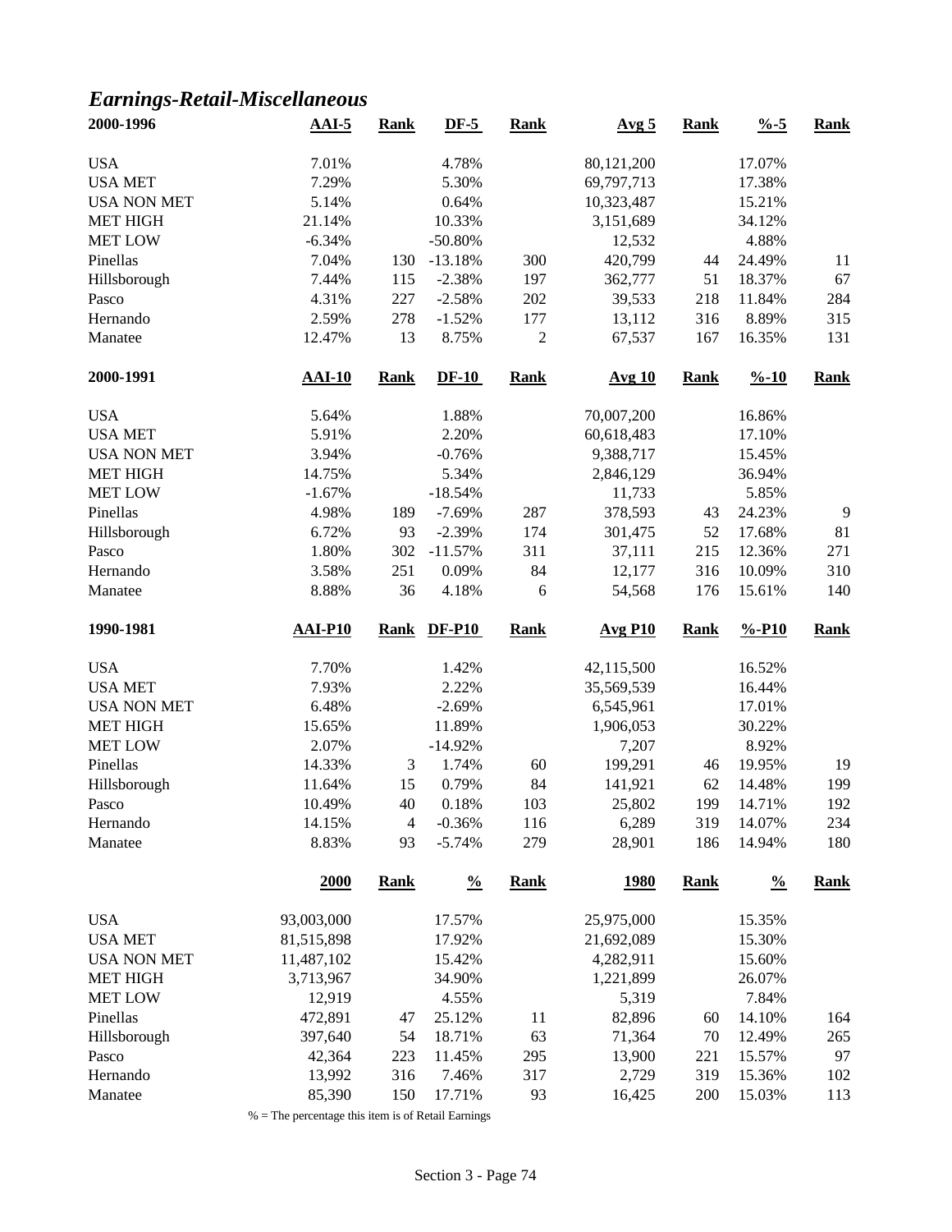## *Earnings-Retail-Miscellaneous*

| 2000-1996 | AAI-5 | Rank | DF-5 | Rank | Avg 5 | Rank | %-5 | Rank |
|---|---|---|---|---|---|---|---|---|
| USA | 7.01% | | 4.78% | | 80,121,200 | | 17.07% | |
| USA MET | 7.29% | | 5.30% | | 69,797,713 | | 17.38% | |
| USA NON MET | 5.14% | | 0.64% | | 10,323,487 | | 15.21% | |
| MET HIGH | 21.14% | | 10.33% | | 3,151,689 | | 34.12% | |
| MET LOW | -6.34% | | -50.80% | | 12,532 | | 4.88% | |
| Pinellas | 7.04% | 130 | -13.18% | 300 | 420,799 | 44 | 24.49% | 11 |
| Hillsborough | 7.44% | 115 | -2.38% | 197 | 362,777 | 51 | 18.37% | 67 |
| Pasco | 4.31% | 227 | -2.58% | 202 | 39,533 | 218 | 11.84% | 284 |
| Hernando | 2.59% | 278 | -1.52% | 177 | 13,112 | 316 | 8.89% | 315 |
| Manatee | 12.47% | 13 | 8.75% | 2 | 67,537 | 167 | 16.35% | 131 |

| 2000-1991 | AAI-10 | Rank | DF-10 | Rank | Avg 10 | Rank | %-10 | Rank |
|---|---|---|---|---|---|---|---|---|
| USA | 5.64% | | 1.88% | | 70,007,200 | | 16.86% | |
| USA MET | 5.91% | | 2.20% | | 60,618,483 | | 17.10% | |
| USA NON MET | 3.94% | | -0.76% | | 9,388,717 | | 15.45% | |
| MET HIGH | 14.75% | | 5.34% | | 2,846,129 | | 36.94% | |
| MET LOW | -1.67% | | -18.54% | | 11,733 | | 5.85% | |
| Pinellas | 4.98% | 189 | -7.69% | 287 | 378,593 | 43 | 24.23% | 9 |
| Hillsborough | 6.72% | 93 | -2.39% | 174 | 301,475 | 52 | 17.68% | 81 |
| Pasco | 1.80% | 302 | -11.57% | 311 | 37,111 | 215 | 12.36% | 271 |
| Hernando | 3.58% | 251 | 0.09% | 84 | 12,177 | 316 | 10.09% | 310 |
| Manatee | 8.88% | 36 | 4.18% | 6 | 54,568 | 176 | 15.61% | 140 |

| 1990-1981 | AAI-P10 | Rank | DF-P10 | Rank | Avg P10 | Rank | %-P10 | Rank |
|---|---|---|---|---|---|---|---|---|
| USA | 7.70% | | 1.42% | | 42,115,500 | | 16.52% | |
| USA MET | 7.93% | | 2.22% | | 35,569,539 | | 16.44% | |
| USA NON MET | 6.48% | | -2.69% | | 6,545,961 | | 17.01% | |
| MET HIGH | 15.65% | | 11.89% | | 1,906,053 | | 30.22% | |
| MET LOW | 2.07% | | -14.92% | | 7,207 | | 8.92% | |
| Pinellas | 14.33% | 3 | 1.74% | 60 | 199,291 | 46 | 19.95% | 19 |
| Hillsborough | 11.64% | 15 | 0.79% | 84 | 141,921 | 62 | 14.48% | 199 |
| Pasco | 10.49% | 40 | 0.18% | 103 | 25,802 | 199 | 14.71% | 192 |
| Hernando | 14.15% | 4 | -0.36% | 116 | 6,289 | 319 | 14.07% | 234 |
| Manatee | 8.83% | 93 | -5.74% | 279 | 28,901 | 186 | 14.94% | 180 |

| | 2000 | Rank | % | Rank | 1980 | Rank | % | Rank |
|---|---|---|---|---|---|---|---|---|
| USA | 93,003,000 | | 17.57% | | 25,975,000 | | 15.35% | |
| USA MET | 81,515,898 | | 17.92% | | 21,692,089 | | 15.30% | |
| USA NON MET | 11,487,102 | | 15.42% | | 4,282,911 | | 15.60% | |
| MET HIGH | 3,713,967 | | 34.90% | | 1,221,899 | | 26.07% | |
| MET LOW | 12,919 | | 4.55% | | 5,319 | | 7.84% | |
| Pinellas | 472,891 | 47 | 25.12% | 11 | 82,896 | 60 | 14.10% | 164 |
| Hillsborough | 397,640 | 54 | 18.71% | 63 | 71,364 | 70 | 12.49% | 265 |
| Pasco | 42,364 | 223 | 11.45% | 295 | 13,900 | 221 | 15.57% | 97 |
| Hernando | 13,992 | 316 | 7.46% | 317 | 2,729 | 319 | 15.36% | 102 |
| Manatee | 85,390 | 150 | 17.71% | 93 | 16,425 | 200 | 15.03% | 113 |

% = The percentage this item is of Retail Earnings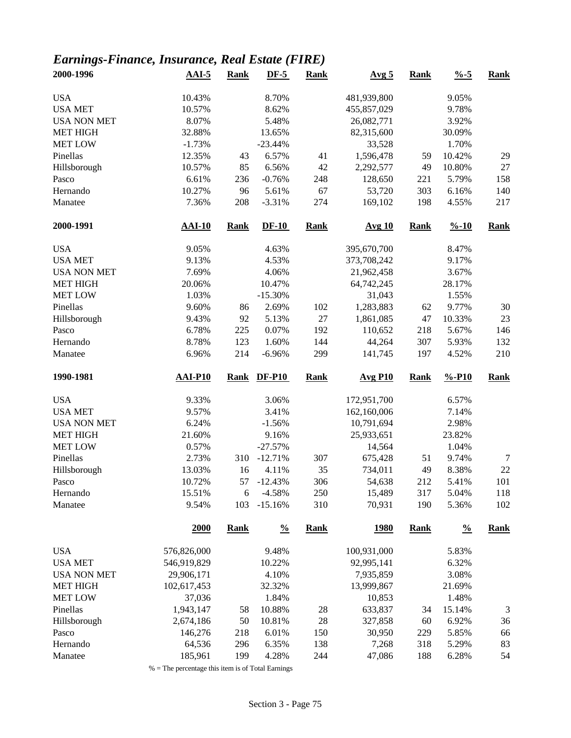## *Earnings-Finance, Insurance, Real Estate (FIRE)*

| 2000-1996 | AAI-5 | Rank | DF-5 | Rank | Avg 5 | Rank | %-5 | Rank |
|---|---|---|---|---|---|---|---|---|
| USA | 10.43% | | 8.70% | | 481,939,800 | | 9.05% | |
| USA MET | 10.57% | | 8.62% | | 455,857,029 | | 9.78% | |
| USA NON MET | 8.07% | | 5.48% | | 26,082,771 | | 3.92% | |
| MET HIGH | 32.88% | | 13.65% | | 82,315,600 | | 30.09% | |
| MET LOW | -1.73% | | -23.44% | | 33,528 | | 1.70% | |
| Pinellas | 12.35% | 43 | 6.57% | 41 | 1,596,478 | 59 | 10.42% | 29 |
| Hillsborough | 10.57% | 85 | 6.56% | 42 | 2,292,577 | 49 | 10.80% | 27 |
| Pasco | 6.61% | 236 | -0.76% | 248 | 128,650 | 221 | 5.79% | 158 |
| Hernando | 10.27% | 96 | 5.61% | 67 | 53,720 | 303 | 6.16% | 140 |
| Manatee | 7.36% | 208 | -3.31% | 274 | 169,102 | 198 | 4.55% | 217 |

| 2000-1991 | AAI-10 | Rank | DF-10 | Rank | Avg 10 | Rank | %-10 | Rank |
|---|---|---|---|---|---|---|---|---|
| USA | 9.05% | | 4.63% | | 395,670,700 | | 8.47% | |
| USA MET | 9.13% | | 4.53% | | 373,708,242 | | 9.17% | |
| USA NON MET | 7.69% | | 4.06% | | 21,962,458 | | 3.67% | |
| MET HIGH | 20.06% | | 10.47% | | 64,742,245 | | 28.17% | |
| MET LOW | 1.03% | | -15.30% | | 31,043 | | 1.55% | |
| Pinellas | 9.60% | 86 | 2.69% | 102 | 1,283,883 | 62 | 9.77% | 30 |
| Hillsborough | 9.43% | 92 | 5.13% | 27 | 1,861,085 | 47 | 10.33% | 23 |
| Pasco | 6.78% | 225 | 0.07% | 192 | 110,652 | 218 | 5.67% | 146 |
| Hernando | 8.78% | 123 | 1.60% | 144 | 44,264 | 307 | 5.93% | 132 |
| Manatee | 6.96% | 214 | -6.96% | 299 | 141,745 | 197 | 4.52% | 210 |

| 1990-1981 | AAI-P10 | Rank | DF-P10 | Rank | Avg P10 | Rank | %-P10 | Rank |
|---|---|---|---|---|---|---|---|---|
| USA | 9.33% | | 3.06% | | 172,951,700 | | 6.57% | |
| USA MET | 9.57% | | 3.41% | | 162,160,006 | | 7.14% | |
| USA NON MET | 6.24% | | -1.56% | | 10,791,694 | | 2.98% | |
| MET HIGH | 21.60% | | 9.16% | | 25,933,651 | | 23.82% | |
| MET LOW | 0.57% | | -27.57% | | 14,564 | | 1.04% | |
| Pinellas | 2.73% | 310 | -12.71% | 307 | 675,428 | 51 | 9.74% | 7 |
| Hillsborough | 13.03% | 16 | 4.11% | 35 | 734,011 | 49 | 8.38% | 22 |
| Pasco | 10.72% | 57 | -12.43% | 306 | 54,638 | 212 | 5.41% | 101 |
| Hernando | 15.51% | 6 | -4.58% | 250 | 15,489 | 317 | 5.04% | 118 |
| Manatee | 9.54% | 103 | -15.16% | 310 | 70,931 | 190 | 5.36% | 102 |

| | 2000 | Rank | % | Rank | 1980 | Rank | % | Rank |
|---|---|---|---|---|---|---|---|---|
| USA | 576,826,000 | | 9.48% | | 100,931,000 | | 5.83% | |
| USA MET | 546,919,829 | | 10.22% | | 92,995,141 | | 6.32% | |
| USA NON MET | 29,906,171 | | 4.10% | | 7,935,859 | | 3.08% | |
| MET HIGH | 102,617,453 | | 32.32% | | 13,999,867 | | 21.69% | |
| MET LOW | 37,036 | | 1.84% | | 10,853 | | 1.48% | |
| Pinellas | 1,943,147 | 58 | 10.88% | 28 | 633,837 | 34 | 15.14% | 3 |
| Hillsborough | 2,674,186 | 50 | 10.81% | 28 | 327,858 | 60 | 6.92% | 36 |
| Pasco | 146,276 | 218 | 6.01% | 150 | 30,950 | 229 | 5.85% | 66 |
| Hernando | 64,536 | 296 | 6.35% | 138 | 7,268 | 318 | 5.29% | 83 |
| Manatee | 185,961 | 199 | 4.28% | 244 | 47,086 | 188 | 6.28% | 54 |

% = The percentage this item is of Total Earnings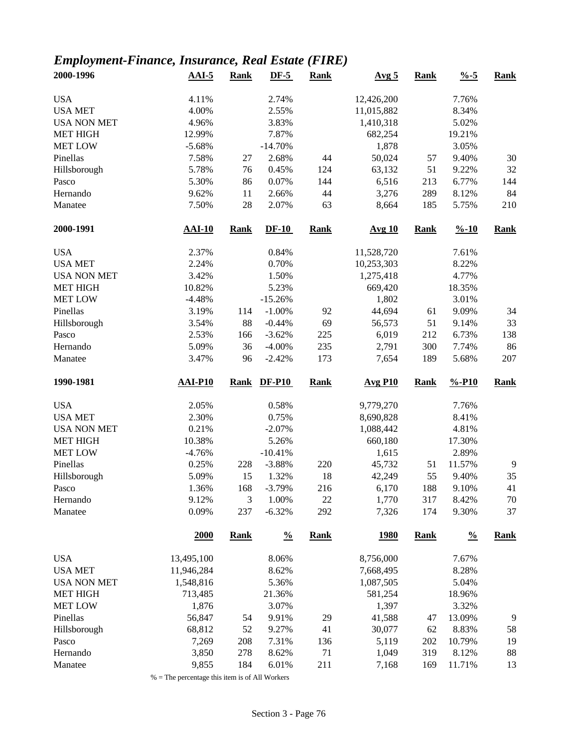# *Employment-Finance, Insurance, Real Estate (FIRE)*

| 2000-1996 | AAI-5 | Rank | DF-5 | Rank | Avg 5 | Rank | %-5 | Rank |
|---|---|---|---|---|---|---|---|---|
| USA | 4.11% | | 2.74% | | 12,426,200 | | 7.76% | |
| USA MET | 4.00% | | 2.55% | | 11,015,882 | | 8.34% | |
| USA NON MET | 4.96% | | 3.83% | | 1,410,318 | | 5.02% | |
| MET HIGH | 12.99% | | 7.87% | | 682,254 | | 19.21% | |
| MET LOW | -5.68% | | -14.70% | | 1,878 | | 3.05% | |
| Pinellas | 7.58% | 27 | 2.68% | 44 | 50,024 | 57 | 9.40% | 30 |
| Hillsborough | 5.78% | 76 | 0.45% | 124 | 63,132 | 51 | 9.22% | 32 |
| Pasco | 5.30% | 86 | 0.07% | 144 | 6,516 | 213 | 6.77% | 144 |
| Hernando | 9.62% | 11 | 2.66% | 44 | 3,276 | 289 | 8.12% | 84 |
| Manatee | 7.50% | 28 | 2.07% | 63 | 8,664 | 185 | 5.75% | 210 |

| 2000-1991 | AAI-10 | Rank | DF-10 | Rank | Avg 10 | Rank | %-10 | Rank |
|---|---|---|---|---|---|---|---|---|
| USA | 2.37% | | 0.84% | | 11,528,720 | | 7.61% | |
| USA MET | 2.24% | | 0.70% | | 10,253,303 | | 8.22% | |
| USA NON MET | 3.42% | | 1.50% | | 1,275,418 | | 4.77% | |
| MET HIGH | 10.82% | | 5.23% | | 669,420 | | 18.35% | |
| MET LOW | -4.48% | | -15.26% | | 1,802 | | 3.01% | |
| Pinellas | 3.19% | 114 | -1.00% | 92 | 44,694 | 61 | 9.09% | 34 |
| Hillsborough | 3.54% | 88 | -0.44% | 69 | 56,573 | 51 | 9.14% | 33 |
| Pasco | 2.53% | 166 | -3.62% | 225 | 6,019 | 212 | 6.73% | 138 |
| Hernando | 5.09% | 36 | -4.00% | 235 | 2,791 | 300 | 7.74% | 86 |
| Manatee | 3.47% | 96 | -2.42% | 173 | 7,654 | 189 | 5.68% | 207 |

| 1990-1981 | AAI-P10 | Rank | DF-P10 | Rank | Avg P10 | Rank | %-P10 | Rank |
|---|---|---|---|---|---|---|---|---|
| USA | 2.05% | | 0.58% | | 9,779,270 | | 7.76% | |
| USA MET | 2.30% | | 0.75% | | 8,690,828 | | 8.41% | |
| USA NON MET | 0.21% | | -2.07% | | 1,088,442 | | 4.81% | |
| MET HIGH | 10.38% | | 5.26% | | 660,180 | | 17.30% | |
| MET LOW | -4.76% | | -10.41% | | 1,615 | | 2.89% | |
| Pinellas | 0.25% | 228 | -3.88% | 220 | 45,732 | 51 | 11.57% | 9 |
| Hillsborough | 5.09% | 15 | 1.32% | 18 | 42,249 | 55 | 9.40% | 35 |
| Pasco | 1.36% | 168 | -3.79% | 216 | 6,170 | 188 | 9.10% | 41 |
| Hernando | 9.12% | 3 | 1.00% | 22 | 1,770 | 317 | 8.42% | 70 |
| Manatee | 0.09% | 237 | -6.32% | 292 | 7,326 | 174 | 9.30% | 37 |

| | 2000 | Rank | % | Rank | 1980 | Rank | % | Rank |
|---|---|---|---|---|---|---|---|---|
| USA | 13,495,100 | | 8.06% | | 8,756,000 | | 7.67% | |
| USA MET | 11,946,284 | | 8.62% | | 7,668,495 | | 8.28% | |
| USA NON MET | 1,548,816 | | 5.36% | | 1,087,505 | | 5.04% | |
| MET HIGH | 713,485 | | 21.36% | | 581,254 | | 18.96% | |
| MET LOW | 1,876 | | 3.07% | | 1,397 | | 3.32% | |
| Pinellas | 56,847 | 54 | 9.91% | 29 | 41,588 | 47 | 13.09% | 9 |
| Hillsborough | 68,812 | 52 | 9.27% | 41 | 30,077 | 62 | 8.83% | 58 |
| Pasco | 7,269 | 208 | 7.31% | 136 | 5,119 | 202 | 10.79% | 19 |
| Hernando | 3,850 | 278 | 8.62% | 71 | 1,049 | 319 | 8.12% | 88 |
| Manatee | 9,855 | 184 | 6.01% | 211 | 7,168 | 169 | 11.71% | 13 |

% = The percentage this item is of All Workers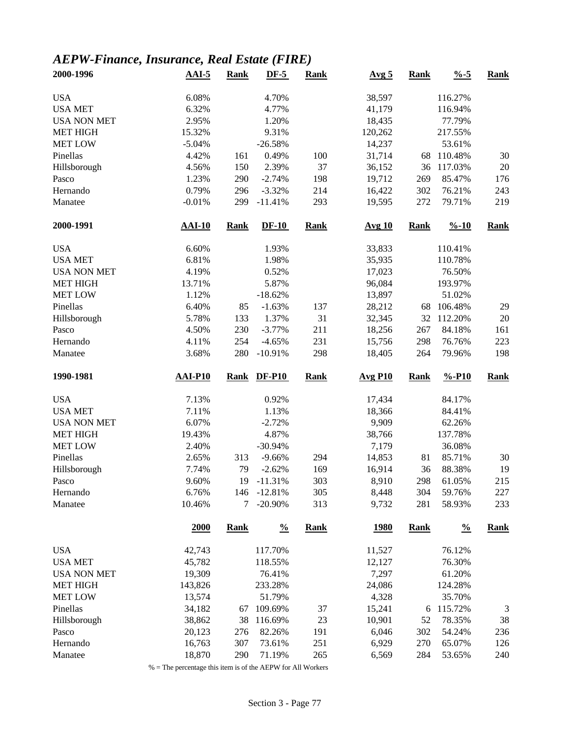## *AEPW-Finance, Insurance, Real Estate (FIRE)*

| 2000-1996 | AAI-5 | Rank | DF-5 | Rank | Avg 5 | Rank | %-5 | Rank |
|---|---|---|---|---|---|---|---|---|
| USA | 6.08% | | 4.70% | | 38,597 | | 116.27% | |
| USA MET | 6.32% | | 4.77% | | 41,179 | | 116.94% | |
| USA NON MET | 2.95% | | 1.20% | | 18,435 | | 77.79% | |
| MET HIGH | 15.32% | | 9.31% | | 120,262 | | 217.55% | |
| MET LOW | -5.04% | | -26.58% | | 14,237 | | 53.61% | |
| Pinellas | 4.42% | 161 | 0.49% | 100 | 31,714 | 68 | 110.48% | 30 |
| Hillsborough | 4.56% | 150 | 2.39% | 37 | 36,152 | 36 | 117.03% | 20 |
| Pasco | 1.23% | 290 | -2.74% | 198 | 19,712 | 269 | 85.47% | 176 |
| Hernando | 0.79% | 296 | -3.32% | 214 | 16,422 | 302 | 76.21% | 243 |
| Manatee | -0.01% | 299 | -11.41% | 293 | 19,595 | 272 | 79.71% | 219 |

| 2000-1991 | AAI-10 | Rank | DF-10 | Rank | Avg 10 | Rank | %-10 | Rank |
|---|---|---|---|---|---|---|---|---|
| USA | 6.60% | | 1.93% | | 33,833 | | 110.41% | |
| USA MET | 6.81% | | 1.98% | | 35,935 | | 110.78% | |
| USA NON MET | 4.19% | | 0.52% | | 17,023 | | 76.50% | |
| MET HIGH | 13.71% | | 5.87% | | 96,084 | | 193.97% | |
| MET LOW | 1.12% | | -18.62% | | 13,897 | | 51.02% | |
| Pinellas | 6.40% | 85 | -1.63% | 137 | 28,212 | 68 | 106.48% | 29 |
| Hillsborough | 5.78% | 133 | 1.37% | 31 | 32,345 | 32 | 112.20% | 20 |
| Pasco | 4.50% | 230 | -3.77% | 211 | 18,256 | 267 | 84.18% | 161 |
| Hernando | 4.11% | 254 | -4.65% | 231 | 15,756 | 298 | 76.76% | 223 |
| Manatee | 3.68% | 280 | -10.91% | 298 | 18,405 | 264 | 79.96% | 198 |

| 1990-1981 | AAI-P10 | Rank | DF-P10 | Rank | Avg P10 | Rank | %-P10 | Rank |
|---|---|---|---|---|---|---|---|---|
| USA | 7.13% | | 0.92% | | 17,434 | | 84.17% | |
| USA MET | 7.11% | | 1.13% | | 18,366 | | 84.41% | |
| USA NON MET | 6.07% | | -2.72% | | 9,909 | | 62.26% | |
| MET HIGH | 19.43% | | 4.87% | | 38,766 | | 137.78% | |
| MET LOW | 2.40% | | -30.94% | | 7,179 | | 36.08% | |
| Pinellas | 2.65% | 313 | -9.66% | 294 | 14,853 | 81 | 85.71% | 30 |
| Hillsborough | 7.74% | 79 | -2.62% | 169 | 16,914 | 36 | 88.38% | 19 |
| Pasco | 9.60% | 19 | -11.31% | 303 | 8,910 | 298 | 61.05% | 215 |
| Hernando | 6.76% | 146 | -12.81% | 305 | 8,448 | 304 | 59.76% | 227 |
| Manatee | 10.46% | 7 | -20.90% | 313 | 9,732 | 281 | 58.93% | 233 |

| | 2000 | Rank | % | Rank | 1980 | Rank | % | Rank |
|---|---|---|---|---|---|---|---|---|
| USA | 42,743 | | 117.70% | | 11,527 | | 76.12% | |
| USA MET | 45,782 | | 118.55% | | 12,127 | | 76.30% | |
| USA NON MET | 19,309 | | 76.41% | | 7,297 | | 61.20% | |
| MET HIGH | 143,826 | | 233.28% | | 24,086 | | 124.28% | |
| MET LOW | 13,574 | | 51.79% | | 4,328 | | 35.70% | |
| Pinellas | 34,182 | 67 | 109.69% | 37 | 15,241 | 6 | 115.72% | 3 |
| Hillsborough | 38,862 | 38 | 116.69% | 23 | 10,901 | 52 | 78.35% | 38 |
| Pasco | 20,123 | 276 | 82.26% | 191 | 6,046 | 302 | 54.24% | 236 |
| Hernando | 16,763 | 307 | 73.61% | 251 | 6,929 | 270 | 65.07% | 126 |
| Manatee | 18,870 | 290 | 71.19% | 265 | 6,569 | 284 | 53.65% | 240 |

% = The percentage this item is of the AEPW for All Workers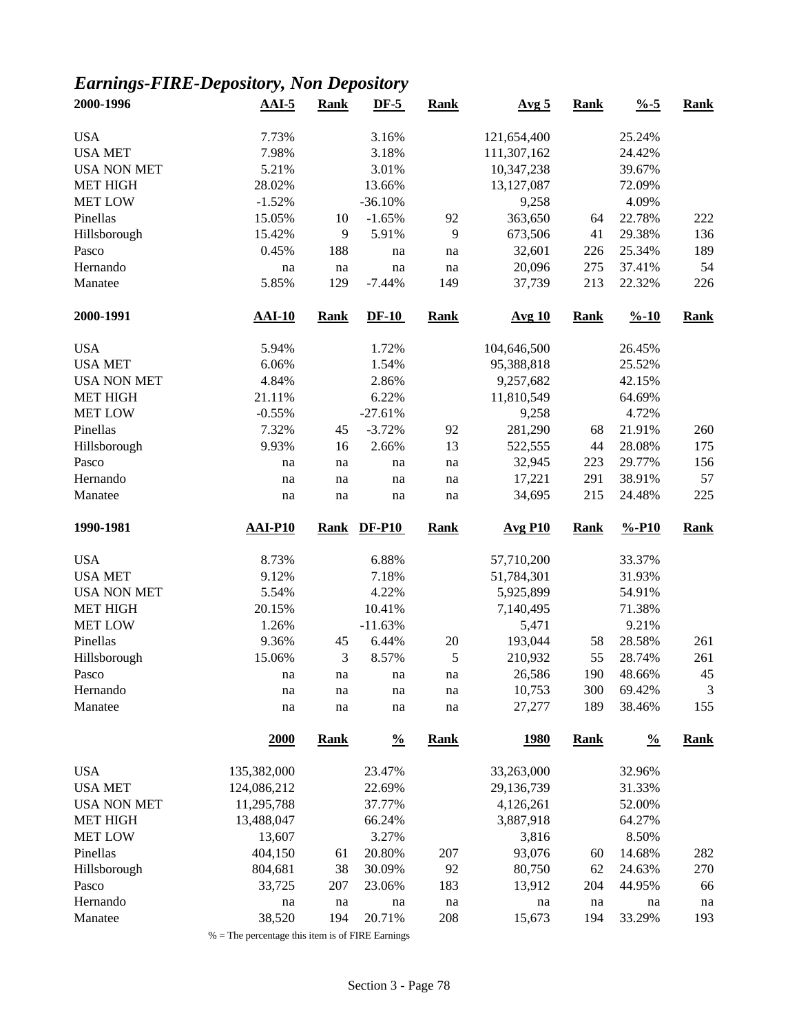## *Earnings-FIRE-Depository, Non Depository*

| 2000-1996 | AAI-5 | Rank | DF-5 | Rank | Avg 5 | Rank | %-5 | Rank |
|---|---|---|---|---|---|---|---|---|
| USA | 7.73% | | 3.16% | | 121,654,400 | | 25.24% | |
| USA MET | 7.98% | | 3.18% | | 111,307,162 | | 24.42% | |
| USA NON MET | 5.21% | | 3.01% | | 10,347,238 | | 39.67% | |
| MET HIGH | 28.02% | | 13.66% | | 13,127,087 | | 72.09% | |
| MET LOW | -1.52% | | -36.10% | | 9,258 | | 4.09% | |
| Pinellas | 15.05% | 10 | -1.65% | 92 | 363,650 | 64 | 22.78% | 222 |
| Hillsborough | 15.42% | 9 | 5.91% | 9 | 673,506 | 41 | 29.38% | 136 |
| Pasco | 0.45% | 188 | na | na | 32,601 | 226 | 25.34% | 189 |
| Hernando | na | na | na | na | 20,096 | 275 | 37.41% | 54 |
| Manatee | 5.85% | 129 | -7.44% | 149 | 37,739 | 213 | 22.32% | 226 |
| **2000-1991** | **AAI-10** | **Rank** | **DF-10** | **Rank** | **Avg 10** | **Rank** | **%-10** | **Rank** |
| USA | 5.94% | | 1.72% | | 104,646,500 | | 26.45% | |
| USA MET | 6.06% | | 1.54% | | 95,388,818 | | 25.52% | |
| USA NON MET | 4.84% | | 2.86% | | 9,257,682 | | 42.15% | |
| MET HIGH | 21.11% | | 6.22% | | 11,810,549 | | 64.69% | |
| MET LOW | -0.55% | | -27.61% | | 9,258 | | 4.72% | |
| Pinellas | 7.32% | 45 | -3.72% | 92 | 281,290 | 68 | 21.91% | 260 |
| Hillsborough | 9.93% | 16 | 2.66% | 13 | 522,555 | 44 | 28.08% | 175 |
| Pasco | na | na | na | na | 32,945 | 223 | 29.77% | 156 |
| Hernando | na | na | na | na | 17,221 | 291 | 38.91% | 57 |
| Manatee | na | na | na | na | 34,695 | 215 | 24.48% | 225 |
| **1990-1981** | **AAI-P10** | **Rank** | **DF-P10** | **Rank** | **Avg P10** | **Rank** | **%-P10** | **Rank** |
| USA | 8.73% | | 6.88% | | 57,710,200 | | 33.37% | |
| USA MET | 9.12% | | 7.18% | | 51,784,301 | | 31.93% | |
| USA NON MET | 5.54% | | 4.22% | | 5,925,899 | | 54.91% | |
| MET HIGH | 20.15% | | 10.41% | | 7,140,495 | | 71.38% | |
| MET LOW | 1.26% | | -11.63% | | 5,471 | | 9.21% | |
| Pinellas | 9.36% | 45 | 6.44% | 20 | 193,044 | 58 | 28.58% | 261 |
| Hillsborough | 15.06% | 3 | 8.57% | 5 | 210,932 | 55 | 28.74% | 261 |
| Pasco | na | na | na | na | 26,586 | 190 | 48.66% | 45 |
| Hernando | na | na | na | na | 10,753 | 300 | 69.42% | 3 |
| Manatee | na | na | na | na | 27,277 | 189 | 38.46% | 155 |
| | **2000** | **Rank** | **%** | **Rank** | **1980** | **Rank** | **%** | **Rank** |
| USA | 135,382,000 | | 23.47% | | 33,263,000 | | 32.96% | |
| USA MET | 124,086,212 | | 22.69% | | 29,136,739 | | 31.33% | |
| USA NON MET | 11,295,788 | | 37.77% | | 4,126,261 | | 52.00% | |
| MET HIGH | 13,488,047 | | 66.24% | | 3,887,918 | | 64.27% | |
| MET LOW | 13,607 | | 3.27% | | 3,816 | | 8.50% | |
| Pinellas | 404,150 | 61 | 20.80% | 207 | 93,076 | 60 | 14.68% | 282 |
| Hillsborough | 804,681 | 38 | 30.09% | 92 | 80,750 | 62 | 24.63% | 270 |
| Pasco | 33,725 | 207 | 23.06% | 183 | 13,912 | 204 | 44.95% | 66 |
| Hernando | na | na | na | na | na | na | na | na |
| Manatee | 38,520 | 194 | 20.71% | 208 | 15,673 | 194 | 33.29% | 193 |

% = The percentage this item is of FIRE Earnings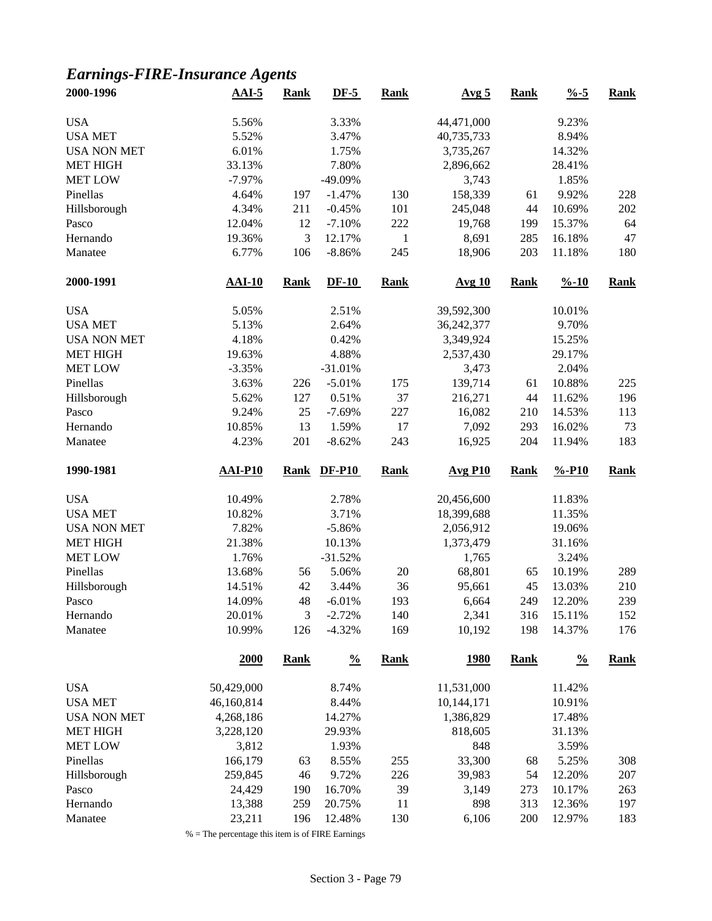# *Earnings-FIRE-Insurance Agents*

| 2000-1996 | AAI-5 | Rank | DF-5 | Rank | Avg 5 | Rank | %-5 | Rank |
|---|---|---|---|---|---|---|---|---|
| USA | 5.56% | | 3.33% | | 44,471,000 | | 9.23% | |
| USA MET | 5.52% | | 3.47% | | 40,735,733 | | 8.94% | |
| USA NON MET | 6.01% | | 1.75% | | 3,735,267 | | 14.32% | |
| MET HIGH | 33.13% | | 7.80% | | 2,896,662 | | 28.41% | |
| MET LOW | -7.97% | | -49.09% | | 3,743 | | 1.85% | |
| Pinellas | 4.64% | 197 | -1.47% | 130 | 158,339 | 61 | 9.92% | 228 |
| Hillsborough | 4.34% | 211 | -0.45% | 101 | 245,048 | 44 | 10.69% | 202 |
| Pasco | 12.04% | 12 | -7.10% | 222 | 19,768 | 199 | 15.37% | 64 |
| Hernando | 19.36% | 3 | 12.17% | 1 | 8,691 | 285 | 16.18% | 47 |
| Manatee | 6.77% | 106 | -8.86% | 245 | 18,906 | 203 | 11.18% | 180 |
| **2000-1991** | **AAI-10** | **Rank** | **DF-10** | **Rank** | **Avg 10** | **Rank** | **%-10** | **Rank** |
| USA | 5.05% | | 2.51% | | 39,592,300 | | 10.01% | |
| USA MET | 5.13% | | 2.64% | | 36,242,377 | | 9.70% | |
| USA NON MET | 4.18% | | 0.42% | | 3,349,924 | | 15.25% | |
| MET HIGH | 19.63% | | 4.88% | | 2,537,430 | | 29.17% | |
| MET LOW | -3.35% | | -31.01% | | 3,473 | | 2.04% | |
| Pinellas | 3.63% | 226 | -5.01% | 175 | 139,714 | 61 | 10.88% | 225 |
| Hillsborough | 5.62% | 127 | 0.51% | 37 | 216,271 | 44 | 11.62% | 196 |
| Pasco | 9.24% | 25 | -7.69% | 227 | 16,082 | 210 | 14.53% | 113 |
| Hernando | 10.85% | 13 | 1.59% | 17 | 7,092 | 293 | 16.02% | 73 |
| Manatee | 4.23% | 201 | -8.62% | 243 | 16,925 | 204 | 11.94% | 183 |
| **1990-1981** | **AAI-P10** | **Rank** | **DF-P10** | **Rank** | **Avg P10** | **Rank** | **%-P10** | **Rank** |
| USA | 10.49% | | 2.78% | | 20,456,600 | | 11.83% | |
| USA MET | 10.82% | | 3.71% | | 18,399,688 | | 11.35% | |
| USA NON MET | 7.82% | | -5.86% | | 2,056,912 | | 19.06% | |
| MET HIGH | 21.38% | | 10.13% | | 1,373,479 | | 31.16% | |
| MET LOW | 1.76% | | -31.52% | | 1,765 | | 3.24% | |
| Pinellas | 13.68% | 56 | 5.06% | 20 | 68,801 | 65 | 10.19% | 289 |
| Hillsborough | 14.51% | 42 | 3.44% | 36 | 95,661 | 45 | 13.03% | 210 |
| Pasco | 14.09% | 48 | -6.01% | 193 | 6,664 | 249 | 12.20% | 239 |
| Hernando | 20.01% | 3 | -2.72% | 140 | 2,341 | 316 | 15.11% | 152 |
| Manatee | 10.99% | 126 | -4.32% | 169 | 10,192 | 198 | 14.37% | 176 |
| | **2000** | **Rank** | **%** | **Rank** | **1980** | **Rank** | **%** | **Rank** |
| USA | 50,429,000 | | 8.74% | | 11,531,000 | | 11.42% | |
| USA MET | 46,160,814 | | 8.44% | | 10,144,171 | | 10.91% | |
| USA NON MET | 4,268,186 | | 14.27% | | 1,386,829 | | 17.48% | |
| MET HIGH | 3,228,120 | | 29.93% | | 818,605 | | 31.13% | |
| MET LOW | 3,812 | | 1.93% | | 848 | | 3.59% | |
| Pinellas | 166,179 | 63 | 8.55% | 255 | 33,300 | 68 | 5.25% | 308 |
| Hillsborough | 259,845 | 46 | 9.72% | 226 | 39,983 | 54 | 12.20% | 207 |
| Pasco | 24,429 | 190 | 16.70% | 39 | 3,149 | 273 | 10.17% | 263 |
| Hernando | 13,388 | 259 | 20.75% | 11 | 898 | 313 | 12.36% | 197 |
| Manatee | 23,211 | 196 | 12.48% | 130 | 6,106 | 200 | 12.97% | 183 |

% = The percentage this item is of FIRE Earnings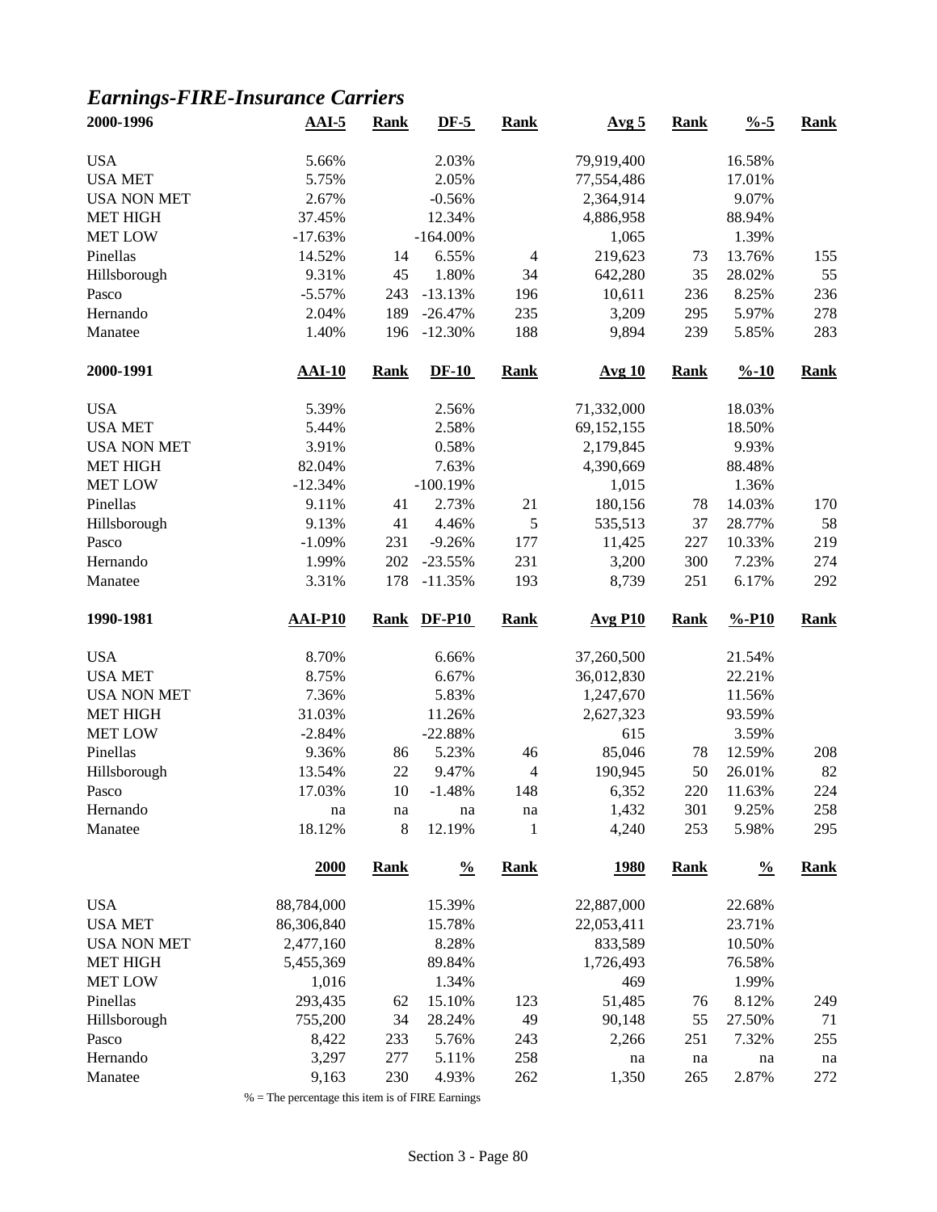# *Earnings-FIRE-Insurance Carriers*

| 2000-1996 | AAI-5 | Rank | DF-5 | Rank | Avg 5 | Rank | %-5 | Rank |
|---|---|---|---|---|---|---|---|---|
| USA | 5.66% | | 2.03% | | 79,919,400 | | 16.58% | |
| USA MET | 5.75% | | 2.05% | | 77,554,486 | | 17.01% | |
| USA NON MET | 2.67% | | -0.56% | | 2,364,914 | | 9.07% | |
| MET HIGH | 37.45% | | 12.34% | | 4,886,958 | | 88.94% | |
| MET LOW | -17.63% | | -164.00% | | 1,065 | | 1.39% | |
| Pinellas | 14.52% | 14 | 6.55% | 4 | 219,623 | 73 | 13.76% | 155 |
| Hillsborough | 9.31% | 45 | 1.80% | 34 | 642,280 | 35 | 28.02% | 55 |
| Pasco | -5.57% | 243 | -13.13% | 196 | 10,611 | 236 | 8.25% | 236 |
| Hernando | 2.04% | 189 | -26.47% | 235 | 3,209 | 295 | 5.97% | 278 |
| Manatee | 1.40% | 196 | -12.30% | 188 | 9,894 | 239 | 5.85% | 283 |

| 2000-1991 | AAI-10 | Rank | DF-10 | Rank | Avg 10 | Rank | %-10 | Rank |
|---|---|---|---|---|---|---|---|---|
| USA | 5.39% | | 2.56% | | 71,332,000 | | 18.03% | |
| USA MET | 5.44% | | 2.58% | | 69,152,155 | | 18.50% | |
| USA NON MET | 3.91% | | 0.58% | | 2,179,845 | | 9.93% | |
| MET HIGH | 82.04% | | 7.63% | | 4,390,669 | | 88.48% | |
| MET LOW | -12.34% | | -100.19% | | 1,015 | | 1.36% | |
| Pinellas | 9.11% | 41 | 2.73% | 21 | 180,156 | 78 | 14.03% | 170 |
| Hillsborough | 9.13% | 41 | 4.46% | 5 | 535,513 | 37 | 28.77% | 58 |
| Pasco | -1.09% | 231 | -9.26% | 177 | 11,425 | 227 | 10.33% | 219 |
| Hernando | 1.99% | 202 | -23.55% | 231 | 3,200 | 300 | 7.23% | 274 |
| Manatee | 3.31% | 178 | -11.35% | 193 | 8,739 | 251 | 6.17% | 292 |

| 1990-1981 | AAI-P10 | Rank | DF-P10 | Rank | Avg P10 | Rank | %-P10 | Rank |
|---|---|---|---|---|---|---|---|---|
| USA | 8.70% | | 6.66% | | 37,260,500 | | 21.54% | |
| USA MET | 8.75% | | 6.67% | | 36,012,830 | | 22.21% | |
| USA NON MET | 7.36% | | 5.83% | | 1,247,670 | | 11.56% | |
| MET HIGH | 31.03% | | 11.26% | | 2,627,323 | | 93.59% | |
| MET LOW | -2.84% | | -22.88% | | 615 | | 3.59% | |
| Pinellas | 9.36% | 86 | 5.23% | 46 | 85,046 | 78 | 12.59% | 208 |
| Hillsborough | 13.54% | 22 | 9.47% | 4 | 190,945 | 50 | 26.01% | 82 |
| Pasco | 17.03% | 10 | -1.48% | 148 | 6,352 | 220 | 11.63% | 224 |
| Hernando | na | na | na | na | 1,432 | 301 | 9.25% | 258 |
| Manatee | 18.12% | 8 | 12.19% | 1 | 4,240 | 253 | 5.98% | 295 |

| | 2000 | Rank | % | Rank | 1980 | Rank | % | Rank |
|---|---|---|---|---|---|---|---|---|
| USA | 88,784,000 | | 15.39% | | 22,887,000 | | 22.68% | |
| USA MET | 86,306,840 | | 15.78% | | 22,053,411 | | 23.71% | |
| USA NON MET | 2,477,160 | | 8.28% | | 833,589 | | 10.50% | |
| MET HIGH | 5,455,369 | | 89.84% | | 1,726,493 | | 76.58% | |
| MET LOW | 1,016 | | 1.34% | | 469 | | 1.99% | |
| Pinellas | 293,435 | 62 | 15.10% | 123 | 51,485 | 76 | 8.12% | 249 |
| Hillsborough | 755,200 | 34 | 28.24% | 49 | 90,148 | 55 | 27.50% | 71 |
| Pasco | 8,422 | 233 | 5.76% | 243 | 2,266 | 251 | 7.32% | 255 |
| Hernando | 3,297 | 277 | 5.11% | 258 | na | na | na | na |
| Manatee | 9,163 | 230 | 4.93% | 262 | 1,350 | 265 | 2.87% | 272 |

% = The percentage this item is of FIRE Earnings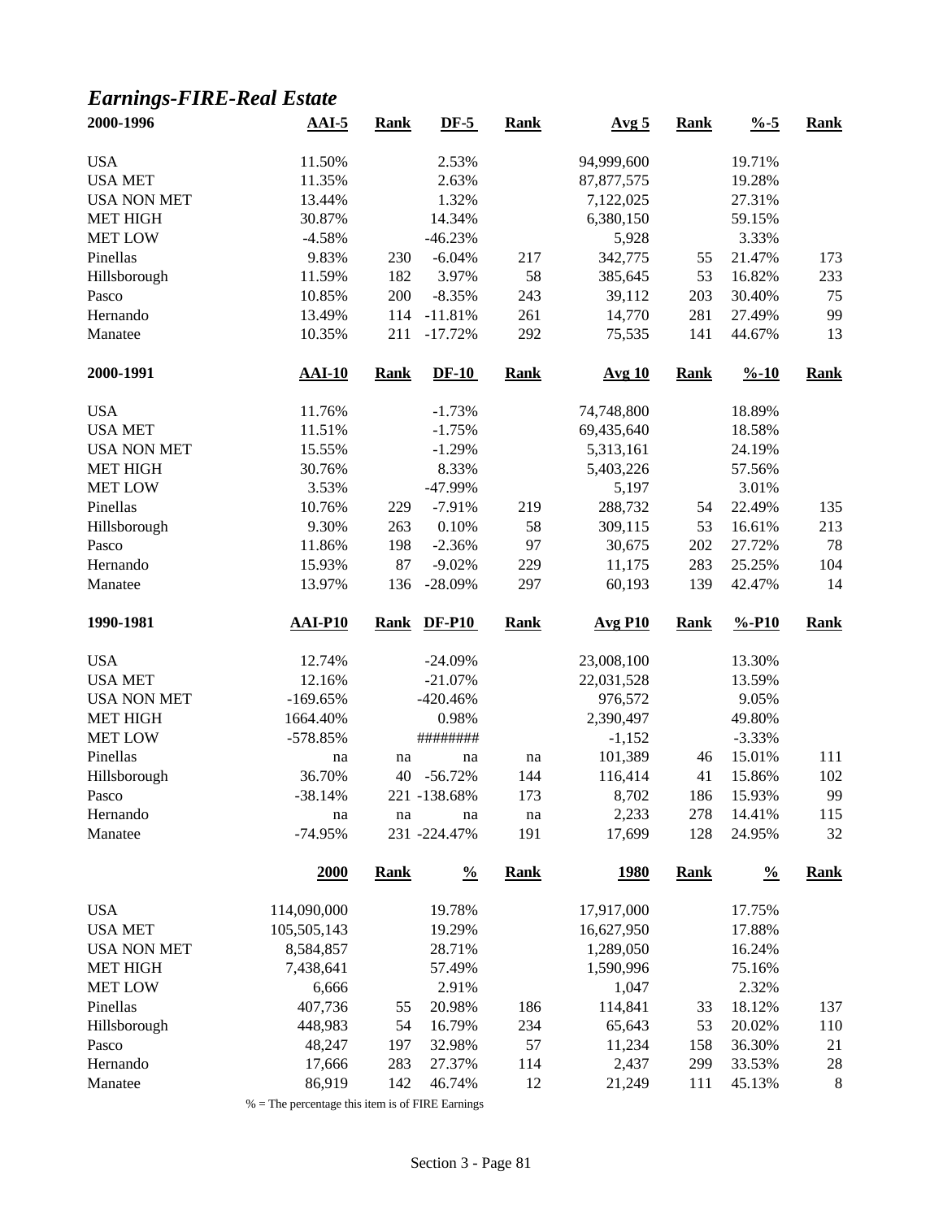## *Earnings-FIRE-Real Estate*

| 2000-1996 | AAI-5 | Rank | DF-5 | Rank | Avg 5 | Rank | %-5 | Rank |
|---|---|---|---|---|---|---|---|---|
| USA | 11.50% | | 2.53% | | 94,999,600 | | 19.71% | |
| USA MET | 11.35% | | 2.63% | | 87,877,575 | | 19.28% | |
| USA NON MET | 13.44% | | 1.32% | | 7,122,025 | | 27.31% | |
| MET HIGH | 30.87% | | 14.34% | | 6,380,150 | | 59.15% | |
| MET LOW | -4.58% | | -46.23% | | 5,928 | | 3.33% | |
| Pinellas | 9.83% | 230 | -6.04% | 217 | 342,775 | 55 | 21.47% | 173 |
| Hillsborough | 11.59% | 182 | 3.97% | 58 | 385,645 | 53 | 16.82% | 233 |
| Pasco | 10.85% | 200 | -8.35% | 243 | 39,112 | 203 | 30.40% | 75 |
| Hernando | 13.49% | 114 | -11.81% | 261 | 14,770 | 281 | 27.49% | 99 |
| Manatee | 10.35% | 211 | -17.72% | 292 | 75,535 | 141 | 44.67% | 13 |

| 2000-1991 | AAI-10 | Rank | DF-10 | Rank | Avg 10 | Rank | %-10 | Rank |
|---|---|---|---|---|---|---|---|---|
| USA | 11.76% | | -1.73% | | 74,748,800 | | 18.89% | |
| USA MET | 11.51% | | -1.75% | | 69,435,640 | | 18.58% | |
| USA NON MET | 15.55% | | -1.29% | | 5,313,161 | | 24.19% | |
| MET HIGH | 30.76% | | 8.33% | | 5,403,226 | | 57.56% | |
| MET LOW | 3.53% | | -47.99% | | 5,197 | | 3.01% | |
| Pinellas | 10.76% | 229 | -7.91% | 219 | 288,732 | 54 | 22.49% | 135 |
| Hillsborough | 9.30% | 263 | 0.10% | 58 | 309,115 | 53 | 16.61% | 213 |
| Pasco | 11.86% | 198 | -2.36% | 97 | 30,675 | 202 | 27.72% | 78 |
| Hernando | 15.93% | 87 | -9.02% | 229 | 11,175 | 283 | 25.25% | 104 |
| Manatee | 13.97% | 136 | -28.09% | 297 | 60,193 | 139 | 42.47% | 14 |

| 1990-1981 | AAI-P10 | Rank | DF-P10 | Rank | Avg P10 | Rank | %-P10 | Rank |
|---|---|---|---|---|---|---|---|---|
| USA | 12.74% | | -24.09% | | 23,008,100 | | 13.30% | |
| USA MET | 12.16% | | -21.07% | | 22,031,528 | | 13.59% | |
| USA NON MET | -169.65% | | -420.46% | | 976,572 | | 9.05% | |
| MET HIGH | 1664.40% | | 0.98% | | 2,390,497 | | 49.80% | |
| MET LOW | -578.85% | | ######## | | -1,152 | | -3.33% | |
| Pinellas | na | na | na | na | 101,389 | 46 | 15.01% | 111 |
| Hillsborough | 36.70% | 40 | -56.72% | 144 | 116,414 | 41 | 15.86% | 102 |
| Pasco | -38.14% | 221 | -138.68% | 173 | 8,702 | 186 | 15.93% | 99 |
| Hernando | na | na | na | na | 2,233 | 278 | 14.41% | 115 |
| Manatee | -74.95% | 231 | -224.47% | 191 | 17,699 | 128 | 24.95% | 32 |

| | 2000 | Rank | % | Rank | 1980 | Rank | % | Rank |
|---|---|---|---|---|---|---|---|---|
| USA | 114,090,000 | | 19.78% | | 17,917,000 | | 17.75% | |
| USA MET | 105,505,143 | | 19.29% | | 16,627,950 | | 17.88% | |
| USA NON MET | 8,584,857 | | 28.71% | | 1,289,050 | | 16.24% | |
| MET HIGH | 7,438,641 | | 57.49% | | 1,590,996 | | 75.16% | |
| MET LOW | 6,666 | | 2.91% | | 1,047 | | 2.32% | |
| Pinellas | 407,736 | 55 | 20.98% | 186 | 114,841 | 33 | 18.12% | 137 |
| Hillsborough | 448,983 | 54 | 16.79% | 234 | 65,643 | 53 | 20.02% | 110 |
| Pasco | 48,247 | 197 | 32.98% | 57 | 11,234 | 158 | 36.30% | 21 |
| Hernando | 17,666 | 283 | 27.37% | 114 | 2,437 | 299 | 33.53% | 28 |
| Manatee | 86,919 | 142 | 46.74% | 12 | 21,249 | 111 | 45.13% | 8 |

% = The percentage this item is of FIRE Earnings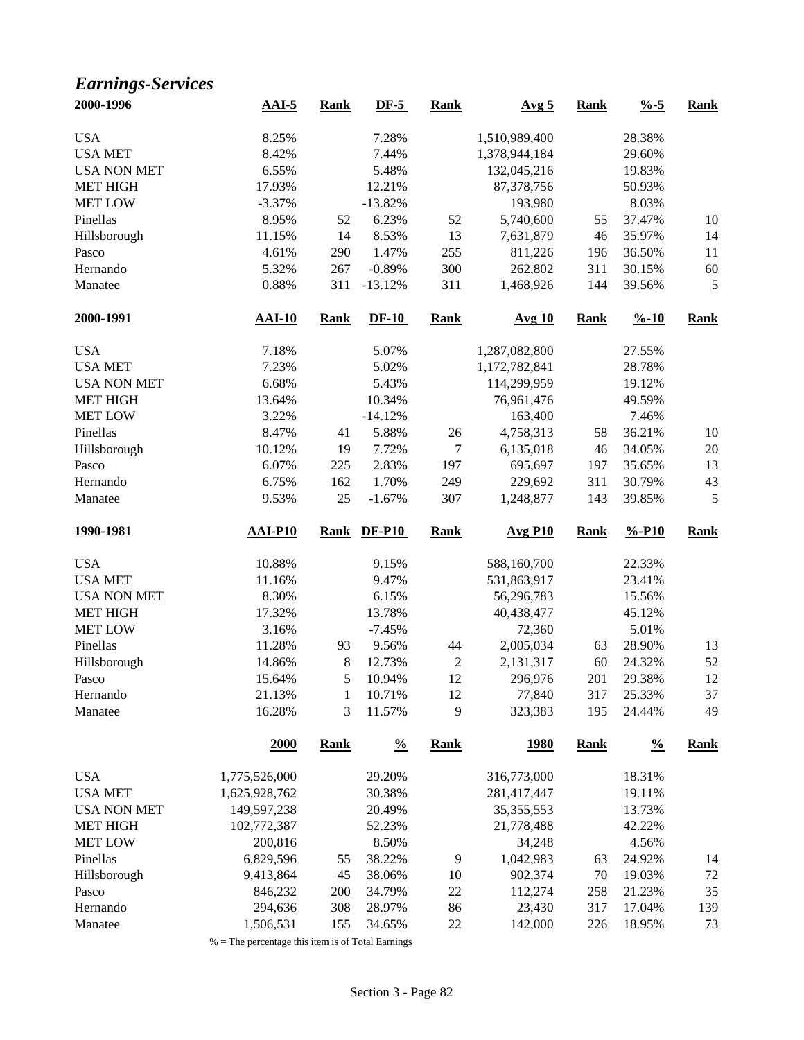## *Earnings-Services*

| 2000-1996 | AAI-5 | Rank | DF-5 | Rank | Avg 5 | Rank | %-5 | Rank |
|---|---|---|---|---|---|---|---|---|
| USA | 8.25% | | 7.28% | | 1,510,989,400 | | 28.38% | |
| USA MET | 8.42% | | 7.44% | | 1,378,944,184 | | 29.60% | |
| USA NON MET | 6.55% | | 5.48% | | 132,045,216 | | 19.83% | |
| MET HIGH | 17.93% | | 12.21% | | 87,378,756 | | 50.93% | |
| MET LOW | -3.37% | | -13.82% | | 193,980 | | 8.03% | |
| Pinellas | 8.95% | 52 | 6.23% | 52 | 5,740,600 | 55 | 37.47% | 10 |
| Hillsborough | 11.15% | 14 | 8.53% | 13 | 7,631,879 | 46 | 35.97% | 14 |
| Pasco | 4.61% | 290 | 1.47% | 255 | 811,226 | 196 | 36.50% | 11 |
| Hernando | 5.32% | 267 | -0.89% | 300 | 262,802 | 311 | 30.15% | 60 |
| Manatee | 0.88% | 311 | -13.12% | 311 | 1,468,926 | 144 | 39.56% | 5 |

| 2000-1991 | AAI-10 | Rank | DF-10 | Rank | Avg 10 | Rank | %-10 | Rank |
|---|---|---|---|---|---|---|---|---|
| USA | 7.18% | | 5.07% | | 1,287,082,800 | | 27.55% | |
| USA MET | 7.23% | | 5.02% | | 1,172,782,841 | | 28.78% | |
| USA NON MET | 6.68% | | 5.43% | | 114,299,959 | | 19.12% | |
| MET HIGH | 13.64% | | 10.34% | | 76,961,476 | | 49.59% | |
| MET LOW | 3.22% | | -14.12% | | 163,400 | | 7.46% | |
| Pinellas | 8.47% | 41 | 5.88% | 26 | 4,758,313 | 58 | 36.21% | 10 |
| Hillsborough | 10.12% | 19 | 7.72% | 7 | 6,135,018 | 46 | 34.05% | 20 |
| Pasco | 6.07% | 225 | 2.83% | 197 | 695,697 | 197 | 35.65% | 13 |
| Hernando | 6.75% | 162 | 1.70% | 249 | 229,692 | 311 | 30.79% | 43 |
| Manatee | 9.53% | 25 | -1.67% | 307 | 1,248,877 | 143 | 39.85% | 5 |

| 1990-1981 | AAI-P10 | Rank | DF-P10 | Rank | Avg P10 | Rank | %-P10 | Rank |
|---|---|---|---|---|---|---|---|---|
| USA | 10.88% | | 9.15% | | 588,160,700 | | 22.33% | |
| USA MET | 11.16% | | 9.47% | | 531,863,917 | | 23.41% | |
| USA NON MET | 8.30% | | 6.15% | | 56,296,783 | | 15.56% | |
| MET HIGH | 17.32% | | 13.78% | | 40,438,477 | | 45.12% | |
| MET LOW | 3.16% | | -7.45% | | 72,360 | | 5.01% | |
| Pinellas | 11.28% | 93 | 9.56% | 44 | 2,005,034 | 63 | 28.90% | 13 |
| Hillsborough | 14.86% | 8 | 12.73% | 2 | 2,131,317 | 60 | 24.32% | 52 |
| Pasco | 15.64% | 5 | 10.94% | 12 | 296,976 | 201 | 29.38% | 12 |
| Hernando | 21.13% | 1 | 10.71% | 12 | 77,840 | 317 | 25.33% | 37 |
| Manatee | 16.28% | 3 | 11.57% | 9 | 323,383 | 195 | 24.44% | 49 |

| | 2000 | Rank | % | Rank | 1980 | Rank | % | Rank |
|---|---|---|---|---|---|---|---|---|
| USA | 1,775,526,000 | | 29.20% | | 316,773,000 | | 18.31% | |
| USA MET | 1,625,928,762 | | 30.38% | | 281,417,447 | | 19.11% | |
| USA NON MET | 149,597,238 | | 20.49% | | 35,355,553 | | 13.73% | |
| MET HIGH | 102,772,387 | | 52.23% | | 21,778,488 | | 42.22% | |
| MET LOW | 200,816 | | 8.50% | | 34,248 | | 4.56% | |
| Pinellas | 6,829,596 | 55 | 38.22% | 9 | 1,042,983 | 63 | 24.92% | 14 |
| Hillsborough | 9,413,864 | 45 | 38.06% | 10 | 902,374 | 70 | 19.03% | 72 |
| Pasco | 846,232 | 200 | 34.79% | 22 | 112,274 | 258 | 21.23% | 35 |
| Hernando | 294,636 | 308 | 28.97% | 86 | 23,430 | 317 | 17.04% | 139 |
| Manatee | 1,506,531 | 155 | 34.65% | 22 | 142,000 | 226 | 18.95% | 73 |

% = The percentage this item is of Total Earnings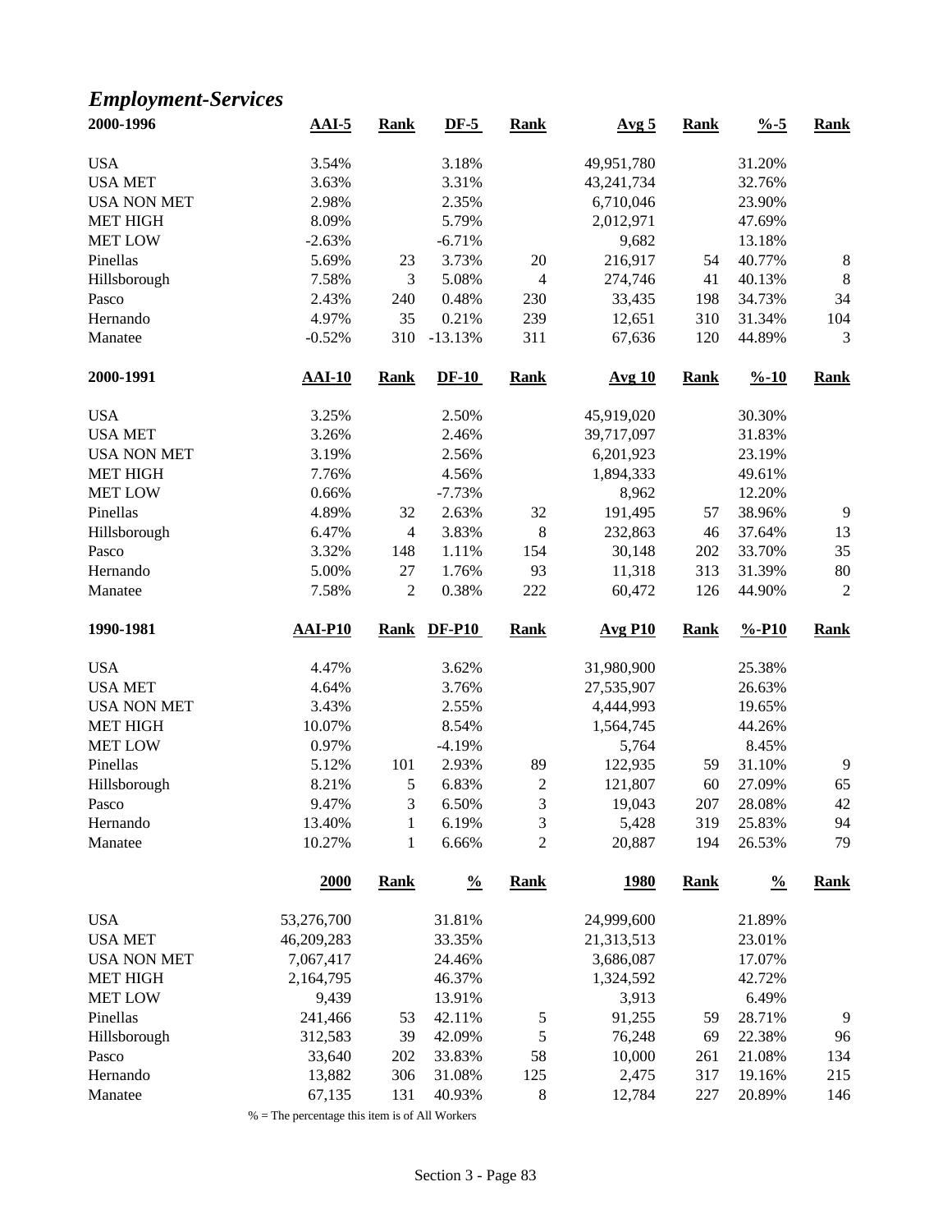## *Employment-Services*

| 2000-1996 | AAI-5 | Rank | DF-5 | Rank | Avg 5 | Rank | %-5 | Rank |
|---|---|---|---|---|---|---|---|---|
| USA | 3.54% | | 3.18% | | 49,951,780 | | 31.20% | |
| USA MET | 3.63% | | 3.31% | | 43,241,734 | | 32.76% | |
| USA NON MET | 2.98% | | 2.35% | | 6,710,046 | | 23.90% | |
| MET HIGH | 8.09% | | 5.79% | | 2,012,971 | | 47.69% | |
| MET LOW | -2.63% | | -6.71% | | 9,682 | | 13.18% | |
| Pinellas | 5.69% | 23 | 3.73% | 20 | 216,917 | 54 | 40.77% | 8 |
| Hillsborough | 7.58% | 3 | 5.08% | 4 | 274,746 | 41 | 40.13% | 8 |
| Pasco | 2.43% | 240 | 0.48% | 230 | 33,435 | 198 | 34.73% | 34 |
| Hernando | 4.97% | 35 | 0.21% | 239 | 12,651 | 310 | 31.34% | 104 |
| Manatee | -0.52% | 310 | -13.13% | 311 | 67,636 | 120 | 44.89% | 3 |

| 2000-1991 | AAI-10 | Rank | DF-10 | Rank | Avg 10 | Rank | %-10 | Rank |
|---|---|---|---|---|---|---|---|---|
| USA | 3.25% | | 2.50% | | 45,919,020 | | 30.30% | |
| USA MET | 3.26% | | 2.46% | | 39,717,097 | | 31.83% | |
| USA NON MET | 3.19% | | 2.56% | | 6,201,923 | | 23.19% | |
| MET HIGH | 7.76% | | 4.56% | | 1,894,333 | | 49.61% | |
| MET LOW | 0.66% | | -7.73% | | 8,962 | | 12.20% | |
| Pinellas | 4.89% | 32 | 2.63% | 32 | 191,495 | 57 | 38.96% | 9 |
| Hillsborough | 6.47% | 4 | 3.83% | 8 | 232,863 | 46 | 37.64% | 13 |
| Pasco | 3.32% | 148 | 1.11% | 154 | 30,148 | 202 | 33.70% | 35 |
| Hernando | 5.00% | 27 | 1.76% | 93 | 11,318 | 313 | 31.39% | 80 |
| Manatee | 7.58% | 2 | 0.38% | 222 | 60,472 | 126 | 44.90% | 2 |

| 1990-1981 | AAI-P10 | Rank | DF-P10 | Rank | Avg P10 | Rank | %-P10 | Rank |
|---|---|---|---|---|---|---|---|---|
| USA | 4.47% | | 3.62% | | 31,980,900 | | 25.38% | |
| USA MET | 4.64% | | 3.76% | | 27,535,907 | | 26.63% | |
| USA NON MET | 3.43% | | 2.55% | | 4,444,993 | | 19.65% | |
| MET HIGH | 10.07% | | 8.54% | | 1,564,745 | | 44.26% | |
| MET LOW | 0.97% | | -4.19% | | 5,764 | | 8.45% | |
| Pinellas | 5.12% | 101 | 2.93% | 89 | 122,935 | 59 | 31.10% | 9 |
| Hillsborough | 8.21% | 5 | 6.83% | 2 | 121,807 | 60 | 27.09% | 65 |
| Pasco | 9.47% | 3 | 6.50% | 3 | 19,043 | 207 | 28.08% | 42 |
| Hernando | 13.40% | 1 | 6.19% | 3 | 5,428 | 319 | 25.83% | 94 |
| Manatee | 10.27% | 1 | 6.66% | 2 | 20,887 | 194 | 26.53% | 79 |

| | 2000 | Rank | % | Rank | 1980 | Rank | % | Rank |
|---|---|---|---|---|---|---|---|---|
| USA | 53,276,700 | | 31.81% | | 24,999,600 | | 21.89% | |
| USA MET | 46,209,283 | | 33.35% | | 21,313,513 | | 23.01% | |
| USA NON MET | 7,067,417 | | 24.46% | | 3,686,087 | | 17.07% | |
| MET HIGH | 2,164,795 | | 46.37% | | 1,324,592 | | 42.72% | |
| MET LOW | 9,439 | | 13.91% | | 3,913 | | 6.49% | |
| Pinellas | 241,466 | 53 | 42.11% | 5 | 91,255 | 59 | 28.71% | 9 |
| Hillsborough | 312,583 | 39 | 42.09% | 5 | 76,248 | 69 | 22.38% | 96 |
| Pasco | 33,640 | 202 | 33.83% | 58 | 10,000 | 261 | 21.08% | 134 |
| Hernando | 13,882 | 306 | 31.08% | 125 | 2,475 | 317 | 19.16% | 215 |
| Manatee | 67,135 | 131 | 40.93% | 8 | 12,784 | 227 | 20.89% | 146 |

% = The percentage this item is of All Workers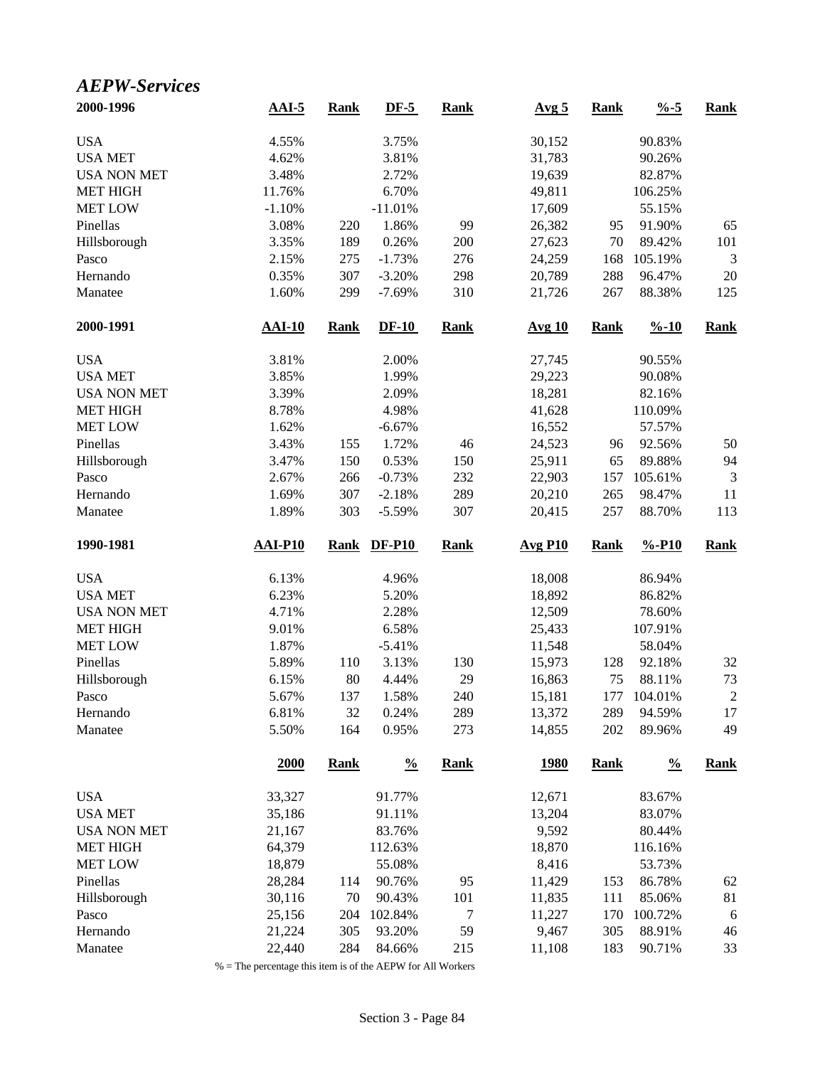## *AEPW-Services*

| 2000-1996 | AAI-5 | Rank | DF-5 | Rank | Avg 5 | Rank | %-5 | Rank |
|---|---|---|---|---|---|---|---|---|
| USA | 4.55% | | 3.75% | | 30,152 | | 90.83% | |
| USA MET | 4.62% | | 3.81% | | 31,783 | | 90.26% | |
| USA NON MET | 3.48% | | 2.72% | | 19,639 | | 82.87% | |
| MET HIGH | 11.76% | | 6.70% | | 49,811 | | 106.25% | |
| MET LOW | -1.10% | | -11.01% | | 17,609 | | 55.15% | |
| Pinellas | 3.08% | 220 | 1.86% | 99 | 26,382 | 95 | 91.90% | 65 |
| Hillsborough | 3.35% | 189 | 0.26% | 200 | 27,623 | 70 | 89.42% | 101 |
| Pasco | 2.15% | 275 | -1.73% | 276 | 24,259 | 168 | 105.19% | 3 |
| Hernando | 0.35% | 307 | -3.20% | 298 | 20,789 | 288 | 96.47% | 20 |
| Manatee | 1.60% | 299 | -7.69% | 310 | 21,726 | 267 | 88.38% | 125 |

| 2000-1991 | AAI-10 | Rank | DF-10 | Rank | Avg 10 | Rank | %-10 | Rank |
|---|---|---|---|---|---|---|---|---|
| USA | 3.81% | | 2.00% | | 27,745 | | 90.55% | |
| USA MET | 3.85% | | 1.99% | | 29,223 | | 90.08% | |
| USA NON MET | 3.39% | | 2.09% | | 18,281 | | 82.16% | |
| MET HIGH | 8.78% | | 4.98% | | 41,628 | | 110.09% | |
| MET LOW | 1.62% | | -6.67% | | 16,552 | | 57.57% | |
| Pinellas | 3.43% | 155 | 1.72% | 46 | 24,523 | 96 | 92.56% | 50 |
| Hillsborough | 3.47% | 150 | 0.53% | 150 | 25,911 | 65 | 89.88% | 94 |
| Pasco | 2.67% | 266 | -0.73% | 232 | 22,903 | 157 | 105.61% | 3 |
| Hernando | 1.69% | 307 | -2.18% | 289 | 20,210 | 265 | 98.47% | 11 |
| Manatee | 1.89% | 303 | -5.59% | 307 | 20,415 | 257 | 88.70% | 113 |

| 1990-1981 | AAI-P10 | Rank | DF-P10 | Rank | Avg P10 | Rank | %-P10 | Rank |
|---|---|---|---|---|---|---|---|---|
| USA | 6.13% | | 4.96% | | 18,008 | | 86.94% | |
| USA MET | 6.23% | | 5.20% | | 18,892 | | 86.82% | |
| USA NON MET | 4.71% | | 2.28% | | 12,509 | | 78.60% | |
| MET HIGH | 9.01% | | 6.58% | | 25,433 | | 107.91% | |
| MET LOW | 1.87% | | -5.41% | | 11,548 | | 58.04% | |
| Pinellas | 5.89% | 110 | 3.13% | 130 | 15,973 | 128 | 92.18% | 32 |
| Hillsborough | 6.15% | 80 | 4.44% | 29 | 16,863 | 75 | 88.11% | 73 |
| Pasco | 5.67% | 137 | 1.58% | 240 | 15,181 | 177 | 104.01% | 2 |
| Hernando | 6.81% | 32 | 0.24% | 289 | 13,372 | 289 | 94.59% | 17 |
| Manatee | 5.50% | 164 | 0.95% | 273 | 14,855 | 202 | 89.96% | 49 |

| | 2000 | Rank | % | Rank | 1980 | Rank | % | Rank |
|---|---|---|---|---|---|---|---|---|
| USA | 33,327 | | 91.77% | | 12,671 | | 83.67% | |
| USA MET | 35,186 | | 91.11% | | 13,204 | | 83.07% | |
| USA NON MET | 21,167 | | 83.76% | | 9,592 | | 80.44% | |
| MET HIGH | 64,379 | | 112.63% | | 18,870 | | 116.16% | |
| MET LOW | 18,879 | | 55.08% | | 8,416 | | 53.73% | |
| Pinellas | 28,284 | 114 | 90.76% | 95 | 11,429 | 153 | 86.78% | 62 |
| Hillsborough | 30,116 | 70 | 90.43% | 101 | 11,835 | 111 | 85.06% | 81 |
| Pasco | 25,156 | 204 | 102.84% | 7 | 11,227 | 170 | 100.72% | 6 |
| Hernando | 21,224 | 305 | 93.20% | 59 | 9,467 | 305 | 88.91% | 46 |
| Manatee | 22,440 | 284 | 84.66% | 215 | 11,108 | 183 | 90.71% | 33 |

% = The percentage this item is of the AEPW for All Workers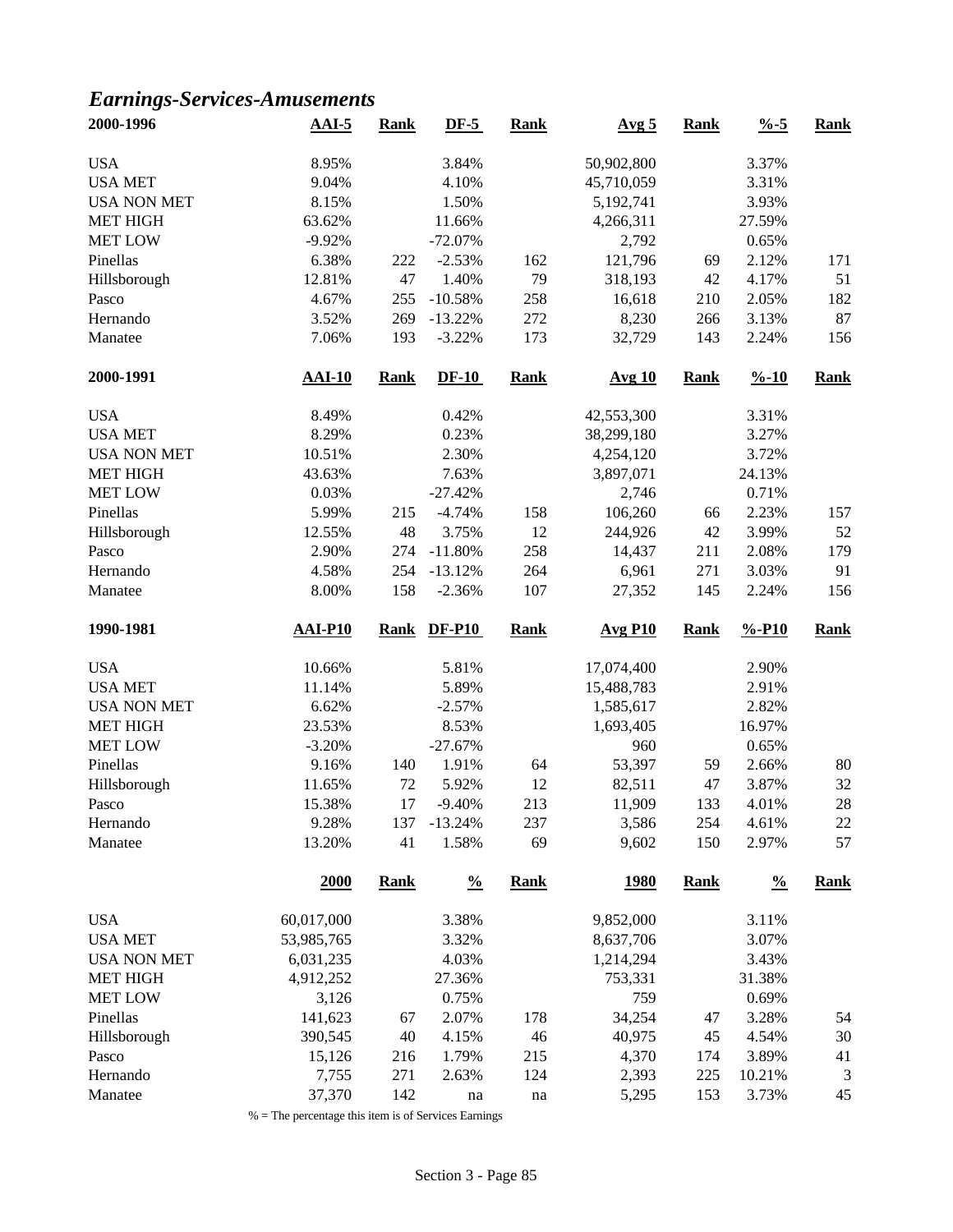## *Earnings-Services-Amusements*

| 2000-1996 | AAI-5 | Rank | DF-5 | Rank | Avg 5 | Rank | %-5 | Rank |
|---|---|---|---|---|---|---|---|---|
| USA | 8.95% | | 3.84% | | 50,902,800 | | 3.37% | |
| USA MET | 9.04% | | 4.10% | | 45,710,059 | | 3.31% | |
| USA NON MET | 8.15% | | 1.50% | | 5,192,741 | | 3.93% | |
| MET HIGH | 63.62% | | 11.66% | | 4,266,311 | | 27.59% | |
| MET LOW | -9.92% | | -72.07% | | 2,792 | | 0.65% | |
| Pinellas | 6.38% | 222 | -2.53% | 162 | 121,796 | 69 | 2.12% | 171 |
| Hillsborough | 12.81% | 47 | 1.40% | 79 | 318,193 | 42 | 4.17% | 51 |
| Pasco | 4.67% | 255 | -10.58% | 258 | 16,618 | 210 | 2.05% | 182 |
| Hernando | 3.52% | 269 | -13.22% | 272 | 8,230 | 266 | 3.13% | 87 |
| Manatee | 7.06% | 193 | -3.22% | 173 | 32,729 | 143 | 2.24% | 156 |

| 2000-1991 | AAI-10 | Rank | DF-10 | Rank | Avg 10 | Rank | %-10 | Rank |
|---|---|---|---|---|---|---|---|---|
| USA | 8.49% | | 0.42% | | 42,553,300 | | 3.31% | |
| USA MET | 8.29% | | 0.23% | | 38,299,180 | | 3.27% | |
| USA NON MET | 10.51% | | 2.30% | | 4,254,120 | | 3.72% | |
| MET HIGH | 43.63% | | 7.63% | | 3,897,071 | | 24.13% | |
| MET LOW | 0.03% | | -27.42% | | 2,746 | | 0.71% | |
| Pinellas | 5.99% | 215 | -4.74% | 158 | 106,260 | 66 | 2.23% | 157 |
| Hillsborough | 12.55% | 48 | 3.75% | 12 | 244,926 | 42 | 3.99% | 52 |
| Pasco | 2.90% | 274 | -11.80% | 258 | 14,437 | 211 | 2.08% | 179 |
| Hernando | 4.58% | 254 | -13.12% | 264 | 6,961 | 271 | 3.03% | 91 |
| Manatee | 8.00% | 158 | -2.36% | 107 | 27,352 | 145 | 2.24% | 156 |

| 1990-1981 | AAI-P10 | Rank | DF-P10 | Rank | Avg P10 | Rank | %-P10 | Rank |
|---|---|---|---|---|---|---|---|---|
| USA | 10.66% | | 5.81% | | 17,074,400 | | 2.90% | |
| USA MET | 11.14% | | 5.89% | | 15,488,783 | | 2.91% | |
| USA NON MET | 6.62% | | -2.57% | | 1,585,617 | | 2.82% | |
| MET HIGH | 23.53% | | 8.53% | | 1,693,405 | | 16.97% | |
| MET LOW | -3.20% | | -27.67% | | 960 | | 0.65% | |
| Pinellas | 9.16% | 140 | 1.91% | 64 | 53,397 | 59 | 2.66% | 80 |
| Hillsborough | 11.65% | 72 | 5.92% | 12 | 82,511 | 47 | 3.87% | 32 |
| Pasco | 15.38% | 17 | -9.40% | 213 | 11,909 | 133 | 4.01% | 28 |
| Hernando | 9.28% | 137 | -13.24% | 237 | 3,586 | 254 | 4.61% | 22 |
| Manatee | 13.20% | 41 | 1.58% | 69 | 9,602 | 150 | 2.97% | 57 |

| | 2000 | Rank | % | Rank | 1980 | Rank | % | Rank |
|---|---|---|---|---|---|---|---|---|
| USA | 60,017,000 | | 3.38% | | 9,852,000 | | 3.11% | |
| USA MET | 53,985,765 | | 3.32% | | 8,637,706 | | 3.07% | |
| USA NON MET | 6,031,235 | | 4.03% | | 1,214,294 | | 3.43% | |
| MET HIGH | 4,912,252 | | 27.36% | | 753,331 | | 31.38% | |
| MET LOW | 3,126 | | 0.75% | | 759 | | 0.69% | |
| Pinellas | 141,623 | 67 | 2.07% | 178 | 34,254 | 47 | 3.28% | 54 |
| Hillsborough | 390,545 | 40 | 4.15% | 46 | 40,975 | 45 | 4.54% | 30 |
| Pasco | 15,126 | 216 | 1.79% | 215 | 4,370 | 174 | 3.89% | 41 |
| Hernando | 7,755 | 271 | 2.63% | 124 | 2,393 | 225 | 10.21% | 3 |
| Manatee | 37,370 | 142 | na | na | 5,295 | 153 | 3.73% | 45 |

% = The percentage this item is of Services Earnings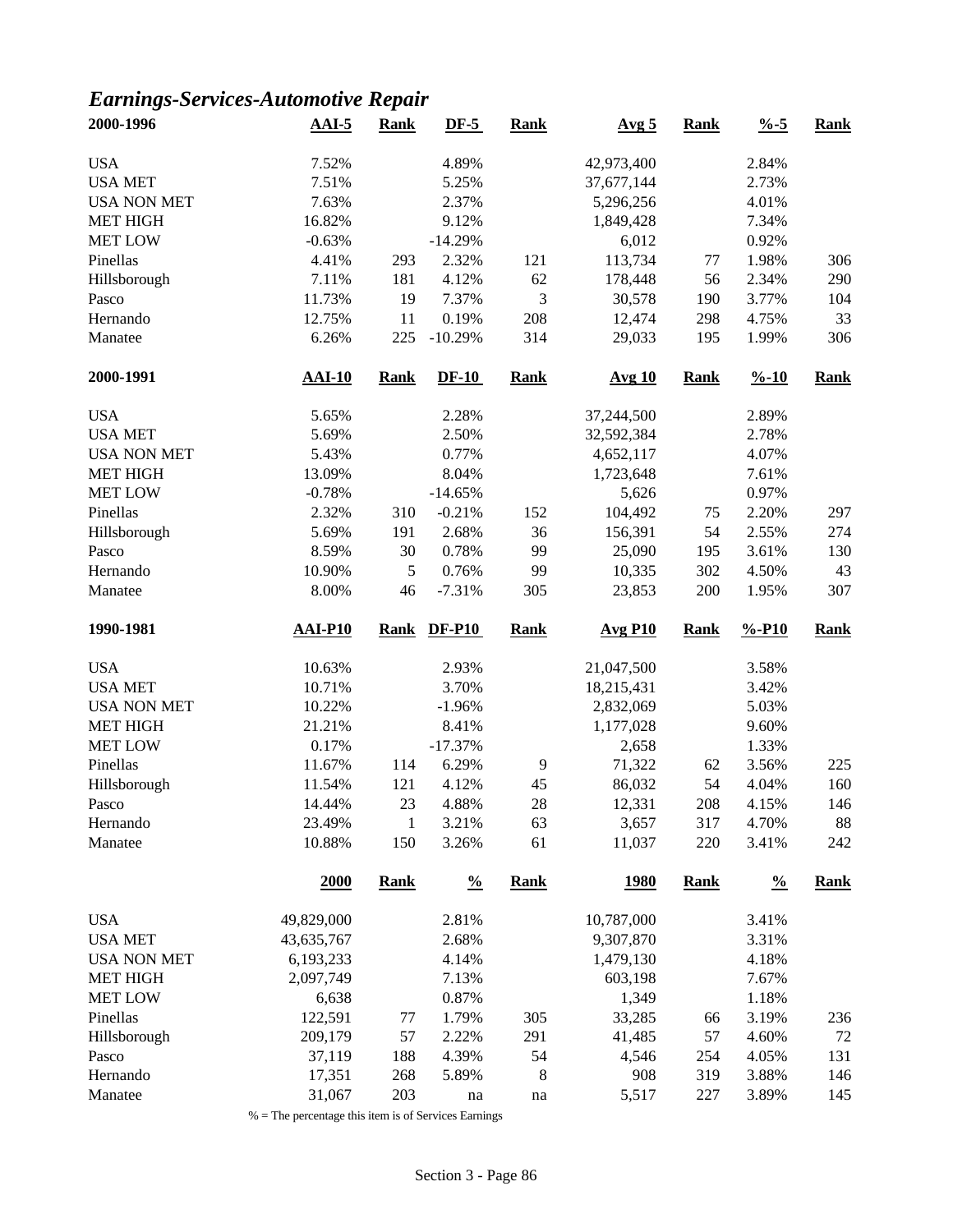## *Earnings-Services-Automotive Repair*

| 2000-1996 | AAI-5 | Rank | DF-5 | Rank | Avg 5 | Rank | %-5 | Rank |
|---|---|---|---|---|---|---|---|---|
| USA | 7.52% | | 4.89% | | 42,973,400 | | 2.84% | |
| USA MET | 7.51% | | 5.25% | | 37,677,144 | | 2.73% | |
| USA NON MET | 7.63% | | 2.37% | | 5,296,256 | | 4.01% | |
| MET HIGH | 16.82% | | 9.12% | | 1,849,428 | | 7.34% | |
| MET LOW | -0.63% | | -14.29% | | 6,012 | | 0.92% | |
| Pinellas | 4.41% | 293 | 2.32% | 121 | 113,734 | 77 | 1.98% | 306 |
| Hillsborough | 7.11% | 181 | 4.12% | 62 | 178,448 | 56 | 2.34% | 290 |
| Pasco | 11.73% | 19 | 7.37% | 3 | 30,578 | 190 | 3.77% | 104 |
| Hernando | 12.75% | 11 | 0.19% | 208 | 12,474 | 298 | 4.75% | 33 |
| Manatee | 6.26% | 225 | -10.29% | 314 | 29,033 | 195 | 1.99% | 306 |
| **2000-1991** | **AAI-10** | **Rank** | **DF-10** | **Rank** | **Avg 10** | **Rank** | **%-10** | **Rank** |
| USA | 5.65% | | 2.28% | | 37,244,500 | | 2.89% | |
| USA MET | 5.69% | | 2.50% | | 32,592,384 | | 2.78% | |
| USA NON MET | 5.43% | | 0.77% | | 4,652,117 | | 4.07% | |
| MET HIGH | 13.09% | | 8.04% | | 1,723,648 | | 7.61% | |
| MET LOW | -0.78% | | -14.65% | | 5,626 | | 0.97% | |
| Pinellas | 2.32% | 310 | -0.21% | 152 | 104,492 | 75 | 2.20% | 297 |
| Hillsborough | 5.69% | 191 | 2.68% | 36 | 156,391 | 54 | 2.55% | 274 |
| Pasco | 8.59% | 30 | 0.78% | 99 | 25,090 | 195 | 3.61% | 130 |
| Hernando | 10.90% | 5 | 0.76% | 99 | 10,335 | 302 | 4.50% | 43 |
| Manatee | 8.00% | 46 | -7.31% | 305 | 23,853 | 200 | 1.95% | 307 |
| **1990-1981** | **AAI-P10** | **Rank** | **DF-P10** | **Rank** | **Avg P10** | **Rank** | **%-P10** | **Rank** |
| USA | 10.63% | | 2.93% | | 21,047,500 | | 3.58% | |
| USA MET | 10.71% | | 3.70% | | 18,215,431 | | 3.42% | |
| USA NON MET | 10.22% | | -1.96% | | 2,832,069 | | 5.03% | |
| MET HIGH | 21.21% | | 8.41% | | 1,177,028 | | 9.60% | |
| MET LOW | 0.17% | | -17.37% | | 2,658 | | 1.33% | |
| Pinellas | 11.67% | 114 | 6.29% | 9 | 71,322 | 62 | 3.56% | 225 |
| Hillsborough | 11.54% | 121 | 4.12% | 45 | 86,032 | 54 | 4.04% | 160 |
| Pasco | 14.44% | 23 | 4.88% | 28 | 12,331 | 208 | 4.15% | 146 |
| Hernando | 23.49% | 1 | 3.21% | 63 | 3,657 | 317 | 4.70% | 88 |
| Manatee | 10.88% | 150 | 3.26% | 61 | 11,037 | 220 | 3.41% | 242 |
| | **2000** | **Rank** | **%** | **Rank** | **1980** | **Rank** | **%** | **Rank** |
| USA | 49,829,000 | | 2.81% | | 10,787,000 | | 3.41% | |
| USA MET | 43,635,767 | | 2.68% | | 9,307,870 | | 3.31% | |
| USA NON MET | 6,193,233 | | 4.14% | | 1,479,130 | | 4.18% | |
| MET HIGH | 2,097,749 | | 7.13% | | 603,198 | | 7.67% | |
| MET LOW | 6,638 | | 0.87% | | 1,349 | | 1.18% | |
| Pinellas | 122,591 | 77 | 1.79% | 305 | 33,285 | 66 | 3.19% | 236 |
| Hillsborough | 209,179 | 57 | 2.22% | 291 | 41,485 | 57 | 4.60% | 72 |
| Pasco | 37,119 | 188 | 4.39% | 54 | 4,546 | 254 | 4.05% | 131 |
| Hernando | 17,351 | 268 | 5.89% | 8 | 908 | 319 | 3.88% | 146 |
| Manatee | 31,067 | 203 | na | na | 5,517 | 227 | 3.89% | 145 |

% = The percentage this item is of Services Earnings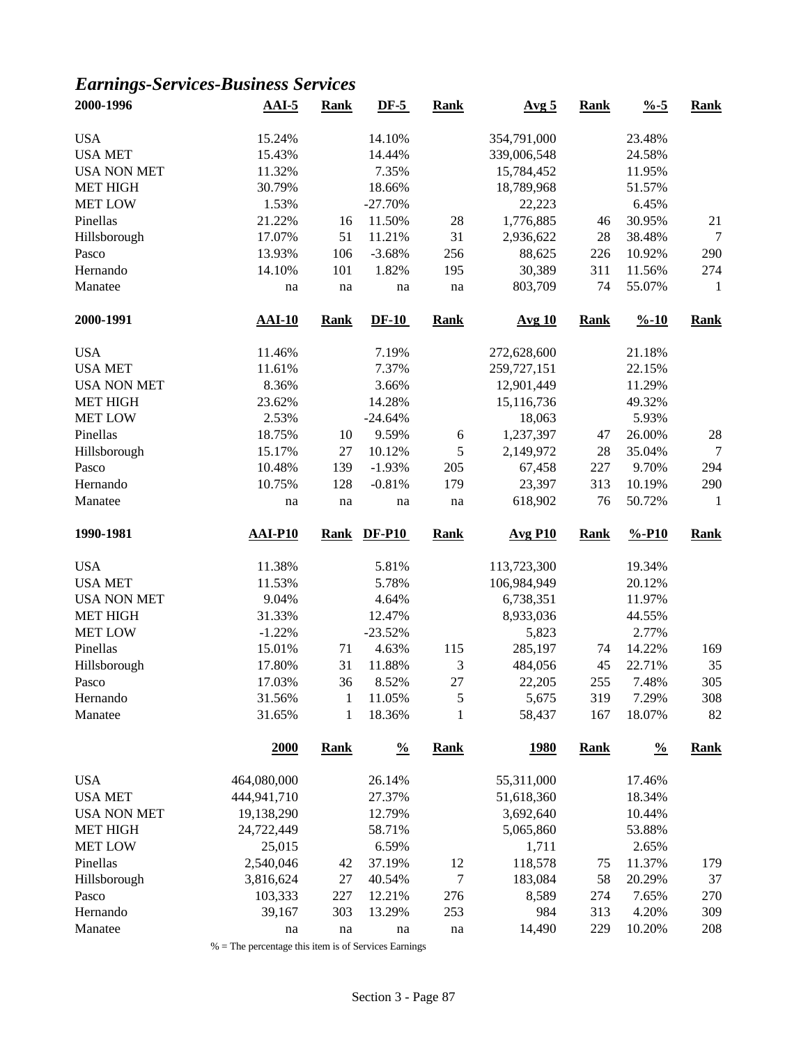## *Earnings-Services-Business Services*

| 2000-1996 | AAI-5 | Rank | DF-5 | Rank | Avg 5 | Rank | %-5 | Rank |
|---|---|---|---|---|---|---|---|---|
| USA | 15.24% | | 14.10% | | 354,791,000 | | 23.48% | |
| USA MET | 15.43% | | 14.44% | | 339,006,548 | | 24.58% | |
| USA NON MET | 11.32% | | 7.35% | | 15,784,452 | | 11.95% | |
| MET HIGH | 30.79% | | 18.66% | | 18,789,968 | | 51.57% | |
| MET LOW | 1.53% | | -27.70% | | 22,223 | | 6.45% | |
| Pinellas | 21.22% | 16 | 11.50% | 28 | 1,776,885 | 46 | 30.95% | 21 |
| Hillsborough | 17.07% | 51 | 11.21% | 31 | 2,936,622 | 28 | 38.48% | 7 |
| Pasco | 13.93% | 106 | -3.68% | 256 | 88,625 | 226 | 10.92% | 290 |
| Hernando | 14.10% | 101 | 1.82% | 195 | 30,389 | 311 | 11.56% | 274 |
| Manatee | na | na | na | na | 803,709 | 74 | 55.07% | 1 |

| 2000-1991 | AAI-10 | Rank | DF-10 | Rank | Avg 10 | Rank | %-10 | Rank |
|---|---|---|---|---|---|---|---|---|
| USA | 11.46% | | 7.19% | | 272,628,600 | | 21.18% | |
| USA MET | 11.61% | | 7.37% | | 259,727,151 | | 22.15% | |
| USA NON MET | 8.36% | | 3.66% | | 12,901,449 | | 11.29% | |
| MET HIGH | 23.62% | | 14.28% | | 15,116,736 | | 49.32% | |
| MET LOW | 2.53% | | -24.64% | | 18,063 | | 5.93% | |
| Pinellas | 18.75% | 10 | 9.59% | 6 | 1,237,397 | 47 | 26.00% | 28 |
| Hillsborough | 15.17% | 27 | 10.12% | 5 | 2,149,972 | 28 | 35.04% | 7 |
| Pasco | 10.48% | 139 | -1.93% | 205 | 67,458 | 227 | 9.70% | 294 |
| Hernando | 10.75% | 128 | -0.81% | 179 | 23,397 | 313 | 10.19% | 290 |
| Manatee | na | na | na | na | 618,902 | 76 | 50.72% | 1 |

| 1990-1981 | AAI-P10 | Rank | DF-P10 | Rank | Avg P10 | Rank | %-P10 | Rank |
|---|---|---|---|---|---|---|---|---|
| USA | 11.38% | | 5.81% | | 113,723,300 | | 19.34% | |
| USA MET | 11.53% | | 5.78% | | 106,984,949 | | 20.12% | |
| USA NON MET | 9.04% | | 4.64% | | 6,738,351 | | 11.97% | |
| MET HIGH | 31.33% | | 12.47% | | 8,933,036 | | 44.55% | |
| MET LOW | -1.22% | | -23.52% | | 5,823 | | 2.77% | |
| Pinellas | 15.01% | 71 | 4.63% | 115 | 285,197 | 74 | 14.22% | 169 |
| Hillsborough | 17.80% | 31 | 11.88% | 3 | 484,056 | 45 | 22.71% | 35 |
| Pasco | 17.03% | 36 | 8.52% | 27 | 22,205 | 255 | 7.48% | 305 |
| Hernando | 31.56% | 1 | 11.05% | 5 | 5,675 | 319 | 7.29% | 308 |
| Manatee | 31.65% | 1 | 18.36% | 1 | 58,437 | 167 | 18.07% | 82 |

| | 2000 | Rank | % | Rank | 1980 | Rank | % | Rank |
|---|---|---|---|---|---|---|---|---|
| USA | 464,080,000 | | 26.14% | | 55,311,000 | | 17.46% | |
| USA MET | 444,941,710 | | 27.37% | | 51,618,360 | | 18.34% | |
| USA NON MET | 19,138,290 | | 12.79% | | 3,692,640 | | 10.44% | |
| MET HIGH | 24,722,449 | | 58.71% | | 5,065,860 | | 53.88% | |
| MET LOW | 25,015 | | 6.59% | | 1,711 | | 2.65% | |
| Pinellas | 2,540,046 | 42 | 37.19% | 12 | 118,578 | 75 | 11.37% | 179 |
| Hillsborough | 3,816,624 | 27 | 40.54% | 7 | 183,084 | 58 | 20.29% | 37 |
| Pasco | 103,333 | 227 | 12.21% | 276 | 8,589 | 274 | 7.65% | 270 |
| Hernando | 39,167 | 303 | 13.29% | 253 | 984 | 313 | 4.20% | 309 |
| Manatee | na | na | na | na | 14,490 | 229 | 10.20% | 208 |

% = The percentage this item is of Services Earnings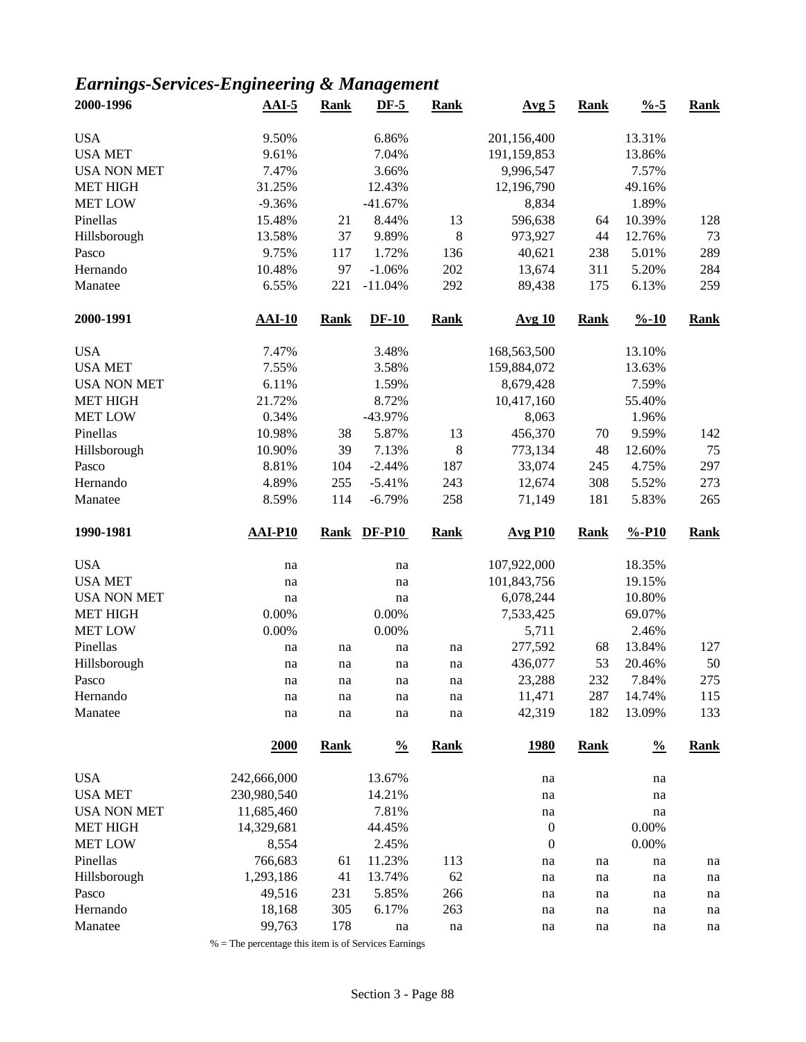## *Earnings-Services-Engineering & Management*

| 2000-1996 | AAI-5 | Rank | DF-5 | Rank | Avg 5 | Rank | %-5 | Rank |
|---|---|---|---|---|---|---|---|---|
| USA | 9.50% | | 6.86% | | 201,156,400 | | 13.31% | |
| USA MET | 9.61% | | 7.04% | | 191,159,853 | | 13.86% | |
| USA NON MET | 7.47% | | 3.66% | | 9,996,547 | | 7.57% | |
| MET HIGH | 31.25% | | 12.43% | | 12,196,790 | | 49.16% | |
| MET LOW | -9.36% | | -41.67% | | 8,834 | | 1.89% | |
| Pinellas | 15.48% | 21 | 8.44% | 13 | 596,638 | 64 | 10.39% | 128 |
| Hillsborough | 13.58% | 37 | 9.89% | 8 | 973,927 | 44 | 12.76% | 73 |
| Pasco | 9.75% | 117 | 1.72% | 136 | 40,621 | 238 | 5.01% | 289 |
| Hernando | 10.48% | 97 | -1.06% | 202 | 13,674 | 311 | 5.20% | 284 |
| Manatee | 6.55% | 221 | -11.04% | 292 | 89,438 | 175 | 6.13% | 259 |

| 2000-1991 | AAI-10 | Rank | DF-10 | Rank | Avg 10 | Rank | %-10 | Rank |
|---|---|---|---|---|---|---|---|---|
| USA | 7.47% | | 3.48% | | 168,563,500 | | 13.10% | |
| USA MET | 7.55% | | 3.58% | | 159,884,072 | | 13.63% | |
| USA NON MET | 6.11% | | 1.59% | | 8,679,428 | | 7.59% | |
| MET HIGH | 21.72% | | 8.72% | | 10,417,160 | | 55.40% | |
| MET LOW | 0.34% | | -43.97% | | 8,063 | | 1.96% | |
| Pinellas | 10.98% | 38 | 5.87% | 13 | 456,370 | 70 | 9.59% | 142 |
| Hillsborough | 10.90% | 39 | 7.13% | 8 | 773,134 | 48 | 12.60% | 75 |
| Pasco | 8.81% | 104 | -2.44% | 187 | 33,074 | 245 | 4.75% | 297 |
| Hernando | 4.89% | 255 | -5.41% | 243 | 12,674 | 308 | 5.52% | 273 |
| Manatee | 8.59% | 114 | -6.79% | 258 | 71,149 | 181 | 5.83% | 265 |

| 1990-1981 | AAI-P10 | Rank | DF-P10 | Rank | Avg P10 | Rank | %-P10 | Rank |
|---|---|---|---|---|---|---|---|---|
| USA | na | | na | | 107,922,000 | | 18.35% | |
| USA MET | na | | na | | 101,843,756 | | 19.15% | |
| USA NON MET | na | | na | | 6,078,244 | | 10.80% | |
| MET HIGH | 0.00% | | 0.00% | | 7,533,425 | | 69.07% | |
| MET LOW | 0.00% | | 0.00% | | 5,711 | | 2.46% | |
| Pinellas | na | na | na | na | 277,592 | 68 | 13.84% | 127 |
| Hillsborough | na | na | na | na | 436,077 | 53 | 20.46% | 50 |
| Pasco | na | na | na | na | 23,288 | 232 | 7.84% | 275 |
| Hernando | na | na | na | na | 11,471 | 287 | 14.74% | 115 |
| Manatee | na | na | na | na | 42,319 | 182 | 13.09% | 133 |

| | 2000 | Rank | % | Rank | 1980 | Rank | % | Rank |
|---|---|---|---|---|---|---|---|---|
| USA | 242,666,000 | | 13.67% | | na | | na | |
| USA MET | 230,980,540 | | 14.21% | | na | | na | |
| USA NON MET | 11,685,460 | | 7.81% | | na | | na | |
| MET HIGH | 14,329,681 | | 44.45% | | 0 | | 0.00% | |
| MET LOW | 8,554 | | 2.45% | | 0 | | 0.00% | |
| Pinellas | 766,683 | 61 | 11.23% | 113 | na | na | na | na |
| Hillsborough | 1,293,186 | 41 | 13.74% | 62 | na | na | na | na |
| Pasco | 49,516 | 231 | 5.85% | 266 | na | na | na | na |
| Hernando | 18,168 | 305 | 6.17% | 263 | na | na | na | na |
| Manatee | 99,763 | 178 | na | na | na | na | na | na |

% = The percentage this item is of Services Earnings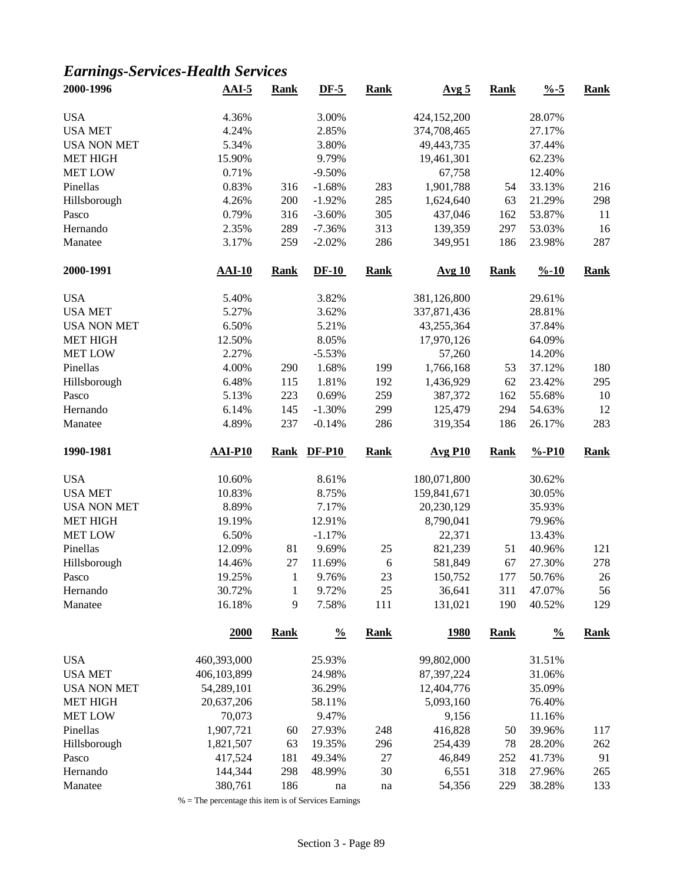## *Earnings-Services-Health Services*

| 2000-1996 | AAI-5 | Rank | DF-5 | Rank | Avg 5 | Rank | %-5 | Rank |
|---|---|---|---|---|---|---|---|---|
| USA | 4.36% | | 3.00% | | 424,152,200 | | 28.07% | |
| USA MET | 4.24% | | 2.85% | | 374,708,465 | | 27.17% | |
| USA NON MET | 5.34% | | 3.80% | | 49,443,735 | | 37.44% | |
| MET HIGH | 15.90% | | 9.79% | | 19,461,301 | | 62.23% | |
| MET LOW | 0.71% | | -9.50% | | 67,758 | | 12.40% | |
| Pinellas | 0.83% | 316 | -1.68% | 283 | 1,901,788 | 54 | 33.13% | 216 |
| Hillsborough | 4.26% | 200 | -1.92% | 285 | 1,624,640 | 63 | 21.29% | 298 |
| Pasco | 0.79% | 316 | -3.60% | 305 | 437,046 | 162 | 53.87% | 11 |
| Hernando | 2.35% | 289 | -7.36% | 313 | 139,359 | 297 | 53.03% | 16 |
| Manatee | 3.17% | 259 | -2.02% | 286 | 349,951 | 186 | 23.98% | 287 |

| 2000-1991 | AAI-10 | Rank | DF-10 | Rank | Avg 10 | Rank | %-10 | Rank |
|---|---|---|---|---|---|---|---|---|
| USA | 5.40% | | 3.82% | | 381,126,800 | | 29.61% | |
| USA MET | 5.27% | | 3.62% | | 337,871,436 | | 28.81% | |
| USA NON MET | 6.50% | | 5.21% | | 43,255,364 | | 37.84% | |
| MET HIGH | 12.50% | | 8.05% | | 17,970,126 | | 64.09% | |
| MET LOW | 2.27% | | -5.53% | | 57,260 | | 14.20% | |
| Pinellas | 4.00% | 290 | 1.68% | 199 | 1,766,168 | 53 | 37.12% | 180 |
| Hillsborough | 6.48% | 115 | 1.81% | 192 | 1,436,929 | 62 | 23.42% | 295 |
| Pasco | 5.13% | 223 | 0.69% | 259 | 387,372 | 162 | 55.68% | 10 |
| Hernando | 6.14% | 145 | -1.30% | 299 | 125,479 | 294 | 54.63% | 12 |
| Manatee | 4.89% | 237 | -0.14% | 286 | 319,354 | 186 | 26.17% | 283 |

| 1990-1981 | AAI-P10 | Rank | DF-P10 | Rank | Avg P10 | Rank | %-P10 | Rank |
|---|---|---|---|---|---|---|---|---|
| USA | 10.60% | | 8.61% | | 180,071,800 | | 30.62% | |
| USA MET | 10.83% | | 8.75% | | 159,841,671 | | 30.05% | |
| USA NON MET | 8.89% | | 7.17% | | 20,230,129 | | 35.93% | |
| MET HIGH | 19.19% | | 12.91% | | 8,790,041 | | 79.96% | |
| MET LOW | 6.50% | | -1.17% | | 22,371 | | 13.43% | |
| Pinellas | 12.09% | 81 | 9.69% | 25 | 821,239 | 51 | 40.96% | 121 |
| Hillsborough | 14.46% | 27 | 11.69% | 6 | 581,849 | 67 | 27.30% | 278 |
| Pasco | 19.25% | 1 | 9.76% | 23 | 150,752 | 177 | 50.76% | 26 |
| Hernando | 30.72% | 1 | 9.72% | 25 | 36,641 | 311 | 47.07% | 56 |
| Manatee | 16.18% | 9 | 7.58% | 111 | 131,021 | 190 | 40.52% | 129 |

| | 2000 | Rank | % | Rank | 1980 | Rank | % | Rank |
|---|---|---|---|---|---|---|---|---|
| USA | 460,393,000 | | 25.93% | | 99,802,000 | | 31.51% | |
| USA MET | 406,103,899 | | 24.98% | | 87,397,224 | | 31.06% | |
| USA NON MET | 54,289,101 | | 36.29% | | 12,404,776 | | 35.09% | |
| MET HIGH | 20,637,206 | | 58.11% | | 5,093,160 | | 76.40% | |
| MET LOW | 70,073 | | 9.47% | | 9,156 | | 11.16% | |
| Pinellas | 1,907,721 | 60 | 27.93% | 248 | 416,828 | 50 | 39.96% | 117 |
| Hillsborough | 1,821,507 | 63 | 19.35% | 296 | 254,439 | 78 | 28.20% | 262 |
| Pasco | 417,524 | 181 | 49.34% | 27 | 46,849 | 252 | 41.73% | 91 |
| Hernando | 144,344 | 298 | 48.99% | 30 | 6,551 | 318 | 27.96% | 265 |
| Manatee | 380,761 | 186 | na | na | 54,356 | 229 | 38.28% | 133 |

% = The percentage this item is of Services Earnings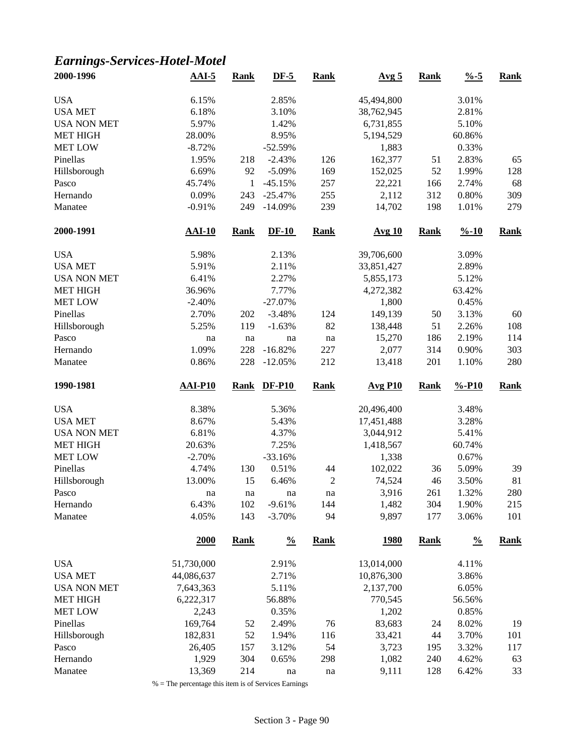## *Earnings-Services-Hotel-Motel*

| 2000-1996 | AAI-5 | Rank | DF-5 | Rank | Avg 5 | Rank | %-5 | Rank |
|---|---|---|---|---|---|---|---|---|
| USA | 6.15% | | 2.85% | | 45,494,800 | | 3.01% | |
| USA MET | 6.18% | | 3.10% | | 38,762,945 | | 2.81% | |
| USA NON MET | 5.97% | | 1.42% | | 6,731,855 | | 5.10% | |
| MET HIGH | 28.00% | | 8.95% | | 5,194,529 | | 60.86% | |
| MET LOW | -8.72% | | -52.59% | | 1,883 | | 0.33% | |
| Pinellas | 1.95% | 218 | -2.43% | 126 | 162,377 | 51 | 2.83% | 65 |
| Hillsborough | 6.69% | 92 | -5.09% | 169 | 152,025 | 52 | 1.99% | 128 |
| Pasco | 45.74% | 1 | -45.15% | 257 | 22,221 | 166 | 2.74% | 68 |
| Hernando | 0.09% | 243 | -25.47% | 255 | 2,112 | 312 | 0.80% | 309 |
| Manatee | -0.91% | 249 | -14.09% | 239 | 14,702 | 198 | 1.01% | 279 |

| 2000-1991 | AAI-10 | Rank | DF-10 | Rank | Avg 10 | Rank | %-10 | Rank |
|---|---|---|---|---|---|---|---|---|
| USA | 5.98% | | 2.13% | | 39,706,600 | | 3.09% | |
| USA MET | 5.91% | | 2.11% | | 33,851,427 | | 2.89% | |
| USA NON MET | 6.41% | | 2.27% | | 5,855,173 | | 5.12% | |
| MET HIGH | 36.96% | | 7.77% | | 4,272,382 | | 63.42% | |
| MET LOW | -2.40% | | -27.07% | | 1,800 | | 0.45% | |
| Pinellas | 2.70% | 202 | -3.48% | 124 | 149,139 | 50 | 3.13% | 60 |
| Hillsborough | 5.25% | 119 | -1.63% | 82 | 138,448 | 51 | 2.26% | 108 |
| Pasco | na | na | na | na | 15,270 | 186 | 2.19% | 114 |
| Hernando | 1.09% | 228 | -16.82% | 227 | 2,077 | 314 | 0.90% | 303 |
| Manatee | 0.86% | 228 | -12.05% | 212 | 13,418 | 201 | 1.10% | 280 |

| 1990-1981 | AAI-P10 | Rank | DF-P10 | Rank | Avg P10 | Rank | %-P10 | Rank |
|---|---|---|---|---|---|---|---|---|
| USA | 8.38% | | 5.36% | | 20,496,400 | | 3.48% | |
| USA MET | 8.67% | | 5.43% | | 17,451,488 | | 3.28% | |
| USA NON MET | 6.81% | | 4.37% | | 3,044,912 | | 5.41% | |
| MET HIGH | 20.63% | | 7.25% | | 1,418,567 | | 60.74% | |
| MET LOW | -2.70% | | -33.16% | | 1,338 | | 0.67% | |
| Pinellas | 4.74% | 130 | 0.51% | 44 | 102,022 | 36 | 5.09% | 39 |
| Hillsborough | 13.00% | 15 | 6.46% | 2 | 74,524 | 46 | 3.50% | 81 |
| Pasco | na | na | na | na | 3,916 | 261 | 1.32% | 280 |
| Hernando | 6.43% | 102 | -9.61% | 144 | 1,482 | 304 | 1.90% | 215 |
| Manatee | 4.05% | 143 | -3.70% | 94 | 9,897 | 177 | 3.06% | 101 |

| | 2000 | Rank | % | Rank | 1980 | Rank | % | Rank |
|---|---|---|---|---|---|---|---|---|
| USA | 51,730,000 | | 2.91% | | 13,014,000 | | 4.11% | |
| USA MET | 44,086,637 | | 2.71% | | 10,876,300 | | 3.86% | |
| USA NON MET | 7,643,363 | | 5.11% | | 2,137,700 | | 6.05% | |
| MET HIGH | 6,222,317 | | 56.88% | | 770,545 | | 56.56% | |
| MET LOW | 2,243 | | 0.35% | | 1,202 | | 0.85% | |
| Pinellas | 169,764 | 52 | 2.49% | 76 | 83,683 | 24 | 8.02% | 19 |
| Hillsborough | 182,831 | 52 | 1.94% | 116 | 33,421 | 44 | 3.70% | 101 |
| Pasco | 26,405 | 157 | 3.12% | 54 | 3,723 | 195 | 3.32% | 117 |
| Hernando | 1,929 | 304 | 0.65% | 298 | 1,082 | 240 | 4.62% | 63 |
| Manatee | 13,369 | 214 | na | na | 9,111 | 128 | 6.42% | 33 |

% = The percentage this item is of Services Earnings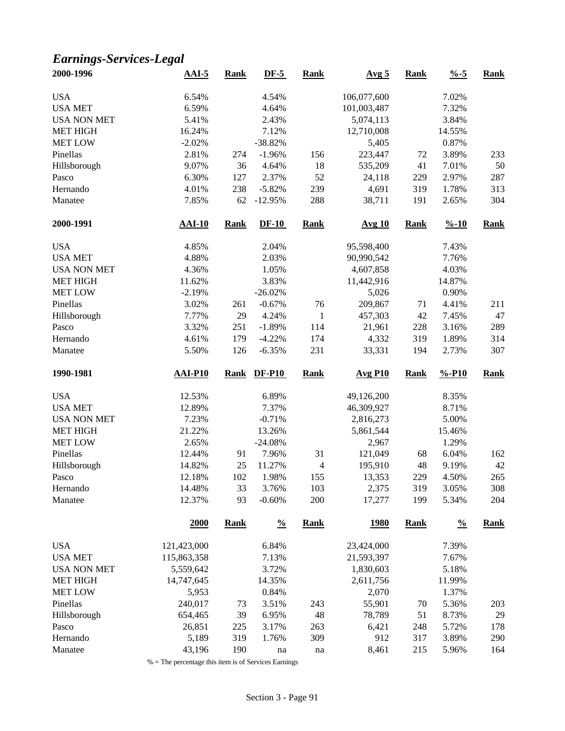## *Earnings-Services-Legal*

| 2000-1996 | AAI-5 | Rank | DF-5 | Rank | Avg 5 | Rank | %-5 | Rank |
|---|---|---|---|---|---|---|---|---|
| USA | 6.54% | | 4.54% | | 106,077,600 | | 7.02% | |
| USA MET | 6.59% | | 4.64% | | 101,003,487 | | 7.32% | |
| USA NON MET | 5.41% | | 2.43% | | 5,074,113 | | 3.84% | |
| MET HIGH | 16.24% | | 7.12% | | 12,710,008 | | 14.55% | |
| MET LOW | -2.02% | | -38.82% | | 5,405 | | 0.87% | |
| Pinellas | 2.81% | 274 | -1.96% | 156 | 223,447 | 72 | 3.89% | 233 |
| Hillsborough | 9.07% | 36 | 4.64% | 18 | 535,209 | 41 | 7.01% | 50 |
| Pasco | 6.30% | 127 | 2.37% | 52 | 24,118 | 229 | 2.97% | 287 |
| Hernando | 4.01% | 238 | -5.82% | 239 | 4,691 | 319 | 1.78% | 313 |
| Manatee | 7.85% | 62 | -12.95% | 288 | 38,711 | 191 | 2.65% | 304 |

| 2000-1991 | AAI-10 | Rank | DF-10 | Rank | Avg 10 | Rank | %-10 | Rank |
|---|---|---|---|---|---|---|---|---|
| USA | 4.85% | | 2.04% | | 95,598,400 | | 7.43% | |
| USA MET | 4.88% | | 2.03% | | 90,990,542 | | 7.76% | |
| USA NON MET | 4.36% | | 1.05% | | 4,607,858 | | 4.03% | |
| MET HIGH | 11.62% | | 3.83% | | 11,442,916 | | 14.87% | |
| MET LOW | -2.19% | | -26.02% | | 5,026 | | 0.90% | |
| Pinellas | 3.02% | 261 | -0.67% | 76 | 209,867 | 71 | 4.41% | 211 |
| Hillsborough | 7.77% | 29 | 4.24% | 1 | 457,303 | 42 | 7.45% | 47 |
| Pasco | 3.32% | 251 | -1.89% | 114 | 21,961 | 228 | 3.16% | 289 |
| Hernando | 4.61% | 179 | -4.22% | 174 | 4,332 | 319 | 1.89% | 314 |
| Manatee | 5.50% | 126 | -6.35% | 231 | 33,331 | 194 | 2.73% | 307 |

| 1990-1981 | AAI-P10 | Rank | DF-P10 | Rank | Avg P10 | Rank | %-P10 | Rank |
|---|---|---|---|---|---|---|---|---|
| USA | 12.53% | | 6.89% | | 49,126,200 | | 8.35% | |
| USA MET | 12.89% | | 7.37% | | 46,309,927 | | 8.71% | |
| USA NON MET | 7.23% | | -0.71% | | 2,816,273 | | 5.00% | |
| MET HIGH | 21.22% | | 13.26% | | 5,861,544 | | 15.46% | |
| MET LOW | 2.65% | | -24.08% | | 2,967 | | 1.29% | |
| Pinellas | 12.44% | 91 | 7.96% | 31 | 121,049 | 68 | 6.04% | 162 |
| Hillsborough | 14.82% | 25 | 11.27% | 4 | 195,910 | 48 | 9.19% | 42 |
| Pasco | 12.18% | 102 | 1.98% | 155 | 13,353 | 229 | 4.50% | 265 |
| Hernando | 14.48% | 33 | 3.76% | 103 | 2,375 | 319 | 3.05% | 308 |
| Manatee | 12.37% | 93 | -0.60% | 200 | 17,277 | 199 | 5.34% | 204 |

| | 2000 | Rank | % | Rank | 1980 | Rank | % | Rank |
|---|---|---|---|---|---|---|---|---|
| USA | 121,423,000 | | 6.84% | | 23,424,000 | | 7.39% | |
| USA MET | 115,863,358 | | 7.13% | | 21,593,397 | | 7.67% | |
| USA NON MET | 5,559,642 | | 3.72% | | 1,830,603 | | 5.18% | |
| MET HIGH | 14,747,645 | | 14.35% | | 2,611,756 | | 11.99% | |
| MET LOW | 5,953 | | 0.84% | | 2,070 | | 1.37% | |
| Pinellas | 240,017 | 73 | 3.51% | 243 | 55,901 | 70 | 5.36% | 203 |
| Hillsborough | 654,465 | 39 | 6.95% | 48 | 78,789 | 51 | 8.73% | 29 |
| Pasco | 26,851 | 225 | 3.17% | 263 | 6,421 | 248 | 5.72% | 178 |
| Hernando | 5,189 | 319 | 1.76% | 309 | 912 | 317 | 3.89% | 290 |
| Manatee | 43,196 | 190 | na | na | 8,461 | 215 | 5.96% | 164 |

% = The percentage this item is of Services Earnings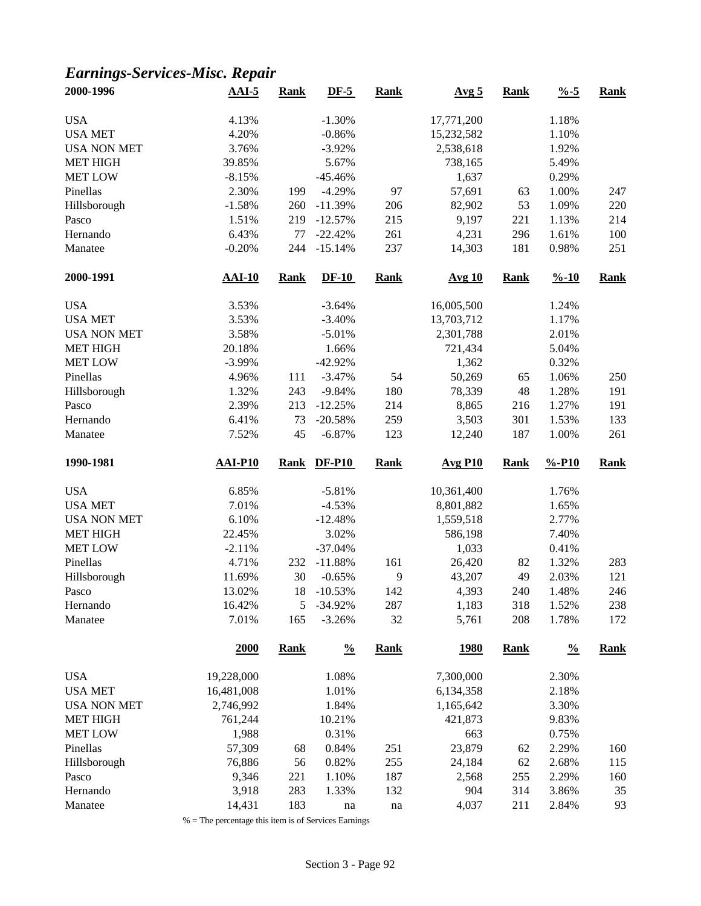## *Earnings-Services-Misc. Repair*

| 2000-1996 | AAI-5 | Rank | DF-5 | Rank | Avg 5 | Rank | %-5 | Rank |
|---|---|---|---|---|---|---|---|---|
| USA | 4.13% | | -1.30% | | 17,771,200 | | 1.18% | |
| USA MET | 4.20% | | -0.86% | | 15,232,582 | | 1.10% | |
| USA NON MET | 3.76% | | -3.92% | | 2,538,618 | | 1.92% | |
| MET HIGH | 39.85% | | 5.67% | | 738,165 | | 5.49% | |
| MET LOW | -8.15% | | -45.46% | | 1,637 | | 0.29% | |
| Pinellas | 2.30% | 199 | -4.29% | 97 | 57,691 | 63 | 1.00% | 247 |
| Hillsborough | -1.58% | 260 | -11.39% | 206 | 82,902 | 53 | 1.09% | 220 |
| Pasco | 1.51% | 219 | -12.57% | 215 | 9,197 | 221 | 1.13% | 214 |
| Hernando | 6.43% | 77 | -22.42% | 261 | 4,231 | 296 | 1.61% | 100 |
| Manatee | -0.20% | 244 | -15.14% | 237 | 14,303 | 181 | 0.98% | 251 |
| **2000-1991** | **AAI-10** | **Rank** | **DF-10** | **Rank** | **Avg 10** | **Rank** | **%-10** | **Rank** |
| USA | 3.53% | | -3.64% | | 16,005,500 | | 1.24% | |
| USA MET | 3.53% | | -3.40% | | 13,703,712 | | 1.17% | |
| USA NON MET | 3.58% | | -5.01% | | 2,301,788 | | 2.01% | |
| MET HIGH | 20.18% | | 1.66% | | 721,434 | | 5.04% | |
| MET LOW | -3.99% | | -42.92% | | 1,362 | | 0.32% | |
| Pinellas | 4.96% | 111 | -3.47% | 54 | 50,269 | 65 | 1.06% | 250 |
| Hillsborough | 1.32% | 243 | -9.84% | 180 | 78,339 | 48 | 1.28% | 191 |
| Pasco | 2.39% | 213 | -12.25% | 214 | 8,865 | 216 | 1.27% | 191 |
| Hernando | 6.41% | 73 | -20.58% | 259 | 3,503 | 301 | 1.53% | 133 |
| Manatee | 7.52% | 45 | -6.87% | 123 | 12,240 | 187 | 1.00% | 261 |
| **1990-1981** | **AAI-P10** | **Rank** | **DF-P10** | **Rank** | **Avg P10** | **Rank** | **%-P10** | **Rank** |
| USA | 6.85% | | -5.81% | | 10,361,400 | | 1.76% | |
| USA MET | 7.01% | | -4.53% | | 8,801,882 | | 1.65% | |
| USA NON MET | 6.10% | | -12.48% | | 1,559,518 | | 2.77% | |
| MET HIGH | 22.45% | | 3.02% | | 586,198 | | 7.40% | |
| MET LOW | -2.11% | | -37.04% | | 1,033 | | 0.41% | |
| Pinellas | 4.71% | 232 | -11.88% | 161 | 26,420 | 82 | 1.32% | 283 |
| Hillsborough | 11.69% | 30 | -0.65% | 9 | 43,207 | 49 | 2.03% | 121 |
| Pasco | 13.02% | 18 | -10.53% | 142 | 4,393 | 240 | 1.48% | 246 |
| Hernando | 16.42% | 5 | -34.92% | 287 | 1,183 | 318 | 1.52% | 238 |
| Manatee | 7.01% | 165 | -3.26% | 32 | 5,761 | 208 | 1.78% | 172 |
| | **2000** | **Rank** | **%** | **Rank** | **1980** | **Rank** | **%** | **Rank** |
| USA | 19,228,000 | | 1.08% | | 7,300,000 | | 2.30% | |
| USA MET | 16,481,008 | | 1.01% | | 6,134,358 | | 2.18% | |
| USA NON MET | 2,746,992 | | 1.84% | | 1,165,642 | | 3.30% | |
| MET HIGH | 761,244 | | 10.21% | | 421,873 | | 9.83% | |
| MET LOW | 1,988 | | 0.31% | | 663 | | 0.75% | |
| Pinellas | 57,309 | 68 | 0.84% | 251 | 23,879 | 62 | 2.29% | 160 |
| Hillsborough | 76,886 | 56 | 0.82% | 255 | 24,184 | 62 | 2.68% | 115 |
| Pasco | 9,346 | 221 | 1.10% | 187 | 2,568 | 255 | 2.29% | 160 |
| Hernando | 3,918 | 283 | 1.33% | 132 | 904 | 314 | 3.86% | 35 |
| Manatee | 14,431 | 183 | na | na | 4,037 | 211 | 2.84% | 93 |

% = The percentage this item is of Services Earnings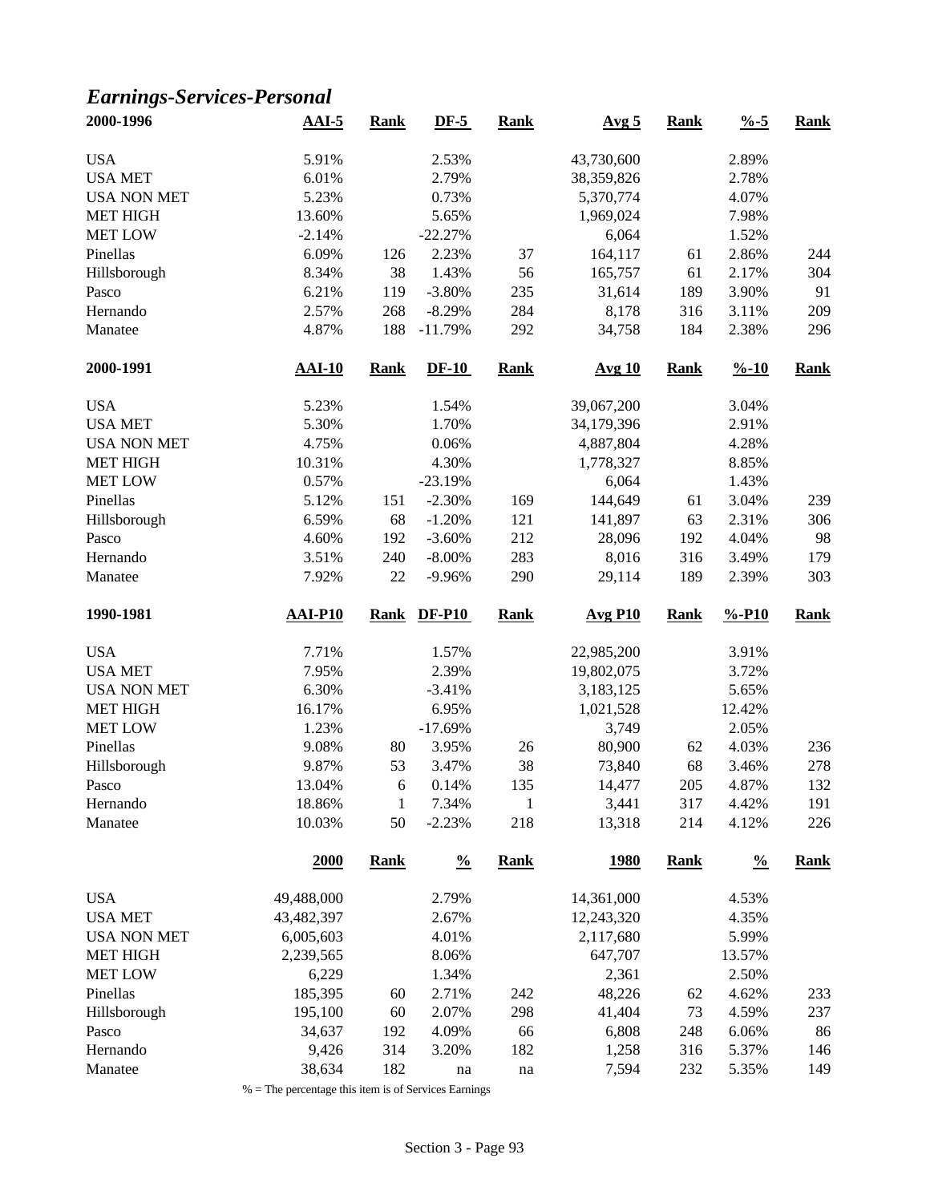## *Earnings-Services-Personal*

| 2000-1996 | AAI-5 | Rank | DF-5 | Rank | Avg 5 | Rank | %-5 | Rank |
|---|---|---|---|---|---|---|---|---|
| USA | 5.91% | | 2.53% | | 43,730,600 | | 2.89% | |
| USA MET | 6.01% | | 2.79% | | 38,359,826 | | 2.78% | |
| USA NON MET | 5.23% | | 0.73% | | 5,370,774 | | 4.07% | |
| MET HIGH | 13.60% | | 5.65% | | 1,969,024 | | 7.98% | |
| MET LOW | -2.14% | | -22.27% | | 6,064 | | 1.52% | |
| Pinellas | 6.09% | 126 | 2.23% | 37 | 164,117 | 61 | 2.86% | 244 |
| Hillsborough | 8.34% | 38 | 1.43% | 56 | 165,757 | 61 | 2.17% | 304 |
| Pasco | 6.21% | 119 | -3.80% | 235 | 31,614 | 189 | 3.90% | 91 |
| Hernando | 2.57% | 268 | -8.29% | 284 | 8,178 | 316 | 3.11% | 209 |
| Manatee | 4.87% | 188 | -11.79% | 292 | 34,758 | 184 | 2.38% | 296 |

| 2000-1991 | AAI-10 | Rank | DF-10 | Rank | Avg 10 | Rank | %-10 | Rank |
|---|---|---|---|---|---|---|---|---|
| USA | 5.23% | | 1.54% | | 39,067,200 | | 3.04% | |
| USA MET | 5.30% | | 1.70% | | 34,179,396 | | 2.91% | |
| USA NON MET | 4.75% | | 0.06% | | 4,887,804 | | 4.28% | |
| MET HIGH | 10.31% | | 4.30% | | 1,778,327 | | 8.85% | |
| MET LOW | 0.57% | | -23.19% | | 6,064 | | 1.43% | |
| Pinellas | 5.12% | 151 | -2.30% | 169 | 144,649 | 61 | 3.04% | 239 |
| Hillsborough | 6.59% | 68 | -1.20% | 121 | 141,897 | 63 | 2.31% | 306 |
| Pasco | 4.60% | 192 | -3.60% | 212 | 28,096 | 192 | 4.04% | 98 |
| Hernando | 3.51% | 240 | -8.00% | 283 | 8,016 | 316 | 3.49% | 179 |
| Manatee | 7.92% | 22 | -9.96% | 290 | 29,114 | 189 | 2.39% | 303 |

| 1990-1981 | AAI-P10 | Rank | DF-P10 | Rank | Avg P10 | Rank | %-P10 | Rank |
|---|---|---|---|---|---|---|---|---|
| USA | 7.71% | | 1.57% | | 22,985,200 | | 3.91% | |
| USA MET | 7.95% | | 2.39% | | 19,802,075 | | 3.72% | |
| USA NON MET | 6.30% | | -3.41% | | 3,183,125 | | 5.65% | |
| MET HIGH | 16.17% | | 6.95% | | 1,021,528 | | 12.42% | |
| MET LOW | 1.23% | | -17.69% | | 3,749 | | 2.05% | |
| Pinellas | 9.08% | 80 | 3.95% | 26 | 80,900 | 62 | 4.03% | 236 |
| Hillsborough | 9.87% | 53 | 3.47% | 38 | 73,840 | 68 | 3.46% | 278 |
| Pasco | 13.04% | 6 | 0.14% | 135 | 14,477 | 205 | 4.87% | 132 |
| Hernando | 18.86% | 1 | 7.34% | 1 | 3,441 | 317 | 4.42% | 191 |
| Manatee | 10.03% | 50 | -2.23% | 218 | 13,318 | 214 | 4.12% | 226 |

| | 2000 | Rank | % | Rank | 1980 | Rank | % | Rank |
|---|---|---|---|---|---|---|---|---|
| USA | 49,488,000 | | 2.79% | | 14,361,000 | | 4.53% | |
| USA MET | 43,482,397 | | 2.67% | | 12,243,320 | | 4.35% | |
| USA NON MET | 6,005,603 | | 4.01% | | 2,117,680 | | 5.99% | |
| MET HIGH | 2,239,565 | | 8.06% | | 647,707 | | 13.57% | |
| MET LOW | 6,229 | | 1.34% | | 2,361 | | 2.50% | |
| Pinellas | 185,395 | 60 | 2.71% | 242 | 48,226 | 62 | 4.62% | 233 |
| Hillsborough | 195,100 | 60 | 2.07% | 298 | 41,404 | 73 | 4.59% | 237 |
| Pasco | 34,637 | 192 | 4.09% | 66 | 6,808 | 248 | 6.06% | 86 |
| Hernando | 9,426 | 314 | 3.20% | 182 | 1,258 | 316 | 5.37% | 146 |
| Manatee | 38,634 | 182 | na | na | 7,594 | 232 | 5.35% | 149 |

% = The percentage this item is of Services Earnings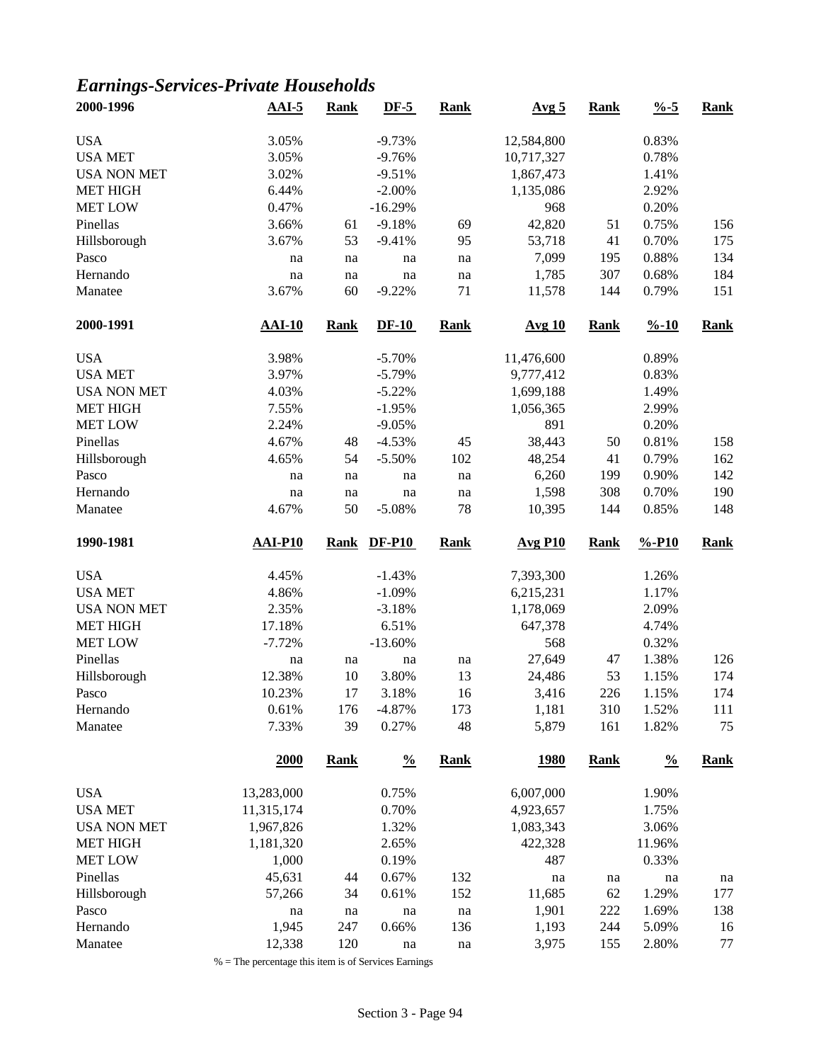## *Earnings-Services-Private Households*

| 2000-1996 | AAI-5 | Rank | DF-5 | Rank | Avg 5 | Rank | %-5 | Rank |
|---|---|---|---|---|---|---|---|---|
| USA | 3.05% | | -9.73% | | 12,584,800 | | 0.83% | |
| USA MET | 3.05% | | -9.76% | | 10,717,327 | | 0.78% | |
| USA NON MET | 3.02% | | -9.51% | | 1,867,473 | | 1.41% | |
| MET HIGH | 6.44% | | -2.00% | | 1,135,086 | | 2.92% | |
| MET LOW | 0.47% | | -16.29% | | 968 | | 0.20% | |
| Pinellas | 3.66% | 61 | -9.18% | 69 | 42,820 | 51 | 0.75% | 156 |
| Hillsborough | 3.67% | 53 | -9.41% | 95 | 53,718 | 41 | 0.70% | 175 |
| Pasco | na | na | na | na | 7,099 | 195 | 0.88% | 134 |
| Hernando | na | na | na | na | 1,785 | 307 | 0.68% | 184 |
| Manatee | 3.67% | 60 | -9.22% | 71 | 11,578 | 144 | 0.79% | 151 |

| 2000-1991 | AAI-10 | Rank | DF-10 | Rank | Avg 10 | Rank | %-10 | Rank |
|---|---|---|---|---|---|---|---|---|
| USA | 3.98% | | -5.70% | | 11,476,600 | | 0.89% | |
| USA MET | 3.97% | | -5.79% | | 9,777,412 | | 0.83% | |
| USA NON MET | 4.03% | | -5.22% | | 1,699,188 | | 1.49% | |
| MET HIGH | 7.55% | | -1.95% | | 1,056,365 | | 2.99% | |
| MET LOW | 2.24% | | -9.05% | | 891 | | 0.20% | |
| Pinellas | 4.67% | 48 | -4.53% | 45 | 38,443 | 50 | 0.81% | 158 |
| Hillsborough | 4.65% | 54 | -5.50% | 102 | 48,254 | 41 | 0.79% | 162 |
| Pasco | na | na | na | na | 6,260 | 199 | 0.90% | 142 |
| Hernando | na | na | na | na | 1,598 | 308 | 0.70% | 190 |
| Manatee | 4.67% | 50 | -5.08% | 78 | 10,395 | 144 | 0.85% | 148 |

| 1990-1981 | AAI-P10 | Rank | DF-P10 | Rank | Avg P10 | Rank | %-P10 | Rank |
|---|---|---|---|---|---|---|---|---|
| USA | 4.45% | | -1.43% | | 7,393,300 | | 1.26% | |
| USA MET | 4.86% | | -1.09% | | 6,215,231 | | 1.17% | |
| USA NON MET | 2.35% | | -3.18% | | 1,178,069 | | 2.09% | |
| MET HIGH | 17.18% | | 6.51% | | 647,378 | | 4.74% | |
| MET LOW | -7.72% | | -13.60% | | 568 | | 0.32% | |
| Pinellas | na | na | na | na | 27,649 | 47 | 1.38% | 126 |
| Hillsborough | 12.38% | 10 | 3.80% | 13 | 24,486 | 53 | 1.15% | 174 |
| Pasco | 10.23% | 17 | 3.18% | 16 | 3,416 | 226 | 1.15% | 174 |
| Hernando | 0.61% | 176 | -4.87% | 173 | 1,181 | 310 | 1.52% | 111 |
| Manatee | 7.33% | 39 | 0.27% | 48 | 5,879 | 161 | 1.82% | 75 |

| | 2000 | Rank | % | Rank | 1980 | Rank | % | Rank |
|---|---|---|---|---|---|---|---|---|
| USA | 13,283,000 | | 0.75% | | 6,007,000 | | 1.90% | |
| USA MET | 11,315,174 | | 0.70% | | 4,923,657 | | 1.75% | |
| USA NON MET | 1,967,826 | | 1.32% | | 1,083,343 | | 3.06% | |
| MET HIGH | 1,181,320 | | 2.65% | | 422,328 | | 11.96% | |
| MET LOW | 1,000 | | 0.19% | | 487 | | 0.33% | |
| Pinellas | 45,631 | 44 | 0.67% | 132 | na | na | na | na |
| Hillsborough | 57,266 | 34 | 0.61% | 152 | 11,685 | 62 | 1.29% | 177 |
| Pasco | na | na | na | na | 1,901 | 222 | 1.69% | 138 |
| Hernando | 1,945 | 247 | 0.66% | 136 | 1,193 | 244 | 5.09% | 16 |
| Manatee | 12,338 | 120 | na | na | 3,975 | 155 | 2.80% | 77 |

% = The percentage this item is of Services Earnings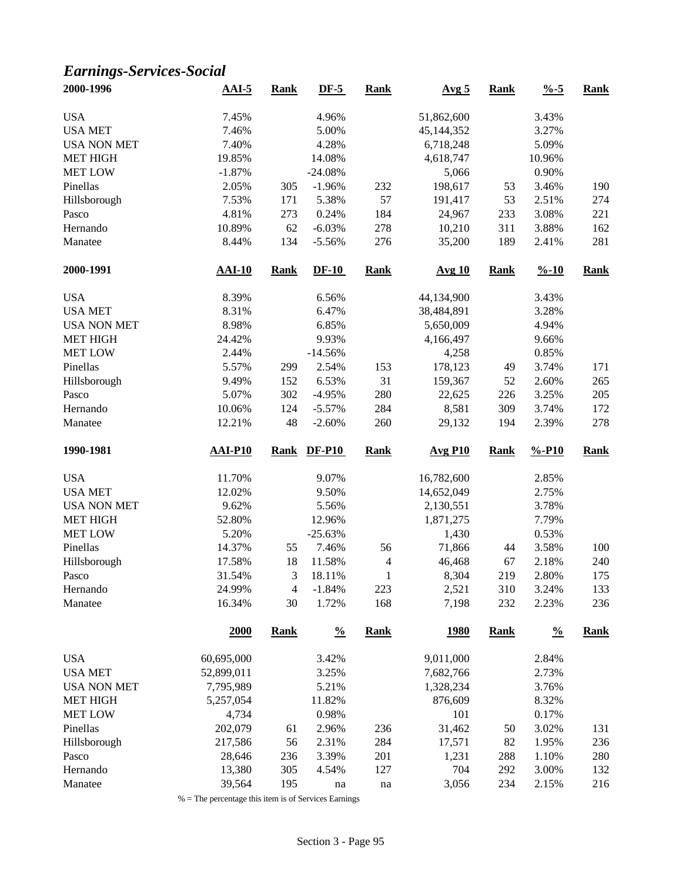## *Earnings-Services-Social*

| 2000-1996 | AAI-5 | Rank | DF-5 | Rank | Avg 5 | Rank | %-5 | Rank |
|---|---|---|---|---|---|---|---|---|
| USA | 7.45% | | 4.96% | | 51,862,600 | | 3.43% | |
| USA MET | 7.46% | | 5.00% | | 45,144,352 | | 3.27% | |
| USA NON MET | 7.40% | | 4.28% | | 6,718,248 | | 5.09% | |
| MET HIGH | 19.85% | | 14.08% | | 4,618,747 | | 10.96% | |
| MET LOW | -1.87% | | -24.08% | | 5,066 | | 0.90% | |
| Pinellas | 2.05% | 305 | -1.96% | 232 | 198,617 | 53 | 3.46% | 190 |
| Hillsborough | 7.53% | 171 | 5.38% | 57 | 191,417 | 53 | 2.51% | 274 |
| Pasco | 4.81% | 273 | 0.24% | 184 | 24,967 | 233 | 3.08% | 221 |
| Hernando | 10.89% | 62 | -6.03% | 278 | 10,210 | 311 | 3.88% | 162 |
| Manatee | 8.44% | 134 | -5.56% | 276 | 35,200 | 189 | 2.41% | 281 |

| 2000-1991 | AAI-10 | Rank | DF-10 | Rank | Avg 10 | Rank | %-10 | Rank |
|---|---|---|---|---|---|---|---|---|
| USA | 8.39% | | 6.56% | | 44,134,900 | | 3.43% | |
| USA MET | 8.31% | | 6.47% | | 38,484,891 | | 3.28% | |
| USA NON MET | 8.98% | | 6.85% | | 5,650,009 | | 4.94% | |
| MET HIGH | 24.42% | | 9.93% | | 4,166,497 | | 9.66% | |
| MET LOW | 2.44% | | -14.56% | | 4,258 | | 0.85% | |
| Pinellas | 5.57% | 299 | 2.54% | 153 | 178,123 | 49 | 3.74% | 171 |
| Hillsborough | 9.49% | 152 | 6.53% | 31 | 159,367 | 52 | 2.60% | 265 |
| Pasco | 5.07% | 302 | -4.95% | 280 | 22,625 | 226 | 3.25% | 205 |
| Hernando | 10.06% | 124 | -5.57% | 284 | 8,581 | 309 | 3.74% | 172 |
| Manatee | 12.21% | 48 | -2.60% | 260 | 29,132 | 194 | 2.39% | 278 |

| 1990-1981 | AAI-P10 | Rank | DF-P10 | Rank | Avg P10 | Rank | %-P10 | Rank |
|---|---|---|---|---|---|---|---|---|
| USA | 11.70% | | 9.07% | | 16,782,600 | | 2.85% | |
| USA MET | 12.02% | | 9.50% | | 14,652,049 | | 2.75% | |
| USA NON MET | 9.62% | | 5.56% | | 2,130,551 | | 3.78% | |
| MET HIGH | 52.80% | | 12.96% | | 1,871,275 | | 7.79% | |
| MET LOW | 5.20% | | -25.63% | | 1,430 | | 0.53% | |
| Pinellas | 14.37% | 55 | 7.46% | 56 | 71,866 | 44 | 3.58% | 100 |
| Hillsborough | 17.58% | 18 | 11.58% | 4 | 46,468 | 67 | 2.18% | 240 |
| Pasco | 31.54% | 3 | 18.11% | 1 | 8,304 | 219 | 2.80% | 175 |
| Hernando | 24.99% | 4 | -1.84% | 223 | 2,521 | 310 | 3.24% | 133 |
| Manatee | 16.34% | 30 | 1.72% | 168 | 7,198 | 232 | 2.23% | 236 |

| | 2000 | Rank | % | Rank | 1980 | Rank | % | Rank |
|---|---|---|---|---|---|---|---|---|
| USA | 60,695,000 | | 3.42% | | 9,011,000 | | 2.84% | |
| USA MET | 52,899,011 | | 3.25% | | 7,682,766 | | 2.73% | |
| USA NON MET | 7,795,989 | | 5.21% | | 1,328,234 | | 3.76% | |
| MET HIGH | 5,257,054 | | 11.82% | | 876,609 | | 8.32% | |
| MET LOW | 4,734 | | 0.98% | | 101 | | 0.17% | |
| Pinellas | 202,079 | 61 | 2.96% | 236 | 31,462 | 50 | 3.02% | 131 |
| Hillsborough | 217,586 | 56 | 2.31% | 284 | 17,571 | 82 | 1.95% | 236 |
| Pasco | 28,646 | 236 | 3.39% | 201 | 1,231 | 288 | 1.10% | 280 |
| Hernando | 13,380 | 305 | 4.54% | 127 | 704 | 292 | 3.00% | 132 |
| Manatee | 39,564 | 195 | na | na | 3,056 | 234 | 2.15% | 216 |

% = The percentage this item is of Services Earnings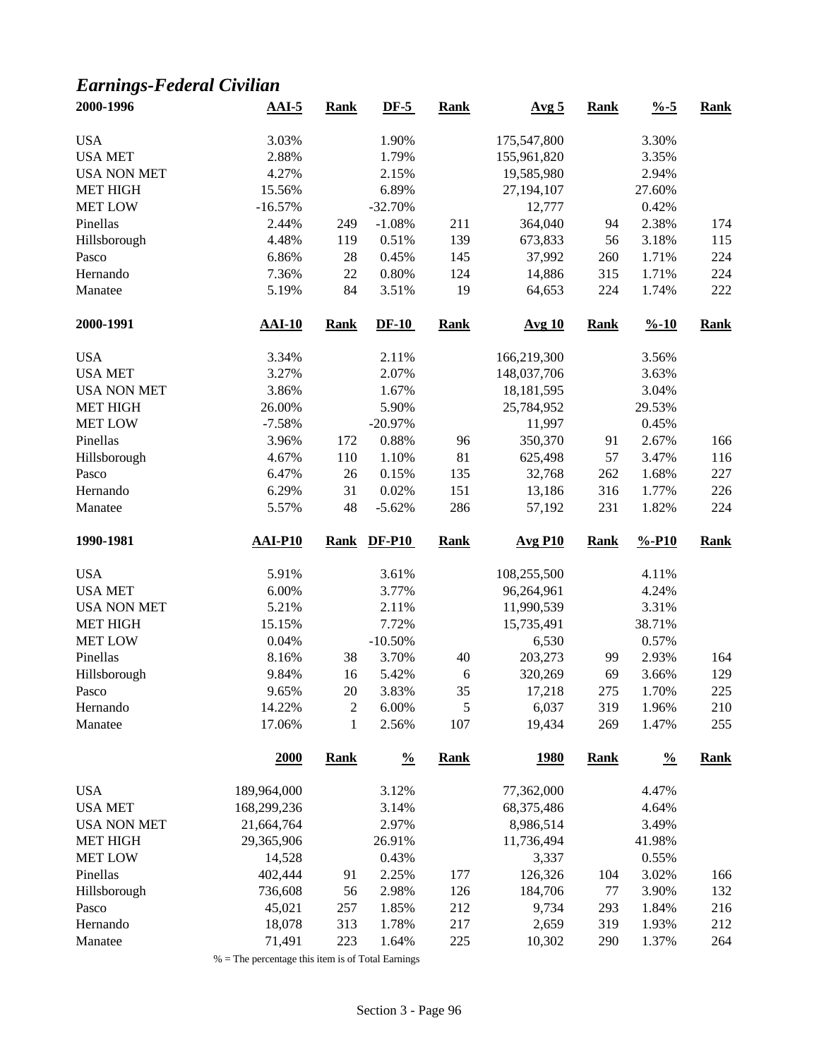## *Earnings-Federal Civilian*

| 2000-1996 | AAI-5 | Rank | DF-5 | Rank | Avg 5 | Rank | %-5 | Rank |
|---|---|---|---|---|---|---|---|---|
| USA | 3.03% | | 1.90% | | 175,547,800 | | 3.30% | |
| USA MET | 2.88% | | 1.79% | | 155,961,820 | | 3.35% | |
| USA NON MET | 4.27% | | 2.15% | | 19,585,980 | | 2.94% | |
| MET HIGH | 15.56% | | 6.89% | | 27,194,107 | | 27.60% | |
| MET LOW | -16.57% | | -32.70% | | 12,777 | | 0.42% | |
| Pinellas | 2.44% | 249 | -1.08% | 211 | 364,040 | 94 | 2.38% | 174 |
| Hillsborough | 4.48% | 119 | 0.51% | 139 | 673,833 | 56 | 3.18% | 115 |
| Pasco | 6.86% | 28 | 0.45% | 145 | 37,992 | 260 | 1.71% | 224 |
| Hernando | 7.36% | 22 | 0.80% | 124 | 14,886 | 315 | 1.71% | 224 |
| Manatee | 5.19% | 84 | 3.51% | 19 | 64,653 | 224 | 1.74% | 222 |

| 2000-1991 | AAI-10 | Rank | DF-10 | Rank | Avg 10 | Rank | %-10 | Rank |
|---|---|---|---|---|---|---|---|---|
| USA | 3.34% | | 2.11% | | 166,219,300 | | 3.56% | |
| USA MET | 3.27% | | 2.07% | | 148,037,706 | | 3.63% | |
| USA NON MET | 3.86% | | 1.67% | | 18,181,595 | | 3.04% | |
| MET HIGH | 26.00% | | 5.90% | | 25,784,952 | | 29.53% | |
| MET LOW | -7.58% | | -20.97% | | 11,997 | | 0.45% | |
| Pinellas | 3.96% | 172 | 0.88% | 96 | 350,370 | 91 | 2.67% | 166 |
| Hillsborough | 4.67% | 110 | 1.10% | 81 | 625,498 | 57 | 3.47% | 116 |
| Pasco | 6.47% | 26 | 0.15% | 135 | 32,768 | 262 | 1.68% | 227 |
| Hernando | 6.29% | 31 | 0.02% | 151 | 13,186 | 316 | 1.77% | 226 |
| Manatee | 5.57% | 48 | -5.62% | 286 | 57,192 | 231 | 1.82% | 224 |

| 1990-1981 | AAI-P10 | Rank | DF-P10 | Rank | Avg P10 | Rank | %-P10 | Rank |
|---|---|---|---|---|---|---|---|---|
| USA | 5.91% | | 3.61% | | 108,255,500 | | 4.11% | |
| USA MET | 6.00% | | 3.77% | | 96,264,961 | | 4.24% | |
| USA NON MET | 5.21% | | 2.11% | | 11,990,539 | | 3.31% | |
| MET HIGH | 15.15% | | 7.72% | | 15,735,491 | | 38.71% | |
| MET LOW | 0.04% | | -10.50% | | 6,530 | | 0.57% | |
| Pinellas | 8.16% | 38 | 3.70% | 40 | 203,273 | 99 | 2.93% | 164 |
| Hillsborough | 9.84% | 16 | 5.42% | 6 | 320,269 | 69 | 3.66% | 129 |
| Pasco | 9.65% | 20 | 3.83% | 35 | 17,218 | 275 | 1.70% | 225 |
| Hernando | 14.22% | 2 | 6.00% | 5 | 6,037 | 319 | 1.96% | 210 |
| Manatee | 17.06% | 1 | 2.56% | 107 | 19,434 | 269 | 1.47% | 255 |

| | 2000 | Rank | % | Rank | 1980 | Rank | % | Rank |
|---|---|---|---|---|---|---|---|---|
| USA | 189,964,000 | | 3.12% | | 77,362,000 | | 4.47% | |
| USA MET | 168,299,236 | | 3.14% | | 68,375,486 | | 4.64% | |
| USA NON MET | 21,664,764 | | 2.97% | | 8,986,514 | | 3.49% | |
| MET HIGH | 29,365,906 | | 26.91% | | 11,736,494 | | 41.98% | |
| MET LOW | 14,528 | | 0.43% | | 3,337 | | 0.55% | |
| Pinellas | 402,444 | 91 | 2.25% | 177 | 126,326 | 104 | 3.02% | 166 |
| Hillsborough | 736,608 | 56 | 2.98% | 126 | 184,706 | 77 | 3.90% | 132 |
| Pasco | 45,021 | 257 | 1.85% | 212 | 9,734 | 293 | 1.84% | 216 |
| Hernando | 18,078 | 313 | 1.78% | 217 | 2,659 | 319 | 1.93% | 212 |
| Manatee | 71,491 | 223 | 1.64% | 225 | 10,302 | 290 | 1.37% | 264 |

% = The percentage this item is of Total Earnings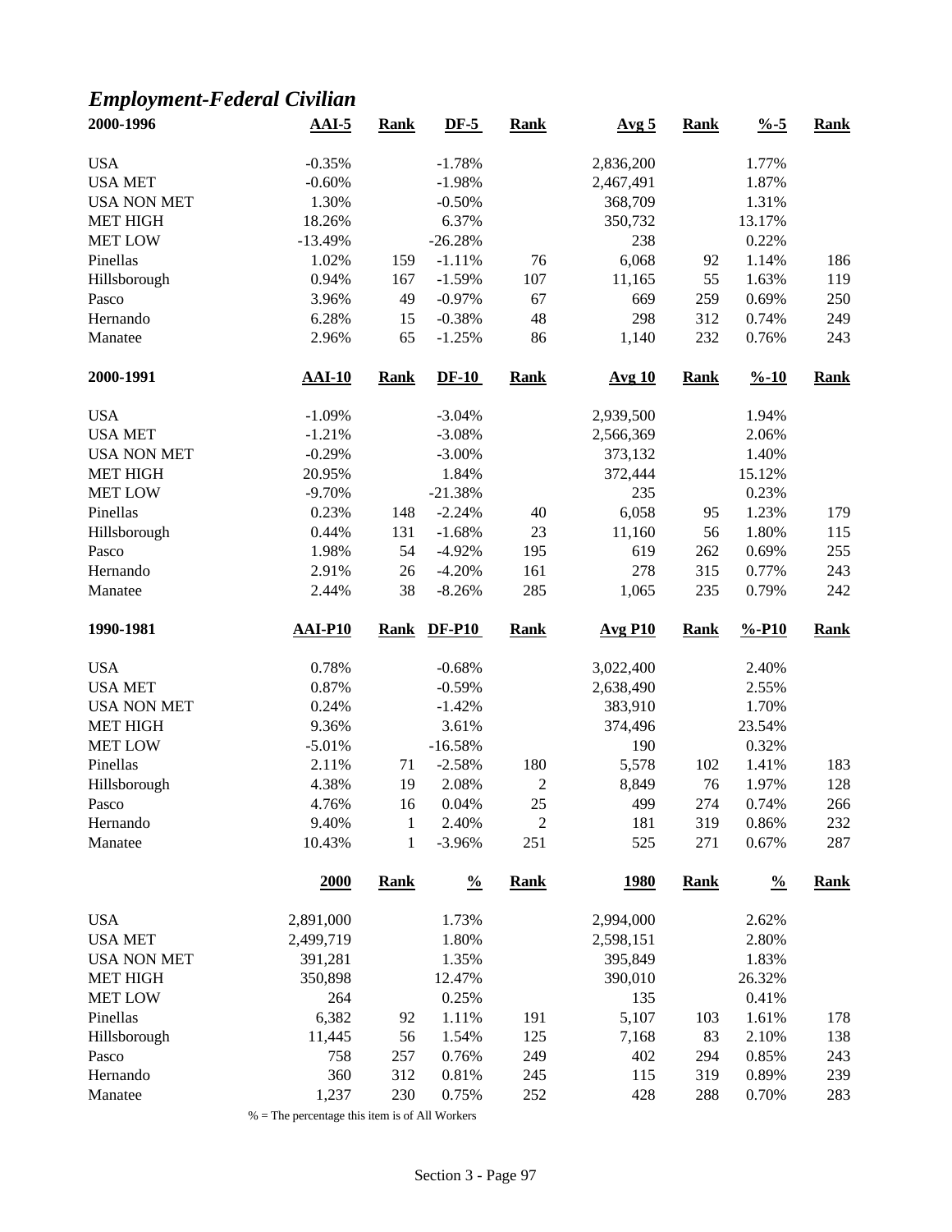## *Employment-Federal Civilian*

| 2000-1996 | AAI-5 | Rank | DF-5 | Rank | Avg 5 | Rank | %-5 | Rank |
|---|---|---|---|---|---|---|---|---|
| USA | -0.35% | | -1.78% | | 2,836,200 | | 1.77% | |
| USA MET | -0.60% | | -1.98% | | 2,467,491 | | 1.87% | |
| USA NON MET | 1.30% | | -0.50% | | 368,709 | | 1.31% | |
| MET HIGH | 18.26% | | 6.37% | | 350,732 | | 13.17% | |
| MET LOW | -13.49% | | -26.28% | | 238 | | 0.22% | |
| Pinellas | 1.02% | 159 | -1.11% | 76 | 6,068 | 92 | 1.14% | 186 |
| Hillsborough | 0.94% | 167 | -1.59% | 107 | 11,165 | 55 | 1.63% | 119 |
| Pasco | 3.96% | 49 | -0.97% | 67 | 669 | 259 | 0.69% | 250 |
| Hernando | 6.28% | 15 | -0.38% | 48 | 298 | 312 | 0.74% | 249 |
| Manatee | 2.96% | 65 | -1.25% | 86 | 1,140 | 232 | 0.76% | 243 |

| 2000-1991 | AAI-10 | Rank | DF-10 | Rank | Avg 10 | Rank | %-10 | Rank |
|---|---|---|---|---|---|---|---|---|
| USA | -1.09% | | -3.04% | | 2,939,500 | | 1.94% | |
| USA MET | -1.21% | | -3.08% | | 2,566,369 | | 2.06% | |
| USA NON MET | -0.29% | | -3.00% | | 373,132 | | 1.40% | |
| MET HIGH | 20.95% | | 1.84% | | 372,444 | | 15.12% | |
| MET LOW | -9.70% | | -21.38% | | 235 | | 0.23% | |
| Pinellas | 0.23% | 148 | -2.24% | 40 | 6,058 | 95 | 1.23% | 179 |
| Hillsborough | 0.44% | 131 | -1.68% | 23 | 11,160 | 56 | 1.80% | 115 |
| Pasco | 1.98% | 54 | -4.92% | 195 | 619 | 262 | 0.69% | 255 |
| Hernando | 2.91% | 26 | -4.20% | 161 | 278 | 315 | 0.77% | 243 |
| Manatee | 2.44% | 38 | -8.26% | 285 | 1,065 | 235 | 0.79% | 242 |

| 1990-1981 | AAI-P10 | Rank | DF-P10 | Rank | Avg P10 | Rank | %-P10 | Rank |
|---|---|---|---|---|---|---|---|---|
| USA | 0.78% | | -0.68% | | 3,022,400 | | 2.40% | |
| USA MET | 0.87% | | -0.59% | | 2,638,490 | | 2.55% | |
| USA NON MET | 0.24% | | -1.42% | | 383,910 | | 1.70% | |
| MET HIGH | 9.36% | | 3.61% | | 374,496 | | 23.54% | |
| MET LOW | -5.01% | | -16.58% | | 190 | | 0.32% | |
| Pinellas | 2.11% | 71 | -2.58% | 180 | 5,578 | 102 | 1.41% | 183 |
| Hillsborough | 4.38% | 19 | 2.08% | 2 | 8,849 | 76 | 1.97% | 128 |
| Pasco | 4.76% | 16 | 0.04% | 25 | 499 | 274 | 0.74% | 266 |
| Hernando | 9.40% | 1 | 2.40% | 2 | 181 | 319 | 0.86% | 232 |
| Manatee | 10.43% | 1 | -3.96% | 251 | 525 | 271 | 0.67% | 287 |

| | 2000 | Rank | % | Rank | 1980 | Rank | % | Rank |
|---|---|---|---|---|---|---|---|---|
| USA | 2,891,000 | | 1.73% | | 2,994,000 | | 2.62% | |
| USA MET | 2,499,719 | | 1.80% | | 2,598,151 | | 2.80% | |
| USA NON MET | 391,281 | | 1.35% | | 395,849 | | 1.83% | |
| MET HIGH | 350,898 | | 12.47% | | 390,010 | | 26.32% | |
| MET LOW | 264 | | 0.25% | | 135 | | 0.41% | |
| Pinellas | 6,382 | 92 | 1.11% | 191 | 5,107 | 103 | 1.61% | 178 |
| Hillsborough | 11,445 | 56 | 1.54% | 125 | 7,168 | 83 | 2.10% | 138 |
| Pasco | 758 | 257 | 0.76% | 249 | 402 | 294 | 0.85% | 243 |
| Hernando | 360 | 312 | 0.81% | 245 | 115 | 319 | 0.89% | 239 |
| Manatee | 1,237 | 230 | 0.75% | 252 | 428 | 288 | 0.70% | 283 |

% = The percentage this item is of All Workers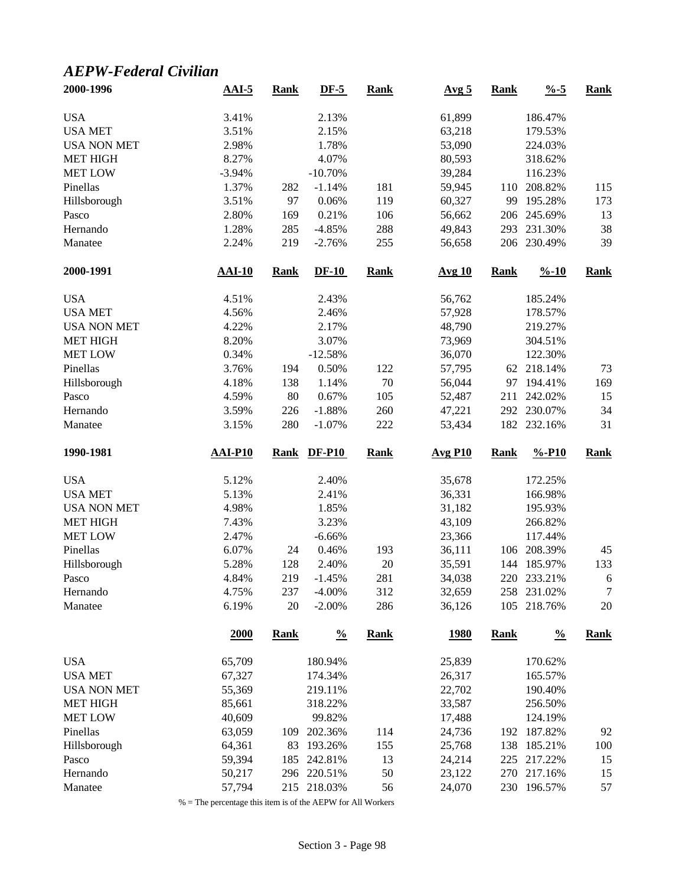## *AEPW-Federal Civilian*

| 2000-1996 | AAI-5 | Rank | DF-5 | Rank | Avg 5 | Rank | %-5 | Rank |
|---|---|---|---|---|---|---|---|---|
| USA | 3.41% | | 2.13% | | 61,899 | | 186.47% | |
| USA MET | 3.51% | | 2.15% | | 63,218 | | 179.53% | |
| USA NON MET | 2.98% | | 1.78% | | 53,090 | | 224.03% | |
| MET HIGH | 8.27% | | 4.07% | | 80,593 | | 318.62% | |
| MET LOW | -3.94% | | -10.70% | | 39,284 | | 116.23% | |
| Pinellas | 1.37% | 282 | -1.14% | 181 | 59,945 | 110 | 208.82% | 115 |
| Hillsborough | 3.51% | 97 | 0.06% | 119 | 60,327 | 99 | 195.28% | 173 |
| Pasco | 2.80% | 169 | 0.21% | 106 | 56,662 | 206 | 245.69% | 13 |
| Hernando | 1.28% | 285 | -4.85% | 288 | 49,843 | 293 | 231.30% | 38 |
| Manatee | 2.24% | 219 | -2.76% | 255 | 56,658 | 206 | 230.49% | 39 |

| 2000-1991 | AAI-10 | Rank | DF-10 | Rank | Avg 10 | Rank | %-10 | Rank |
|---|---|---|---|---|---|---|---|---|
| USA | 4.51% | | 2.43% | | 56,762 | | 185.24% | |
| USA MET | 4.56% | | 2.46% | | 57,928 | | 178.57% | |
| USA NON MET | 4.22% | | 2.17% | | 48,790 | | 219.27% | |
| MET HIGH | 8.20% | | 3.07% | | 73,969 | | 304.51% | |
| MET LOW | 0.34% | | -12.58% | | 36,070 | | 122.30% | |
| Pinellas | 3.76% | 194 | 0.50% | 122 | 57,795 | 62 | 218.14% | 73 |
| Hillsborough | 4.18% | 138 | 1.14% | 70 | 56,044 | 97 | 194.41% | 169 |
| Pasco | 4.59% | 80 | 0.67% | 105 | 52,487 | 211 | 242.02% | 15 |
| Hernando | 3.59% | 226 | -1.88% | 260 | 47,221 | 292 | 230.07% | 34 |
| Manatee | 3.15% | 280 | -1.07% | 222 | 53,434 | 182 | 232.16% | 31 |

| 1990-1981 | AAI-P10 | Rank | DF-P10 | Rank | Avg P10 | Rank | %-P10 | Rank |
|---|---|---|---|---|---|---|---|---|
| USA | 5.12% | | 2.40% | | 35,678 | | 172.25% | |
| USA MET | 5.13% | | 2.41% | | 36,331 | | 166.98% | |
| USA NON MET | 4.98% | | 1.85% | | 31,182 | | 195.93% | |
| MET HIGH | 7.43% | | 3.23% | | 43,109 | | 266.82% | |
| MET LOW | 2.47% | | -6.66% | | 23,366 | | 117.44% | |
| Pinellas | 6.07% | 24 | 0.46% | 193 | 36,111 | 106 | 208.39% | 45 |
| Hillsborough | 5.28% | 128 | 2.40% | 20 | 35,591 | 144 | 185.97% | 133 |
| Pasco | 4.84% | 219 | -1.45% | 281 | 34,038 | 220 | 233.21% | 6 |
| Hernando | 4.75% | 237 | -4.00% | 312 | 32,659 | 258 | 231.02% | 7 |
| Manatee | 6.19% | 20 | -2.00% | 286 | 36,126 | 105 | 218.76% | 20 |

| | 2000 | Rank | % | Rank | 1980 | Rank | % | Rank |
|---|---|---|---|---|---|---|---|---|
| USA | 65,709 | | 180.94% | | 25,839 | | 170.62% | |
| USA MET | 67,327 | | 174.34% | | 26,317 | | 165.57% | |
| USA NON MET | 55,369 | | 219.11% | | 22,702 | | 190.40% | |
| MET HIGH | 85,661 | | 318.22% | | 33,587 | | 256.50% | |
| MET LOW | 40,609 | | 99.82% | | 17,488 | | 124.19% | |
| Pinellas | 63,059 | 109 | 202.36% | 114 | 24,736 | 192 | 187.82% | 92 |
| Hillsborough | 64,361 | 83 | 193.26% | 155 | 25,768 | 138 | 185.21% | 100 |
| Pasco | 59,394 | 185 | 242.81% | 13 | 24,214 | 225 | 217.22% | 15 |
| Hernando | 50,217 | 296 | 220.51% | 50 | 23,122 | 270 | 217.16% | 15 |
| Manatee | 57,794 | 215 | 218.03% | 56 | 24,070 | 230 | 196.57% | 57 |

% = The percentage this item is of the AEPW for All Workers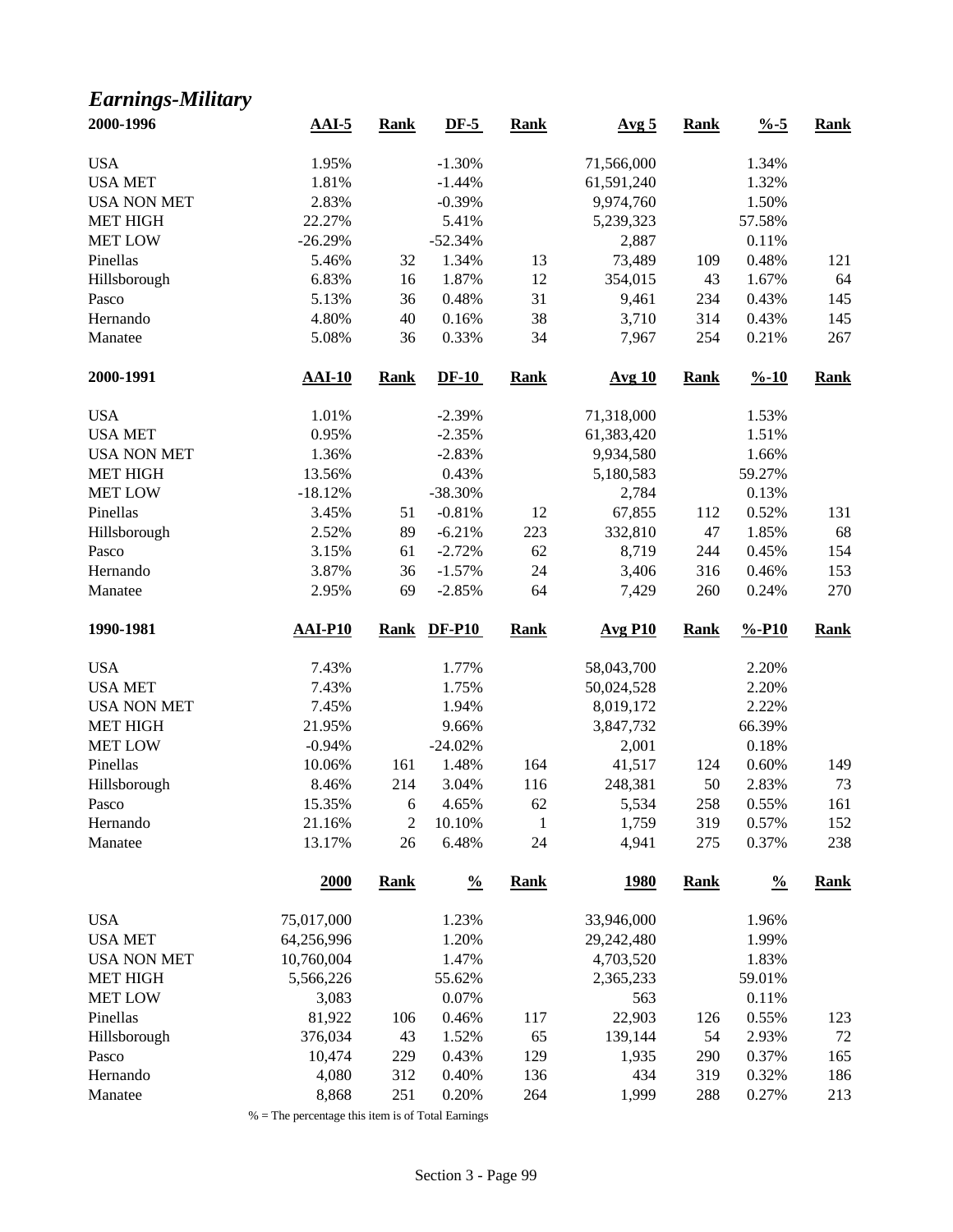## *Earnings-Military*

| 2000-1996 | AAI-5 | Rank | DF-5 | Rank | Avg 5 | Rank | %-5 | Rank |
|---|---|---|---|---|---|---|---|---|
| USA | 1.95% | | -1.30% | | 71,566,000 | | 1.34% | |
| USA MET | 1.81% | | -1.44% | | 61,591,240 | | 1.32% | |
| USA NON MET | 2.83% | | -0.39% | | 9,974,760 | | 1.50% | |
| MET HIGH | 22.27% | | 5.41% | | 5,239,323 | | 57.58% | |
| MET LOW | -26.29% | | -52.34% | | 2,887 | | 0.11% | |
| Pinellas | 5.46% | 32 | 1.34% | 13 | 73,489 | 109 | 0.48% | 121 |
| Hillsborough | 6.83% | 16 | 1.87% | 12 | 354,015 | 43 | 1.67% | 64 |
| Pasco | 5.13% | 36 | 0.48% | 31 | 9,461 | 234 | 0.43% | 145 |
| Hernando | 4.80% | 40 | 0.16% | 38 | 3,710 | 314 | 0.43% | 145 |
| Manatee | 5.08% | 36 | 0.33% | 34 | 7,967 | 254 | 0.21% | 267 |

| 2000-1991 | AAI-10 | Rank | DF-10 | Rank | Avg 10 | Rank | %-10 | Rank |
|---|---|---|---|---|---|---|---|---|
| USA | 1.01% | | -2.39% | | 71,318,000 | | 1.53% | |
| USA MET | 0.95% | | -2.35% | | 61,383,420 | | 1.51% | |
| USA NON MET | 1.36% | | -2.83% | | 9,934,580 | | 1.66% | |
| MET HIGH | 13.56% | | 0.43% | | 5,180,583 | | 59.27% | |
| MET LOW | -18.12% | | -38.30% | | 2,784 | | 0.13% | |
| Pinellas | 3.45% | 51 | -0.81% | 12 | 67,855 | 112 | 0.52% | 131 |
| Hillsborough | 2.52% | 89 | -6.21% | 223 | 332,810 | 47 | 1.85% | 68 |
| Pasco | 3.15% | 61 | -2.72% | 62 | 8,719 | 244 | 0.45% | 154 |
| Hernando | 3.87% | 36 | -1.57% | 24 | 3,406 | 316 | 0.46% | 153 |
| Manatee | 2.95% | 69 | -2.85% | 64 | 7,429 | 260 | 0.24% | 270 |

| 1990-1981 | AAI-P10 | Rank | DF-P10 | Rank | Avg P10 | Rank | %-P10 | Rank |
|---|---|---|---|---|---|---|---|---|
| USA | 7.43% | | 1.77% | | 58,043,700 | | 2.20% | |
| USA MET | 7.43% | | 1.75% | | 50,024,528 | | 2.20% | |
| USA NON MET | 7.45% | | 1.94% | | 8,019,172 | | 2.22% | |
| MET HIGH | 21.95% | | 9.66% | | 3,847,732 | | 66.39% | |
| MET LOW | -0.94% | | -24.02% | | 2,001 | | 0.18% | |
| Pinellas | 10.06% | 161 | 1.48% | 164 | 41,517 | 124 | 0.60% | 149 |
| Hillsborough | 8.46% | 214 | 3.04% | 116 | 248,381 | 50 | 2.83% | 73 |
| Pasco | 15.35% | 6 | 4.65% | 62 | 5,534 | 258 | 0.55% | 161 |
| Hernando | 21.16% | 2 | 10.10% | 1 | 1,759 | 319 | 0.57% | 152 |
| Manatee | 13.17% | 26 | 6.48% | 24 | 4,941 | 275 | 0.37% | 238 |

| | 2000 | Rank | % | Rank | 1980 | Rank | % | Rank |
|---|---|---|---|---|---|---|---|---|
| USA | 75,017,000 | | 1.23% | | 33,946,000 | | 1.96% | |
| USA MET | 64,256,996 | | 1.20% | | 29,242,480 | | 1.99% | |
| USA NON MET | 10,760,004 | | 1.47% | | 4,703,520 | | 1.83% | |
| MET HIGH | 5,566,226 | | 55.62% | | 2,365,233 | | 59.01% | |
| MET LOW | 3,083 | | 0.07% | | 563 | | 0.11% | |
| Pinellas | 81,922 | 106 | 0.46% | 117 | 22,903 | 126 | 0.55% | 123 |
| Hillsborough | 376,034 | 43 | 1.52% | 65 | 139,144 | 54 | 2.93% | 72 |
| Pasco | 10,474 | 229 | 0.43% | 129 | 1,935 | 290 | 0.37% | 165 |
| Hernando | 4,080 | 312 | 0.40% | 136 | 434 | 319 | 0.32% | 186 |
| Manatee | 8,868 | 251 | 0.20% | 264 | 1,999 | 288 | 0.27% | 213 |

% = The percentage this item is of Total Earnings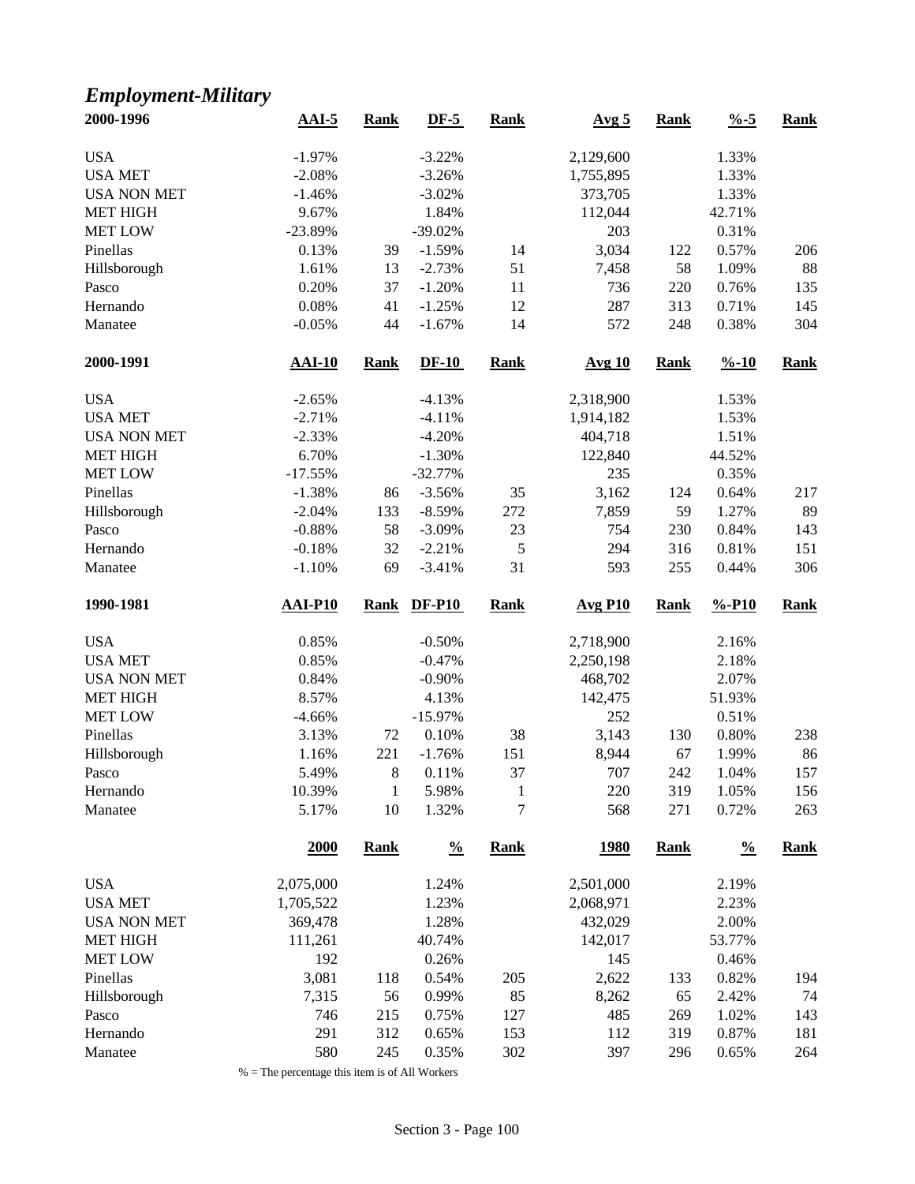## *Employment-Military*

| 2000-1996 | AAI-5 | Rank | DF-5 | Rank | Avg 5 | Rank | %-5 | Rank |
|---|---|---|---|---|---|---|---|---|
| USA | -1.97% | | -3.22% | | 2,129,600 | | 1.33% | |
| USA MET | -2.08% | | -3.26% | | 1,755,895 | | 1.33% | |
| USA NON MET | -1.46% | | -3.02% | | 373,705 | | 1.33% | |
| MET HIGH | 9.67% | | 1.84% | | 112,044 | | 42.71% | |
| MET LOW | -23.89% | | -39.02% | | 203 | | 0.31% | |
| Pinellas | 0.13% | 39 | -1.59% | 14 | 3,034 | 122 | 0.57% | 206 |
| Hillsborough | 1.61% | 13 | -2.73% | 51 | 7,458 | 58 | 1.09% | 88 |
| Pasco | 0.20% | 37 | -1.20% | 11 | 736 | 220 | 0.76% | 135 |
| Hernando | 0.08% | 41 | -1.25% | 12 | 287 | 313 | 0.71% | 145 |
| Manatee | -0.05% | 44 | -1.67% | 14 | 572 | 248 | 0.38% | 304 |

| 2000-1991 | AAI-10 | Rank | DF-10 | Rank | Avg 10 | Rank | %-10 | Rank |
|---|---|---|---|---|---|---|---|---|
| USA | -2.65% | | -4.13% | | 2,318,900 | | 1.53% | |
| USA MET | -2.71% | | -4.11% | | 1,914,182 | | 1.53% | |
| USA NON MET | -2.33% | | -4.20% | | 404,718 | | 1.51% | |
| MET HIGH | 6.70% | | -1.30% | | 122,840 | | 44.52% | |
| MET LOW | -17.55% | | -32.77% | | 235 | | 0.35% | |
| Pinellas | -1.38% | 86 | -3.56% | 35 | 3,162 | 124 | 0.64% | 217 |
| Hillsborough | -2.04% | 133 | -8.59% | 272 | 7,859 | 59 | 1.27% | 89 |
| Pasco | -0.88% | 58 | -3.09% | 23 | 754 | 230 | 0.84% | 143 |
| Hernando | -0.18% | 32 | -2.21% | 5 | 294 | 316 | 0.81% | 151 |
| Manatee | -1.10% | 69 | -3.41% | 31 | 593 | 255 | 0.44% | 306 |

| 1990-1981 | AAI-P10 | Rank | DF-P10 | Rank | Avg P10 | Rank | %-P10 | Rank |
|---|---|---|---|---|---|---|---|---|
| USA | 0.85% | | -0.50% | | 2,718,900 | | 2.16% | |
| USA MET | 0.85% | | -0.47% | | 2,250,198 | | 2.18% | |
| USA NON MET | 0.84% | | -0.90% | | 468,702 | | 2.07% | |
| MET HIGH | 8.57% | | 4.13% | | 142,475 | | 51.93% | |
| MET LOW | -4.66% | | -15.97% | | 252 | | 0.51% | |
| Pinellas | 3.13% | 72 | 0.10% | 38 | 3,143 | 130 | 0.80% | 238 |
| Hillsborough | 1.16% | 221 | -1.76% | 151 | 8,944 | 67 | 1.99% | 86 |
| Pasco | 5.49% | 8 | 0.11% | 37 | 707 | 242 | 1.04% | 157 |
| Hernando | 10.39% | 1 | 5.98% | 1 | 220 | 319 | 1.05% | 156 |
| Manatee | 5.17% | 10 | 1.32% | 7 | 568 | 271 | 0.72% | 263 |

| | 2000 | Rank | % | Rank | 1980 | Rank | % | Rank |
|---|---|---|---|---|---|---|---|---|
| USA | 2,075,000 | | 1.24% | | 2,501,000 | | 2.19% | |
| USA MET | 1,705,522 | | 1.23% | | 2,068,971 | | 2.23% | |
| USA NON MET | 369,478 | | 1.28% | | 432,029 | | 2.00% | |
| MET HIGH | 111,261 | | 40.74% | | 142,017 | | 53.77% | |
| MET LOW | 192 | | 0.26% | | 145 | | 0.46% | |
| Pinellas | 3,081 | 118 | 0.54% | 205 | 2,622 | 133 | 0.82% | 194 |
| Hillsborough | 7,315 | 56 | 0.99% | 85 | 8,262 | 65 | 2.42% | 74 |
| Pasco | 746 | 215 | 0.75% | 127 | 485 | 269 | 1.02% | 143 |
| Hernando | 291 | 312 | 0.65% | 153 | 112 | 319 | 0.87% | 181 |
| Manatee | 580 | 245 | 0.35% | 302 | 397 | 296 | 0.65% | 264 |

% = The percentage this item is of All Workers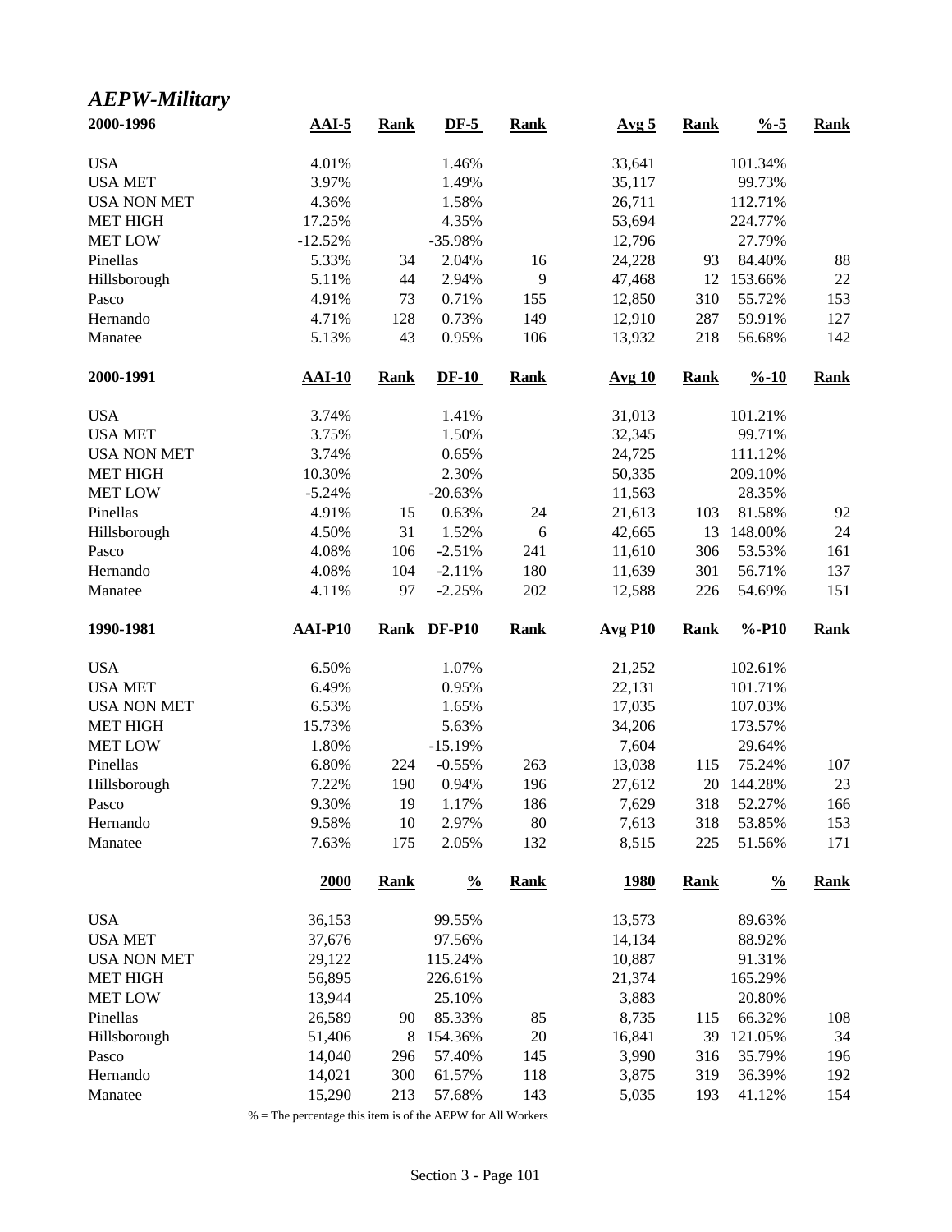## *AEPW-Military*

| 2000-1996 | AAI-5 | Rank | DF-5 | Rank | Avg 5 | Rank | %-5 | Rank |
|---|---|---|---|---|---|---|---|---|
| USA | 4.01% | | 1.46% | | 33,641 | | 101.34% | |
| USA MET | 3.97% | | 1.49% | | 35,117 | | 99.73% | |
| USA NON MET | 4.36% | | 1.58% | | 26,711 | | 112.71% | |
| MET HIGH | 17.25% | | 4.35% | | 53,694 | | 224.77% | |
| MET LOW | -12.52% | | -35.98% | | 12,796 | | 27.79% | |
| Pinellas | 5.33% | 34 | 2.04% | 16 | 24,228 | 93 | 84.40% | 88 |
| Hillsborough | 5.11% | 44 | 2.94% | 9 | 47,468 | 12 | 153.66% | 22 |
| Pasco | 4.91% | 73 | 0.71% | 155 | 12,850 | 310 | 55.72% | 153 |
| Hernando | 4.71% | 128 | 0.73% | 149 | 12,910 | 287 | 59.91% | 127 |
| Manatee | 5.13% | 43 | 0.95% | 106 | 13,932 | 218 | 56.68% | 142 |

| 2000-1991 | AAI-10 | Rank | DF-10 | Rank | Avg 10 | Rank | %-10 | Rank |
|---|---|---|---|---|---|---|---|---|
| USA | 3.74% | | 1.41% | | 31,013 | | 101.21% | |
| USA MET | 3.75% | | 1.50% | | 32,345 | | 99.71% | |
| USA NON MET | 3.74% | | 0.65% | | 24,725 | | 111.12% | |
| MET HIGH | 10.30% | | 2.30% | | 50,335 | | 209.10% | |
| MET LOW | -5.24% | | -20.63% | | 11,563 | | 28.35% | |
| Pinellas | 4.91% | 15 | 0.63% | 24 | 21,613 | 103 | 81.58% | 92 |
| Hillsborough | 4.50% | 31 | 1.52% | 6 | 42,665 | 13 | 148.00% | 24 |
| Pasco | 4.08% | 106 | -2.51% | 241 | 11,610 | 306 | 53.53% | 161 |
| Hernando | 4.08% | 104 | -2.11% | 180 | 11,639 | 301 | 56.71% | 137 |
| Manatee | 4.11% | 97 | -2.25% | 202 | 12,588 | 226 | 54.69% | 151 |

| 1990-1981 | AAI-P10 | Rank | DF-P10 | Rank | Avg P10 | Rank | %-P10 | Rank |
|---|---|---|---|---|---|---|---|---|
| USA | 6.50% | | 1.07% | | 21,252 | | 102.61% | |
| USA MET | 6.49% | | 0.95% | | 22,131 | | 101.71% | |
| USA NON MET | 6.53% | | 1.65% | | 17,035 | | 107.03% | |
| MET HIGH | 15.73% | | 5.63% | | 34,206 | | 173.57% | |
| MET LOW | 1.80% | | -15.19% | | 7,604 | | 29.64% | |
| Pinellas | 6.80% | 224 | -0.55% | 263 | 13,038 | 115 | 75.24% | 107 |
| Hillsborough | 7.22% | 190 | 0.94% | 196 | 27,612 | 20 | 144.28% | 23 |
| Pasco | 9.30% | 19 | 1.17% | 186 | 7,629 | 318 | 52.27% | 166 |
| Hernando | 9.58% | 10 | 2.97% | 80 | 7,613 | 318 | 53.85% | 153 |
| Manatee | 7.63% | 175 | 2.05% | 132 | 8,515 | 225 | 51.56% | 171 |

| | 2000 | Rank | % | Rank | 1980 | Rank | % | Rank |
|---|---|---|---|---|---|---|---|---|
| USA | 36,153 | | 99.55% | | 13,573 | | 89.63% | |
| USA MET | 37,676 | | 97.56% | | 14,134 | | 88.92% | |
| USA NON MET | 29,122 | | 115.24% | | 10,887 | | 91.31% | |
| MET HIGH | 56,895 | | 226.61% | | 21,374 | | 165.29% | |
| MET LOW | 13,944 | | 25.10% | | 3,883 | | 20.80% | |
| Pinellas | 26,589 | 90 | 85.33% | 85 | 8,735 | 115 | 66.32% | 108 |
| Hillsborough | 51,406 | 8 | 154.36% | 20 | 16,841 | 39 | 121.05% | 34 |
| Pasco | 14,040 | 296 | 57.40% | 145 | 3,990 | 316 | 35.79% | 196 |
| Hernando | 14,021 | 300 | 61.57% | 118 | 3,875 | 319 | 36.39% | 192 |
| Manatee | 15,290 | 213 | 57.68% | 143 | 5,035 | 193 | 41.12% | 154 |

% = The percentage this item is of the AEPW for All Workers

Section 3 - Page 101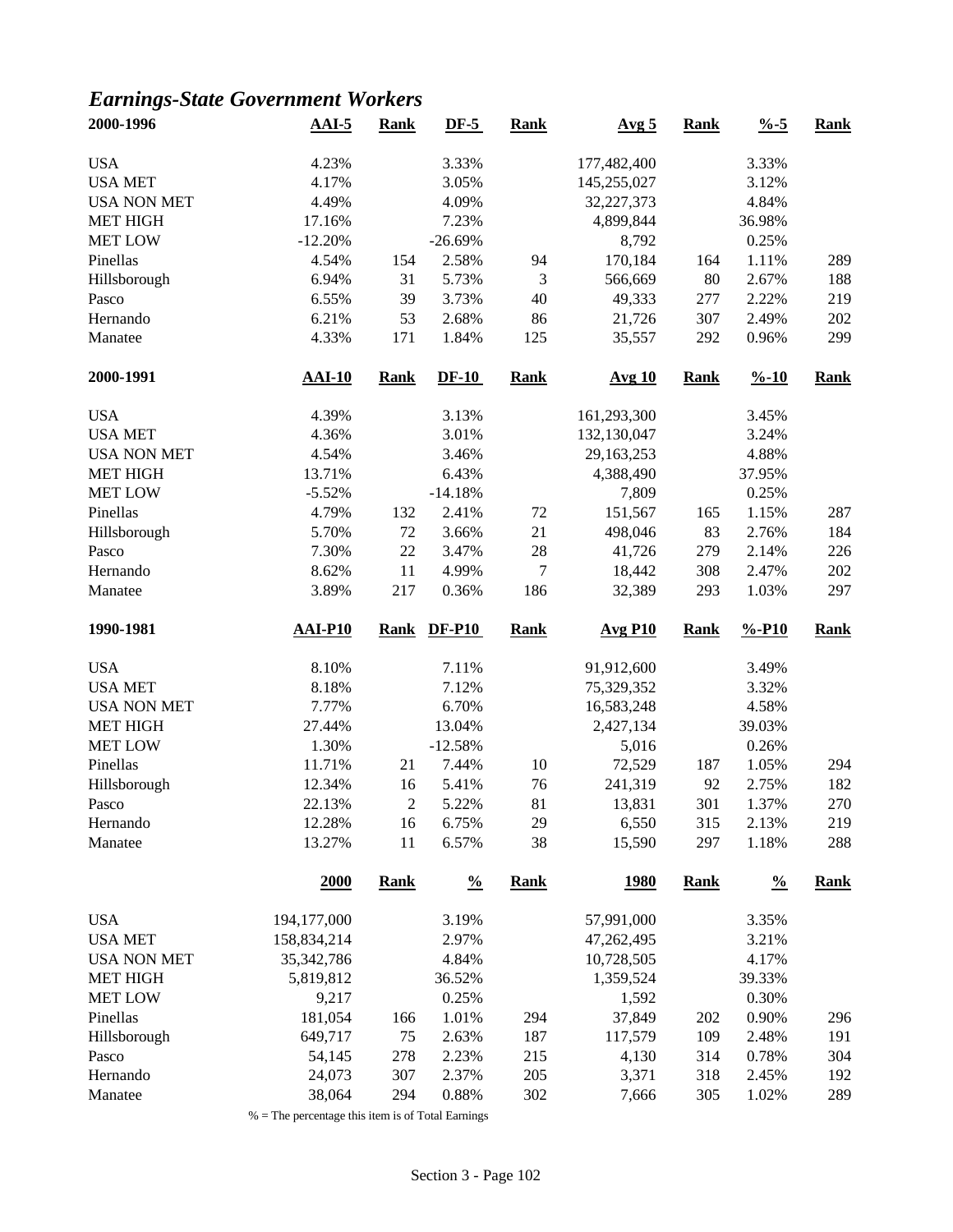## *Earnings-State Government Workers*

| 2000-1996 | AAI-5 | Rank | DF-5 | Rank | Avg 5 | Rank | %-5 | Rank |
|---|---|---|---|---|---|---|---|---|
| USA | 4.23% | | 3.33% | | 177,482,400 | | 3.33% | |
| USA MET | 4.17% | | 3.05% | | 145,255,027 | | 3.12% | |
| USA NON MET | 4.49% | | 4.09% | | 32,227,373 | | 4.84% | |
| MET HIGH | 17.16% | | 7.23% | | 4,899,844 | | 36.98% | |
| MET LOW | -12.20% | | -26.69% | | 8,792 | | 0.25% | |
| Pinellas | 4.54% | 154 | 2.58% | 94 | 170,184 | 164 | 1.11% | 289 |
| Hillsborough | 6.94% | 31 | 5.73% | 3 | 566,669 | 80 | 2.67% | 188 |
| Pasco | 6.55% | 39 | 3.73% | 40 | 49,333 | 277 | 2.22% | 219 |
| Hernando | 6.21% | 53 | 2.68% | 86 | 21,726 | 307 | 2.49% | 202 |
| Manatee | 4.33% | 171 | 1.84% | 125 | 35,557 | 292 | 0.96% | 299 |

| 2000-1991 | AAI-10 | Rank | DF-10 | Rank | Avg 10 | Rank | %-10 | Rank |
|---|---|---|---|---|---|---|---|---|
| USA | 4.39% | | 3.13% | | 161,293,300 | | 3.45% | |
| USA MET | 4.36% | | 3.01% | | 132,130,047 | | 3.24% | |
| USA NON MET | 4.54% | | 3.46% | | 29,163,253 | | 4.88% | |
| MET HIGH | 13.71% | | 6.43% | | 4,388,490 | | 37.95% | |
| MET LOW | -5.52% | | -14.18% | | 7,809 | | 0.25% | |
| Pinellas | 4.79% | 132 | 2.41% | 72 | 151,567 | 165 | 1.15% | 287 |
| Hillsborough | 5.70% | 72 | 3.66% | 21 | 498,046 | 83 | 2.76% | 184 |
| Pasco | 7.30% | 22 | 3.47% | 28 | 41,726 | 279 | 2.14% | 226 |
| Hernando | 8.62% | 11 | 4.99% | 7 | 18,442 | 308 | 2.47% | 202 |
| Manatee | 3.89% | 217 | 0.36% | 186 | 32,389 | 293 | 1.03% | 297 |

| 1990-1981 | AAI-P10 | Rank | DF-P10 | Rank | Avg P10 | Rank | %-P10 | Rank |
|---|---|---|---|---|---|---|---|---|
| USA | 8.10% | | 7.11% | | 91,912,600 | | 3.49% | |
| USA MET | 8.18% | | 7.12% | | 75,329,352 | | 3.32% | |
| USA NON MET | 7.77% | | 6.70% | | 16,583,248 | | 4.58% | |
| MET HIGH | 27.44% | | 13.04% | | 2,427,134 | | 39.03% | |
| MET LOW | 1.30% | | -12.58% | | 5,016 | | 0.26% | |
| Pinellas | 11.71% | 21 | 7.44% | 10 | 72,529 | 187 | 1.05% | 294 |
| Hillsborough | 12.34% | 16 | 5.41% | 76 | 241,319 | 92 | 2.75% | 182 |
| Pasco | 22.13% | 2 | 5.22% | 81 | 13,831 | 301 | 1.37% | 270 |
| Hernando | 12.28% | 16 | 6.75% | 29 | 6,550 | 315 | 2.13% | 219 |
| Manatee | 13.27% | 11 | 6.57% | 38 | 15,590 | 297 | 1.18% | 288 |

| | 2000 | Rank | % | Rank | 1980 | Rank | % | Rank |
|---|---|---|---|---|---|---|---|---|
| USA | 194,177,000 | | 3.19% | | 57,991,000 | | 3.35% | |
| USA MET | 158,834,214 | | 2.97% | | 47,262,495 | | 3.21% | |
| USA NON MET | 35,342,786 | | 4.84% | | 10,728,505 | | 4.17% | |
| MET HIGH | 5,819,812 | | 36.52% | | 1,359,524 | | 39.33% | |
| MET LOW | 9,217 | | 0.25% | | 1,592 | | 0.30% | |
| Pinellas | 181,054 | 166 | 1.01% | 294 | 37,849 | 202 | 0.90% | 296 |
| Hillsborough | 649,717 | 75 | 2.63% | 187 | 117,579 | 109 | 2.48% | 191 |
| Pasco | 54,145 | 278 | 2.23% | 215 | 4,130 | 314 | 0.78% | 304 |
| Hernando | 24,073 | 307 | 2.37% | 205 | 3,371 | 318 | 2.45% | 192 |
| Manatee | 38,064 | 294 | 0.88% | 302 | 7,666 | 305 | 1.02% | 289 |

% = The percentage this item is of Total Earnings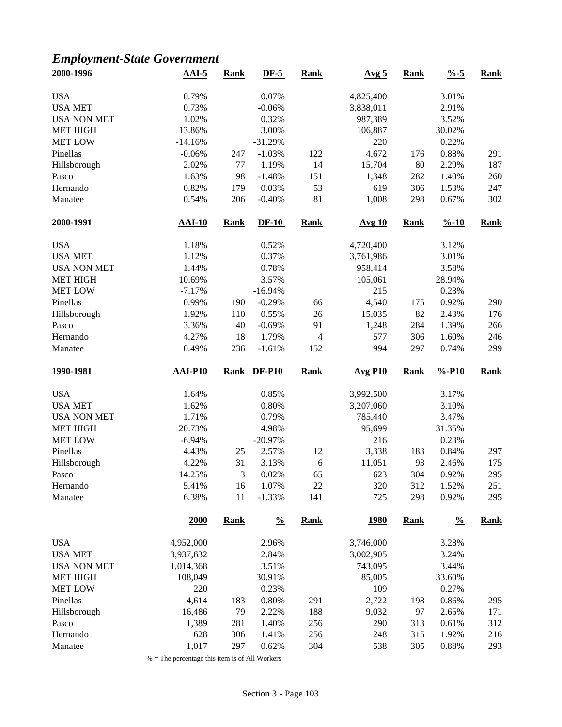## *Employment-State Government*

| 2000-1996 | AAI-5 | Rank | DF-5 | Rank | Avg 5 | Rank | %-5 | Rank |
|---|---|---|---|---|---|---|---|---|
| USA | 0.79% | | 0.07% | | 4,825,400 | | 3.01% | |
| USA MET | 0.73% | | -0.06% | | 3,838,011 | | 2.91% | |
| USA NON MET | 1.02% | | 0.32% | | 987,389 | | 3.52% | |
| MET HIGH | 13.86% | | 3.00% | | 106,887 | | 30.02% | |
| MET LOW | -14.16% | | -31.29% | | 220 | | 0.22% | |
| Pinellas | -0.06% | 247 | -1.03% | 122 | 4,672 | 176 | 0.88% | 291 |
| Hillsborough | 2.02% | 77 | 1.19% | 14 | 15,704 | 80 | 2.29% | 187 |
| Pasco | 1.63% | 98 | -1.48% | 151 | 1,348 | 282 | 1.40% | 260 |
| Hernando | 0.82% | 179 | 0.03% | 53 | 619 | 306 | 1.53% | 247 |
| Manatee | 0.54% | 206 | -0.40% | 81 | 1,008 | 298 | 0.67% | 302 |

| 2000-1991 | AAI-10 | Rank | DF-10 | Rank | Avg 10 | Rank | %-10 | Rank |
|---|---|---|---|---|---|---|---|---|
| USA | 1.18% | | 0.52% | | 4,720,400 | | 3.12% | |
| USA MET | 1.12% | | 0.37% | | 3,761,986 | | 3.01% | |
| USA NON MET | 1.44% | | 0.78% | | 958,414 | | 3.58% | |
| MET HIGH | 10.69% | | 3.57% | | 105,061 | | 28.94% | |
| MET LOW | -7.17% | | -16.94% | | 215 | | 0.23% | |
| Pinellas | 0.99% | 190 | -0.29% | 66 | 4,540 | 175 | 0.92% | 290 |
| Hillsborough | 1.92% | 110 | 0.55% | 26 | 15,035 | 82 | 2.43% | 176 |
| Pasco | 3.36% | 40 | -0.69% | 91 | 1,248 | 284 | 1.39% | 266 |
| Hernando | 4.27% | 18 | 1.79% | 4 | 577 | 306 | 1.60% | 246 |
| Manatee | 0.49% | 236 | -1.61% | 152 | 994 | 297 | 0.74% | 299 |

| 1990-1981 | AAI-P10 | Rank | DF-P10 | Rank | Avg P10 | Rank | %-P10 | Rank |
|---|---|---|---|---|---|---|---|---|
| USA | 1.64% | | 0.85% | | 3,992,500 | | 3.17% | |
| USA MET | 1.62% | | 0.80% | | 3,207,060 | | 3.10% | |
| USA NON MET | 1.71% | | 0.79% | | 785,440 | | 3.47% | |
| MET HIGH | 20.73% | | 4.98% | | 95,699 | | 31.35% | |
| MET LOW | -6.94% | | -20.97% | | 216 | | 0.23% | |
| Pinellas | 4.43% | 25 | 2.57% | 12 | 3,338 | 183 | 0.84% | 297 |
| Hillsborough | 4.22% | 31 | 3.13% | 6 | 11,051 | 93 | 2.46% | 175 |
| Pasco | 14.25% | 3 | 0.02% | 65 | 623 | 304 | 0.92% | 295 |
| Hernando | 5.41% | 16 | 1.07% | 22 | 320 | 312 | 1.52% | 251 |
| Manatee | 6.38% | 11 | -1.33% | 141 | 725 | 298 | 0.92% | 295 |

| | 2000 | Rank | % | Rank | 1980 | Rank | % | Rank |
|---|---|---|---|---|---|---|---|---|
| USA | 4,952,000 | | 2.96% | | 3,746,000 | | 3.28% | |
| USA MET | 3,937,632 | | 2.84% | | 3,002,905 | | 3.24% | |
| USA NON MET | 1,014,368 | | 3.51% | | 743,095 | | 3.44% | |
| MET HIGH | 108,049 | | 30.91% | | 85,005 | | 33.60% | |
| MET LOW | 220 | | 0.23% | | 109 | | 0.27% | |
| Pinellas | 4,614 | 183 | 0.80% | 291 | 2,722 | 198 | 0.86% | 295 |
| Hillsborough | 16,486 | 79 | 2.22% | 188 | 9,032 | 97 | 2.65% | 171 |
| Pasco | 1,389 | 281 | 1.40% | 256 | 290 | 313 | 0.61% | 312 |
| Hernando | 628 | 306 | 1.41% | 256 | 248 | 315 | 1.92% | 216 |
| Manatee | 1,017 | 297 | 0.62% | 304 | 538 | 305 | 0.88% | 293 |

% = The percentage this item is of All Workers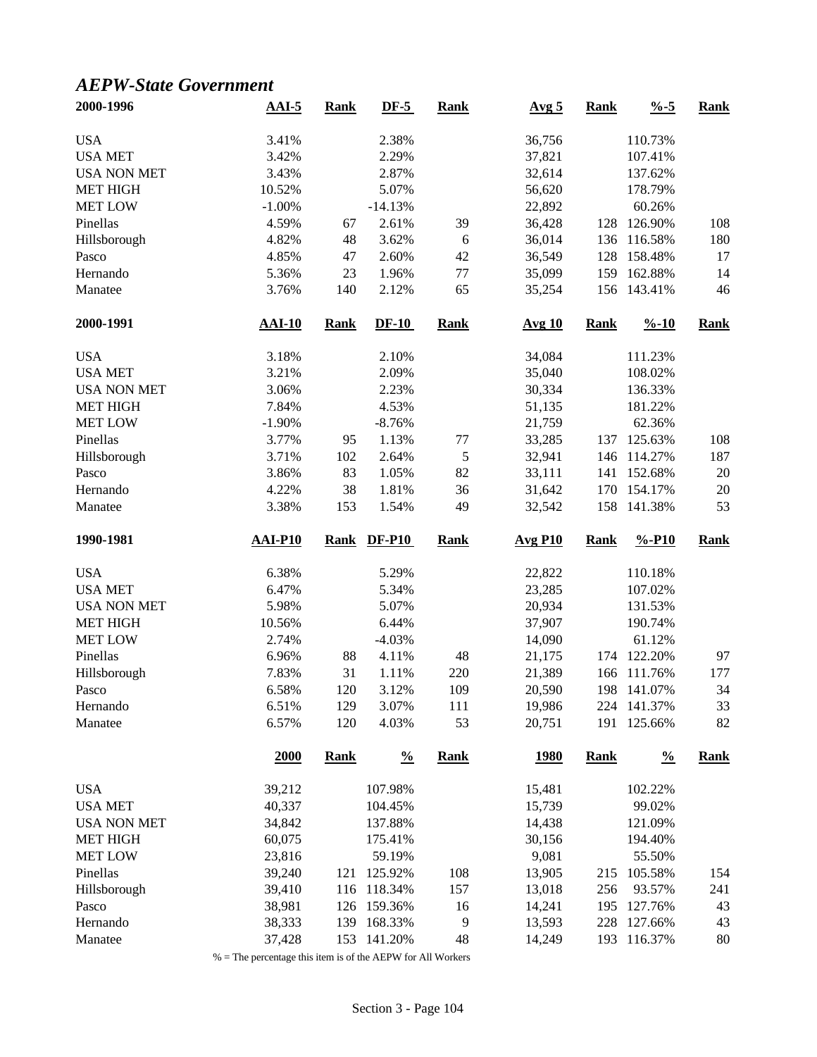## *AEPW-State Government*

| 2000-1996 | AAI-5 | Rank | DF-5 | Rank | Avg 5 | Rank | %-5 | Rank |
|---|---|---|---|---|---|---|---|---|
| USA | 3.41% | | 2.38% | | 36,756 | | 110.73% | |
| USA MET | 3.42% | | 2.29% | | 37,821 | | 107.41% | |
| USA NON MET | 3.43% | | 2.87% | | 32,614 | | 137.62% | |
| MET HIGH | 10.52% | | 5.07% | | 56,620 | | 178.79% | |
| MET LOW | -1.00% | | -14.13% | | 22,892 | | 60.26% | |
| Pinellas | 4.59% | 67 | 2.61% | 39 | 36,428 | 128 | 126.90% | 108 |
| Hillsborough | 4.82% | 48 | 3.62% | 6 | 36,014 | 136 | 116.58% | 180 |
| Pasco | 4.85% | 47 | 2.60% | 42 | 36,549 | 128 | 158.48% | 17 |
| Hernando | 5.36% | 23 | 1.96% | 77 | 35,099 | 159 | 162.88% | 14 |
| Manatee | 3.76% | 140 | 2.12% | 65 | 35,254 | 156 | 143.41% | 46 |

| 2000-1991 | AAI-10 | Rank | DF-10 | Rank | Avg 10 | Rank | %-10 | Rank |
|---|---|---|---|---|---|---|---|---|
| USA | 3.18% | | 2.10% | | 34,084 | | 111.23% | |
| USA MET | 3.21% | | 2.09% | | 35,040 | | 108.02% | |
| USA NON MET | 3.06% | | 2.23% | | 30,334 | | 136.33% | |
| MET HIGH | 7.84% | | 4.53% | | 51,135 | | 181.22% | |
| MET LOW | -1.90% | | -8.76% | | 21,759 | | 62.36% | |
| Pinellas | 3.77% | 95 | 1.13% | 77 | 33,285 | 137 | 125.63% | 108 |
| Hillsborough | 3.71% | 102 | 2.64% | 5 | 32,941 | 146 | 114.27% | 187 |
| Pasco | 3.86% | 83 | 1.05% | 82 | 33,111 | 141 | 152.68% | 20 |
| Hernando | 4.22% | 38 | 1.81% | 36 | 31,642 | 170 | 154.17% | 20 |
| Manatee | 3.38% | 153 | 1.54% | 49 | 32,542 | 158 | 141.38% | 53 |

| 1990-1981 | AAI-P10 | Rank | DF-P10 | Rank | Avg P10 | Rank | %-P10 | Rank |
|---|---|---|---|---|---|---|---|---|
| USA | 6.38% | | 5.29% | | 22,822 | | 110.18% | |
| USA MET | 6.47% | | 5.34% | | 23,285 | | 107.02% | |
| USA NON MET | 5.98% | | 5.07% | | 20,934 | | 131.53% | |
| MET HIGH | 10.56% | | 6.44% | | 37,907 | | 190.74% | |
| MET LOW | 2.74% | | -4.03% | | 14,090 | | 61.12% | |
| Pinellas | 6.96% | 88 | 4.11% | 48 | 21,175 | 174 | 122.20% | 97 |
| Hillsborough | 7.83% | 31 | 1.11% | 220 | 21,389 | 166 | 111.76% | 177 |
| Pasco | 6.58% | 120 | 3.12% | 109 | 20,590 | 198 | 141.07% | 34 |
| Hernando | 6.51% | 129 | 3.07% | 111 | 19,986 | 224 | 141.37% | 33 |
| Manatee | 6.57% | 120 | 4.03% | 53 | 20,751 | 191 | 125.66% | 82 |

| | 2000 | Rank | % | Rank | 1980 | Rank | % | Rank |
|---|---|---|---|---|---|---|---|---|
| USA | 39,212 | | 107.98% | | 15,481 | | 102.22% | |
| USA MET | 40,337 | | 104.45% | | 15,739 | | 99.02% | |
| USA NON MET | 34,842 | | 137.88% | | 14,438 | | 121.09% | |
| MET HIGH | 60,075 | | 175.41% | | 30,156 | | 194.40% | |
| MET LOW | 23,816 | | 59.19% | | 9,081 | | 55.50% | |
| Pinellas | 39,240 | 121 | 125.92% | 108 | 13,905 | 215 | 105.58% | 154 |
| Hillsborough | 39,410 | 116 | 118.34% | 157 | 13,018 | 256 | 93.57% | 241 |
| Pasco | 38,981 | 126 | 159.36% | 16 | 14,241 | 195 | 127.76% | 43 |
| Hernando | 38,333 | 139 | 168.33% | 9 | 13,593 | 228 | 127.66% | 43 |
| Manatee | 37,428 | 153 | 141.20% | 48 | 14,249 | 193 | 116.37% | 80 |

% = The percentage this item is of the AEPW for All Workers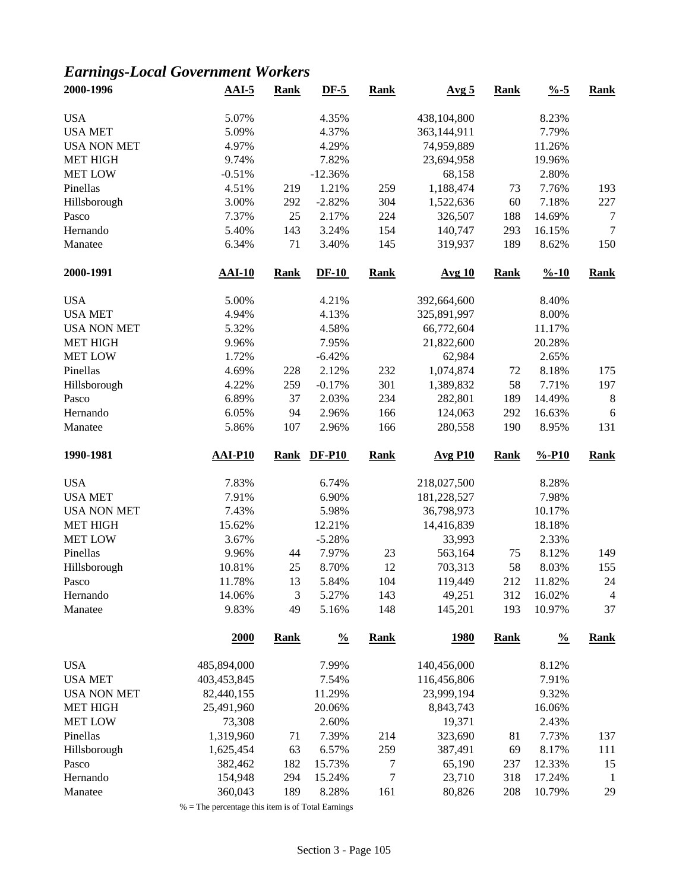## *Earnings-Local Government Workers*

| 2000-1996 | AAI-5 | Rank | DF-5 | Rank | Avg 5 | Rank | %-5 | Rank |
|---|---|---|---|---|---|---|---|---|
| USA | 5.07% | | 4.35% | | 438,104,800 | | 8.23% | |
| USA MET | 5.09% | | 4.37% | | 363,144,911 | | 7.79% | |
| USA NON MET | 4.97% | | 4.29% | | 74,959,889 | | 11.26% | |
| MET HIGH | 9.74% | | 7.82% | | 23,694,958 | | 19.96% | |
| MET LOW | -0.51% | | -12.36% | | 68,158 | | 2.80% | |
| Pinellas | 4.51% | 219 | 1.21% | 259 | 1,188,474 | 73 | 7.76% | 193 |
| Hillsborough | 3.00% | 292 | -2.82% | 304 | 1,522,636 | 60 | 7.18% | 227 |
| Pasco | 7.37% | 25 | 2.17% | 224 | 326,507 | 188 | 14.69% | 7 |
| Hernando | 5.40% | 143 | 3.24% | 154 | 140,747 | 293 | 16.15% | 7 |
| Manatee | 6.34% | 71 | 3.40% | 145 | 319,937 | 189 | 8.62% | 150 |

| 2000-1991 | AAI-10 | Rank | DF-10 | Rank | Avg 10 | Rank | %-10 | Rank |
|---|---|---|---|---|---|---|---|---|
| USA | 5.00% | | 4.21% | | 392,664,600 | | 8.40% | |
| USA MET | 4.94% | | 4.13% | | 325,891,997 | | 8.00% | |
| USA NON MET | 5.32% | | 4.58% | | 66,772,604 | | 11.17% | |
| MET HIGH | 9.96% | | 7.95% | | 21,822,600 | | 20.28% | |
| MET LOW | 1.72% | | -6.42% | | 62,984 | | 2.65% | |
| Pinellas | 4.69% | 228 | 2.12% | 232 | 1,074,874 | 72 | 8.18% | 175 |
| Hillsborough | 4.22% | 259 | -0.17% | 301 | 1,389,832 | 58 | 7.71% | 197 |
| Pasco | 6.89% | 37 | 2.03% | 234 | 282,801 | 189 | 14.49% | 8 |
| Hernando | 6.05% | 94 | 2.96% | 166 | 124,063 | 292 | 16.63% | 6 |
| Manatee | 5.86% | 107 | 2.96% | 166 | 280,558 | 190 | 8.95% | 131 |

| 1990-1981 | AAI-P10 | Rank | DF-P10 | Rank | Avg P10 | Rank | %-P10 | Rank |
|---|---|---|---|---|---|---|---|---|
| USA | 7.83% | | 6.74% | | 218,027,500 | | 8.28% | |
| USA MET | 7.91% | | 6.90% | | 181,228,527 | | 7.98% | |
| USA NON MET | 7.43% | | 5.98% | | 36,798,973 | | 10.17% | |
| MET HIGH | 15.62% | | 12.21% | | 14,416,839 | | 18.18% | |
| MET LOW | 3.67% | | -5.28% | | 33,993 | | 2.33% | |
| Pinellas | 9.96% | 44 | 7.97% | 23 | 563,164 | 75 | 8.12% | 149 |
| Hillsborough | 10.81% | 25 | 8.70% | 12 | 703,313 | 58 | 8.03% | 155 |
| Pasco | 11.78% | 13 | 5.84% | 104 | 119,449 | 212 | 11.82% | 24 |
| Hernando | 14.06% | 3 | 5.27% | 143 | 49,251 | 312 | 16.02% | 4 |
| Manatee | 9.83% | 49 | 5.16% | 148 | 145,201 | 193 | 10.97% | 37 |

| | 2000 | Rank | % | Rank | 1980 | Rank | % | Rank |
|---|---|---|---|---|---|---|---|---|
| USA | 485,894,000 | | 7.99% | | 140,456,000 | | 8.12% | |
| USA MET | 403,453,845 | | 7.54% | | 116,456,806 | | 7.91% | |
| USA NON MET | 82,440,155 | | 11.29% | | 23,999,194 | | 9.32% | |
| MET HIGH | 25,491,960 | | 20.06% | | 8,843,743 | | 16.06% | |
| MET LOW | 73,308 | | 2.60% | | 19,371 | | 2.43% | |
| Pinellas | 1,319,960 | 71 | 7.39% | 214 | 323,690 | 81 | 7.73% | 137 |
| Hillsborough | 1,625,454 | 63 | 6.57% | 259 | 387,491 | 69 | 8.17% | 111 |
| Pasco | 382,462 | 182 | 15.73% | 7 | 65,190 | 237 | 12.33% | 15 |
| Hernando | 154,948 | 294 | 15.24% | 7 | 23,710 | 318 | 17.24% | 1 |
| Manatee | 360,043 | 189 | 8.28% | 161 | 80,826 | 208 | 10.79% | 29 |

% = The percentage this item is of Total Earnings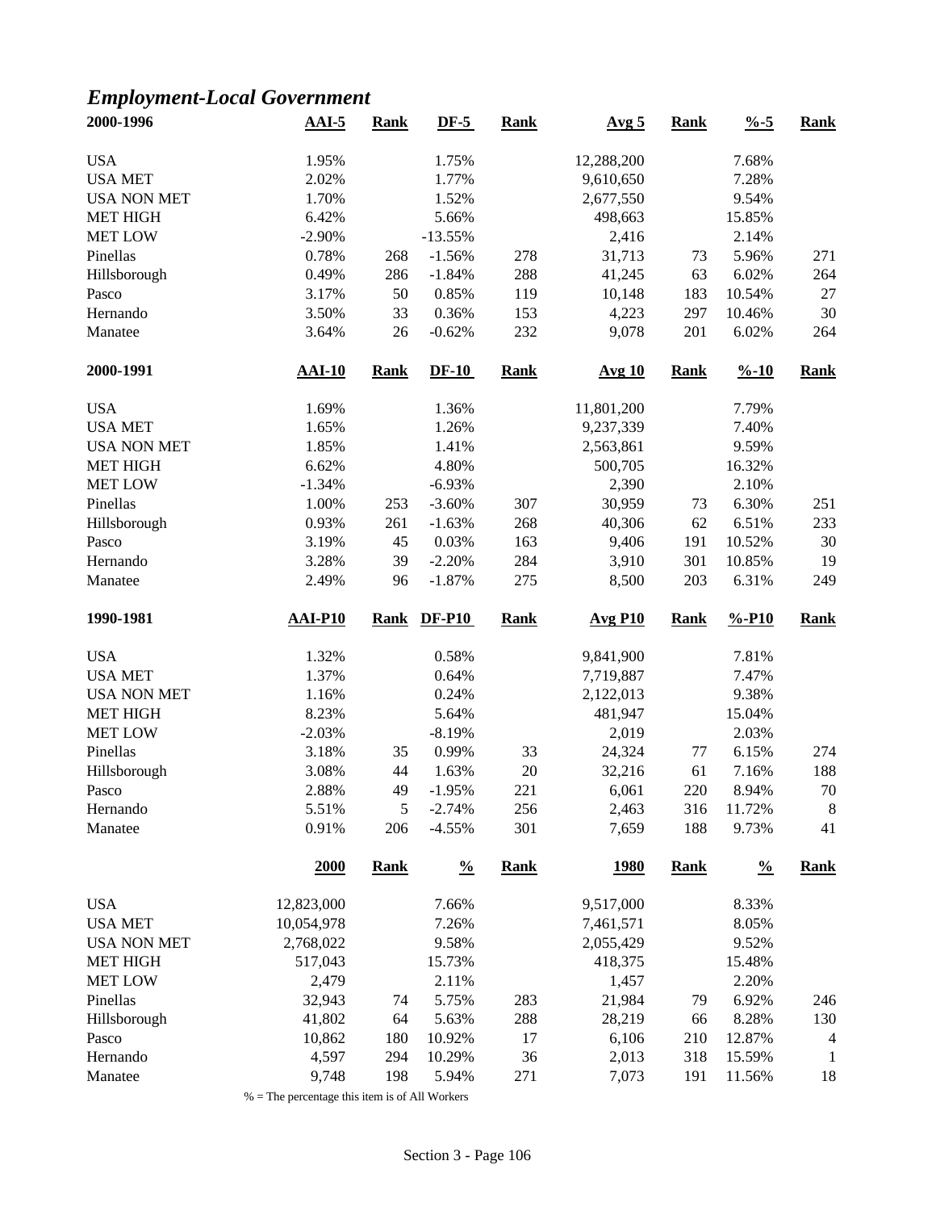## *Employment-Local Government*

| 2000-1996 | AAI-5 | Rank | DF-5 | Rank | Avg 5 | Rank | %-5 | Rank |
|---|---|---|---|---|---|---|---|---|
| USA | 1.95% | | 1.75% | | 12,288,200 | | 7.68% | |
| USA MET | 2.02% | | 1.77% | | 9,610,650 | | 7.28% | |
| USA NON MET | 1.70% | | 1.52% | | 2,677,550 | | 9.54% | |
| MET HIGH | 6.42% | | 5.66% | | 498,663 | | 15.85% | |
| MET LOW | -2.90% | | -13.55% | | 2,416 | | 2.14% | |
| Pinellas | 0.78% | 268 | -1.56% | 278 | 31,713 | 73 | 5.96% | 271 |
| Hillsborough | 0.49% | 286 | -1.84% | 288 | 41,245 | 63 | 6.02% | 264 |
| Pasco | 3.17% | 50 | 0.85% | 119 | 10,148 | 183 | 10.54% | 27 |
| Hernando | 3.50% | 33 | 0.36% | 153 | 4,223 | 297 | 10.46% | 30 |
| Manatee | 3.64% | 26 | -0.62% | 232 | 9,078 | 201 | 6.02% | 264 |

| 2000-1991 | AAI-10 | Rank | DF-10 | Rank | Avg 10 | Rank | %-10 | Rank |
|---|---|---|---|---|---|---|---|---|
| USA | 1.69% | | 1.36% | | 11,801,200 | | 7.79% | |
| USA MET | 1.65% | | 1.26% | | 9,237,339 | | 7.40% | |
| USA NON MET | 1.85% | | 1.41% | | 2,563,861 | | 9.59% | |
| MET HIGH | 6.62% | | 4.80% | | 500,705 | | 16.32% | |
| MET LOW | -1.34% | | -6.93% | | 2,390 | | 2.10% | |
| Pinellas | 1.00% | 253 | -3.60% | 307 | 30,959 | 73 | 6.30% | 251 |
| Hillsborough | 0.93% | 261 | -1.63% | 268 | 40,306 | 62 | 6.51% | 233 |
| Pasco | 3.19% | 45 | 0.03% | 163 | 9,406 | 191 | 10.52% | 30 |
| Hernando | 3.28% | 39 | -2.20% | 284 | 3,910 | 301 | 10.85% | 19 |
| Manatee | 2.49% | 96 | -1.87% | 275 | 8,500 | 203 | 6.31% | 249 |

| 1990-1981 | AAI-P10 | Rank | DF-P10 | Rank | Avg P10 | Rank | %-P10 | Rank |
|---|---|---|---|---|---|---|---|---|
| USA | 1.32% | | 0.58% | | 9,841,900 | | 7.81% | |
| USA MET | 1.37% | | 0.64% | | 7,719,887 | | 7.47% | |
| USA NON MET | 1.16% | | 0.24% | | 2,122,013 | | 9.38% | |
| MET HIGH | 8.23% | | 5.64% | | 481,947 | | 15.04% | |
| MET LOW | -2.03% | | -8.19% | | 2,019 | | 2.03% | |
| Pinellas | 3.18% | 35 | 0.99% | 33 | 24,324 | 77 | 6.15% | 274 |
| Hillsborough | 3.08% | 44 | 1.63% | 20 | 32,216 | 61 | 7.16% | 188 |
| Pasco | 2.88% | 49 | -1.95% | 221 | 6,061 | 220 | 8.94% | 70 |
| Hernando | 5.51% | 5 | -2.74% | 256 | 2,463 | 316 | 11.72% | 8 |
| Manatee | 0.91% | 206 | -4.55% | 301 | 7,659 | 188 | 9.73% | 41 |

| | 2000 | Rank | % | Rank | 1980 | Rank | % | Rank |
|---|---|---|---|---|---|---|---|---|
| USA | 12,823,000 | | 7.66% | | 9,517,000 | | 8.33% | |
| USA MET | 10,054,978 | | 7.26% | | 7,461,571 | | 8.05% | |
| USA NON MET | 2,768,022 | | 9.58% | | 2,055,429 | | 9.52% | |
| MET HIGH | 517,043 | | 15.73% | | 418,375 | | 15.48% | |
| MET LOW | 2,479 | | 2.11% | | 1,457 | | 2.20% | |
| Pinellas | 32,943 | 74 | 5.75% | 283 | 21,984 | 79 | 6.92% | 246 |
| Hillsborough | 41,802 | 64 | 5.63% | 288 | 28,219 | 66 | 8.28% | 130 |
| Pasco | 10,862 | 180 | 10.92% | 17 | 6,106 | 210 | 12.87% | 4 |
| Hernando | 4,597 | 294 | 10.29% | 36 | 2,013 | 318 | 15.59% | 1 |
| Manatee | 9,748 | 198 | 5.94% | 271 | 7,073 | 191 | 11.56% | 18 |

% = The percentage this item is of All Workers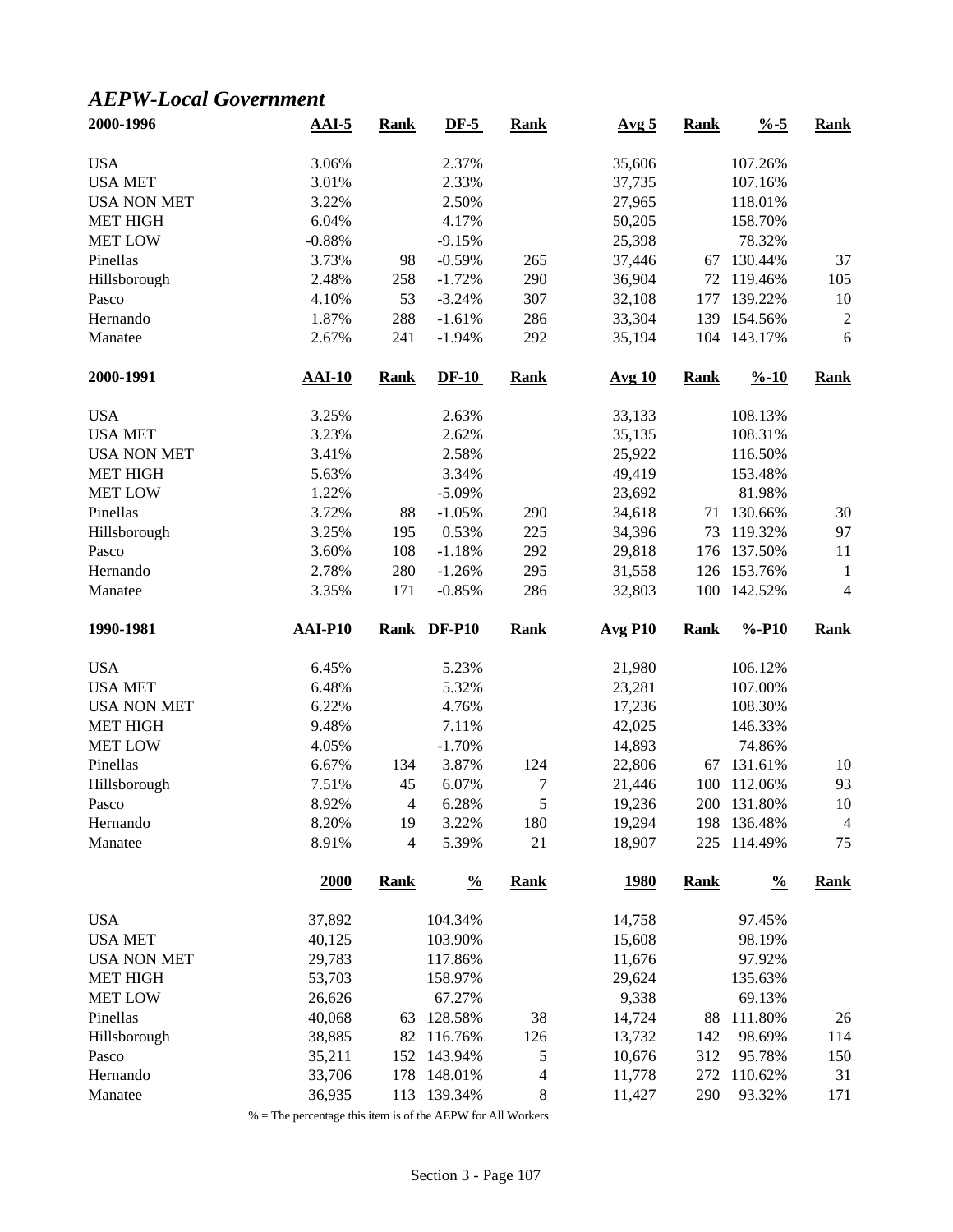## *AEPW-Local Government*

| 2000-1996 | AAI-5 | Rank | DF-5 | Rank | Avg 5 | Rank | %-5 | Rank |
|---|---|---|---|---|---|---|---|---|
| USA | 3.06% | | 2.37% | | 35,606 | | 107.26% | |
| USA MET | 3.01% | | 2.33% | | 37,735 | | 107.16% | |
| USA NON MET | 3.22% | | 2.50% | | 27,965 | | 118.01% | |
| MET HIGH | 6.04% | | 4.17% | | 50,205 | | 158.70% | |
| MET LOW | -0.88% | | -9.15% | | 25,398 | | 78.32% | |
| Pinellas | 3.73% | 98 | -0.59% | 265 | 37,446 | 67 | 130.44% | 37 |
| Hillsborough | 2.48% | 258 | -1.72% | 290 | 36,904 | 72 | 119.46% | 105 |
| Pasco | 4.10% | 53 | -3.24% | 307 | 32,108 | 177 | 139.22% | 10 |
| Hernando | 1.87% | 288 | -1.61% | 286 | 33,304 | 139 | 154.56% | 2 |
| Manatee | 2.67% | 241 | -1.94% | 292 | 35,194 | 104 | 143.17% | 6 |

| 2000-1991 | AAI-10 | Rank | DF-10 | Rank | Avg 10 | Rank | %-10 | Rank |
|---|---|---|---|---|---|---|---|---|
| USA | 3.25% | | 2.63% | | 33,133 | | 108.13% | |
| USA MET | 3.23% | | 2.62% | | 35,135 | | 108.31% | |
| USA NON MET | 3.41% | | 2.58% | | 25,922 | | 116.50% | |
| MET HIGH | 5.63% | | 3.34% | | 49,419 | | 153.48% | |
| MET LOW | 1.22% | | -5.09% | | 23,692 | | 81.98% | |
| Pinellas | 3.72% | 88 | -1.05% | 290 | 34,618 | 71 | 130.66% | 30 |
| Hillsborough | 3.25% | 195 | 0.53% | 225 | 34,396 | 73 | 119.32% | 97 |
| Pasco | 3.60% | 108 | -1.18% | 292 | 29,818 | 176 | 137.50% | 11 |
| Hernando | 2.78% | 280 | -1.26% | 295 | 31,558 | 126 | 153.76% | 1 |
| Manatee | 3.35% | 171 | -0.85% | 286 | 32,803 | 100 | 142.52% | 4 |

| 1990-1981 | AAI-P10 | Rank | DF-P10 | Rank | Avg P10 | Rank | %-P10 | Rank |
|---|---|---|---|---|---|---|---|---|
| USA | 6.45% | | 5.23% | | 21,980 | | 106.12% | |
| USA MET | 6.48% | | 5.32% | | 23,281 | | 107.00% | |
| USA NON MET | 6.22% | | 4.76% | | 17,236 | | 108.30% | |
| MET HIGH | 9.48% | | 7.11% | | 42,025 | | 146.33% | |
| MET LOW | 4.05% | | -1.70% | | 14,893 | | 74.86% | |
| Pinellas | 6.67% | 134 | 3.87% | 124 | 22,806 | 67 | 131.61% | 10 |
| Hillsborough | 7.51% | 45 | 6.07% | 7 | 21,446 | 100 | 112.06% | 93 |
| Pasco | 8.92% | 4 | 6.28% | 5 | 19,236 | 200 | 131.80% | 10 |
| Hernando | 8.20% | 19 | 3.22% | 180 | 19,294 | 198 | 136.48% | 4 |
| Manatee | 8.91% | 4 | 5.39% | 21 | 18,907 | 225 | 114.49% | 75 |

| | 2000 | Rank | % | Rank | 1980 | Rank | % | Rank |
|---|---|---|---|---|---|---|---|---|
| USA | 37,892 | | 104.34% | | 14,758 | | 97.45% | |
| USA MET | 40,125 | | 103.90% | | 15,608 | | 98.19% | |
| USA NON MET | 29,783 | | 117.86% | | 11,676 | | 97.92% | |
| MET HIGH | 53,703 | | 158.97% | | 29,624 | | 135.63% | |
| MET LOW | 26,626 | | 67.27% | | 9,338 | | 69.13% | |
| Pinellas | 40,068 | 63 | 128.58% | 38 | 14,724 | 88 | 111.80% | 26 |
| Hillsborough | 38,885 | 82 | 116.76% | 126 | 13,732 | 142 | 98.69% | 114 |
| Pasco | 35,211 | 152 | 143.94% | 5 | 10,676 | 312 | 95.78% | 150 |
| Hernando | 33,706 | 178 | 148.01% | 4 | 11,778 | 272 | 110.62% | 31 |
| Manatee | 36,935 | 113 | 139.34% | 8 | 11,427 | 290 | 93.32% | 171 |

% = The percentage this item is of the AEPW for All Workers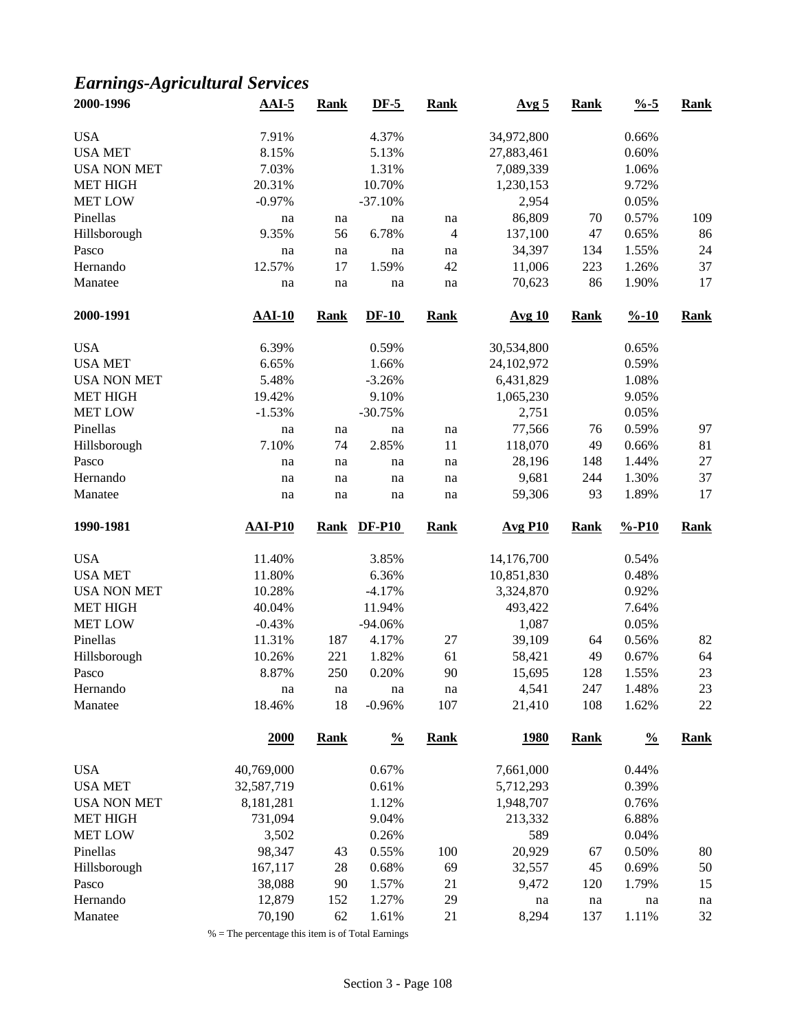## *Earnings-Agricultural Services*

| 2000-1996 | AAI-5 | Rank | DF-5 | Rank | Avg 5 | Rank | %-5 | Rank |
|---|---|---|---|---|---|---|---|---|
| USA | 7.91% | | 4.37% | | 34,972,800 | | 0.66% | |
| USA MET | 8.15% | | 5.13% | | 27,883,461 | | 0.60% | |
| USA NON MET | 7.03% | | 1.31% | | 7,089,339 | | 1.06% | |
| MET HIGH | 20.31% | | 10.70% | | 1,230,153 | | 9.72% | |
| MET LOW | -0.97% | | -37.10% | | 2,954 | | 0.05% | |
| Pinellas | na | na | na | na | 86,809 | 70 | 0.57% | 109 |
| Hillsborough | 9.35% | 56 | 6.78% | 4 | 137,100 | 47 | 0.65% | 86 |
| Pasco | na | na | na | na | 34,397 | 134 | 1.55% | 24 |
| Hernando | 12.57% | 17 | 1.59% | 42 | 11,006 | 223 | 1.26% | 37 |
| Manatee | na | na | na | na | 70,623 | 86 | 1.90% | 17 |

| 2000-1991 | AAI-10 | Rank | DF-10 | Rank | Avg 10 | Rank | %-10 | Rank |
|---|---|---|---|---|---|---|---|---|
| USA | 6.39% | | 0.59% | | 30,534,800 | | 0.65% | |
| USA MET | 6.65% | | 1.66% | | 24,102,972 | | 0.59% | |
| USA NON MET | 5.48% | | -3.26% | | 6,431,829 | | 1.08% | |
| MET HIGH | 19.42% | | 9.10% | | 1,065,230 | | 9.05% | |
| MET LOW | -1.53% | | -30.75% | | 2,751 | | 0.05% | |
| Pinellas | na | na | na | na | 77,566 | 76 | 0.59% | 97 |
| Hillsborough | 7.10% | 74 | 2.85% | 11 | 118,070 | 49 | 0.66% | 81 |
| Pasco | na | na | na | na | 28,196 | 148 | 1.44% | 27 |
| Hernando | na | na | na | na | 9,681 | 244 | 1.30% | 37 |
| Manatee | na | na | na | na | 59,306 | 93 | 1.89% | 17 |

| 1990-1981 | AAI-P10 | Rank | DF-P10 | Rank | Avg P10 | Rank | %-P10 | Rank |
|---|---|---|---|---|---|---|---|---|
| USA | 11.40% | | 3.85% | | 14,176,700 | | 0.54% | |
| USA MET | 11.80% | | 6.36% | | 10,851,830 | | 0.48% | |
| USA NON MET | 10.28% | | -4.17% | | 3,324,870 | | 0.92% | |
| MET HIGH | 40.04% | | 11.94% | | 493,422 | | 7.64% | |
| MET LOW | -0.43% | | -94.06% | | 1,087 | | 0.05% | |
| Pinellas | 11.31% | 187 | 4.17% | 27 | 39,109 | 64 | 0.56% | 82 |
| Hillsborough | 10.26% | 221 | 1.82% | 61 | 58,421 | 49 | 0.67% | 64 |
| Pasco | 8.87% | 250 | 0.20% | 90 | 15,695 | 128 | 1.55% | 23 |
| Hernando | na | na | na | na | 4,541 | 247 | 1.48% | 23 |
| Manatee | 18.46% | 18 | -0.96% | 107 | 21,410 | 108 | 1.62% | 22 |

| | 2000 | Rank | % | Rank | 1980 | Rank | % | Rank |
|---|---|---|---|---|---|---|---|---|
| USA | 40,769,000 | | 0.67% | | 7,661,000 | | 0.44% | |
| USA MET | 32,587,719 | | 0.61% | | 5,712,293 | | 0.39% | |
| USA NON MET | 8,181,281 | | 1.12% | | 1,948,707 | | 0.76% | |
| MET HIGH | 731,094 | | 9.04% | | 213,332 | | 6.88% | |
| MET LOW | 3,502 | | 0.26% | | 589 | | 0.04% | |
| Pinellas | 98,347 | 43 | 0.55% | 100 | 20,929 | 67 | 0.50% | 80 |
| Hillsborough | 167,117 | 28 | 0.68% | 69 | 32,557 | 45 | 0.69% | 50 |
| Pasco | 38,088 | 90 | 1.57% | 21 | 9,472 | 120 | 1.79% | 15 |
| Hernando | 12,879 | 152 | 1.27% | 29 | na | na | na | na |
| Manatee | 70,190 | 62 | 1.61% | 21 | 8,294 | 137 | 1.11% | 32 |

% = The percentage this item is of Total Earnings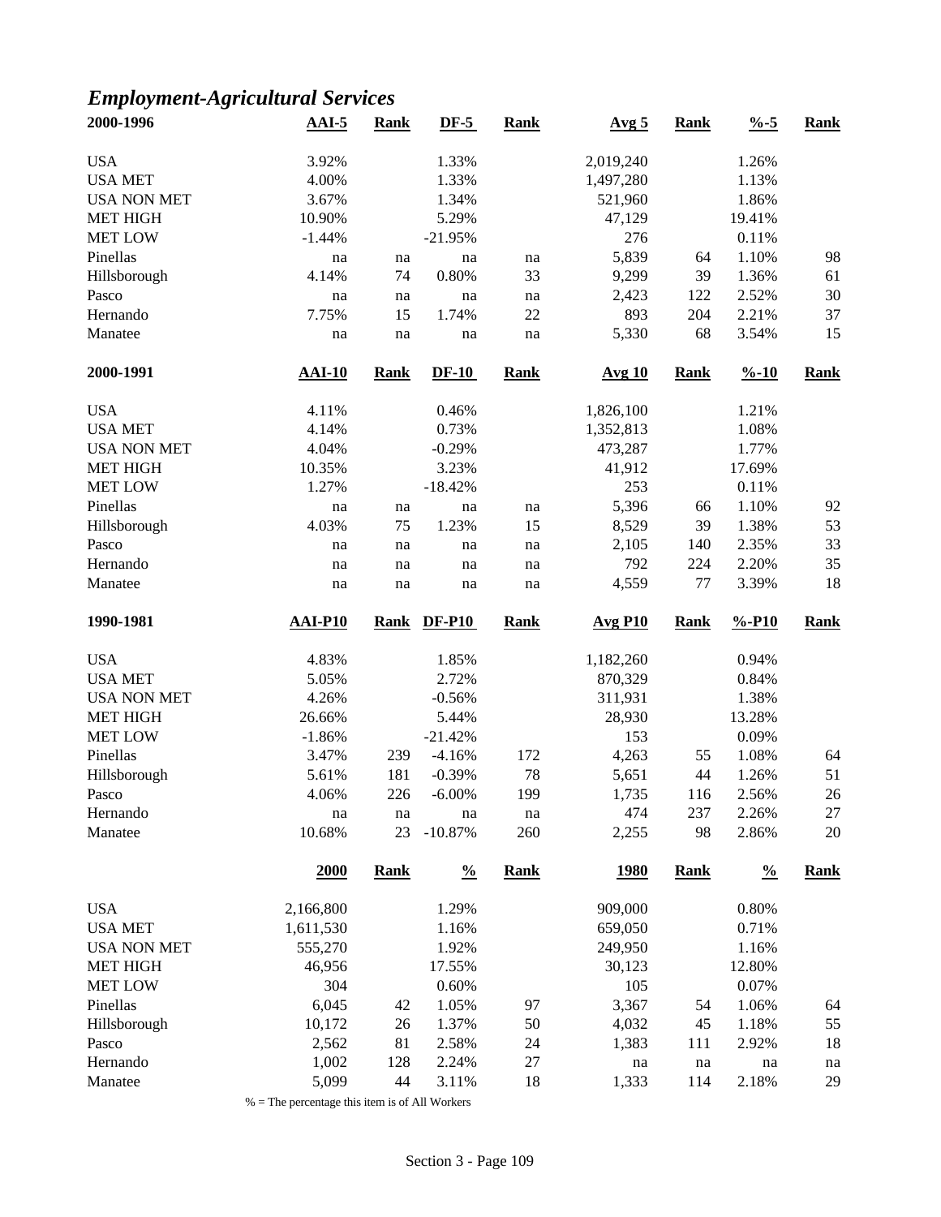## *Employment-Agricultural Services*

| 2000-1996 | AAI-5 | Rank | DF-5 | Rank | Avg 5 | Rank | %-5 | Rank |
|---|---|---|---|---|---|---|---|---|
| USA | 3.92% | | 1.33% | | 2,019,240 | | 1.26% | |
| USA MET | 4.00% | | 1.33% | | 1,497,280 | | 1.13% | |
| USA NON MET | 3.67% | | 1.34% | | 521,960 | | 1.86% | |
| MET HIGH | 10.90% | | 5.29% | | 47,129 | | 19.41% | |
| MET LOW | -1.44% | | -21.95% | | 276 | | 0.11% | |
| Pinellas | na | na | na | na | 5,839 | 64 | 1.10% | 98 |
| Hillsborough | 4.14% | 74 | 0.80% | 33 | 9,299 | 39 | 1.36% | 61 |
| Pasco | na | na | na | na | 2,423 | 122 | 2.52% | 30 |
| Hernando | 7.75% | 15 | 1.74% | 22 | 893 | 204 | 2.21% | 37 |
| Manatee | na | na | na | na | 5,330 | 68 | 3.54% | 15 |

| 2000-1991 | AAI-10 | Rank | DF-10 | Rank | Avg 10 | Rank | %-10 | Rank |
|---|---|---|---|---|---|---|---|---|
| USA | 4.11% | | 0.46% | | 1,826,100 | | 1.21% | |
| USA MET | 4.14% | | 0.73% | | 1,352,813 | | 1.08% | |
| USA NON MET | 4.04% | | -0.29% | | 473,287 | | 1.77% | |
| MET HIGH | 10.35% | | 3.23% | | 41,912 | | 17.69% | |
| MET LOW | 1.27% | | -18.42% | | 253 | | 0.11% | |
| Pinellas | na | na | na | na | 5,396 | 66 | 1.10% | 92 |
| Hillsborough | 4.03% | 75 | 1.23% | 15 | 8,529 | 39 | 1.38% | 53 |
| Pasco | na | na | na | na | 2,105 | 140 | 2.35% | 33 |
| Hernando | na | na | na | na | 792 | 224 | 2.20% | 35 |
| Manatee | na | na | na | na | 4,559 | 77 | 3.39% | 18 |

| 1990-1981 | AAI-P10 | Rank | DF-P10 | Rank | Avg P10 | Rank | %-P10 | Rank |
|---|---|---|---|---|---|---|---|---|
| USA | 4.83% | | 1.85% | | 1,182,260 | | 0.94% | |
| USA MET | 5.05% | | 2.72% | | 870,329 | | 0.84% | |
| USA NON MET | 4.26% | | -0.56% | | 311,931 | | 1.38% | |
| MET HIGH | 26.66% | | 5.44% | | 28,930 | | 13.28% | |
| MET LOW | -1.86% | | -21.42% | | 153 | | 0.09% | |
| Pinellas | 3.47% | 239 | -4.16% | 172 | 4,263 | 55 | 1.08% | 64 |
| Hillsborough | 5.61% | 181 | -0.39% | 78 | 5,651 | 44 | 1.26% | 51 |
| Pasco | 4.06% | 226 | -6.00% | 199 | 1,735 | 116 | 2.56% | 26 |
| Hernando | na | na | na | na | 474 | 237 | 2.26% | 27 |
| Manatee | 10.68% | 23 | -10.87% | 260 | 2,255 | 98 | 2.86% | 20 |

| | 2000 | Rank | % | Rank | 1980 | Rank | % | Rank |
|---|---|---|---|---|---|---|---|---|
| USA | 2,166,800 | | 1.29% | | 909,000 | | 0.80% | |
| USA MET | 1,611,530 | | 1.16% | | 659,050 | | 0.71% | |
| USA NON MET | 555,270 | | 1.92% | | 249,950 | | 1.16% | |
| MET HIGH | 46,956 | | 17.55% | | 30,123 | | 12.80% | |
| MET LOW | 304 | | 0.60% | | 105 | | 0.07% | |
| Pinellas | 6,045 | 42 | 1.05% | 97 | 3,367 | 54 | 1.06% | 64 |
| Hillsborough | 10,172 | 26 | 1.37% | 50 | 4,032 | 45 | 1.18% | 55 |
| Pasco | 2,562 | 81 | 2.58% | 24 | 1,383 | 111 | 2.92% | 18 |
| Hernando | 1,002 | 128 | 2.24% | 27 | na | na | na | na |
| Manatee | 5,099 | 44 | 3.11% | 18 | 1,333 | 114 | 2.18% | 29 |

% = The percentage this item is of All Workers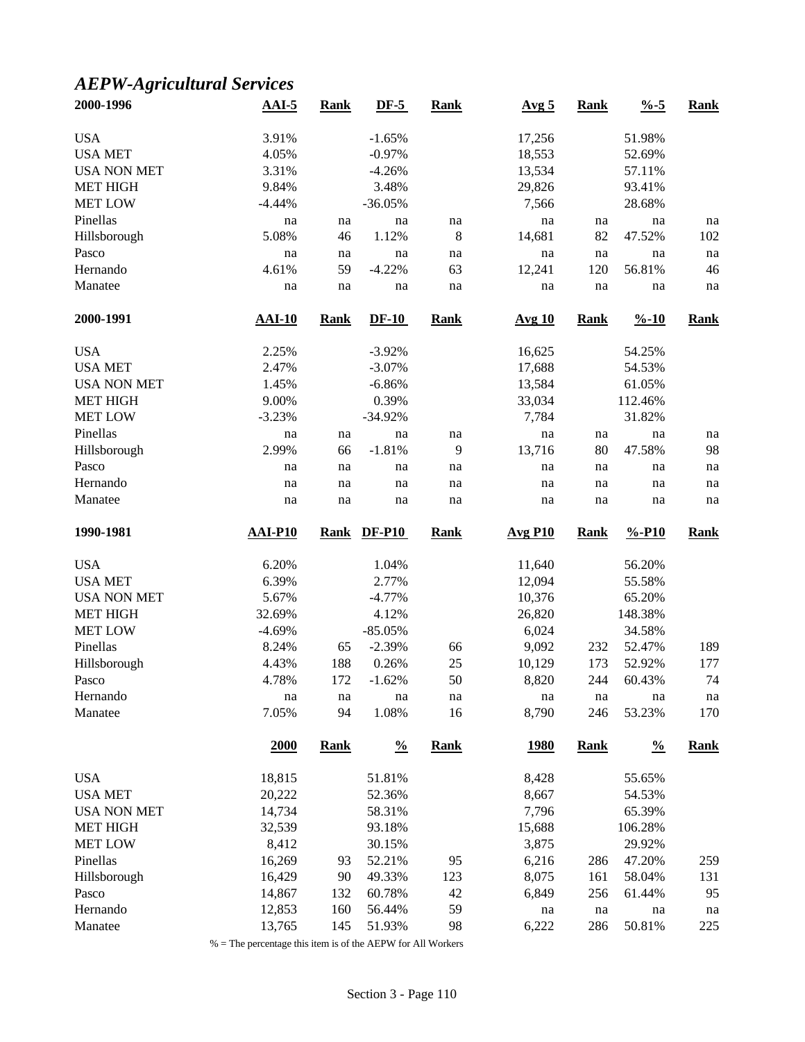## *AEPW-Agricultural Services*

| 2000-1996 | AAI-5 | Rank | DF-5 | Rank | Avg 5 | Rank | %-5 | Rank |
|---|---|---|---|---|---|---|---|---|
| USA | 3.91% | | -1.65% | | 17,256 | | 51.98% | |
| USA MET | 4.05% | | -0.97% | | 18,553 | | 52.69% | |
| USA NON MET | 3.31% | | -4.26% | | 13,534 | | 57.11% | |
| MET HIGH | 9.84% | | 3.48% | | 29,826 | | 93.41% | |
| MET LOW | -4.44% | | -36.05% | | 7,566 | | 28.68% | |
| Pinellas | na | na | na | na | na | na | na | na |
| Hillsborough | 5.08% | 46 | 1.12% | 8 | 14,681 | 82 | 47.52% | 102 |
| Pasco | na | na | na | na | na | na | na | na |
| Hernando | 4.61% | 59 | -4.22% | 63 | 12,241 | 120 | 56.81% | 46 |
| Manatee | na | na | na | na | na | na | na | na |

| 2000-1991 | AAI-10 | Rank | DF-10 | Rank | Avg 10 | Rank | %-10 | Rank |
|---|---|---|---|---|---|---|---|---|
| USA | 2.25% | | -3.92% | | 16,625 | | 54.25% | |
| USA MET | 2.47% | | -3.07% | | 17,688 | | 54.53% | |
| USA NON MET | 1.45% | | -6.86% | | 13,584 | | 61.05% | |
| MET HIGH | 9.00% | | 0.39% | | 33,034 | | 112.46% | |
| MET LOW | -3.23% | | -34.92% | | 7,784 | | 31.82% | |
| Pinellas | na | na | na | na | na | na | na | na |
| Hillsborough | 2.99% | 66 | -1.81% | 9 | 13,716 | 80 | 47.58% | 98 |
| Pasco | na | na | na | na | na | na | na | na |
| Hernando | na | na | na | na | na | na | na | na |
| Manatee | na | na | na | na | na | na | na | na |

| 1990-1981 | AAI-P10 | Rank | DF-P10 | Rank | Avg P10 | Rank | %-P10 | Rank |
|---|---|---|---|---|---|---|---|---|
| USA | 6.20% | | 1.04% | | 11,640 | | 56.20% | |
| USA MET | 6.39% | | 2.77% | | 12,094 | | 55.58% | |
| USA NON MET | 5.67% | | -4.77% | | 10,376 | | 65.20% | |
| MET HIGH | 32.69% | | 4.12% | | 26,820 | | 148.38% | |
| MET LOW | -4.69% | | -85.05% | | 6,024 | | 34.58% | |
| Pinellas | 8.24% | 65 | -2.39% | 66 | 9,092 | 232 | 52.47% | 189 |
| Hillsborough | 4.43% | 188 | 0.26% | 25 | 10,129 | 173 | 52.92% | 177 |
| Pasco | 4.78% | 172 | -1.62% | 50 | 8,820 | 244 | 60.43% | 74 |
| Hernando | na | na | na | na | na | na | na | na |
| Manatee | 7.05% | 94 | 1.08% | 16 | 8,790 | 246 | 53.23% | 170 |

| | 2000 | Rank | % | Rank | 1980 | Rank | % | Rank |
|---|---|---|---|---|---|---|---|---|
| USA | 18,815 | | 51.81% | | 8,428 | | 55.65% | |
| USA MET | 20,222 | | 52.36% | | 8,667 | | 54.53% | |
| USA NON MET | 14,734 | | 58.31% | | 7,796 | | 65.39% | |
| MET HIGH | 32,539 | | 93.18% | | 15,688 | | 106.28% | |
| MET LOW | 8,412 | | 30.15% | | 3,875 | | 29.92% | |
| Pinellas | 16,269 | 93 | 52.21% | 95 | 6,216 | 286 | 47.20% | 259 |
| Hillsborough | 16,429 | 90 | 49.33% | 123 | 8,075 | 161 | 58.04% | 131 |
| Pasco | 14,867 | 132 | 60.78% | 42 | 6,849 | 256 | 61.44% | 95 |
| Hernando | 12,853 | 160 | 56.44% | 59 | na | na | na | na |
| Manatee | 13,765 | 145 | 51.93% | 98 | 6,222 | 286 | 50.81% | 225 |

% = The percentage this item is of the AEPW for All Workers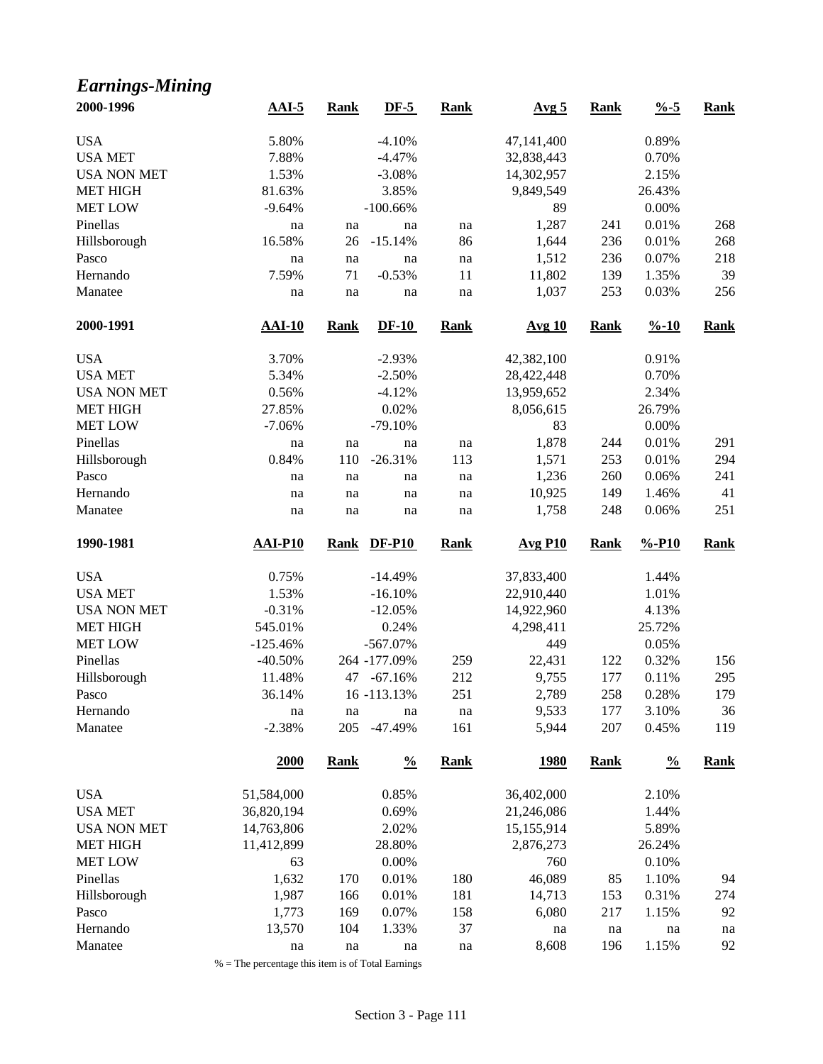## *Earnings-Mining*

| 2000-1996 | AAI-5 | Rank | DF-5 | Rank | Avg 5 | Rank | %-5 | Rank |
|---|---|---|---|---|---|---|---|---|
| USA | 5.80% | | -4.10% | | 47,141,400 | | 0.89% | |
| USA MET | 7.88% | | -4.47% | | 32,838,443 | | 0.70% | |
| USA NON MET | 1.53% | | -3.08% | | 14,302,957 | | 2.15% | |
| MET HIGH | 81.63% | | 3.85% | | 9,849,549 | | 26.43% | |
| MET LOW | -9.64% | | -100.66% | | 89 | | 0.00% | |
| Pinellas | na | na | na | na | 1,287 | 241 | 0.01% | 268 |
| Hillsborough | 16.58% | 26 | -15.14% | 86 | 1,644 | 236 | 0.01% | 268 |
| Pasco | na | na | na | na | 1,512 | 236 | 0.07% | 218 |
| Hernando | 7.59% | 71 | -0.53% | 11 | 11,802 | 139 | 1.35% | 39 |
| Manatee | na | na | na | na | 1,037 | 253 | 0.03% | 256 |

| 2000-1991 | AAI-10 | Rank | DF-10 | Rank | Avg 10 | Rank | %-10 | Rank |
|---|---|---|---|---|---|---|---|---|
| USA | 3.70% | | -2.93% | | 42,382,100 | | 0.91% | |
| USA MET | 5.34% | | -2.50% | | 28,422,448 | | 0.70% | |
| USA NON MET | 0.56% | | -4.12% | | 13,959,652 | | 2.34% | |
| MET HIGH | 27.85% | | 0.02% | | 8,056,615 | | 26.79% | |
| MET LOW | -7.06% | | -79.10% | | 83 | | 0.00% | |
| Pinellas | na | na | na | na | 1,878 | 244 | 0.01% | 291 |
| Hillsborough | 0.84% | 110 | -26.31% | 113 | 1,571 | 253 | 0.01% | 294 |
| Pasco | na | na | na | na | 1,236 | 260 | 0.06% | 241 |
| Hernando | na | na | na | na | 10,925 | 149 | 1.46% | 41 |
| Manatee | na | na | na | na | 1,758 | 248 | 0.06% | 251 |

| 1990-1981 | AAI-P10 | Rank | DF-P10 | Rank | Avg P10 | Rank | %-P10 | Rank |
|---|---|---|---|---|---|---|---|---|
| USA | 0.75% | | -14.49% | | 37,833,400 | | 1.44% | |
| USA MET | 1.53% | | -16.10% | | 22,910,440 | | 1.01% | |
| USA NON MET | -0.31% | | -12.05% | | 14,922,960 | | 4.13% | |
| MET HIGH | 545.01% | | 0.24% | | 4,298,411 | | 25.72% | |
| MET LOW | -125.46% | | -567.07% | | 449 | | 0.05% | |
| Pinellas | -40.50% | 264 | -177.09% | 259 | 22,431 | 122 | 0.32% | 156 |
| Hillsborough | 11.48% | 47 | -67.16% | 212 | 9,755 | 177 | 0.11% | 295 |
| Pasco | 36.14% | 16 | -113.13% | 251 | 2,789 | 258 | 0.28% | 179 |
| Hernando | na | na | na | na | 9,533 | 177 | 3.10% | 36 |
| Manatee | -2.38% | 205 | -47.49% | 161 | 5,944 | 207 | 0.45% | 119 |

| | 2000 | Rank | % | Rank | 1980 | Rank | % | Rank |
|---|---|---|---|---|---|---|---|---|
| USA | 51,584,000 | | 0.85% | | 36,402,000 | | 2.10% | |
| USA MET | 36,820,194 | | 0.69% | | 21,246,086 | | 1.44% | |
| USA NON MET | 14,763,806 | | 2.02% | | 15,155,914 | | 5.89% | |
| MET HIGH | 11,412,899 | | 28.80% | | 2,876,273 | | 26.24% | |
| MET LOW | 63 | | 0.00% | | 760 | | 0.10% | |
| Pinellas | 1,632 | 170 | 0.01% | 180 | 46,089 | 85 | 1.10% | 94 |
| Hillsborough | 1,987 | 166 | 0.01% | 181 | 14,713 | 153 | 0.31% | 274 |
| Pasco | 1,773 | 169 | 0.07% | 158 | 6,080 | 217 | 1.15% | 92 |
| Hernando | 13,570 | 104 | 1.33% | 37 | na | na | na | na |
| Manatee | na | na | na | na | 8,608 | 196 | 1.15% | 92 |

% = The percentage this item is of Total Earnings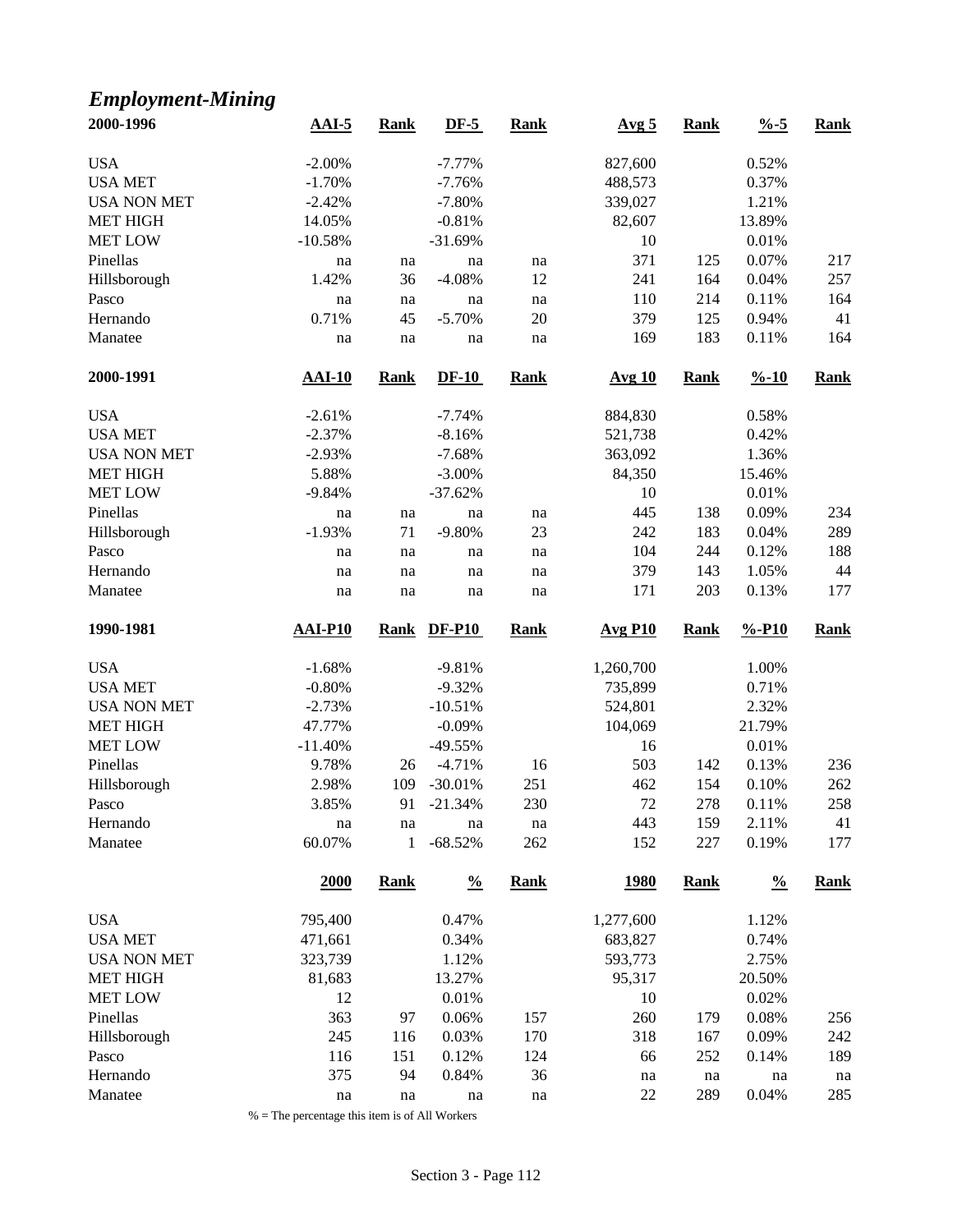## *Employment-Mining*

| 2000-1996 | AAI-5 | Rank | DF-5 | Rank | Avg 5 | Rank | %-5 | Rank |
|---|---|---|---|---|---|---|---|---|
| USA | -2.00% | | -7.77% | | 827,600 | | 0.52% | |
| USA MET | -1.70% | | -7.76% | | 488,573 | | 0.37% | |
| USA NON MET | -2.42% | | -7.80% | | 339,027 | | 1.21% | |
| MET HIGH | 14.05% | | -0.81% | | 82,607 | | 13.89% | |
| MET LOW | -10.58% | | -31.69% | | 10 | | 0.01% | |
| Pinellas | na | na | na | na | 371 | 125 | 0.07% | 217 |
| Hillsborough | 1.42% | 36 | -4.08% | 12 | 241 | 164 | 0.04% | 257 |
| Pasco | na | na | na | na | 110 | 214 | 0.11% | 164 |
| Hernando | 0.71% | 45 | -5.70% | 20 | 379 | 125 | 0.94% | 41 |
| Manatee | na | na | na | na | 169 | 183 | 0.11% | 164 |

| 2000-1991 | AAI-10 | Rank | DF-10 | Rank | Avg 10 | Rank | %-10 | Rank |
|---|---|---|---|---|---|---|---|---|
| USA | -2.61% | | -7.74% | | 884,830 | | 0.58% | |
| USA MET | -2.37% | | -8.16% | | 521,738 | | 0.42% | |
| USA NON MET | -2.93% | | -7.68% | | 363,092 | | 1.36% | |
| MET HIGH | 5.88% | | -3.00% | | 84,350 | | 15.46% | |
| MET LOW | -9.84% | | -37.62% | | 10 | | 0.01% | |
| Pinellas | na | na | na | na | 445 | 138 | 0.09% | 234 |
| Hillsborough | -1.93% | 71 | -9.80% | 23 | 242 | 183 | 0.04% | 289 |
| Pasco | na | na | na | na | 104 | 244 | 0.12% | 188 |
| Hernando | na | na | na | na | 379 | 143 | 1.05% | 44 |
| Manatee | na | na | na | na | 171 | 203 | 0.13% | 177 |

| 1990-1981 | AAI-P10 | Rank | DF-P10 | Rank | Avg P10 | Rank | %-P10 | Rank |
|---|---|---|---|---|---|---|---|---|
| USA | -1.68% | | -9.81% | | 1,260,700 | | 1.00% | |
| USA MET | -0.80% | | -9.32% | | 735,899 | | 0.71% | |
| USA NON MET | -2.73% | | -10.51% | | 524,801 | | 2.32% | |
| MET HIGH | 47.77% | | -0.09% | | 104,069 | | 21.79% | |
| MET LOW | -11.40% | | -49.55% | | 16 | | 0.01% | |
| Pinellas | 9.78% | 26 | -4.71% | 16 | 503 | 142 | 0.13% | 236 |
| Hillsborough | 2.98% | 109 | -30.01% | 251 | 462 | 154 | 0.10% | 262 |
| Pasco | 3.85% | 91 | -21.34% | 230 | 72 | 278 | 0.11% | 258 |
| Hernando | na | na | na | na | 443 | 159 | 2.11% | 41 |
| Manatee | 60.07% | 1 | -68.52% | 262 | 152 | 227 | 0.19% | 177 |

| | 2000 | Rank | % | Rank | 1980 | Rank | % | Rank |
|---|---|---|---|---|---|---|---|---|
| USA | 795,400 | | 0.47% | | 1,277,600 | | 1.12% | |
| USA MET | 471,661 | | 0.34% | | 683,827 | | 0.74% | |
| USA NON MET | 323,739 | | 1.12% | | 593,773 | | 2.75% | |
| MET HIGH | 81,683 | | 13.27% | | 95,317 | | 20.50% | |
| MET LOW | 12 | | 0.01% | | 10 | | 0.02% | |
| Pinellas | 363 | 97 | 0.06% | 157 | 260 | 179 | 0.08% | 256 |
| Hillsborough | 245 | 116 | 0.03% | 170 | 318 | 167 | 0.09% | 242 |
| Pasco | 116 | 151 | 0.12% | 124 | 66 | 252 | 0.14% | 189 |
| Hernando | 375 | 94 | 0.84% | 36 | na | na | na | na |
| Manatee | na | na | na | na | 22 | 289 | 0.04% | 285 |

% = The percentage this item is of All Workers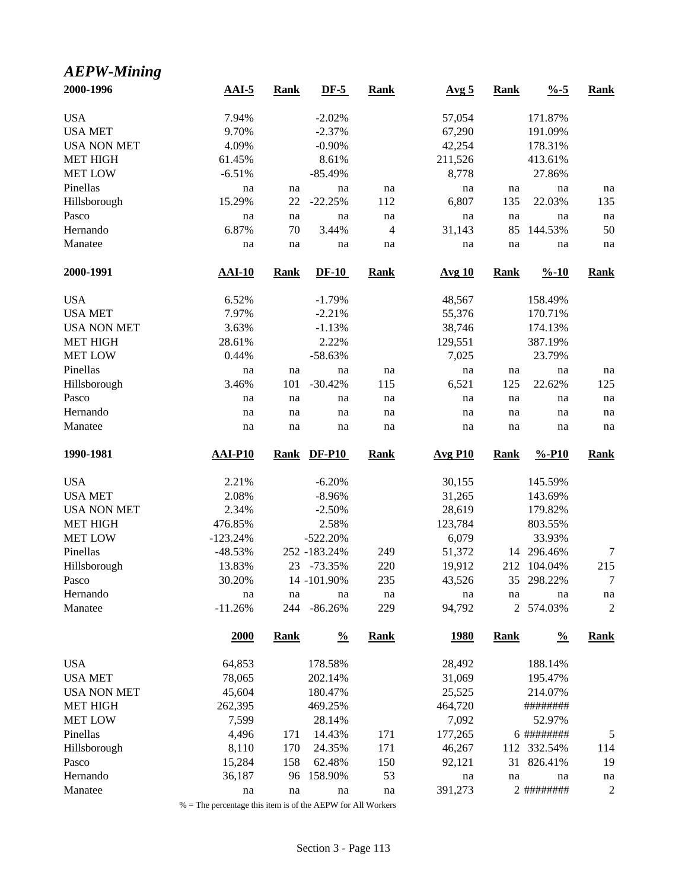## *AEPW-Mining*

| 2000-1996 | AAI-5 | Rank | DF-5 | Rank | Avg 5 | Rank | %-5 | Rank |
|---|---|---|---|---|---|---|---|---|
| USA | 7.94% | | -2.02% | | 57,054 | | 171.87% | |
| USA MET | 9.70% | | -2.37% | | 67,290 | | 191.09% | |
| USA NON MET | 4.09% | | -0.90% | | 42,254 | | 178.31% | |
| MET HIGH | 61.45% | | 8.61% | | 211,526 | | 413.61% | |
| MET LOW | -6.51% | | -85.49% | | 8,778 | | 27.86% | |
| Pinellas | na | na | na | na | na | na | na | na |
| Hillsborough | 15.29% | 22 | -22.25% | 112 | 6,807 | 135 | 22.03% | 135 |
| Pasco | na | na | na | na | na | na | na | na |
| Hernando | 6.87% | 70 | 3.44% | 4 | 31,143 | 85 | 144.53% | 50 |
| Manatee | na | na | na | na | na | na | na | na |

| 2000-1991 | AAI-10 | Rank | DF-10 | Rank | Avg 10 | Rank | %-10 | Rank |
|---|---|---|---|---|---|---|---|---|
| USA | 6.52% | | -1.79% | | 48,567 | | 158.49% | |
| USA MET | 7.97% | | -2.21% | | 55,376 | | 170.71% | |
| USA NON MET | 3.63% | | -1.13% | | 38,746 | | 174.13% | |
| MET HIGH | 28.61% | | 2.22% | | 129,551 | | 387.19% | |
| MET LOW | 0.44% | | -58.63% | | 7,025 | | 23.79% | |
| Pinellas | na | na | na | na | na | na | na | na |
| Hillsborough | 3.46% | 101 | -30.42% | 115 | 6,521 | 125 | 22.62% | 125 |
| Pasco | na | na | na | na | na | na | na | na |
| Hernando | na | na | na | na | na | na | na | na |
| Manatee | na | na | na | na | na | na | na | na |

| 1990-1981 | AAI-P10 | Rank | DF-P10 | Rank | Avg P10 | Rank | %-P10 | Rank |
|---|---|---|---|---|---|---|---|---|
| USA | 2.21% | | -6.20% | | 30,155 | | 145.59% | |
| USA MET | 2.08% | | -8.96% | | 31,265 | | 143.69% | |
| USA NON MET | 2.34% | | -2.50% | | 28,619 | | 179.82% | |
| MET HIGH | 476.85% | | 2.58% | | 123,784 | | 803.55% | |
| MET LOW | -123.24% | | -522.20% | | 6,079 | | 33.93% | |
| Pinellas | -48.53% | 252 | -183.24% | 249 | 51,372 | 14 | 296.46% | 7 |
| Hillsborough | 13.83% | 23 | -73.35% | 220 | 19,912 | 212 | 104.04% | 215 |
| Pasco | 30.20% | 14 | -101.90% | 235 | 43,526 | 35 | 298.22% | 7 |
| Hernando | na | na | na | na | na | na | na | na |
| Manatee | -11.26% | 244 | -86.26% | 229 | 94,792 | 2 | 574.03% | 2 |

| | 2000 | Rank | % | Rank | 1980 | Rank | % | Rank |
|---|---|---|---|---|---|---|---|---|
| USA | 64,853 | | 178.58% | | 28,492 | | 188.14% | |
| USA MET | 78,065 | | 202.14% | | 31,069 | | 195.47% | |
| USA NON MET | 45,604 | | 180.47% | | 25,525 | | 214.07% | |
| MET HIGH | 262,395 | | 469.25% | | 464,720 | | ######## | |
| MET LOW | 7,599 | | 28.14% | | 7,092 | | 52.97% | |
| Pinellas | 4,496 | 171 | 14.43% | 171 | 177,265 | 6 | ######## | 5 |
| Hillsborough | 8,110 | 170 | 24.35% | 171 | 46,267 | 112 | 332.54% | 114 |
| Pasco | 15,284 | 158 | 62.48% | 150 | 92,121 | 31 | 826.41% | 19 |
| Hernando | 36,187 | 96 | 158.90% | 53 | na | na | na | na |
| Manatee | na | na | na | na | 391,273 | 2 | ######## | 2 |

% = The percentage this item is of the AEPW for All Workers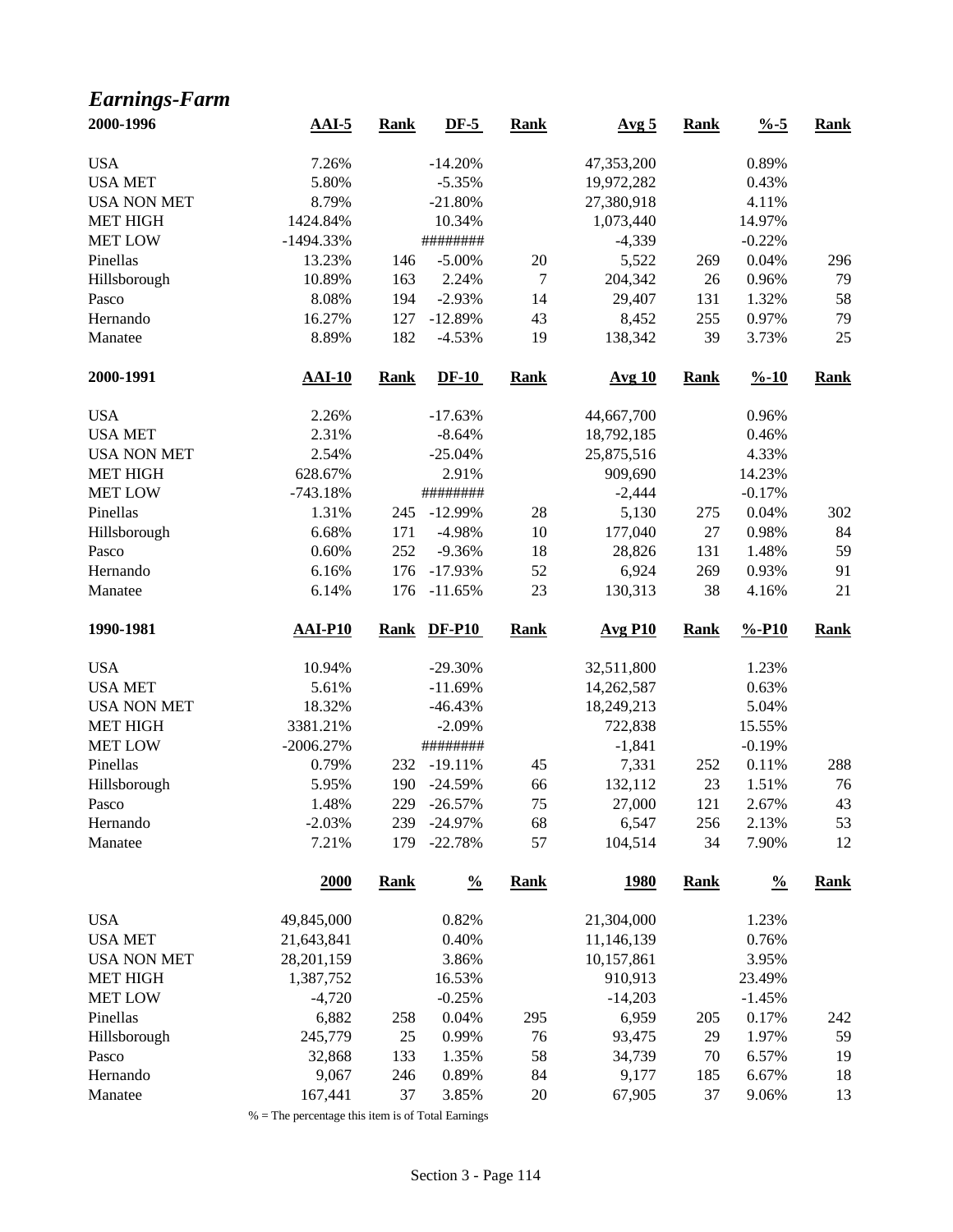# *Earnings-Farm*

| 2000-1996 | AAI-5 | Rank | DF-5 | Rank | Avg 5 | Rank | %-5 | Rank |
|---|---|---|---|---|---|---|---|---|
| USA | 7.26% | | -14.20% | | 47,353,200 | | 0.89% | |
| USA MET | 5.80% | | -5.35% | | 19,972,282 | | 0.43% | |
| USA NON MET | 8.79% | | -21.80% | | 27,380,918 | | 4.11% | |
| MET HIGH | 1424.84% | | 10.34% | | 1,073,440 | | 14.97% | |
| MET LOW | -1494.33% | | ######## | | -4,339 | | -0.22% | |
| Pinellas | 13.23% | 146 | -5.00% | 20 | 5,522 | 269 | 0.04% | 296 |
| Hillsborough | 10.89% | 163 | 2.24% | 7 | 204,342 | 26 | 0.96% | 79 |
| Pasco | 8.08% | 194 | -2.93% | 14 | 29,407 | 131 | 1.32% | 58 |
| Hernando | 16.27% | 127 | -12.89% | 43 | 8,452 | 255 | 0.97% | 79 |
| Manatee | 8.89% | 182 | -4.53% | 19 | 138,342 | 39 | 3.73% | 25 |

| 2000-1991 | AAI-10 | Rank | DF-10 | Rank | Avg 10 | Rank | %-10 | Rank |
|---|---|---|---|---|---|---|---|---|
| USA | 2.26% | | -17.63% | | 44,667,700 | | 0.96% | |
| USA MET | 2.31% | | -8.64% | | 18,792,185 | | 0.46% | |
| USA NON MET | 2.54% | | -25.04% | | 25,875,516 | | 4.33% | |
| MET HIGH | 628.67% | | 2.91% | | 909,690 | | 14.23% | |
| MET LOW | -743.18% | | ######## | | -2,444 | | -0.17% | |
| Pinellas | 1.31% | 245 | -12.99% | 28 | 5,130 | 275 | 0.04% | 302 |
| Hillsborough | 6.68% | 171 | -4.98% | 10 | 177,040 | 27 | 0.98% | 84 |
| Pasco | 0.60% | 252 | -9.36% | 18 | 28,826 | 131 | 1.48% | 59 |
| Hernando | 6.16% | 176 | -17.93% | 52 | 6,924 | 269 | 0.93% | 91 |
| Manatee | 6.14% | 176 | -11.65% | 23 | 130,313 | 38 | 4.16% | 21 |

| 1990-1981 | AAI-P10 | Rank | DF-P10 | Rank | Avg P10 | Rank | %-P10 | Rank |
|---|---|---|---|---|---|---|---|---|
| USA | 10.94% | | -29.30% | | 32,511,800 | | 1.23% | |
| USA MET | 5.61% | | -11.69% | | 14,262,587 | | 0.63% | |
| USA NON MET | 18.32% | | -46.43% | | 18,249,213 | | 5.04% | |
| MET HIGH | 3381.21% | | -2.09% | | 722,838 | | 15.55% | |
| MET LOW | -2006.27% | | ######## | | -1,841 | | -0.19% | |
| Pinellas | 0.79% | 232 | -19.11% | 45 | 7,331 | 252 | 0.11% | 288 |
| Hillsborough | 5.95% | 190 | -24.59% | 66 | 132,112 | 23 | 1.51% | 76 |
| Pasco | 1.48% | 229 | -26.57% | 75 | 27,000 | 121 | 2.67% | 43 |
| Hernando | -2.03% | 239 | -24.97% | 68 | 6,547 | 256 | 2.13% | 53 |
| Manatee | 7.21% | 179 | -22.78% | 57 | 104,514 | 34 | 7.90% | 12 |

| | 2000 | Rank | % | Rank | 1980 | Rank | % | Rank |
|---|---|---|---|---|---|---|---|---|
| USA | 49,845,000 | | 0.82% | | 21,304,000 | | 1.23% | |
| USA MET | 21,643,841 | | 0.40% | | 11,146,139 | | 0.76% | |
| USA NON MET | 28,201,159 | | 3.86% | | 10,157,861 | | 3.95% | |
| MET HIGH | 1,387,752 | | 16.53% | | 910,913 | | 23.49% | |
| MET LOW | -4,720 | | -0.25% | | -14,203 | | -1.45% | |
| Pinellas | 6,882 | 258 | 0.04% | 295 | 6,959 | 205 | 0.17% | 242 |
| Hillsborough | 245,779 | 25 | 0.99% | 76 | 93,475 | 29 | 1.97% | 59 |
| Pasco | 32,868 | 133 | 1.35% | 58 | 34,739 | 70 | 6.57% | 19 |
| Hernando | 9,067 | 246 | 0.89% | 84 | 9,177 | 185 | 6.67% | 18 |
| Manatee | 167,441 | 37 | 3.85% | 20 | 67,905 | 37 | 9.06% | 13 |

% = The percentage this item is of Total Earnings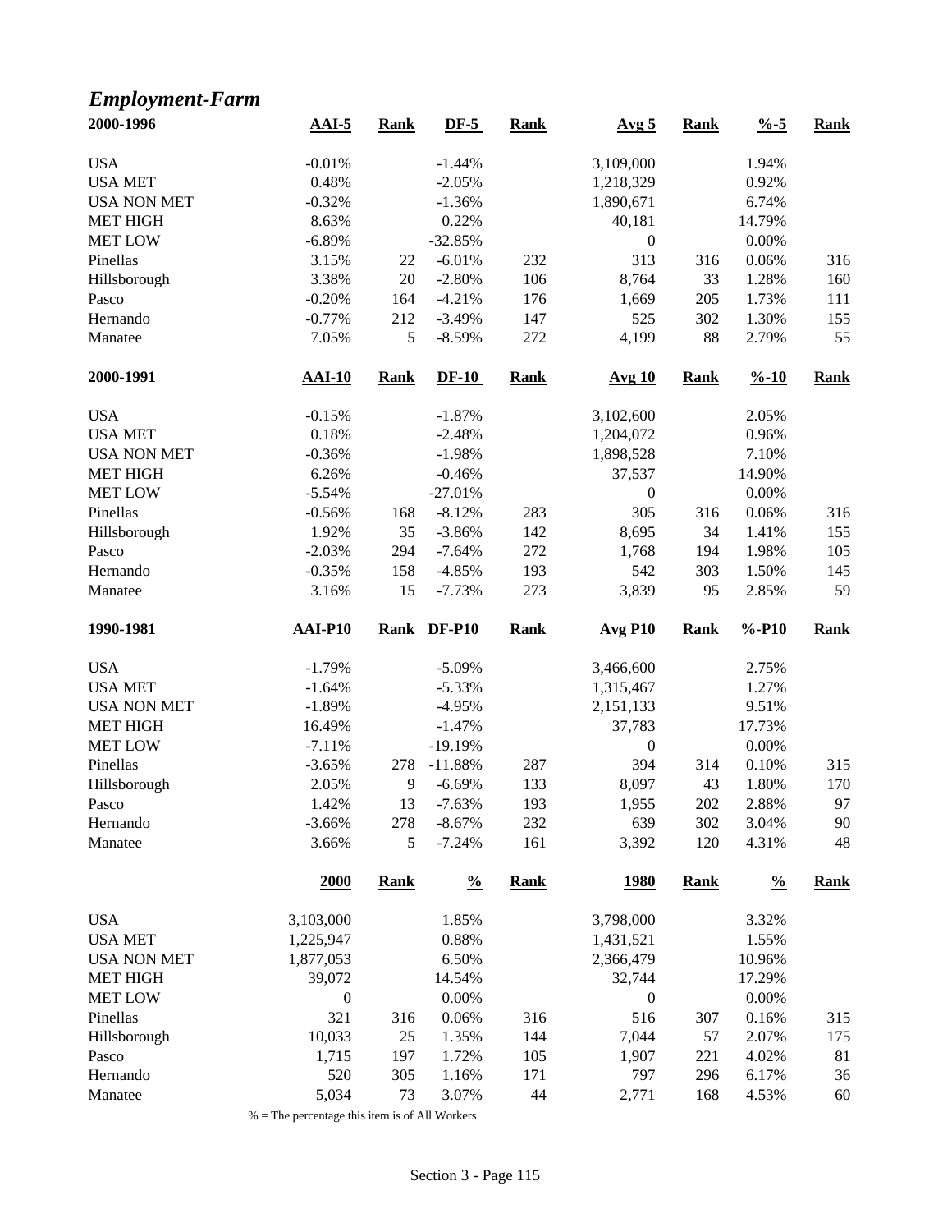## *Employment-Farm*

| 2000-1996 | AAI-5 | Rank | DF-5 | Rank | Avg 5 | Rank | %-5 | Rank |
|---|---|---|---|---|---|---|---|---|
| USA | -0.01% | | -1.44% | | 3,109,000 | | 1.94% | |
| USA MET | 0.48% | | -2.05% | | 1,218,329 | | 0.92% | |
| USA NON MET | -0.32% | | -1.36% | | 1,890,671 | | 6.74% | |
| MET HIGH | 8.63% | | 0.22% | | 40,181 | | 14.79% | |
| MET LOW | -6.89% | | -32.85% | | 0 | | 0.00% | |
| Pinellas | 3.15% | 22 | -6.01% | 232 | 313 | 316 | 0.06% | 316 |
| Hillsborough | 3.38% | 20 | -2.80% | 106 | 8,764 | 33 | 1.28% | 160 |
| Pasco | -0.20% | 164 | -4.21% | 176 | 1,669 | 205 | 1.73% | 111 |
| Hernando | -0.77% | 212 | -3.49% | 147 | 525 | 302 | 1.30% | 155 |
| Manatee | 7.05% | 5 | -8.59% | 272 | 4,199 | 88 | 2.79% | 55 |

| 2000-1991 | AAI-10 | Rank | DF-10 | Rank | Avg 10 | Rank | %-10 | Rank |
|---|---|---|---|---|---|---|---|---|
| USA | -0.15% | | -1.87% | | 3,102,600 | | 2.05% | |
| USA MET | 0.18% | | -2.48% | | 1,204,072 | | 0.96% | |
| USA NON MET | -0.36% | | -1.98% | | 1,898,528 | | 7.10% | |
| MET HIGH | 6.26% | | -0.46% | | 37,537 | | 14.90% | |
| MET LOW | -5.54% | | -27.01% | | 0 | | 0.00% | |
| Pinellas | -0.56% | 168 | -8.12% | 283 | 305 | 316 | 0.06% | 316 |
| Hillsborough | 1.92% | 35 | -3.86% | 142 | 8,695 | 34 | 1.41% | 155 |
| Pasco | -2.03% | 294 | -7.64% | 272 | 1,768 | 194 | 1.98% | 105 |
| Hernando | -0.35% | 158 | -4.85% | 193 | 542 | 303 | 1.50% | 145 |
| Manatee | 3.16% | 15 | -7.73% | 273 | 3,839 | 95 | 2.85% | 59 |

| 1990-1981 | AAI-P10 | Rank | DF-P10 | Rank | Avg P10 | Rank | %-P10 | Rank |
|---|---|---|---|---|---|---|---|---|
| USA | -1.79% | | -5.09% | | 3,466,600 | | 2.75% | |
| USA MET | -1.64% | | -5.33% | | 1,315,467 | | 1.27% | |
| USA NON MET | -1.89% | | -4.95% | | 2,151,133 | | 9.51% | |
| MET HIGH | 16.49% | | -1.47% | | 37,783 | | 17.73% | |
| MET LOW | -7.11% | | -19.19% | | 0 | | 0.00% | |
| Pinellas | -3.65% | 278 | -11.88% | 287 | 394 | 314 | 0.10% | 315 |
| Hillsborough | 2.05% | 9 | -6.69% | 133 | 8,097 | 43 | 1.80% | 170 |
| Pasco | 1.42% | 13 | -7.63% | 193 | 1,955 | 202 | 2.88% | 97 |
| Hernando | -3.66% | 278 | -8.67% | 232 | 639 | 302 | 3.04% | 90 |
| Manatee | 3.66% | 5 | -7.24% | 161 | 3,392 | 120 | 4.31% | 48 |

| | 2000 | Rank | % | Rank | 1980 | Rank | % | Rank |
|---|---|---|---|---|---|---|---|---|
| USA | 3,103,000 | | 1.85% | | 3,798,000 | | 3.32% | |
| USA MET | 1,225,947 | | 0.88% | | 1,431,521 | | 1.55% | |
| USA NON MET | 1,877,053 | | 6.50% | | 2,366,479 | | 10.96% | |
| MET HIGH | 39,072 | | 14.54% | | 32,744 | | 17.29% | |
| MET LOW | 0 | | 0.00% | | 0 | | 0.00% | |
| Pinellas | 321 | 316 | 0.06% | 316 | 516 | 307 | 0.16% | 315 |
| Hillsborough | 10,033 | 25 | 1.35% | 144 | 7,044 | 57 | 2.07% | 175 |
| Pasco | 1,715 | 197 | 1.72% | 105 | 1,907 | 221 | 4.02% | 81 |
| Hernando | 520 | 305 | 1.16% | 171 | 797 | 296 | 6.17% | 36 |
| Manatee | 5,034 | 73 | 3.07% | 44 | 2,771 | 168 | 4.53% | 60 |

% = The percentage this item is of All Workers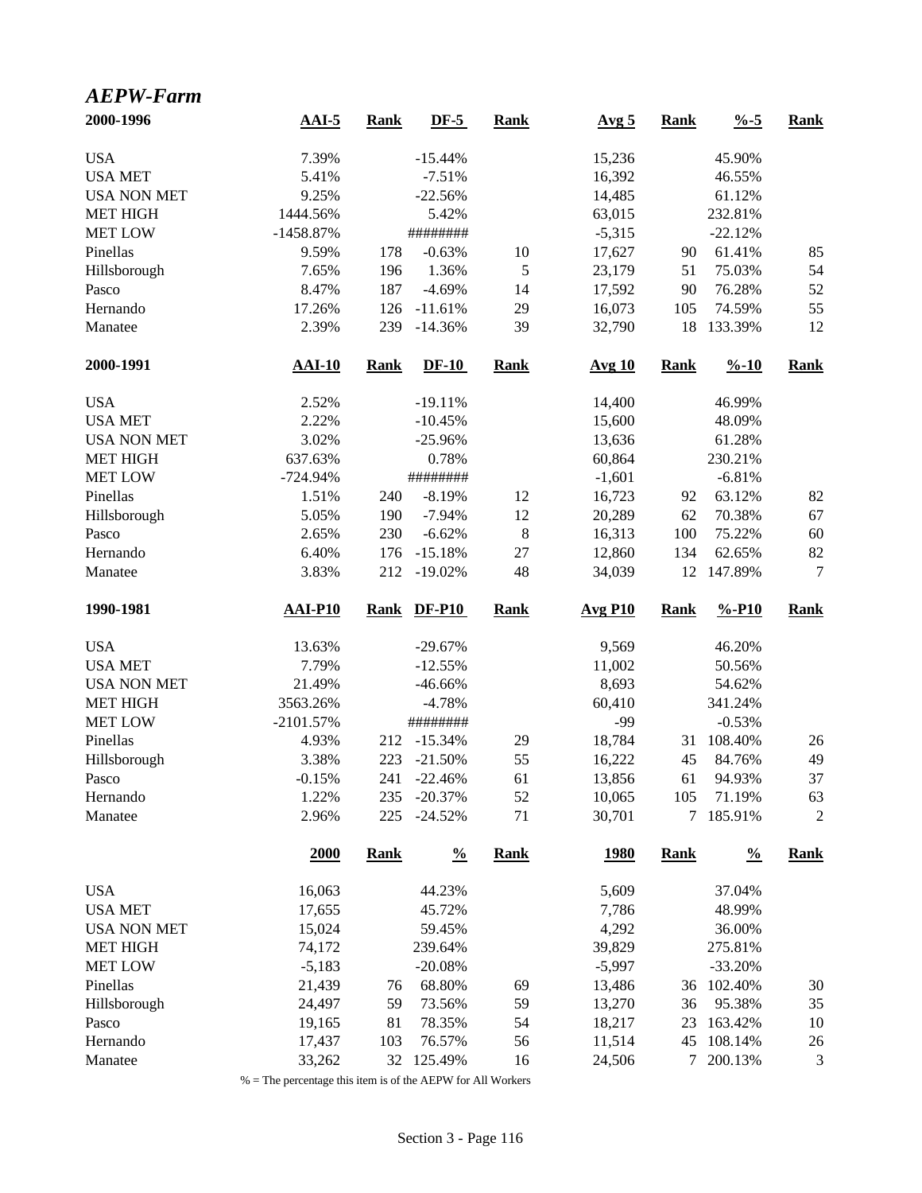## *AEPW-Farm*

| 2000-1996 | AAI-5 | Rank | DF-5 | Rank | Avg 5 | Rank | %-5 | Rank |
|---|---|---|---|---|---|---|---|---|
| USA | 7.39% | | -15.44% | | 15,236 | | 45.90% | |
| USA MET | 5.41% | | -7.51% | | 16,392 | | 46.55% | |
| USA NON MET | 9.25% | | -22.56% | | 14,485 | | 61.12% | |
| MET HIGH | 1444.56% | | 5.42% | | 63,015 | | 232.81% | |
| MET LOW | -1458.87% | | ######## | | -5,315 | | -22.12% | |
| Pinellas | 9.59% | 178 | -0.63% | 10 | 17,627 | 90 | 61.41% | 85 |
| Hillsborough | 7.65% | 196 | 1.36% | 5 | 23,179 | 51 | 75.03% | 54 |
| Pasco | 8.47% | 187 | -4.69% | 14 | 17,592 | 90 | 76.28% | 52 |
| Hernando | 17.26% | 126 | -11.61% | 29 | 16,073 | 105 | 74.59% | 55 |
| Manatee | 2.39% | 239 | -14.36% | 39 | 32,790 | 18 | 133.39% | 12 |

| 2000-1991 | AAI-10 | Rank | DF-10 | Rank | Avg 10 | Rank | %-10 | Rank |
|---|---|---|---|---|---|---|---|---|
| USA | 2.52% | | -19.11% | | 14,400 | | 46.99% | |
| USA MET | 2.22% | | -10.45% | | 15,600 | | 48.09% | |
| USA NON MET | 3.02% | | -25.96% | | 13,636 | | 61.28% | |
| MET HIGH | 637.63% | | 0.78% | | 60,864 | | 230.21% | |
| MET LOW | -724.94% | | ######## | | -1,601 | | -6.81% | |
| Pinellas | 1.51% | 240 | -8.19% | 12 | 16,723 | 92 | 63.12% | 82 |
| Hillsborough | 5.05% | 190 | -7.94% | 12 | 20,289 | 62 | 70.38% | 67 |
| Pasco | 2.65% | 230 | -6.62% | 8 | 16,313 | 100 | 75.22% | 60 |
| Hernando | 6.40% | 176 | -15.18% | 27 | 12,860 | 134 | 62.65% | 82 |
| Manatee | 3.83% | 212 | -19.02% | 48 | 34,039 | 12 | 147.89% | 7 |

| 1990-1981 | AAI-P10 | Rank | DF-P10 | Rank | Avg P10 | Rank | %-P10 | Rank |
|---|---|---|---|---|---|---|---|---|
| USA | 13.63% | | -29.67% | | 9,569 | | 46.20% | |
| USA MET | 7.79% | | -12.55% | | 11,002 | | 50.56% | |
| USA NON MET | 21.49% | | -46.66% | | 8,693 | | 54.62% | |
| MET HIGH | 3563.26% | | -4.78% | | 60,410 | | 341.24% | |
| MET LOW | -2101.57% | | ######## | | -99 | | -0.53% | |
| Pinellas | 4.93% | 212 | -15.34% | 29 | 18,784 | 31 | 108.40% | 26 |
| Hillsborough | 3.38% | 223 | -21.50% | 55 | 16,222 | 45 | 84.76% | 49 |
| Pasco | -0.15% | 241 | -22.46% | 61 | 13,856 | 61 | 94.93% | 37 |
| Hernando | 1.22% | 235 | -20.37% | 52 | 10,065 | 105 | 71.19% | 63 |
| Manatee | 2.96% | 225 | -24.52% | 71 | 30,701 | 7 | 185.91% | 2 |

| | 2000 | Rank | % | Rank | 1980 | Rank | % | Rank |
|---|---|---|---|---|---|---|---|---|
| USA | 16,063 | | 44.23% | | 5,609 | | 37.04% | |
| USA MET | 17,655 | | 45.72% | | 7,786 | | 48.99% | |
| USA NON MET | 15,024 | | 59.45% | | 4,292 | | 36.00% | |
| MET HIGH | 74,172 | | 239.64% | | 39,829 | | 275.81% | |
| MET LOW | -5,183 | | -20.08% | | -5,997 | | -33.20% | |
| Pinellas | 21,439 | 76 | 68.80% | 69 | 13,486 | 36 | 102.40% | 30 |
| Hillsborough | 24,497 | 59 | 73.56% | 59 | 13,270 | 36 | 95.38% | 35 |
| Pasco | 19,165 | 81 | 78.35% | 54 | 18,217 | 23 | 163.42% | 10 |
| Hernando | 17,437 | 103 | 76.57% | 56 | 11,514 | 45 | 108.14% | 26 |
| Manatee | 33,262 | 32 | 125.49% | 16 | 24,506 | 7 | 200.13% | 3 |

% = The percentage this item is of the AEPW for All Workers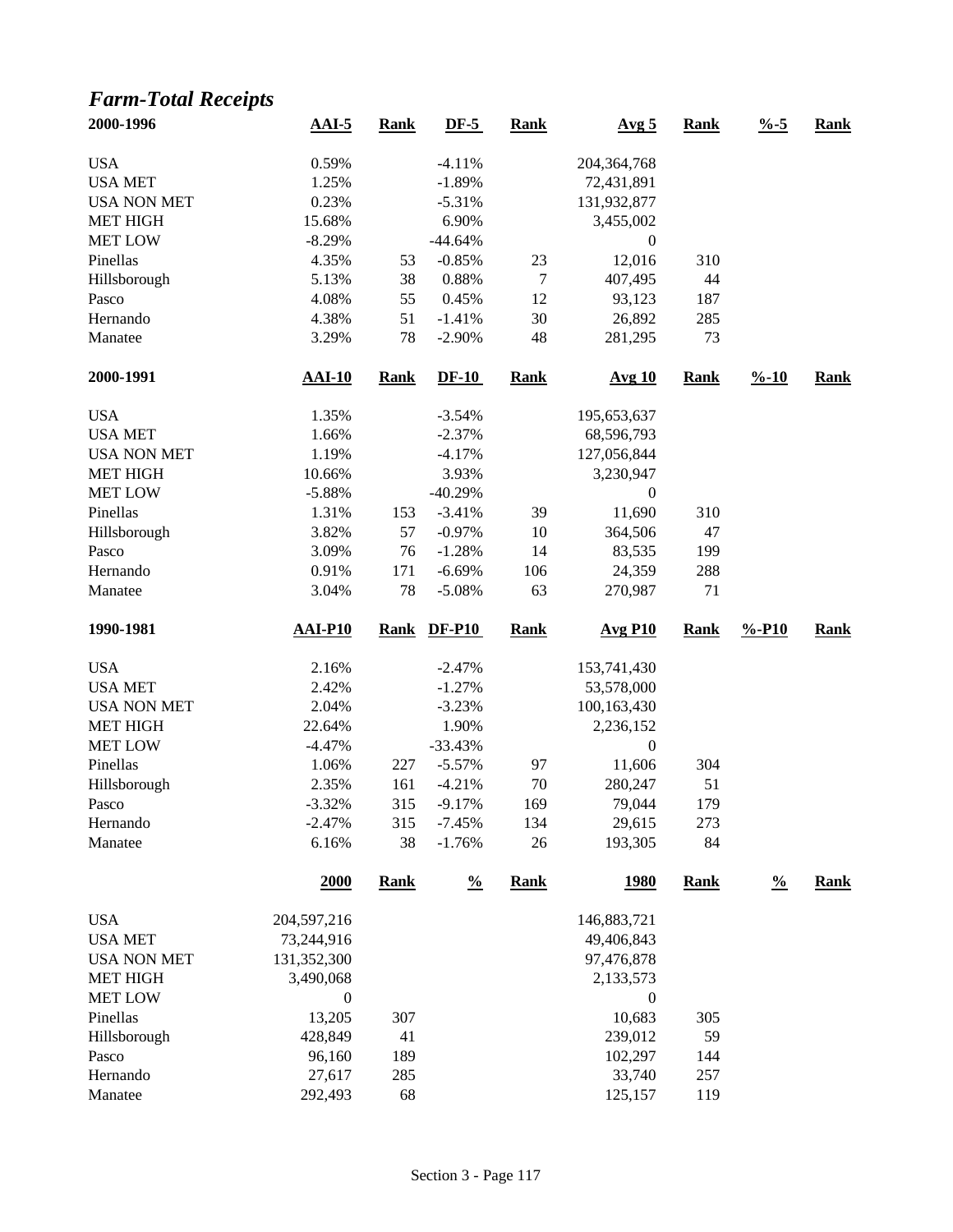## *Farm-Total Receipts*

| 2000-1996 | AAI-5 | Rank | DF-5 | Rank | Avg 5 | Rank | %-5 | Rank |
|---|---|---|---|---|---|---|---|---|
| USA | 0.59% | | -4.11% | | 204,364,768 | | | |
| USA MET | 1.25% | | -1.89% | | 72,431,891 | | | |
| USA NON MET | 0.23% | | -5.31% | | 131,932,877 | | | |
| MET HIGH | 15.68% | | 6.90% | | 3,455,002 | | | |
| MET LOW | -8.29% | | -44.64% | | 0 | | | |
| Pinellas | 4.35% | 53 | -0.85% | 23 | 12,016 | 310 | | |
| Hillsborough | 5.13% | 38 | 0.88% | 7 | 407,495 | 44 | | |
| Pasco | 4.08% | 55 | 0.45% | 12 | 93,123 | 187 | | |
| Hernando | 4.38% | 51 | -1.41% | 30 | 26,892 | 285 | | |
| Manatee | 3.29% | 78 | -2.90% | 48 | 281,295 | 73 | | |

| 2000-1991 | AAI-10 | Rank | DF-10 | Rank | Avg 10 | Rank | %-10 | Rank |
|---|---|---|---|---|---|---|---|---|
| USA | 1.35% | | -3.54% | | 195,653,637 | | | |
| USA MET | 1.66% | | -2.37% | | 68,596,793 | | | |
| USA NON MET | 1.19% | | -4.17% | | 127,056,844 | | | |
| MET HIGH | 10.66% | | 3.93% | | 3,230,947 | | | |
| MET LOW | -5.88% | | -40.29% | | 0 | | | |
| Pinellas | 1.31% | 153 | -3.41% | 39 | 11,690 | 310 | | |
| Hillsborough | 3.82% | 57 | -0.97% | 10 | 364,506 | 47 | | |
| Pasco | 3.09% | 76 | -1.28% | 14 | 83,535 | 199 | | |
| Hernando | 0.91% | 171 | -6.69% | 106 | 24,359 | 288 | | |
| Manatee | 3.04% | 78 | -5.08% | 63 | 270,987 | 71 | | |

| 1990-1981 | AAI-P10 | Rank | DF-P10 | Rank | Avg P10 | Rank | %-P10 | Rank |
|---|---|---|---|---|---|---|---|---|
| USA | 2.16% | | -2.47% | | 153,741,430 | | | |
| USA MET | 2.42% | | -1.27% | | 53,578,000 | | | |
| USA NON MET | 2.04% | | -3.23% | | 100,163,430 | | | |
| MET HIGH | 22.64% | | 1.90% | | 2,236,152 | | | |
| MET LOW | -4.47% | | -33.43% | | 0 | | | |
| Pinellas | 1.06% | 227 | -5.57% | 97 | 11,606 | 304 | | |
| Hillsborough | 2.35% | 161 | -4.21% | 70 | 280,247 | 51 | | |
| Pasco | -3.32% | 315 | -9.17% | 169 | 79,044 | 179 | | |
| Hernando | -2.47% | 315 | -7.45% | 134 | 29,615 | 273 | | |
| Manatee | 6.16% | 38 | -1.76% | 26 | 193,305 | 84 | | |

| | 2000 | Rank | % | Rank | 1980 | Rank | % | Rank |
|---|---|---|---|---|---|---|---|---|
| USA | 204,597,216 | | | | 146,883,721 | | | |
| USA MET | 73,244,916 | | | | 49,406,843 | | | |
| USA NON MET | 131,352,300 | | | | 97,476,878 | | | |
| MET HIGH | 3,490,068 | | | | 2,133,573 | | | |
| MET LOW | 0 | | | | 0 | | | |
| Pinellas | 13,205 | 307 | | | 10,683 | 305 | | |
| Hillsborough | 428,849 | 41 | | | 239,012 | 59 | | |
| Pasco | 96,160 | 189 | | | 102,297 | 144 | | |
| Hernando | 27,617 | 285 | | | 33,740 | 257 | | |
| Manatee | 292,493 | 68 | | | 125,157 | 119 | | |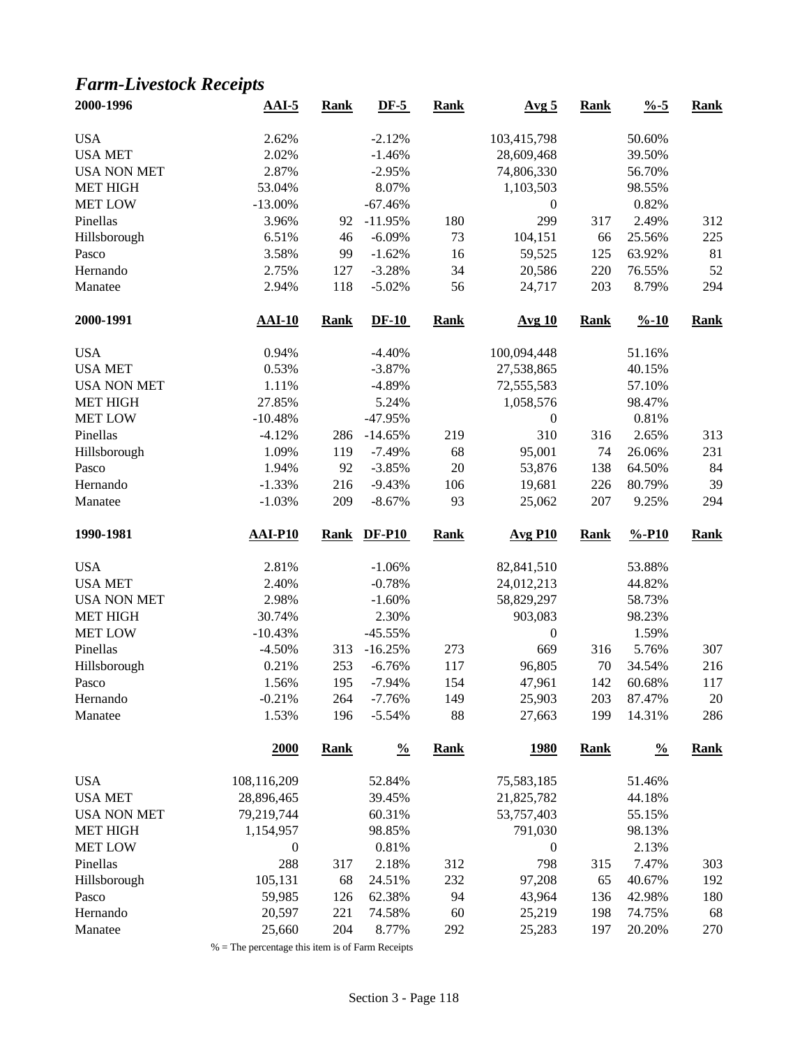## *Farm-Livestock Receipts*

| 2000-1996 | AAI-5 | Rank | DF-5 | Rank | Avg 5 | Rank | %-5 | Rank |
|---|---|---|---|---|---|---|---|---|
| USA | 2.62% | | -2.12% | | 103,415,798 | | 50.60% | |
| USA MET | 2.02% | | -1.46% | | 28,609,468 | | 39.50% | |
| USA NON MET | 2.87% | | -2.95% | | 74,806,330 | | 56.70% | |
| MET HIGH | 53.04% | | 8.07% | | 1,103,503 | | 98.55% | |
| MET LOW | -13.00% | | -67.46% | | 0 | | 0.82% | |
| Pinellas | 3.96% | 92 | -11.95% | 180 | 299 | 317 | 2.49% | 312 |
| Hillsborough | 6.51% | 46 | -6.09% | 73 | 104,151 | 66 | 25.56% | 225 |
| Pasco | 3.58% | 99 | -1.62% | 16 | 59,525 | 125 | 63.92% | 81 |
| Hernando | 2.75% | 127 | -3.28% | 34 | 20,586 | 220 | 76.55% | 52 |
| Manatee | 2.94% | 118 | -5.02% | 56 | 24,717 | 203 | 8.79% | 294 |

| 2000-1991 | AAI-10 | Rank | DF-10 | Rank | Avg 10 | Rank | %-10 | Rank |
|---|---|---|---|---|---|---|---|---|
| USA | 0.94% | | -4.40% | | 100,094,448 | | 51.16% | |
| USA MET | 0.53% | | -3.87% | | 27,538,865 | | 40.15% | |
| USA NON MET | 1.11% | | -4.89% | | 72,555,583 | | 57.10% | |
| MET HIGH | 27.85% | | 5.24% | | 1,058,576 | | 98.47% | |
| MET LOW | -10.48% | | -47.95% | | 0 | | 0.81% | |
| Pinellas | -4.12% | 286 | -14.65% | 219 | 310 | 316 | 2.65% | 313 |
| Hillsborough | 1.09% | 119 | -7.49% | 68 | 95,001 | 74 | 26.06% | 231 |
| Pasco | 1.94% | 92 | -3.85% | 20 | 53,876 | 138 | 64.50% | 84 |
| Hernando | -1.33% | 216 | -9.43% | 106 | 19,681 | 226 | 80.79% | 39 |
| Manatee | -1.03% | 209 | -8.67% | 93 | 25,062 | 207 | 9.25% | 294 |

| 1990-1981 | AAI-P10 | Rank | DF-P10 | Rank | Avg P10 | Rank | %-P10 | Rank |
|---|---|---|---|---|---|---|---|---|
| USA | 2.81% | | -1.06% | | 82,841,510 | | 53.88% | |
| USA MET | 2.40% | | -0.78% | | 24,012,213 | | 44.82% | |
| USA NON MET | 2.98% | | -1.60% | | 58,829,297 | | 58.73% | |
| MET HIGH | 30.74% | | 2.30% | | 903,083 | | 98.23% | |
| MET LOW | -10.43% | | -45.55% | | 0 | | 1.59% | |
| Pinellas | -4.50% | 313 | -16.25% | 273 | 669 | 316 | 5.76% | 307 |
| Hillsborough | 0.21% | 253 | -6.76% | 117 | 96,805 | 70 | 34.54% | 216 |
| Pasco | 1.56% | 195 | -7.94% | 154 | 47,961 | 142 | 60.68% | 117 |
| Hernando | -0.21% | 264 | -7.76% | 149 | 25,903 | 203 | 87.47% | 20 |
| Manatee | 1.53% | 196 | -5.54% | 88 | 27,663 | 199 | 14.31% | 286 |

| | 2000 | Rank | % | Rank | 1980 | Rank | % | Rank |
|---|---|---|---|---|---|---|---|---|
| USA | 108,116,209 | | 52.84% | | 75,583,185 | | 51.46% | |
| USA MET | 28,896,465 | | 39.45% | | 21,825,782 | | 44.18% | |
| USA NON MET | 79,219,744 | | 60.31% | | 53,757,403 | | 55.15% | |
| MET HIGH | 1,154,957 | | 98.85% | | 791,030 | | 98.13% | |
| MET LOW | 0 | | 0.81% | | 0 | | 2.13% | |
| Pinellas | 288 | 317 | 2.18% | 312 | 798 | 315 | 7.47% | 303 |
| Hillsborough | 105,131 | 68 | 24.51% | 232 | 97,208 | 65 | 40.67% | 192 |
| Pasco | 59,985 | 126 | 62.38% | 94 | 43,964 | 136 | 42.98% | 180 |
| Hernando | 20,597 | 221 | 74.58% | 60 | 25,219 | 198 | 74.75% | 68 |
| Manatee | 25,660 | 204 | 8.77% | 292 | 25,283 | 197 | 20.20% | 270 |

% = The percentage this item is of Farm Receipts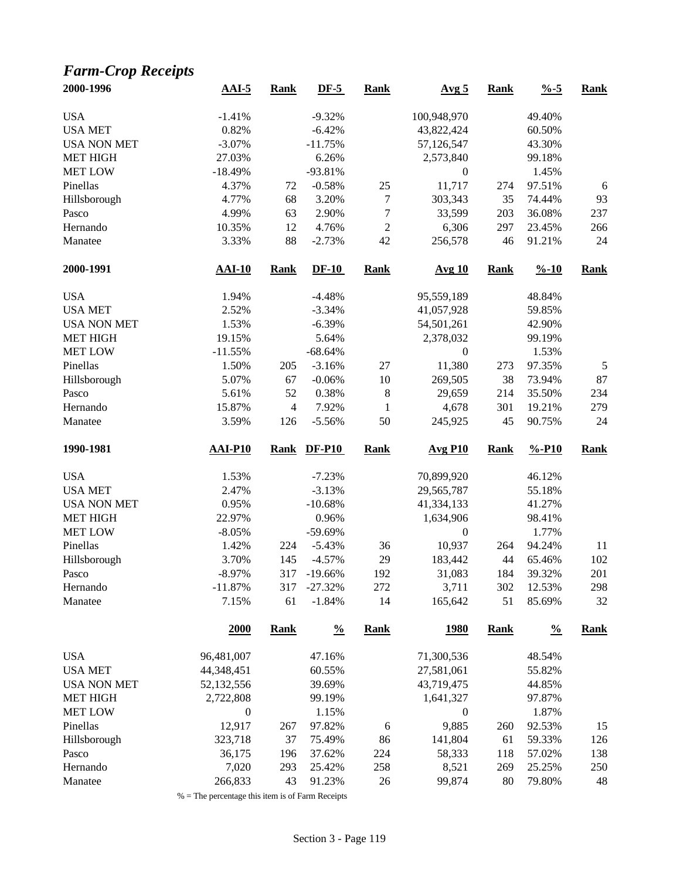# *Farm-Crop Receipts*

| 2000-1996 | AAI-5 | Rank | DF-5 | Rank | Avg 5 | Rank | %-5 | Rank |
|---|---|---|---|---|---|---|---|---|
| USA | -1.41% | | -9.32% | | 100,948,970 | | 49.40% | |
| USA MET | 0.82% | | -6.42% | | 43,822,424 | | 60.50% | |
| USA NON MET | -3.07% | | -11.75% | | 57,126,547 | | 43.30% | |
| MET HIGH | 27.03% | | 6.26% | | 2,573,840 | | 99.18% | |
| MET LOW | -18.49% | | -93.81% | | 0 | | 1.45% | |
| Pinellas | 4.37% | 72 | -0.58% | 25 | 11,717 | 274 | 97.51% | 6 |
| Hillsborough | 4.77% | 68 | 3.20% | 7 | 303,343 | 35 | 74.44% | 93 |
| Pasco | 4.99% | 63 | 2.90% | 7 | 33,599 | 203 | 36.08% | 237 |
| Hernando | 10.35% | 12 | 4.76% | 2 | 6,306 | 297 | 23.45% | 266 |
| Manatee | 3.33% | 88 | -2.73% | 42 | 256,578 | 46 | 91.21% | 24 |

| 2000-1991 | AAI-10 | Rank | DF-10 | Rank | Avg 10 | Rank | %-10 | Rank |
|---|---|---|---|---|---|---|---|---|
| USA | 1.94% | | -4.48% | | 95,559,189 | | 48.84% | |
| USA MET | 2.52% | | -3.34% | | 41,057,928 | | 59.85% | |
| USA NON MET | 1.53% | | -6.39% | | 54,501,261 | | 42.90% | |
| MET HIGH | 19.15% | | 5.64% | | 2,378,032 | | 99.19% | |
| MET LOW | -11.55% | | -68.64% | | 0 | | 1.53% | |
| Pinellas | 1.50% | 205 | -3.16% | 27 | 11,380 | 273 | 97.35% | 5 |
| Hillsborough | 5.07% | 67 | -0.06% | 10 | 269,505 | 38 | 73.94% | 87 |
| Pasco | 5.61% | 52 | 0.38% | 8 | 29,659 | 214 | 35.50% | 234 |
| Hernando | 15.87% | 4 | 7.92% | 1 | 4,678 | 301 | 19.21% | 279 |
| Manatee | 3.59% | 126 | -5.56% | 50 | 245,925 | 45 | 90.75% | 24 |

| 1990-1981 | AAI-P10 | Rank | DF-P10 | Rank | Avg P10 | Rank | %-P10 | Rank |
|---|---|---|---|---|---|---|---|---|
| USA | 1.53% | | -7.23% | | 70,899,920 | | 46.12% | |
| USA MET | 2.47% | | -3.13% | | 29,565,787 | | 55.18% | |
| USA NON MET | 0.95% | | -10.68% | | 41,334,133 | | 41.27% | |
| MET HIGH | 22.97% | | 0.96% | | 1,634,906 | | 98.41% | |
| MET LOW | -8.05% | | -59.69% | | 0 | | 1.77% | |
| Pinellas | 1.42% | 224 | -5.43% | 36 | 10,937 | 264 | 94.24% | 11 |
| Hillsborough | 3.70% | 145 | -4.57% | 29 | 183,442 | 44 | 65.46% | 102 |
| Pasco | -8.97% | 317 | -19.66% | 192 | 31,083 | 184 | 39.32% | 201 |
| Hernando | -11.87% | 317 | -27.32% | 272 | 3,711 | 302 | 12.53% | 298 |
| Manatee | 7.15% | 61 | -1.84% | 14 | 165,642 | 51 | 85.69% | 32 |

| | 2000 | Rank | % | Rank | 1980 | Rank | % | Rank |
|---|---|---|---|---|---|---|---|---|
| USA | 96,481,007 | | 47.16% | | 71,300,536 | | 48.54% | |
| USA MET | 44,348,451 | | 60.55% | | 27,581,061 | | 55.82% | |
| USA NON MET | 52,132,556 | | 39.69% | | 43,719,475 | | 44.85% | |
| MET HIGH | 2,722,808 | | 99.19% | | 1,641,327 | | 97.87% | |
| MET LOW | 0 | | 1.15% | | 0 | | 1.87% | |
| Pinellas | 12,917 | 267 | 97.82% | 6 | 9,885 | 260 | 92.53% | 15 |
| Hillsborough | 323,718 | 37 | 75.49% | 86 | 141,804 | 61 | 59.33% | 126 |
| Pasco | 36,175 | 196 | 37.62% | 224 | 58,333 | 118 | 57.02% | 138 |
| Hernando | 7,020 | 293 | 25.42% | 258 | 8,521 | 269 | 25.25% | 250 |
| Manatee | 266,833 | 43 | 91.23% | 26 | 99,874 | 80 | 79.80% | 48 |

% = The percentage this item is of Farm Receipts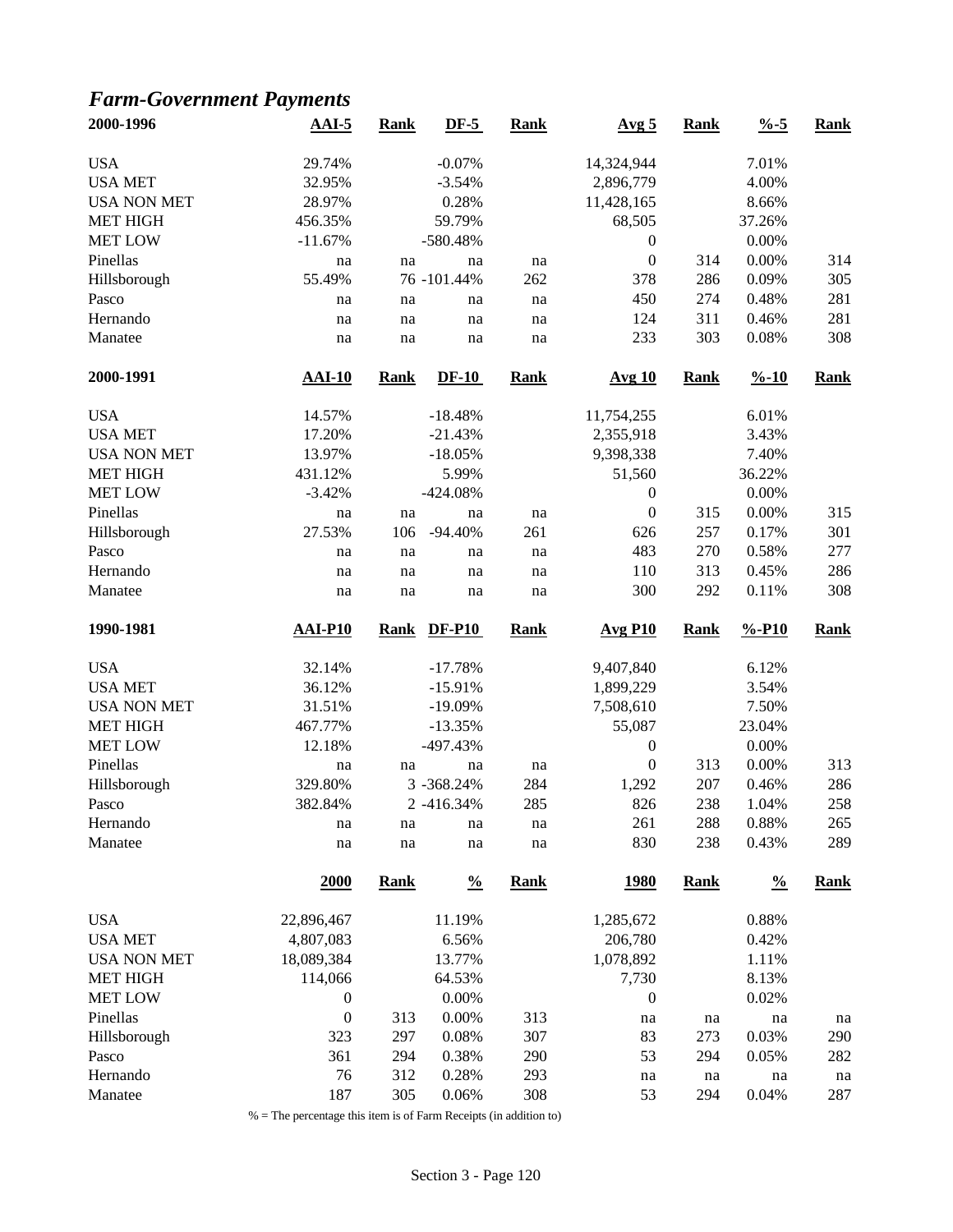## *Farm-Government Payments*

| 2000-1996 | AAI-5 | Rank | DF-5 | Rank | Avg 5 | Rank | %-5 | Rank |
|---|---|---|---|---|---|---|---|---|
| USA | 29.74% | | -0.07% | | 14,324,944 | | 7.01% | |
| USA MET | 32.95% | | -3.54% | | 2,896,779 | | 4.00% | |
| USA NON MET | 28.97% | | 0.28% | | 11,428,165 | | 8.66% | |
| MET HIGH | 456.35% | | 59.79% | | 68,505 | | 37.26% | |
| MET LOW | -11.67% | | -580.48% | | 0 | | 0.00% | |
| Pinellas | na | na | na | na | 0 | 314 | 0.00% | 314 |
| Hillsborough | 55.49% | 76 | -101.44% | 262 | 378 | 286 | 0.09% | 305 |
| Pasco | na | na | na | na | 450 | 274 | 0.48% | 281 |
| Hernando | na | na | na | na | 124 | 311 | 0.46% | 281 |
| Manatee | na | na | na | na | 233 | 303 | 0.08% | 308 |

| 2000-1991 | AAI-10 | Rank | DF-10 | Rank | Avg 10 | Rank | %-10 | Rank |
|---|---|---|---|---|---|---|---|---|
| USA | 14.57% | | -18.48% | | 11,754,255 | | 6.01% | |
| USA MET | 17.20% | | -21.43% | | 2,355,918 | | 3.43% | |
| USA NON MET | 13.97% | | -18.05% | | 9,398,338 | | 7.40% | |
| MET HIGH | 431.12% | | 5.99% | | 51,560 | | 36.22% | |
| MET LOW | -3.42% | | -424.08% | | 0 | | 0.00% | |
| Pinellas | na | na | na | na | 0 | 315 | 0.00% | 315 |
| Hillsborough | 27.53% | 106 | -94.40% | 261 | 626 | 257 | 0.17% | 301 |
| Pasco | na | na | na | na | 483 | 270 | 0.58% | 277 |
| Hernando | na | na | na | na | 110 | 313 | 0.45% | 286 |
| Manatee | na | na | na | na | 300 | 292 | 0.11% | 308 |

| 1990-1981 | AAI-P10 | Rank | DF-P10 | Rank | Avg P10 | Rank | %-P10 | Rank |
|---|---|---|---|---|---|---|---|---|
| USA | 32.14% | | -17.78% | | 9,407,840 | | 6.12% | |
| USA MET | 36.12% | | -15.91% | | 1,899,229 | | 3.54% | |
| USA NON MET | 31.51% | | -19.09% | | 7,508,610 | | 7.50% | |
| MET HIGH | 467.77% | | -13.35% | | 55,087 | | 23.04% | |
| MET LOW | 12.18% | | -497.43% | | 0 | | 0.00% | |
| Pinellas | na | na | na | na | 0 | 313 | 0.00% | 313 |
| Hillsborough | 329.80% | 3 | -368.24% | 284 | 1,292 | 207 | 0.46% | 286 |
| Pasco | 382.84% | 2 | -416.34% | 285 | 826 | 238 | 1.04% | 258 |
| Hernando | na | na | na | na | 261 | 288 | 0.88% | 265 |
| Manatee | na | na | na | na | 830 | 238 | 0.43% | 289 |

| | 2000 | Rank | % | Rank | 1980 | Rank | % | Rank |
|---|---|---|---|---|---|---|---|---|
| USA | 22,896,467 | | 11.19% | | 1,285,672 | | 0.88% | |
| USA MET | 4,807,083 | | 6.56% | | 206,780 | | 0.42% | |
| USA NON MET | 18,089,384 | | 13.77% | | 1,078,892 | | 1.11% | |
| MET HIGH | 114,066 | | 64.53% | | 7,730 | | 8.13% | |
| MET LOW | 0 | | 0.00% | | 0 | | 0.02% | |
| Pinellas | 0 | 313 | 0.00% | 313 | na | na | na | na |
| Hillsborough | 323 | 297 | 0.08% | 307 | 83 | 273 | 0.03% | 290 |
| Pasco | 361 | 294 | 0.38% | 290 | 53 | 294 | 0.05% | 282 |
| Hernando | 76 | 312 | 0.28% | 293 | na | na | na | na |
| Manatee | 187 | 305 | 0.06% | 308 | 53 | 294 | 0.04% | 287 |

% = The percentage this item is of Farm Receipts (in addition to)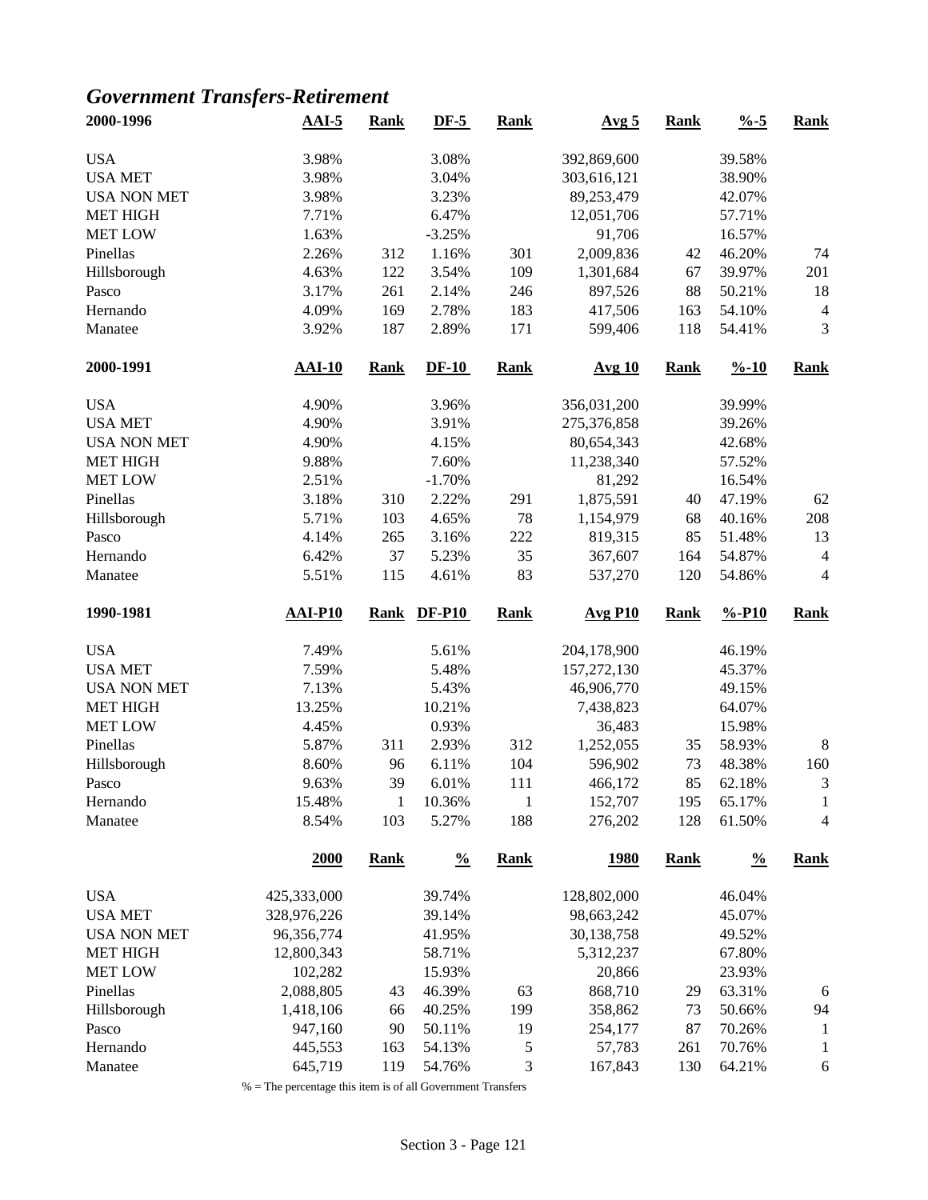## *Government Transfers-Retirement*

| 2000-1996 | AAI-5 | Rank | DF-5 | Rank | Avg 5 | Rank | %-5 | Rank |
|---|---|---|---|---|---|---|---|---|
| USA | 3.98% | | 3.08% | | 392,869,600 | | 39.58% | |
| USA MET | 3.98% | | 3.04% | | 303,616,121 | | 38.90% | |
| USA NON MET | 3.98% | | 3.23% | | 89,253,479 | | 42.07% | |
| MET HIGH | 7.71% | | 6.47% | | 12,051,706 | | 57.71% | |
| MET LOW | 1.63% | | -3.25% | | 91,706 | | 16.57% | |
| Pinellas | 2.26% | 312 | 1.16% | 301 | 2,009,836 | 42 | 46.20% | 74 |
| Hillsborough | 4.63% | 122 | 3.54% | 109 | 1,301,684 | 67 | 39.97% | 201 |
| Pasco | 3.17% | 261 | 2.14% | 246 | 897,526 | 88 | 50.21% | 18 |
| Hernando | 4.09% | 169 | 2.78% | 183 | 417,506 | 163 | 54.10% | 4 |
| Manatee | 3.92% | 187 | 2.89% | 171 | 599,406 | 118 | 54.41% | 3 |

| 2000-1991 | AAI-10 | Rank | DF-10 | Rank | Avg 10 | Rank | %-10 | Rank |
|---|---|---|---|---|---|---|---|---|
| USA | 4.90% | | 3.96% | | 356,031,200 | | 39.99% | |
| USA MET | 4.90% | | 3.91% | | 275,376,858 | | 39.26% | |
| USA NON MET | 4.90% | | 4.15% | | 80,654,343 | | 42.68% | |
| MET HIGH | 9.88% | | 7.60% | | 11,238,340 | | 57.52% | |
| MET LOW | 2.51% | | -1.70% | | 81,292 | | 16.54% | |
| Pinellas | 3.18% | 310 | 2.22% | 291 | 1,875,591 | 40 | 47.19% | 62 |
| Hillsborough | 5.71% | 103 | 4.65% | 78 | 1,154,979 | 68 | 40.16% | 208 |
| Pasco | 4.14% | 265 | 3.16% | 222 | 819,315 | 85 | 51.48% | 13 |
| Hernando | 6.42% | 37 | 5.23% | 35 | 367,607 | 164 | 54.87% | 4 |
| Manatee | 5.51% | 115 | 4.61% | 83 | 537,270 | 120 | 54.86% | 4 |

| 1990-1981 | AAI-P10 | Rank | DF-P10 | Rank | Avg P10 | Rank | %-P10 | Rank |
|---|---|---|---|---|---|---|---|---|
| USA | 7.49% | | 5.61% | | 204,178,900 | | 46.19% | |
| USA MET | 7.59% | | 5.48% | | 157,272,130 | | 45.37% | |
| USA NON MET | 7.13% | | 5.43% | | 46,906,770 | | 49.15% | |
| MET HIGH | 13.25% | | 10.21% | | 7,438,823 | | 64.07% | |
| MET LOW | 4.45% | | 0.93% | | 36,483 | | 15.98% | |
| Pinellas | 5.87% | 311 | 2.93% | 312 | 1,252,055 | 35 | 58.93% | 8 |
| Hillsborough | 8.60% | 96 | 6.11% | 104 | 596,902 | 73 | 48.38% | 160 |
| Pasco | 9.63% | 39 | 6.01% | 111 | 466,172 | 85 | 62.18% | 3 |
| Hernando | 15.48% | 1 | 10.36% | 1 | 152,707 | 195 | 65.17% | 1 |
| Manatee | 8.54% | 103 | 5.27% | 188 | 276,202 | 128 | 61.50% | 4 |

| | 2000 | Rank | % | Rank | 1980 | Rank | % | Rank |
|---|---|---|---|---|---|---|---|---|
| USA | 425,333,000 | | 39.74% | | 128,802,000 | | 46.04% | |
| USA MET | 328,976,226 | | 39.14% | | 98,663,242 | | 45.07% | |
| USA NON MET | 96,356,774 | | 41.95% | | 30,138,758 | | 49.52% | |
| MET HIGH | 12,800,343 | | 58.71% | | 5,312,237 | | 67.80% | |
| MET LOW | 102,282 | | 15.93% | | 20,866 | | 23.93% | |
| Pinellas | 2,088,805 | 43 | 46.39% | 63 | 868,710 | 29 | 63.31% | 6 |
| Hillsborough | 1,418,106 | 66 | 40.25% | 199 | 358,862 | 73 | 50.66% | 94 |
| Pasco | 947,160 | 90 | 50.11% | 19 | 254,177 | 87 | 70.26% | 1 |
| Hernando | 445,553 | 163 | 54.13% | 5 | 57,783 | 261 | 70.76% | 1 |
| Manatee | 645,719 | 119 | 54.76% | 3 | 167,843 | 130 | 64.21% | 6 |

% = The percentage this item is of all Government Transfers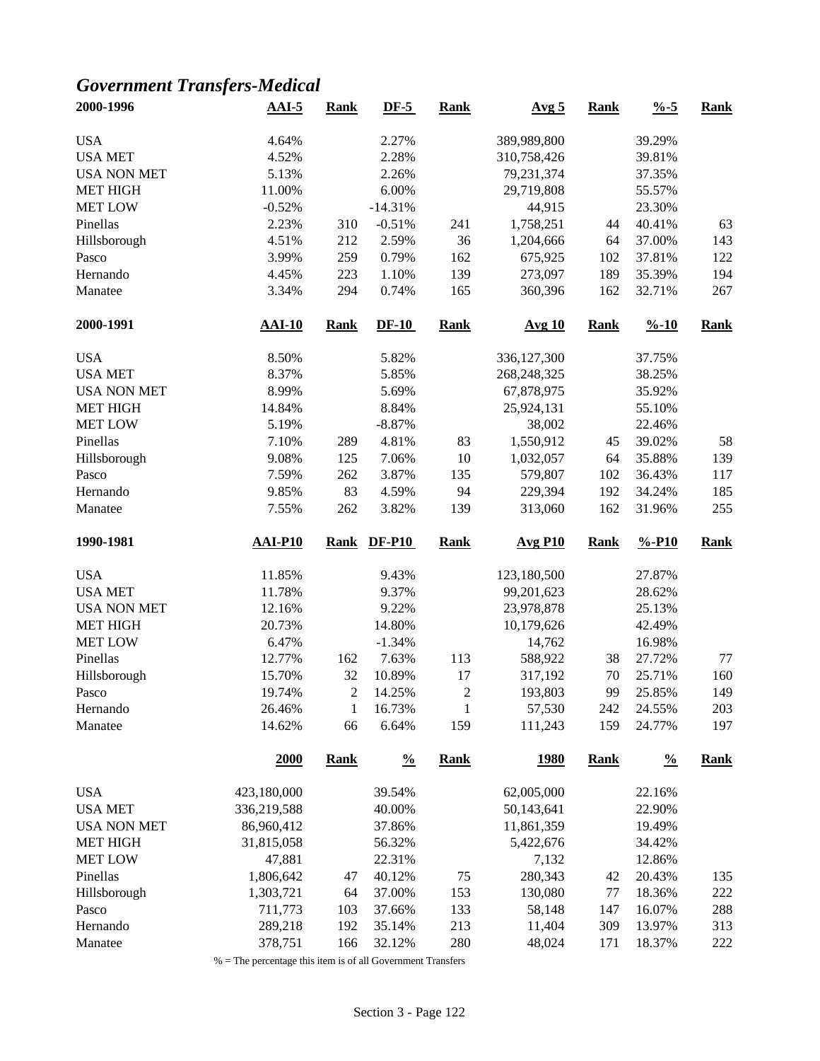## *Government Transfers-Medical*

| 2000-1996 | AAI-5 | Rank | DF-5 | Rank | Avg 5 | Rank | %-5 | Rank |
|---|---|---|---|---|---|---|---|---|
| USA | 4.64% | | 2.27% | | 389,989,800 | | 39.29% | |
| USA MET | 4.52% | | 2.28% | | 310,758,426 | | 39.81% | |
| USA NON MET | 5.13% | | 2.26% | | 79,231,374 | | 37.35% | |
| MET HIGH | 11.00% | | 6.00% | | 29,719,808 | | 55.57% | |
| MET LOW | -0.52% | | -14.31% | | 44,915 | | 23.30% | |
| Pinellas | 2.23% | 310 | -0.51% | 241 | 1,758,251 | 44 | 40.41% | 63 |
| Hillsborough | 4.51% | 212 | 2.59% | 36 | 1,204,666 | 64 | 37.00% | 143 |
| Pasco | 3.99% | 259 | 0.79% | 162 | 675,925 | 102 | 37.81% | 122 |
| Hernando | 4.45% | 223 | 1.10% | 139 | 273,097 | 189 | 35.39% | 194 |
| Manatee | 3.34% | 294 | 0.74% | 165 | 360,396 | 162 | 32.71% | 267 |

| 2000-1991 | AAI-10 | Rank | DF-10 | Rank | Avg 10 | Rank | %-10 | Rank |
|---|---|---|---|---|---|---|---|---|
| USA | 8.50% | | 5.82% | | 336,127,300 | | 37.75% | |
| USA MET | 8.37% | | 5.85% | | 268,248,325 | | 38.25% | |
| USA NON MET | 8.99% | | 5.69% | | 67,878,975 | | 35.92% | |
| MET HIGH | 14.84% | | 8.84% | | 25,924,131 | | 55.10% | |
| MET LOW | 5.19% | | -8.87% | | 38,002 | | 22.46% | |
| Pinellas | 7.10% | 289 | 4.81% | 83 | 1,550,912 | 45 | 39.02% | 58 |
| Hillsborough | 9.08% | 125 | 7.06% | 10 | 1,032,057 | 64 | 35.88% | 139 |
| Pasco | 7.59% | 262 | 3.87% | 135 | 579,807 | 102 | 36.43% | 117 |
| Hernando | 9.85% | 83 | 4.59% | 94 | 229,394 | 192 | 34.24% | 185 |
| Manatee | 7.55% | 262 | 3.82% | 139 | 313,060 | 162 | 31.96% | 255 |

| 1990-1981 | AAI-P10 | Rank | DF-P10 | Rank | Avg P10 | Rank | %-P10 | Rank |
|---|---|---|---|---|---|---|---|---|
| USA | 11.85% | | 9.43% | | 123,180,500 | | 27.87% | |
| USA MET | 11.78% | | 9.37% | | 99,201,623 | | 28.62% | |
| USA NON MET | 12.16% | | 9.22% | | 23,978,878 | | 25.13% | |
| MET HIGH | 20.73% | | 14.80% | | 10,179,626 | | 42.49% | |
| MET LOW | 6.47% | | -1.34% | | 14,762 | | 16.98% | |
| Pinellas | 12.77% | 162 | 7.63% | 113 | 588,922 | 38 | 27.72% | 77 |
| Hillsborough | 15.70% | 32 | 10.89% | 17 | 317,192 | 70 | 25.71% | 160 |
| Pasco | 19.74% | 2 | 14.25% | 2 | 193,803 | 99 | 25.85% | 149 |
| Hernando | 26.46% | 1 | 16.73% | 1 | 57,530 | 242 | 24.55% | 203 |
| Manatee | 14.62% | 66 | 6.64% | 159 | 111,243 | 159 | 24.77% | 197 |

| | 2000 | Rank | % | Rank | 1980 | Rank | % | Rank |
|---|---|---|---|---|---|---|---|---|
| USA | 423,180,000 | | 39.54% | | 62,005,000 | | 22.16% | |
| USA MET | 336,219,588 | | 40.00% | | 50,143,641 | | 22.90% | |
| USA NON MET | 86,960,412 | | 37.86% | | 11,861,359 | | 19.49% | |
| MET HIGH | 31,815,058 | | 56.32% | | 5,422,676 | | 34.42% | |
| MET LOW | 47,881 | | 22.31% | | 7,132 | | 12.86% | |
| Pinellas | 1,806,642 | 47 | 40.12% | 75 | 280,343 | 42 | 20.43% | 135 |
| Hillsborough | 1,303,721 | 64 | 37.00% | 153 | 130,080 | 77 | 18.36% | 222 |
| Pasco | 711,773 | 103 | 37.66% | 133 | 58,148 | 147 | 16.07% | 288 |
| Hernando | 289,218 | 192 | 35.14% | 213 | 11,404 | 309 | 13.97% | 313 |
| Manatee | 378,751 | 166 | 32.12% | 280 | 48,024 | 171 | 18.37% | 222 |

% = The percentage this item is of all Government Transfers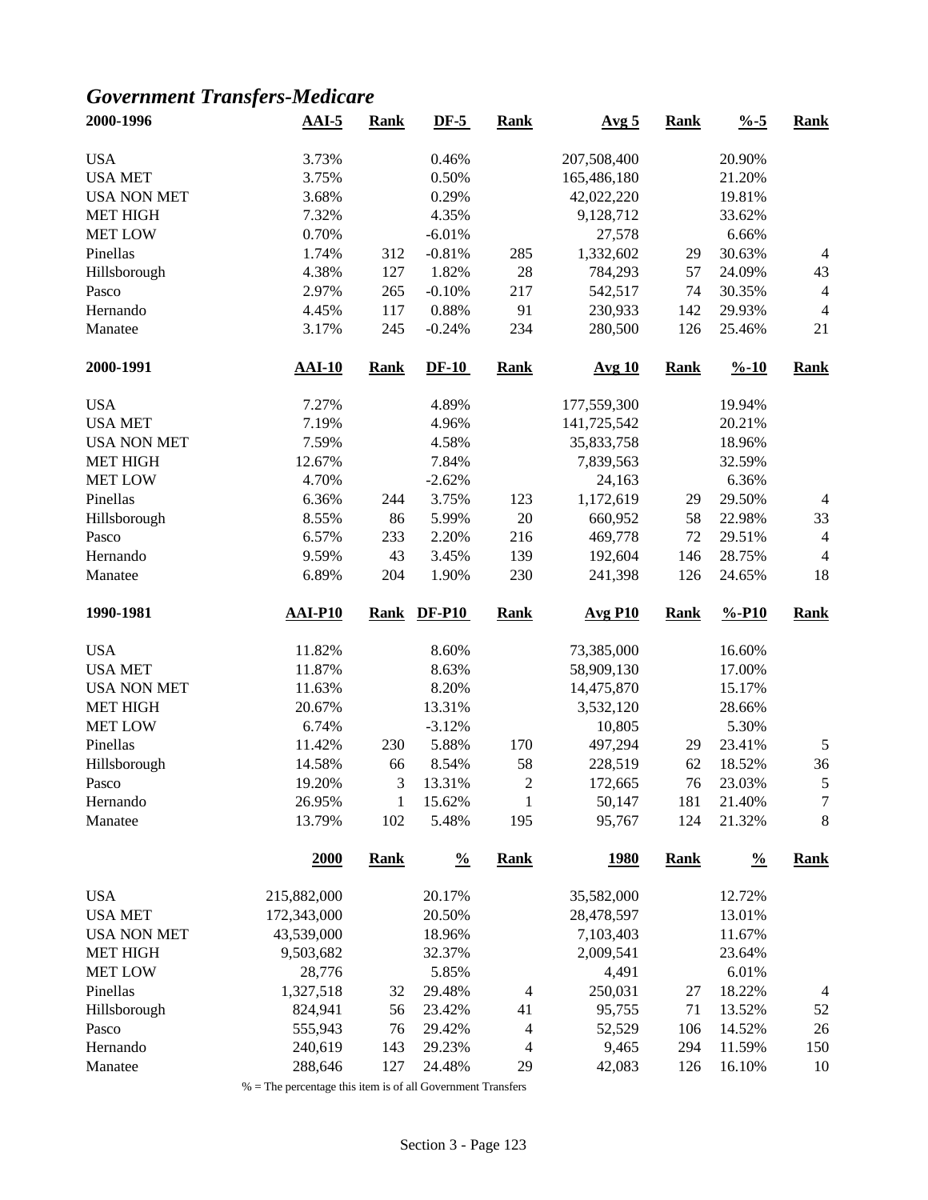## *Government Transfers-Medicare*

| 2000-1996 | AAI-5 | Rank | DF-5 | Rank | Avg 5 | Rank | %-5 | Rank |
|---|---|---|---|---|---|---|---|---|
| USA | 3.73% | | 0.46% | | 207,508,400 | | 20.90% | |
| USA MET | 3.75% | | 0.50% | | 165,486,180 | | 21.20% | |
| USA NON MET | 3.68% | | 0.29% | | 42,022,220 | | 19.81% | |
| MET HIGH | 7.32% | | 4.35% | | 9,128,712 | | 33.62% | |
| MET LOW | 0.70% | | -6.01% | | 27,578 | | 6.66% | |
| Pinellas | 1.74% | 312 | -0.81% | 285 | 1,332,602 | 29 | 30.63% | 4 |
| Hillsborough | 4.38% | 127 | 1.82% | 28 | 784,293 | 57 | 24.09% | 43 |
| Pasco | 2.97% | 265 | -0.10% | 217 | 542,517 | 74 | 30.35% | 4 |
| Hernando | 4.45% | 117 | 0.88% | 91 | 230,933 | 142 | 29.93% | 4 |
| Manatee | 3.17% | 245 | -0.24% | 234 | 280,500 | 126 | 25.46% | 21 |

| 2000-1991 | AAI-10 | Rank | DF-10 | Rank | Avg 10 | Rank | %-10 | Rank |
|---|---|---|---|---|---|---|---|---|
| USA | 7.27% | | 4.89% | | 177,559,300 | | 19.94% | |
| USA MET | 7.19% | | 4.96% | | 141,725,542 | | 20.21% | |
| USA NON MET | 7.59% | | 4.58% | | 35,833,758 | | 18.96% | |
| MET HIGH | 12.67% | | 7.84% | | 7,839,563 | | 32.59% | |
| MET LOW | 4.70% | | -2.62% | | 24,163 | | 6.36% | |
| Pinellas | 6.36% | 244 | 3.75% | 123 | 1,172,619 | 29 | 29.50% | 4 |
| Hillsborough | 8.55% | 86 | 5.99% | 20 | 660,952 | 58 | 22.98% | 33 |
| Pasco | 6.57% | 233 | 2.20% | 216 | 469,778 | 72 | 29.51% | 4 |
| Hernando | 9.59% | 43 | 3.45% | 139 | 192,604 | 146 | 28.75% | 4 |
| Manatee | 6.89% | 204 | 1.90% | 230 | 241,398 | 126 | 24.65% | 18 |

| 1990-1981 | AAI-P10 | Rank | DF-P10 | Rank | Avg P10 | Rank | %-P10 | Rank |
|---|---|---|---|---|---|---|---|---|
| USA | 11.82% | | 8.60% | | 73,385,000 | | 16.60% | |
| USA MET | 11.87% | | 8.63% | | 58,909,130 | | 17.00% | |
| USA NON MET | 11.63% | | 8.20% | | 14,475,870 | | 15.17% | |
| MET HIGH | 20.67% | | 13.31% | | 3,532,120 | | 28.66% | |
| MET LOW | 6.74% | | -3.12% | | 10,805 | | 5.30% | |
| Pinellas | 11.42% | 230 | 5.88% | 170 | 497,294 | 29 | 23.41% | 5 |
| Hillsborough | 14.58% | 66 | 8.54% | 58 | 228,519 | 62 | 18.52% | 36 |
| Pasco | 19.20% | 3 | 13.31% | 2 | 172,665 | 76 | 23.03% | 5 |
| Hernando | 26.95% | 1 | 15.62% | 1 | 50,147 | 181 | 21.40% | 7 |
| Manatee | 13.79% | 102 | 5.48% | 195 | 95,767 | 124 | 21.32% | 8 |

| | 2000 | Rank | % | Rank | 1980 | Rank | % | Rank |
|---|---|---|---|---|---|---|---|---|
| USA | 215,882,000 | | 20.17% | | 35,582,000 | | 12.72% | |
| USA MET | 172,343,000 | | 20.50% | | 28,478,597 | | 13.01% | |
| USA NON MET | 43,539,000 | | 18.96% | | 7,103,403 | | 11.67% | |
| MET HIGH | 9,503,682 | | 32.37% | | 2,009,541 | | 23.64% | |
| MET LOW | 28,776 | | 5.85% | | 4,491 | | 6.01% | |
| Pinellas | 1,327,518 | 32 | 29.48% | 4 | 250,031 | 27 | 18.22% | 4 |
| Hillsborough | 824,941 | 56 | 23.42% | 41 | 95,755 | 71 | 13.52% | 52 |
| Pasco | 555,943 | 76 | 29.42% | 4 | 52,529 | 106 | 14.52% | 26 |
| Hernando | 240,619 | 143 | 29.23% | 4 | 9,465 | 294 | 11.59% | 150 |
| Manatee | 288,646 | 127 | 24.48% | 29 | 42,083 | 126 | 16.10% | 10 |

% = The percentage this item is of all Government Transfers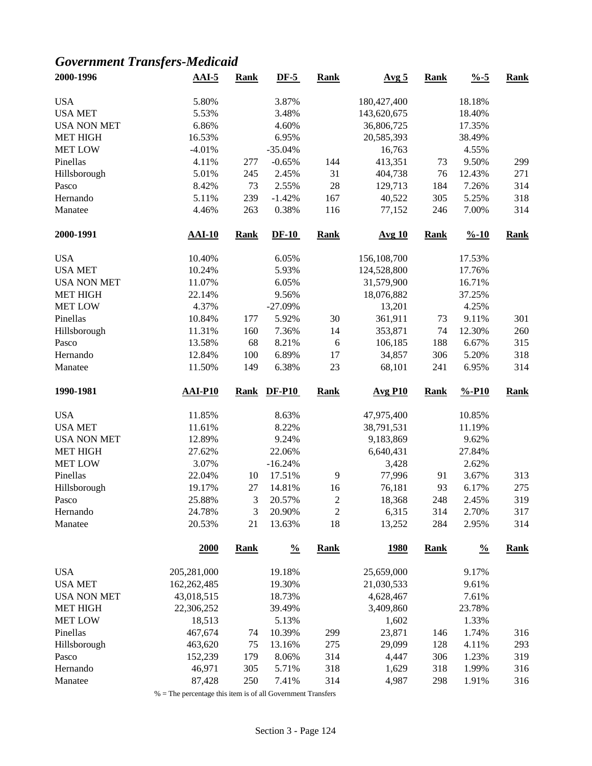## *Government Transfers-Medicaid*

| 2000-1996 | AAI-5 | Rank | DF-5 | Rank | Avg 5 | Rank | %-5 | Rank |
|---|---|---|---|---|---|---|---|---|
| USA | 5.80% | | 3.87% | | 180,427,400 | | 18.18% | |
| USA MET | 5.53% | | 3.48% | | 143,620,675 | | 18.40% | |
| USA NON MET | 6.86% | | 4.60% | | 36,806,725 | | 17.35% | |
| MET HIGH | 16.53% | | 6.95% | | 20,585,393 | | 38.49% | |
| MET LOW | -4.01% | | -35.04% | | 16,763 | | 4.55% | |
| Pinellas | 4.11% | 277 | -0.65% | 144 | 413,351 | 73 | 9.50% | 299 |
| Hillsborough | 5.01% | 245 | 2.45% | 31 | 404,738 | 76 | 12.43% | 271 |
| Pasco | 8.42% | 73 | 2.55% | 28 | 129,713 | 184 | 7.26% | 314 |
| Hernando | 5.11% | 239 | -1.42% | 167 | 40,522 | 305 | 5.25% | 318 |
| Manatee | 4.46% | 263 | 0.38% | 116 | 77,152 | 246 | 7.00% | 314 |

| 2000-1991 | AAI-10 | Rank | DF-10 | Rank | Avg 10 | Rank | %-10 | Rank |
|---|---|---|---|---|---|---|---|---|
| USA | 10.40% | | 6.05% | | 156,108,700 | | 17.53% | |
| USA MET | 10.24% | | 5.93% | | 124,528,800 | | 17.76% | |
| USA NON MET | 11.07% | | 6.05% | | 31,579,900 | | 16.71% | |
| MET HIGH | 22.14% | | 9.56% | | 18,076,882 | | 37.25% | |
| MET LOW | 4.37% | | -27.09% | | 13,201 | | 4.25% | |
| Pinellas | 10.84% | 177 | 5.92% | 30 | 361,911 | 73 | 9.11% | 301 |
| Hillsborough | 11.31% | 160 | 7.36% | 14 | 353,871 | 74 | 12.30% | 260 |
| Pasco | 13.58% | 68 | 8.21% | 6 | 106,185 | 188 | 6.67% | 315 |
| Hernando | 12.84% | 100 | 6.89% | 17 | 34,857 | 306 | 5.20% | 318 |
| Manatee | 11.50% | 149 | 6.38% | 23 | 68,101 | 241 | 6.95% | 314 |

| 1990-1981 | AAI-P10 | Rank | DF-P10 | Rank | Avg P10 | Rank | %-P10 | Rank |
|---|---|---|---|---|---|---|---|---|
| USA | 11.85% | | 8.63% | | 47,975,400 | | 10.85% | |
| USA MET | 11.61% | | 8.22% | | 38,791,531 | | 11.19% | |
| USA NON MET | 12.89% | | 9.24% | | 9,183,869 | | 9.62% | |
| MET HIGH | 27.62% | | 22.06% | | 6,640,431 | | 27.84% | |
| MET LOW | 3.07% | | -16.24% | | 3,428 | | 2.62% | |
| Pinellas | 22.04% | 10 | 17.51% | 9 | 77,996 | 91 | 3.67% | 313 |
| Hillsborough | 19.17% | 27 | 14.81% | 16 | 76,181 | 93 | 6.17% | 275 |
| Pasco | 25.88% | 3 | 20.57% | 2 | 18,368 | 248 | 2.45% | 319 |
| Hernando | 24.78% | 3 | 20.90% | 2 | 6,315 | 314 | 2.70% | 317 |
| Manatee | 20.53% | 21 | 13.63% | 18 | 13,252 | 284 | 2.95% | 314 |

| | 2000 | Rank | % | Rank | 1980 | Rank | % | Rank |
|---|---|---|---|---|---|---|---|---|
| USA | 205,281,000 | | 19.18% | | 25,659,000 | | 9.17% | |
| USA MET | 162,262,485 | | 19.30% | | 21,030,533 | | 9.61% | |
| USA NON MET | 43,018,515 | | 18.73% | | 4,628,467 | | 7.61% | |
| MET HIGH | 22,306,252 | | 39.49% | | 3,409,860 | | 23.78% | |
| MET LOW | 18,513 | | 5.13% | | 1,602 | | 1.33% | |
| Pinellas | 467,674 | 74 | 10.39% | 299 | 23,871 | 146 | 1.74% | 316 |
| Hillsborough | 463,620 | 75 | 13.16% | 275 | 29,099 | 128 | 4.11% | 293 |
| Pasco | 152,239 | 179 | 8.06% | 314 | 4,447 | 306 | 1.23% | 319 |
| Hernando | 46,971 | 305 | 5.71% | 318 | 1,629 | 318 | 1.99% | 316 |
| Manatee | 87,428 | 250 | 7.41% | 314 | 4,987 | 298 | 1.91% | 316 |

% = The percentage this item is of all Government Transfers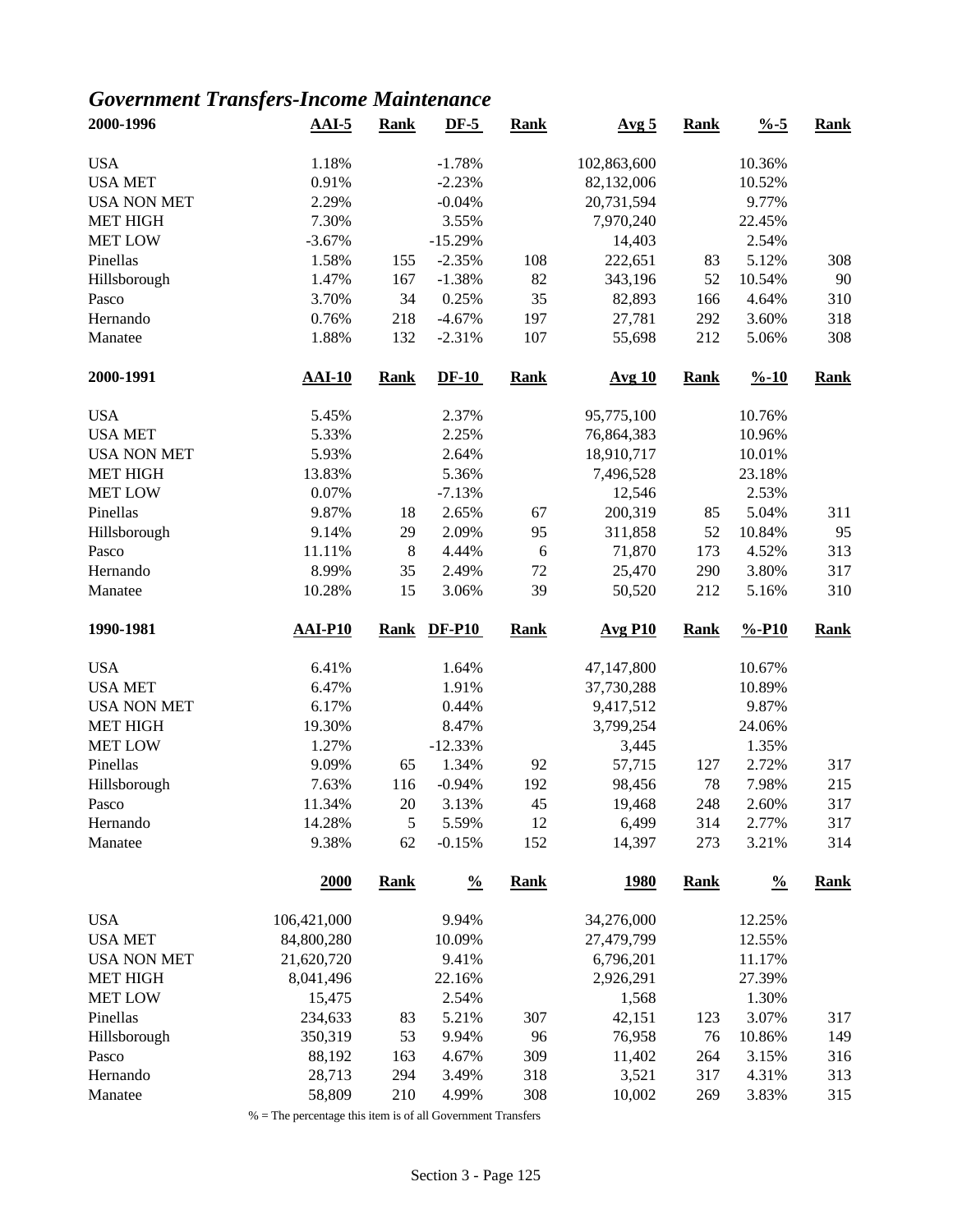## *Government Transfers-Income Maintenance*

| 2000-1996 | AAI-5 | Rank | DF-5 | Rank | Avg 5 | Rank | %-5 | Rank |
|---|---|---|---|---|---|---|---|---|
| USA | 1.18% | | -1.78% | | 102,863,600 | | 10.36% | |
| USA MET | 0.91% | | -2.23% | | 82,132,006 | | 10.52% | |
| USA NON MET | 2.29% | | -0.04% | | 20,731,594 | | 9.77% | |
| MET HIGH | 7.30% | | 3.55% | | 7,970,240 | | 22.45% | |
| MET LOW | -3.67% | | -15.29% | | 14,403 | | 2.54% | |
| Pinellas | 1.58% | 155 | -2.35% | 108 | 222,651 | 83 | 5.12% | 308 |
| Hillsborough | 1.47% | 167 | -1.38% | 82 | 343,196 | 52 | 10.54% | 90 |
| Pasco | 3.70% | 34 | 0.25% | 35 | 82,893 | 166 | 4.64% | 310 |
| Hernando | 0.76% | 218 | -4.67% | 197 | 27,781 | 292 | 3.60% | 318 |
| Manatee | 1.88% | 132 | -2.31% | 107 | 55,698 | 212 | 5.06% | 308 |

| 2000-1991 | AAI-10 | Rank | DF-10 | Rank | Avg 10 | Rank | %-10 | Rank |
|---|---|---|---|---|---|---|---|---|
| USA | 5.45% | | 2.37% | | 95,775,100 | | 10.76% | |
| USA MET | 5.33% | | 2.25% | | 76,864,383 | | 10.96% | |
| USA NON MET | 5.93% | | 2.64% | | 18,910,717 | | 10.01% | |
| MET HIGH | 13.83% | | 5.36% | | 7,496,528 | | 23.18% | |
| MET LOW | 0.07% | | -7.13% | | 12,546 | | 2.53% | |
| Pinellas | 9.87% | 18 | 2.65% | 67 | 200,319 | 85 | 5.04% | 311 |
| Hillsborough | 9.14% | 29 | 2.09% | 95 | 311,858 | 52 | 10.84% | 95 |
| Pasco | 11.11% | 8 | 4.44% | 6 | 71,870 | 173 | 4.52% | 313 |
| Hernando | 8.99% | 35 | 2.49% | 72 | 25,470 | 290 | 3.80% | 317 |
| Manatee | 10.28% | 15 | 3.06% | 39 | 50,520 | 212 | 5.16% | 310 |

| 1990-1981 | AAI-P10 | Rank | DF-P10 | Rank | Avg P10 | Rank | %-P10 | Rank |
|---|---|---|---|---|---|---|---|---|
| USA | 6.41% | | 1.64% | | 47,147,800 | | 10.67% | |
| USA MET | 6.47% | | 1.91% | | 37,730,288 | | 10.89% | |
| USA NON MET | 6.17% | | 0.44% | | 9,417,512 | | 9.87% | |
| MET HIGH | 19.30% | | 8.47% | | 3,799,254 | | 24.06% | |
| MET LOW | 1.27% | | -12.33% | | 3,445 | | 1.35% | |
| Pinellas | 9.09% | 65 | 1.34% | 92 | 57,715 | 127 | 2.72% | 317 |
| Hillsborough | 7.63% | 116 | -0.94% | 192 | 98,456 | 78 | 7.98% | 215 |
| Pasco | 11.34% | 20 | 3.13% | 45 | 19,468 | 248 | 2.60% | 317 |
| Hernando | 14.28% | 5 | 5.59% | 12 | 6,499 | 314 | 2.77% | 317 |
| Manatee | 9.38% | 62 | -0.15% | 152 | 14,397 | 273 | 3.21% | 314 |

| | 2000 | Rank | % | Rank | 1980 | Rank | % | Rank |
|---|---|---|---|---|---|---|---|---|
| USA | 106,421,000 | | 9.94% | | 34,276,000 | | 12.25% | |
| USA MET | 84,800,280 | | 10.09% | | 27,479,799 | | 12.55% | |
| USA NON MET | 21,620,720 | | 9.41% | | 6,796,201 | | 11.17% | |
| MET HIGH | 8,041,496 | | 22.16% | | 2,926,291 | | 27.39% | |
| MET LOW | 15,475 | | 2.54% | | 1,568 | | 1.30% | |
| Pinellas | 234,633 | 83 | 5.21% | 307 | 42,151 | 123 | 3.07% | 317 |
| Hillsborough | 350,319 | 53 | 9.94% | 96 | 76,958 | 76 | 10.86% | 149 |
| Pasco | 88,192 | 163 | 4.67% | 309 | 11,402 | 264 | 3.15% | 316 |
| Hernando | 28,713 | 294 | 3.49% | 318 | 3,521 | 317 | 4.31% | 313 |
| Manatee | 58,809 | 210 | 4.99% | 308 | 10,002 | 269 | 3.83% | 315 |

% = The percentage this item is of all Government Transfers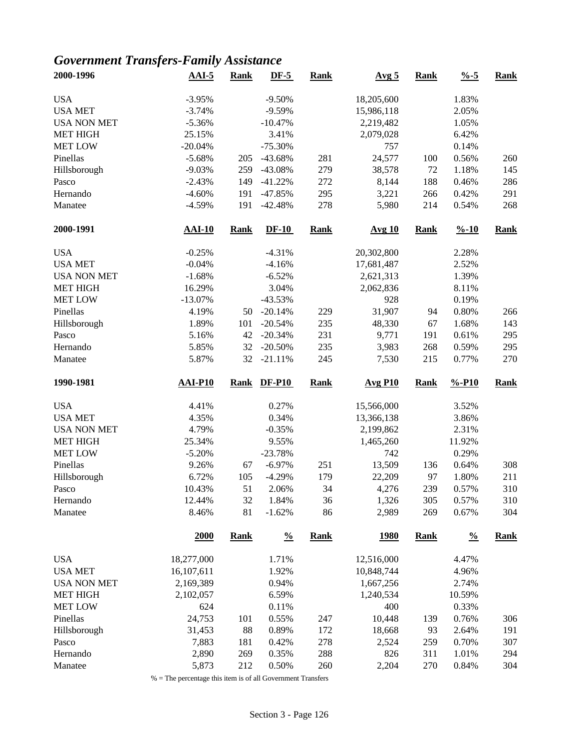## *Government Transfers-Family Assistance*

| 2000-1996 | AAI-5 | Rank | DF-5 | Rank | Avg 5 | Rank | %-5 | Rank |
|---|---|---|---|---|---|---|---|---|
| USA | -3.95% | | -9.50% | | 18,205,600 | | 1.83% | |
| USA MET | -3.74% | | -9.59% | | 15,986,118 | | 2.05% | |
| USA NON MET | -5.36% | | -10.47% | | 2,219,482 | | 1.05% | |
| MET HIGH | 25.15% | | 3.41% | | 2,079,028 | | 6.42% | |
| MET LOW | -20.04% | | -75.30% | | 757 | | 0.14% | |
| Pinellas | -5.68% | 205 | -43.68% | 281 | 24,577 | 100 | 0.56% | 260 |
| Hillsborough | -9.03% | 259 | -43.08% | 279 | 38,578 | 72 | 1.18% | 145 |
| Pasco | -2.43% | 149 | -41.22% | 272 | 8,144 | 188 | 0.46% | 286 |
| Hernando | -4.60% | 191 | -47.85% | 295 | 3,221 | 266 | 0.42% | 291 |
| Manatee | -4.59% | 191 | -42.48% | 278 | 5,980 | 214 | 0.54% | 268 |

| 2000-1991 | AAI-10 | Rank | DF-10 | Rank | Avg 10 | Rank | %-10 | Rank |
|---|---|---|---|---|---|---|---|---|
| USA | -0.25% | | -4.31% | | 20,302,800 | | 2.28% | |
| USA MET | -0.04% | | -4.16% | | 17,681,487 | | 2.52% | |
| USA NON MET | -1.68% | | -6.52% | | 2,621,313 | | 1.39% | |
| MET HIGH | 16.29% | | 3.04% | | 2,062,836 | | 8.11% | |
| MET LOW | -13.07% | | -43.53% | | 928 | | 0.19% | |
| Pinellas | 4.19% | 50 | -20.14% | 229 | 31,907 | 94 | 0.80% | 266 |
| Hillsborough | 1.89% | 101 | -20.54% | 235 | 48,330 | 67 | 1.68% | 143 |
| Pasco | 5.16% | 42 | -20.34% | 231 | 9,771 | 191 | 0.61% | 295 |
| Hernando | 5.85% | 32 | -20.50% | 235 | 3,983 | 268 | 0.59% | 295 |
| Manatee | 5.87% | 32 | -21.11% | 245 | 7,530 | 215 | 0.77% | 270 |

| 1990-1981 | AAI-P10 | Rank | DF-P10 | Rank | Avg P10 | Rank | %-P10 | Rank |
|---|---|---|---|---|---|---|---|---|
| USA | 4.41% | | 0.27% | | 15,566,000 | | 3.52% | |
| USA MET | 4.35% | | 0.34% | | 13,366,138 | | 3.86% | |
| USA NON MET | 4.79% | | -0.35% | | 2,199,862 | | 2.31% | |
| MET HIGH | 25.34% | | 9.55% | | 1,465,260 | | 11.92% | |
| MET LOW | -5.20% | | -23.78% | | 742 | | 0.29% | |
| Pinellas | 9.26% | 67 | -6.97% | 251 | 13,509 | 136 | 0.64% | 308 |
| Hillsborough | 6.72% | 105 | -4.29% | 179 | 22,209 | 97 | 1.80% | 211 |
| Pasco | 10.43% | 51 | 2.06% | 34 | 4,276 | 239 | 0.57% | 310 |
| Hernando | 12.44% | 32 | 1.84% | 36 | 1,326 | 305 | 0.57% | 310 |
| Manatee | 8.46% | 81 | -1.62% | 86 | 2,989 | 269 | 0.67% | 304 |

| | 2000 | Rank | % | Rank | 1980 | Rank | % | Rank |
|---|---|---|---|---|---|---|---|---|
| USA | 18,277,000 | | 1.71% | | 12,516,000 | | 4.47% | |
| USA MET | 16,107,611 | | 1.92% | | 10,848,744 | | 4.96% | |
| USA NON MET | 2,169,389 | | 0.94% | | 1,667,256 | | 2.74% | |
| MET HIGH | 2,102,057 | | 6.59% | | 1,240,534 | | 10.59% | |
| MET LOW | 624 | | 0.11% | | 400 | | 0.33% | |
| Pinellas | 24,753 | 101 | 0.55% | 247 | 10,448 | 139 | 0.76% | 306 |
| Hillsborough | 31,453 | 88 | 0.89% | 172 | 18,668 | 93 | 2.64% | 191 |
| Pasco | 7,883 | 181 | 0.42% | 278 | 2,524 | 259 | 0.70% | 307 |
| Hernando | 2,890 | 269 | 0.35% | 288 | 826 | 311 | 1.01% | 294 |
| Manatee | 5,873 | 212 | 0.50% | 260 | 2,204 | 270 | 0.84% | 304 |

% = The percentage this item is of all Government Transfers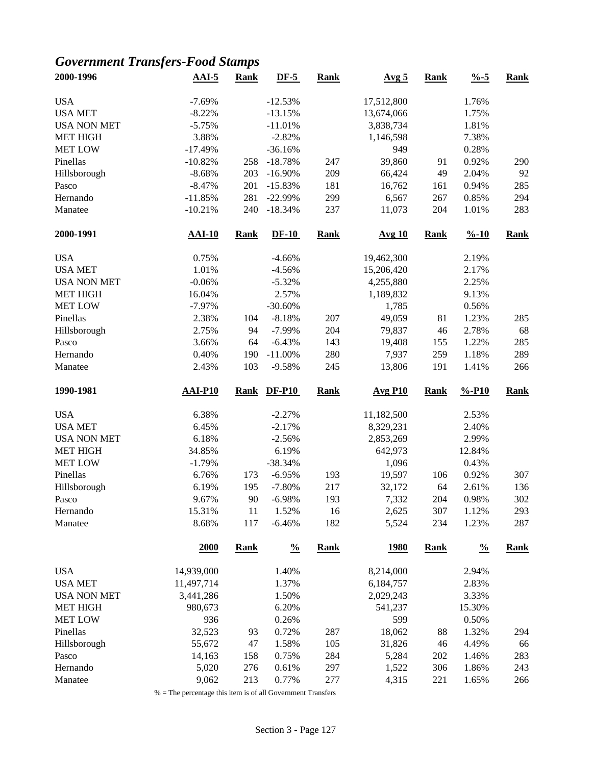## *Government Transfers-Food Stamps*

| 2000-1996 | AAI-5 | Rank | DF-5 | Rank | Avg 5 | Rank | %-5 | Rank |
|---|---|---|---|---|---|---|---|---|
| USA | -7.69% | | -12.53% | | 17,512,800 | | 1.76% | |
| USA MET | -8.22% | | -13.15% | | 13,674,066 | | 1.75% | |
| USA NON MET | -5.75% | | -11.01% | | 3,838,734 | | 1.81% | |
| MET HIGH | 3.88% | | -2.82% | | 1,146,598 | | 7.38% | |
| MET LOW | -17.49% | | -36.16% | | 949 | | 0.28% | |
| Pinellas | -10.82% | 258 | -18.78% | 247 | 39,860 | 91 | 0.92% | 290 |
| Hillsborough | -8.68% | 203 | -16.90% | 209 | 66,424 | 49 | 2.04% | 92 |
| Pasco | -8.47% | 201 | -15.83% | 181 | 16,762 | 161 | 0.94% | 285 |
| Hernando | -11.85% | 281 | -22.99% | 299 | 6,567 | 267 | 0.85% | 294 |
| Manatee | -10.21% | 240 | -18.34% | 237 | 11,073 | 204 | 1.01% | 283 |

| 2000-1991 | AAI-10 | Rank | DF-10 | Rank | Avg 10 | Rank | %-10 | Rank |
|---|---|---|---|---|---|---|---|---|
| USA | 0.75% | | -4.66% | | 19,462,300 | | 2.19% | |
| USA MET | 1.01% | | -4.56% | | 15,206,420 | | 2.17% | |
| USA NON MET | -0.06% | | -5.32% | | 4,255,880 | | 2.25% | |
| MET HIGH | 16.04% | | 2.57% | | 1,189,832 | | 9.13% | |
| MET LOW | -7.97% | | -30.60% | | 1,785 | | 0.56% | |
| Pinellas | 2.38% | 104 | -8.18% | 207 | 49,059 | 81 | 1.23% | 285 |
| Hillsborough | 2.75% | 94 | -7.99% | 204 | 79,837 | 46 | 2.78% | 68 |
| Pasco | 3.66% | 64 | -6.43% | 143 | 19,408 | 155 | 1.22% | 285 |
| Hernando | 0.40% | 190 | -11.00% | 280 | 7,937 | 259 | 1.18% | 289 |
| Manatee | 2.43% | 103 | -9.58% | 245 | 13,806 | 191 | 1.41% | 266 |

| 1990-1981 | AAI-P10 | Rank | DF-P10 | Rank | Avg P10 | Rank | %-P10 | Rank |
|---|---|---|---|---|---|---|---|---|
| USA | 6.38% | | -2.27% | | 11,182,500 | | 2.53% | |
| USA MET | 6.45% | | -2.17% | | 8,329,231 | | 2.40% | |
| USA NON MET | 6.18% | | -2.56% | | 2,853,269 | | 2.99% | |
| MET HIGH | 34.85% | | 6.19% | | 642,973 | | 12.84% | |
| MET LOW | -1.79% | | -38.34% | | 1,096 | | 0.43% | |
| Pinellas | 6.76% | 173 | -6.95% | 193 | 19,597 | 106 | 0.92% | 307 |
| Hillsborough | 6.19% | 195 | -7.80% | 217 | 32,172 | 64 | 2.61% | 136 |
| Pasco | 9.67% | 90 | -6.98% | 193 | 7,332 | 204 | 0.98% | 302 |
| Hernando | 15.31% | 11 | 1.52% | 16 | 2,625 | 307 | 1.12% | 293 |
| Manatee | 8.68% | 117 | -6.46% | 182 | 5,524 | 234 | 1.23% | 287 |

| | 2000 | Rank | % | Rank | 1980 | Rank | % | Rank |
|---|---|---|---|---|---|---|---|---|
| USA | 14,939,000 | | 1.40% | | 8,214,000 | | 2.94% | |
| USA MET | 11,497,714 | | 1.37% | | 6,184,757 | | 2.83% | |
| USA NON MET | 3,441,286 | | 1.50% | | 2,029,243 | | 3.33% | |
| MET HIGH | 980,673 | | 6.20% | | 541,237 | | 15.30% | |
| MET LOW | 936 | | 0.26% | | 599 | | 0.50% | |
| Pinellas | 32,523 | 93 | 0.72% | 287 | 18,062 | 88 | 1.32% | 294 |
| Hillsborough | 55,672 | 47 | 1.58% | 105 | 31,826 | 46 | 4.49% | 66 |
| Pasco | 14,163 | 158 | 0.75% | 284 | 5,284 | 202 | 1.46% | 283 |
| Hernando | 5,020 | 276 | 0.61% | 297 | 1,522 | 306 | 1.86% | 243 |
| Manatee | 9,062 | 213 | 0.77% | 277 | 4,315 | 221 | 1.65% | 266 |

% = The percentage this item is of all Government Transfers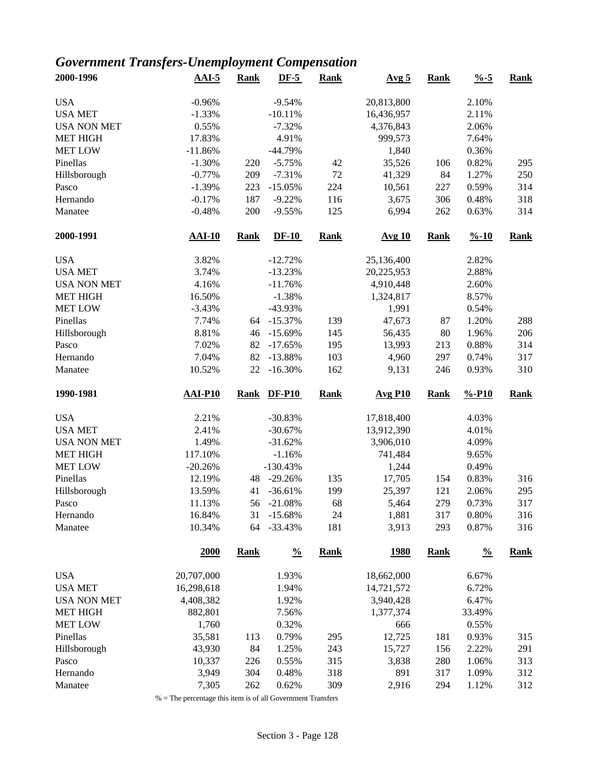## *Government Transfers-Unemployment Compensation*

| 2000-1996 | AAI-5 | Rank | DF-5 | Rank | Avg 5 | Rank | %-5 | Rank |
|---|---|---|---|---|---|---|---|---|
| USA | -0.96% | | -9.54% | | 20,813,800 | | 2.10% | |
| USA MET | -1.33% | | -10.11% | | 16,436,957 | | 2.11% | |
| USA NON MET | 0.55% | | -7.32% | | 4,376,843 | | 2.06% | |
| MET HIGH | 17.83% | | 4.91% | | 999,573 | | 7.64% | |
| MET LOW | -11.86% | | -44.79% | | 1,840 | | 0.36% | |
| Pinellas | -1.30% | 220 | -5.75% | 42 | 35,526 | 106 | 0.82% | 295 |
| Hillsborough | -0.77% | 209 | -7.31% | 72 | 41,329 | 84 | 1.27% | 250 |
| Pasco | -1.39% | 223 | -15.05% | 224 | 10,561 | 227 | 0.59% | 314 |
| Hernando | -0.17% | 187 | -9.22% | 116 | 3,675 | 306 | 0.48% | 318 |
| Manatee | -0.48% | 200 | -9.55% | 125 | 6,994 | 262 | 0.63% | 314 |

| 2000-1991 | AAI-10 | Rank | DF-10 | Rank | Avg 10 | Rank | %-10 | Rank |
|---|---|---|---|---|---|---|---|---|
| USA | 3.82% | | -12.72% | | 25,136,400 | | 2.82% | |
| USA MET | 3.74% | | -13.23% | | 20,225,953 | | 2.88% | |
| USA NON MET | 4.16% | | -11.76% | | 4,910,448 | | 2.60% | |
| MET HIGH | 16.50% | | -1.38% | | 1,324,817 | | 8.57% | |
| MET LOW | -3.43% | | -43.93% | | 1,991 | | 0.54% | |
| Pinellas | 7.74% | 64 | -15.37% | 139 | 47,673 | 87 | 1.20% | 288 |
| Hillsborough | 8.81% | 46 | -15.69% | 145 | 56,435 | 80 | 1.96% | 206 |
| Pasco | 7.02% | 82 | -17.65% | 195 | 13,993 | 213 | 0.88% | 314 |
| Hernando | 7.04% | 82 | -13.88% | 103 | 4,960 | 297 | 0.74% | 317 |
| Manatee | 10.52% | 22 | -16.30% | 162 | 9,131 | 246 | 0.93% | 310 |

| 1990-1981 | AAI-P10 | Rank | DF-P10 | Rank | Avg P10 | Rank | %-P10 | Rank |
|---|---|---|---|---|---|---|---|---|
| USA | 2.21% | | -30.83% | | 17,818,400 | | 4.03% | |
| USA MET | 2.41% | | -30.67% | | 13,912,390 | | 4.01% | |
| USA NON MET | 1.49% | | -31.62% | | 3,906,010 | | 4.09% | |
| MET HIGH | 117.10% | | -1.16% | | 741,484 | | 9.65% | |
| MET LOW | -20.26% | | -130.43% | | 1,244 | | 0.49% | |
| Pinellas | 12.19% | 48 | -29.26% | 135 | 17,705 | 154 | 0.83% | 316 |
| Hillsborough | 13.59% | 41 | -36.61% | 199 | 25,397 | 121 | 2.06% | 295 |
| Pasco | 11.13% | 56 | -21.08% | 68 | 5,464 | 279 | 0.73% | 317 |
| Hernando | 16.84% | 31 | -15.68% | 24 | 1,881 | 317 | 0.80% | 316 |
| Manatee | 10.34% | 64 | -33.43% | 181 | 3,913 | 293 | 0.87% | 316 |

| | 2000 | Rank | % | Rank | 1980 | Rank | % | Rank |
|---|---|---|---|---|---|---|---|---|
| USA | 20,707,000 | | 1.93% | | 18,662,000 | | 6.67% | |
| USA MET | 16,298,618 | | 1.94% | | 14,721,572 | | 6.72% | |
| USA NON MET | 4,408,382 | | 1.92% | | 3,940,428 | | 6.47% | |
| MET HIGH | 882,801 | | 7.56% | | 1,377,374 | | 33.49% | |
| MET LOW | 1,760 | | 0.32% | | 666 | | 0.55% | |
| Pinellas | 35,581 | 113 | 0.79% | 295 | 12,725 | 181 | 0.93% | 315 |
| Hillsborough | 43,930 | 84 | 1.25% | 243 | 15,727 | 156 | 2.22% | 291 |
| Pasco | 10,337 | 226 | 0.55% | 315 | 3,838 | 280 | 1.06% | 313 |
| Hernando | 3,949 | 304 | 0.48% | 318 | 891 | 317 | 1.09% | 312 |
| Manatee | 7,305 | 262 | 0.62% | 309 | 2,916 | 294 | 1.12% | 312 |

% = The percentage this item is of all Government Transfers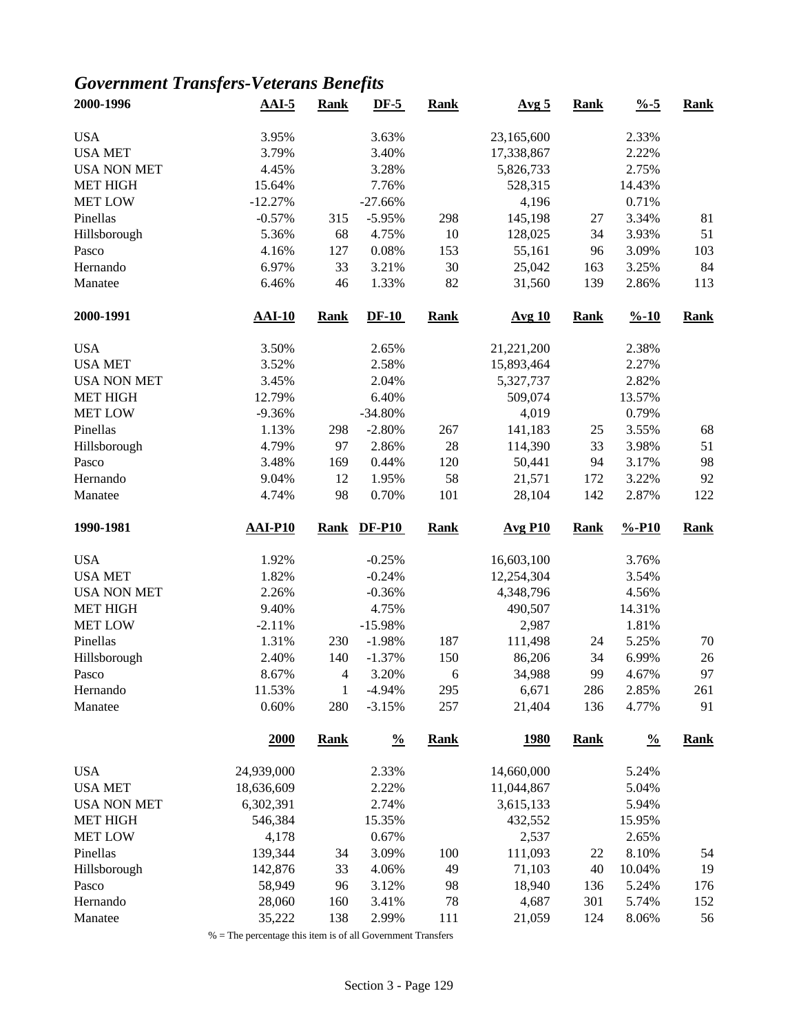## *Government Transfers-Veterans Benefits*

| 2000-1996 | AAI-5 | Rank | DF-5 | Rank | Avg 5 | Rank | %-5 | Rank |
|---|---|---|---|---|---|---|---|---|
| USA | 3.95% | | 3.63% | | 23,165,600 | | 2.33% | |
| USA MET | 3.79% | | 3.40% | | 17,338,867 | | 2.22% | |
| USA NON MET | 4.45% | | 3.28% | | 5,826,733 | | 2.75% | |
| MET HIGH | 15.64% | | 7.76% | | 528,315 | | 14.43% | |
| MET LOW | -12.27% | | -27.66% | | 4,196 | | 0.71% | |
| Pinellas | -0.57% | 315 | -5.95% | 298 | 145,198 | 27 | 3.34% | 81 |
| Hillsborough | 5.36% | 68 | 4.75% | 10 | 128,025 | 34 | 3.93% | 51 |
| Pasco | 4.16% | 127 | 0.08% | 153 | 55,161 | 96 | 3.09% | 103 |
| Hernando | 6.97% | 33 | 3.21% | 30 | 25,042 | 163 | 3.25% | 84 |
| Manatee | 6.46% | 46 | 1.33% | 82 | 31,560 | 139 | 2.86% | 113 |

| 2000-1991 | AAI-10 | Rank | DF-10 | Rank | Avg 10 | Rank | %-10 | Rank |
|---|---|---|---|---|---|---|---|---|
| USA | 3.50% | | 2.65% | | 21,221,200 | | 2.38% | |
| USA MET | 3.52% | | 2.58% | | 15,893,464 | | 2.27% | |
| USA NON MET | 3.45% | | 2.04% | | 5,327,737 | | 2.82% | |
| MET HIGH | 12.79% | | 6.40% | | 509,074 | | 13.57% | |
| MET LOW | -9.36% | | -34.80% | | 4,019 | | 0.79% | |
| Pinellas | 1.13% | 298 | -2.80% | 267 | 141,183 | 25 | 3.55% | 68 |
| Hillsborough | 4.79% | 97 | 2.86% | 28 | 114,390 | 33 | 3.98% | 51 |
| Pasco | 3.48% | 169 | 0.44% | 120 | 50,441 | 94 | 3.17% | 98 |
| Hernando | 9.04% | 12 | 1.95% | 58 | 21,571 | 172 | 3.22% | 92 |
| Manatee | 4.74% | 98 | 0.70% | 101 | 28,104 | 142 | 2.87% | 122 |

| 1990-1981 | AAI-P10 | Rank | DF-P10 | Rank | Avg P10 | Rank | %-P10 | Rank |
|---|---|---|---|---|---|---|---|---|
| USA | 1.92% | | -0.25% | | 16,603,100 | | 3.76% | |
| USA MET | 1.82% | | -0.24% | | 12,254,304 | | 3.54% | |
| USA NON MET | 2.26% | | -0.36% | | 4,348,796 | | 4.56% | |
| MET HIGH | 9.40% | | 4.75% | | 490,507 | | 14.31% | |
| MET LOW | -2.11% | | -15.98% | | 2,987 | | 1.81% | |
| Pinellas | 1.31% | 230 | -1.98% | 187 | 111,498 | 24 | 5.25% | 70 |
| Hillsborough | 2.40% | 140 | -1.37% | 150 | 86,206 | 34 | 6.99% | 26 |
| Pasco | 8.67% | 4 | 3.20% | 6 | 34,988 | 99 | 4.67% | 97 |
| Hernando | 11.53% | 1 | -4.94% | 295 | 6,671 | 286 | 2.85% | 261 |
| Manatee | 0.60% | 280 | -3.15% | 257 | 21,404 | 136 | 4.77% | 91 |

| | 2000 | Rank | % | Rank | 1980 | Rank | % | Rank |
|---|---|---|---|---|---|---|---|---|
| USA | 24,939,000 | | 2.33% | | 14,660,000 | | 5.24% | |
| USA MET | 18,636,609 | | 2.22% | | 11,044,867 | | 5.04% | |
| USA NON MET | 6,302,391 | | 2.74% | | 3,615,133 | | 5.94% | |
| MET HIGH | 546,384 | | 15.35% | | 432,552 | | 15.95% | |
| MET LOW | 4,178 | | 0.67% | | 2,537 | | 2.65% | |
| Pinellas | 139,344 | 34 | 3.09% | 100 | 111,093 | 22 | 8.10% | 54 |
| Hillsborough | 142,876 | 33 | 4.06% | 49 | 71,103 | 40 | 10.04% | 19 |
| Pasco | 58,949 | 96 | 3.12% | 98 | 18,940 | 136 | 5.24% | 176 |
| Hernando | 28,060 | 160 | 3.41% | 78 | 4,687 | 301 | 5.74% | 152 |
| Manatee | 35,222 | 138 | 2.99% | 111 | 21,059 | 124 | 8.06% | 56 |

% = The percentage this item is of all Government Transfers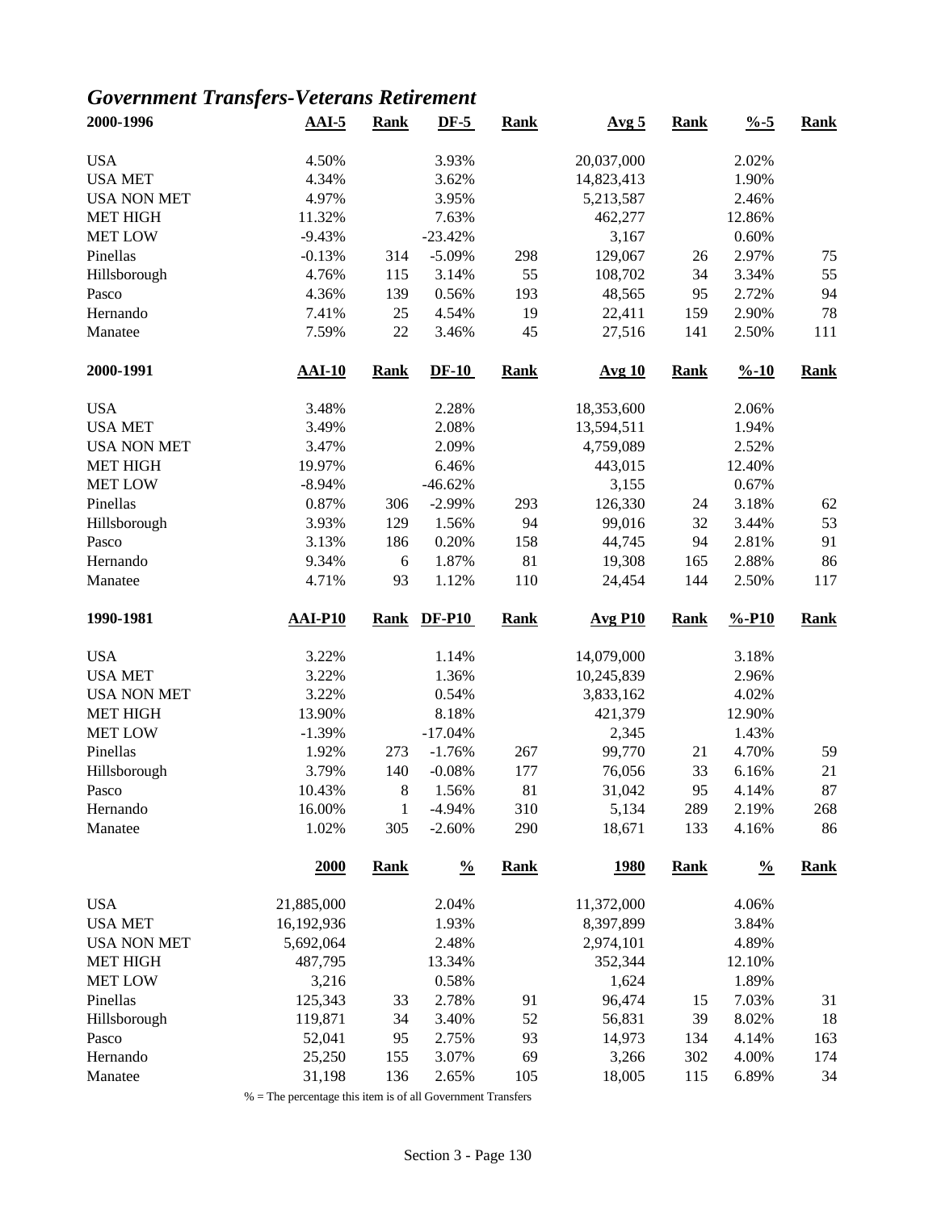## *Government Transfers-Veterans Retirement*

| 2000-1996 | AAI-5 | Rank | DF-5 | Rank | Avg 5 | Rank | %-5 | Rank |
|---|---|---|---|---|---|---|---|---|
| USA | 4.50% | | 3.93% | | 20,037,000 | | 2.02% | |
| USA MET | 4.34% | | 3.62% | | 14,823,413 | | 1.90% | |
| USA NON MET | 4.97% | | 3.95% | | 5,213,587 | | 2.46% | |
| MET HIGH | 11.32% | | 7.63% | | 462,277 | | 12.86% | |
| MET LOW | -9.43% | | -23.42% | | 3,167 | | 0.60% | |
| Pinellas | -0.13% | 314 | -5.09% | 298 | 129,067 | 26 | 2.97% | 75 |
| Hillsborough | 4.76% | 115 | 3.14% | 55 | 108,702 | 34 | 3.34% | 55 |
| Pasco | 4.36% | 139 | 0.56% | 193 | 48,565 | 95 | 2.72% | 94 |
| Hernando | 7.41% | 25 | 4.54% | 19 | 22,411 | 159 | 2.90% | 78 |
| Manatee | 7.59% | 22 | 3.46% | 45 | 27,516 | 141 | 2.50% | 111 |

| 2000-1991 | AAI-10 | Rank | DF-10 | Rank | Avg 10 | Rank | %-10 | Rank |
|---|---|---|---|---|---|---|---|---|
| USA | 3.48% | | 2.28% | | 18,353,600 | | 2.06% | |
| USA MET | 3.49% | | 2.08% | | 13,594,511 | | 1.94% | |
| USA NON MET | 3.47% | | 2.09% | | 4,759,089 | | 2.52% | |
| MET HIGH | 19.97% | | 6.46% | | 443,015 | | 12.40% | |
| MET LOW | -8.94% | | -46.62% | | 3,155 | | 0.67% | |
| Pinellas | 0.87% | 306 | -2.99% | 293 | 126,330 | 24 | 3.18% | 62 |
| Hillsborough | 3.93% | 129 | 1.56% | 94 | 99,016 | 32 | 3.44% | 53 |
| Pasco | 3.13% | 186 | 0.20% | 158 | 44,745 | 94 | 2.81% | 91 |
| Hernando | 9.34% | 6 | 1.87% | 81 | 19,308 | 165 | 2.88% | 86 |
| Manatee | 4.71% | 93 | 1.12% | 110 | 24,454 | 144 | 2.50% | 117 |

| 1990-1981 | AAI-P10 | Rank | DF-P10 | Rank | Avg P10 | Rank | %-P10 | Rank |
|---|---|---|---|---|---|---|---|---|
| USA | 3.22% | | 1.14% | | 14,079,000 | | 3.18% | |
| USA MET | 3.22% | | 1.36% | | 10,245,839 | | 2.96% | |
| USA NON MET | 3.22% | | 0.54% | | 3,833,162 | | 4.02% | |
| MET HIGH | 13.90% | | 8.18% | | 421,379 | | 12.90% | |
| MET LOW | -1.39% | | -17.04% | | 2,345 | | 1.43% | |
| Pinellas | 1.92% | 273 | -1.76% | 267 | 99,770 | 21 | 4.70% | 59 |
| Hillsborough | 3.79% | 140 | -0.08% | 177 | 76,056 | 33 | 6.16% | 21 |
| Pasco | 10.43% | 8 | 1.56% | 81 | 31,042 | 95 | 4.14% | 87 |
| Hernando | 16.00% | 1 | -4.94% | 310 | 5,134 | 289 | 2.19% | 268 |
| Manatee | 1.02% | 305 | -2.60% | 290 | 18,671 | 133 | 4.16% | 86 |

| | 2000 | Rank | % | Rank | 1980 | Rank | % | Rank |
|---|---|---|---|---|---|---|---|---|
| USA | 21,885,000 | | 2.04% | | 11,372,000 | | 4.06% | |
| USA MET | 16,192,936 | | 1.93% | | 8,397,899 | | 3.84% | |
| USA NON MET | 5,692,064 | | 2.48% | | 2,974,101 | | 4.89% | |
| MET HIGH | 487,795 | | 13.34% | | 352,344 | | 12.10% | |
| MET LOW | 3,216 | | 0.58% | | 1,624 | | 1.89% | |
| Pinellas | 125,343 | 33 | 2.78% | 91 | 96,474 | 15 | 7.03% | 31 |
| Hillsborough | 119,871 | 34 | 3.40% | 52 | 56,831 | 39 | 8.02% | 18 |
| Pasco | 52,041 | 95 | 2.75% | 93 | 14,973 | 134 | 4.14% | 163 |
| Hernando | 25,250 | 155 | 3.07% | 69 | 3,266 | 302 | 4.00% | 174 |
| Manatee | 31,198 | 136 | 2.65% | 105 | 18,005 | 115 | 6.89% | 34 |

% = The percentage this item is of all Government Transfers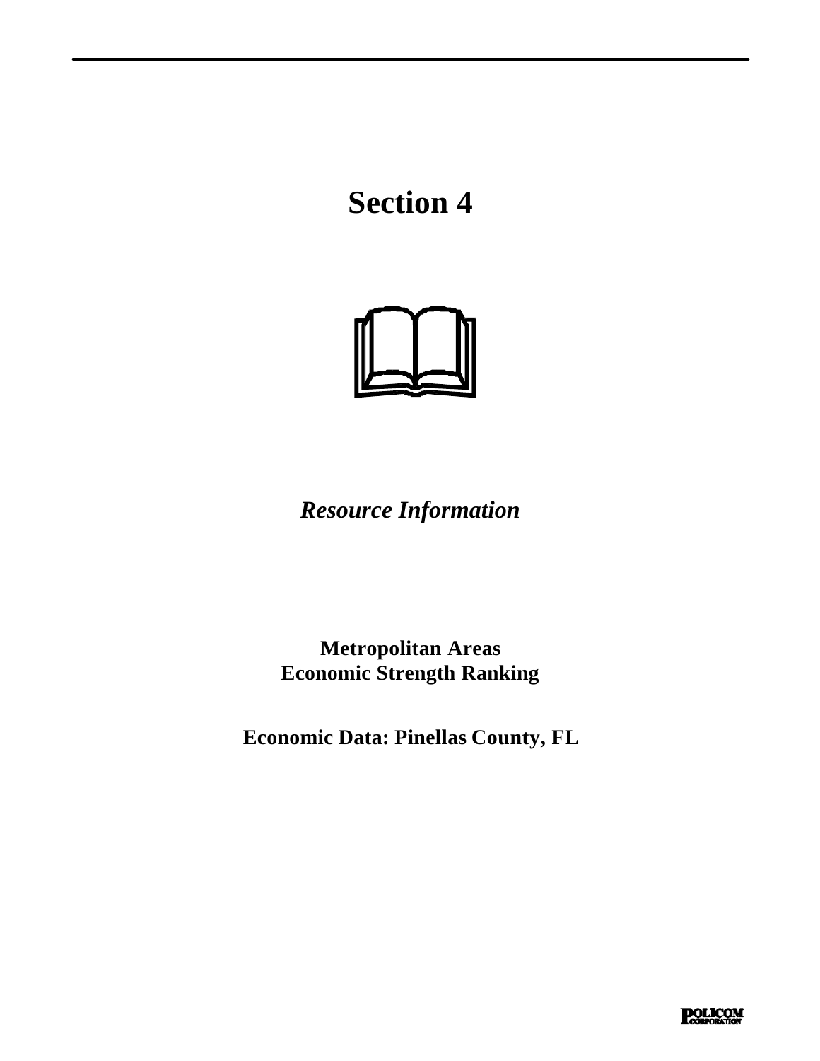# Section 4

*Resource Information*

**Metropolitan Areas**
**Economic Strength Ranking**

**Economic Data: Pinellas County, FL**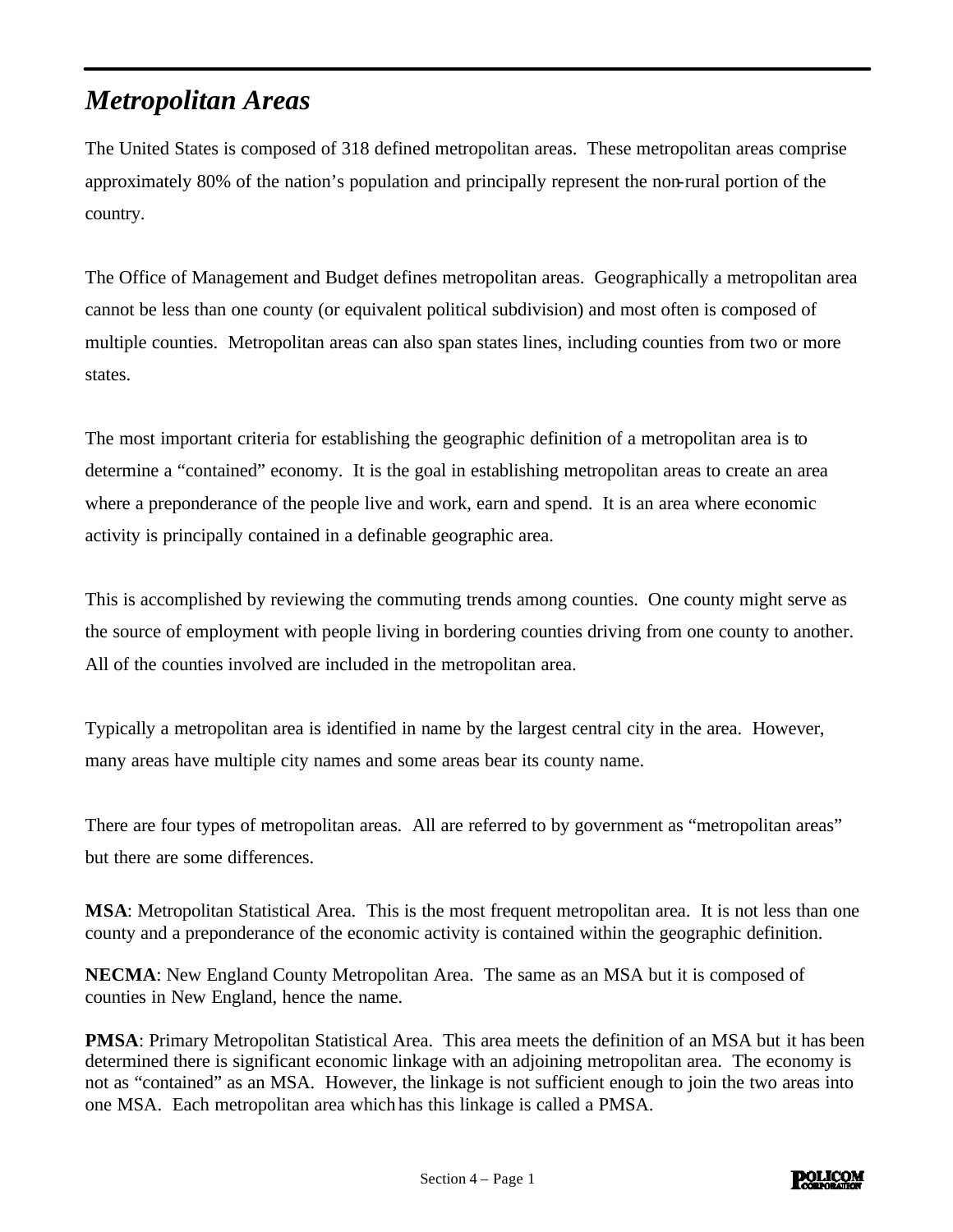## *Metropolitan Areas*

The United States is composed of 318 defined metropolitan areas. These metropolitan areas comprise approximately 80% of the nation's population and principally represent the non-rural portion of the country.

The Office of Management and Budget defines metropolitan areas. Geographically a metropolitan area cannot be less than one county (or equivalent political subdivision) and most often is composed of multiple counties. Metropolitan areas can also span states lines, including counties from two or more states.

The most important criteria for establishing the geographic definition of a metropolitan area is to determine a "contained" economy. It is the goal in establishing metropolitan areas to create an area where a preponderance of the people live and work, earn and spend. It is an area where economic activity is principally contained in a definable geographic area.

This is accomplished by reviewing the commuting trends among counties. One county might serve as the source of employment with people living in bordering counties driving from one county to another. All of the counties involved are included in the metropolitan area.

Typically a metropolitan area is identified in name by the largest central city in the area. However, many areas have multiple city names and some areas bear its county name.

There are four types of metropolitan areas. All are referred to by government as "metropolitan areas" but there are some differences.

**MSA**: Metropolitan Statistical Area. This is the most frequent metropolitan area. It is not less than one county and a preponderance of the economic activity is contained within the geographic definition.

**NECMA**: New England County Metropolitan Area. The same as an MSA but it is composed of counties in New England, hence the name.

**PMSA**: Primary Metropolitan Statistical Area. This area meets the definition of an MSA but it has been determined there is significant economic linkage with an adjoining metropolitan area. The economy is not as "contained" as an MSA. However, the linkage is not sufficient enough to join the two areas into one MSA. Each metropolitan area which has this linkage is called a PMSA.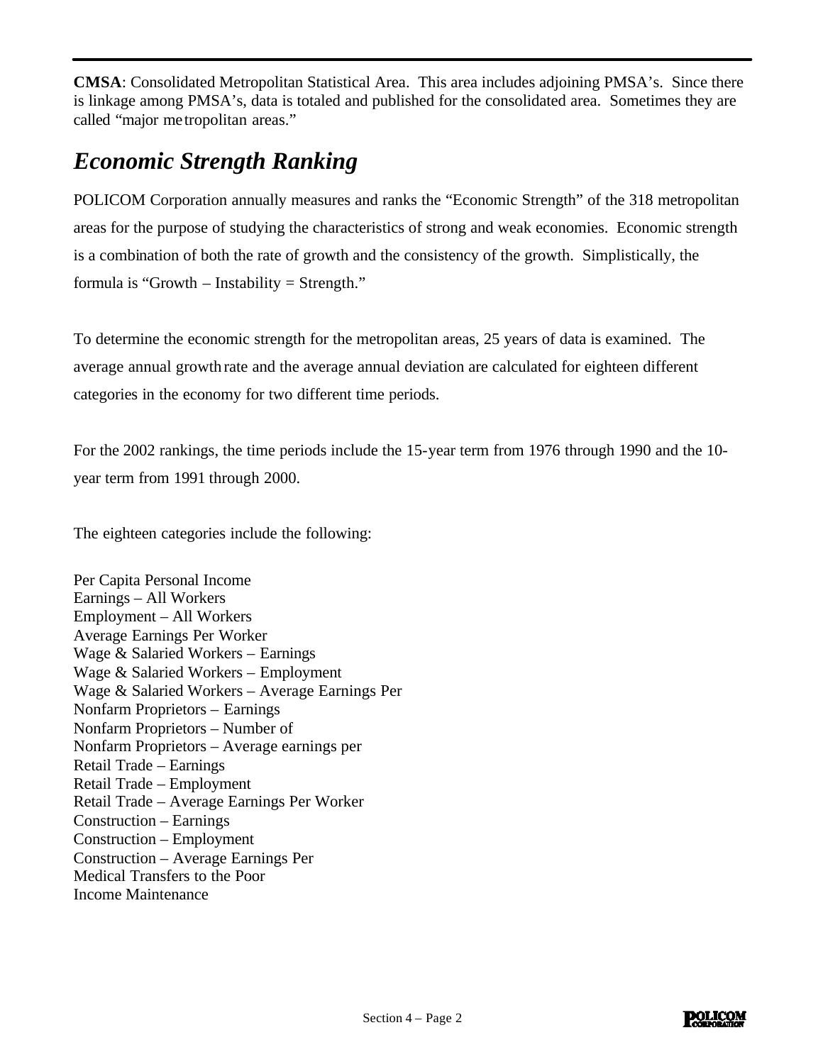**CMSA**: Consolidated Metropolitan Statistical Area. This area includes adjoining PMSA's. Since there is linkage among PMSA's, data is totaled and published for the consolidated area. Sometimes they are called "major metropolitan areas."

## *Economic Strength Ranking*

POLICOM Corporation annually measures and ranks the "Economic Strength" of the 318 metropolitan areas for the purpose of studying the characteristics of strong and weak economies. Economic strength is a combination of both the rate of growth and the consistency of the growth. Simplistically, the formula is "Growth – Instability = Strength."

To determine the economic strength for the metropolitan areas, 25 years of data is examined. The average annual growth rate and the average annual deviation are calculated for eighteen different categories in the economy for two different time periods.

For the 2002 rankings, the time periods include the 15-year term from 1976 through 1990 and the 10-year term from 1991 through 2000.

The eighteen categories include the following:

Per Capita Personal Income
Earnings – All Workers
Employment – All Workers
Average Earnings Per Worker
Wage & Salaried Workers – Earnings
Wage & Salaried Workers – Employment
Wage & Salaried Workers – Average Earnings Per
Nonfarm Proprietors – Earnings
Nonfarm Proprietors – Number of
Nonfarm Proprietors – Average earnings per
Retail Trade – Earnings
Retail Trade – Employment
Retail Trade – Average Earnings Per Worker
Construction – Earnings
Construction – Employment
Construction – Average Earnings Per
Medical Transfers to the Poor
Income Maintenance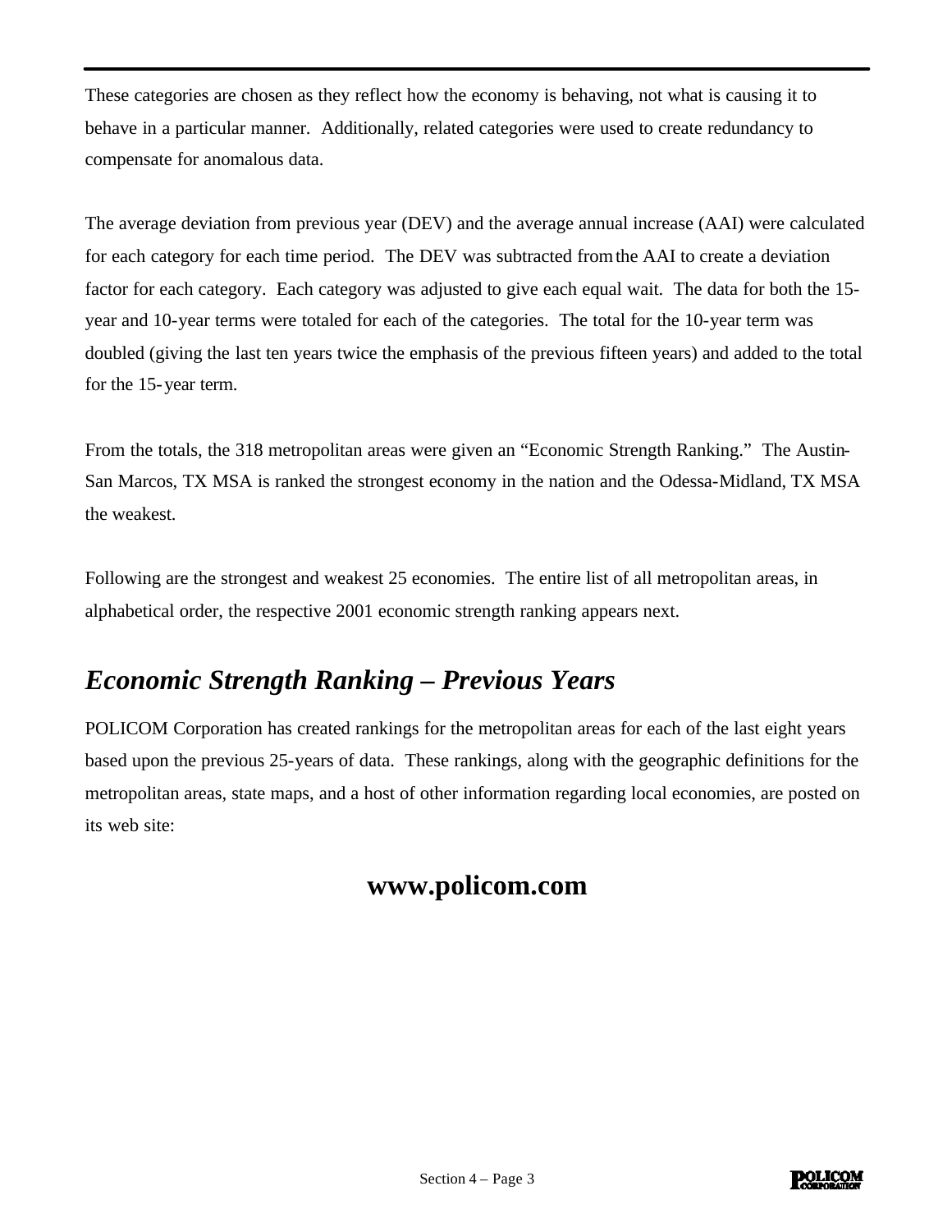These categories are chosen as they reflect how the economy is behaving, not what is causing it to behave in a particular manner. Additionally, related categories were used to create redundancy to compensate for anomalous data.

The average deviation from previous year (DEV) and the average annual increase (AAI) were calculated for each category for each time period. The DEV was subtracted from the AAI to create a deviation factor for each category. Each category was adjusted to give each equal wait. The data for both the 15-year and 10-year terms were totaled for each of the categories. The total for the 10-year term was doubled (giving the last ten years twice the emphasis of the previous fifteen years) and added to the total for the 15-year term.

From the totals, the 318 metropolitan areas were given an "Economic Strength Ranking." The Austin-San Marcos, TX MSA is ranked the strongest economy in the nation and the Odessa-Midland, TX MSA the weakest.

Following are the strongest and weakest 25 economies. The entire list of all metropolitan areas, in alphabetical order, the respective 2001 economic strength ranking appears next.

## *Economic Strength Ranking – Previous Years*

POLICOM Corporation has created rankings for the metropolitan areas for each of the last eight years based upon the previous 25-years of data. These rankings, along with the geographic definitions for the metropolitan areas, state maps, and a host of other information regarding local economies, are posted on its web site:

**www.policom.com**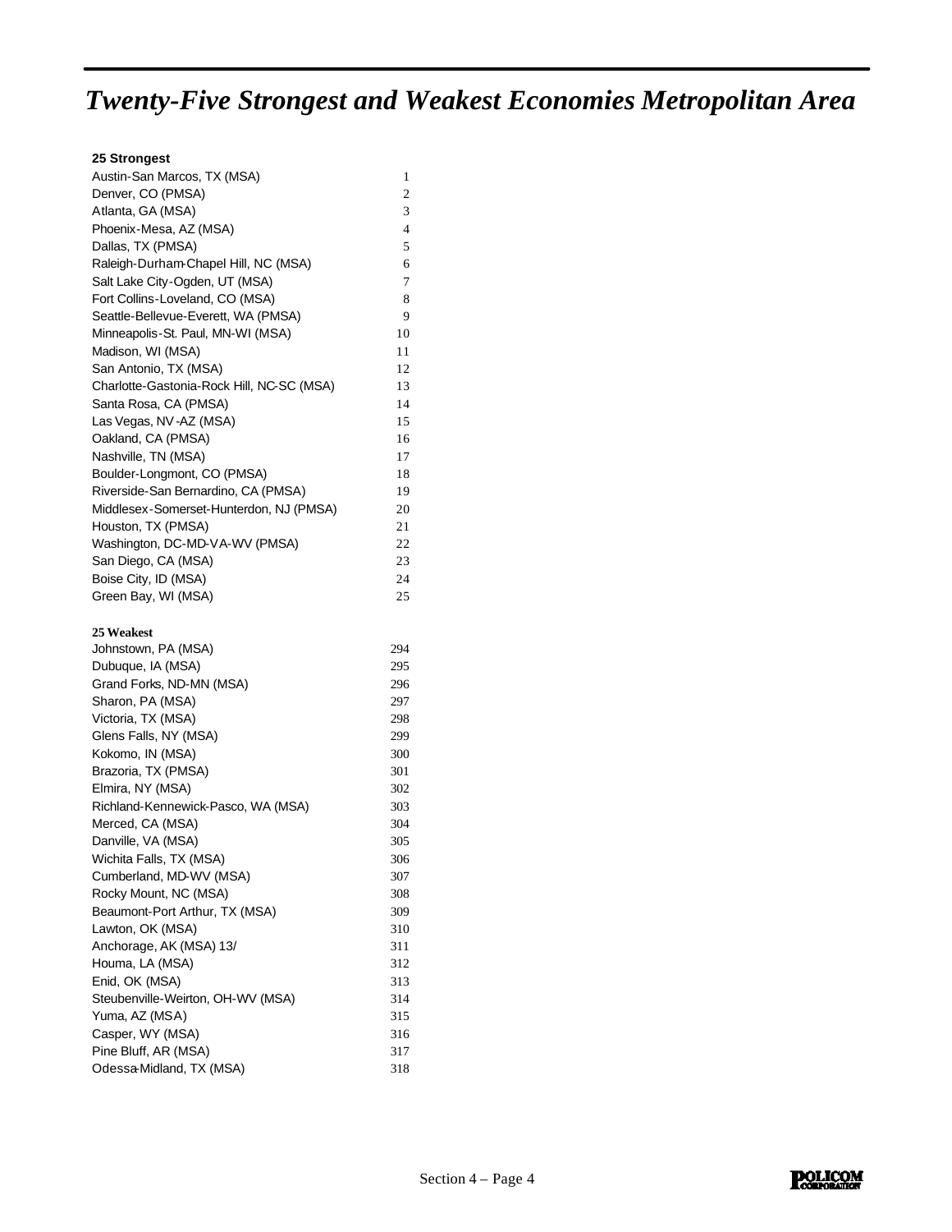# *Twenty-Five Strongest and Weakest Economies Metropolitan Area*

| **25 Strongest** | |
|---|---|
| Austin-San Marcos, TX (MSA) | 1 |
| Denver, CO (PMSA) | 2 |
| Atlanta, GA (MSA) | 3 |
| Phoenix-Mesa, AZ (MSA) | 4 |
| Dallas, TX (PMSA) | 5 |
| Raleigh-Durham-Chapel Hill, NC (MSA) | 6 |
| Salt Lake City-Ogden, UT (MSA) | 7 |
| Fort Collins-Loveland, CO (MSA) | 8 |
| Seattle-Bellevue-Everett, WA (PMSA) | 9 |
| Minneapolis-St. Paul, MN-WI (MSA) | 10 |
| Madison, WI (MSA) | 11 |
| San Antonio, TX (MSA) | 12 |
| Charlotte-Gastonia-Rock Hill, NC-SC (MSA) | 13 |
| Santa Rosa, CA (PMSA) | 14 |
| Las Vegas, NV-AZ (MSA) | 15 |
| Oakland, CA (PMSA) | 16 |
| Nashville, TN (MSA) | 17 |
| Boulder-Longmont, CO (PMSA) | 18 |
| Riverside-San Bernardino, CA (PMSA) | 19 |
| Middlesex-Somerset-Hunterdon, NJ (PMSA) | 20 |
| Houston, TX (PMSA) | 21 |
| Washington, DC-MD-VA-WV (PMSA) | 22 |
| San Diego, CA (MSA) | 23 |
| Boise City, ID (MSA) | 24 |
| Green Bay, WI (MSA) | 25 |

| **25 Weakest** | |
|---|---|
| Johnstown, PA (MSA) | 294 |
| Dubuque, IA (MSA) | 295 |
| Grand Forks, ND-MN (MSA) | 296 |
| Sharon, PA (MSA) | 297 |
| Victoria, TX (MSA) | 298 |
| Glens Falls, NY (MSA) | 299 |
| Kokomo, IN (MSA) | 300 |
| Brazoria, TX (PMSA) | 301 |
| Elmira, NY (MSA) | 302 |
| Richland-Kennewick-Pasco, WA (MSA) | 303 |
| Merced, CA (MSA) | 304 |
| Danville, VA (MSA) | 305 |
| Wichita Falls, TX (MSA) | 306 |
| Cumberland, MD-WV (MSA) | 307 |
| Rocky Mount, NC (MSA) | 308 |
| Beaumont-Port Arthur, TX (MSA) | 309 |
| Lawton, OK (MSA) | 310 |
| Anchorage, AK (MSA) 13/ | 311 |
| Houma, LA (MSA) | 312 |
| Enid, OK (MSA) | 313 |
| Steubenville-Weirton, OH-WV (MSA) | 314 |
| Yuma, AZ (MSA) | 315 |
| Casper, WY (MSA) | 316 |
| Pine Bluff, AR (MSA) | 317 |
| Odessa-Midland, TX (MSA) | 318 |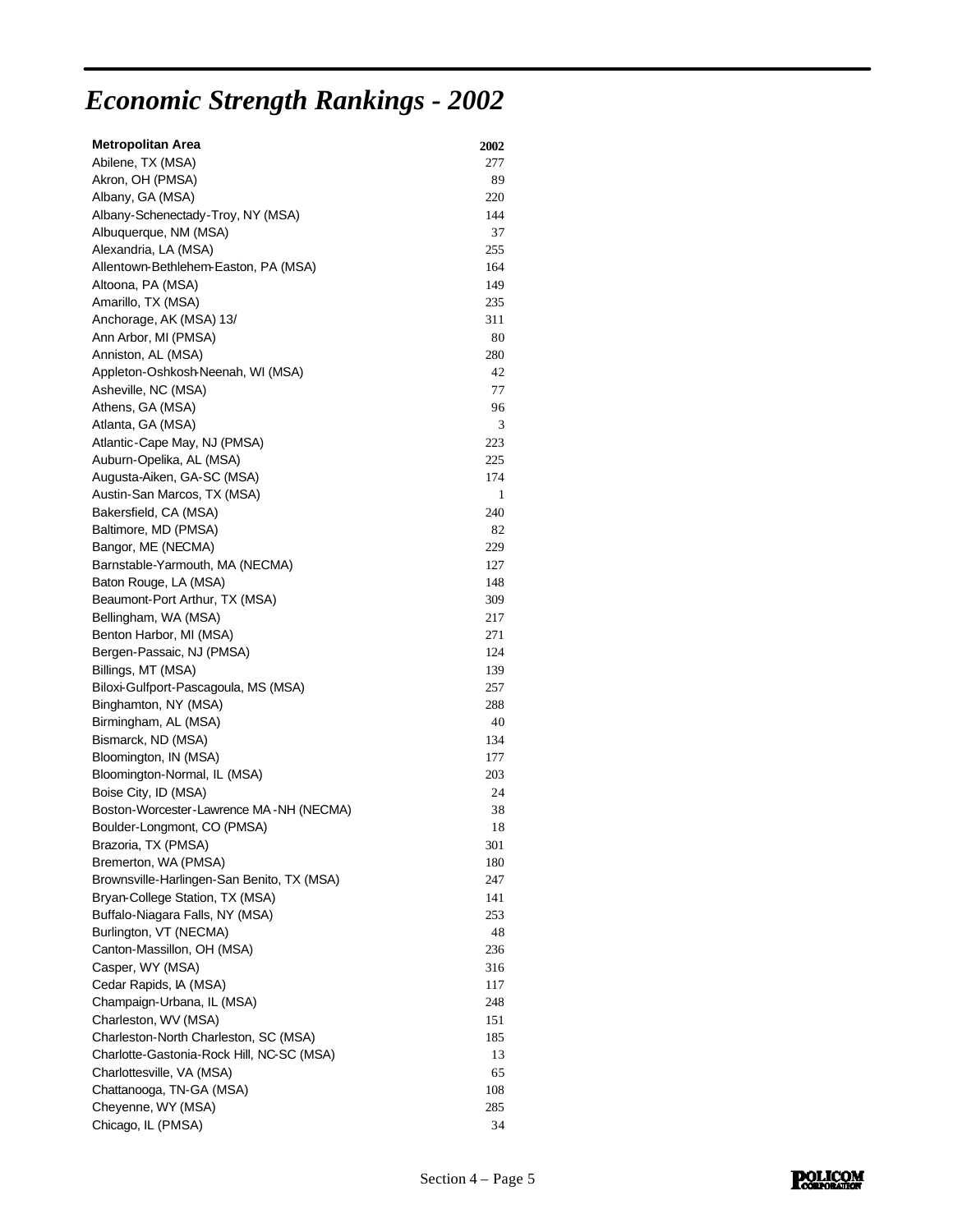# *Economic Strength Rankings - 2002*

| Metropolitan Area | 2002 |
|---|---|
| Abilene, TX (MSA) | 277 |
| Akron, OH (PMSA) | 89 |
| Albany, GA (MSA) | 220 |
| Albany-Schenectady-Troy, NY (MSA) | 144 |
| Albuquerque, NM (MSA) | 37 |
| Alexandria, LA (MSA) | 255 |
| Allentown-Bethlehem-Easton, PA (MSA) | 164 |
| Altoona, PA (MSA) | 149 |
| Amarillo, TX (MSA) | 235 |
| Anchorage, AK (MSA) 13/ | 311 |
| Ann Arbor, MI (PMSA) | 80 |
| Anniston, AL (MSA) | 280 |
| Appleton-Oshkosh-Neenah, WI (MSA) | 42 |
| Asheville, NC (MSA) | 77 |
| Athens, GA (MSA) | 96 |
| Atlanta, GA (MSA) | 3 |
| Atlantic-Cape May, NJ (PMSA) | 223 |
| Auburn-Opelika, AL (MSA) | 225 |
| Augusta-Aiken, GA-SC (MSA) | 174 |
| Austin-San Marcos, TX (MSA) | 1 |
| Bakersfield, CA (MSA) | 240 |
| Baltimore, MD (PMSA) | 82 |
| Bangor, ME (NECMA) | 229 |
| Barnstable-Yarmouth, MA (NECMA) | 127 |
| Baton Rouge, LA (MSA) | 148 |
| Beaumont-Port Arthur, TX (MSA) | 309 |
| Bellingham, WA (MSA) | 217 |
| Benton Harbor, MI (MSA) | 271 |
| Bergen-Passaic, NJ (PMSA) | 124 |
| Billings, MT (MSA) | 139 |
| Biloxi-Gulfport-Pascagoula, MS (MSA) | 257 |
| Binghamton, NY (MSA) | 288 |
| Birmingham, AL (MSA) | 40 |
| Bismarck, ND (MSA) | 134 |
| Bloomington, IN (MSA) | 177 |
| Bloomington-Normal, IL (MSA) | 203 |
| Boise City, ID (MSA) | 24 |
| Boston-Worcester-Lawrence MA-NH (NECMA) | 38 |
| Boulder-Longmont, CO (PMSA) | 18 |
| Brazoria, TX (PMSA) | 301 |
| Bremerton, WA (PMSA) | 180 |
| Brownsville-Harlingen-San Benito, TX (MSA) | 247 |
| Bryan-College Station, TX (MSA) | 141 |
| Buffalo-Niagara Falls, NY (MSA) | 253 |
| Burlington, VT (NECMA) | 48 |
| Canton-Massillon, OH (MSA) | 236 |
| Casper, WY (MSA) | 316 |
| Cedar Rapids, IA (MSA) | 117 |
| Champaign-Urbana, IL (MSA) | 248 |
| Charleston, WV (MSA) | 151 |
| Charleston-North Charleston, SC (MSA) | 185 |
| Charlotte-Gastonia-Rock Hill, NC-SC (MSA) | 13 |
| Charlottesville, VA (MSA) | 65 |
| Chattanooga, TN-GA (MSA) | 108 |
| Cheyenne, WY (MSA) | 285 |
| Chicago, IL (PMSA) | 34 |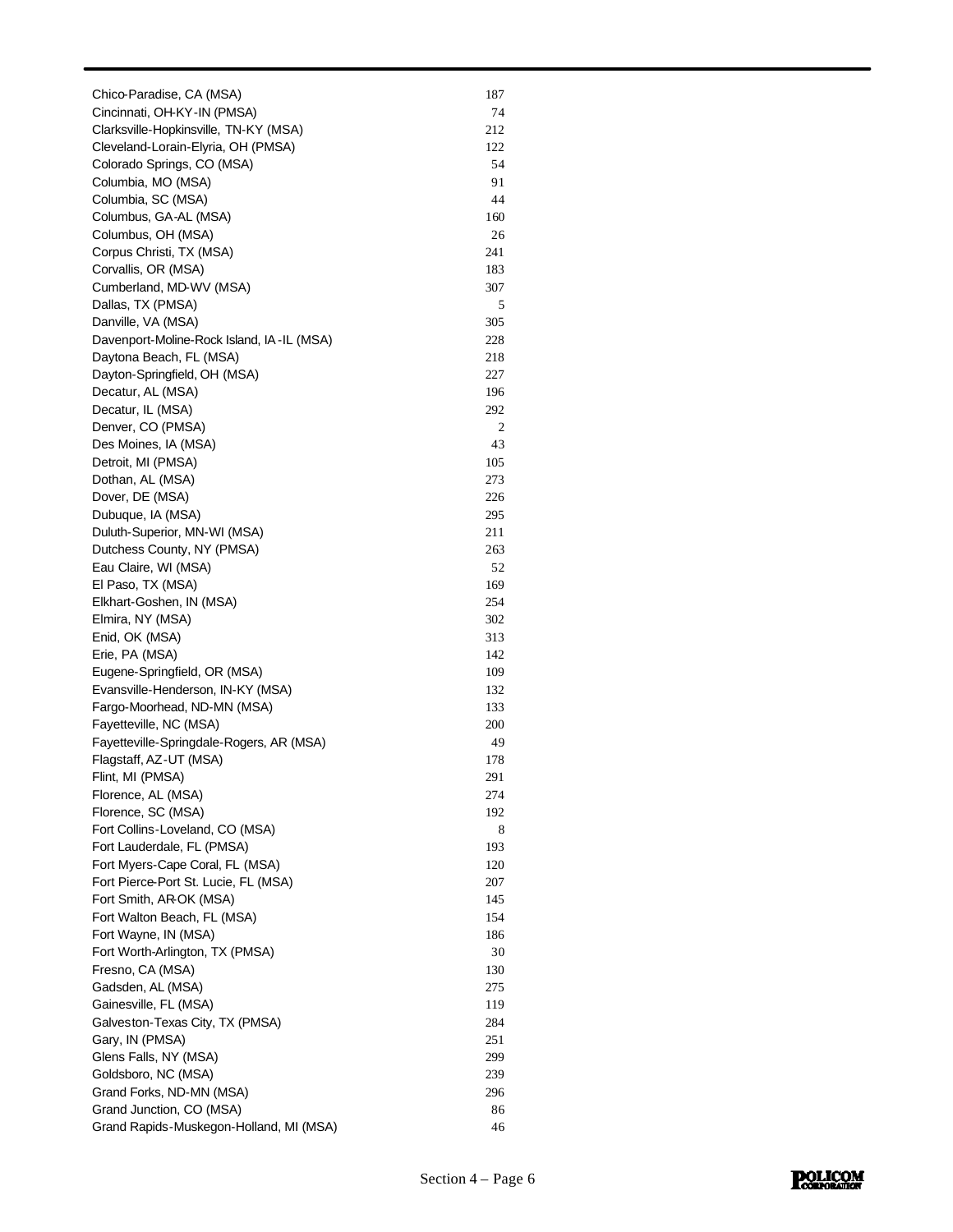| | |
|---|---|
| Chico-Paradise, CA (MSA) | 187 |
| Cincinnati, OH-KY-IN (PMSA) | 74 |
| Clarksville-Hopkinsville, TN-KY (MSA) | 212 |
| Cleveland-Lorain-Elyria, OH (PMSA) | 122 |
| Colorado Springs, CO (MSA) | 54 |
| Columbia, MO (MSA) | 91 |
| Columbia, SC (MSA) | 44 |
| Columbus, GA-AL (MSA) | 160 |
| Columbus, OH (MSA) | 26 |
| Corpus Christi, TX (MSA) | 241 |
| Corvallis, OR (MSA) | 183 |
| Cumberland, MD-WV (MSA) | 307 |
| Dallas, TX (PMSA) | 5 |
| Danville, VA (MSA) | 305 |
| Davenport-Moline-Rock Island, IA-IL (MSA) | 228 |
| Daytona Beach, FL (MSA) | 218 |
| Dayton-Springfield, OH (MSA) | 227 |
| Decatur, AL (MSA) | 196 |
| Decatur, IL (MSA) | 292 |
| Denver, CO (PMSA) | 2 |
| Des Moines, IA (MSA) | 43 |
| Detroit, MI (PMSA) | 105 |
| Dothan, AL (MSA) | 273 |
| Dover, DE (MSA) | 226 |
| Dubuque, IA (MSA) | 295 |
| Duluth-Superior, MN-WI (MSA) | 211 |
| Dutchess County, NY (PMSA) | 263 |
| Eau Claire, WI (MSA) | 52 |
| El Paso, TX (MSA) | 169 |
| Elkhart-Goshen, IN (MSA) | 254 |
| Elmira, NY (MSA) | 302 |
| Enid, OK (MSA) | 313 |
| Erie, PA (MSA) | 142 |
| Eugene-Springfield, OR (MSA) | 109 |
| Evansville-Henderson, IN-KY (MSA) | 132 |
| Fargo-Moorhead, ND-MN (MSA) | 133 |
| Fayetteville, NC (MSA) | 200 |
| Fayetteville-Springdale-Rogers, AR (MSA) | 49 |
| Flagstaff, AZ-UT (MSA) | 178 |
| Flint, MI (PMSA) | 291 |
| Florence, AL (MSA) | 274 |
| Florence, SC (MSA) | 192 |
| Fort Collins-Loveland, CO (MSA) | 8 |
| Fort Lauderdale, FL (PMSA) | 193 |
| Fort Myers-Cape Coral, FL (MSA) | 120 |
| Fort Pierce-Port St. Lucie, FL (MSA) | 207 |
| Fort Smith, AR-OK (MSA) | 145 |
| Fort Walton Beach, FL (MSA) | 154 |
| Fort Wayne, IN (MSA) | 186 |
| Fort Worth-Arlington, TX (PMSA) | 30 |
| Fresno, CA (MSA) | 130 |
| Gadsden, AL (MSA) | 275 |
| Gainesville, FL (MSA) | 119 |
| Galveston-Texas City, TX (PMSA) | 284 |
| Gary, IN (PMSA) | 251 |
| Glens Falls, NY (MSA) | 299 |
| Goldsboro, NC (MSA) | 239 |
| Grand Forks, ND-MN (MSA) | 296 |
| Grand Junction, CO (MSA) | 86 |
| Grand Rapids-Muskegon-Holland, MI (MSA) | 46 |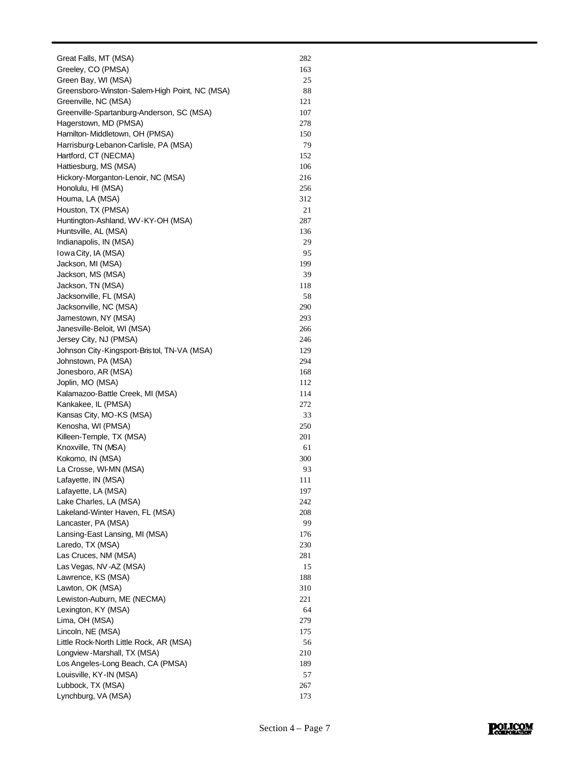| | |
|---|---|
| Great Falls, MT (MSA) | 282 |
| Greeley, CO (PMSA) | 163 |
| Green Bay, WI (MSA) | 25 |
| Greensboro-Winston-Salem-High Point, NC (MSA) | 88 |
| Greenville, NC (MSA) | 121 |
| Greenville-Spartanburg-Anderson, SC (MSA) | 107 |
| Hagerstown, MD (PMSA) | 278 |
| Hamilton-Middletown, OH (PMSA) | 150 |
| Harrisburg-Lebanon-Carlisle, PA (MSA) | 79 |
| Hartford, CT (NECMA) | 152 |
| Hattiesburg, MS (MSA) | 106 |
| Hickory-Morganton-Lenoir, NC (MSA) | 216 |
| Honolulu, HI (MSA) | 256 |
| Houma, LA (MSA) | 312 |
| Houston, TX (PMSA) | 21 |
| Huntington-Ashland, WV-KY-OH (MSA) | 287 |
| Huntsville, AL (MSA) | 136 |
| Indianapolis, IN (MSA) | 29 |
| Iowa City, IA (MSA) | 95 |
| Jackson, MI (MSA) | 199 |
| Jackson, MS (MSA) | 39 |
| Jackson, TN (MSA) | 118 |
| Jacksonville, FL (MSA) | 58 |
| Jacksonville, NC (MSA) | 290 |
| Jamestown, NY (MSA) | 293 |
| Janesville-Beloit, WI (MSA) | 266 |
| Jersey City, NJ (PMSA) | 246 |
| Johnson City-Kingsport-Bristol, TN-VA (MSA) | 129 |
| Johnstown, PA (MSA) | 294 |
| Jonesboro, AR (MSA) | 168 |
| Joplin, MO (MSA) | 112 |
| Kalamazoo-Battle Creek, MI (MSA) | 114 |
| Kankakee, IL (PMSA) | 272 |
| Kansas City, MO-KS (MSA) | 33 |
| Kenosha, WI (PMSA) | 250 |
| Killeen-Temple, TX (MSA) | 201 |
| Knoxville, TN (MSA) | 61 |
| Kokomo, IN (MSA) | 300 |
| La Crosse, WI-MN (MSA) | 93 |
| Lafayette, IN (MSA) | 111 |
| Lafayette, LA (MSA) | 197 |
| Lake Charles, LA (MSA) | 242 |
| Lakeland-Winter Haven, FL (MSA) | 208 |
| Lancaster, PA (MSA) | 99 |
| Lansing-East Lansing, MI (MSA) | 176 |
| Laredo, TX (MSA) | 230 |
| Las Cruces, NM (MSA) | 281 |
| Las Vegas, NV-AZ (MSA) | 15 |
| Lawrence, KS (MSA) | 188 |
| Lawton, OK (MSA) | 310 |
| Lewiston-Auburn, ME (NECMA) | 221 |
| Lexington, KY (MSA) | 64 |
| Lima, OH (MSA) | 279 |
| Lincoln, NE (MSA) | 175 |
| Little Rock-North Little Rock, AR (MSA) | 56 |
| Longview-Marshall, TX (MSA) | 210 |
| Los Angeles-Long Beach, CA (PMSA) | 189 |
| Louisville, KY-IN (MSA) | 57 |
| Lubbock, TX (MSA) | 267 |
| Lynchburg, VA (MSA) | 173 |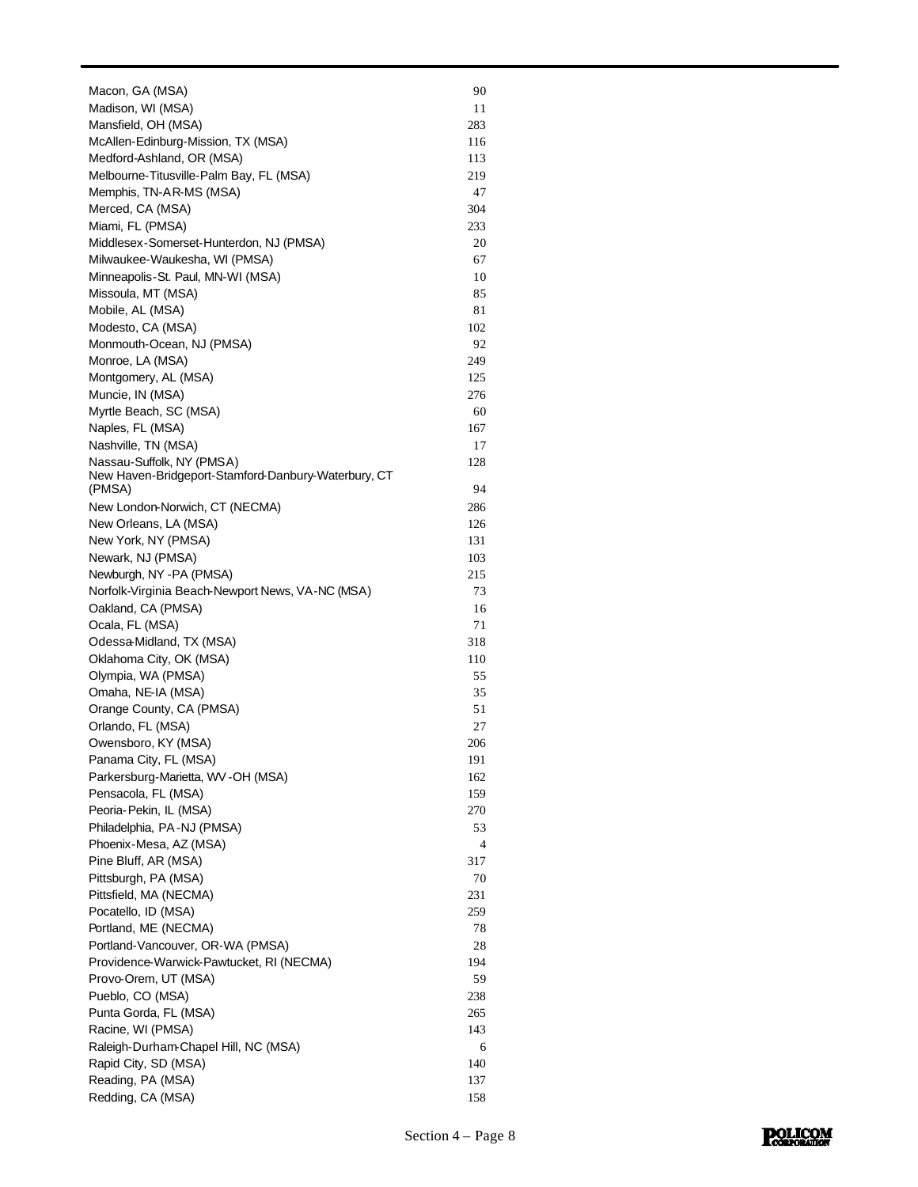| | |
|---|---|
| Macon, GA (MSA) | 90 |
| Madison, WI (MSA) | 11 |
| Mansfield, OH (MSA) | 283 |
| McAllen-Edinburg-Mission, TX (MSA) | 116 |
| Medford-Ashland, OR (MSA) | 113 |
| Melbourne-Titusville-Palm Bay, FL (MSA) | 219 |
| Memphis, TN-AR-MS (MSA) | 47 |
| Merced, CA (MSA) | 304 |
| Miami, FL (PMSA) | 233 |
| Middlesex-Somerset-Hunterdon, NJ (PMSA) | 20 |
| Milwaukee-Waukesha, WI (PMSA) | 67 |
| Minneapolis-St. Paul, MN-WI (MSA) | 10 |
| Missoula, MT (MSA) | 85 |
| Mobile, AL (MSA) | 81 |
| Modesto, CA (MSA) | 102 |
| Monmouth-Ocean, NJ (PMSA) | 92 |
| Monroe, LA (MSA) | 249 |
| Montgomery, AL (MSA) | 125 |
| Muncie, IN (MSA) | 276 |
| Myrtle Beach, SC (MSA) | 60 |
| Naples, FL (MSA) | 167 |
| Nashville, TN (MSA) | 17 |
| Nassau-Suffolk, NY (PMSA) | 128 |
| New Haven-Bridgeport-Stamford-Danbury-Waterbury, CT (PMSA) | 94 |
| New London-Norwich, CT (NECMA) | 286 |
| New Orleans, LA (MSA) | 126 |
| New York, NY (PMSA) | 131 |
| Newark, NJ (PMSA) | 103 |
| Newburgh, NY-PA (PMSA) | 215 |
| Norfolk-Virginia Beach-Newport News, VA-NC (MSA) | 73 |
| Oakland, CA (PMSA) | 16 |
| Ocala, FL (MSA) | 71 |
| Odessa-Midland, TX (MSA) | 318 |
| Oklahoma City, OK (MSA) | 110 |
| Olympia, WA (PMSA) | 55 |
| Omaha, NE-IA (MSA) | 35 |
| Orange County, CA (PMSA) | 51 |
| Orlando, FL (MSA) | 27 |
| Owensboro, KY (MSA) | 206 |
| Panama City, FL (MSA) | 191 |
| Parkersburg-Marietta, WV-OH (MSA) | 162 |
| Pensacola, FL (MSA) | 159 |
| Peoria-Pekin, IL (MSA) | 270 |
| Philadelphia, PA-NJ (PMSA) | 53 |
| Phoenix-Mesa, AZ (MSA) | 4 |
| Pine Bluff, AR (MSA) | 317 |
| Pittsburgh, PA (MSA) | 70 |
| Pittsfield, MA (NECMA) | 231 |
| Pocatello, ID (MSA) | 259 |
| Portland, ME (NECMA) | 78 |
| Portland-Vancouver, OR-WA (PMSA) | 28 |
| Providence-Warwick-Pawtucket, RI (NECMA) | 194 |
| Provo-Orem, UT (MSA) | 59 |
| Pueblo, CO (MSA) | 238 |
| Punta Gorda, FL (MSA) | 265 |
| Racine, WI (PMSA) | 143 |
| Raleigh-Durham-Chapel Hill, NC (MSA) | 6 |
| Rapid City, SD (MSA) | 140 |
| Reading, PA (MSA) | 137 |
| Redding, CA (MSA) | 158 |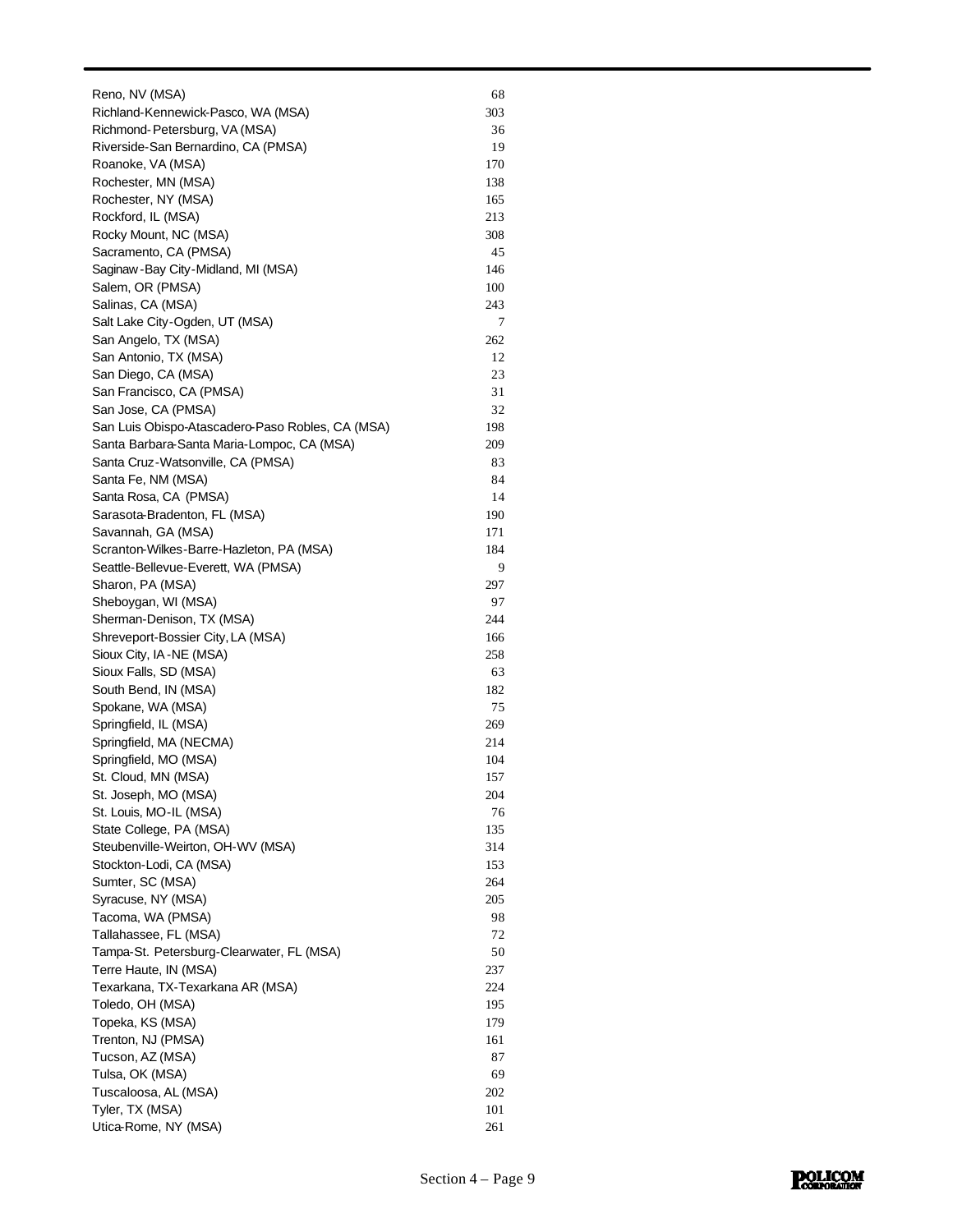| | |
|---|---|
| Reno, NV (MSA) | 68 |
| Richland-Kennewick-Pasco, WA (MSA) | 303 |
| Richmond-Petersburg, VA (MSA) | 36 |
| Riverside-San Bernardino, CA (PMSA) | 19 |
| Roanoke, VA (MSA) | 170 |
| Rochester, MN (MSA) | 138 |
| Rochester, NY (MSA) | 165 |
| Rockford, IL (MSA) | 213 |
| Rocky Mount, NC (MSA) | 308 |
| Sacramento, CA (PMSA) | 45 |
| Saginaw-Bay City-Midland, MI (MSA) | 146 |
| Salem, OR (PMSA) | 100 |
| Salinas, CA (MSA) | 243 |
| Salt Lake City-Ogden, UT (MSA) | 7 |
| San Angelo, TX (MSA) | 262 |
| San Antonio, TX (MSA) | 12 |
| San Diego, CA (MSA) | 23 |
| San Francisco, CA (PMSA) | 31 |
| San Jose, CA (PMSA) | 32 |
| San Luis Obispo-Atascadero-Paso Robles, CA (MSA) | 198 |
| Santa Barbara-Santa Maria-Lompoc, CA (MSA) | 209 |
| Santa Cruz-Watsonville, CA (PMSA) | 83 |
| Santa Fe, NM (MSA) | 84 |
| Santa Rosa, CA (PMSA) | 14 |
| Sarasota-Bradenton, FL (MSA) | 190 |
| Savannah, GA (MSA) | 171 |
| Scranton-Wilkes-Barre-Hazleton, PA (MSA) | 184 |
| Seattle-Bellevue-Everett, WA (PMSA) | 9 |
| Sharon, PA (MSA) | 297 |
| Sheboygan, WI (MSA) | 97 |
| Sherman-Denison, TX (MSA) | 244 |
| Shreveport-Bossier City, LA (MSA) | 166 |
| Sioux City, IA-NE (MSA) | 258 |
| Sioux Falls, SD (MSA) | 63 |
| South Bend, IN (MSA) | 182 |
| Spokane, WA (MSA) | 75 |
| Springfield, IL (MSA) | 269 |
| Springfield, MA (NECMA) | 214 |
| Springfield, MO (MSA) | 104 |
| St. Cloud, MN (MSA) | 157 |
| St. Joseph, MO (MSA) | 204 |
| St. Louis, MO-IL (MSA) | 76 |
| State College, PA (MSA) | 135 |
| Steubenville-Weirton, OH-WV (MSA) | 314 |
| Stockton-Lodi, CA (MSA) | 153 |
| Sumter, SC (MSA) | 264 |
| Syracuse, NY (MSA) | 205 |
| Tacoma, WA (PMSA) | 98 |
| Tallahassee, FL (MSA) | 72 |
| Tampa-St. Petersburg-Clearwater, FL (MSA) | 50 |
| Terre Haute, IN (MSA) | 237 |
| Texarkana, TX-Texarkana AR (MSA) | 224 |
| Toledo, OH (MSA) | 195 |
| Topeka, KS (MSA) | 179 |
| Trenton, NJ (PMSA) | 161 |
| Tucson, AZ (MSA) | 87 |
| Tulsa, OK (MSA) | 69 |
| Tuscaloosa, AL (MSA) | 202 |
| Tyler, TX (MSA) | 101 |
| Utica-Rome, NY (MSA) | 261 |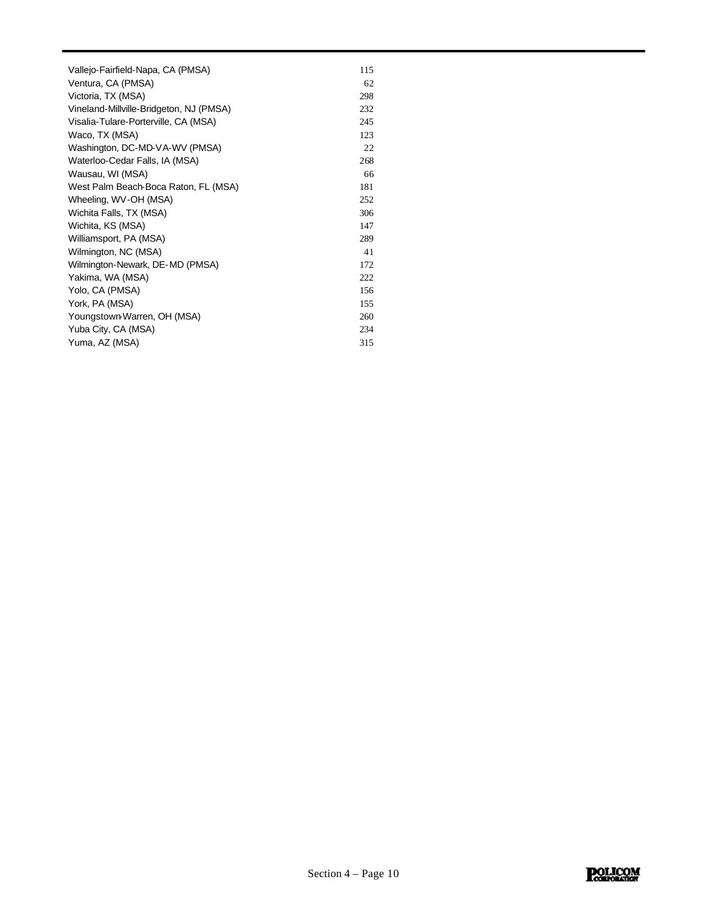| | |
|---|---|
| Vallejo-Fairfield-Napa, CA (PMSA) | 115 |
| Ventura, CA (PMSA) | 62 |
| Victoria, TX (MSA) | 298 |
| Vineland-Millville-Bridgeton, NJ (PMSA) | 232 |
| Visalia-Tulare-Porterville, CA (MSA) | 245 |
| Waco, TX (MSA) | 123 |
| Washington, DC-MD-VA-WV (PMSA) | 22 |
| Waterloo-Cedar Falls, IA (MSA) | 268 |
| Wausau, WI (MSA) | 66 |
| West Palm Beach-Boca Raton, FL (MSA) | 181 |
| Wheeling, WV-OH (MSA) | 252 |
| Wichita Falls, TX (MSA) | 306 |
| Wichita, KS (MSA) | 147 |
| Williamsport, PA (MSA) | 289 |
| Wilmington, NC (MSA) | 41 |
| Wilmington-Newark, DE-MD (PMSA) | 172 |
| Yakima, WA (MSA) | 222 |
| Yolo, CA (PMSA) | 156 |
| York, PA (MSA) | 155 |
| Youngstown-Warren, OH (MSA) | 260 |
| Yuba City, CA (MSA) | 234 |
| Yuma, AZ (MSA) | 315 |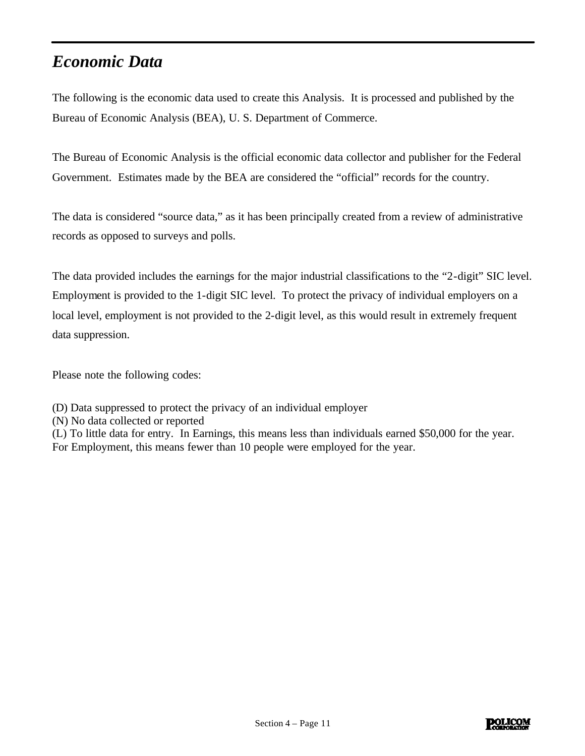## *Economic Data*

The following is the economic data used to create this Analysis. It is processed and published by the Bureau of Economic Analysis (BEA), U. S. Department of Commerce.

The Bureau of Economic Analysis is the official economic data collector and publisher for the Federal Government. Estimates made by the BEA are considered the "official" records for the country.

The data is considered "source data," as it has been principally created from a review of administrative records as opposed to surveys and polls.

The data provided includes the earnings for the major industrial classifications to the "2-digit" SIC level. Employment is provided to the 1-digit SIC level. To protect the privacy of individual employers on a local level, employment is not provided to the 2-digit level, as this would result in extremely frequent data suppression.

Please note the following codes:

(D) Data suppressed to protect the privacy of an individual employer
(N) No data collected or reported
(L) To little data for entry. In Earnings, this means less than individuals earned $50,000 for the year. For Employment, this means fewer than 10 people were employed for the year.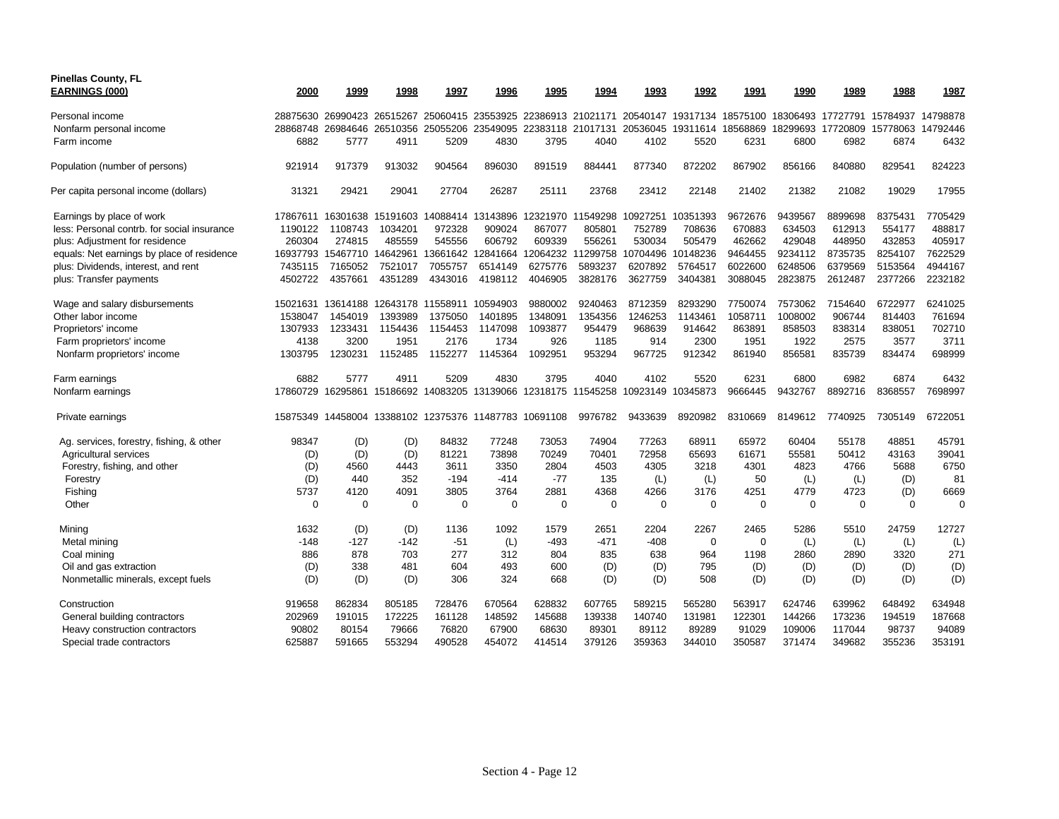**Pinellas County, FL**

| EARNINGS (000) | 2000 | 1999 | 1998 | 1997 | 1996 | 1995 | 1994 | 1993 | 1992 | 1991 | 1990 | 1989 | 1988 | 1987 |
|---|---|---|---|---|---|---|---|---|---|---|---|---|---|---|
| Personal income | 28875630 | 26990423 | 26515267 | 25060415 | 23553925 | 22386913 | 21021171 | 20540147 | 19317134 | 18575100 | 18306493 | 17727791 | 15784937 | 14798878 |
| Nonfarm personal income | 28868748 | 26984646 | 26510356 | 25055206 | 23549095 | 22383118 | 21017131 | 20536045 | 19311614 | 18568869 | 18299693 | 17720809 | 15778063 | 14792446 |
| Farm income | 6882 | 5777 | 4911 | 5209 | 4830 | 3795 | 4040 | 4102 | 5520 | 6231 | 6800 | 6982 | 6874 | 6432 |
| | | | | | | | | | | | | | | |
| Population (number of persons) | 921914 | 917379 | 913032 | 904564 | 896030 | 891519 | 884441 | 877340 | 872202 | 867902 | 856166 | 840880 | 829541 | 824223 |
| | | | | | | | | | | | | | | |
| Per capita personal income (dollars) | 31321 | 29421 | 29041 | 27704 | 26287 | 25111 | 23768 | 23412 | 22148 | 21402 | 21382 | 21082 | 19029 | 17955 |
| | | | | | | | | | | | | | | |
| Earnings by place of work | 17867611 | 16301638 | 15191603 | 14088414 | 13143896 | 12321970 | 11549298 | 10927251 | 10351393 | 9672676 | 9439567 | 8899698 | 8375431 | 7705429 |
| less: Personal contrb. for social insurance | 1190122 | 1108743 | 1034201 | 972328 | 909024 | 867077 | 805801 | 752789 | 708636 | 670883 | 634503 | 612913 | 554177 | 488817 |
| plus: Adjustment for residence | 260304 | 274815 | 485559 | 545556 | 606792 | 609339 | 556261 | 530034 | 505479 | 462662 | 429048 | 448950 | 432853 | 405917 |
| equals: Net earnings by place of residence | 16937793 | 15467710 | 14642961 | 13661642 | 12841664 | 12064232 | 11299758 | 10704496 | 10148236 | 9464455 | 9234112 | 8735735 | 8254107 | 7622529 |
| plus: Dividends, interest, and rent | 7435115 | 7165052 | 7521017 | 7055757 | 6514149 | 6275776 | 5893237 | 6207892 | 5764517 | 6022600 | 6248506 | 6379569 | 5153564 | 4944167 |
| plus: Transfer payments | 4502722 | 4357661 | 4351289 | 4343016 | 4198112 | 4046905 | 3828176 | 3627759 | 3404381 | 3088045 | 2823875 | 2612487 | 2377266 | 2232182 |
| | | | | | | | | | | | | | | |
| Wage and salary disbursements | 15021631 | 13614188 | 12643178 | 11558911 | 10594903 | 9880002 | 9240463 | 8712359 | 8293290 | 7750074 | 7573062 | 7154640 | 6722977 | 6241025 |
| Other labor income | 1538047 | 1454019 | 1393989 | 1375050 | 1401895 | 1348091 | 1354356 | 1246253 | 1143461 | 1058711 | 1008002 | 906744 | 814403 | 761694 |
| Proprietors' income | 1307933 | 1233431 | 1154436 | 1154453 | 1147098 | 1093877 | 954479 | 968639 | 914642 | 863891 | 858503 | 838314 | 838051 | 702710 |
| Farm proprietors' income | 4138 | 3200 | 1951 | 2176 | 1734 | 926 | 1185 | 914 | 2300 | 1951 | 1922 | 2575 | 3577 | 3711 |
| Nonfarm proprietors' income | 1303795 | 1230231 | 1152485 | 1152277 | 1145364 | 1092951 | 953294 | 967725 | 912342 | 861940 | 856581 | 835739 | 834474 | 698999 |
| | | | | | | | | | | | | | | |
| Farm earnings | 6882 | 5777 | 4911 | 5209 | 4830 | 3795 | 4040 | 4102 | 5520 | 6231 | 6800 | 6982 | 6874 | 6432 |
| Nonfarm earnings | 17860729 | 16295861 | 15186692 | 14083205 | 13139066 | 12318175 | 11545258 | 10923149 | 10345873 | 9666445 | 9432767 | 8892716 | 8368557 | 7698997 |
| | | | | | | | | | | | | | | |
| Private earnings | 15875349 | 14458004 | 13388102 | 12375376 | 11487783 | 10691108 | 9976782 | 9433639 | 8920982 | 8310669 | 8149612 | 7740925 | 7305149 | 6722051 |
| | | | | | | | | | | | | | | |
| Ag. services, forestry, fishing, & other | 98347 | (D) | (D) | 84832 | 77248 | 73053 | 74904 | 77263 | 68911 | 65972 | 60404 | 55178 | 48851 | 45791 |
| Agricultural services | (D) | (D) | (D) | 81221 | 73898 | 70249 | 70401 | 72958 | 65693 | 61671 | 55581 | 50412 | 43163 | 39041 |
| Forestry, fishing, and other | (D) | 4560 | 4443 | 3611 | 3350 | 2804 | 4503 | 4305 | 3218 | 4301 | 4823 | 4766 | 5688 | 6750 |
| Forestry | (D) | 440 | 352 | -194 | -414 | -77 | 135 | (L) | (L) | 50 | (L) | (L) | (D) | 81 |
| Fishing | 5737 | 4120 | 4091 | 3805 | 3764 | 2881 | 4368 | 4266 | 3176 | 4251 | 4779 | 4723 | (D) | 6669 |
| Other | 0 | 0 | 0 | 0 | 0 | 0 | 0 | 0 | 0 | 0 | 0 | 0 | 0 | 0 |
| | | | | | | | | | | | | | | |
| Mining | 1632 | (D) | (D) | 1136 | 1092 | 1579 | 2651 | 2204 | 2267 | 2465 | 5286 | 5510 | 24759 | 12727 |
| Metal mining | -148 | -127 | -142 | -51 | (L) | -493 | -471 | -408 | 0 | 0 | (L) | (L) | (L) | (L) |
| Coal mining | 886 | 878 | 703 | 277 | 312 | 804 | 835 | 638 | 964 | 1198 | 2860 | 2890 | 3320 | 271 |
| Oil and gas extraction | (D) | 338 | 481 | 604 | 493 | 600 | (D) | (D) | 795 | (D) | (D) | (D) | (D) | (D) |
| Nonmetallic minerals, except fuels | (D) | (D) | (D) | 306 | 324 | 668 | (D) | (D) | 508 | (D) | (D) | (D) | (D) | (D) |
| | | | | | | | | | | | | | | |
| Construction | 919658 | 862834 | 805185 | 728476 | 670564 | 628832 | 607765 | 589215 | 565280 | 563917 | 624746 | 639962 | 648492 | 634948 |
| General building contractors | 202969 | 191015 | 172225 | 161128 | 148592 | 145688 | 139338 | 140740 | 131981 | 122301 | 144266 | 173236 | 194519 | 187668 |
| Heavy construction contractors | 90802 | 80154 | 79666 | 76820 | 67900 | 68630 | 89301 | 89112 | 89289 | 91029 | 109006 | 117044 | 98737 | 94089 |
| Special trade contractors | 625887 | 591665 | 553294 | 490528 | 454072 | 414514 | 379126 | 359363 | 344010 | 350587 | 371474 | 349682 | 355236 | 353191 |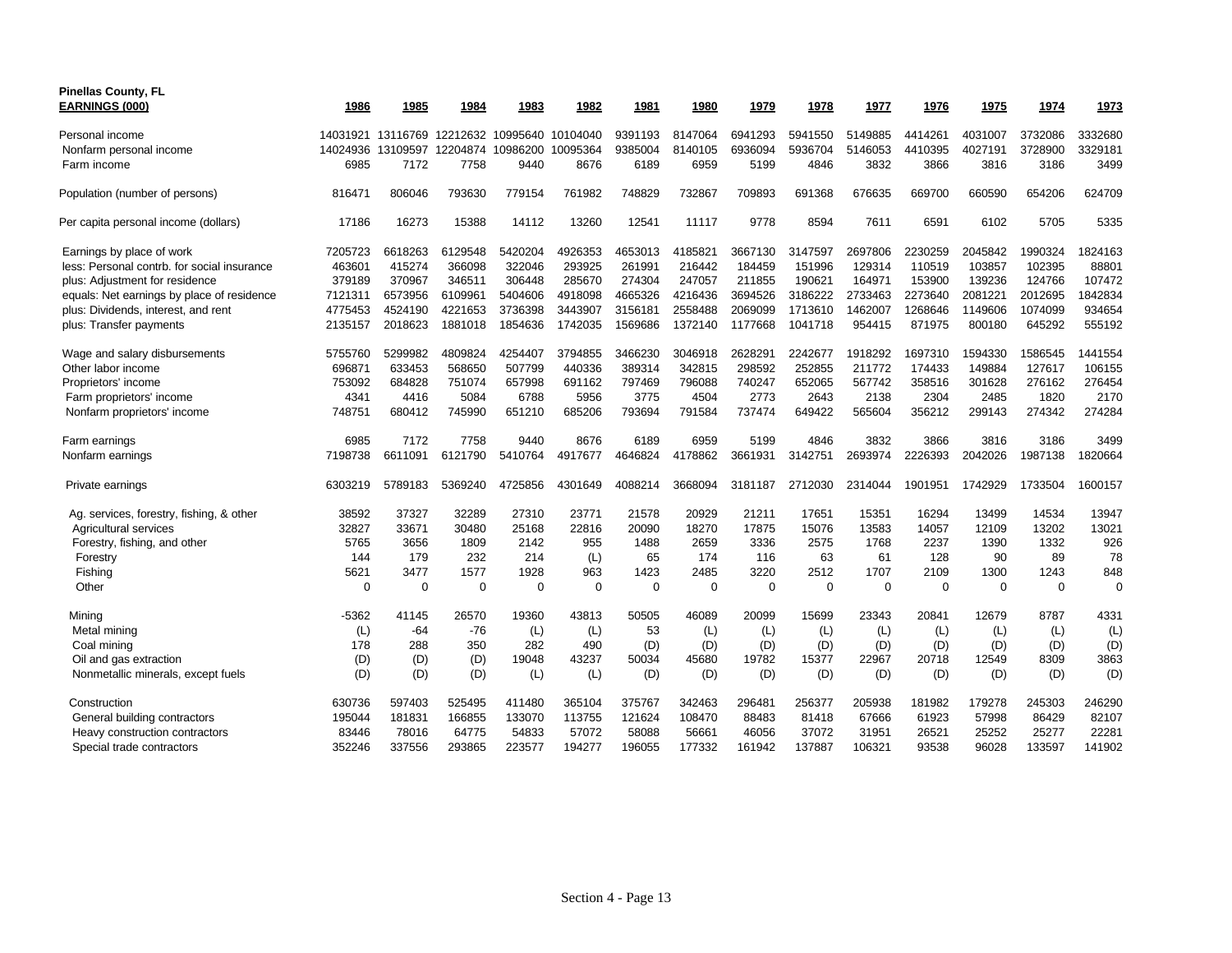**Pinellas County, FL**

| EARNINGS (000) | 1986 | 1985 | 1984 | 1983 | 1982 | 1981 | 1980 | 1979 | 1978 | 1977 | 1976 | 1975 | 1974 | 1973 |
|---|---|---|---|---|---|---|---|---|---|---|---|---|---|---|
| Personal income | 14031921 | 13116769 | 12212632 | 10995640 | 10104040 | 9391193 | 8147064 | 6941293 | 5941550 | 5149885 | 4414261 | 4031007 | 3732086 | 3332680 |
| Nonfarm personal income | 14024936 | 13109597 | 12204874 | 10986200 | 10095364 | 9385004 | 8140105 | 6936094 | 5936704 | 5146053 | 4410395 | 4027191 | 3728900 | 3329181 |
| Farm income | 6985 | 7172 | 7758 | 9440 | 8676 | 6189 | 6959 | 5199 | 4846 | 3832 | 3866 | 3816 | 3186 | 3499 |
| Population (number of persons) | 816471 | 806046 | 793630 | 779154 | 761982 | 748829 | 732867 | 709893 | 691368 | 676635 | 669700 | 660590 | 654206 | 624709 |
| Per capita personal income (dollars) | 17186 | 16273 | 15388 | 14112 | 13260 | 12541 | 11117 | 9778 | 8594 | 7611 | 6591 | 6102 | 5705 | 5335 |
| Earnings by place of work | 7205723 | 6618263 | 6129548 | 5420204 | 4926353 | 4653013 | 4185821 | 3667130 | 3147597 | 2697806 | 2230259 | 2045842 | 1990324 | 1824163 |
| less: Personal contrb. for social insurance | 463601 | 415274 | 366098 | 322046 | 293925 | 261991 | 216442 | 184459 | 151996 | 129314 | 110519 | 103857 | 102395 | 88801 |
| plus: Adjustment for residence | 379189 | 370967 | 346511 | 306448 | 285670 | 274304 | 247057 | 211855 | 190621 | 164971 | 153900 | 139236 | 124766 | 107472 |
| equals: Net earnings by place of residence | 7121311 | 6573956 | 6109961 | 5404606 | 4918098 | 4665326 | 4216436 | 3694526 | 3186222 | 2733463 | 2273640 | 2081221 | 2012695 | 1842834 |
| plus: Dividends, interest, and rent | 4775453 | 4524190 | 4221653 | 3736398 | 3443907 | 3156181 | 2558488 | 2069099 | 1713610 | 1462007 | 1268646 | 1149606 | 1074099 | 934654 |
| plus: Transfer payments | 2135157 | 2018623 | 1881018 | 1854636 | 1742035 | 1569686 | 1372140 | 1177668 | 1041718 | 954415 | 871975 | 800180 | 645292 | 555192 |
| Wage and salary disbursements | 5755760 | 5299982 | 4809824 | 4254407 | 3794855 | 3466230 | 3046918 | 2628291 | 2242677 | 1918292 | 1697310 | 1594330 | 1586545 | 1441554 |
| Other labor income | 696871 | 633453 | 568650 | 507799 | 440336 | 389314 | 342815 | 298592 | 252855 | 211772 | 174433 | 149884 | 127617 | 106155 |
| Proprietors' income | 753092 | 684828 | 751074 | 657998 | 691162 | 797469 | 796088 | 740247 | 652065 | 567742 | 358516 | 301628 | 276162 | 276454 |
| Farm proprietors' income | 4341 | 4416 | 5084 | 6788 | 5956 | 3775 | 4504 | 2773 | 2643 | 2138 | 2304 | 2485 | 1820 | 2170 |
| Nonfarm proprietors' income | 748751 | 680412 | 745990 | 651210 | 685206 | 793694 | 791584 | 737474 | 649422 | 565604 | 356212 | 299143 | 274342 | 274284 |
| Farm earnings | 6985 | 7172 | 7758 | 9440 | 8676 | 6189 | 6959 | 5199 | 4846 | 3832 | 3866 | 3816 | 3186 | 3499 |
| Nonfarm earnings | 7198738 | 6611091 | 6121790 | 5410764 | 4917677 | 4646824 | 4178862 | 3661931 | 3142751 | 2693974 | 2226393 | 2042026 | 1987138 | 1820664 |
| Private earnings | 6303219 | 5789183 | 5369240 | 4725856 | 4301649 | 4088214 | 3668094 | 3181187 | 2712030 | 2314044 | 1901951 | 1742929 | 1733504 | 1600157 |
| Ag. services, forestry, fishing, & other | 38592 | 37327 | 32289 | 27310 | 23771 | 21578 | 20929 | 21211 | 17651 | 15351 | 16294 | 13499 | 14534 | 13947 |
| Agricultural services | 32827 | 33671 | 30480 | 25168 | 22816 | 20090 | 18270 | 17875 | 15076 | 13583 | 14057 | 12109 | 13202 | 13021 |
| Forestry, fishing, and other | 5765 | 3656 | 1809 | 2142 | 955 | 1488 | 2659 | 3336 | 2575 | 1768 | 2237 | 1390 | 1332 | 926 |
| Forestry | 144 | 179 | 232 | 214 | (L) | 65 | 174 | 116 | 63 | 61 | 128 | 90 | 89 | 78 |
| Fishing | 5621 | 3477 | 1577 | 1928 | 963 | 1423 | 2485 | 3220 | 2512 | 1707 | 2109 | 1300 | 1243 | 848 |
| Other | 0 | 0 | 0 | 0 | 0 | 0 | 0 | 0 | 0 | 0 | 0 | 0 | 0 | 0 |
| Mining | -5362 | 41145 | 26570 | 19360 | 43813 | 50505 | 46089 | 20099 | 15699 | 23343 | 20841 | 12679 | 8787 | 4331 |
| Metal mining | (L) | -64 | -76 | (L) | (L) | 53 | (L) | (L) | (L) | (L) | (L) | (L) | (L) | (L) |
| Coal mining | 178 | 288 | 350 | 282 | 490 | (D) | (D) | (D) | (D) | (D) | (D) | (D) | (D) | (D) |
| Oil and gas extraction | (D) | (D) | (D) | 19048 | 43237 | 50034 | 45680 | 19782 | 15377 | 22967 | 20718 | 12549 | 8309 | 3863 |
| Nonmetallic minerals, except fuels | (D) | (D) | (D) | (L) | (L) | (D) | (D) | (D) | (D) | (D) | (D) | (D) | (D) | (D) |
| Construction | 630736 | 597403 | 525495 | 411480 | 365104 | 375767 | 342463 | 296481 | 256377 | 205938 | 181982 | 179278 | 245303 | 246290 |
| General building contractors | 195044 | 181831 | 166855 | 133070 | 113755 | 121624 | 108470 | 88483 | 81418 | 67666 | 61923 | 57998 | 86429 | 82107 |
| Heavy construction contractors | 83446 | 78016 | 64775 | 54833 | 57072 | 58088 | 56661 | 46056 | 37072 | 31951 | 26521 | 25252 | 25277 | 22281 |
| Special trade contractors | 352246 | 337556 | 293865 | 223577 | 194277 | 196055 | 177332 | 161942 | 137887 | 106321 | 93538 | 96028 | 133597 | 141902 |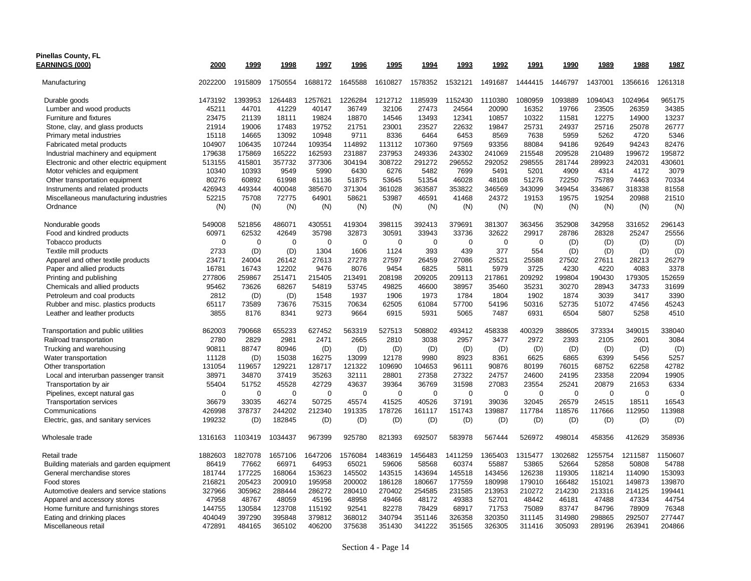**Pinellas County, FL**

| EARNINGS (000) | 2000 | 1999 | 1998 | 1997 | 1996 | 1995 | 1994 | 1993 | 1992 | 1991 | 1990 | 1989 | 1988 | 1987 |
|---|---|---|---|---|---|---|---|---|---|---|---|---|---|---|
| Manufacturing | 2022200 | 1915809 | 1750554 | 1688172 | 1645588 | 1610827 | 1578352 | 1532121 | 1491687 | 1444415 | 1446797 | 1437001 | 1356616 | 1261318 |
| Durable goods | 1473192 | 1393953 | 1264483 | 1257621 | 1226284 | 1212712 | 1185939 | 1152430 | 1110380 | 1080959 | 1093889 | 1094043 | 1024964 | 965175 |
| Lumber and wood products | 45211 | 44701 | 41229 | 40147 | 36749 | 32106 | 27473 | 24564 | 20090 | 16352 | 19766 | 23505 | 26359 | 34385 |
| Furniture and fixtures | 23475 | 21139 | 18111 | 19824 | 18870 | 14546 | 13493 | 12341 | 10857 | 10322 | 11581 | 12275 | 14900 | 13237 |
| Stone, clay, and glass products | 21914 | 19006 | 17483 | 19752 | 21751 | 23001 | 23527 | 22632 | 19847 | 25731 | 24937 | 25716 | 25078 | 26777 |
| Primary metal industries | 15118 | 14665 | 13092 | 10948 | 9711 | 8336 | 6464 | 6453 | 8569 | 7638 | 5959 | 5262 | 4720 | 5346 |
| Fabricated metal products | 104907 | 106435 | 107244 | 109354 | 114892 | 113112 | 107360 | 97569 | 93356 | 88084 | 94186 | 92649 | 94243 | 82476 |
| Industrial machinery and equipment | 179638 | 175869 | 165222 | 162593 | 231887 | 237953 | 249336 | 243302 | 241069 | 215548 | 209528 | 210489 | 199672 | 195872 |
| Electronic and other electric equipment | 513155 | 415801 | 357732 | 377306 | 304194 | 308722 | 291272 | 296552 | 292052 | 298555 | 281744 | 289923 | 242031 | 430601 |
| Motor vehicles and equipment | 10340 | 10393 | 9549 | 5990 | 6430 | 6276 | 5482 | 7699 | 5491 | 5201 | 4909 | 4314 | 4172 | 3079 |
| Other transportation equipment | 80276 | 60892 | 61998 | 61136 | 51875 | 53645 | 51354 | 46028 | 48108 | 51276 | 72250 | 75789 | 74463 | 70334 |
| Instruments and related products | 426943 | 449344 | 400048 | 385670 | 371304 | 361028 | 363587 | 353822 | 346569 | 343099 | 349454 | 334867 | 318338 | 81558 |
| Miscellaneous manufacturing industries | 52215 | 75708 | 72775 | 64901 | 58621 | 53987 | 46591 | 41468 | 24372 | 19153 | 19575 | 19254 | 20988 | 21510 |
| Ordnance | (N) | (N) | (N) | (N) | (N) | (N) | (N) | (N) | (N) | (N) | (N) | (N) | (N) | (N) |
| Nondurable goods | 549008 | 521856 | 486071 | 430551 | 419304 | 398115 | 392413 | 379691 | 381307 | 363456 | 352908 | 342958 | 331652 | 296143 |
| Food and kindred products | 60971 | 62532 | 42649 | 35798 | 32873 | 30591 | 33943 | 33736 | 32622 | 29917 | 28786 | 28328 | 25247 | 25556 |
| Tobacco products | 0 | 0 | 0 | 0 | 0 | 0 | 0 | 0 | 0 | 0 | (D) | (D) | (D) | (D) |
| Textile mill products | 2733 | (D) | (D) | 1304 | 1606 | 1124 | 393 | 439 | 377 | 554 | (D) | (D) | (D) | (D) |
| Apparel and other textile products | 23471 | 24004 | 26142 | 27613 | 27278 | 27597 | 26459 | 27086 | 25521 | 25588 | 27502 | 27611 | 28213 | 26279 |
| Paper and allied products | 16781 | 16743 | 12202 | 9476 | 8076 | 9454 | 6825 | 5811 | 5979 | 3725 | 4230 | 4220 | 4083 | 3378 |
| Printing and publishing | 277806 | 259867 | 251471 | 215405 | 213491 | 208198 | 209205 | 209113 | 217861 | 209292 | 199804 | 190430 | 179305 | 152659 |
| Chemicals and allied products | 95462 | 73626 | 68267 | 54819 | 53745 | 49825 | 46600 | 38957 | 35460 | 35231 | 30270 | 28943 | 34733 | 31699 |
| Petroleum and coal products | 2812 | (D) | (D) | 1548 | 1937 | 1906 | 1973 | 1784 | 1804 | 1902 | 1874 | 3039 | 3417 | 3390 |
| Rubber and misc. plastics products | 65117 | 73589 | 73676 | 75315 | 70634 | 62505 | 61084 | 57700 | 54196 | 50316 | 52735 | 51072 | 47456 | 45243 |
| Leather and leather products | 3855 | 8176 | 8341 | 9273 | 9664 | 6915 | 5931 | 5065 | 7487 | 6931 | 6504 | 5807 | 5258 | 4510 |
| Transportation and public utilities | 862003 | 790668 | 655233 | 627452 | 563319 | 527513 | 508802 | 493412 | 458338 | 400329 | 388605 | 373334 | 349015 | 338040 |
| Railroad transportation | 2780 | 2829 | 2981 | 2471 | 2665 | 2810 | 3038 | 2957 | 3477 | 2972 | 2393 | 2105 | 2601 | 3084 |
| Trucking and warehousing | 90811 | 88747 | 80946 | (D) | (D) | (D) | (D) | (D) | (D) | (D) | (D) | (D) | (D) | (D) |
| Water transportation | 11128 | (D) | 15038 | 16275 | 13099 | 12178 | 9980 | 8923 | 8361 | 6625 | 6865 | 6399 | 5456 | 5257 |
| Other transportation | 131054 | 119657 | 129221 | 128717 | 121322 | 109690 | 104653 | 96111 | 90876 | 80199 | 76015 | 68752 | 62258 | 42782 |
| Local and interurban passenger transit | 38971 | 34870 | 37419 | 35263 | 32111 | 28801 | 27358 | 27322 | 24757 | 24600 | 24195 | 23358 | 22094 | 19905 |
| Transportation by air | 55404 | 51752 | 45528 | 42729 | 43637 | 39364 | 36769 | 31598 | 27083 | 23554 | 25241 | 20879 | 21653 | 6334 |
| Pipelines, except natural gas | 0 | 0 | 0 | 0 | 0 | 0 | 0 | 0 | 0 | 0 | 0 | 0 | 0 | 0 |
| Transportation services | 36679 | 33035 | 46274 | 50725 | 45574 | 41525 | 40526 | 37191 | 39036 | 32045 | 26579 | 24515 | 18511 | 16543 |
| Communications | 426998 | 378737 | 244202 | 212340 | 191335 | 178726 | 161117 | 151743 | 139887 | 117784 | 118576 | 117666 | 112950 | 113988 |
| Electric, gas, and sanitary services | 199232 | (D) | 182845 | (D) | (D) | (D) | (D) | (D) | (D) | (D) | (D) | (D) | (D) | (D) |
| Wholesale trade | 1316163 | 1103419 | 1034437 | 967399 | 925780 | 821393 | 692507 | 583978 | 567444 | 526972 | 498014 | 458356 | 412629 | 358936 |
| Retail trade | 1882603 | 1827078 | 1657106 | 1647206 | 1576084 | 1483619 | 1456483 | 1411259 | 1365403 | 1315477 | 1302682 | 1255754 | 1211587 | 1150607 |
| Building materials and garden equipment | 86419 | 77662 | 66971 | 64953 | 65021 | 59606 | 58568 | 60374 | 55887 | 53865 | 52664 | 52858 | 50808 | 54788 |
| General merchandise stores | 181744 | 177225 | 168064 | 153623 | 145502 | 143515 | 143694 | 145518 | 143456 | 126238 | 119305 | 118214 | 114090 | 153093 |
| Food stores | 216821 | 205423 | 200910 | 195958 | 200002 | 186128 | 180667 | 177559 | 180998 | 179010 | 166482 | 151021 | 149873 | 139870 |
| Automotive dealers and service stations | 327966 | 305962 | 288444 | 286272 | 280410 | 270402 | 254585 | 231585 | 213953 | 210272 | 214230 | 213316 | 214125 | 199441 |
| Apparel and accessory stores | 47958 | 48767 | 48059 | 45196 | 48958 | 49466 | 48172 | 49383 | 52701 | 48442 | 46181 | 47488 | 47334 | 44754 |
| Home furniture and furnishings stores | 144755 | 130584 | 123708 | 115192 | 92541 | 82278 | 78429 | 68917 | 71753 | 75089 | 83747 | 84796 | 78909 | 76348 |
| Eating and drinking places | 404049 | 397290 | 395848 | 379812 | 368012 | 340794 | 351146 | 326358 | 320350 | 311145 | 314980 | 298865 | 292507 | 277447 |
| Miscellaneous retail | 472891 | 484165 | 365102 | 406200 | 375638 | 351430 | 341222 | 351565 | 326305 | 311416 | 305093 | 289196 | 263941 | 204866 |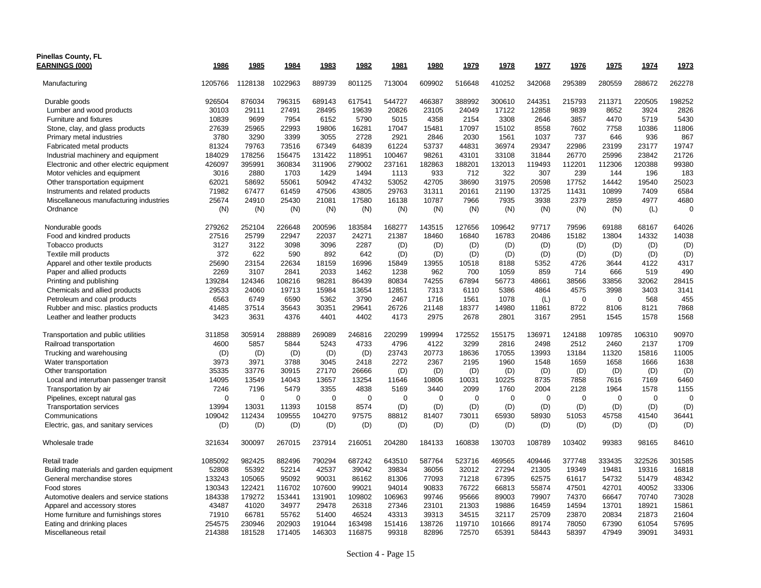**Pinellas County, FL**

| EARNINGS (000) | 1986 | 1985 | 1984 | 1983 | 1982 | 1981 | 1980 | 1979 | 1978 | 1977 | 1976 | 1975 | 1974 | 1973 |
|---|---|---|---|---|---|---|---|---|---|---|---|---|---|---|
| Manufacturing | 1205766 | 1128138 | 1022963 | 889739 | 801125 | 713004 | 609902 | 516648 | 410252 | 342068 | 295389 | 280559 | 288672 | 262278 |
| Durable goods | 926504 | 876034 | 796315 | 689143 | 617541 | 544727 | 466387 | 388992 | 300610 | 244351 | 215793 | 211371 | 220505 | 198252 |
| Lumber and wood products | 30103 | 29111 | 27491 | 28495 | 19639 | 20826 | 23105 | 24049 | 17122 | 12858 | 9839 | 8652 | 3924 | 2826 |
| Furniture and fixtures | 10839 | 9699 | 7954 | 6152 | 5790 | 5015 | 4358 | 2154 | 3308 | 2646 | 3857 | 4470 | 5719 | 5430 |
| Stone, clay, and glass products | 27639 | 25965 | 22993 | 19806 | 16281 | 17047 | 15481 | 17097 | 15102 | 8558 | 7602 | 7758 | 10386 | 11806 |
| Primary metal industries | 3780 | 3290 | 3399 | 3055 | 2728 | 2921 | 2846 | 2030 | 1561 | 1037 | 737 | 646 | 936 | 867 |
| Fabricated metal products | 81324 | 79763 | 73516 | 67349 | 64839 | 61224 | 53737 | 44831 | 36974 | 29347 | 22986 | 23199 | 23177 | 19747 |
| Industrial machinery and equipment | 184029 | 178256 | 156475 | 131422 | 118951 | 100467 | 98261 | 43101 | 33108 | 31844 | 26770 | 25996 | 23842 | 21726 |
| Electronic and other electric equipment | 426097 | 395991 | 360834 | 311906 | 279002 | 237161 | 182863 | 188201 | 132013 | 119493 | 112201 | 112306 | 120388 | 99380 |
| Motor vehicles and equipment | 3016 | 2880 | 1703 | 1429 | 1494 | 1113 | 933 | 712 | 322 | 307 | 239 | 144 | 196 | 183 |
| Other transportation equipment | 62021 | 58692 | 55061 | 50942 | 47432 | 53052 | 42705 | 38690 | 31975 | 20598 | 17752 | 14442 | 19540 | 25023 |
| Instruments and related products | 71982 | 67477 | 61459 | 47506 | 43805 | 29763 | 31311 | 20161 | 21190 | 13725 | 11431 | 10899 | 7409 | 6584 |
| Miscellaneous manufacturing industries | 25674 | 24910 | 25430 | 21081 | 17580 | 16138 | 10787 | 7966 | 7935 | 3938 | 2379 | 2859 | 4977 | 4680 |
| Ordnance | (N) | (N) | (N) | (N) | (N) | (N) | (N) | (N) | (N) | (N) | (N) | (N) | (L) | 0 |
| Nondurable goods | 279262 | 252104 | 226648 | 200596 | 183584 | 168277 | 143515 | 127656 | 109642 | 97717 | 79596 | 69188 | 68167 | 64026 |
| Food and kindred products | 27516 | 25799 | 22947 | 22037 | 24271 | 21387 | 18460 | 16840 | 16783 | 20486 | 15182 | 13804 | 14332 | 14038 |
| Tobacco products | 3127 | 3122 | 3098 | 3096 | 2287 | (D) | (D) | (D) | (D) | (D) | (D) | (D) | (D) | (D) |
| Textile mill products | 372 | 622 | 590 | 892 | 642 | (D) | (D) | (D) | (D) | (D) | (D) | (D) | (D) | (D) |
| Apparel and other textile products | 25690 | 23154 | 22634 | 18159 | 16996 | 15849 | 13955 | 10518 | 8188 | 5352 | 4726 | 3644 | 4122 | 4317 |
| Paper and allied products | 2269 | 3107 | 2841 | 2033 | 1462 | 1238 | 962 | 700 | 1059 | 859 | 714 | 666 | 519 | 490 |
| Printing and publishing | 139284 | 124346 | 108216 | 98281 | 86439 | 80834 | 74255 | 67894 | 56773 | 48661 | 38566 | 33856 | 32062 | 28415 |
| Chemicals and allied products | 29533 | 24060 | 19713 | 15984 | 13654 | 12851 | 7313 | 6110 | 5386 | 4864 | 4575 | 3998 | 3403 | 3141 |
| Petroleum and coal products | 6563 | 6749 | 6590 | 5362 | 3790 | 2467 | 1716 | 1561 | 1078 | (L) | 0 | 0 | 568 | 455 |
| Rubber and misc. plastics products | 41485 | 37514 | 35643 | 30351 | 29641 | 26726 | 21148 | 18377 | 14980 | 11861 | 8722 | 8106 | 8121 | 7868 |
| Leather and leather products | 3423 | 3631 | 4376 | 4401 | 4402 | 4173 | 2975 | 2678 | 2801 | 3167 | 2951 | 1545 | 1578 | 1568 |
| Transportation and public utilities | 311858 | 305914 | 288889 | 269089 | 246816 | 220299 | 199994 | 172552 | 155175 | 136971 | 124188 | 109785 | 106310 | 90970 |
| Railroad transportation | 4600 | 5857 | 5844 | 5243 | 4733 | 4796 | 4122 | 3299 | 2816 | 2498 | 2512 | 2460 | 2137 | 1709 |
| Trucking and warehousing | (D) | (D) | (D) | (D) | (D) | 23743 | 20773 | 18636 | 17055 | 13993 | 13184 | 11320 | 15816 | 11005 |
| Water transportation | 3973 | 3971 | 3788 | 3045 | 2418 | 2272 | 2367 | 2195 | 1960 | 1548 | 1659 | 1658 | 1666 | 1638 |
| Other transportation | 35335 | 33776 | 30915 | 27170 | 26666 | (D) | (D) | (D) | (D) | (D) | (D) | (D) | (D) | (D) |
| Local and interurban passenger transit | 14095 | 13549 | 14043 | 13657 | 13254 | 11646 | 10806 | 10031 | 10225 | 8735 | 7858 | 7616 | 7169 | 6460 |
| Transportation by air | 7246 | 7196 | 5479 | 3355 | 4838 | 5169 | 3440 | 2099 | 1760 | 2004 | 2128 | 1964 | 1578 | 1155 |
| Pipelines, except natural gas | 0 | 0 | 0 | 0 | 0 | 0 | 0 | 0 | 0 | 0 | 0 | 0 | 0 | 0 |
| Transportation services | 13994 | 13031 | 11393 | 10158 | 8574 | (D) | (D) | (D) | (D) | (D) | (D) | (D) | (D) | (D) |
| Communications | 109042 | 112434 | 109555 | 104270 | 97575 | 88812 | 81407 | 73011 | 65930 | 58930 | 51053 | 45758 | 41540 | 36441 |
| Electric, gas, and sanitary services | (D) | (D) | (D) | (D) | (D) | (D) | (D) | (D) | (D) | (D) | (D) | (D) | (D) | (D) |
| Wholesale trade | 321634 | 300097 | 267015 | 237914 | 216051 | 204280 | 184133 | 160838 | 130703 | 108789 | 103402 | 99383 | 98165 | 84610 |
| Retail trade | 1085092 | 982425 | 882496 | 790294 | 687242 | 643510 | 587764 | 523716 | 469565 | 409446 | 377748 | 333435 | 322526 | 301585 |
| Building materials and garden equipment | 52808 | 55392 | 52214 | 42537 | 39042 | 39834 | 36056 | 32012 | 27294 | 21305 | 19349 | 19481 | 19316 | 16818 |
| General merchandise stores | 133243 | 105065 | 95092 | 90031 | 86162 | 81306 | 77093 | 71218 | 67395 | 62575 | 61617 | 54732 | 51479 | 48342 |
| Food stores | 130343 | 122421 | 116702 | 107600 | 99021 | 94014 | 90833 | 76722 | 66813 | 55874 | 47501 | 42701 | 40052 | 33306 |
| Automotive dealers and service stations | 184338 | 179272 | 153441 | 131901 | 109802 | 106963 | 99746 | 95666 | 89003 | 79907 | 74370 | 66647 | 70740 | 73028 |
| Apparel and accessory stores | 43487 | 41020 | 34977 | 29478 | 26318 | 27346 | 23101 | 21303 | 19886 | 16459 | 14594 | 13701 | 18921 | 15861 |
| Home furniture and furnishings stores | 71910 | 66781 | 55762 | 51400 | 46524 | 43313 | 39313 | 34515 | 32117 | 25709 | 23870 | 20834 | 21873 | 21604 |
| Eating and drinking places | 254575 | 230946 | 202903 | 191044 | 163498 | 151416 | 138726 | 119710 | 101666 | 89174 | 78050 | 67390 | 61054 | 57695 |
| Miscellaneous retail | 214388 | 181528 | 171405 | 146303 | 116875 | 99318 | 82896 | 72570 | 65391 | 58443 | 58397 | 47949 | 39091 | 34931 |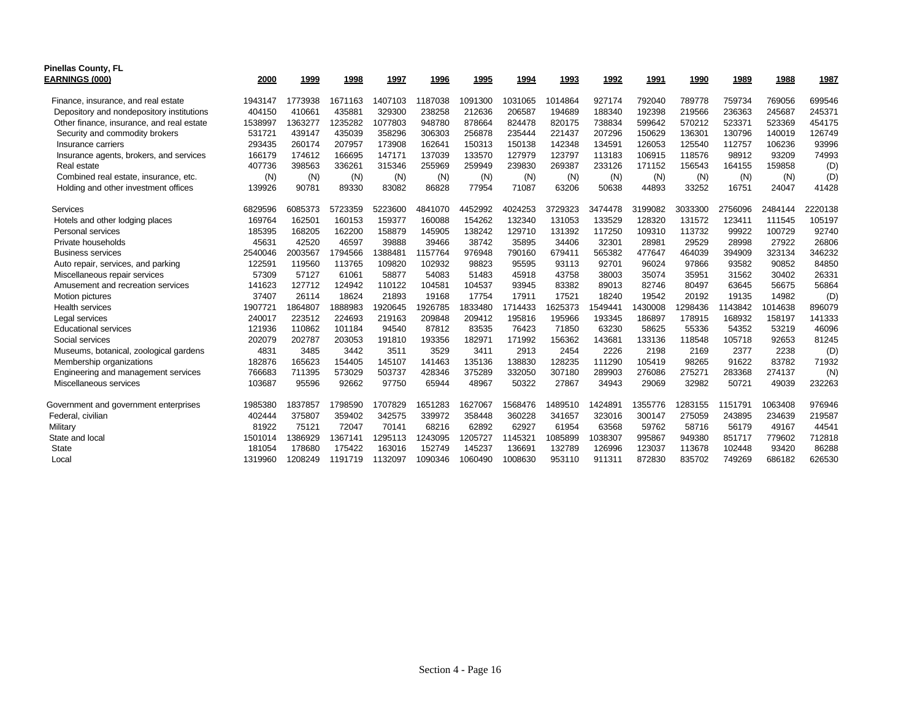**Pinellas County, FL**

| EARNINGS (000) | 2000 | 1999 | 1998 | 1997 | 1996 | 1995 | 1994 | 1993 | 1992 | 1991 | 1990 | 1989 | 1988 | 1987 |
|---|---|---|---|---|---|---|---|---|---|---|---|---|---|---|
| Finance, insurance, and real estate | 1943147 | 1773938 | 1671163 | 1407103 | 1187038 | 1091300 | 1031065 | 1014864 | 927174 | 792040 | 789778 | 759734 | 769056 | 699546 |
| Depository and nondepository institutions | 404150 | 410661 | 435881 | 329300 | 238258 | 212636 | 206587 | 194689 | 188340 | 192398 | 219566 | 236363 | 245687 | 245371 |
| Other finance, insurance, and real estate | 1538997 | 1363277 | 1235282 | 1077803 | 948780 | 878664 | 824478 | 820175 | 738834 | 599642 | 570212 | 523371 | 523369 | 454175 |
| Security and commodity brokers | 531721 | 439147 | 435039 | 358296 | 306303 | 256878 | 235444 | 221437 | 207296 | 150629 | 136301 | 130796 | 140019 | 126749 |
| Insurance carriers | 293435 | 260174 | 207957 | 173908 | 162641 | 150313 | 150138 | 142348 | 134591 | 126053 | 125540 | 112757 | 106236 | 93996 |
| Insurance agents, brokers, and services | 166179 | 174612 | 166695 | 147171 | 137039 | 133570 | 127979 | 123797 | 113183 | 106915 | 118576 | 98912 | 93209 | 74993 |
| Real estate | 407736 | 398563 | 336261 | 315346 | 255969 | 259949 | 239830 | 269387 | 233126 | 171152 | 156543 | 164155 | 159858 | (D) |
| Combined real estate, insurance, etc. | (N) | (N) | (N) | (N) | (N) | (N) | (N) | (N) | (N) | (N) | (N) | (N) | (N) | (D) |
| Holding and other investment offices | 139926 | 90781 | 89330 | 83082 | 86828 | 77954 | 71087 | 63206 | 50638 | 44893 | 33252 | 16751 | 24047 | 41428 |
| Services | 6829596 | 6085373 | 5723359 | 5223600 | 4841070 | 4452992 | 4024253 | 3729323 | 3474478 | 3199082 | 3033300 | 2756096 | 2484144 | 2220138 |
| Hotels and other lodging places | 169764 | 162501 | 160153 | 159377 | 160088 | 154262 | 132340 | 131053 | 133529 | 128320 | 131572 | 123411 | 111545 | 105197 |
| Personal services | 185395 | 168205 | 162200 | 158879 | 145905 | 138242 | 129710 | 131392 | 117250 | 109310 | 113732 | 99922 | 100729 | 92740 |
| Private households | 45631 | 42520 | 46597 | 39888 | 39466 | 38742 | 35895 | 34406 | 32301 | 28981 | 29529 | 28998 | 27922 | 26806 |
| Business services | 2540046 | 2003567 | 1794566 | 1388481 | 1157764 | 976948 | 790160 | 679411 | 565382 | 477647 | 464039 | 394909 | 323134 | 346232 |
| Auto repair, services, and parking | 122591 | 119560 | 113765 | 109820 | 102932 | 98823 | 95595 | 93113 | 92701 | 96024 | 97866 | 93582 | 90852 | 84850 |
| Miscellaneous repair services | 57309 | 57127 | 61061 | 58877 | 54083 | 51483 | 45918 | 43758 | 38003 | 35074 | 35951 | 31562 | 30402 | 26331 |
| Amusement and recreation services | 141623 | 127712 | 124942 | 110122 | 104581 | 104537 | 93945 | 83382 | 89013 | 82746 | 80497 | 63645 | 56675 | 56864 |
| Motion pictures | 37407 | 26114 | 18624 | 21893 | 19168 | 17754 | 17911 | 17521 | 18240 | 19542 | 20192 | 19135 | 14982 | (D) |
| Health services | 1907721 | 1864807 | 1888983 | 1920645 | 1926785 | 1833480 | 1714433 | 1625373 | 1549441 | 1430008 | 1298436 | 1143842 | 1014638 | 896079 |
| Legal services | 240017 | 223512 | 224693 | 219163 | 209848 | 209412 | 195816 | 195966 | 193345 | 186897 | 178915 | 168932 | 158197 | 141333 |
| Educational services | 121936 | 110862 | 101184 | 94540 | 87812 | 83535 | 76423 | 71850 | 63230 | 58625 | 55336 | 54352 | 53219 | 46096 |
| Social services | 202079 | 202787 | 203053 | 191810 | 193356 | 182971 | 171992 | 156362 | 143681 | 133136 | 118548 | 105718 | 92653 | 81245 |
| Museums, botanical, zoological gardens | 4831 | 3485 | 3442 | 3511 | 3529 | 3411 | 2913 | 2454 | 2226 | 2198 | 2169 | 2377 | 2238 | (D) |
| Membership organizations | 182876 | 165623 | 154405 | 145107 | 141463 | 135136 | 138830 | 128235 | 111290 | 105419 | 98265 | 91622 | 83782 | 71932 |
| Engineering and management services | 766683 | 711395 | 573029 | 503737 | 428346 | 375289 | 332050 | 307180 | 289903 | 276086 | 275271 | 283368 | 274137 | (N) |
| Miscellaneous services | 103687 | 95596 | 92662 | 97750 | 65944 | 48967 | 50322 | 27867 | 34943 | 29069 | 32982 | 50721 | 49039 | 232263 |
| Government and government enterprises | 1985380 | 1837857 | 1798590 | 1707829 | 1651283 | 1627067 | 1568476 | 1489510 | 1424891 | 1355776 | 1283155 | 1151791 | 1063408 | 976946 |
| Federal, civilian | 402444 | 375807 | 359402 | 342575 | 339972 | 358448 | 360228 | 341657 | 323016 | 300147 | 275059 | 243895 | 234639 | 219587 |
| Military | 81922 | 75121 | 72047 | 70141 | 68216 | 62892 | 62927 | 61954 | 63568 | 59762 | 58716 | 56179 | 49167 | 44541 |
| State and local | 1501014 | 1386929 | 1367141 | 1295113 | 1243095 | 1205727 | 1145321 | 1085899 | 1038307 | 995867 | 949380 | 851717 | 779602 | 712818 |
| State | 181054 | 178680 | 175422 | 163016 | 152749 | 145237 | 136691 | 132789 | 126996 | 123037 | 113678 | 102448 | 93420 | 86288 |
| Local | 1319960 | 1208249 | 1191719 | 1132097 | 1090346 | 1060490 | 1008630 | 953110 | 911311 | 872830 | 835702 | 749269 | 686182 | 626530 |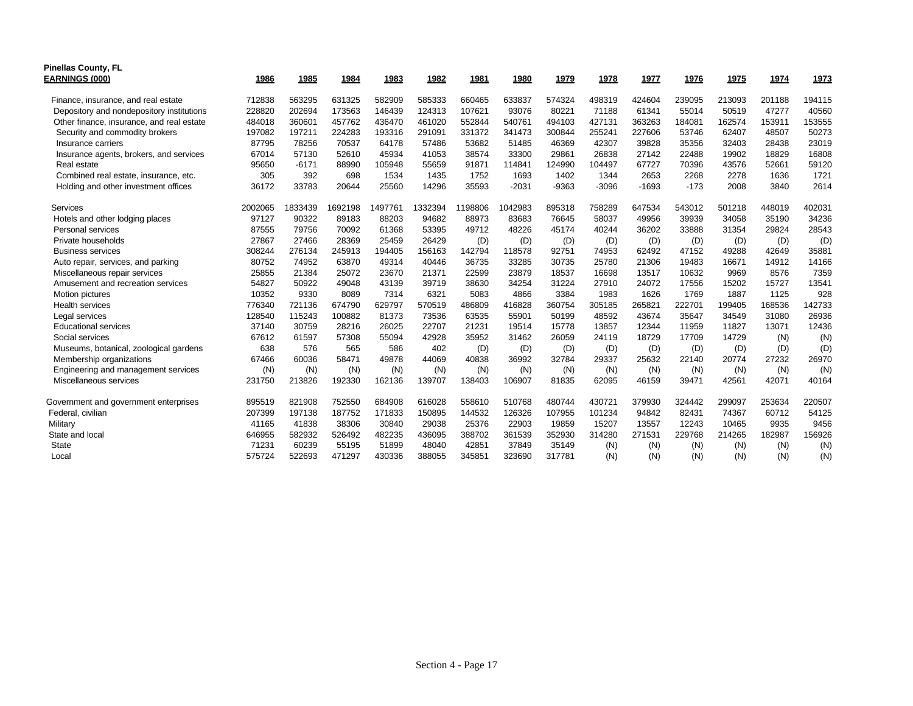**Pinellas County, FL**

| EARNINGS (000) | 1986 | 1985 | 1984 | 1983 | 1982 | 1981 | 1980 | 1979 | 1978 | 1977 | 1976 | 1975 | 1974 | 1973 |
|---|---|---|---|---|---|---|---|---|---|---|---|---|---|---|
| Finance, insurance, and real estate | 712838 | 563295 | 631325 | 582909 | 585333 | 660465 | 633837 | 574324 | 498319 | 424604 | 239095 | 213093 | 201188 | 194115 |
| Depository and nondepository institutions | 228820 | 202694 | 173563 | 146439 | 124313 | 107621 | 93076 | 80221 | 71188 | 61341 | 55014 | 50519 | 47277 | 40560 |
| Other finance, insurance, and real estate | 484018 | 360601 | 457762 | 436470 | 461020 | 552844 | 540761 | 494103 | 427131 | 363263 | 184081 | 162574 | 153911 | 153555 |
| Security and commodity brokers | 197082 | 197211 | 224283 | 193316 | 291091 | 331372 | 341473 | 300844 | 255241 | 227606 | 53746 | 62407 | 48507 | 50273 |
| Insurance carriers | 87795 | 78256 | 70537 | 64178 | 57486 | 53682 | 51485 | 46369 | 42307 | 39828 | 35356 | 32403 | 28438 | 23019 |
| Insurance agents, brokers, and services | 67014 | 57130 | 52610 | 45934 | 41053 | 38574 | 33300 | 29861 | 26838 | 27142 | 22488 | 19902 | 18829 | 16808 |
| Real estate | 95650 | -6171 | 88990 | 105948 | 55659 | 91871 | 114841 | 124990 | 104497 | 67727 | 70396 | 43576 | 52661 | 59120 |
| Combined real estate, insurance, etc. | 305 | 392 | 698 | 1534 | 1435 | 1752 | 1693 | 1402 | 1344 | 2653 | 2268 | 2278 | 1636 | 1721 |
| Holding and other investment offices | 36172 | 33783 | 20644 | 25560 | 14296 | 35593 | -2031 | -9363 | -3096 | -1693 | -173 | 2008 | 3840 | 2614 |
| | | | | | | | | | | | | | | |
| Services | 2002065 | 1833439 | 1692198 | 1497761 | 1332394 | 1198806 | 1042983 | 895318 | 758289 | 647534 | 543012 | 501218 | 448019 | 402031 |
| Hotels and other lodging places | 97127 | 90322 | 89183 | 88203 | 94682 | 88973 | 83683 | 76645 | 58037 | 49956 | 39939 | 34058 | 35190 | 34236 |
| Personal services | 87555 | 79756 | 70092 | 61368 | 53395 | 49712 | 48226 | 45174 | 40244 | 36202 | 33888 | 31354 | 29824 | 28543 |
| Private households | 27867 | 27466 | 28369 | 25459 | 26429 | (D) | (D) | (D) | (D) | (D) | (D) | (D) | (D) | (D) |
| Business services | 308244 | 276134 | 245913 | 194405 | 156163 | 142794 | 118578 | 92751 | 74953 | 62492 | 47152 | 49288 | 42649 | 35881 |
| Auto repair, services, and parking | 80752 | 74952 | 63870 | 49314 | 40446 | 36735 | 33285 | 30735 | 25780 | 21306 | 19483 | 16671 | 14912 | 14166 |
| Miscellaneous repair services | 25855 | 21384 | 25072 | 23670 | 21371 | 22599 | 23879 | 18537 | 16698 | 13517 | 10632 | 9969 | 8576 | 7359 |
| Amusement and recreation services | 54827 | 50922 | 49048 | 43139 | 39719 | 38630 | 34254 | 31224 | 27910 | 24072 | 17556 | 15202 | 15727 | 13541 |
| Motion pictures | 10352 | 9330 | 8089 | 7314 | 6321 | 5083 | 4866 | 3384 | 1983 | 1626 | 1769 | 1887 | 1125 | 928 |
| Health services | 776340 | 721136 | 674790 | 629797 | 570519 | 486809 | 416828 | 360754 | 305185 | 265821 | 222701 | 199405 | 168536 | 142733 |
| Legal services | 128540 | 115243 | 100882 | 81373 | 73536 | 63535 | 55901 | 50199 | 48592 | 43674 | 35647 | 34549 | 31080 | 26936 |
| Educational services | 37140 | 30759 | 28216 | 26025 | 22707 | 21231 | 19514 | 15778 | 13857 | 12344 | 11959 | 11827 | 13071 | 12436 |
| Social services | 67612 | 61597 | 57308 | 55094 | 42928 | 35952 | 31462 | 26059 | 24119 | 18729 | 17709 | 14729 | (N) | (N) |
| Museums, botanical, zoological gardens | 638 | 576 | 565 | 586 | 402 | (D) | (D) | (D) | (D) | (D) | (D) | (D) | (D) | (D) |
| Membership organizations | 67466 | 60036 | 58471 | 49878 | 44069 | 40838 | 36992 | 32784 | 29337 | 25632 | 22140 | 20774 | 27232 | 26970 |
| Engineering and management services | (N) | (N) | (N) | (N) | (N) | (N) | (N) | (N) | (N) | (N) | (N) | (N) | (N) | (N) |
| Miscellaneous services | 231750 | 213826 | 192330 | 162136 | 139707 | 138403 | 106907 | 81835 | 62095 | 46159 | 39471 | 42561 | 42071 | 40164 |
| | | | | | | | | | | | | | | |
| Government and government enterprises | 895519 | 821908 | 752550 | 684908 | 616028 | 558610 | 510768 | 480744 | 430721 | 379930 | 324442 | 299097 | 253634 | 220507 |
| Federal, civilian | 207399 | 197138 | 187752 | 171833 | 150895 | 144532 | 126326 | 107955 | 101234 | 94842 | 82431 | 74367 | 60712 | 54125 |
| Military | 41165 | 41838 | 38306 | 30840 | 29038 | 25376 | 22903 | 19859 | 15207 | 13557 | 12243 | 10465 | 9935 | 9456 |
| State and local | 646955 | 582932 | 526492 | 482235 | 436095 | 388702 | 361539 | 352930 | 314280 | 271531 | 229768 | 214265 | 182987 | 156926 |
| State | 71231 | 60239 | 55195 | 51899 | 48040 | 42851 | 37849 | 35149 | (N) | (N) | (N) | (N) | (N) | (N) |
| Local | 575724 | 522693 | 471297 | 430336 | 388055 | 345851 | 323690 | 317781 | (N) | (N) | (N) | (N) | (N) | (N) |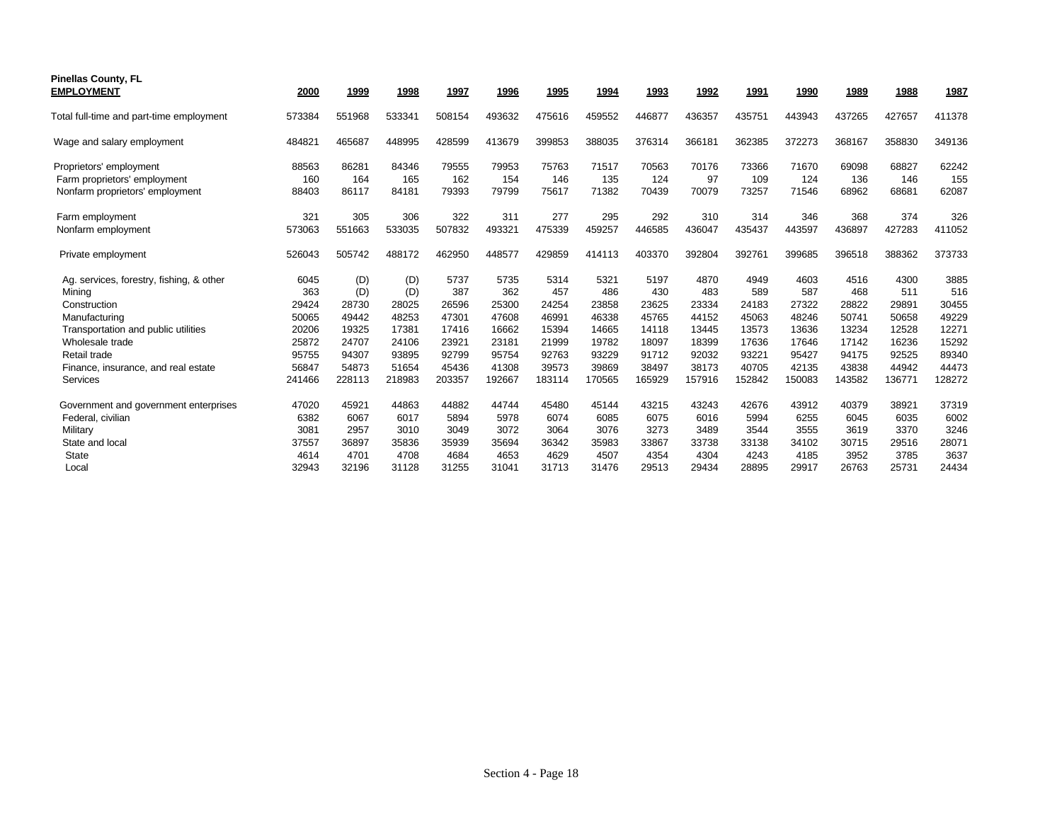**Pinellas County, FL**

| **EMPLOYMENT** | 2000 | 1999 | 1998 | 1997 | 1996 | 1995 | 1994 | 1993 | 1992 | 1991 | 1990 | 1989 | 1988 | 1987 |
|---|---|---|---|---|---|---|---|---|---|---|---|---|---|---|
| Total full-time and part-time employment | 573384 | 551968 | 533341 | 508154 | 493632 | 475616 | 459552 | 446877 | 436357 | 435751 | 443943 | 437265 | 427657 | 411378 |
| Wage and salary employment | 484821 | 465687 | 448995 | 428599 | 413679 | 399853 | 388035 | 376314 | 366181 | 362385 | 372273 | 368167 | 358830 | 349136 |
| Proprietors' employment | 88563 | 86281 | 84346 | 79555 | 79953 | 75763 | 71517 | 70563 | 70176 | 73366 | 71670 | 69098 | 68827 | 62242 |
| Farm proprietors' employment | 160 | 164 | 165 | 162 | 154 | 146 | 135 | 124 | 97 | 109 | 124 | 136 | 146 | 155 |
| Nonfarm proprietors' employment | 88403 | 86117 | 84181 | 79393 | 79799 | 75617 | 71382 | 70439 | 70079 | 73257 | 71546 | 68962 | 68681 | 62087 |
| Farm employment | 321 | 305 | 306 | 322 | 311 | 277 | 295 | 292 | 310 | 314 | 346 | 368 | 374 | 326 |
| Nonfarm employment | 573063 | 551663 | 533035 | 507832 | 493321 | 475339 | 459257 | 446585 | 436047 | 435437 | 443597 | 436897 | 427283 | 411052 |
| Private employment | 526043 | 505742 | 488172 | 462950 | 448577 | 429859 | 414113 | 403370 | 392804 | 392761 | 399685 | 396518 | 388362 | 373733 |
| Ag. services, forestry, fishing, & other | 6045 | (D) | (D) | 5737 | 5735 | 5314 | 5321 | 5197 | 4870 | 4949 | 4603 | 4516 | 4300 | 3885 |
| Mining | 363 | (D) | (D) | 387 | 362 | 457 | 486 | 430 | 483 | 589 | 587 | 468 | 511 | 516 |
| Construction | 29424 | 28730 | 28025 | 26596 | 25300 | 24254 | 23858 | 23625 | 23334 | 24183 | 27322 | 28822 | 29891 | 30455 |
| Manufacturing | 50065 | 49442 | 48253 | 47301 | 47608 | 46991 | 46338 | 45765 | 44152 | 45063 | 48246 | 50741 | 50658 | 49229 |
| Transportation and public utilities | 20206 | 19325 | 17381 | 17416 | 16662 | 15394 | 14665 | 14118 | 13445 | 13573 | 13636 | 13234 | 12528 | 12271 |
| Wholesale trade | 25872 | 24707 | 24106 | 23921 | 23181 | 21999 | 19782 | 18097 | 18399 | 17636 | 17646 | 17142 | 16236 | 15292 |
| Retail trade | 95755 | 94307 | 93895 | 92799 | 95754 | 92763 | 93229 | 91712 | 92032 | 93221 | 95427 | 94175 | 92525 | 89340 |
| Finance, insurance, and real estate | 56847 | 54873 | 51654 | 45436 | 41308 | 39573 | 39869 | 38497 | 38173 | 40705 | 42135 | 43838 | 44942 | 44473 |
| Services | 241466 | 228113 | 218983 | 203357 | 192667 | 183114 | 170565 | 165929 | 157916 | 152842 | 150083 | 143582 | 136771 | 128272 |
| Government and government enterprises | 47020 | 45921 | 44863 | 44882 | 44744 | 45480 | 45144 | 43215 | 43243 | 42676 | 43912 | 40379 | 38921 | 37319 |
| Federal, civilian | 6382 | 6067 | 6017 | 5894 | 5978 | 6074 | 6085 | 6075 | 6016 | 5994 | 6255 | 6045 | 6035 | 6002 |
| Military | 3081 | 2957 | 3010 | 3049 | 3072 | 3064 | 3076 | 3273 | 3489 | 3544 | 3555 | 3619 | 3370 | 3246 |
| State and local | 37557 | 36897 | 35836 | 35939 | 35694 | 36342 | 35983 | 33867 | 33738 | 33138 | 34102 | 30715 | 29516 | 28071 |
| State | 4614 | 4701 | 4708 | 4684 | 4653 | 4629 | 4507 | 4354 | 4304 | 4243 | 4185 | 3952 | 3785 | 3637 |
| Local | 32943 | 32196 | 31128 | 31255 | 31041 | 31713 | 31476 | 29513 | 29434 | 28895 | 29917 | 26763 | 25731 | 24434 |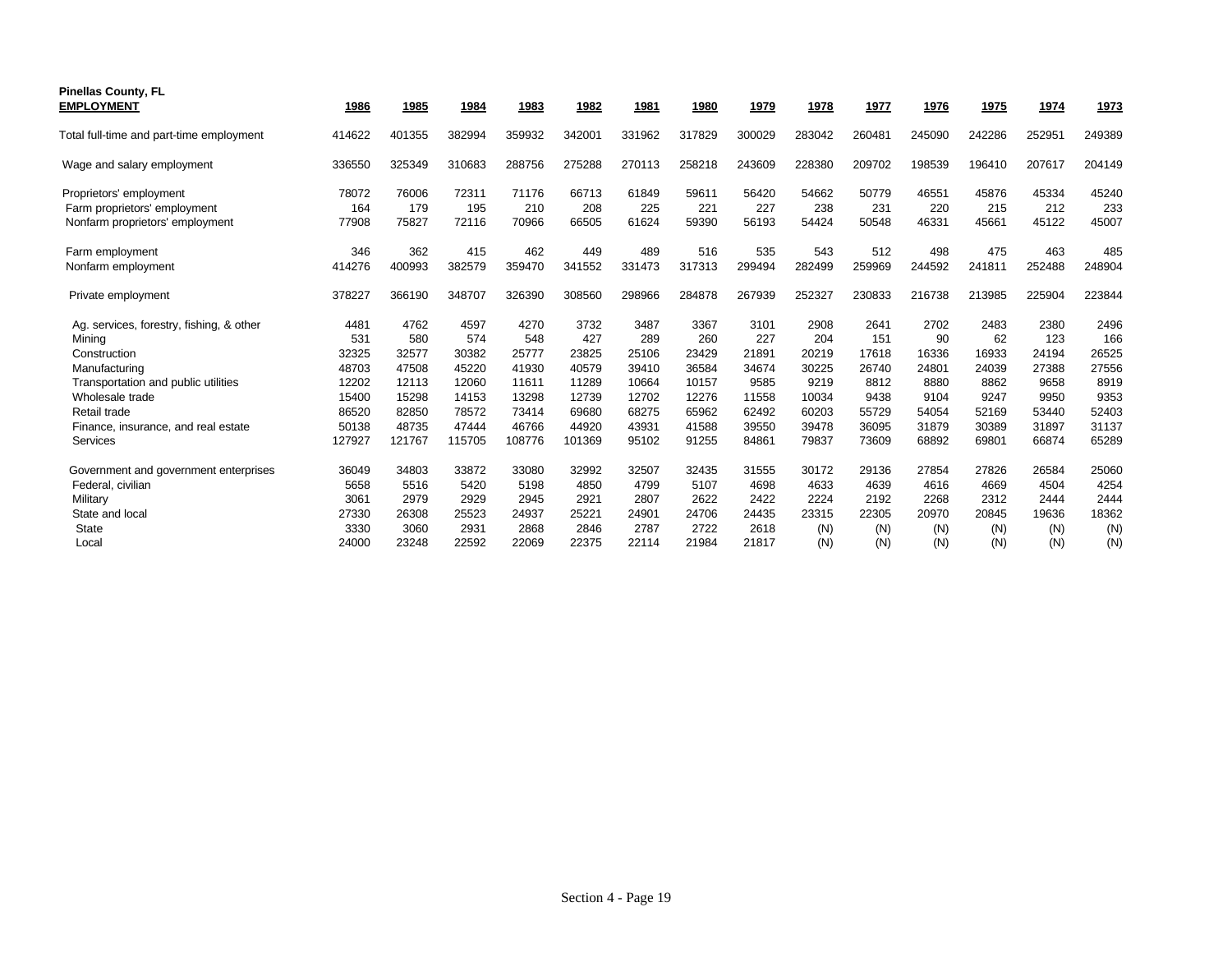**Pinellas County, FL**

| EMPLOYMENT | 1986 | 1985 | 1984 | 1983 | 1982 | 1981 | 1980 | 1979 | 1978 | 1977 | 1976 | 1975 | 1974 | 1973 |
|---|---|---|---|---|---|---|---|---|---|---|---|---|---|---|
| Total full-time and part-time employment | 414622 | 401355 | 382994 | 359932 | 342001 | 331962 | 317829 | 300029 | 283042 | 260481 | 245090 | 242286 | 252951 | 249389 |
| Wage and salary employment | 336550 | 325349 | 310683 | 288756 | 275288 | 270113 | 258218 | 243609 | 228380 | 209702 | 198539 | 196410 | 207617 | 204149 |
| Proprietors' employment | 78072 | 76006 | 72311 | 71176 | 66713 | 61849 | 59611 | 56420 | 54662 | 50779 | 46551 | 45876 | 45334 | 45240 |
| Farm proprietors' employment | 164 | 179 | 195 | 210 | 208 | 225 | 221 | 227 | 238 | 231 | 220 | 215 | 212 | 233 |
| Nonfarm proprietors' employment | 77908 | 75827 | 72116 | 70966 | 66505 | 61624 | 59390 | 56193 | 54424 | 50548 | 46331 | 45661 | 45122 | 45007 |
| Farm employment | 346 | 362 | 415 | 462 | 449 | 489 | 516 | 535 | 543 | 512 | 498 | 475 | 463 | 485 |
| Nonfarm employment | 414276 | 400993 | 382579 | 359470 | 341552 | 331473 | 317313 | 299494 | 282499 | 259969 | 244592 | 241811 | 252488 | 248904 |
| Private employment | 378227 | 366190 | 348707 | 326390 | 308560 | 298966 | 284878 | 267939 | 252327 | 230833 | 216738 | 213985 | 225904 | 223844 |
| Ag. services, forestry, fishing, & other | 4481 | 4762 | 4597 | 4270 | 3732 | 3487 | 3367 | 3101 | 2908 | 2641 | 2702 | 2483 | 2380 | 2496 |
| Mining | 531 | 580 | 574 | 548 | 427 | 289 | 260 | 227 | 204 | 151 | 90 | 62 | 123 | 166 |
| Construction | 32325 | 32577 | 30382 | 25777 | 23825 | 25106 | 23429 | 21891 | 20219 | 17618 | 16336 | 16933 | 24194 | 26525 |
| Manufacturing | 48703 | 47508 | 45220 | 41930 | 40579 | 39410 | 36584 | 34674 | 30225 | 26740 | 24801 | 24039 | 27388 | 27556 |
| Transportation and public utilities | 12202 | 12113 | 12060 | 11611 | 11289 | 10664 | 10157 | 9585 | 9219 | 8812 | 8880 | 8862 | 9658 | 8919 |
| Wholesale trade | 15400 | 15298 | 14153 | 13298 | 12739 | 12702 | 12276 | 11558 | 10034 | 9438 | 9104 | 9247 | 9950 | 9353 |
| Retail trade | 86520 | 82850 | 78572 | 73414 | 69680 | 68275 | 65962 | 62492 | 60203 | 55729 | 54054 | 52169 | 53440 | 52403 |
| Finance, insurance, and real estate | 50138 | 48735 | 47444 | 46766 | 44920 | 43931 | 41588 | 39550 | 39478 | 36095 | 31879 | 30389 | 31897 | 31137 |
| Services | 127927 | 121767 | 115705 | 108776 | 101369 | 95102 | 91255 | 84861 | 79837 | 73609 | 68892 | 69801 | 66874 | 65289 |
| Government and government enterprises | 36049 | 34803 | 33872 | 33080 | 32992 | 32507 | 32435 | 31555 | 30172 | 29136 | 27854 | 27826 | 26584 | 25060 |
| Federal, civilian | 5658 | 5516 | 5420 | 5198 | 4850 | 4799 | 5107 | 4698 | 4633 | 4639 | 4616 | 4669 | 4504 | 4254 |
| Military | 3061 | 2979 | 2929 | 2945 | 2921 | 2807 | 2622 | 2422 | 2224 | 2192 | 2268 | 2312 | 2444 | 2444 |
| State and local | 27330 | 26308 | 25523 | 24937 | 25221 | 24901 | 24706 | 24435 | 23315 | 22305 | 20970 | 20845 | 19636 | 18362 |
| State | 3330 | 3060 | 2931 | 2868 | 2846 | 2787 | 2722 | 2618 | (N) | (N) | (N) | (N) | (N) | (N) |
| Local | 24000 | 23248 | 22592 | 22069 | 22375 | 22114 | 21984 | 21817 | (N) | (N) | (N) | (N) | (N) | (N) |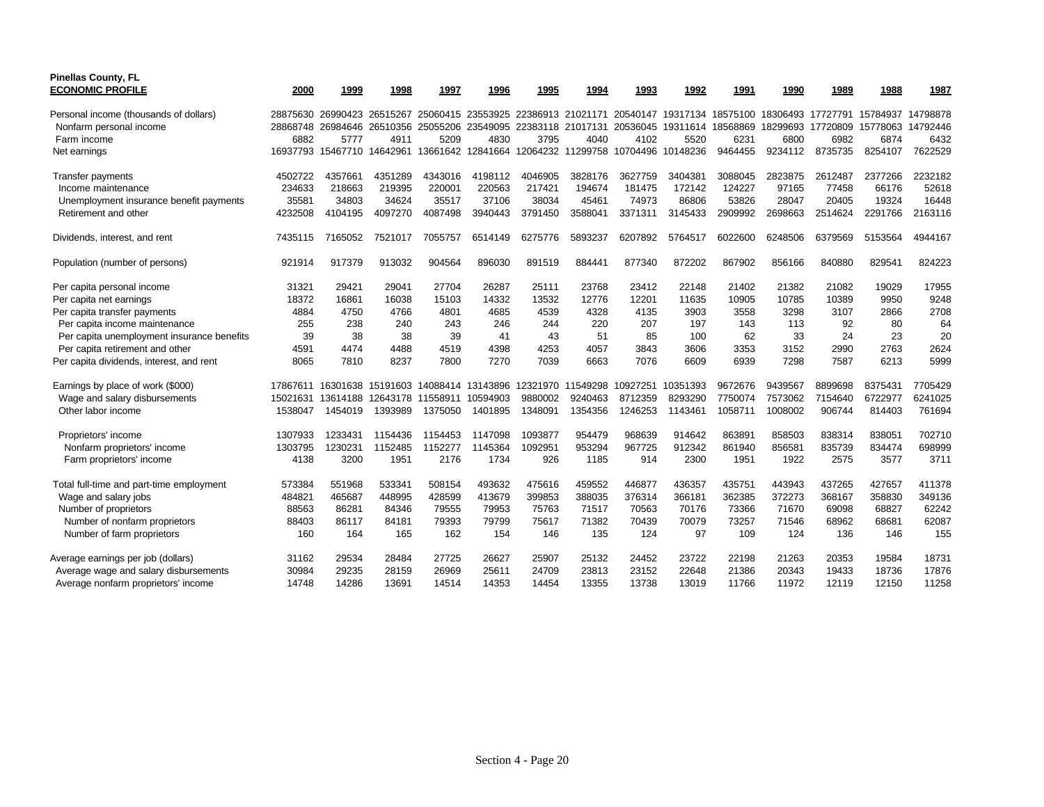**Pinellas County, FL**

| **ECONOMIC PROFILE** | 2000 | 1999 | 1998 | 1997 | 1996 | 1995 | 1994 | 1993 | 1992 | 1991 | 1990 | 1989 | 1988 | 1987 |
|---|---|---|---|---|---|---|---|---|---|---|---|---|---|---|
| Personal income (thousands of dollars) | 28875630 | 26990423 | 26515267 | 25060415 | 23553925 | 22386913 | 21021171 | 20540147 | 19317134 | 18575100 | 18306493 | 17727791 | 15784937 | 14798878 |
| Nonfarm personal income | 28868748 | 26984646 | 26510356 | 25055206 | 23549095 | 22383118 | 21017131 | 20536045 | 19311614 | 18568869 | 18299693 | 17720809 | 15778063 | 14792446 |
| Farm income | 6882 | 5777 | 4911 | 5209 | 4830 | 3795 | 4040 | 4102 | 5520 | 6231 | 6800 | 6982 | 6874 | 6432 |
| Net earnings | 16937793 | 15467710 | 14642961 | 13661642 | 12841664 | 12064232 | 11299758 | 10704496 | 10148236 | 9464455 | 9234112 | 8735735 | 8254107 | 7622529 |
| | | | | | | | | | | | | | | |
| Transfer payments | 4502722 | 4357661 | 4351289 | 4343016 | 4198112 | 4046905 | 3828176 | 3627759 | 3404381 | 3088045 | 2823875 | 2612487 | 2377266 | 2232182 |
| Income maintenance | 234633 | 218663 | 219395 | 220001 | 220563 | 217421 | 194674 | 181475 | 172142 | 124227 | 97165 | 77458 | 66176 | 52618 |
| Unemployment insurance benefit payments | 35581 | 34803 | 34624 | 35517 | 37106 | 38034 | 45461 | 74973 | 86806 | 53826 | 28047 | 20405 | 19324 | 16448 |
| Retirement and other | 4232508 | 4104195 | 4097270 | 4087498 | 3940443 | 3791450 | 3588041 | 3371311 | 3145433 | 2909992 | 2698663 | 2514624 | 2291766 | 2163116 |
| | | | | | | | | | | | | | | |
| Dividends, interest, and rent | 7435115 | 7165052 | 7521017 | 7055757 | 6514149 | 6275776 | 5893237 | 6207892 | 5764517 | 6022600 | 6248506 | 6379569 | 5153564 | 4944167 |
| | | | | | | | | | | | | | | |
| Population (number of persons) | 921914 | 917379 | 913032 | 904564 | 896030 | 891519 | 884441 | 877340 | 872202 | 867902 | 856166 | 840880 | 829541 | 824223 |
| | | | | | | | | | | | | | | |
| Per capita personal income | 31321 | 29421 | 29041 | 27704 | 26287 | 25111 | 23768 | 23412 | 22148 | 21402 | 21382 | 21082 | 19029 | 17955 |
| Per capita net earnings | 18372 | 16861 | 16038 | 15103 | 14332 | 13532 | 12776 | 12201 | 11635 | 10905 | 10785 | 10389 | 9950 | 9248 |
| Per capita transfer payments | 4884 | 4750 | 4766 | 4801 | 4685 | 4539 | 4328 | 4135 | 3903 | 3558 | 3298 | 3107 | 2866 | 2708 |
| Per capita income maintenance | 255 | 238 | 240 | 243 | 246 | 244 | 220 | 207 | 197 | 143 | 113 | 92 | 80 | 64 |
| Per capita unemployment insurance benefits | 39 | 38 | 38 | 39 | 41 | 43 | 51 | 85 | 100 | 62 | 33 | 24 | 23 | 20 |
| Per capita retirement and other | 4591 | 4474 | 4488 | 4519 | 4398 | 4253 | 4057 | 3843 | 3606 | 3353 | 3152 | 2990 | 2763 | 2624 |
| Per capita dividends, interest, and rent | 8065 | 7810 | 8237 | 7800 | 7270 | 7039 | 6663 | 7076 | 6609 | 6939 | 7298 | 7587 | 6213 | 5999 |
| | | | | | | | | | | | | | | |
| Earnings by place of work ($000) | 17867611 | 16301638 | 15191603 | 14088414 | 13143896 | 12321970 | 11549298 | 10927251 | 10351393 | 9672676 | 9439567 | 8899698 | 8375431 | 7705429 |
| Wage and salary disbursements | 15021631 | 13614188 | 12643178 | 11558911 | 10594903 | 9880002 | 9240463 | 8712359 | 8293290 | 7750074 | 7573062 | 7154640 | 6722977 | 6241025 |
| Other labor income | 1538047 | 1454019 | 1393989 | 1375050 | 1401895 | 1348091 | 1354356 | 1246253 | 1143461 | 1058711 | 1008002 | 906744 | 814403 | 761694 |
| | | | | | | | | | | | | | | |
| Proprietors' income | 1307933 | 1233431 | 1154436 | 1154453 | 1147098 | 1093877 | 954479 | 968639 | 914642 | 863891 | 858503 | 838314 | 838051 | 702710 |
| Nonfarm proprietors' income | 1303795 | 1230231 | 1152485 | 1152277 | 1145364 | 1092951 | 953294 | 967725 | 912342 | 861940 | 856581 | 835739 | 834474 | 698999 |
| Farm proprietors' income | 4138 | 3200 | 1951 | 2176 | 1734 | 926 | 1185 | 914 | 2300 | 1951 | 1922 | 2575 | 3577 | 3711 |
| | | | | | | | | | | | | | | |
| Total full-time and part-time employment | 573384 | 551968 | 533341 | 508154 | 493632 | 475616 | 459552 | 446877 | 436357 | 435751 | 443943 | 437265 | 427657 | 411378 |
| Wage and salary jobs | 484821 | 465687 | 448995 | 428599 | 413679 | 399853 | 388035 | 376314 | 366181 | 362385 | 372273 | 368167 | 358830 | 349136 |
| Number of proprietors | 88563 | 86281 | 84346 | 79555 | 79953 | 75763 | 71517 | 70563 | 70176 | 73366 | 71670 | 69098 | 68827 | 62242 |
| Number of nonfarm proprietors | 88403 | 86117 | 84181 | 79393 | 79799 | 75617 | 71382 | 70439 | 70079 | 73257 | 71546 | 68962 | 68681 | 62087 |
| Number of farm proprietors | 160 | 164 | 165 | 162 | 154 | 146 | 135 | 124 | 97 | 109 | 124 | 136 | 146 | 155 |
| | | | | | | | | | | | | | | |
| Average earnings per job (dollars) | 31162 | 29534 | 28484 | 27725 | 26627 | 25907 | 25132 | 24452 | 23722 | 22198 | 21263 | 20353 | 19584 | 18731 |
| Average wage and salary disbursements | 30984 | 29235 | 28159 | 26969 | 25611 | 24709 | 23813 | 23152 | 22648 | 21386 | 20343 | 19433 | 18736 | 17876 |
| Average nonfarm proprietors' income | 14748 | 14286 | 13691 | 14514 | 14353 | 14454 | 13355 | 13738 | 13019 | 11766 | 11972 | 12119 | 12150 | 11258 |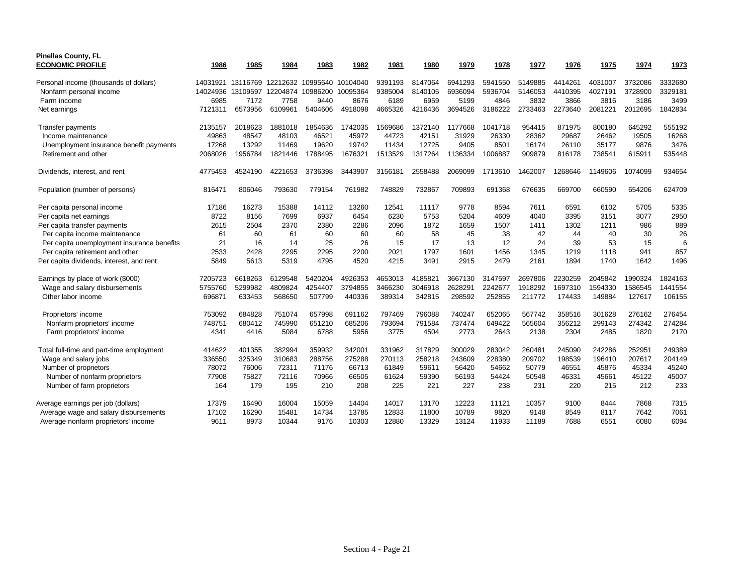**Pinellas County, FL**

| ECONOMIC PROFILE | 1986 | 1985 | 1984 | 1983 | 1982 | 1981 | 1980 | 1979 | 1978 | 1977 | 1976 | 1975 | 1974 | 1973 |
|---|---|---|---|---|---|---|---|---|---|---|---|---|---|---|
| Personal income (thousands of dollars) | 14031921 | 13116769 | 12212632 | 10995640 | 10104040 | 9391193 | 8147064 | 6941293 | 5941550 | 5149885 | 4414261 | 4031007 | 3732086 | 3332680 |
| Nonfarm personal income | 14024936 | 13109597 | 12204874 | 10986200 | 10095364 | 9385004 | 8140105 | 6936094 | 5936704 | 5146053 | 4410395 | 4027191 | 3728900 | 3329181 |
| Farm income | 6985 | 7172 | 7758 | 9440 | 8676 | 6189 | 6959 | 5199 | 4846 | 3832 | 3866 | 3816 | 3186 | 3499 |
| Net earnings | 7121311 | 6573956 | 6109961 | 5404606 | 4918098 | 4665326 | 4216436 | 3694526 | 3186222 | 2733463 | 2273640 | 2081221 | 2012695 | 1842834 |
| | | | | | | | | | | | | | | |
| Transfer payments | 2135157 | 2018623 | 1881018 | 1854636 | 1742035 | 1569686 | 1372140 | 1177668 | 1041718 | 954415 | 871975 | 800180 | 645292 | 555192 |
| Income maintenance | 49863 | 48547 | 48103 | 46521 | 45972 | 44723 | 42151 | 31929 | 26330 | 28362 | 29687 | 26462 | 19505 | 16268 |
| Unemployment insurance benefit payments | 17268 | 13292 | 11469 | 19620 | 19742 | 11434 | 12725 | 9405 | 8501 | 16174 | 26110 | 35177 | 9876 | 3476 |
| Retirement and other | 2068026 | 1956784 | 1821446 | 1788495 | 1676321 | 1513529 | 1317264 | 1136334 | 1006887 | 909879 | 816178 | 738541 | 615911 | 535448 |
| | | | | | | | | | | | | | | |
| Dividends, interest, and rent | 4775453 | 4524190 | 4221653 | 3736398 | 3443907 | 3156181 | 2558488 | 2069099 | 1713610 | 1462007 | 1268646 | 1149606 | 1074099 | 934654 |
| | | | | | | | | | | | | | | |
| Population (number of persons) | 816471 | 806046 | 793630 | 779154 | 761982 | 748829 | 732867 | 709893 | 691368 | 676635 | 669700 | 660590 | 654206 | 624709 |
| | | | | | | | | | | | | | | |
| Per capita personal income | 17186 | 16273 | 15388 | 14112 | 13260 | 12541 | 11117 | 9778 | 8594 | 7611 | 6591 | 6102 | 5705 | 5335 |
| Per capita net earnings | 8722 | 8156 | 7699 | 6937 | 6454 | 6230 | 5753 | 5204 | 4609 | 4040 | 3395 | 3151 | 3077 | 2950 |
| Per capita transfer payments | 2615 | 2504 | 2370 | 2380 | 2286 | 2096 | 1872 | 1659 | 1507 | 1411 | 1302 | 1211 | 986 | 889 |
| Per capita income maintenance | 61 | 60 | 61 | 60 | 60 | 60 | 58 | 45 | 38 | 42 | 44 | 40 | 30 | 26 |
| Per capita unemployment insurance benefits | 21 | 16 | 14 | 25 | 26 | 15 | 17 | 13 | 12 | 24 | 39 | 53 | 15 | 6 |
| Per capita retirement and other | 2533 | 2428 | 2295 | 2295 | 2200 | 2021 | 1797 | 1601 | 1456 | 1345 | 1219 | 1118 | 941 | 857 |
| Per capita dividends, interest, and rent | 5849 | 5613 | 5319 | 4795 | 4520 | 4215 | 3491 | 2915 | 2479 | 2161 | 1894 | 1740 | 1642 | 1496 |
| | | | | | | | | | | | | | | |
| Earnings by place of work ($000) | 7205723 | 6618263 | 6129548 | 5420204 | 4926353 | 4653013 | 4185821 | 3667130 | 3147597 | 2697806 | 2230259 | 2045842 | 1990324 | 1824163 |
| Wage and salary disbursements | 5755760 | 5299982 | 4809824 | 4254407 | 3794855 | 3466230 | 3046918 | 2628291 | 2242677 | 1918292 | 1697310 | 1594330 | 1586545 | 1441554 |
| Other labor income | 696871 | 633453 | 568650 | 507799 | 440336 | 389314 | 342815 | 298592 | 252855 | 211772 | 174433 | 149884 | 127617 | 106155 |
| | | | | | | | | | | | | | | |
| Proprietors' income | 753092 | 684828 | 751074 | 657998 | 691162 | 797469 | 796088 | 740247 | 652065 | 567742 | 358516 | 301628 | 276162 | 276454 |
| Nonfarm proprietors' income | 748751 | 680412 | 745990 | 651210 | 685206 | 793694 | 791584 | 737474 | 649422 | 565604 | 356212 | 299143 | 274342 | 274284 |
| Farm proprietors' income | 4341 | 4416 | 5084 | 6788 | 5956 | 3775 | 4504 | 2773 | 2643 | 2138 | 2304 | 2485 | 1820 | 2170 |
| | | | | | | | | | | | | | | |
| Total full-time and part-time employment | 414622 | 401355 | 382994 | 359932 | 342001 | 331962 | 317829 | 300029 | 283042 | 260481 | 245090 | 242286 | 252951 | 249389 |
| Wage and salary jobs | 336550 | 325349 | 310683 | 288756 | 275288 | 270113 | 258218 | 243609 | 228380 | 209702 | 198539 | 196410 | 207617 | 204149 |
| Number of proprietors | 78072 | 76006 | 72311 | 71176 | 66713 | 61849 | 59611 | 56420 | 54662 | 50779 | 46551 | 45876 | 45334 | 45240 |
| Number of nonfarm proprietors | 77908 | 75827 | 72116 | 70966 | 66505 | 61624 | 59390 | 56193 | 54424 | 50548 | 46331 | 45661 | 45122 | 45007 |
| Number of farm proprietors | 164 | 179 | 195 | 210 | 208 | 225 | 221 | 227 | 238 | 231 | 220 | 215 | 212 | 233 |
| | | | | | | | | | | | | | | |
| Average earnings per job (dollars) | 17379 | 16490 | 16004 | 15059 | 14404 | 14017 | 13170 | 12223 | 11121 | 10357 | 9100 | 8444 | 7868 | 7315 |
| Average wage and salary disbursements | 17102 | 16290 | 15481 | 14734 | 13785 | 12833 | 11800 | 10789 | 9820 | 9148 | 8549 | 8117 | 7642 | 7061 |
| Average nonfarm proprietors' income | 9611 | 8973 | 10344 | 9176 | 10303 | 12880 | 13329 | 13124 | 11933 | 11189 | 7688 | 6551 | 6080 | 6094 |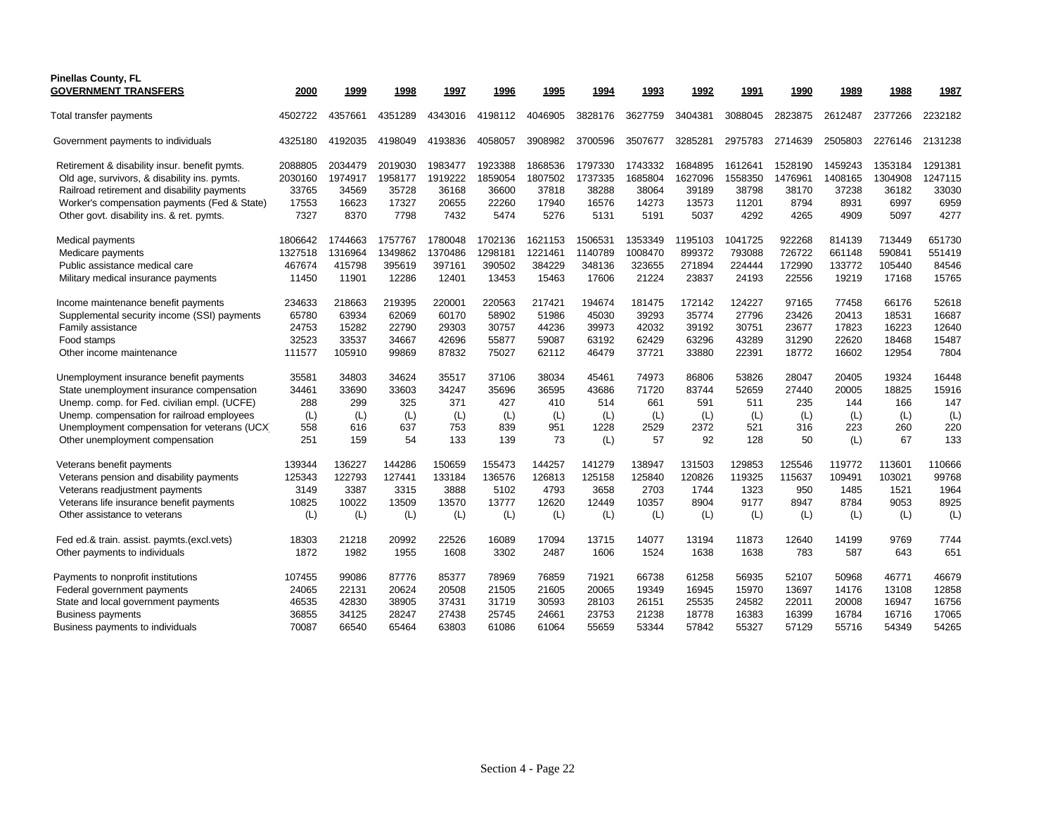**Pinellas County, FL**

| GOVERNMENT TRANSFERS | 2000 | 1999 | 1998 | 1997 | 1996 | 1995 | 1994 | 1993 | 1992 | 1991 | 1990 | 1989 | 1988 | 1987 |
|---|---|---|---|---|---|---|---|---|---|---|---|---|---|---|
| Total transfer payments | 4502722 | 4357661 | 4351289 | 4343016 | 4198112 | 4046905 | 3828176 | 3627759 | 3404381 | 3088045 | 2823875 | 2612487 | 2377266 | 2232182 |
| Government payments to individuals | 4325180 | 4192035 | 4198049 | 4193836 | 4058057 | 3908982 | 3700596 | 3507677 | 3285281 | 2975783 | 2714639 | 2505803 | 2276146 | 2131238 |
| Retirement & disability insur. benefit pymts. | 2088805 | 2034479 | 2019030 | 1983477 | 1923388 | 1868536 | 1797330 | 1743332 | 1684895 | 1612641 | 1528190 | 1459243 | 1353184 | 1291381 |
| Old age, survivors, & disability ins. pymts. | 2030160 | 1974917 | 1958177 | 1919222 | 1859054 | 1807502 | 1737335 | 1685804 | 1627096 | 1558350 | 1476961 | 1408165 | 1304908 | 1247115 |
| Railroad retirement and disability payments | 33765 | 34569 | 35728 | 36168 | 36600 | 37818 | 38288 | 38064 | 39189 | 38798 | 38170 | 37238 | 36182 | 33030 |
| Worker's compensation payments (Fed & State) | 17553 | 16623 | 17327 | 20655 | 22260 | 17940 | 16576 | 14273 | 13573 | 11201 | 8794 | 8931 | 6997 | 6959 |
| Other govt. disability ins. & ret. pymts. | 7327 | 8370 | 7798 | 7432 | 5474 | 5276 | 5131 | 5191 | 5037 | 4292 | 4265 | 4909 | 5097 | 4277 |
| Medical payments | 1806642 | 1744663 | 1757767 | 1780048 | 1702136 | 1621153 | 1506531 | 1353349 | 1195103 | 1041725 | 922268 | 814139 | 713449 | 651730 |
| Medicare payments | 1327518 | 1316964 | 1349862 | 1370486 | 1298181 | 1221461 | 1140789 | 1008470 | 899372 | 793088 | 726722 | 661148 | 590841 | 551419 |
| Public assistance medical care | 467674 | 415798 | 395619 | 397161 | 390502 | 384229 | 348136 | 323655 | 271894 | 224444 | 172990 | 133772 | 105440 | 84546 |
| Military medical insurance payments | 11450 | 11901 | 12286 | 12401 | 13453 | 15463 | 17606 | 21224 | 23837 | 24193 | 22556 | 19219 | 17168 | 15765 |
| Income maintenance benefit payments | 234633 | 218663 | 219395 | 220001 | 220563 | 217421 | 194674 | 181475 | 172142 | 124227 | 97165 | 77458 | 66176 | 52618 |
| Supplemental security income (SSI) payments | 65780 | 63934 | 62069 | 60170 | 58902 | 51986 | 45030 | 39293 | 35774 | 27796 | 23426 | 20413 | 18531 | 16687 |
| Family assistance | 24753 | 15282 | 22790 | 29303 | 30757 | 44236 | 39973 | 42032 | 39192 | 30751 | 23677 | 17823 | 16223 | 12640 |
| Food stamps | 32523 | 33537 | 34667 | 42696 | 55877 | 59087 | 63192 | 62429 | 63296 | 43289 | 31290 | 22620 | 18468 | 15487 |
| Other income maintenance | 111577 | 105910 | 99869 | 87832 | 75027 | 62112 | 46479 | 37721 | 33880 | 22391 | 18772 | 16602 | 12954 | 7804 |
| Unemployment insurance benefit payments | 35581 | 34803 | 34624 | 35517 | 37106 | 38034 | 45461 | 74973 | 86806 | 53826 | 28047 | 20405 | 19324 | 16448 |
| State unemployment insurance compensation | 34461 | 33690 | 33603 | 34247 | 35696 | 36595 | 43686 | 71720 | 83744 | 52659 | 27440 | 20005 | 18825 | 15916 |
| Unemp. comp. for Fed. civilian empl. (UCFE) | 288 | 299 | 325 | 371 | 427 | 410 | 514 | 661 | 591 | 511 | 235 | 144 | 166 | 147 |
| Unemp. compensation for railroad employees | (L) | (L) | (L) | (L) | (L) | (L) | (L) | (L) | (L) | (L) | (L) | (L) | (L) | (L) |
| Unemployment compensation for veterans (UCX | 558 | 616 | 637 | 753 | 839 | 951 | 1228 | 2529 | 2372 | 521 | 316 | 223 | 260 | 220 |
| Other unemployment compensation | 251 | 159 | 54 | 133 | 139 | 73 | (L) | 57 | 92 | 128 | 50 | (L) | 67 | 133 |
| Veterans benefit payments | 139344 | 136227 | 144286 | 150659 | 155473 | 144257 | 141279 | 138947 | 131503 | 129853 | 125546 | 119772 | 113601 | 110666 |
| Veterans pension and disability payments | 125343 | 122793 | 127441 | 133184 | 136576 | 126813 | 125158 | 125840 | 120826 | 119325 | 115637 | 109491 | 103021 | 99768 |
| Veterans readjustment payments | 3149 | 3387 | 3315 | 3888 | 5102 | 4793 | 3658 | 2703 | 1744 | 1323 | 950 | 1485 | 1521 | 1964 |
| Veterans life insurance benefit payments | 10825 | 10022 | 13509 | 13570 | 13777 | 12620 | 12449 | 10357 | 8904 | 9177 | 8947 | 8784 | 9053 | 8925 |
| Other assistance to veterans | (L) | (L) | (L) | (L) | (L) | (L) | (L) | (L) | (L) | (L) | (L) | (L) | (L) | (L) |
| Fed ed.& train. assist. paymts.(excl.vets) | 18303 | 21218 | 20992 | 22526 | 16089 | 17094 | 13715 | 14077 | 13194 | 11873 | 12640 | 14199 | 9769 | 7744 |
| Other payments to individuals | 1872 | 1982 | 1955 | 1608 | 3302 | 2487 | 1606 | 1524 | 1638 | 1638 | 783 | 587 | 643 | 651 |
| Payments to nonprofit institutions | 107455 | 99086 | 87776 | 85377 | 78969 | 76859 | 71921 | 66738 | 61258 | 56935 | 52107 | 50968 | 46771 | 46679 |
| Federal government payments | 24065 | 22131 | 20624 | 20508 | 21505 | 21605 | 20065 | 19349 | 16945 | 15970 | 13697 | 14176 | 13108 | 12858 |
| State and local government payments | 46535 | 42830 | 38905 | 37431 | 31719 | 30593 | 28103 | 26151 | 25535 | 24582 | 22011 | 20008 | 16947 | 16756 |
| Business payments | 36855 | 34125 | 28247 | 27438 | 25745 | 24661 | 23753 | 21238 | 18778 | 16383 | 16399 | 16784 | 16716 | 17065 |
| Business payments to individuals | 70087 | 66540 | 65464 | 63803 | 61086 | 61064 | 55659 | 53344 | 57842 | 55327 | 57129 | 55716 | 54349 | 54265 |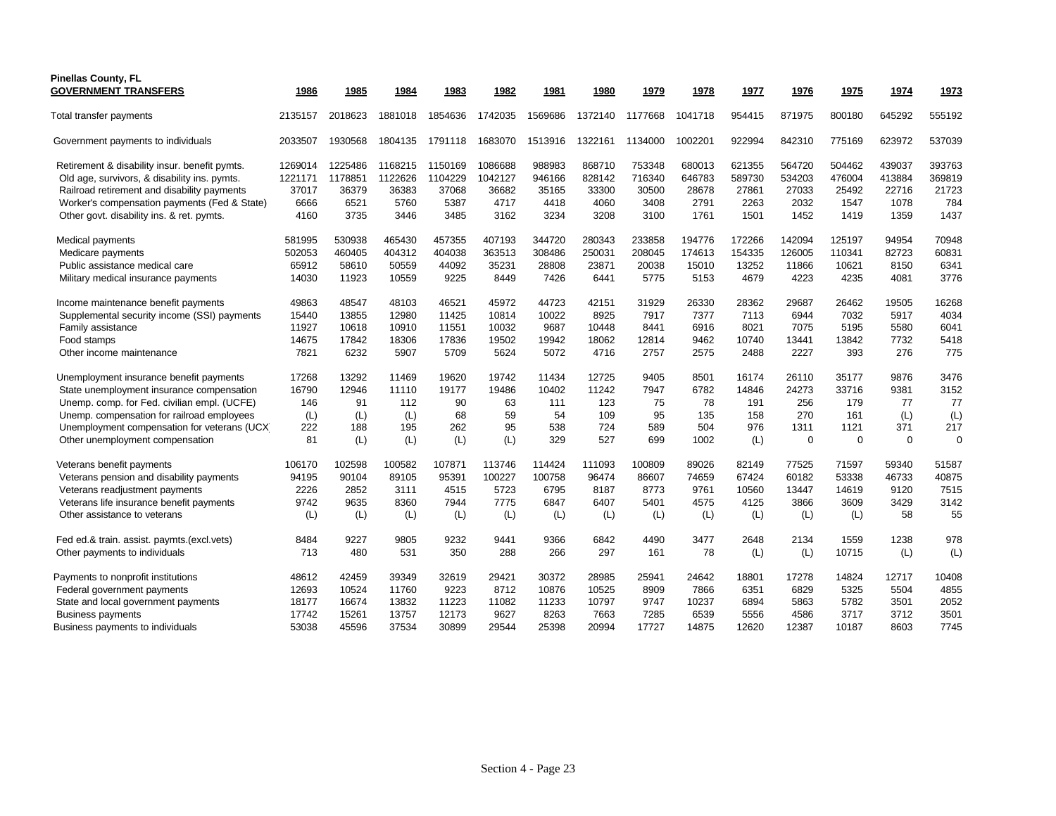**Pinellas County, FL**

| GOVERNMENT TRANSFERS | 1986 | 1985 | 1984 | 1983 | 1982 | 1981 | 1980 | 1979 | 1978 | 1977 | 1976 | 1975 | 1974 | 1973 |
|---|---|---|---|---|---|---|---|---|---|---|---|---|---|---|
| Total transfer payments | 2135157 | 2018623 | 1881018 | 1854636 | 1742035 | 1569686 | 1372140 | 1177668 | 1041718 | 954415 | 871975 | 800180 | 645292 | 555192 |
| Government payments to individuals | 2033507 | 1930568 | 1804135 | 1791118 | 1683070 | 1513916 | 1322161 | 1134000 | 1002201 | 922994 | 842310 | 775169 | 623972 | 537039 |
| Retirement & disability insur. benefit pymts. | 1269014 | 1225486 | 1168215 | 1150169 | 1086688 | 988983 | 868710 | 753348 | 680013 | 621355 | 564720 | 504462 | 439037 | 393763 |
| Old age, survivors, & disability ins. pymts. | 1221171 | 1178851 | 1122626 | 1104229 | 1042127 | 946166 | 828142 | 716340 | 646783 | 589730 | 534203 | 476004 | 413884 | 369819 |
| Railroad retirement and disability payments | 37017 | 36379 | 36383 | 37068 | 36682 | 35165 | 33300 | 30500 | 28678 | 27861 | 27033 | 25492 | 22716 | 21723 |
| Worker's compensation payments (Fed & State) | 6666 | 6521 | 5760 | 5387 | 4717 | 4418 | 4060 | 3408 | 2791 | 2263 | 2032 | 1547 | 1078 | 784 |
| Other govt. disability ins. & ret. pymts. | 4160 | 3735 | 3446 | 3485 | 3162 | 3234 | 3208 | 3100 | 1761 | 1501 | 1452 | 1419 | 1359 | 1437 |
| Medical payments | 581995 | 530938 | 465430 | 457355 | 407193 | 344720 | 280343 | 233858 | 194776 | 172266 | 142094 | 125197 | 94954 | 70948 |
| Medicare payments | 502053 | 460405 | 404312 | 404038 | 363513 | 308486 | 250031 | 208045 | 174613 | 154335 | 126005 | 110341 | 82723 | 60831 |
| Public assistance medical care | 65912 | 58610 | 50559 | 44092 | 35231 | 28808 | 23871 | 20038 | 15010 | 13252 | 11866 | 10621 | 8150 | 6341 |
| Military medical insurance payments | 14030 | 11923 | 10559 | 9225 | 8449 | 7426 | 6441 | 5775 | 5153 | 4679 | 4223 | 4235 | 4081 | 3776 |
| Income maintenance benefit payments | 49863 | 48547 | 48103 | 46521 | 45972 | 44723 | 42151 | 31929 | 26330 | 28362 | 29687 | 26462 | 19505 | 16268 |
| Supplemental security income (SSI) payments | 15440 | 13855 | 12980 | 11425 | 10814 | 10022 | 8925 | 7917 | 7377 | 7113 | 6944 | 7032 | 5917 | 4034 |
| Family assistance | 11927 | 10618 | 10910 | 11551 | 10032 | 9687 | 10448 | 8441 | 6916 | 8021 | 7075 | 5195 | 5580 | 6041 |
| Food stamps | 14675 | 17842 | 18306 | 17836 | 19502 | 19942 | 18062 | 12814 | 9462 | 10740 | 13441 | 13842 | 7732 | 5418 |
| Other income maintenance | 7821 | 6232 | 5907 | 5709 | 5624 | 5072 | 4716 | 2757 | 2575 | 2488 | 2227 | 393 | 276 | 775 |
| Unemployment insurance benefit payments | 17268 | 13292 | 11469 | 19620 | 19742 | 11434 | 12725 | 9405 | 8501 | 16174 | 26110 | 35177 | 9876 | 3476 |
| State unemployment insurance compensation | 16790 | 12946 | 11110 | 19177 | 19486 | 10402 | 11242 | 7947 | 6782 | 14846 | 24273 | 33716 | 9381 | 3152 |
| Unemp. comp. for Fed. civilian empl. (UCFE) | 146 | 91 | 112 | 90 | 63 | 111 | 123 | 75 | 78 | 191 | 256 | 179 | 77 | 77 |
| Unemp. compensation for railroad employees | (L) | (L) | (L) | 68 | 59 | 54 | 109 | 95 | 135 | 158 | 270 | 161 | (L) | (L) |
| Unemployment compensation for veterans (UCX | 222 | 188 | 195 | 262 | 95 | 538 | 724 | 589 | 504 | 976 | 1311 | 1121 | 371 | 217 |
| Other unemployment compensation | 81 | (L) | (L) | (L) | (L) | 329 | 527 | 699 | 1002 | (L) | 0 | 0 | 0 | 0 |
| Veterans benefit payments | 106170 | 102598 | 100582 | 107871 | 113746 | 114424 | 111093 | 100809 | 89026 | 82149 | 77525 | 71597 | 59340 | 51587 |
| Veterans pension and disability payments | 94195 | 90104 | 89105 | 95391 | 100227 | 100758 | 96474 | 86607 | 74659 | 67424 | 60182 | 53338 | 46733 | 40875 |
| Veterans readjustment payments | 2226 | 2852 | 3111 | 4515 | 5723 | 6795 | 8187 | 8773 | 9761 | 10560 | 13447 | 14619 | 9120 | 7515 |
| Veterans life insurance benefit payments | 9742 | 9635 | 8360 | 7944 | 7775 | 6847 | 6407 | 5401 | 4575 | 4125 | 3866 | 3609 | 3429 | 3142 |
| Other assistance to veterans | (L) | (L) | (L) | (L) | (L) | (L) | (L) | (L) | (L) | (L) | (L) | (L) | 58 | 55 |
| Fed ed.& train. assist. paymts.(excl.vets) | 8484 | 9227 | 9805 | 9232 | 9441 | 9366 | 6842 | 4490 | 3477 | 2648 | 2134 | 1559 | 1238 | 978 |
| Other payments to individuals | 713 | 480 | 531 | 350 | 288 | 266 | 297 | 161 | 78 | (L) | (L) | 10715 | (L) | (L) |
| Payments to nonprofit institutions | 48612 | 42459 | 39349 | 32619 | 29421 | 30372 | 28985 | 25941 | 24642 | 18801 | 17278 | 14824 | 12717 | 10408 |
| Federal government payments | 12693 | 10524 | 11760 | 9223 | 8712 | 10876 | 10525 | 8909 | 7866 | 6351 | 6829 | 5325 | 5504 | 4855 |
| State and local government payments | 18177 | 16674 | 13832 | 11223 | 11082 | 11233 | 10797 | 9747 | 10237 | 6894 | 5863 | 5782 | 3501 | 2052 |
| Business payments | 17742 | 15261 | 13757 | 12173 | 9627 | 8263 | 7663 | 7285 | 6539 | 5556 | 4586 | 3717 | 3712 | 3501 |
| Business payments to individuals | 53038 | 45596 | 37534 | 30899 | 29544 | 25398 | 20994 | 17727 | 14875 | 12620 | 12387 | 10187 | 8603 | 7745 |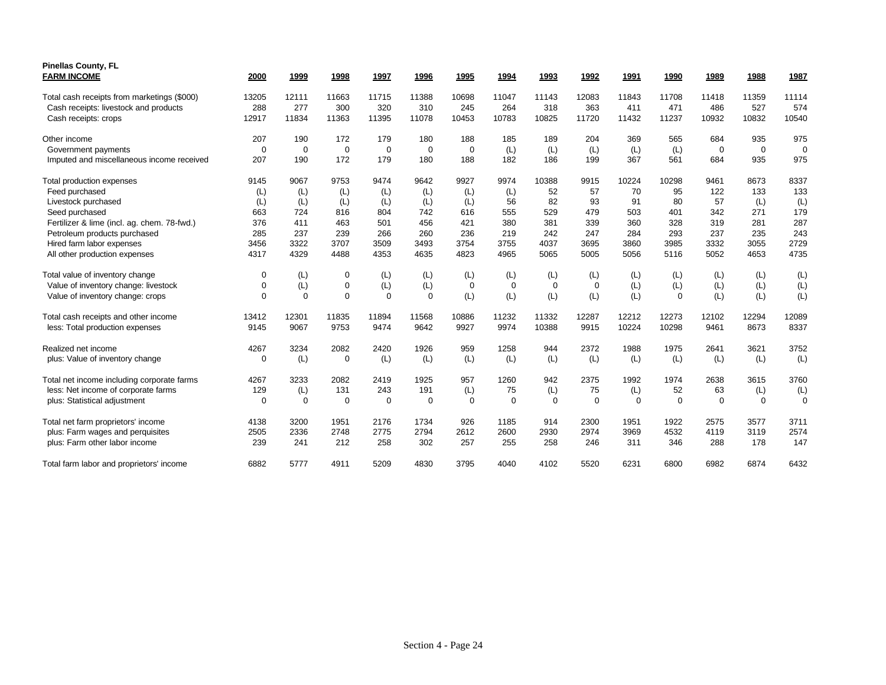**Pinellas County, FL**

| **FARM INCOME** | 2000 | 1999 | 1998 | 1997 | 1996 | 1995 | 1994 | 1993 | 1992 | 1991 | 1990 | 1989 | 1988 | 1987 |
|---|---|---|---|---|---|---|---|---|---|---|---|---|---|---|
| Total cash receipts from marketings ($000) | 13205 | 12111 | 11663 | 11715 | 11388 | 10698 | 11047 | 11143 | 12083 | 11843 | 11708 | 11418 | 11359 | 11114 |
| Cash receipts: livestock and products | 288 | 277 | 300 | 320 | 310 | 245 | 264 | 318 | 363 | 411 | 471 | 486 | 527 | 574 |
| Cash receipts: crops | 12917 | 11834 | 11363 | 11395 | 11078 | 10453 | 10783 | 10825 | 11720 | 11432 | 11237 | 10932 | 10832 | 10540 |
| Other income | 207 | 190 | 172 | 179 | 180 | 188 | 185 | 189 | 204 | 369 | 565 | 684 | 935 | 975 |
| Government payments | 0 | 0 | 0 | 0 | 0 | 0 | (L) | (L) | (L) | (L) | (L) | 0 | 0 | 0 |
| Imputed and miscellaneous income received | 207 | 190 | 172 | 179 | 180 | 188 | 182 | 186 | 199 | 367 | 561 | 684 | 935 | 975 |
| Total production expenses | 9145 | 9067 | 9753 | 9474 | 9642 | 9927 | 9974 | 10388 | 9915 | 10224 | 10298 | 9461 | 8673 | 8337 |
| Feed purchased | (L) | (L) | (L) | (L) | (L) | (L) | (L) | 52 | 57 | 70 | 95 | 122 | 133 | 133 |
| Livestock purchased | (L) | (L) | (L) | (L) | (L) | (L) | 56 | 82 | 93 | 91 | 80 | 57 | (L) | (L) |
| Seed purchased | 663 | 724 | 816 | 804 | 742 | 616 | 555 | 529 | 479 | 503 | 401 | 342 | 271 | 179 |
| Fertilizer & lime (incl. ag. chem. 78-fwd.) | 376 | 411 | 463 | 501 | 456 | 421 | 380 | 381 | 339 | 360 | 328 | 319 | 281 | 287 |
| Petroleum products purchased | 285 | 237 | 239 | 266 | 260 | 236 | 219 | 242 | 247 | 284 | 293 | 237 | 235 | 243 |
| Hired farm labor expenses | 3456 | 3322 | 3707 | 3509 | 3493 | 3754 | 3755 | 4037 | 3695 | 3860 | 3985 | 3332 | 3055 | 2729 |
| All other production expenses | 4317 | 4329 | 4488 | 4353 | 4635 | 4823 | 4965 | 5065 | 5005 | 5056 | 5116 | 5052 | 4653 | 4735 |
| Total value of inventory change | 0 | (L) | 0 | (L) | (L) | (L) | (L) | (L) | (L) | (L) | (L) | (L) | (L) | (L) |
| Value of inventory change: livestock | 0 | (L) | 0 | (L) | (L) | 0 | 0 | 0 | 0 | (L) | (L) | (L) | (L) | (L) |
| Value of inventory change: crops | 0 | 0 | 0 | 0 | 0 | (L) | (L) | (L) | (L) | (L) | 0 | (L) | (L) | (L) |
| Total cash receipts and other income | 13412 | 12301 | 11835 | 11894 | 11568 | 10886 | 11232 | 11332 | 12287 | 12212 | 12273 | 12102 | 12294 | 12089 |
| less: Total production expenses | 9145 | 9067 | 9753 | 9474 | 9642 | 9927 | 9974 | 10388 | 9915 | 10224 | 10298 | 9461 | 8673 | 8337 |
| Realized net income | 4267 | 3234 | 2082 | 2420 | 1926 | 959 | 1258 | 944 | 2372 | 1988 | 1975 | 2641 | 3621 | 3752 |
| plus: Value of inventory change | 0 | (L) | 0 | (L) | (L) | (L) | (L) | (L) | (L) | (L) | (L) | (L) | (L) | (L) |
| Total net income including corporate farms | 4267 | 3233 | 2082 | 2419 | 1925 | 957 | 1260 | 942 | 2375 | 1992 | 1974 | 2638 | 3615 | 3760 |
| less: Net income of corporate farms | 129 | (L) | 131 | 243 | 191 | (L) | 75 | (L) | 75 | (L) | 52 | 63 | (L) | (L) |
| plus: Statistical adjustment | 0 | 0 | 0 | 0 | 0 | 0 | 0 | 0 | 0 | 0 | 0 | 0 | 0 | 0 |
| Total net farm proprietors' income | 4138 | 3200 | 1951 | 2176 | 1734 | 926 | 1185 | 914 | 2300 | 1951 | 1922 | 2575 | 3577 | 3711 |
| plus: Farm wages and perquisites | 2505 | 2336 | 2748 | 2775 | 2794 | 2612 | 2600 | 2930 | 2974 | 3969 | 4532 | 4119 | 3119 | 2574 |
| plus: Farm other labor income | 239 | 241 | 212 | 258 | 302 | 257 | 255 | 258 | 246 | 311 | 346 | 288 | 178 | 147 |
| Total farm labor and proprietors' income | 6882 | 5777 | 4911 | 5209 | 4830 | 3795 | 4040 | 4102 | 5520 | 6231 | 6800 | 6982 | 6874 | 6432 |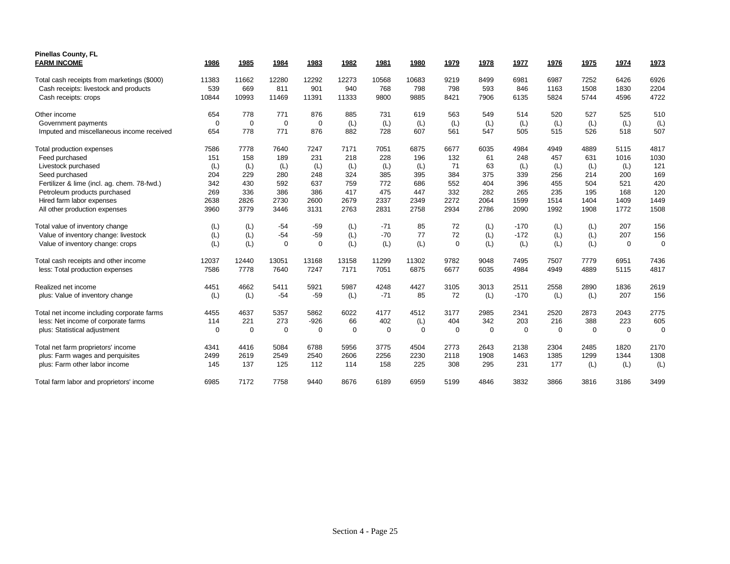**Pinellas County, FL**

| FARM INCOME | 1986 | 1985 | 1984 | 1983 | 1982 | 1981 | 1980 | 1979 | 1978 | 1977 | 1976 | 1975 | 1974 | 1973 |
|---|---|---|---|---|---|---|---|---|---|---|---|---|---|---|
| Total cash receipts from marketings ($000) | 11383 | 11662 | 12280 | 12292 | 12273 | 10568 | 10683 | 9219 | 8499 | 6981 | 6987 | 7252 | 6426 | 6926 |
| Cash receipts: livestock and products | 539 | 669 | 811 | 901 | 940 | 768 | 798 | 798 | 593 | 846 | 1163 | 1508 | 1830 | 2204 |
| Cash receipts: crops | 10844 | 10993 | 11469 | 11391 | 11333 | 9800 | 9885 | 8421 | 7906 | 6135 | 5824 | 5744 | 4596 | 4722 |
| | | | | | | | | | | | | | | |
| Other income | 654 | 778 | 771 | 876 | 885 | 731 | 619 | 563 | 549 | 514 | 520 | 527 | 525 | 510 |
| Government payments | 0 | 0 | 0 | 0 | (L) | (L) | (L) | (L) | (L) | (L) | (L) | (L) | (L) | (L) |
| Imputed and miscellaneous income received | 654 | 778 | 771 | 876 | 882 | 728 | 607 | 561 | 547 | 505 | 515 | 526 | 518 | 507 |
| | | | | | | | | | | | | | | |
| Total production expenses | 7586 | 7778 | 7640 | 7247 | 7171 | 7051 | 6875 | 6677 | 6035 | 4984 | 4949 | 4889 | 5115 | 4817 |
| Feed purchased | 151 | 158 | 189 | 231 | 218 | 228 | 196 | 132 | 61 | 248 | 457 | 631 | 1016 | 1030 |
| Livestock purchased | (L) | (L) | (L) | (L) | (L) | (L) | (L) | 71 | 63 | (L) | (L) | (L) | (L) | 121 |
| Seed purchased | 204 | 229 | 280 | 248 | 324 | 385 | 395 | 384 | 375 | 339 | 256 | 214 | 200 | 169 |
| Fertilizer & lime (incl. ag. chem. 78-fwd.) | 342 | 430 | 592 | 637 | 759 | 772 | 686 | 552 | 404 | 396 | 455 | 504 | 521 | 420 |
| Petroleum products purchased | 269 | 336 | 386 | 386 | 417 | 475 | 447 | 332 | 282 | 265 | 235 | 195 | 168 | 120 |
| Hired farm labor expenses | 2638 | 2826 | 2730 | 2600 | 2679 | 2337 | 2349 | 2272 | 2064 | 1599 | 1514 | 1404 | 1409 | 1449 |
| All other production expenses | 3960 | 3779 | 3446 | 3131 | 2763 | 2831 | 2758 | 2934 | 2786 | 2090 | 1992 | 1908 | 1772 | 1508 |
| | | | | | | | | | | | | | | |
| Total value of inventory change | (L) | (L) | -54 | -59 | (L) | -71 | 85 | 72 | (L) | -170 | (L) | (L) | 207 | 156 |
| Value of inventory change: livestock | (L) | (L) | -54 | -59 | (L) | -70 | 77 | 72 | (L) | -172 | (L) | (L) | 207 | 156 |
| Value of inventory change: crops | (L) | (L) | 0 | 0 | (L) | (L) | (L) | 0 | (L) | (L) | (L) | (L) | 0 | 0 |
| | | | | | | | | | | | | | | |
| Total cash receipts and other income | 12037 | 12440 | 13051 | 13168 | 13158 | 11299 | 11302 | 9782 | 9048 | 7495 | 7507 | 7779 | 6951 | 7436 |
| less: Total production expenses | 7586 | 7778 | 7640 | 7247 | 7171 | 7051 | 6875 | 6677 | 6035 | 4984 | 4949 | 4889 | 5115 | 4817 |
| | | | | | | | | | | | | | | |
| Realized net income | 4451 | 4662 | 5411 | 5921 | 5987 | 4248 | 4427 | 3105 | 3013 | 2511 | 2558 | 2890 | 1836 | 2619 |
| plus: Value of inventory change | (L) | (L) | -54 | -59 | (L) | -71 | 85 | 72 | (L) | -170 | (L) | (L) | 207 | 156 |
| | | | | | | | | | | | | | | |
| Total net income including corporate farms | 4455 | 4637 | 5357 | 5862 | 6022 | 4177 | 4512 | 3177 | 2985 | 2341 | 2520 | 2873 | 2043 | 2775 |
| less: Net income of corporate farms | 114 | 221 | 273 | -926 | 66 | 402 | (L) | 404 | 342 | 203 | 216 | 388 | 223 | 605 |
| plus: Statistical adjustment | 0 | 0 | 0 | 0 | 0 | 0 | 0 | 0 | 0 | 0 | 0 | 0 | 0 | 0 |
| | | | | | | | | | | | | | | |
| Total net farm proprietors' income | 4341 | 4416 | 5084 | 6788 | 5956 | 3775 | 4504 | 2773 | 2643 | 2138 | 2304 | 2485 | 1820 | 2170 |
| plus: Farm wages and perquisites | 2499 | 2619 | 2549 | 2540 | 2606 | 2256 | 2230 | 2118 | 1908 | 1463 | 1385 | 1299 | 1344 | 1308 |
| plus: Farm other labor income | 145 | 137 | 125 | 112 | 114 | 158 | 225 | 308 | 295 | 231 | 177 | (L) | (L) | (L) |
| | | | | | | | | | | | | | | |
| Total farm labor and proprietors' income | 6985 | 7172 | 7758 | 9440 | 8676 | 6189 | 6959 | 5199 | 4846 | 3832 | 3866 | 3816 | 3186 | 3499 |